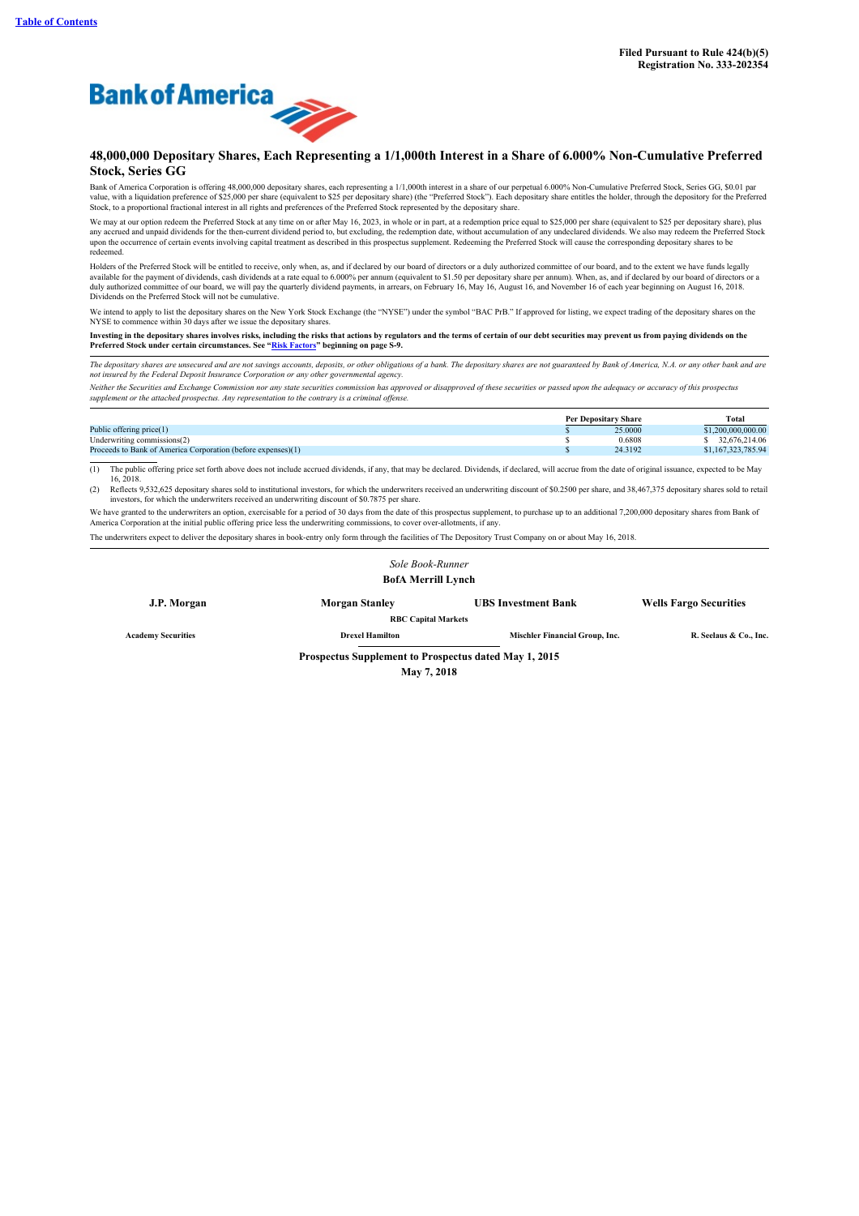Table of Contents

**Filed Pursuant to Rule 424(b)(5)**
**Registration No. 333-202354**

Bank of America

# 48,000,000 Depositary Shares, Each Representing a 1/1,000th Interest in a Share of 6.000% Non-Cumulative Preferred Stock, Series GG

Bank of America Corporation is offering 48,000,000 depositary shares, each representing a 1/1,000th interest in a share of our perpetual 6.000% Non-Cumulative Preferred Stock, Series GG, $0.01 par value, with a liquidation preference of $25,000 per share (equivalent to $25 per depositary share) (the "Preferred Stock"). Each depositary share entitles the holder, through the depository for the Preferred Stock, to a proportional fractional interest in all rights and preferences of the Preferred Stock represented by the depositary share.

We may at our option redeem the Preferred Stock at any time on or after May 16, 2023, in whole or in part, at a redemption price equal to $25,000 per share (equivalent to $25 per depositary share), plus any accrued and unpaid dividends for the then-current dividend period to, but excluding, the redemption date, without accumulation of any undeclared dividends. We also may redeem the Preferred Stock upon the occurrence of certain events involving capital treatment as described in this prospectus supplement. Redeeming the Preferred Stock will cause the corresponding depositary shares to be redeemed.

Holders of the Preferred Stock will be entitled to receive, only when, as, and if declared by our board of directors or a duly authorized committee of our board, and to the extent we have funds legally available for the payment of dividends, cash dividends at a rate equal to 6.000% per annum (equivalent to $1.50 per depositary share per annum). When, as, and if declared by our board of directors or a duly authorized committee of our board, we will pay the quarterly dividend payments, in arrears, on February 16, May 16, August 16, and November 16 of each year beginning on August 16, 2018. Dividends on the Preferred Stock will not be cumulative.

We intend to apply to list the depositary shares on the New York Stock Exchange (the "NYSE") under the symbol "BAC PrB." If approved for listing, we expect trading of the depositary shares on the NYSE to commence within 30 days after we issue the depositary shares.

**Investing in the depositary shares involves risks, including the risks that actions by regulators and the terms of certain of our debt securities may prevent us from paying dividends on the Preferred Stock under certain circumstances. See "Risk Factors" beginning on page S-9.**

*The depositary shares are unsecured and are not savings accounts, deposits, or other obligations of a bank. The depositary shares are not guaranteed by Bank of America, N.A. or any other bank and are not insured by the Federal Deposit Insurance Corporation or any other governmental agency.*

*Neither the Securities and Exchange Commission nor any state securities commission has approved or disapproved of these securities or passed upon the adequacy or accuracy of this prospectus supplement or the attached prospectus. Any representation to the contrary is a criminal offense.*

| | Per Depositary Share | Total |
|---|---|---|
| Public offering price(1) | $ 25.0000 | $1,200,000,000.00 |
| Underwriting commissions(2) | $ 0.6808 | $ 32,676,214.06 |
| Proceeds to Bank of America Corporation (before expenses)(1) | $ 24.3192 | $1,167,323,785.94 |

(1) The public offering price set forth above does not include accrued dividends, if any, that may be declared. Dividends, if declared, will accrue from the date of original issuance, expected to be May 16, 2018.

(2) Reflects 9,532,625 depositary shares sold to institutional investors, for which the underwriters received an underwriting discount of $0.2500 per share, and 38,467,375 depositary shares sold to retail investors, for which the underwriters received an underwriting discount of $0.7875 per share.

We have granted to the underwriters an option, exercisable for a period of 30 days from the date of this prospectus supplement, to purchase up to an additional 7,200,000 depositary shares from Bank of America Corporation at the initial public offering price less the underwriting commissions, to cover over-allotments, if any.

The underwriters expect to deliver the depositary shares in book-entry only form through the facilities of The Depository Trust Company on or about May 16, 2018.

*Sole Book-Runner*

**BofA Merrill Lynch**

**J.P. Morgan** **Morgan Stanley** **UBS Investment Bank** **Wells Fargo Securities**

**RBC Capital Markets**

**Academy Securities** **Drexel Hamilton** **Mischler Financial Group, Inc.** **R. Seelaus & Co., Inc.**

**Prospectus Supplement to Prospectus dated May 1, 2015**

**May 7, 2018**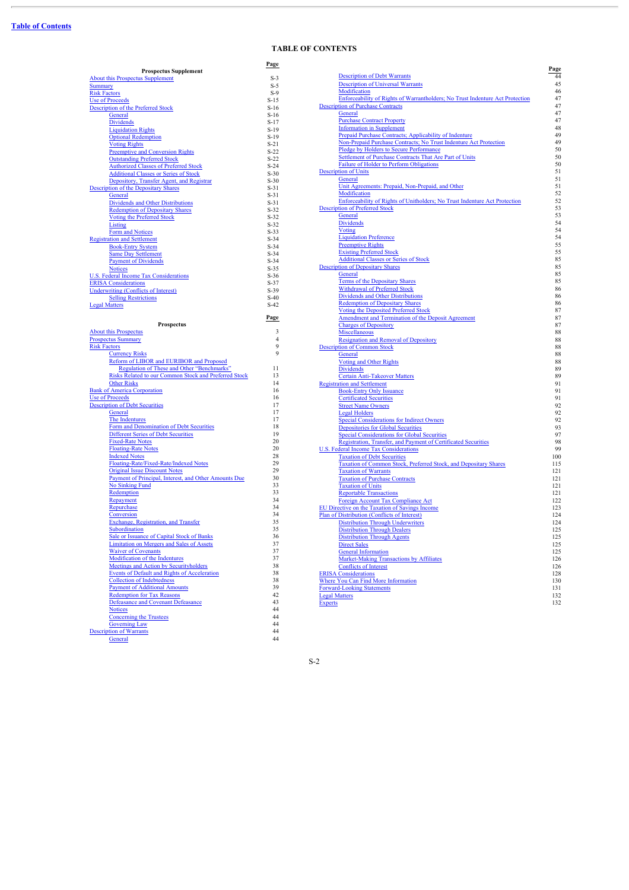[Table of Contents](#)

# TABLE OF CONTENTS

| Prospectus Supplement | Page |
|---|---|
| About this Prospectus Supplement | S-3 |
| Summary | S-5 |
| Risk Factors | S-9 |
| Use of Proceeds | S-15 |
| Description of the Preferred Stock | S-16 |
| General | S-16 |
| Dividends | S-17 |
| Liquidation Rights | S-19 |
| Optional Redemption | S-19 |
| Voting Rights | S-21 |
| Preemptive and Conversion Rights | S-22 |
| Outstanding Preferred Stock | S-22 |
| Authorized Classes of Preferred Stock | S-24 |
| Additional Classes or Series of Stock | S-30 |
| Depository, Transfer Agent, and Registrar | S-30 |
| Description of the Depositary Shares | S-31 |
| General | S-31 |
| Dividends and Other Distributions | S-31 |
| Redemption of Depositary Shares | S-32 |
| Voting the Preferred Stock | S-32 |
| Listing | S-32 |
| Form and Notices | S-33 |
| Registration and Settlement | S-34 |
| Book-Entry System | S-34 |
| Same Day Settlement | S-34 |
| Payment of Dividends | S-34 |
| Notices | S-35 |
| U.S. Federal Income Tax Considerations | S-36 |
| ERISA Considerations | S-37 |
| Underwriting (Conflicts of Interest) | S-39 |
| Selling Restrictions | S-40 |
| Legal Matters | S-42 |

| Prospectus | Page |
|---|---|
| About this Prospectus | 3 |
| Prospectus Summary | 4 |
| Risk Factors | 9 |
| Currency Risks | 9 |
| Reform of LIBOR and EURIBOR and Proposed Regulation of These and Other "Benchmarks" | 11 |
| Risks Related to our Common Stock and Preferred Stock | 13 |
| Other Risks | 14 |
| Bank of America Corporation | 16 |
| Use of Proceeds | 16 |
| Description of Debt Securities | 17 |
| General | 17 |
| The Indentures | 17 |
| Form and Denomination of Debt Securities | 18 |
| Different Series of Debt Securities | 19 |
| Fixed-Rate Notes | 20 |
| Floating-Rate Notes | 20 |
| Indexed Notes | 28 |
| Floating-Rate/Fixed-Rate/Indexed Notes | 29 |
| Original Issue Discount Notes | 29 |
| Payment of Principal, Interest, and Other Amounts Due | 30 |
| No Sinking Fund | 33 |
| Redemption | 33 |
| Repayment | 34 |
| Repurchase | 34 |
| Conversion | 34 |
| Exchange, Registration, and Transfer | 35 |
| Subordination | 35 |
| Sale or Issuance of Capital Stock of Banks | 36 |
| Limitation on Mergers and Sales of Assets | 37 |
| Waiver of Covenants | 37 |
| Modification of the Indentures | 37 |
| Meetings and Action by Securityholders | 38 |
| Events of Default and Rights of Acceleration | 38 |
| Collection of Indebtedness | 38 |
| Payment of Additional Amounts | 39 |
| Redemption for Tax Reasons | 42 |
| Defeasance and Covenant Defeasance | 43 |
| Notices | 44 |
| Concerning the Trustees | 44 |
| Governing Law | 44 |
| Description of Warrants | 44 |
| General | 44 |
| Description of Debt Warrants | 44 |
| Description of Universal Warrants | 45 |
| Modification | 46 |
| Enforceability of Rights of Warrantholders; No Trust Indenture Act Protection | 47 |
| Description of Purchase Contracts | 47 |
| General | 47 |
| Purchase Contract Property | 47 |
| Information in Supplement | 48 |
| Prepaid Purchase Contracts; Applicability of Indenture | 49 |
| Non-Prepaid Purchase Contracts; No Trust Indenture Act Protection | 49 |
| Pledge by Holders to Secure Performance | 50 |
| Settlement of Purchase Contracts That Are Part of Units | 50 |
| Failure of Holder to Perform Obligations | 50 |
| Description of Units | 51 |
| General | 51 |
| Unit Agreements: Prepaid, Non-Prepaid, and Other | 51 |
| Modification | 52 |
| Enforceability of Rights of Unitholders; No Trust Indenture Act Protection | 52 |
| Description of Preferred Stock | 53 |
| General | 53 |
| Dividends | 54 |
| Voting | 54 |
| Liquidation Preference | 54 |
| Preemptive Rights | 55 |
| Existing Preferred Stock | 55 |
| Additional Classes or Series of Stock | 85 |
| Description of Depositary Shares | 85 |
| General | 85 |
| Terms of the Depositary Shares | 85 |
| Withdrawal of Preferred Stock | 86 |
| Dividends and Other Distributions | 86 |
| Redemption of Depositary Shares | 86 |
| Voting the Deposited Preferred Stock | 87 |
| Amendment and Termination of the Deposit Agreement | 87 |
| Charges of Depository | 87 |
| Miscellaneous | 88 |
| Resignation and Removal of Depository | 88 |
| Description of Common Stock | 88 |
| General | 88 |
| Voting and Other Rights | 88 |
| Dividends | 89 |
| Certain Anti-Takeover Matters | 89 |
| Registration and Settlement | 91 |
| Book-Entry Only Issuance | 91 |
| Certificated Securities | 91 |
| Street Name Owners | 92 |
| Legal Holders | 92 |
| Special Considerations for Indirect Owners | 92 |
| Depositories for Global Securities | 93 |
| Special Considerations for Global Securities | 97 |
| Registration, Transfer, and Payment of Certificated Securities | 98 |
| U.S. Federal Income Tax Considerations | 99 |
| Taxation of Debt Securities | 100 |
| Taxation of Common Stock, Preferred Stock, and Depositary Shares | 115 |
| Taxation of Warrants | 121 |
| Taxation of Purchase Contracts | 121 |
| Taxation of Units | 121 |
| Reportable Transactions | 121 |
| Foreign Account Tax Compliance Act | 122 |
| EU Directive on the Taxation of Savings Income | 123 |
| Plan of Distribution (Conflicts of Interest) | 124 |
| Distribution Through Underwriters | 124 |
| Distribution Through Dealers | 125 |
| Distribution Through Agents | 125 |
| Direct Sales | 125 |
| General Information | 125 |
| Market-Making Transactions by Affiliates | 126 |
| Conflicts of Interest | 126 |
| ERISA Considerations | 128 |
| Where You Can Find More Information | 130 |
| Forward-Looking Statements | 131 |
| Legal Matters | 132 |
| Experts | 132 |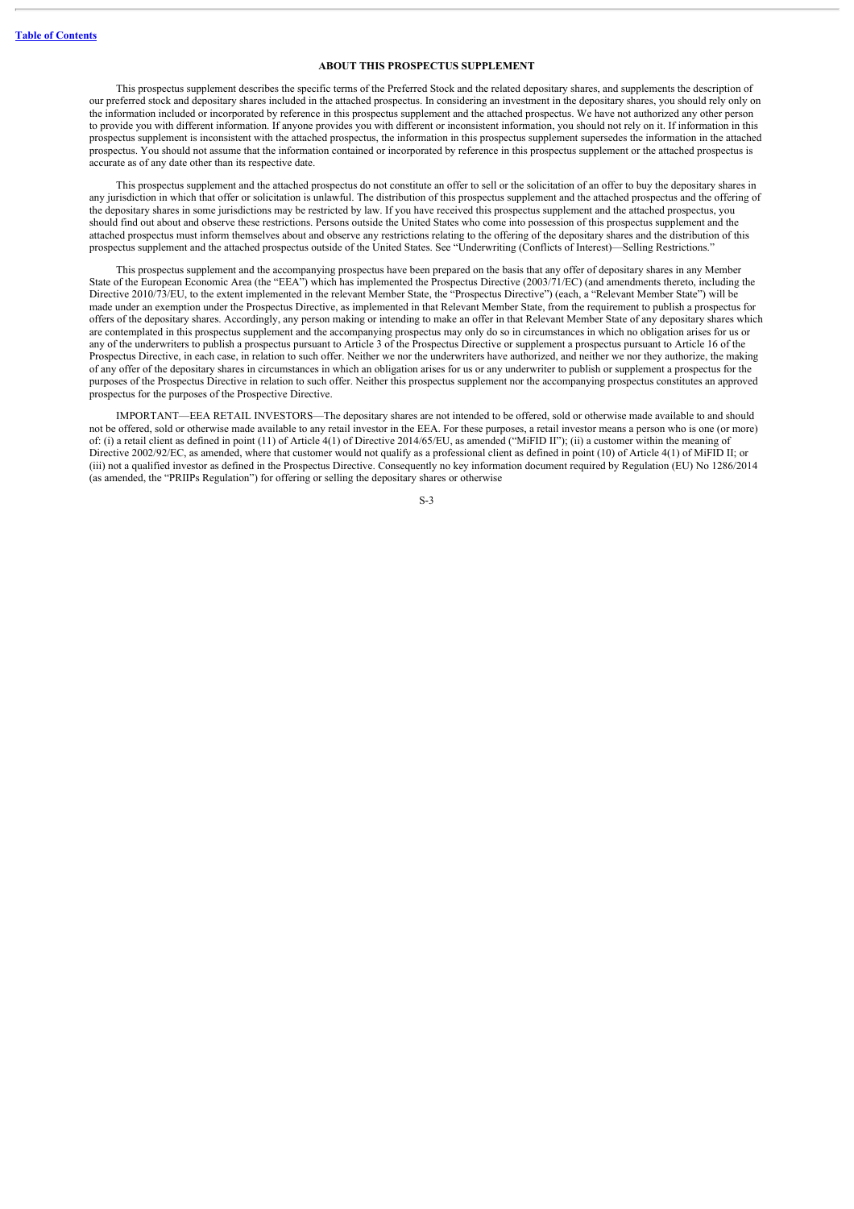## ABOUT THIS PROSPECTUS SUPPLEMENT

This prospectus supplement describes the specific terms of the Preferred Stock and the related depositary shares, and supplements the description of our preferred stock and depositary shares included in the attached prospectus. In considering an investment in the depositary shares, you should rely only on the information included or incorporated by reference in this prospectus supplement and the attached prospectus. We have not authorized any other person to provide you with different information. If anyone provides you with different or inconsistent information, you should not rely on it. If information in this prospectus supplement is inconsistent with the attached prospectus, the information in this prospectus supplement supersedes the information in the attached prospectus. You should not assume that the information contained or incorporated by reference in this prospectus supplement or the attached prospectus is accurate as of any date other than its respective date.

This prospectus supplement and the attached prospectus do not constitute an offer to sell or the solicitation of an offer to buy the depositary shares in any jurisdiction in which that offer or solicitation is unlawful. The distribution of this prospectus supplement and the attached prospectus and the offering of the depositary shares in some jurisdictions may be restricted by law. If you have received this prospectus supplement and the attached prospectus, you should find out about and observe these restrictions. Persons outside the United States who come into possession of this prospectus supplement and the attached prospectus must inform themselves about and observe any restrictions relating to the offering of the depositary shares and the distribution of this prospectus supplement and the attached prospectus outside of the United States. See "Underwriting (Conflicts of Interest)—Selling Restrictions."

This prospectus supplement and the accompanying prospectus have been prepared on the basis that any offer of depositary shares in any Member State of the European Economic Area (the "EEA") which has implemented the Prospectus Directive (2003/71/EC) (and amendments thereto, including the Directive 2010/73/EU, to the extent implemented in the relevant Member State, the "Prospectus Directive") (each, a "Relevant Member State") will be made under an exemption under the Prospectus Directive, as implemented in that Relevant Member State, from the requirement to publish a prospectus for offers of the depositary shares. Accordingly, any person making or intending to make an offer in that Relevant Member State of any depositary shares which are contemplated in this prospectus supplement and the accompanying prospectus may only do so in circumstances in which no obligation arises for us or any of the underwriters to publish a prospectus pursuant to Article 3 of the Prospectus Directive or supplement a prospectus pursuant to Article 16 of the Prospectus Directive, in each case, in relation to such offer. Neither we nor the underwriters have authorized, and neither we nor they authorize, the making of any offer of the depositary shares in circumstances in which an obligation arises for us or any underwriter to publish or supplement a prospectus for the purposes of the Prospectus Directive in relation to such offer. Neither this prospectus supplement nor the accompanying prospectus constitutes an approved prospectus for the purposes of the Prospective Directive.

IMPORTANT—EEA RETAIL INVESTORS—The depositary shares are not intended to be offered, sold or otherwise made available to and should not be offered, sold or otherwise made available to any retail investor in the EEA. For these purposes, a retail investor means a person who is one (or more) of: (i) a retail client as defined in point (11) of Article 4(1) of Directive 2014/65/EU, as amended ("MiFID II"); (ii) a customer within the meaning of Directive 2002/92/EC, as amended, where that customer would not qualify as a professional client as defined in point (10) of Article 4(1) of MiFID II; or (iii) not a qualified investor as defined in the Prospectus Directive. Consequently no key information document required by Regulation (EU) No 1286/2014 (as amended, the "PRIIPs Regulation") for offering or selling the depositary shares or otherwise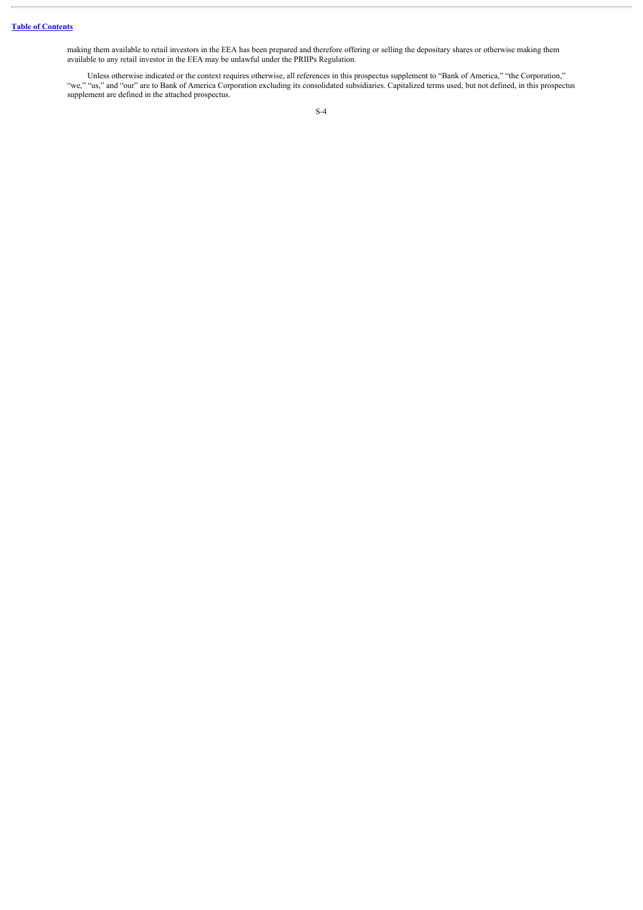making them available to retail investors in the EEA has been prepared and therefore offering or selling the depositary shares or otherwise making them available to any retail investor in the EEA may be unlawful under the PRIIPs Regulation.

Unless otherwise indicated or the context requires otherwise, all references in this prospectus supplement to "Bank of America," "the Corporation," "we," "us," and "our" are to Bank of America Corporation excluding its consolidated subsidiaries. Capitalized terms used, but not defined, in this prospectus supplement are defined in the attached prospectus.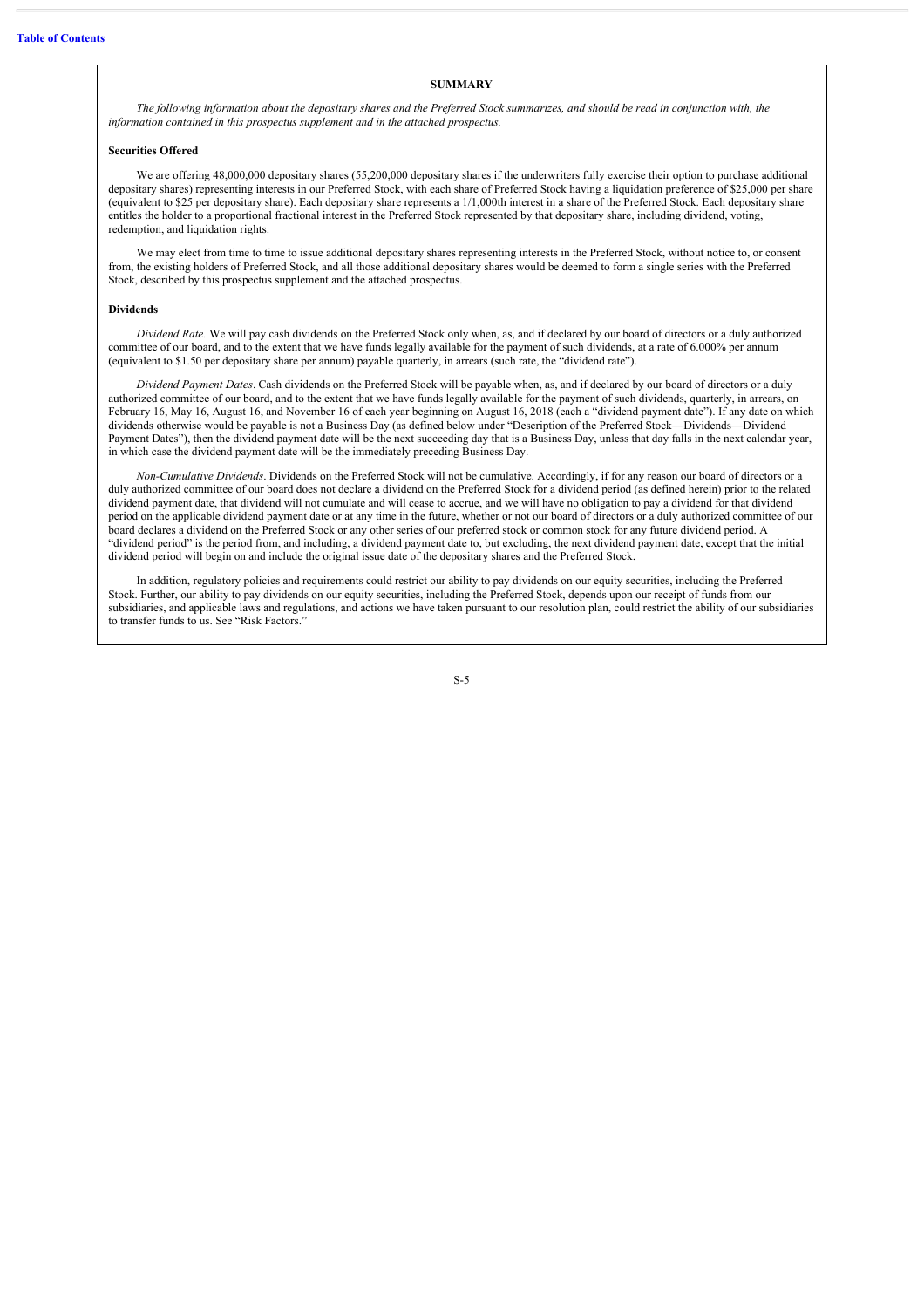## SUMMARY

*The following information about the depositary shares and the Preferred Stock summarizes, and should be read in conjunction with, the information contained in this prospectus supplement and in the attached prospectus.*

### Securities Offered

We are offering 48,000,000 depositary shares (55,200,000 depositary shares if the underwriters fully exercise their option to purchase additional depositary shares) representing interests in our Preferred Stock, with each share of Preferred Stock having a liquidation preference of $25,000 per share (equivalent to $25 per depositary share). Each depositary share represents a 1/1,000th interest in a share of the Preferred Stock. Each depositary share entitles the holder to a proportional fractional interest in the Preferred Stock represented by that depositary share, including dividend, voting, redemption, and liquidation rights.

We may elect from time to time to issue additional depositary shares representing interests in the Preferred Stock, without notice to, or consent from, the existing holders of Preferred Stock, and all those additional depositary shares would be deemed to form a single series with the Preferred Stock, described by this prospectus supplement and the attached prospectus.

### Dividends

*Dividend Rate.* We will pay cash dividends on the Preferred Stock only when, as, and if declared by our board of directors or a duly authorized committee of our board, and to the extent that we have funds legally available for the payment of such dividends, at a rate of 6.000% per annum (equivalent to $1.50 per depositary share per annum) payable quarterly, in arrears (such rate, the "dividend rate").

*Dividend Payment Dates*. Cash dividends on the Preferred Stock will be payable when, as, and if declared by our board of directors or a duly authorized committee of our board, and to the extent that we have funds legally available for the payment of such dividends, quarterly, in arrears, on February 16, May 16, August 16, and November 16 of each year beginning on August 16, 2018 (each a "dividend payment date"). If any date on which dividends otherwise would be payable is not a Business Day (as defined below under "Description of the Preferred Stock—Dividends—Dividend Payment Dates"), then the dividend payment date will be the next succeeding day that is a Business Day, unless that day falls in the next calendar year, in which case the dividend payment date will be the immediately preceding Business Day.

*Non-Cumulative Dividends*. Dividends on the Preferred Stock will not be cumulative. Accordingly, if for any reason our board of directors or a duly authorized committee of our board does not declare a dividend on the Preferred Stock for a dividend period (as defined herein) prior to the related dividend payment date, that dividend will not cumulate and will cease to accrue, and we will have no obligation to pay a dividend for that dividend period on the applicable dividend payment date or at any time in the future, whether or not our board of directors or a duly authorized committee of our board declares a dividend on the Preferred Stock or any other series of our preferred stock or common stock for any future dividend period. A "dividend period" is the period from, and including, a dividend payment date to, but excluding, the next dividend payment date, except that the initial dividend period will begin on and include the original issue date of the depositary shares and the Preferred Stock.

In addition, regulatory policies and requirements could restrict our ability to pay dividends on our equity securities, including the Preferred Stock. Further, our ability to pay dividends on our equity securities, including the Preferred Stock, depends upon our receipt of funds from our subsidiaries, and applicable laws and regulations, and actions we have taken pursuant to our resolution plan, could restrict the ability of our subsidiaries to transfer funds to us. See "Risk Factors."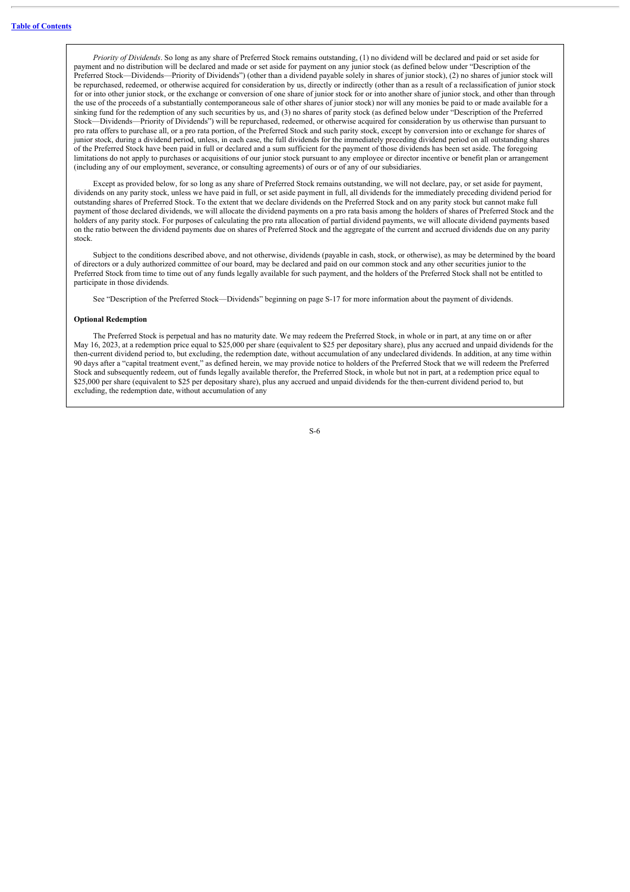*Priority of Dividends*. So long as any share of Preferred Stock remains outstanding, (1) no dividend will be declared and paid or set aside for payment and no distribution will be declared and made or set aside for payment on any junior stock (as defined below under "Description of the Preferred Stock—Dividends—Priority of Dividends") (other than a dividend payable solely in shares of junior stock), (2) no shares of junior stock will be repurchased, redeemed, or otherwise acquired for consideration by us, directly or indirectly (other than as a result of a reclassification of junior stock for or into other junior stock, or the exchange or conversion of one share of junior stock for or into another share of junior stock, and other than through the use of the proceeds of a substantially contemporaneous sale of other shares of junior stock) nor will any monies be paid to or made available for a sinking fund for the redemption of any such securities by us, and (3) no shares of parity stock (as defined below under "Description of the Preferred Stock—Dividends—Priority of Dividends") will be repurchased, redeemed, or otherwise acquired for consideration by us otherwise than pursuant to pro rata offers to purchase all, or a pro rata portion, of the Preferred Stock and such parity stock, except by conversion into or exchange for shares of junior stock, during a dividend period, unless, in each case, the full dividends for the immediately preceding dividend period on all outstanding shares of the Preferred Stock have been paid in full or declared and a sum sufficient for the payment of those dividends has been set aside. The foregoing limitations do not apply to purchases or acquisitions of our junior stock pursuant to any employee or director incentive or benefit plan or arrangement (including any of our employment, severance, or consulting agreements) of ours or of any of our subsidiaries.

Except as provided below, for so long as any share of Preferred Stock remains outstanding, we will not declare, pay, or set aside for payment, dividends on any parity stock, unless we have paid in full, or set aside payment in full, all dividends for the immediately preceding dividend period for outstanding shares of Preferred Stock. To the extent that we declare dividends on the Preferred Stock and on any parity stock but cannot make full payment of those declared dividends, we will allocate the dividend payments on a pro rata basis among the holders of shares of Preferred Stock and the holders of any parity stock. For purposes of calculating the pro rata allocation of partial dividend payments, we will allocate dividend payments based on the ratio between the dividend payments due on shares of Preferred Stock and the aggregate of the current and accrued dividends due on any parity stock.

Subject to the conditions described above, and not otherwise, dividends (payable in cash, stock, or otherwise), as may be determined by the board of directors or a duly authorized committee of our board, may be declared and paid on our common stock and any other securities junior to the Preferred Stock from time to time out of any funds legally available for such payment, and the holders of the Preferred Stock shall not be entitled to participate in those dividends.

See "Description of the Preferred Stock—Dividends" beginning on page S-17 for more information about the payment of dividends.

**Optional Redemption**

The Preferred Stock is perpetual and has no maturity date. We may redeem the Preferred Stock, in whole or in part, at any time on or after May 16, 2023, at a redemption price equal to $25,000 per share (equivalent to $25 per depositary share), plus any accrued and unpaid dividends for the then-current dividend period to, but excluding, the redemption date, without accumulation of any undeclared dividends. In addition, at any time within 90 days after a "capital treatment event," as defined herein, we may provide notice to holders of the Preferred Stock that we will redeem the Preferred Stock and subsequently redeem, out of funds legally available therefor, the Preferred Stock, in whole but not in part, at a redemption price equal to $25,000 per share (equivalent to $25 per depositary share), plus any accrued and unpaid dividends for the then-current dividend period to, but excluding, the redemption date, without accumulation of any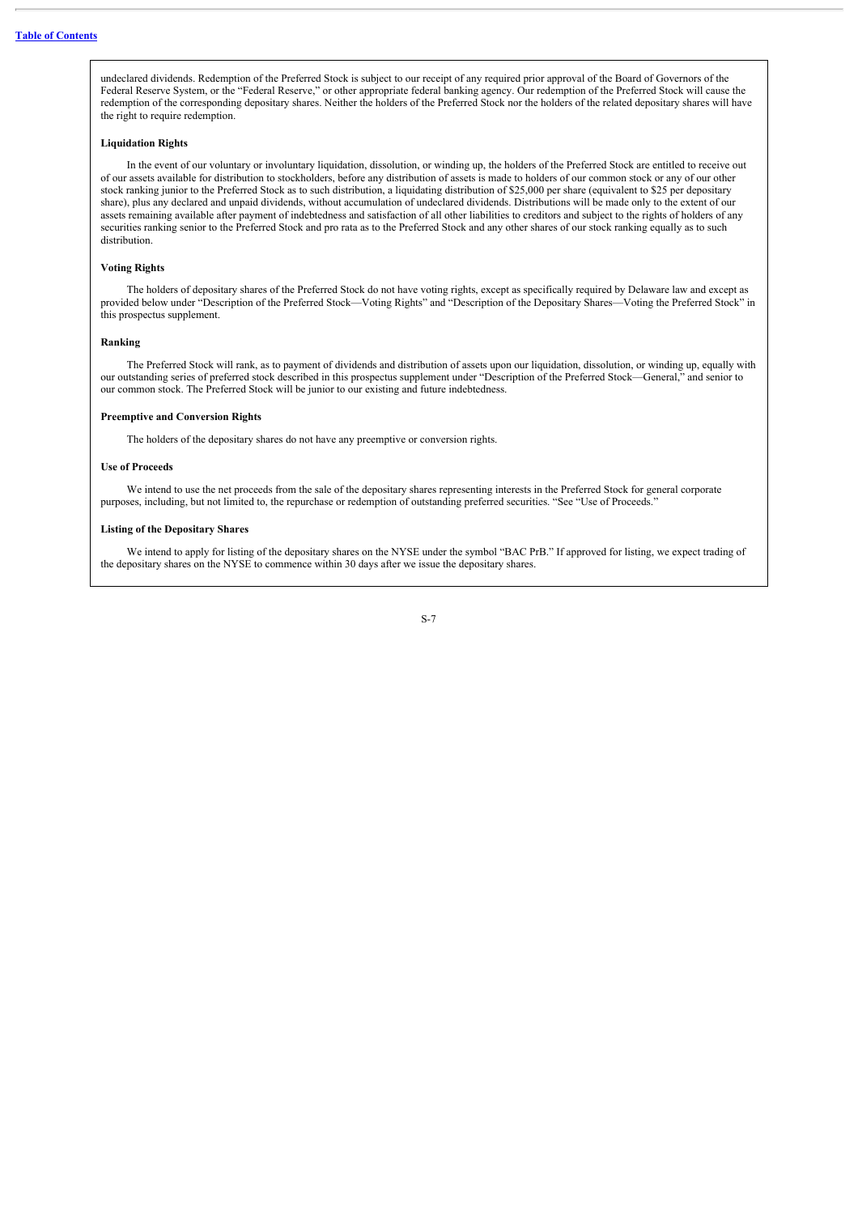undeclared dividends. Redemption of the Preferred Stock is subject to our receipt of any required prior approval of the Board of Governors of the Federal Reserve System, or the "Federal Reserve," or other appropriate federal banking agency. Our redemption of the Preferred Stock will cause the redemption of the corresponding depositary shares. Neither the holders of the Preferred Stock nor the holders of the related depositary shares will have the right to require redemption.

**Liquidation Rights**

In the event of our voluntary or involuntary liquidation, dissolution, or winding up, the holders of the Preferred Stock are entitled to receive out of our assets available for distribution to stockholders, before any distribution of assets is made to holders of our common stock or any of our other stock ranking junior to the Preferred Stock as to such distribution, a liquidating distribution of $25,000 per share (equivalent to $25 per depositary share), plus any declared and unpaid dividends, without accumulation of undeclared dividends. Distributions will be made only to the extent of our assets remaining available after payment of indebtedness and satisfaction of all other liabilities to creditors and subject to the rights of holders of any securities ranking senior to the Preferred Stock and pro rata as to the Preferred Stock and any other shares of our stock ranking equally as to such distribution.

**Voting Rights**

The holders of depositary shares of the Preferred Stock do not have voting rights, except as specifically required by Delaware law and except as provided below under "Description of the Preferred Stock—Voting Rights" and "Description of the Depositary Shares—Voting the Preferred Stock" in this prospectus supplement.

**Ranking**

The Preferred Stock will rank, as to payment of dividends and distribution of assets upon our liquidation, dissolution, or winding up, equally with our outstanding series of preferred stock described in this prospectus supplement under "Description of the Preferred Stock—General," and senior to our common stock. The Preferred Stock will be junior to our existing and future indebtedness.

**Preemptive and Conversion Rights**

The holders of the depositary shares do not have any preemptive or conversion rights.

**Use of Proceeds**

We intend to use the net proceeds from the sale of the depositary shares representing interests in the Preferred Stock for general corporate purposes, including, but not limited to, the repurchase or redemption of outstanding preferred securities. "See "Use of Proceeds."

**Listing of the Depositary Shares**

We intend to apply for listing of the depositary shares on the NYSE under the symbol "BAC PrB." If approved for listing, we expect trading of the depositary shares on the NYSE to commence within 30 days after we issue the depositary shares.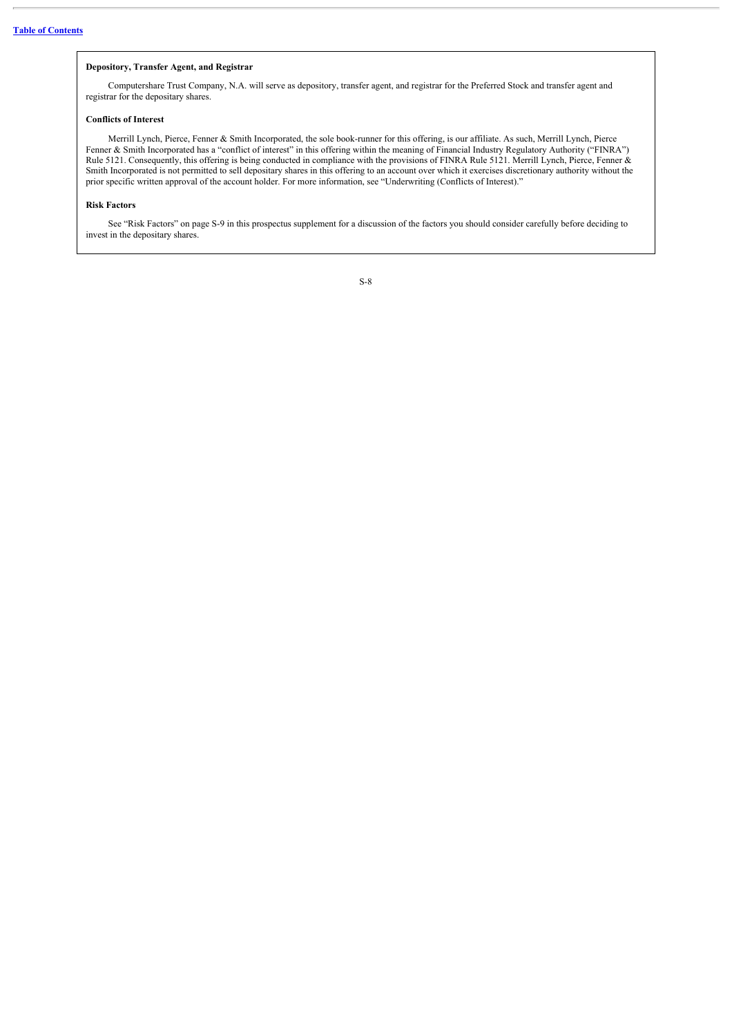**Depository, Transfer Agent, and Registrar**

Computershare Trust Company, N.A. will serve as depository, transfer agent, and registrar for the Preferred Stock and transfer agent and registrar for the depositary shares.

**Conflicts of Interest**

Merrill Lynch, Pierce, Fenner & Smith Incorporated, the sole book-runner for this offering, is our affiliate. As such, Merrill Lynch, Pierce Fenner & Smith Incorporated has a "conflict of interest" in this offering within the meaning of Financial Industry Regulatory Authority ("FINRA") Rule 5121. Consequently, this offering is being conducted in compliance with the provisions of FINRA Rule 5121. Merrill Lynch, Pierce, Fenner & Smith Incorporated is not permitted to sell depositary shares in this offering to an account over which it exercises discretionary authority without the prior specific written approval of the account holder. For more information, see "Underwriting (Conflicts of Interest)."

**Risk Factors**

See "Risk Factors" on page S-9 in this prospectus supplement for a discussion of the factors you should consider carefully before deciding to invest in the depositary shares.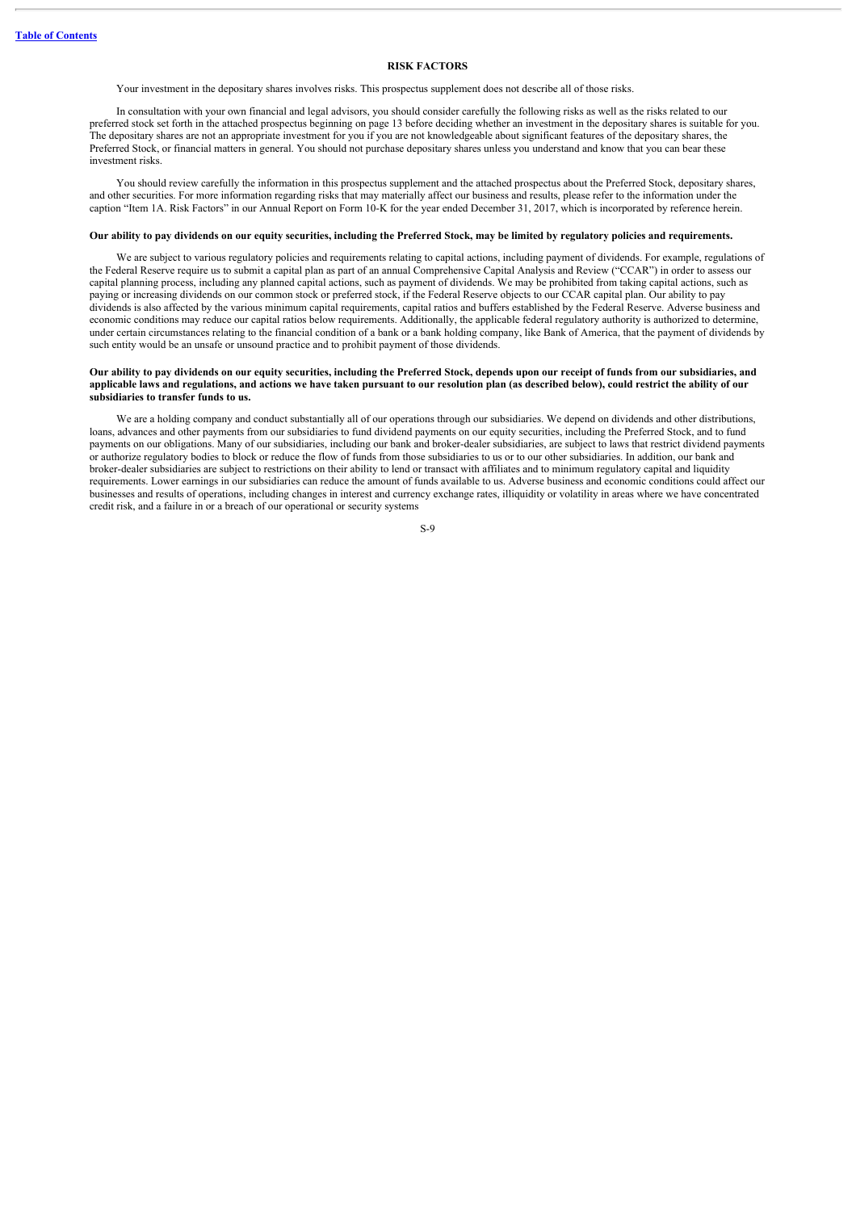## RISK FACTORS

Your investment in the depositary shares involves risks. This prospectus supplement does not describe all of those risks.

In consultation with your own financial and legal advisors, you should consider carefully the following risks as well as the risks related to our preferred stock set forth in the attached prospectus beginning on page 13 before deciding whether an investment in the depositary shares is suitable for you. The depositary shares are not an appropriate investment for you if you are not knowledgeable about significant features of the depositary shares, the Preferred Stock, or financial matters in general. You should not purchase depositary shares unless you understand and know that you can bear these investment risks.

You should review carefully the information in this prospectus supplement and the attached prospectus about the Preferred Stock, depositary shares, and other securities. For more information regarding risks that may materially affect our business and results, please refer to the information under the caption "Item 1A. Risk Factors" in our Annual Report on Form 10-K for the year ended December 31, 2017, which is incorporated by reference herein.

**Our ability to pay dividends on our equity securities, including the Preferred Stock, may be limited by regulatory policies and requirements.**

We are subject to various regulatory policies and requirements relating to capital actions, including payment of dividends. For example, regulations of the Federal Reserve require us to submit a capital plan as part of an annual Comprehensive Capital Analysis and Review ("CCAR") in order to assess our capital planning process, including any planned capital actions, such as payment of dividends. We may be prohibited from taking capital actions, such as paying or increasing dividends on our common stock or preferred stock, if the Federal Reserve objects to our CCAR capital plan. Our ability to pay dividends is also affected by the various minimum capital requirements, capital ratios and buffers established by the Federal Reserve. Adverse business and economic conditions may reduce our capital ratios below requirements. Additionally, the applicable federal regulatory authority is authorized to determine, under certain circumstances relating to the financial condition of a bank or a bank holding company, like Bank of America, that the payment of dividends by such entity would be an unsafe or unsound practice and to prohibit payment of those dividends.

**Our ability to pay dividends on our equity securities, including the Preferred Stock, depends upon our receipt of funds from our subsidiaries, and applicable laws and regulations, and actions we have taken pursuant to our resolution plan (as described below), could restrict the ability of our subsidiaries to transfer funds to us.**

We are a holding company and conduct substantially all of our operations through our subsidiaries. We depend on dividends and other distributions, loans, advances and other payments from our subsidiaries to fund dividend payments on our equity securities, including the Preferred Stock, and to fund payments on our obligations. Many of our subsidiaries, including our bank and broker-dealer subsidiaries, are subject to laws that restrict dividend payments or authorize regulatory bodies to block or reduce the flow of funds from those subsidiaries to us or to our other subsidiaries. In addition, our bank and broker-dealer subsidiaries are subject to restrictions on their ability to lend or transact with affiliates and to minimum regulatory capital and liquidity requirements. Lower earnings in our subsidiaries can reduce the amount of funds available to us. Adverse business and economic conditions could affect our businesses and results of operations, including changes in interest and currency exchange rates, illiquidity or volatility in areas where we have concentrated credit risk, and a failure in or a breach of our operational or security systems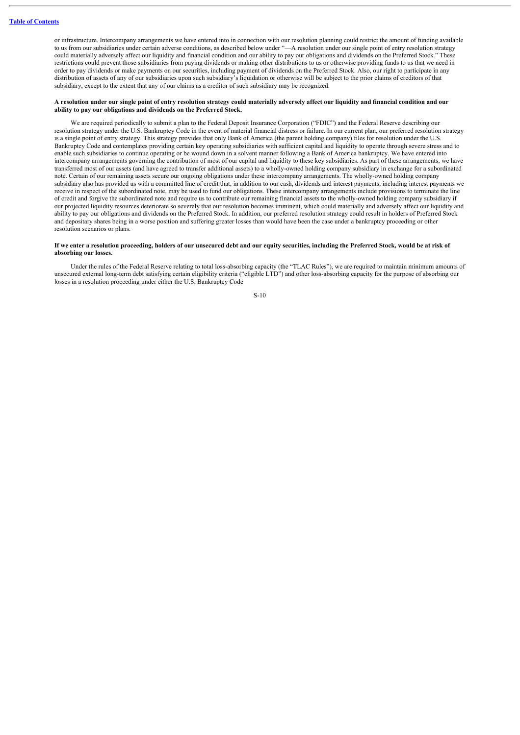or infrastructure. Intercompany arrangements we have entered into in connection with our resolution planning could restrict the amount of funding available to us from our subsidiaries under certain adverse conditions, as described below under "—A resolution under our single point of entry resolution strategy could materially adversely affect our liquidity and financial condition and our ability to pay our obligations and dividends on the Preferred Stock." These restrictions could prevent those subsidiaries from paying dividends or making other distributions to us or otherwise providing funds to us that we need in order to pay dividends or make payments on our securities, including payment of dividends on the Preferred Stock. Also, our right to participate in any distribution of assets of any of our subsidiaries upon such subsidiary's liquidation or otherwise will be subject to the prior claims of creditors of that subsidiary, except to the extent that any of our claims as a creditor of such subsidiary may be recognized.

**A resolution under our single point of entry resolution strategy could materially adversely affect our liquidity and financial condition and our ability to pay our obligations and dividends on the Preferred Stock.**

We are required periodically to submit a plan to the Federal Deposit Insurance Corporation ("FDIC") and the Federal Reserve describing our resolution strategy under the U.S. Bankruptcy Code in the event of material financial distress or failure. In our current plan, our preferred resolution strategy is a single point of entry strategy. This strategy provides that only Bank of America (the parent holding company) files for resolution under the U.S. Bankruptcy Code and contemplates providing certain key operating subsidiaries with sufficient capital and liquidity to operate through severe stress and to enable such subsidiaries to continue operating or be wound down in a solvent manner following a Bank of America bankruptcy. We have entered into intercompany arrangements governing the contribution of most of our capital and liquidity to these key subsidiaries. As part of these arrangements, we have transferred most of our assets (and have agreed to transfer additional assets) to a wholly-owned holding company subsidiary in exchange for a subordinated note. Certain of our remaining assets secure our ongoing obligations under these intercompany arrangements. The wholly-owned holding company subsidiary also has provided us with a committed line of credit that, in addition to our cash, dividends and interest payments, including interest payments we receive in respect of the subordinated note, may be used to fund our obligations. These intercompany arrangements include provisions to terminate the line of credit and forgive the subordinated note and require us to contribute our remaining financial assets to the wholly-owned holding company subsidiary if our projected liquidity resources deteriorate so severely that our resolution becomes imminent, which could materially and adversely affect our liquidity and ability to pay our obligations and dividends on the Preferred Stock. In addition, our preferred resolution strategy could result in holders of Preferred Stock and depositary shares being in a worse position and suffering greater losses than would have been the case under a bankruptcy proceeding or other resolution scenarios or plans.

**If we enter a resolution proceeding, holders of our unsecured debt and our equity securities, including the Preferred Stock, would be at risk of absorbing our losses.**

Under the rules of the Federal Reserve relating to total loss-absorbing capacity (the "TLAC Rules"), we are required to maintain minimum amounts of unsecured external long-term debt satisfying certain eligibility criteria ("eligible LTD") and other loss-absorbing capacity for the purpose of absorbing our losses in a resolution proceeding under either the U.S. Bankruptcy Code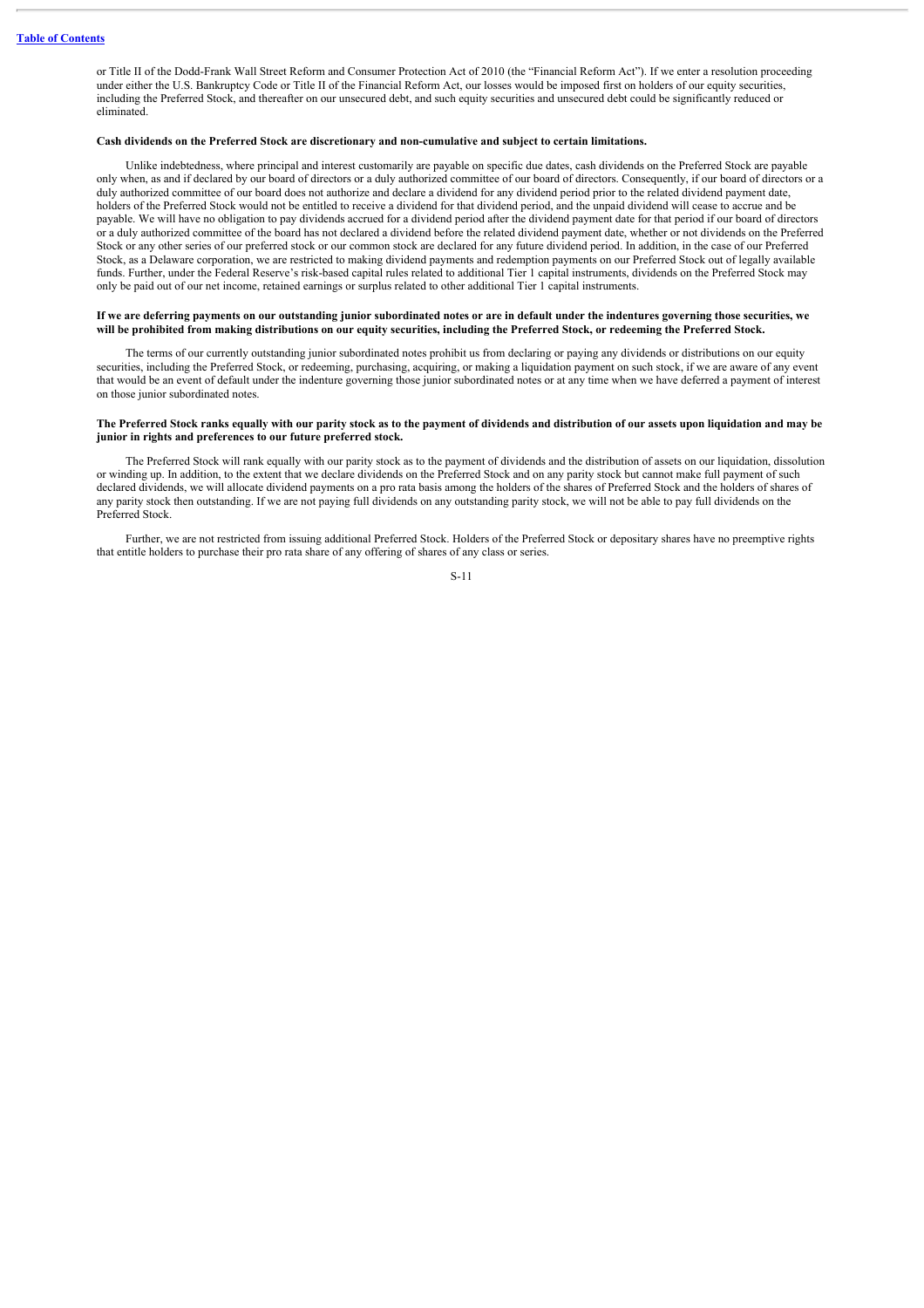or Title II of the Dodd-Frank Wall Street Reform and Consumer Protection Act of 2010 (the "Financial Reform Act"). If we enter a resolution proceeding under either the U.S. Bankruptcy Code or Title II of the Financial Reform Act, our losses would be imposed first on holders of our equity securities, including the Preferred Stock, and thereafter on our unsecured debt, and such equity securities and unsecured debt could be significantly reduced or eliminated.

**Cash dividends on the Preferred Stock are discretionary and non-cumulative and subject to certain limitations.**

Unlike indebtedness, where principal and interest customarily are payable on specific due dates, cash dividends on the Preferred Stock are payable only when, as and if declared by our board of directors or a duly authorized committee of our board of directors. Consequently, if our board of directors or a duly authorized committee of our board does not authorize and declare a dividend for any dividend period prior to the related dividend payment date, holders of the Preferred Stock would not be entitled to receive a dividend for that dividend period, and the unpaid dividend will cease to accrue and be payable. We will have no obligation to pay dividends accrued for a dividend period after the dividend payment date for that period if our board of directors or a duly authorized committee of the board has not declared a dividend before the related dividend payment date, whether or not dividends on the Preferred Stock or any other series of our preferred stock or our common stock are declared for any future dividend period. In addition, in the case of our Preferred Stock, as a Delaware corporation, we are restricted to making dividend payments and redemption payments on our Preferred Stock out of legally available funds. Further, under the Federal Reserve's risk-based capital rules related to additional Tier 1 capital instruments, dividends on the Preferred Stock may only be paid out of our net income, retained earnings or surplus related to other additional Tier 1 capital instruments.

**If we are deferring payments on our outstanding junior subordinated notes or are in default under the indentures governing those securities, we will be prohibited from making distributions on our equity securities, including the Preferred Stock, or redeeming the Preferred Stock.**

The terms of our currently outstanding junior subordinated notes prohibit us from declaring or paying any dividends or distributions on our equity securities, including the Preferred Stock, or redeeming, purchasing, acquiring, or making a liquidation payment on such stock, if we are aware of any event that would be an event of default under the indenture governing those junior subordinated notes or at any time when we have deferred a payment of interest on those junior subordinated notes.

**The Preferred Stock ranks equally with our parity stock as to the payment of dividends and distribution of our assets upon liquidation and may be junior in rights and preferences to our future preferred stock.**

The Preferred Stock will rank equally with our parity stock as to the payment of dividends and the distribution of assets on our liquidation, dissolution or winding up. In addition, to the extent that we declare dividends on the Preferred Stock and on any parity stock but cannot make full payment of such declared dividends, we will allocate dividend payments on a pro rata basis among the holders of the shares of Preferred Stock and the holders of shares of any parity stock then outstanding. If we are not paying full dividends on any outstanding parity stock, we will not be able to pay full dividends on the Preferred Stock.

Further, we are not restricted from issuing additional Preferred Stock. Holders of the Preferred Stock or depositary shares have no preemptive rights that entitle holders to purchase their pro rata share of any offering of shares of any class or series.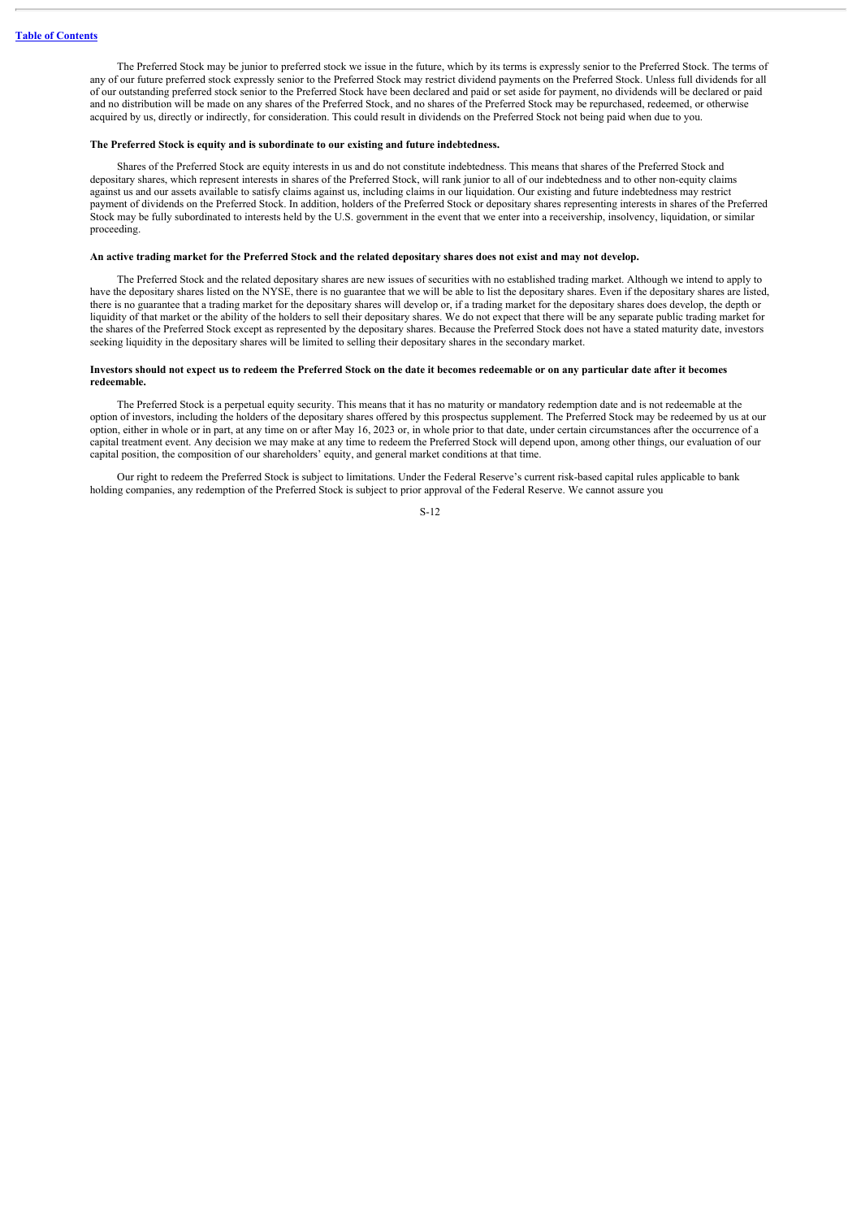The Preferred Stock may be junior to preferred stock we issue in the future, which by its terms is expressly senior to the Preferred Stock. The terms of any of our future preferred stock expressly senior to the Preferred Stock may restrict dividend payments on the Preferred Stock. Unless full dividends for all of our outstanding preferred stock senior to the Preferred Stock have been declared and paid or set aside for payment, no dividends will be declared or paid and no distribution will be made on any shares of the Preferred Stock, and no shares of the Preferred Stock may be repurchased, redeemed, or otherwise acquired by us, directly or indirectly, for consideration. This could result in dividends on the Preferred Stock not being paid when due to you.

**The Preferred Stock is equity and is subordinate to our existing and future indebtedness.**

Shares of the Preferred Stock are equity interests in us and do not constitute indebtedness. This means that shares of the Preferred Stock and depositary shares, which represent interests in shares of the Preferred Stock, will rank junior to all of our indebtedness and to other non-equity claims against us and our assets available to satisfy claims against us, including claims in our liquidation. Our existing and future indebtedness may restrict payment of dividends on the Preferred Stock. In addition, holders of the Preferred Stock or depositary shares representing interests in shares of the Preferred Stock may be fully subordinated to interests held by the U.S. government in the event that we enter into a receivership, insolvency, liquidation, or similar proceeding.

**An active trading market for the Preferred Stock and the related depositary shares does not exist and may not develop.**

The Preferred Stock and the related depositary shares are new issues of securities with no established trading market. Although we intend to apply to have the depositary shares listed on the NYSE, there is no guarantee that we will be able to list the depositary shares. Even if the depositary shares are listed, there is no guarantee that a trading market for the depositary shares will develop or, if a trading market for the depositary shares does develop, the depth or liquidity of that market or the ability of the holders to sell their depositary shares. We do not expect that there will be any separate public trading market for the shares of the Preferred Stock except as represented by the depositary shares. Because the Preferred Stock does not have a stated maturity date, investors seeking liquidity in the depositary shares will be limited to selling their depositary shares in the secondary market.

**Investors should not expect us to redeem the Preferred Stock on the date it becomes redeemable or on any particular date after it becomes redeemable.**

The Preferred Stock is a perpetual equity security. This means that it has no maturity or mandatory redemption date and is not redeemable at the option of investors, including the holders of the depositary shares offered by this prospectus supplement. The Preferred Stock may be redeemed by us at our option, either in whole or in part, at any time on or after May 16, 2023 or, in whole prior to that date, under certain circumstances after the occurrence of a capital treatment event. Any decision we may make at any time to redeem the Preferred Stock will depend upon, among other things, our evaluation of our capital position, the composition of our shareholders' equity, and general market conditions at that time.

Our right to redeem the Preferred Stock is subject to limitations. Under the Federal Reserve's current risk-based capital rules applicable to bank holding companies, any redemption of the Preferred Stock is subject to prior approval of the Federal Reserve. We cannot assure you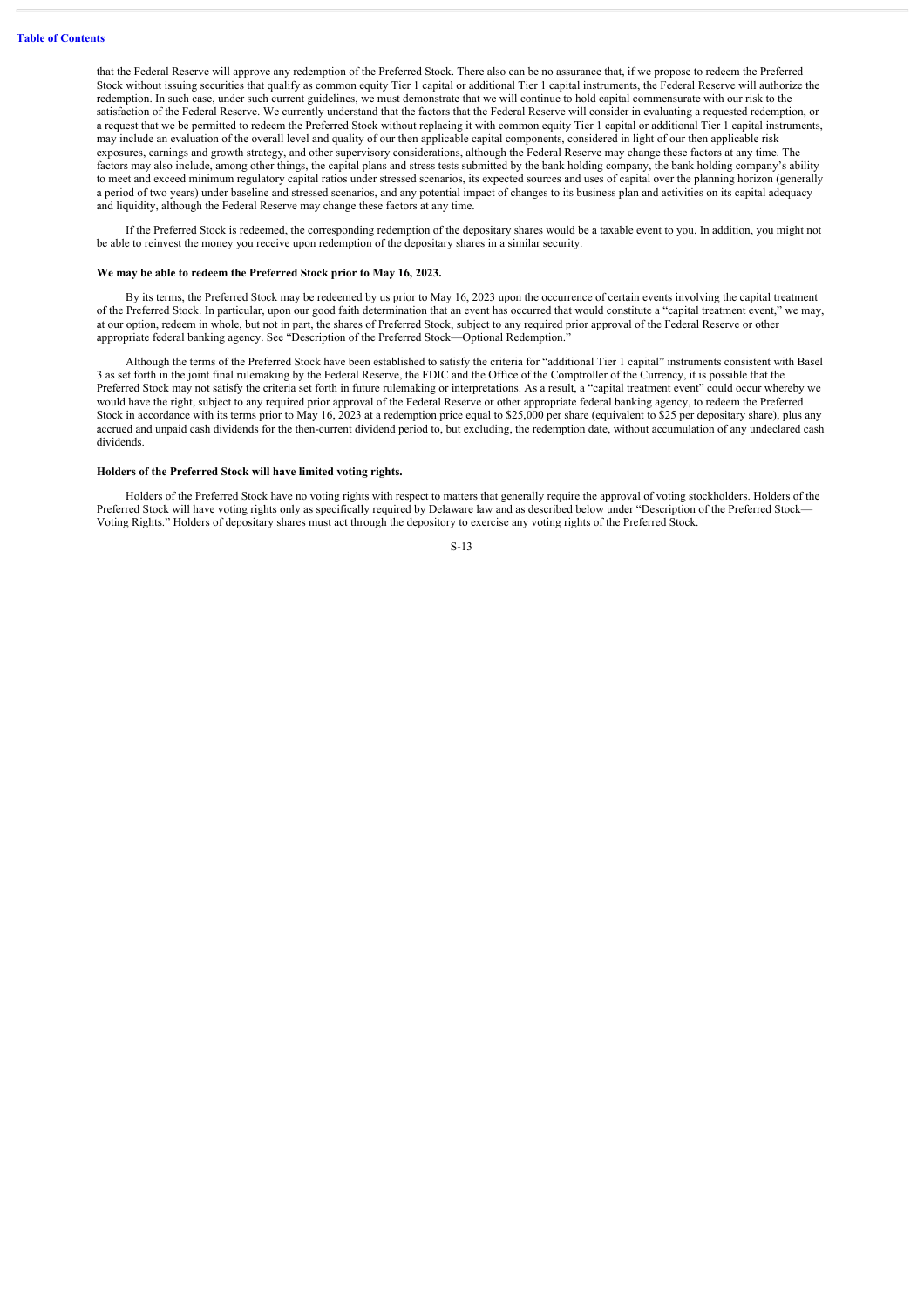that the Federal Reserve will approve any redemption of the Preferred Stock. There also can be no assurance that, if we propose to redeem the Preferred Stock without issuing securities that qualify as common equity Tier 1 capital or additional Tier 1 capital instruments, the Federal Reserve will authorize the redemption. In such case, under such current guidelines, we must demonstrate that we will continue to hold capital commensurate with our risk to the satisfaction of the Federal Reserve. We currently understand that the factors that the Federal Reserve will consider in evaluating a requested redemption, or a request that we be permitted to redeem the Preferred Stock without replacing it with common equity Tier 1 capital or additional Tier 1 capital instruments, may include an evaluation of the overall level and quality of our then applicable capital components, considered in light of our then applicable risk exposures, earnings and growth strategy, and other supervisory considerations, although the Federal Reserve may change these factors at any time. The factors may also include, among other things, the capital plans and stress tests submitted by the bank holding company, the bank holding company's ability to meet and exceed minimum regulatory capital ratios under stressed scenarios, its expected sources and uses of capital over the planning horizon (generally a period of two years) under baseline and stressed scenarios, and any potential impact of changes to its business plan and activities on its capital adequacy and liquidity, although the Federal Reserve may change these factors at any time.

If the Preferred Stock is redeemed, the corresponding redemption of the depositary shares would be a taxable event to you. In addition, you might not be able to reinvest the money you receive upon redemption of the depositary shares in a similar security.

**We may be able to redeem the Preferred Stock prior to May 16, 2023.**

By its terms, the Preferred Stock may be redeemed by us prior to May 16, 2023 upon the occurrence of certain events involving the capital treatment of the Preferred Stock. In particular, upon our good faith determination that an event has occurred that would constitute a "capital treatment event," we may, at our option, redeem in whole, but not in part, the shares of Preferred Stock, subject to any required prior approval of the Federal Reserve or other appropriate federal banking agency. See "Description of the Preferred Stock—Optional Redemption."

Although the terms of the Preferred Stock have been established to satisfy the criteria for "additional Tier 1 capital" instruments consistent with Basel 3 as set forth in the joint final rulemaking by the Federal Reserve, the FDIC and the Office of the Comptroller of the Currency, it is possible that the Preferred Stock may not satisfy the criteria set forth in future rulemaking or interpretations. As a result, a "capital treatment event" could occur whereby we would have the right, subject to any required prior approval of the Federal Reserve or other appropriate federal banking agency, to redeem the Preferred Stock in accordance with its terms prior to May 16, 2023 at a redemption price equal to $25,000 per share (equivalent to $25 per depositary share), plus any accrued and unpaid cash dividends for the then-current dividend period to, but excluding, the redemption date, without accumulation of any undeclared cash dividends.

**Holders of the Preferred Stock will have limited voting rights.**

Holders of the Preferred Stock have no voting rights with respect to matters that generally require the approval of voting stockholders. Holders of the Preferred Stock will have voting rights only as specifically required by Delaware law and as described below under "Description of the Preferred Stock—Voting Rights." Holders of depositary shares must act through the depository to exercise any voting rights of the Preferred Stock.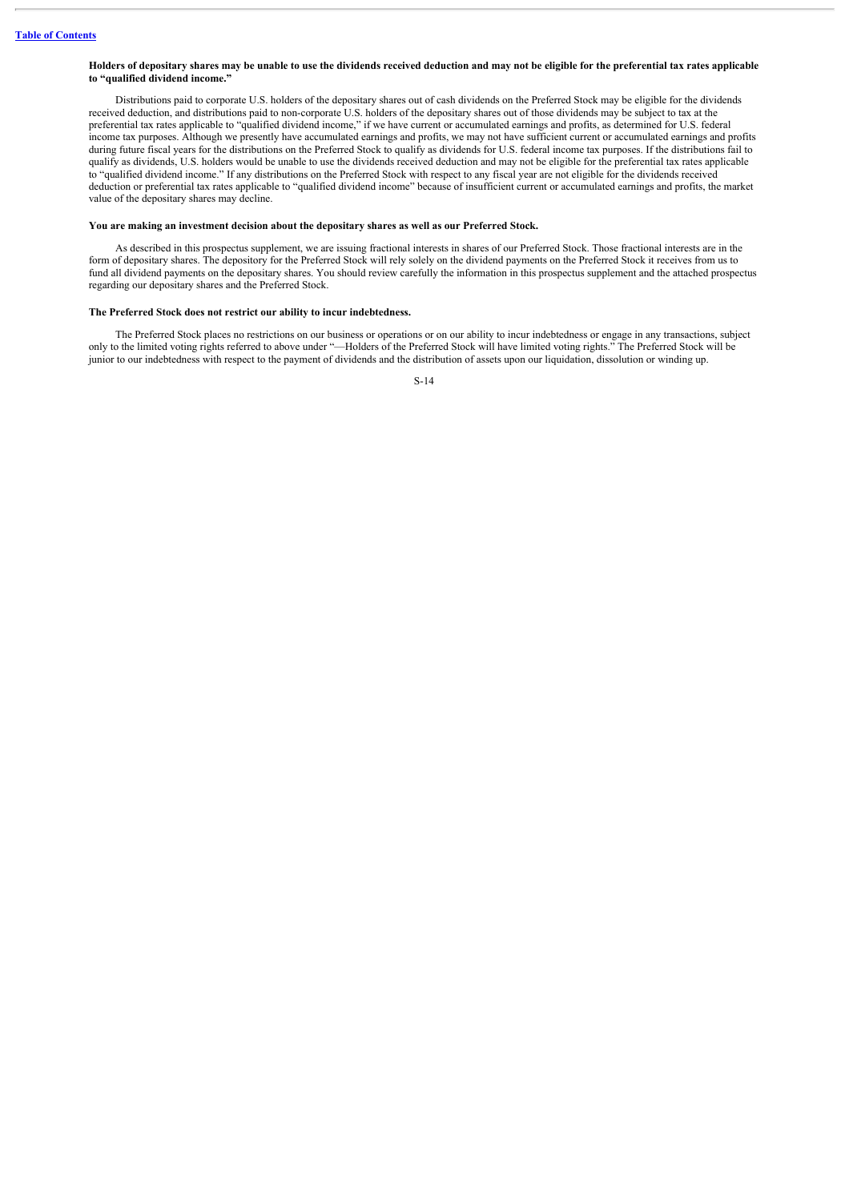**Holders of depositary shares may be unable to use the dividends received deduction and may not be eligible for the preferential tax rates applicable to "qualified dividend income."**

Distributions paid to corporate U.S. holders of the depositary shares out of cash dividends on the Preferred Stock may be eligible for the dividends received deduction, and distributions paid to non-corporate U.S. holders of the depositary shares out of those dividends may be subject to tax at the preferential tax rates applicable to "qualified dividend income," if we have current or accumulated earnings and profits, as determined for U.S. federal income tax purposes. Although we presently have accumulated earnings and profits, we may not have sufficient current or accumulated earnings and profits during future fiscal years for the distributions on the Preferred Stock to qualify as dividends for U.S. federal income tax purposes. If the distributions fail to qualify as dividends, U.S. holders would be unable to use the dividends received deduction and may not be eligible for the preferential tax rates applicable to "qualified dividend income." If any distributions on the Preferred Stock with respect to any fiscal year are not eligible for the dividends received deduction or preferential tax rates applicable to "qualified dividend income" because of insufficient current or accumulated earnings and profits, the market value of the depositary shares may decline.

**You are making an investment decision about the depositary shares as well as our Preferred Stock.**

As described in this prospectus supplement, we are issuing fractional interests in shares of our Preferred Stock. Those fractional interests are in the form of depositary shares. The depository for the Preferred Stock will rely solely on the dividend payments on the Preferred Stock it receives from us to fund all dividend payments on the depositary shares. You should review carefully the information in this prospectus supplement and the attached prospectus regarding our depositary shares and the Preferred Stock.

**The Preferred Stock does not restrict our ability to incur indebtedness.**

The Preferred Stock places no restrictions on our business or operations or on our ability to incur indebtedness or engage in any transactions, subject only to the limited voting rights referred to above under "—Holders of the Preferred Stock will have limited voting rights." The Preferred Stock will be junior to our indebtedness with respect to the payment of dividends and the distribution of assets upon our liquidation, dissolution or winding up.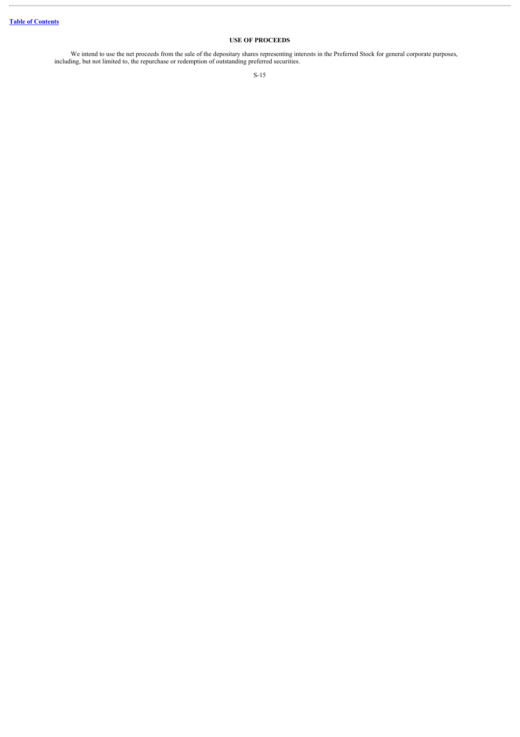## USE OF PROCEEDS

We intend to use the net proceeds from the sale of the depositary shares representing interests in the Preferred Stock for general corporate purposes, including, but not limited to, the repurchase or redemption of outstanding preferred securities.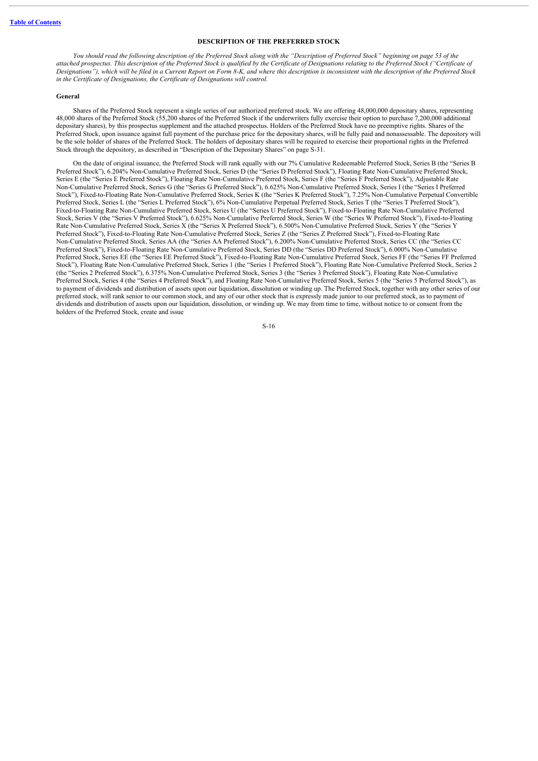## DESCRIPTION OF THE PREFERRED STOCK

*You should read the following description of the Preferred Stock along with the "Description of Preferred Stock" beginning on page 53 of the attached prospectus. This description of the Preferred Stock is qualified by the Certificate of Designations relating to the Preferred Stock ("Certificate of Designations"), which will be filed in a Current Report on Form 8-K, and where this description is inconsistent with the description of the Preferred Stock in the Certificate of Designations, the Certificate of Designations will control.*

### General

Shares of the Preferred Stock represent a single series of our authorized preferred stock. We are offering 48,000,000 depositary shares, representing 48,000 shares of the Preferred Stock (55,200 shares of the Preferred Stock if the underwriters fully exercise their option to purchase 7,200,000 additional depositary shares), by this prospectus supplement and the attached prospectus. Holders of the Preferred Stock have no preemptive rights. Shares of the Preferred Stock, upon issuance against full payment of the purchase price for the depositary shares, will be fully paid and nonassessable. The depository will be the sole holder of shares of the Preferred Stock. The holders of depositary shares will be required to exercise their proportional rights in the Preferred Stock through the depository, as described in "Description of the Depositary Shares" on page S-31.

On the date of original issuance, the Preferred Stock will rank equally with our 7% Cumulative Redeemable Preferred Stock, Series B (the "Series B Preferred Stock"), 6.204% Non-Cumulative Preferred Stock, Series D (the "Series D Preferred Stock"), Floating Rate Non-Cumulative Preferred Stock, Series E (the "Series E Preferred Stock"), Floating Rate Non-Cumulative Preferred Stock, Series F (the "Series F Preferred Stock"), Adjustable Rate Non-Cumulative Preferred Stock, Series G (the "Series G Preferred Stock"), 6.625% Non-Cumulative Preferred Stock, Series I (the "Series I Preferred Stock"), Fixed-to-Floating Rate Non-Cumulative Preferred Stock, Series K (the "Series K Preferred Stock"), 7.25% Non-Cumulative Perpetual Convertible Preferred Stock, Series L (the "Series L Preferred Stock"), 6% Non-Cumulative Perpetual Preferred Stock, Series T (the "Series T Preferred Stock"), Fixed-to-Floating Rate Non-Cumulative Preferred Stock, Series U (the "Series U Preferred Stock"), Fixed-to-Floating Rate Non-Cumulative Preferred Stock, Series V (the "Series V Preferred Stock"), 6.625% Non-Cumulative Preferred Stock, Series W (the "Series W Preferred Stock"), Fixed-to-Floating Rate Non-Cumulative Preferred Stock, Series X (the "Series X Preferred Stock"), 6.500% Non-Cumulative Preferred Stock, Series Y (the "Series Y Preferred Stock"), Fixed-to-Floating Rate Non-Cumulative Preferred Stock, Series Z (the "Series Z Preferred Stock"), Fixed-to-Floating Rate Non-Cumulative Preferred Stock, Series AA (the "Series AA Preferred Stock"), 6.200% Non-Cumulative Preferred Stock, Series CC (the "Series CC Preferred Stock"), Fixed-to-Floating Rate Non-Cumulative Preferred Stock, Series DD (the "Series DD Preferred Stock"), 6.000% Non-Cumulative Preferred Stock, Series EE (the "Series EE Preferred Stock"), Fixed-to-Floating Rate Non-Cumulative Preferred Stock, Series FF (the "Series FF Preferred Stock"), Floating Rate Non-Cumulative Preferred Stock, Series 1 (the "Series 1 Preferred Stock"), Floating Rate Non-Cumulative Preferred Stock, Series 2 (the "Series 2 Preferred Stock"), 6.375% Non-Cumulative Preferred Stock, Series 3 (the "Series 3 Preferred Stock"), Floating Rate Non-Cumulative Preferred Stock, Series 4 (the "Series 4 Preferred Stock"), and Floating Rate Non-Cumulative Preferred Stock, Series 5 (the "Series 5 Preferred Stock"), as to payment of dividends and distribution of assets upon our liquidation, dissolution or winding up. The Preferred Stock, together with any other series of our preferred stock, will rank senior to our common stock, and any of our other stock that is expressly made junior to our preferred stock, as to payment of dividends and distribution of assets upon our liquidation, dissolution, or winding up. We may from time to time, without notice to or consent from the holders of the Preferred Stock, create and issue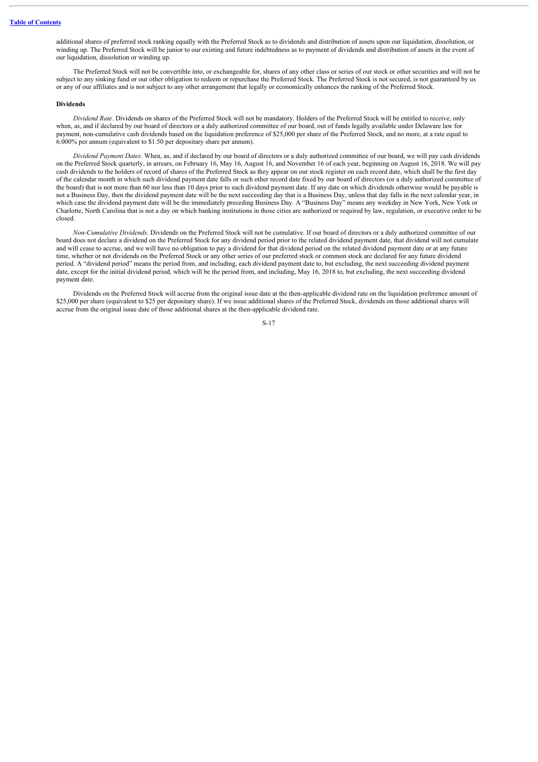additional shares of preferred stock ranking equally with the Preferred Stock as to dividends and distribution of assets upon our liquidation, dissolution, or winding up. The Preferred Stock will be junior to our existing and future indebtedness as to payment of dividends and distribution of assets in the event of our liquidation, dissolution or winding up.

The Preferred Stock will not be convertible into, or exchangeable for, shares of any other class or series of our stock or other securities and will not be subject to any sinking fund or our other obligation to redeem or repurchase the Preferred Stock. The Preferred Stock is not secured, is not guaranteed by us or any of our affiliates and is not subject to any other arrangement that legally or economically enhances the ranking of the Preferred Stock.

**Dividends**

*Dividend Rate*. Dividends on shares of the Preferred Stock will not be mandatory. Holders of the Preferred Stock will be entitled to receive, only when, as, and if declared by our board of directors or a duly authorized committee of our board, out of funds legally available under Delaware law for payment, non-cumulative cash dividends based on the liquidation preference of $25,000 per share of the Preferred Stock, and no more, at a rate equal to 6.000% per annum (equivalent to $1.50 per depositary share per annum).

*Dividend Payment Dates*. When, as, and if declared by our board of directors or a duly authorized committee of our board, we will pay cash dividends on the Preferred Stock quarterly, in arrears, on February 16, May 16, August 16, and November 16 of each year, beginning on August 16, 2018. We will pay cash dividends to the holders of record of shares of the Preferred Stock as they appear on our stock register on each record date, which shall be the first day of the calendar month in which such dividend payment date falls or such other record date fixed by our board of directors (or a duly authorized committee of the board) that is not more than 60 nor less than 10 days prior to such dividend payment date. If any date on which dividends otherwise would be payable is not a Business Day, then the dividend payment date will be the next succeeding day that is a Business Day, unless that day falls in the next calendar year, in which case the dividend payment date will be the immediately preceding Business Day. A "Business Day" means any weekday in New York, New York or Charlotte, North Carolina that is not a day on which banking institutions in those cities are authorized or required by law, regulation, or executive order to be closed.

*Non-Cumulative Dividends.* Dividends on the Preferred Stock will not be cumulative. If our board of directors or a duly authorized committee of our board does not declare a dividend on the Preferred Stock for any dividend period prior to the related dividend payment date, that dividend will not cumulate and will cease to accrue, and we will have no obligation to pay a dividend for that dividend period on the related dividend payment date or at any future time, whether or not dividends on the Preferred Stock or any other series of our preferred stock or common stock are declared for any future dividend period. A "dividend period" means the period from, and including, each dividend payment date to, but excluding, the next succeeding dividend payment date, except for the initial dividend period, which will be the period from, and including, May 16, 2018 to, but excluding, the next succeeding dividend payment date.

Dividends on the Preferred Stock will accrue from the original issue date at the then-applicable dividend rate on the liquidation preference amount of $25,000 per share (equivalent to $25 per depositary share). If we issue additional shares of the Preferred Stock, dividends on those additional shares will accrue from the original issue date of those additional shares at the then-applicable dividend rate.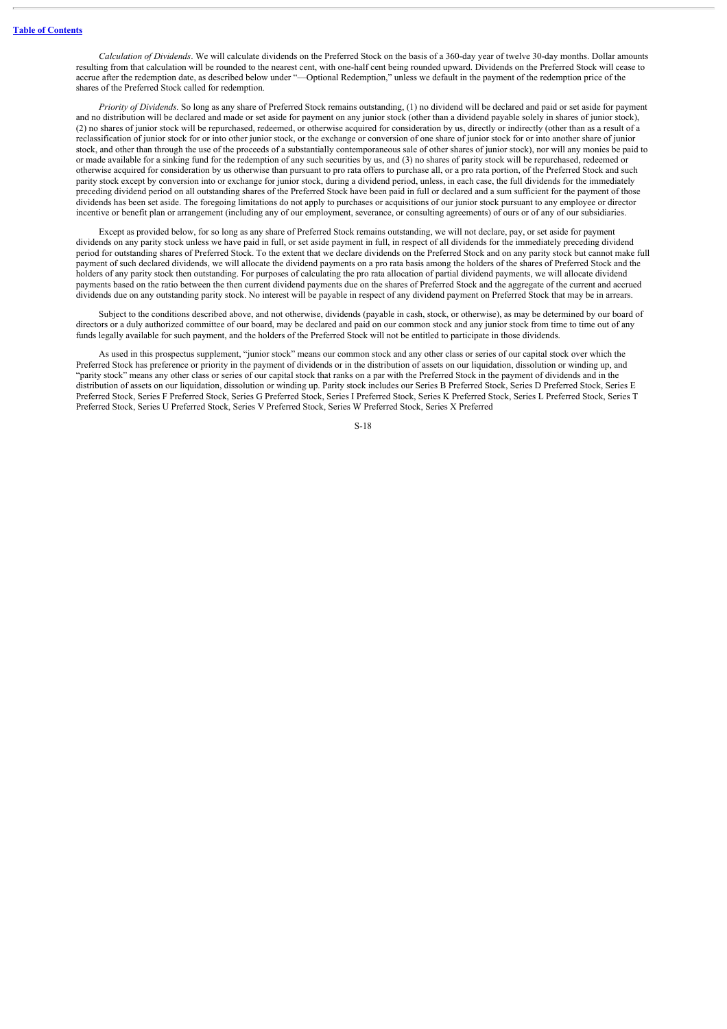*Calculation of Dividends*. We will calculate dividends on the Preferred Stock on the basis of a 360-day year of twelve 30-day months. Dollar amounts resulting from that calculation will be rounded to the nearest cent, with one-half cent being rounded upward. Dividends on the Preferred Stock will cease to accrue after the redemption date, as described below under "—Optional Redemption," unless we default in the payment of the redemption price of the shares of the Preferred Stock called for redemption.

*Priority of Dividends.* So long as any share of Preferred Stock remains outstanding, (1) no dividend will be declared and paid or set aside for payment and no distribution will be declared and made or set aside for payment on any junior stock (other than a dividend payable solely in shares of junior stock), (2) no shares of junior stock will be repurchased, redeemed, or otherwise acquired for consideration by us, directly or indirectly (other than as a result of a reclassification of junior stock for or into other junior stock, or the exchange or conversion of one share of junior stock for or into another share of junior stock, and other than through the use of the proceeds of a substantially contemporaneous sale of other shares of junior stock), nor will any monies be paid to or made available for a sinking fund for the redemption of any such securities by us, and (3) no shares of parity stock will be repurchased, redeemed or otherwise acquired for consideration by us otherwise than pursuant to pro rata offers to purchase all, or a pro rata portion, of the Preferred Stock and such parity stock except by conversion into or exchange for junior stock, during a dividend period, unless, in each case, the full dividends for the immediately preceding dividend period on all outstanding shares of the Preferred Stock have been paid in full or declared and a sum sufficient for the payment of those dividends has been set aside. The foregoing limitations do not apply to purchases or acquisitions of our junior stock pursuant to any employee or director incentive or benefit plan or arrangement (including any of our employment, severance, or consulting agreements) of ours or of any of our subsidiaries.

Except as provided below, for so long as any share of Preferred Stock remains outstanding, we will not declare, pay, or set aside for payment dividends on any parity stock unless we have paid in full, or set aside payment in full, in respect of all dividends for the immediately preceding dividend period for outstanding shares of Preferred Stock. To the extent that we declare dividends on the Preferred Stock and on any parity stock but cannot make full payment of such declared dividends, we will allocate the dividend payments on a pro rata basis among the holders of the shares of Preferred Stock and the holders of any parity stock then outstanding. For purposes of calculating the pro rata allocation of partial dividend payments, we will allocate dividend payments based on the ratio between the then current dividend payments due on the shares of Preferred Stock and the aggregate of the current and accrued dividends due on any outstanding parity stock. No interest will be payable in respect of any dividend payment on Preferred Stock that may be in arrears.

Subject to the conditions described above, and not otherwise, dividends (payable in cash, stock, or otherwise), as may be determined by our board of directors or a duly authorized committee of our board, may be declared and paid on our common stock and any junior stock from time to time out of any funds legally available for such payment, and the holders of the Preferred Stock will not be entitled to participate in those dividends.

As used in this prospectus supplement, "junior stock" means our common stock and any other class or series of our capital stock over which the Preferred Stock has preference or priority in the payment of dividends or in the distribution of assets on our liquidation, dissolution or winding up, and "parity stock" means any other class or series of our capital stock that ranks on a par with the Preferred Stock in the payment of dividends and in the distribution of assets on our liquidation, dissolution or winding up. Parity stock includes our Series B Preferred Stock, Series D Preferred Stock, Series E Preferred Stock, Series F Preferred Stock, Series G Preferred Stock, Series I Preferred Stock, Series K Preferred Stock, Series L Preferred Stock, Series T Preferred Stock, Series U Preferred Stock, Series V Preferred Stock, Series W Preferred Stock, Series X Preferred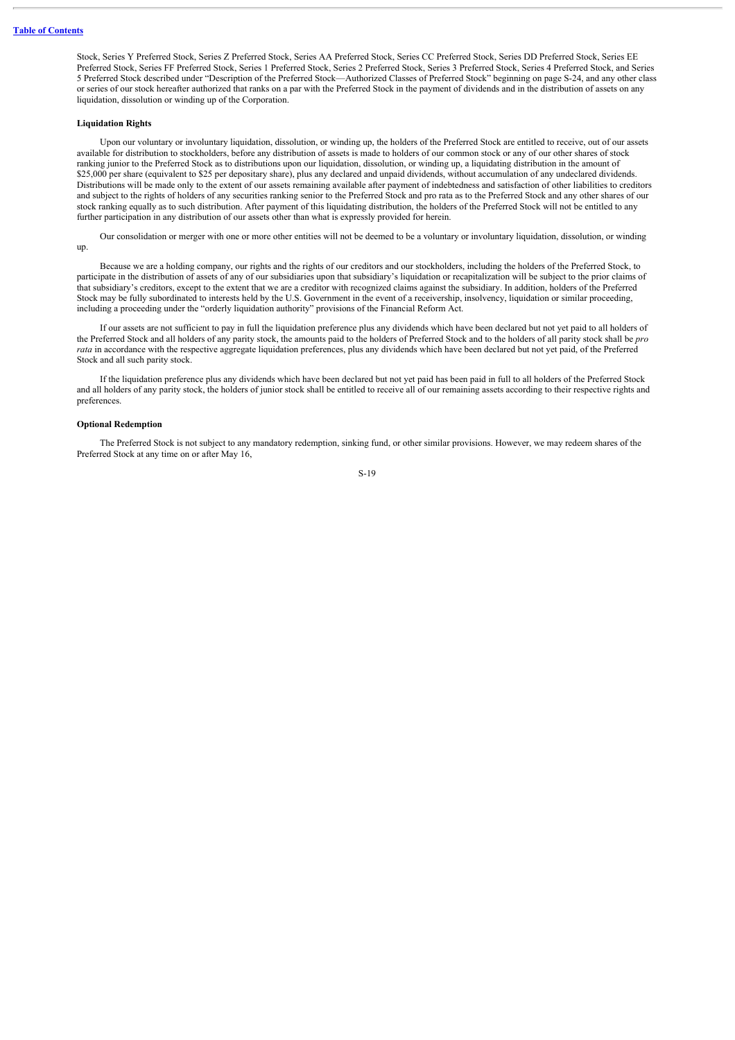Stock, Series Y Preferred Stock, Series Z Preferred Stock, Series AA Preferred Stock, Series CC Preferred Stock, Series DD Preferred Stock, Series EE Preferred Stock, Series FF Preferred Stock, Series 1 Preferred Stock, Series 2 Preferred Stock, Series 3 Preferred Stock, Series 4 Preferred Stock, and Series 5 Preferred Stock described under "Description of the Preferred Stock—Authorized Classes of Preferred Stock" beginning on page S-24, and any other class or series of our stock hereafter authorized that ranks on a par with the Preferred Stock in the payment of dividends and in the distribution of assets on any liquidation, dissolution or winding up of the Corporation.

**Liquidation Rights**

Upon our voluntary or involuntary liquidation, dissolution, or winding up, the holders of the Preferred Stock are entitled to receive, out of our assets available for distribution to stockholders, before any distribution of assets is made to holders of our common stock or any of our other shares of stock ranking junior to the Preferred Stock as to distributions upon our liquidation, dissolution, or winding up, a liquidating distribution in the amount of $25,000 per share (equivalent to $25 per depositary share), plus any declared and unpaid dividends, without accumulation of any undeclared dividends. Distributions will be made only to the extent of our assets remaining available after payment of indebtedness and satisfaction of other liabilities to creditors and subject to the rights of holders of any securities ranking senior to the Preferred Stock and pro rata as to the Preferred Stock and any other shares of our stock ranking equally as to such distribution. After payment of this liquidating distribution, the holders of the Preferred Stock will not be entitled to any further participation in any distribution of our assets other than what is expressly provided for herein.

Our consolidation or merger with one or more other entities will not be deemed to be a voluntary or involuntary liquidation, dissolution, or winding up.

Because we are a holding company, our rights and the rights of our creditors and our stockholders, including the holders of the Preferred Stock, to participate in the distribution of assets of any of our subsidiaries upon that subsidiary's liquidation or recapitalization will be subject to the prior claims of that subsidiary's creditors, except to the extent that we are a creditor with recognized claims against the subsidiary. In addition, holders of the Preferred Stock may be fully subordinated to interests held by the U.S. Government in the event of a receivership, insolvency, liquidation or similar proceeding, including a proceeding under the "orderly liquidation authority" provisions of the Financial Reform Act.

If our assets are not sufficient to pay in full the liquidation preference plus any dividends which have been declared but not yet paid to all holders of the Preferred Stock and all holders of any parity stock, the amounts paid to the holders of Preferred Stock and to the holders of all parity stock shall be *pro rata* in accordance with the respective aggregate liquidation preferences, plus any dividends which have been declared but not yet paid, of the Preferred Stock and all such parity stock.

If the liquidation preference plus any dividends which have been declared but not yet paid has been paid in full to all holders of the Preferred Stock and all holders of any parity stock, the holders of junior stock shall be entitled to receive all of our remaining assets according to their respective rights and preferences.

**Optional Redemption**

The Preferred Stock is not subject to any mandatory redemption, sinking fund, or other similar provisions. However, we may redeem shares of the Preferred Stock at any time on or after May 16,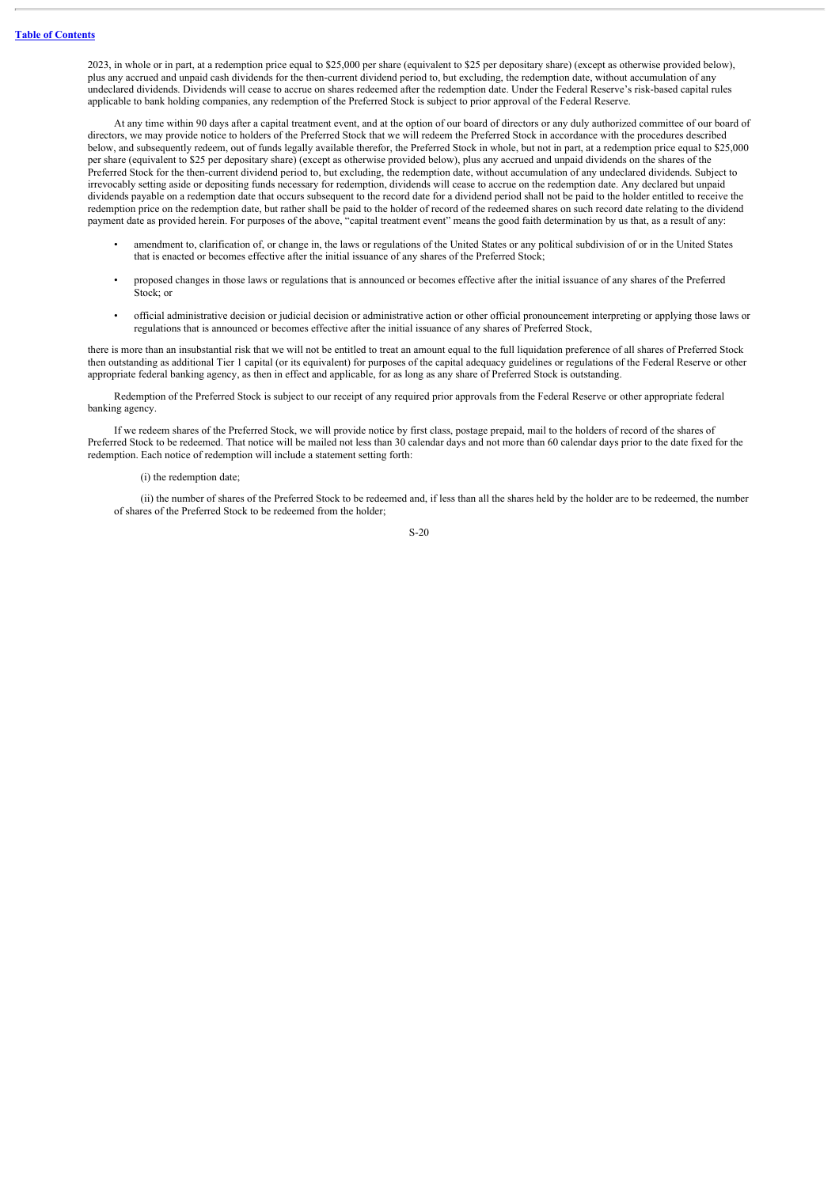2023, in whole or in part, at a redemption price equal to $25,000 per share (equivalent to $25 per depositary share) (except as otherwise provided below), plus any accrued and unpaid cash dividends for the then-current dividend period to, but excluding, the redemption date, without accumulation of any undeclared dividends. Dividends will cease to accrue on shares redeemed after the redemption date. Under the Federal Reserve's risk-based capital rules applicable to bank holding companies, any redemption of the Preferred Stock is subject to prior approval of the Federal Reserve.

At any time within 90 days after a capital treatment event, and at the option of our board of directors or any duly authorized committee of our board of directors, we may provide notice to holders of the Preferred Stock that we will redeem the Preferred Stock in accordance with the procedures described below, and subsequently redeem, out of funds legally available therefor, the Preferred Stock in whole, but not in part, at a redemption price equal to $25,000 per share (equivalent to $25 per depositary share) (except as otherwise provided below), plus any accrued and unpaid dividends on the shares of the Preferred Stock for the then-current dividend period to, but excluding, the redemption date, without accumulation of any undeclared dividends. Subject to irrevocably setting aside or depositing funds necessary for redemption, dividends will cease to accrue on the redemption date. Any declared but unpaid dividends payable on a redemption date that occurs subsequent to the record date for a dividend period shall not be paid to the holder entitled to receive the redemption price on the redemption date, but rather shall be paid to the holder of record of the redeemed shares on such record date relating to the dividend payment date as provided herein. For purposes of the above, "capital treatment event" means the good faith determination by us that, as a result of any:

- amendment to, clarification of, or change in, the laws or regulations of the United States or any political subdivision of or in the United States that is enacted or becomes effective after the initial issuance of any shares of the Preferred Stock;
- proposed changes in those laws or regulations that is announced or becomes effective after the initial issuance of any shares of the Preferred Stock; or
- official administrative decision or judicial decision or administrative action or other official pronouncement interpreting or applying those laws or regulations that is announced or becomes effective after the initial issuance of any shares of Preferred Stock,

there is more than an insubstantial risk that we will not be entitled to treat an amount equal to the full liquidation preference of all shares of Preferred Stock then outstanding as additional Tier 1 capital (or its equivalent) for purposes of the capital adequacy guidelines or regulations of the Federal Reserve or other appropriate federal banking agency, as then in effect and applicable, for as long as any share of Preferred Stock is outstanding.

Redemption of the Preferred Stock is subject to our receipt of any required prior approvals from the Federal Reserve or other appropriate federal banking agency.

If we redeem shares of the Preferred Stock, we will provide notice by first class, postage prepaid, mail to the holders of record of the shares of Preferred Stock to be redeemed. That notice will be mailed not less than 30 calendar days and not more than 60 calendar days prior to the date fixed for the redemption. Each notice of redemption will include a statement setting forth:

(i) the redemption date;

(ii) the number of shares of the Preferred Stock to be redeemed and, if less than all the shares held by the holder are to be redeemed, the number of shares of the Preferred Stock to be redeemed from the holder;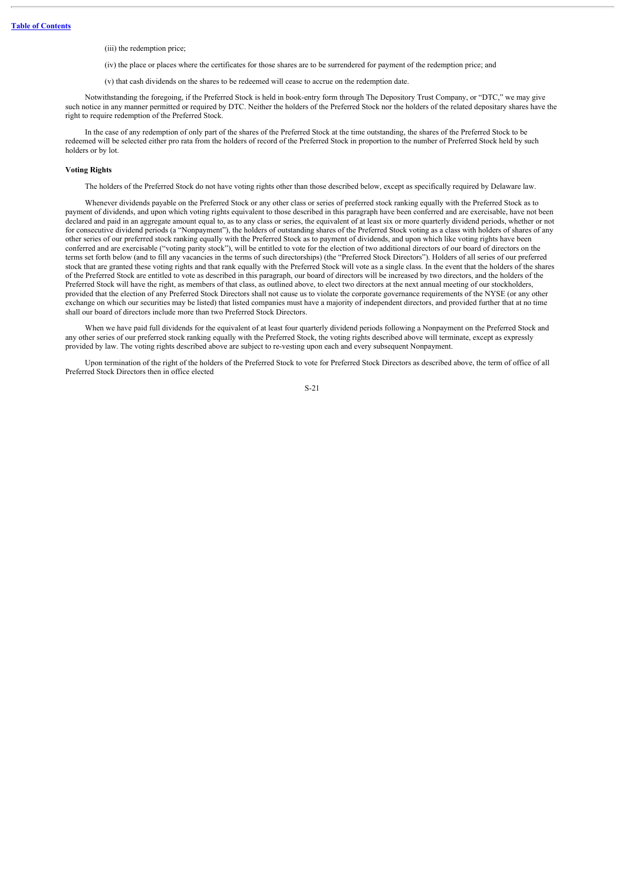(iii) the redemption price;

(iv) the place or places where the certificates for those shares are to be surrendered for payment of the redemption price; and

(v) that cash dividends on the shares to be redeemed will cease to accrue on the redemption date.

Notwithstanding the foregoing, if the Preferred Stock is held in book-entry form through The Depository Trust Company, or "DTC," we may give such notice in any manner permitted or required by DTC. Neither the holders of the Preferred Stock nor the holders of the related depositary shares have the right to require redemption of the Preferred Stock.

In the case of any redemption of only part of the shares of the Preferred Stock at the time outstanding, the shares of the Preferred Stock to be redeemed will be selected either pro rata from the holders of record of the Preferred Stock in proportion to the number of Preferred Stock held by such holders or by lot.

**Voting Rights**

The holders of the Preferred Stock do not have voting rights other than those described below, except as specifically required by Delaware law.

Whenever dividends payable on the Preferred Stock or any other class or series of preferred stock ranking equally with the Preferred Stock as to payment of dividends, and upon which voting rights equivalent to those described in this paragraph have been conferred and are exercisable, have not been declared and paid in an aggregate amount equal to, as to any class or series, the equivalent of at least six or more quarterly dividend periods, whether or not for consecutive dividend periods (a "Nonpayment"), the holders of outstanding shares of the Preferred Stock voting as a class with holders of shares of any other series of our preferred stock ranking equally with the Preferred Stock as to payment of dividends, and upon which like voting rights have been conferred and are exercisable ("voting parity stock"), will be entitled to vote for the election of two additional directors of our board of directors on the terms set forth below (and to fill any vacancies in the terms of such directorships) (the "Preferred Stock Directors"). Holders of all series of our preferred stock that are granted these voting rights and that rank equally with the Preferred Stock will vote as a single class. In the event that the holders of the shares of the Preferred Stock are entitled to vote as described in this paragraph, our board of directors will be increased by two directors, and the holders of the Preferred Stock will have the right, as members of that class, as outlined above, to elect two directors at the next annual meeting of our stockholders, provided that the election of any Preferred Stock Directors shall not cause us to violate the corporate governance requirements of the NYSE (or any other exchange on which our securities may be listed) that listed companies must have a majority of independent directors, and provided further that at no time shall our board of directors include more than two Preferred Stock Directors.

When we have paid full dividends for the equivalent of at least four quarterly dividend periods following a Nonpayment on the Preferred Stock and any other series of our preferred stock ranking equally with the Preferred Stock, the voting rights described above will terminate, except as expressly provided by law. The voting rights described above are subject to re-vesting upon each and every subsequent Nonpayment.

Upon termination of the right of the holders of the Preferred Stock to vote for Preferred Stock Directors as described above, the term of office of all Preferred Stock Directors then in office elected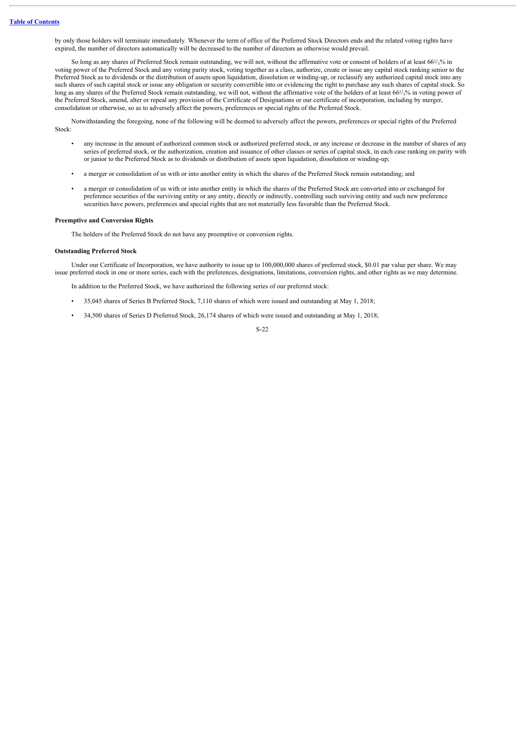by only those holders will terminate immediately. Whenever the term of office of the Preferred Stock Directors ends and the related voting rights have expired, the number of directors automatically will be decreased to the number of directors as otherwise would prevail.

So long as any shares of Preferred Stock remain outstanding, we will not, without the affirmative vote or consent of holders of at least 66²/₃% in voting power of the Preferred Stock and any voting parity stock, voting together as a class, authorize, create or issue any capital stock ranking senior to the Preferred Stock as to dividends or the distribution of assets upon liquidation, dissolution or winding-up, or reclassify any authorized capital stock into any such shares of such capital stock or issue any obligation or security convertible into or evidencing the right to purchase any such shares of capital stock. So long as any shares of the Preferred Stock remain outstanding, we will not, without the affirmative vote of the holders of at least 66²/₃% in voting power of the Preferred Stock, amend, alter or repeal any provision of the Certificate of Designations or our certificate of incorporation, including by merger, consolidation or otherwise, so as to adversely affect the powers, preferences or special rights of the Preferred Stock.

Notwithstanding the foregoing, none of the following will be deemed to adversely affect the powers, preferences or special rights of the Preferred Stock:

- any increase in the amount of authorized common stock or authorized preferred stock, or any increase or decrease in the number of shares of any series of preferred stock, or the authorization, creation and issuance of other classes or series of capital stock, in each case ranking on parity with or junior to the Preferred Stock as to dividends or distribution of assets upon liquidation, dissolution or winding-up;
- a merger or consolidation of us with or into another entity in which the shares of the Preferred Stock remain outstanding; and
- a merger or consolidation of us with or into another entity in which the shares of the Preferred Stock are converted into or exchanged for preference securities of the surviving entity or any entity, directly or indirectly, controlling such surviving entity and such new preference securities have powers, preferences and special rights that are not materially less favorable than the Preferred Stock.

**Preemptive and Conversion Rights**

The holders of the Preferred Stock do not have any preemptive or conversion rights.

**Outstanding Preferred Stock**

Under our Certificate of Incorporation, we have authority to issue up to 100,000,000 shares of preferred stock, $0.01 par value per share. We may issue preferred stock in one or more series, each with the preferences, designations, limitations, conversion rights, and other rights as we may determine.

In addition to the Preferred Stock, we have authorized the following series of our preferred stock:

- 35,045 shares of Series B Preferred Stock, 7,110 shares of which were issued and outstanding at May 1, 2018;
- 34,500 shares of Series D Preferred Stock, 26,174 shares of which were issued and outstanding at May 1, 2018;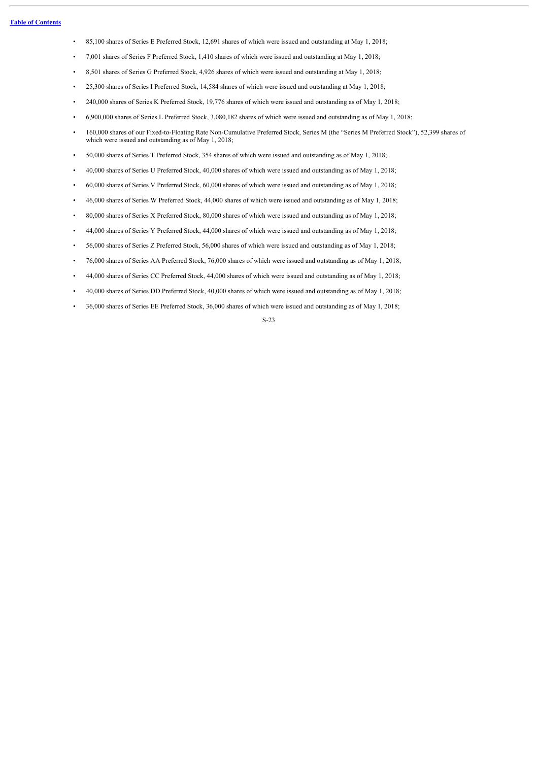- 85,100 shares of Series E Preferred Stock, 12,691 shares of which were issued and outstanding at May 1, 2018;
- 7,001 shares of Series F Preferred Stock, 1,410 shares of which were issued and outstanding at May 1, 2018;
- 8,501 shares of Series G Preferred Stock, 4,926 shares of which were issued and outstanding at May 1, 2018;
- 25,300 shares of Series I Preferred Stock, 14,584 shares of which were issued and outstanding at May 1, 2018;
- 240,000 shares of Series K Preferred Stock, 19,776 shares of which were issued and outstanding as of May 1, 2018;
- 6,900,000 shares of Series L Preferred Stock, 3,080,182 shares of which were issued and outstanding as of May 1, 2018;
- 160,000 shares of our Fixed-to-Floating Rate Non-Cumulative Preferred Stock, Series M (the "Series M Preferred Stock"), 52,399 shares of which were issued and outstanding as of May 1, 2018;
- 50,000 shares of Series T Preferred Stock, 354 shares of which were issued and outstanding as of May 1, 2018;
- 40,000 shares of Series U Preferred Stock, 40,000 shares of which were issued and outstanding as of May 1, 2018;
- 60,000 shares of Series V Preferred Stock, 60,000 shares of which were issued and outstanding as of May 1, 2018;
- 46,000 shares of Series W Preferred Stock, 44,000 shares of which were issued and outstanding as of May 1, 2018;
- 80,000 shares of Series X Preferred Stock, 80,000 shares of which were issued and outstanding as of May 1, 2018;
- 44,000 shares of Series Y Preferred Stock, 44,000 shares of which were issued and outstanding as of May 1, 2018;
- 56,000 shares of Series Z Preferred Stock, 56,000 shares of which were issued and outstanding as of May 1, 2018;
- 76,000 shares of Series AA Preferred Stock, 76,000 shares of which were issued and outstanding as of May 1, 2018;
- 44,000 shares of Series CC Preferred Stock, 44,000 shares of which were issued and outstanding as of May 1, 2018;
- 40,000 shares of Series DD Preferred Stock, 40,000 shares of which were issued and outstanding as of May 1, 2018;
- 36,000 shares of Series EE Preferred Stock, 36,000 shares of which were issued and outstanding as of May 1, 2018;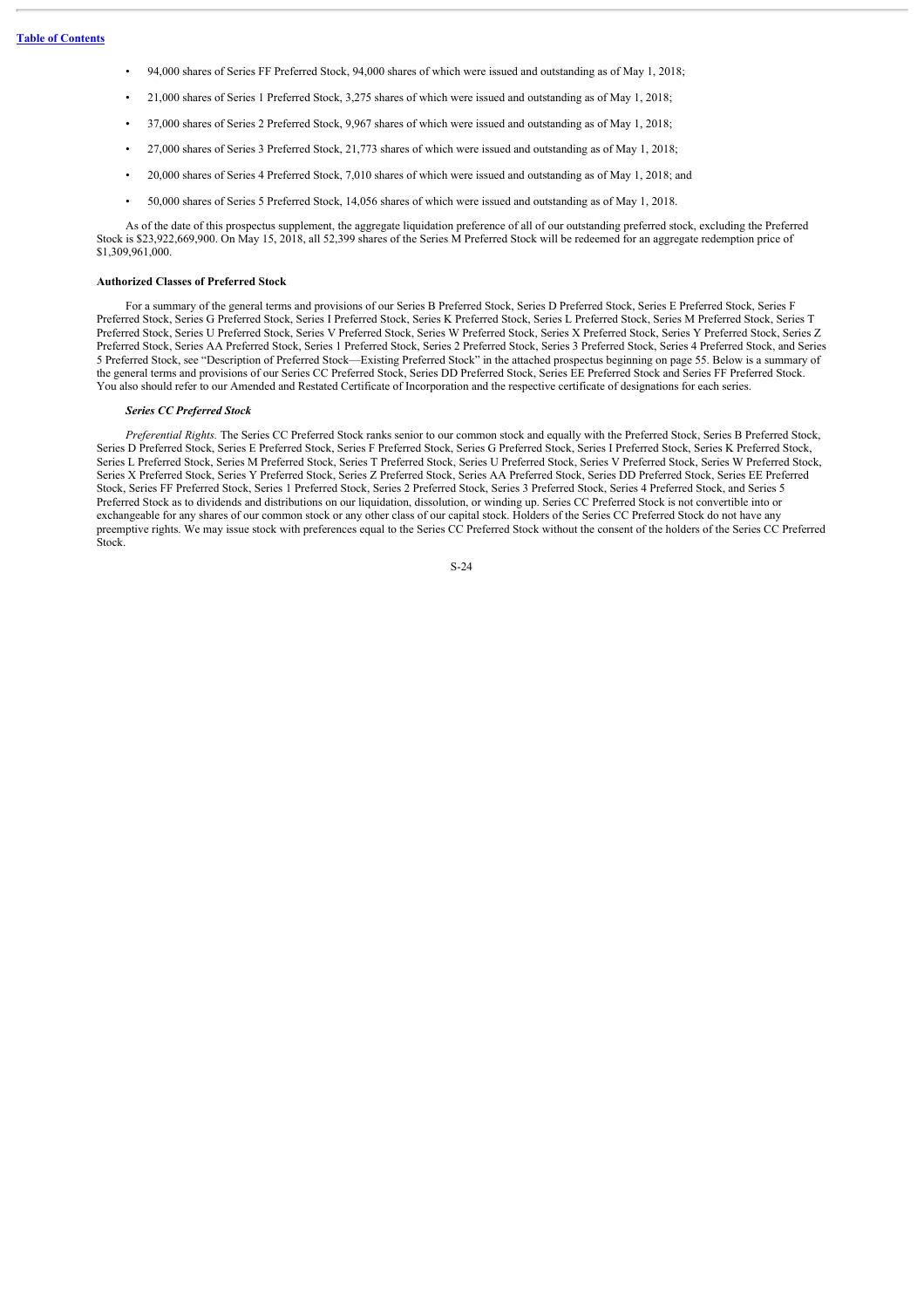- 94,000 shares of Series FF Preferred Stock, 94,000 shares of which were issued and outstanding as of May 1, 2018;
- 21,000 shares of Series 1 Preferred Stock, 3,275 shares of which were issued and outstanding as of May 1, 2018;
- 37,000 shares of Series 2 Preferred Stock, 9,967 shares of which were issued and outstanding as of May 1, 2018;
- 27,000 shares of Series 3 Preferred Stock, 21,773 shares of which were issued and outstanding as of May 1, 2018;
- 20,000 shares of Series 4 Preferred Stock, 7,010 shares of which were issued and outstanding as of May 1, 2018; and
- 50,000 shares of Series 5 Preferred Stock, 14,056 shares of which were issued and outstanding as of May 1, 2018.

As of the date of this prospectus supplement, the aggregate liquidation preference of all of our outstanding preferred stock, excluding the Preferred Stock is $23,922,669,900. On May 15, 2018, all 52,399 shares of the Series M Preferred Stock will be redeemed for an aggregate redemption price of $1,309,961,000.

**Authorized Classes of Preferred Stock**

For a summary of the general terms and provisions of our Series B Preferred Stock, Series D Preferred Stock, Series E Preferred Stock, Series F Preferred Stock, Series G Preferred Stock, Series I Preferred Stock, Series K Preferred Stock, Series L Preferred Stock, Series M Preferred Stock, Series T Preferred Stock, Series U Preferred Stock, Series V Preferred Stock, Series W Preferred Stock, Series X Preferred Stock, Series Y Preferred Stock, Series Z Preferred Stock, Series AA Preferred Stock, Series 1 Preferred Stock, Series 2 Preferred Stock, Series 3 Preferred Stock, Series 4 Preferred Stock, and Series 5 Preferred Stock, see "Description of Preferred Stock—Existing Preferred Stock" in the attached prospectus beginning on page 55. Below is a summary of the general terms and provisions of our Series CC Preferred Stock, Series DD Preferred Stock, Series EE Preferred Stock and Series FF Preferred Stock. You also should refer to our Amended and Restated Certificate of Incorporation and the respective certificate of designations for each series.

***Series CC Preferred Stock***

*Preferential Rights.* The Series CC Preferred Stock ranks senior to our common stock and equally with the Preferred Stock, Series B Preferred Stock, Series D Preferred Stock, Series E Preferred Stock, Series F Preferred Stock, Series G Preferred Stock, Series I Preferred Stock, Series K Preferred Stock, Series L Preferred Stock, Series M Preferred Stock, Series T Preferred Stock, Series U Preferred Stock, Series V Preferred Stock, Series W Preferred Stock, Series X Preferred Stock, Series Y Preferred Stock, Series Z Preferred Stock, Series AA Preferred Stock, Series DD Preferred Stock, Series EE Preferred Stock, Series FF Preferred Stock, Series 1 Preferred Stock, Series 2 Preferred Stock, Series 3 Preferred Stock, Series 4 Preferred Stock, and Series 5 Preferred Stock as to dividends and distributions on our liquidation, dissolution, or winding up. Series CC Preferred Stock is not convertible into or exchangeable for any shares of our common stock or any other class of our capital stock. Holders of the Series CC Preferred Stock do not have any preemptive rights. We may issue stock with preferences equal to the Series CC Preferred Stock without the consent of the holders of the Series CC Preferred Stock.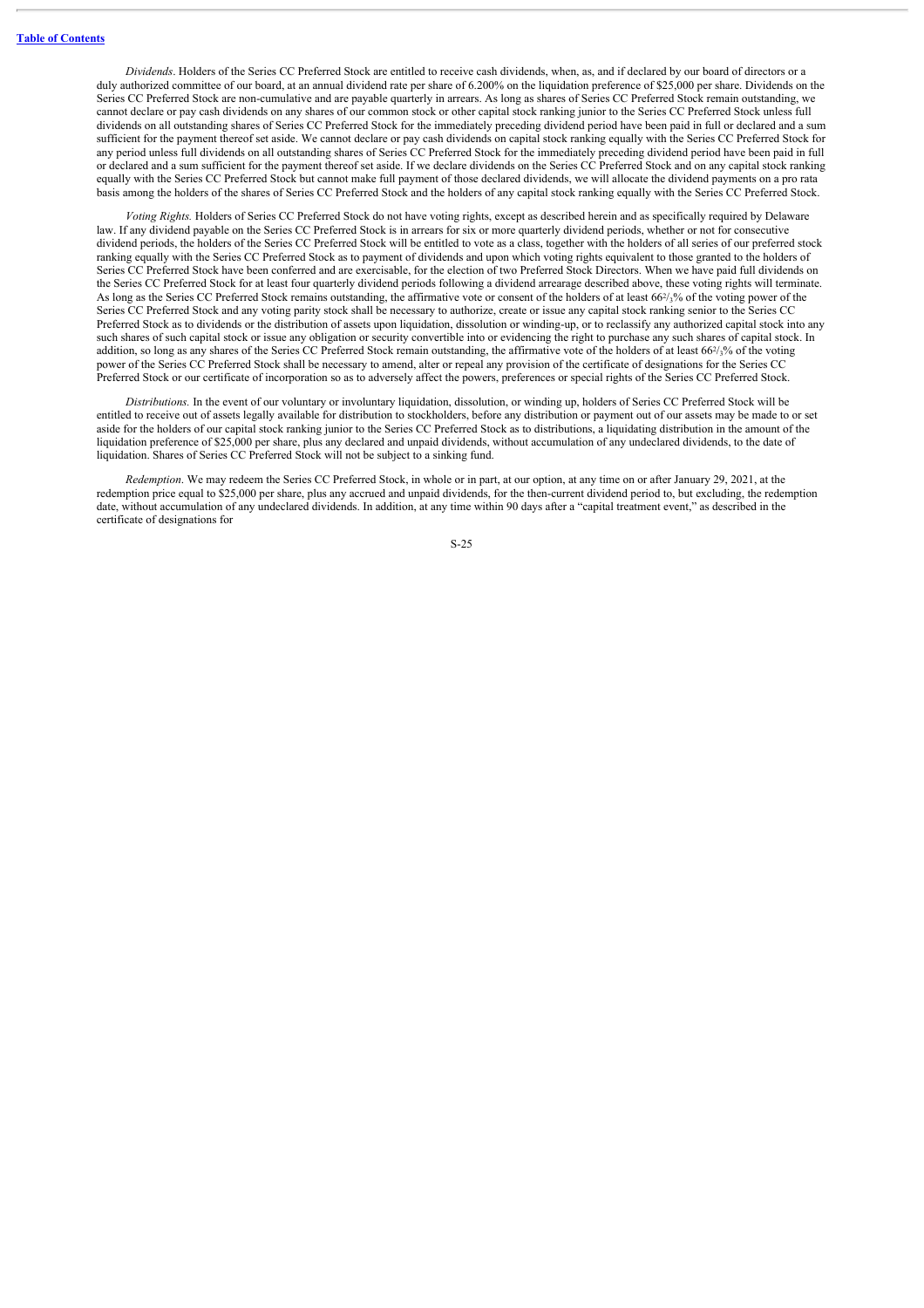*Dividends*. Holders of the Series CC Preferred Stock are entitled to receive cash dividends, when, as, and if declared by our board of directors or a duly authorized committee of our board, at an annual dividend rate per share of 6.200% on the liquidation preference of $25,000 per share. Dividends on the Series CC Preferred Stock are non-cumulative and are payable quarterly in arrears. As long as shares of Series CC Preferred Stock remain outstanding, we cannot declare or pay cash dividends on any shares of our common stock or other capital stock ranking junior to the Series CC Preferred Stock unless full dividends on all outstanding shares of Series CC Preferred Stock for the immediately preceding dividend period have been paid in full or declared and a sum sufficient for the payment thereof set aside. We cannot declare or pay cash dividends on capital stock ranking equally with the Series CC Preferred Stock for any period unless full dividends on all outstanding shares of Series CC Preferred Stock for the immediately preceding dividend period have been paid in full or declared and a sum sufficient for the payment thereof set aside. If we declare dividends on the Series CC Preferred Stock and on any capital stock ranking equally with the Series CC Preferred Stock but cannot make full payment of those declared dividends, we will allocate the dividend payments on a pro rata basis among the holders of the shares of Series CC Preferred Stock and the holders of any capital stock ranking equally with the Series CC Preferred Stock.

*Voting Rights.* Holders of Series CC Preferred Stock do not have voting rights, except as described herein and as specifically required by Delaware law. If any dividend payable on the Series CC Preferred Stock is in arrears for six or more quarterly dividend periods, whether or not for consecutive dividend periods, the holders of the Series CC Preferred Stock will be entitled to vote as a class, together with the holders of all series of our preferred stock ranking equally with the Series CC Preferred Stock as to payment of dividends and upon which voting rights equivalent to those granted to the holders of Series CC Preferred Stock have been conferred and are exercisable, for the election of two Preferred Stock Directors. When we have paid full dividends on the Series CC Preferred Stock for at least four quarterly dividend periods following a dividend arrearage described above, these voting rights will terminate. As long as the Series CC Preferred Stock remains outstanding, the affirmative vote or consent of the holders of at least 66⅔% of the voting power of the Series CC Preferred Stock and any voting parity stock shall be necessary to authorize, create or issue any capital stock ranking senior to the Series CC Preferred Stock as to dividends or the distribution of assets upon liquidation, dissolution or winding-up, or to reclassify any authorized capital stock into any such shares of such capital stock or issue any obligation or security convertible into or evidencing the right to purchase any such shares of capital stock. In addition, so long as any shares of the Series CC Preferred Stock remain outstanding, the affirmative vote of the holders of at least 66⅔% of the voting power of the Series CC Preferred Stock shall be necessary to amend, alter or repeal any provision of the certificate of designations for the Series CC Preferred Stock or our certificate of incorporation so as to adversely affect the powers, preferences or special rights of the Series CC Preferred Stock.

*Distributions.* In the event of our voluntary or involuntary liquidation, dissolution, or winding up, holders of Series CC Preferred Stock will be entitled to receive out of assets legally available for distribution to stockholders, before any distribution or payment out of our assets may be made to or set aside for the holders of our capital stock ranking junior to the Series CC Preferred Stock as to distributions, a liquidating distribution in the amount of the liquidation preference of $25,000 per share, plus any declared and unpaid dividends, without accumulation of any undeclared dividends, to the date of liquidation. Shares of Series CC Preferred Stock will not be subject to a sinking fund.

*Redemption*. We may redeem the Series CC Preferred Stock, in whole or in part, at our option, at any time on or after January 29, 2021, at the redemption price equal to $25,000 per share, plus any accrued and unpaid dividends, for the then-current dividend period to, but excluding, the redemption date, without accumulation of any undeclared dividends. In addition, at any time within 90 days after a "capital treatment event," as described in the certificate of designations for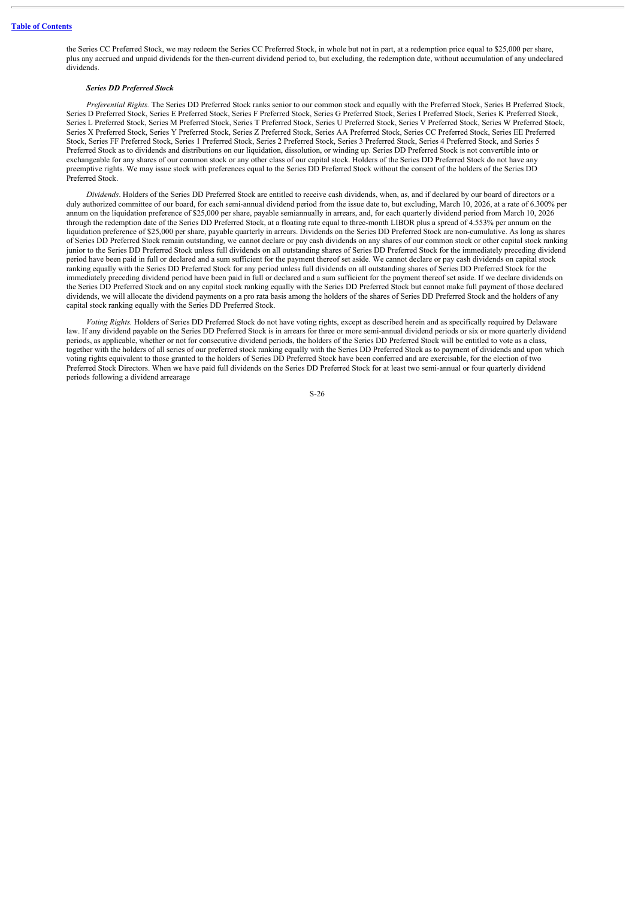the Series CC Preferred Stock, we may redeem the Series CC Preferred Stock, in whole but not in part, at a redemption price equal to $25,000 per share, plus any accrued and unpaid dividends for the then-current dividend period to, but excluding, the redemption date, without accumulation of any undeclared dividends.

***Series DD Preferred Stock***

*Preferential Rights.* The Series DD Preferred Stock ranks senior to our common stock and equally with the Preferred Stock, Series B Preferred Stock, Series D Preferred Stock, Series E Preferred Stock, Series F Preferred Stock, Series G Preferred Stock, Series I Preferred Stock, Series K Preferred Stock, Series L Preferred Stock, Series M Preferred Stock, Series T Preferred Stock, Series U Preferred Stock, Series V Preferred Stock, Series W Preferred Stock, Series X Preferred Stock, Series Y Preferred Stock, Series Z Preferred Stock, Series AA Preferred Stock, Series CC Preferred Stock, Series EE Preferred Stock, Series FF Preferred Stock, Series 1 Preferred Stock, Series 2 Preferred Stock, Series 3 Preferred Stock, Series 4 Preferred Stock, and Series 5 Preferred Stock as to dividends and distributions on our liquidation, dissolution, or winding up. Series DD Preferred Stock is not convertible into or exchangeable for any shares of our common stock or any other class of our capital stock. Holders of the Series DD Preferred Stock do not have any preemptive rights. We may issue stock with preferences equal to the Series DD Preferred Stock without the consent of the holders of the Series DD Preferred Stock.

*Dividends*. Holders of the Series DD Preferred Stock are entitled to receive cash dividends, when, as, and if declared by our board of directors or a duly authorized committee of our board, for each semi-annual dividend period from the issue date to, but excluding, March 10, 2026, at a rate of 6.300% per annum on the liquidation preference of $25,000 per share, payable semiannually in arrears, and, for each quarterly dividend period from March 10, 2026 through the redemption date of the Series DD Preferred Stock, at a floating rate equal to three-month LIBOR plus a spread of 4.553% per annum on the liquidation preference of $25,000 per share, payable quarterly in arrears. Dividends on the Series DD Preferred Stock are non-cumulative. As long as shares of Series DD Preferred Stock remain outstanding, we cannot declare or pay cash dividends on any shares of our common stock or other capital stock ranking junior to the Series DD Preferred Stock unless full dividends on all outstanding shares of Series DD Preferred Stock for the immediately preceding dividend period have been paid in full or declared and a sum sufficient for the payment thereof set aside. We cannot declare or pay cash dividends on capital stock ranking equally with the Series DD Preferred Stock for any period unless full dividends on all outstanding shares of Series DD Preferred Stock for the immediately preceding dividend period have been paid in full or declared and a sum sufficient for the payment thereof set aside. If we declare dividends on the Series DD Preferred Stock and on any capital stock ranking equally with the Series DD Preferred Stock but cannot make full payment of those declared dividends, we will allocate the dividend payments on a pro rata basis among the holders of the shares of Series DD Preferred Stock and the holders of any capital stock ranking equally with the Series DD Preferred Stock.

*Voting Rights.* Holders of Series DD Preferred Stock do not have voting rights, except as described herein and as specifically required by Delaware law. If any dividend payable on the Series DD Preferred Stock is in arrears for three or more semi-annual dividend periods or six or more quarterly dividend periods, as applicable, whether or not for consecutive dividend periods, the holders of the Series DD Preferred Stock will be entitled to vote as a class, together with the holders of all series of our preferred stock ranking equally with the Series DD Preferred Stock as to payment of dividends and upon which voting rights equivalent to those granted to the holders of Series DD Preferred Stock have been conferred and are exercisable, for the election of two Preferred Stock Directors. When we have paid full dividends on the Series DD Preferred Stock for at least two semi-annual or four quarterly dividend periods following a dividend arrearage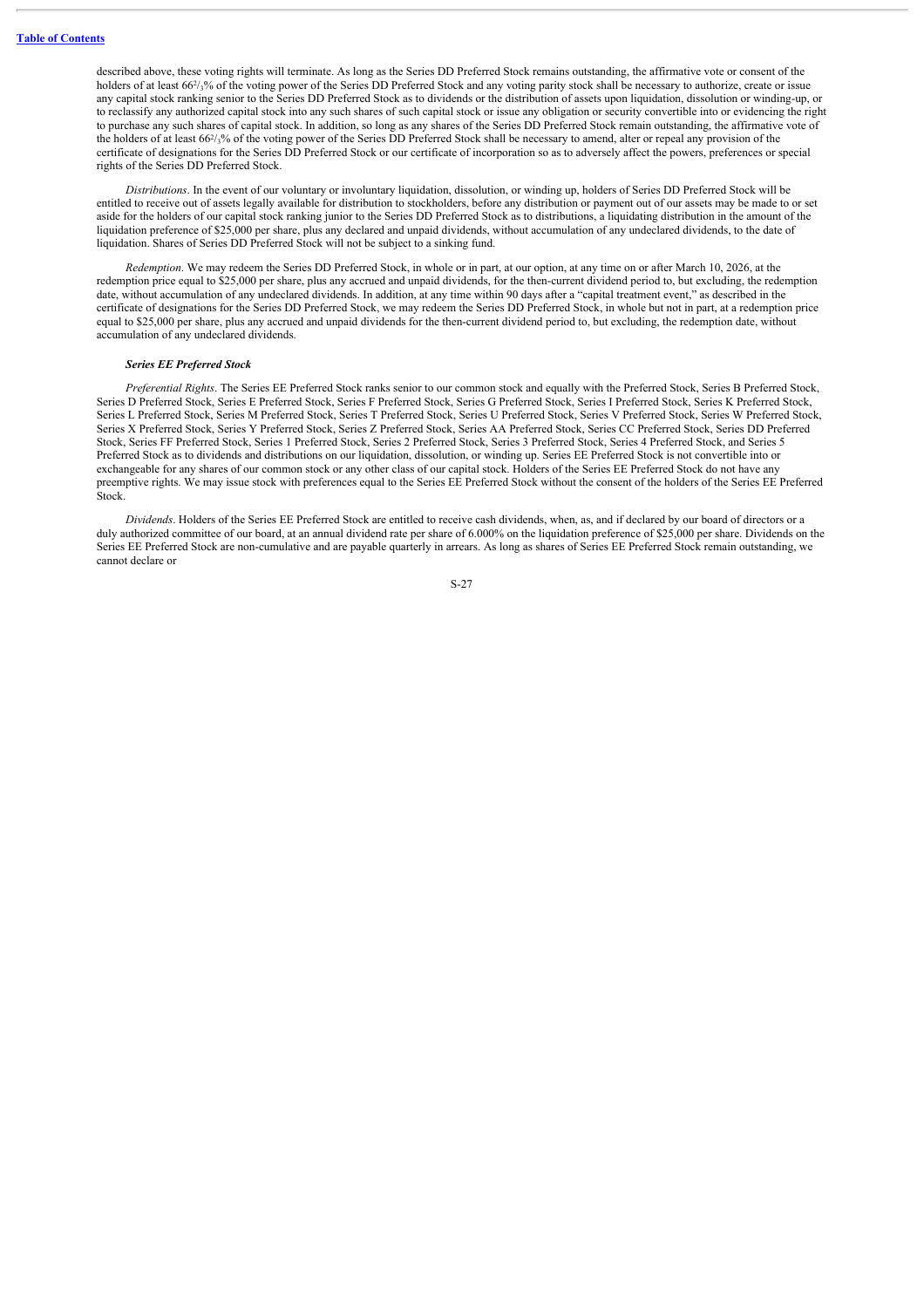described above, these voting rights will terminate. As long as the Series DD Preferred Stock remains outstanding, the affirmative vote or consent of the holders of at least 66²/₃% of the voting power of the Series DD Preferred Stock and any voting parity stock shall be necessary to authorize, create or issue any capital stock ranking senior to the Series DD Preferred Stock as to dividends or the distribution of assets upon liquidation, dissolution or winding-up, or to reclassify any authorized capital stock into any such shares of such capital stock or issue any obligation or security convertible into or evidencing the right to purchase any such shares of capital stock. In addition, so long as any shares of the Series DD Preferred Stock remain outstanding, the affirmative vote of the holders of at least 66²/₃% of the voting power of the Series DD Preferred Stock shall be necessary to amend, alter or repeal any provision of the certificate of designations for the Series DD Preferred Stock or our certificate of incorporation so as to adversely affect the powers, preferences or special rights of the Series DD Preferred Stock.

*Distributions*. In the event of our voluntary or involuntary liquidation, dissolution, or winding up, holders of Series DD Preferred Stock will be entitled to receive out of assets legally available for distribution to stockholders, before any distribution or payment out of our assets may be made to or set aside for the holders of our capital stock ranking junior to the Series DD Preferred Stock as to distributions, a liquidating distribution in the amount of the liquidation preference of $25,000 per share, plus any declared and unpaid dividends, without accumulation of any undeclared dividends, to the date of liquidation. Shares of Series DD Preferred Stock will not be subject to a sinking fund.

*Redemption*. We may redeem the Series DD Preferred Stock, in whole or in part, at our option, at any time on or after March 10, 2026, at the redemption price equal to $25,000 per share, plus any accrued and unpaid dividends, for the then-current dividend period to, but excluding, the redemption date, without accumulation of any undeclared dividends. In addition, at any time within 90 days after a "capital treatment event," as described in the certificate of designations for the Series DD Preferred Stock, we may redeem the Series DD Preferred Stock, in whole but not in part, at a redemption price equal to $25,000 per share, plus any accrued and unpaid dividends for the then-current dividend period to, but excluding, the redemption date, without accumulation of any undeclared dividends.

***Series EE Preferred Stock***

*Preferential Rights*. The Series EE Preferred Stock ranks senior to our common stock and equally with the Preferred Stock, Series B Preferred Stock, Series D Preferred Stock, Series E Preferred Stock, Series F Preferred Stock, Series G Preferred Stock, Series I Preferred Stock, Series K Preferred Stock, Series L Preferred Stock, Series M Preferred Stock, Series T Preferred Stock, Series U Preferred Stock, Series V Preferred Stock, Series W Preferred Stock, Series X Preferred Stock, Series Y Preferred Stock, Series Z Preferred Stock, Series AA Preferred Stock, Series CC Preferred Stock, Series DD Preferred Stock, Series FF Preferred Stock, Series 1 Preferred Stock, Series 2 Preferred Stock, Series 3 Preferred Stock, Series 4 Preferred Stock, and Series 5 Preferred Stock as to dividends and distributions on our liquidation, dissolution, or winding up. Series EE Preferred Stock is not convertible into or exchangeable for any shares of our common stock or any other class of our capital stock. Holders of the Series EE Preferred Stock do not have any preemptive rights. We may issue stock with preferences equal to the Series EE Preferred Stock without the consent of the holders of the Series EE Preferred Stock.

*Dividends*. Holders of the Series EE Preferred Stock are entitled to receive cash dividends, when, as, and if declared by our board of directors or a duly authorized committee of our board, at an annual dividend rate per share of 6.000% on the liquidation preference of $25,000 per share. Dividends on the Series EE Preferred Stock are non-cumulative and are payable quarterly in arrears. As long as shares of Series EE Preferred Stock remain outstanding, we cannot declare or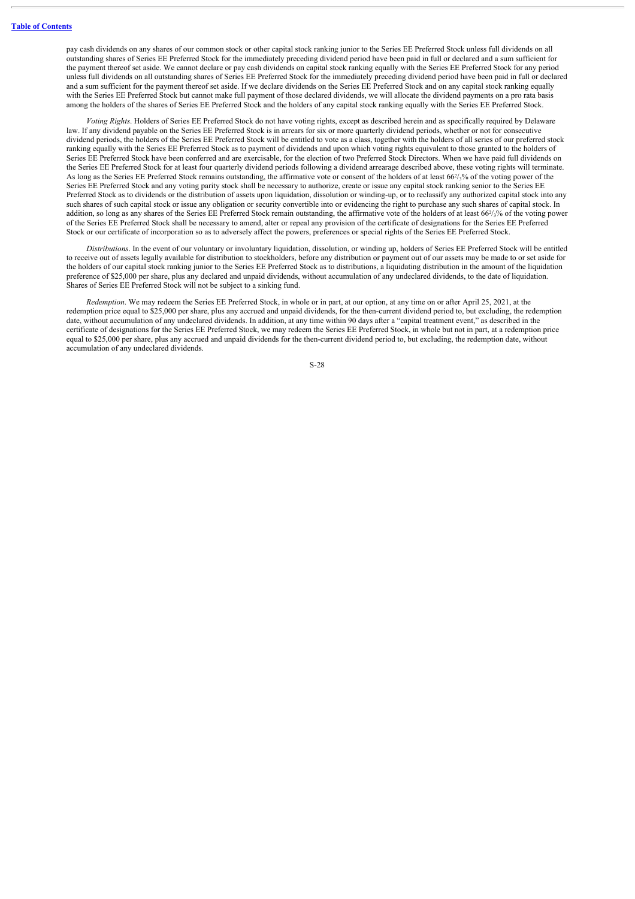pay cash dividends on any shares of our common stock or other capital stock ranking junior to the Series EE Preferred Stock unless full dividends on all outstanding shares of Series EE Preferred Stock for the immediately preceding dividend period have been paid in full or declared and a sum sufficient for the payment thereof set aside. We cannot declare or pay cash dividends on capital stock ranking equally with the Series EE Preferred Stock for any period unless full dividends on all outstanding shares of Series EE Preferred Stock for the immediately preceding dividend period have been paid in full or declared and a sum sufficient for the payment thereof set aside. If we declare dividends on the Series EE Preferred Stock and on any capital stock ranking equally with the Series EE Preferred Stock but cannot make full payment of those declared dividends, we will allocate the dividend payments on a pro rata basis among the holders of the shares of Series EE Preferred Stock and the holders of any capital stock ranking equally with the Series EE Preferred Stock.

*Voting Rights*. Holders of Series EE Preferred Stock do not have voting rights, except as described herein and as specifically required by Delaware law. If any dividend payable on the Series EE Preferred Stock is in arrears for six or more quarterly dividend periods, whether or not for consecutive dividend periods, the holders of the Series EE Preferred Stock will be entitled to vote as a class, together with the holders of all series of our preferred stock ranking equally with the Series EE Preferred Stock as to payment of dividends and upon which voting rights equivalent to those granted to the holders of Series EE Preferred Stock have been conferred and are exercisable, for the election of two Preferred Stock Directors. When we have paid full dividends on the Series EE Preferred Stock for at least four quarterly dividend periods following a dividend arrearage described above, these voting rights will terminate. As long as the Series EE Preferred Stock remains outstanding, the affirmative vote or consent of the holders of at least 66⅔% of the voting power of the Series EE Preferred Stock and any voting parity stock shall be necessary to authorize, create or issue any capital stock ranking senior to the Series EE Preferred Stock as to dividends or the distribution of assets upon liquidation, dissolution or winding-up, or to reclassify any authorized capital stock into any such shares of such capital stock or issue any obligation or security convertible into or evidencing the right to purchase any such shares of capital stock. In addition, so long as any shares of the Series EE Preferred Stock remain outstanding, the affirmative vote of the holders of at least 66⅔% of the voting power of the Series EE Preferred Stock shall be necessary to amend, alter or repeal any provision of the certificate of designations for the Series EE Preferred Stock or our certificate of incorporation so as to adversely affect the powers, preferences or special rights of the Series EE Preferred Stock.

*Distributions*. In the event of our voluntary or involuntary liquidation, dissolution, or winding up, holders of Series EE Preferred Stock will be entitled to receive out of assets legally available for distribution to stockholders, before any distribution or payment out of our assets may be made to or set aside for the holders of our capital stock ranking junior to the Series EE Preferred Stock as to distributions, a liquidating distribution in the amount of the liquidation preference of $25,000 per share, plus any declared and unpaid dividends, without accumulation of any undeclared dividends, to the date of liquidation. Shares of Series EE Preferred Stock will not be subject to a sinking fund.

*Redemption*. We may redeem the Series EE Preferred Stock, in whole or in part, at our option, at any time on or after April 25, 2021, at the redemption price equal to $25,000 per share, plus any accrued and unpaid dividends, for the then-current dividend period to, but excluding, the redemption date, without accumulation of any undeclared dividends. In addition, at any time within 90 days after a "capital treatment event," as described in the certificate of designations for the Series EE Preferred Stock, we may redeem the Series EE Preferred Stock, in whole but not in part, at a redemption price equal to $25,000 per share, plus any accrued and unpaid dividends for the then-current dividend period to, but excluding, the redemption date, without accumulation of any undeclared dividends.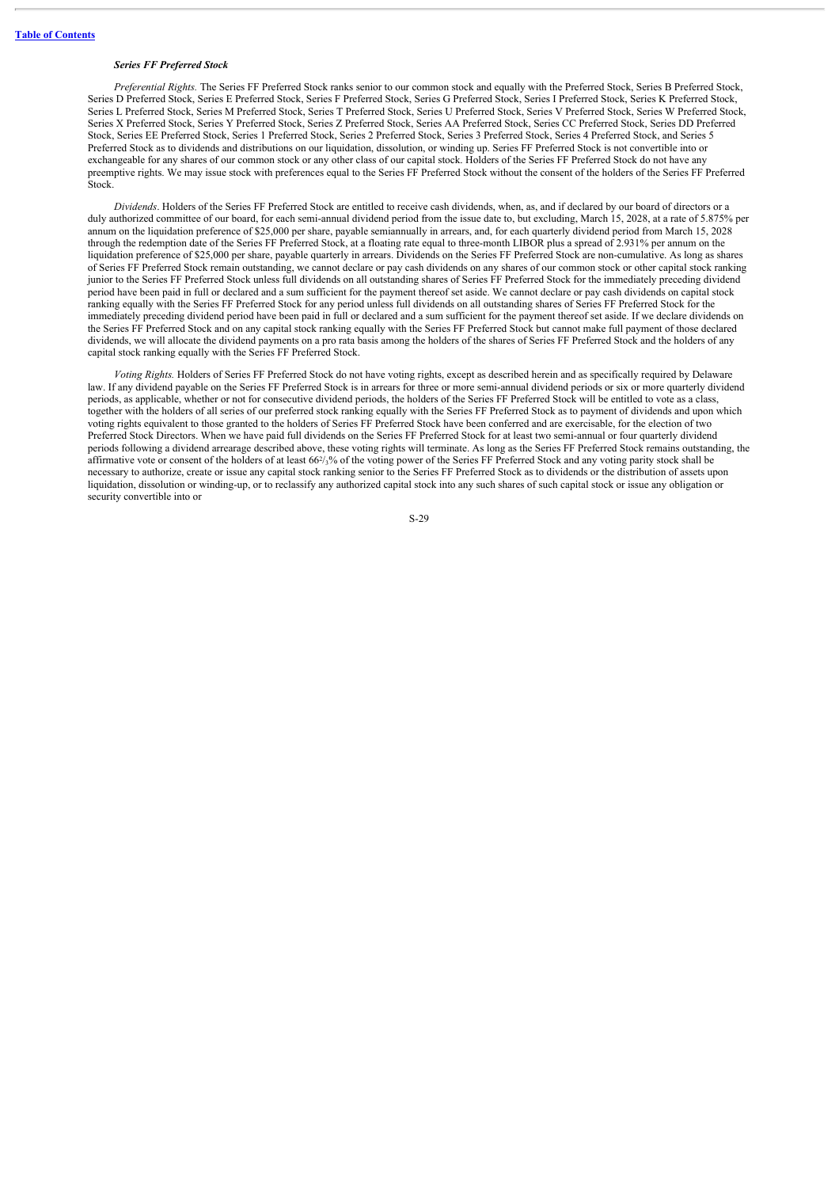### *Series FF Preferred Stock*

*Preferential Rights.* The Series FF Preferred Stock ranks senior to our common stock and equally with the Preferred Stock, Series B Preferred Stock, Series D Preferred Stock, Series E Preferred Stock, Series F Preferred Stock, Series G Preferred Stock, Series I Preferred Stock, Series K Preferred Stock, Series L Preferred Stock, Series M Preferred Stock, Series T Preferred Stock, Series U Preferred Stock, Series V Preferred Stock, Series W Preferred Stock, Series X Preferred Stock, Series Y Preferred Stock, Series Z Preferred Stock, Series AA Preferred Stock, Series CC Preferred Stock, Series DD Preferred Stock, Series EE Preferred Stock, Series 1 Preferred Stock, Series 2 Preferred Stock, Series 3 Preferred Stock, Series 4 Preferred Stock, and Series 5 Preferred Stock as to dividends and distributions on our liquidation, dissolution, or winding up. Series FF Preferred Stock is not convertible into or exchangeable for any shares of our common stock or any other class of our capital stock. Holders of the Series FF Preferred Stock do not have any preemptive rights. We may issue stock with preferences equal to the Series FF Preferred Stock without the consent of the holders of the Series FF Preferred Stock.

*Dividends*. Holders of the Series FF Preferred Stock are entitled to receive cash dividends, when, as, and if declared by our board of directors or a duly authorized committee of our board, for each semi-annual dividend period from the issue date to, but excluding, March 15, 2028, at a rate of 5.875% per annum on the liquidation preference of $25,000 per share, payable semiannually in arrears, and, for each quarterly dividend period from March 15, 2028 through the redemption date of the Series FF Preferred Stock, at a floating rate equal to three-month LIBOR plus a spread of 2.931% per annum on the liquidation preference of $25,000 per share, payable quarterly in arrears. Dividends on the Series FF Preferred Stock are non-cumulative. As long as shares of Series FF Preferred Stock remain outstanding, we cannot declare or pay cash dividends on any shares of our common stock or other capital stock ranking junior to the Series FF Preferred Stock unless full dividends on all outstanding shares of Series FF Preferred Stock for the immediately preceding dividend period have been paid in full or declared and a sum sufficient for the payment thereof set aside. We cannot declare or pay cash dividends on capital stock ranking equally with the Series FF Preferred Stock for any period unless full dividends on all outstanding shares of Series FF Preferred Stock for the immediately preceding dividend period have been paid in full or declared and a sum sufficient for the payment thereof set aside. If we declare dividends on the Series FF Preferred Stock and on any capital stock ranking equally with the Series FF Preferred Stock but cannot make full payment of those declared dividends, we will allocate the dividend payments on a pro rata basis among the holders of the shares of Series FF Preferred Stock and the holders of any capital stock ranking equally with the Series FF Preferred Stock.

*Voting Rights.* Holders of Series FF Preferred Stock do not have voting rights, except as described herein and as specifically required by Delaware law. If any dividend payable on the Series FF Preferred Stock is in arrears for three or more semi-annual dividend periods or six or more quarterly dividend periods, as applicable, whether or not for consecutive dividend periods, the holders of the Series FF Preferred Stock will be entitled to vote as a class, together with the holders of all series of our preferred stock ranking equally with the Series FF Preferred Stock as to payment of dividends and upon which voting rights equivalent to those granted to the holders of Series FF Preferred Stock have been conferred and are exercisable, for the election of two Preferred Stock Directors. When we have paid full dividends on the Series FF Preferred Stock for at least two semi-annual or four quarterly dividend periods following a dividend arrearage described above, these voting rights will terminate. As long as the Series FF Preferred Stock remains outstanding, the affirmative vote or consent of the holders of at least 66⅔% of the voting power of the Series FF Preferred Stock and any voting parity stock shall be necessary to authorize, create or issue any capital stock ranking senior to the Series FF Preferred Stock as to dividends or the distribution of assets upon liquidation, dissolution or winding-up, or to reclassify any authorized capital stock into any such shares of such capital stock or issue any obligation or security convertible into or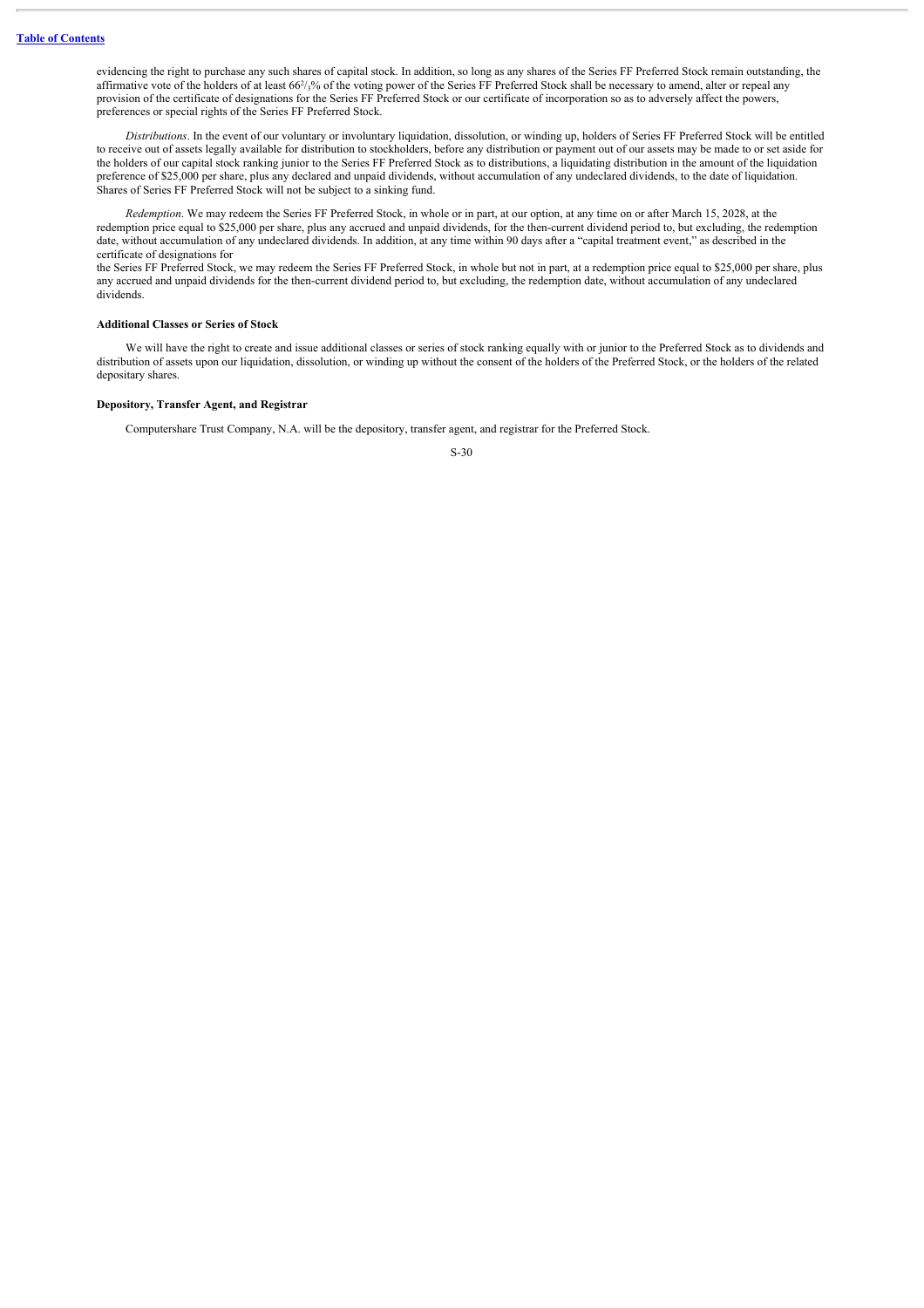evidencing the right to purchase any such shares of capital stock. In addition, so long as any shares of the Series FF Preferred Stock remain outstanding, the affirmative vote of the holders of at least 66²/₃% of the voting power of the Series FF Preferred Stock shall be necessary to amend, alter or repeal any provision of the certificate of designations for the Series FF Preferred Stock or our certificate of incorporation so as to adversely affect the powers, preferences or special rights of the Series FF Preferred Stock.

*Distributions*. In the event of our voluntary or involuntary liquidation, dissolution, or winding up, holders of Series FF Preferred Stock will be entitled to receive out of assets legally available for distribution to stockholders, before any distribution or payment out of our assets may be made to or set aside for the holders of our capital stock ranking junior to the Series FF Preferred Stock as to distributions, a liquidating distribution in the amount of the liquidation preference of $25,000 per share, plus any declared and unpaid dividends, without accumulation of any undeclared dividends, to the date of liquidation. Shares of Series FF Preferred Stock will not be subject to a sinking fund.

*Redemption*. We may redeem the Series FF Preferred Stock, in whole or in part, at our option, at any time on or after March 15, 2028, at the redemption price equal to $25,000 per share, plus any accrued and unpaid dividends, for the then-current dividend period to, but excluding, the redemption date, without accumulation of any undeclared dividends. In addition, at any time within 90 days after a "capital treatment event," as described in the certificate of designations for the Series FF Preferred Stock, we may redeem the Series FF Preferred Stock, in whole but not in part, at a redemption price equal to $25,000 per share, plus any accrued and unpaid dividends for the then-current dividend period to, but excluding, the redemption date, without accumulation of any undeclared dividends.

**Additional Classes or Series of Stock**

We will have the right to create and issue additional classes or series of stock ranking equally with or junior to the Preferred Stock as to dividends and distribution of assets upon our liquidation, dissolution, or winding up without the consent of the holders of the Preferred Stock, or the holders of the related depositary shares.

**Depository, Transfer Agent, and Registrar**

Computershare Trust Company, N.A. will be the depository, transfer agent, and registrar for the Preferred Stock.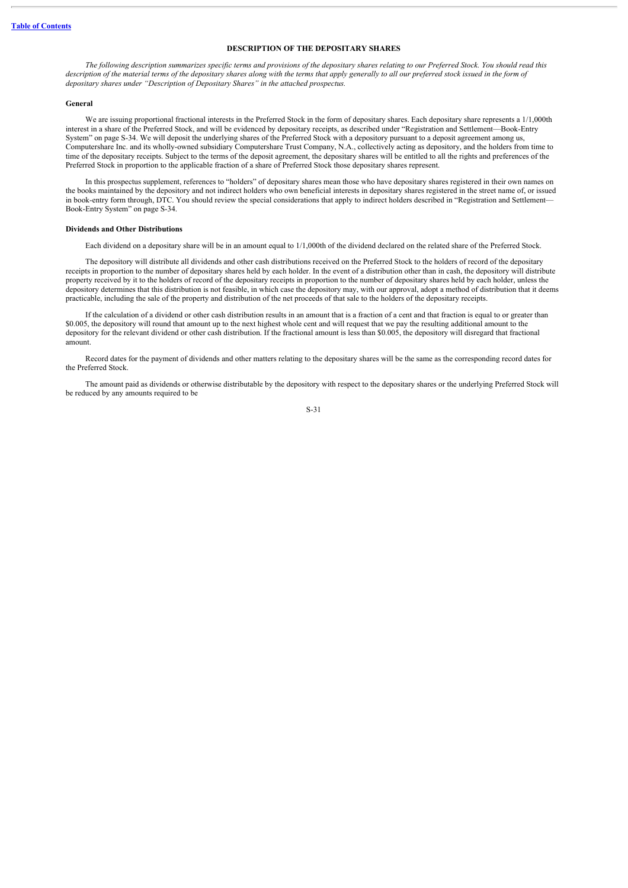## DESCRIPTION OF THE DEPOSITARY SHARES

*The following description summarizes specific terms and provisions of the depositary shares relating to our Preferred Stock. You should read this description of the material terms of the depositary shares along with the terms that apply generally to all our preferred stock issued in the form of depositary shares under "Description of Depositary Shares" in the attached prospectus.*

### General

We are issuing proportional fractional interests in the Preferred Stock in the form of depositary shares. Each depositary share represents a 1/1,000th interest in a share of the Preferred Stock, and will be evidenced by depositary receipts, as described under "Registration and Settlement—Book-Entry System" on page S-34. We will deposit the underlying shares of the Preferred Stock with a depository pursuant to a deposit agreement among us, Computershare Inc. and its wholly-owned subsidiary Computershare Trust Company, N.A., collectively acting as depository, and the holders from time to time of the depositary receipts. Subject to the terms of the deposit agreement, the depositary shares will be entitled to all the rights and preferences of the Preferred Stock in proportion to the applicable fraction of a share of Preferred Stock those depositary shares represent.

In this prospectus supplement, references to "holders" of depositary shares mean those who have depositary shares registered in their own names on the books maintained by the depository and not indirect holders who own beneficial interests in depositary shares registered in the street name of, or issued in book-entry form through, DTC. You should review the special considerations that apply to indirect holders described in "Registration and Settlement—Book-Entry System" on page S-34.

### Dividends and Other Distributions

Each dividend on a depositary share will be in an amount equal to 1/1,000th of the dividend declared on the related share of the Preferred Stock.

The depository will distribute all dividends and other cash distributions received on the Preferred Stock to the holders of record of the depositary receipts in proportion to the number of depositary shares held by each holder. In the event of a distribution other than in cash, the depository will distribute property received by it to the holders of record of the depositary receipts in proportion to the number of depositary shares held by each holder, unless the depository determines that this distribution is not feasible, in which case the depository may, with our approval, adopt a method of distribution that it deems practicable, including the sale of the property and distribution of the net proceeds of that sale to the holders of the depositary receipts.

If the calculation of a dividend or other cash distribution results in an amount that is a fraction of a cent and that fraction is equal to or greater than $0.005, the depository will round that amount up to the next highest whole cent and will request that we pay the resulting additional amount to the depository for the relevant dividend or other cash distribution. If the fractional amount is less than $0.005, the depository will disregard that fractional amount.

Record dates for the payment of dividends and other matters relating to the depositary shares will be the same as the corresponding record dates for the Preferred Stock.

The amount paid as dividends or otherwise distributable by the depository with respect to the depositary shares or the underlying Preferred Stock will be reduced by any amounts required to be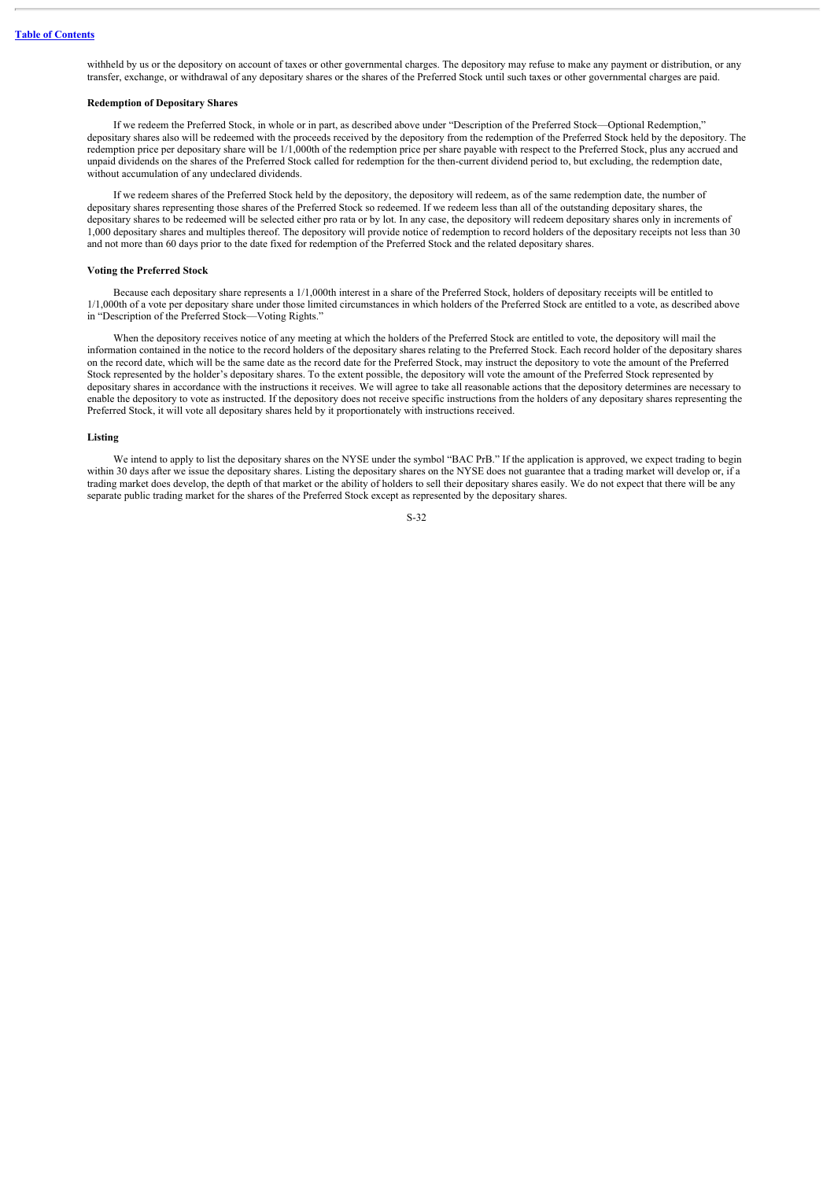withheld by us or the depository on account of taxes or other governmental charges. The depository may refuse to make any payment or distribution, or any transfer, exchange, or withdrawal of any depositary shares or the shares of the Preferred Stock until such taxes or other governmental charges are paid.

**Redemption of Depositary Shares**

If we redeem the Preferred Stock, in whole or in part, as described above under "Description of the Preferred Stock—Optional Redemption," depositary shares also will be redeemed with the proceeds received by the depository from the redemption of the Preferred Stock held by the depository. The redemption price per depositary share will be 1/1,000th of the redemption price per share payable with respect to the Preferred Stock, plus any accrued and unpaid dividends on the shares of the Preferred Stock called for redemption for the then-current dividend period to, but excluding, the redemption date, without accumulation of any undeclared dividends.

If we redeem shares of the Preferred Stock held by the depository, the depository will redeem, as of the same redemption date, the number of depositary shares representing those shares of the Preferred Stock so redeemed. If we redeem less than all of the outstanding depositary shares, the depositary shares to be redeemed will be selected either pro rata or by lot. In any case, the depository will redeem depositary shares only in increments of 1,000 depositary shares and multiples thereof. The depository will provide notice of redemption to record holders of the depositary receipts not less than 30 and not more than 60 days prior to the date fixed for redemption of the Preferred Stock and the related depositary shares.

**Voting the Preferred Stock**

Because each depositary share represents a 1/1,000th interest in a share of the Preferred Stock, holders of depositary receipts will be entitled to 1/1,000th of a vote per depositary share under those limited circumstances in which holders of the Preferred Stock are entitled to a vote, as described above in "Description of the Preferred Stock—Voting Rights."

When the depository receives notice of any meeting at which the holders of the Preferred Stock are entitled to vote, the depository will mail the information contained in the notice to the record holders of the depositary shares relating to the Preferred Stock. Each record holder of the depositary shares on the record date, which will be the same date as the record date for the Preferred Stock, may instruct the depository to vote the amount of the Preferred Stock represented by the holder's depositary shares. To the extent possible, the depository will vote the amount of the Preferred Stock represented by depositary shares in accordance with the instructions it receives. We will agree to take all reasonable actions that the depository determines are necessary to enable the depository to vote as instructed. If the depository does not receive specific instructions from the holders of any depositary shares representing the Preferred Stock, it will vote all depositary shares held by it proportionately with instructions received.

**Listing**

We intend to apply to list the depositary shares on the NYSE under the symbol "BAC PrB." If the application is approved, we expect trading to begin within 30 days after we issue the depositary shares. Listing the depositary shares on the NYSE does not guarantee that a trading market will develop or, if a trading market does develop, the depth of that market or the ability of holders to sell their depositary shares easily. We do not expect that there will be any separate public trading market for the shares of the Preferred Stock except as represented by the depositary shares.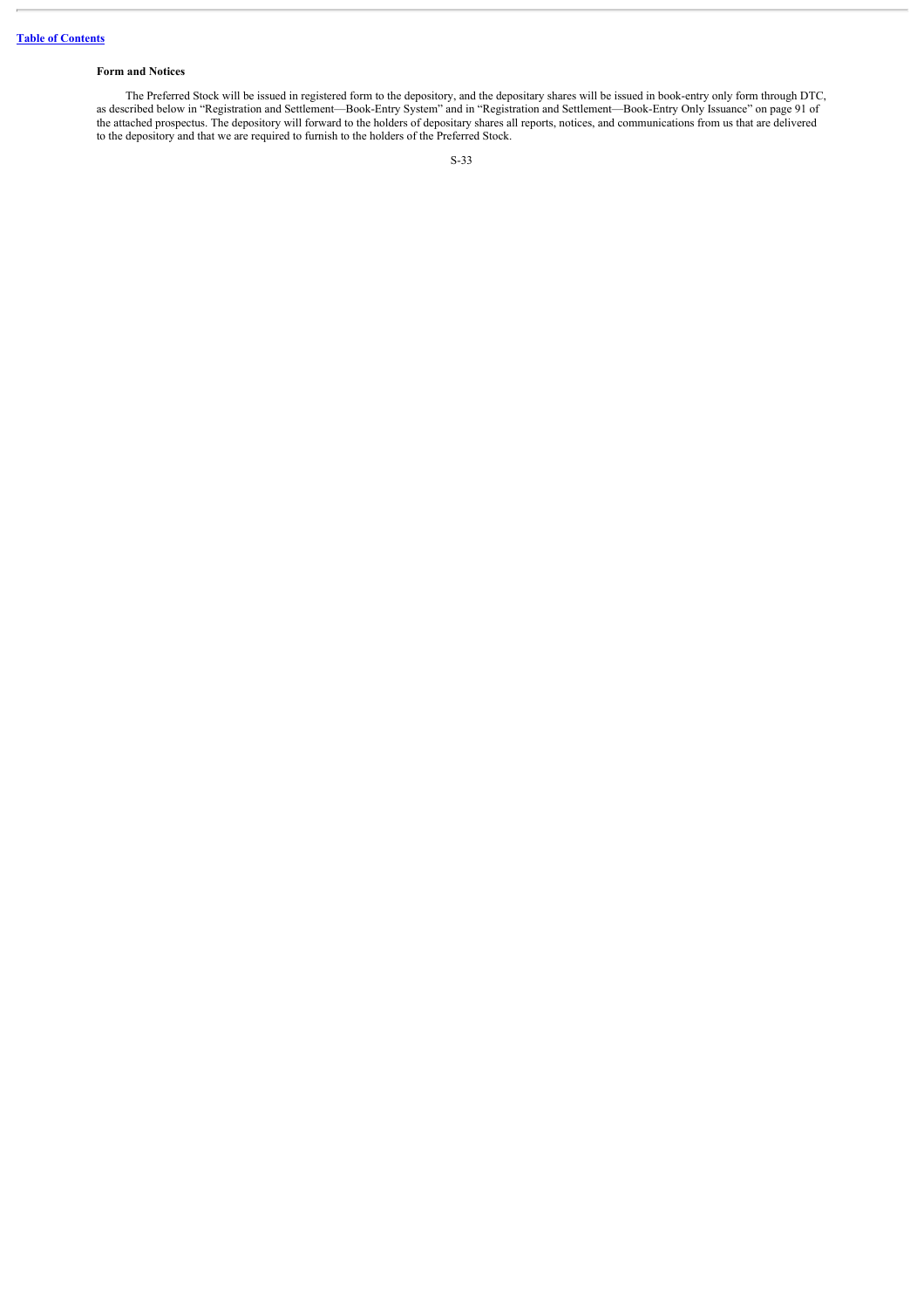### Form and Notices

The Preferred Stock will be issued in registered form to the depository, and the depositary shares will be issued in book-entry only form through DTC, as described below in "Registration and Settlement—Book-Entry System" and in "Registration and Settlement—Book-Entry Only Issuance" on page 91 of the attached prospectus. The depository will forward to the holders of depositary shares all reports, notices, and communications from us that are delivered to the depository and that we are required to furnish to the holders of the Preferred Stock.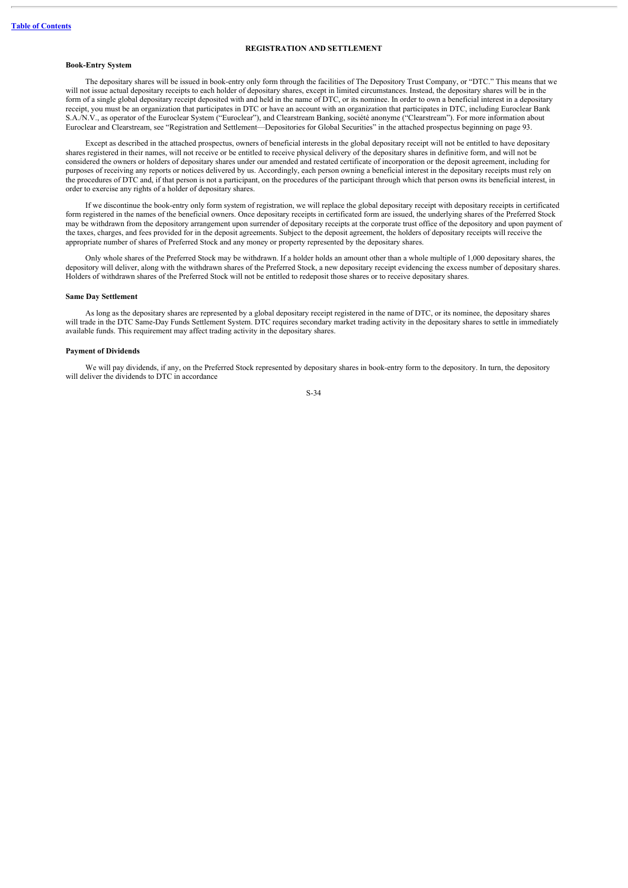## REGISTRATION AND SETTLEMENT

### Book-Entry System

The depositary shares will be issued in book-entry only form through the facilities of The Depository Trust Company, or "DTC." This means that we will not issue actual depositary receipts to each holder of depositary shares, except in limited circumstances. Instead, the depositary shares will be in the form of a single global depositary receipt deposited with and held in the name of DTC, or its nominee. In order to own a beneficial interest in a depositary receipt, you must be an organization that participates in DTC or have an account with an organization that participates in DTC, including Euroclear Bank S.A./N.V., as operator of the Euroclear System ("Euroclear"), and Clearstream Banking, société anonyme ("Clearstream"). For more information about Euroclear and Clearstream, see "Registration and Settlement—Depositories for Global Securities" in the attached prospectus beginning on page 93.

Except as described in the attached prospectus, owners of beneficial interests in the global depositary receipt will not be entitled to have depositary shares registered in their names, will not receive or be entitled to receive physical delivery of the depositary shares in definitive form, and will not be considered the owners or holders of depositary shares under our amended and restated certificate of incorporation or the deposit agreement, including for purposes of receiving any reports or notices delivered by us. Accordingly, each person owning a beneficial interest in the depositary receipts must rely on the procedures of DTC and, if that person is not a participant, on the procedures of the participant through which that person owns its beneficial interest, in order to exercise any rights of a holder of depositary shares.

If we discontinue the book-entry only form system of registration, we will replace the global depositary receipt with depositary receipts in certificated form registered in the names of the beneficial owners. Once depositary receipts in certificated form are issued, the underlying shares of the Preferred Stock may be withdrawn from the depository arrangement upon surrender of depositary receipts at the corporate trust office of the depository and upon payment of the taxes, charges, and fees provided for in the deposit agreements. Subject to the deposit agreement, the holders of depositary receipts will receive the appropriate number of shares of Preferred Stock and any money or property represented by the depositary shares.

Only whole shares of the Preferred Stock may be withdrawn. If a holder holds an amount other than a whole multiple of 1,000 depositary shares, the depository will deliver, along with the withdrawn shares of the Preferred Stock, a new depositary receipt evidencing the excess number of depositary shares. Holders of withdrawn shares of the Preferred Stock will not be entitled to redeposit those shares or to receive depositary shares.

### Same Day Settlement

As long as the depositary shares are represented by a global depositary receipt registered in the name of DTC, or its nominee, the depositary shares will trade in the DTC Same-Day Funds Settlement System. DTC requires secondary market trading activity in the depositary shares to settle in immediately available funds. This requirement may affect trading activity in the depositary shares.

### Payment of Dividends

We will pay dividends, if any, on the Preferred Stock represented by depositary shares in book-entry form to the depository. In turn, the depository will deliver the dividends to DTC in accordance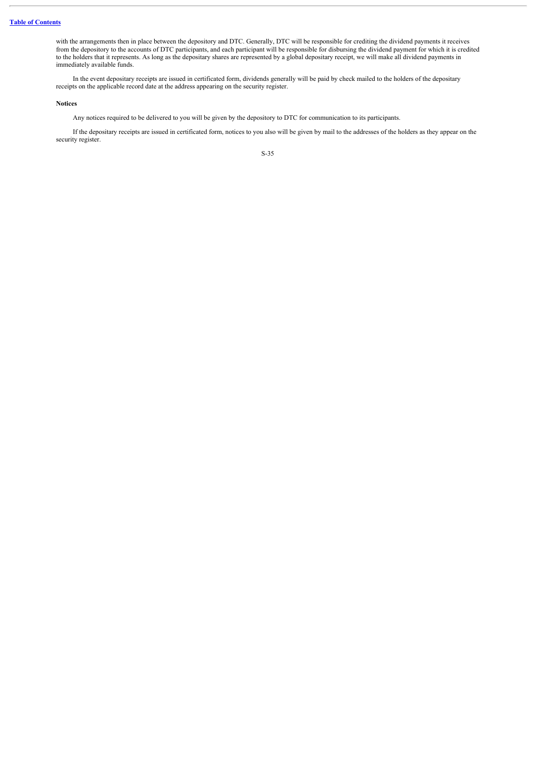with the arrangements then in place between the depository and DTC. Generally, DTC will be responsible for crediting the dividend payments it receives from the depository to the accounts of DTC participants, and each participant will be responsible for disbursing the dividend payment for which it is credited to the holders that it represents. As long as the depositary shares are represented by a global depositary receipt, we will make all dividend payments in immediately available funds.

In the event depositary receipts are issued in certificated form, dividends generally will be paid by check mailed to the holders of the depositary receipts on the applicable record date at the address appearing on the security register.

**Notices**

Any notices required to be delivered to you will be given by the depository to DTC for communication to its participants.

If the depositary receipts are issued in certificated form, notices to you also will be given by mail to the addresses of the holders as they appear on the security register.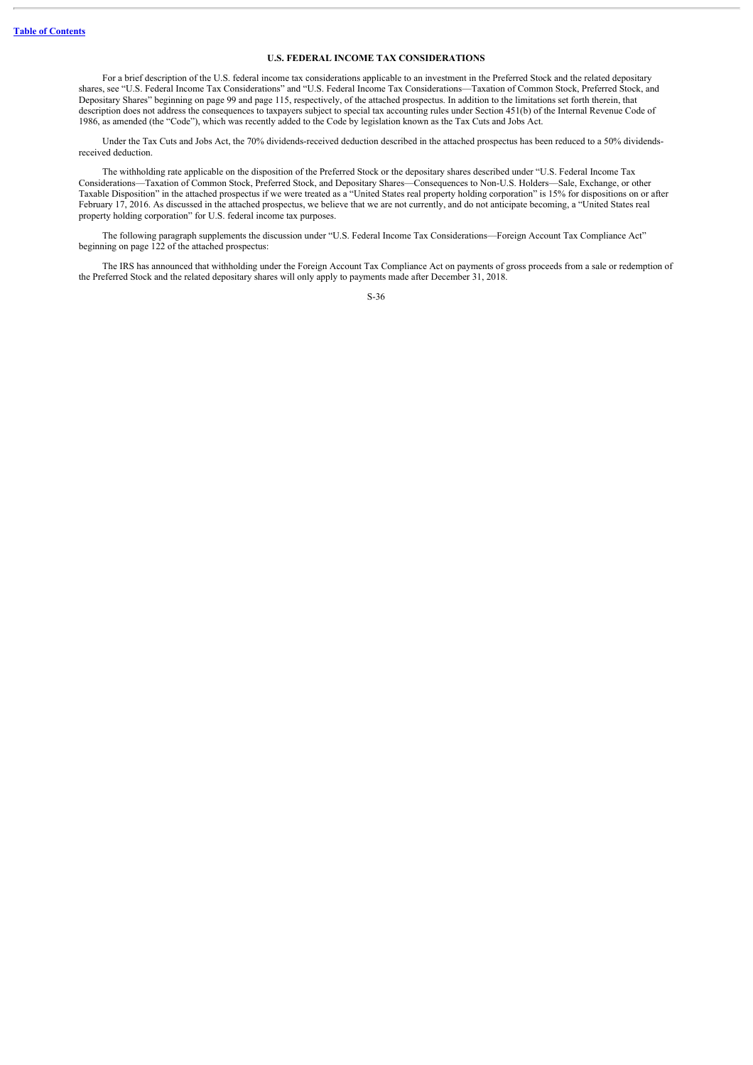## U.S. FEDERAL INCOME TAX CONSIDERATIONS

For a brief description of the U.S. federal income tax considerations applicable to an investment in the Preferred Stock and the related depositary shares, see "U.S. Federal Income Tax Considerations" and "U.S. Federal Income Tax Considerations—Taxation of Common Stock, Preferred Stock, and Depositary Shares" beginning on page 99 and page 115, respectively, of the attached prospectus. In addition to the limitations set forth therein, that description does not address the consequences to taxpayers subject to special tax accounting rules under Section 451(b) of the Internal Revenue Code of 1986, as amended (the "Code"), which was recently added to the Code by legislation known as the Tax Cuts and Jobs Act.

Under the Tax Cuts and Jobs Act, the 70% dividends-received deduction described in the attached prospectus has been reduced to a 50% dividends-received deduction.

The withholding rate applicable on the disposition of the Preferred Stock or the depositary shares described under "U.S. Federal Income Tax Considerations—Taxation of Common Stock, Preferred Stock, and Depositary Shares—Consequences to Non-U.S. Holders—Sale, Exchange, or other Taxable Disposition" in the attached prospectus if we were treated as a "United States real property holding corporation" is 15% for dispositions on or after February 17, 2016. As discussed in the attached prospectus, we believe that we are not currently, and do not anticipate becoming, a "United States real property holding corporation" for U.S. federal income tax purposes.

The following paragraph supplements the discussion under "U.S. Federal Income Tax Considerations—Foreign Account Tax Compliance Act" beginning on page 122 of the attached prospectus:

The IRS has announced that withholding under the Foreign Account Tax Compliance Act on payments of gross proceeds from a sale or redemption of the Preferred Stock and the related depositary shares will only apply to payments made after December 31, 2018.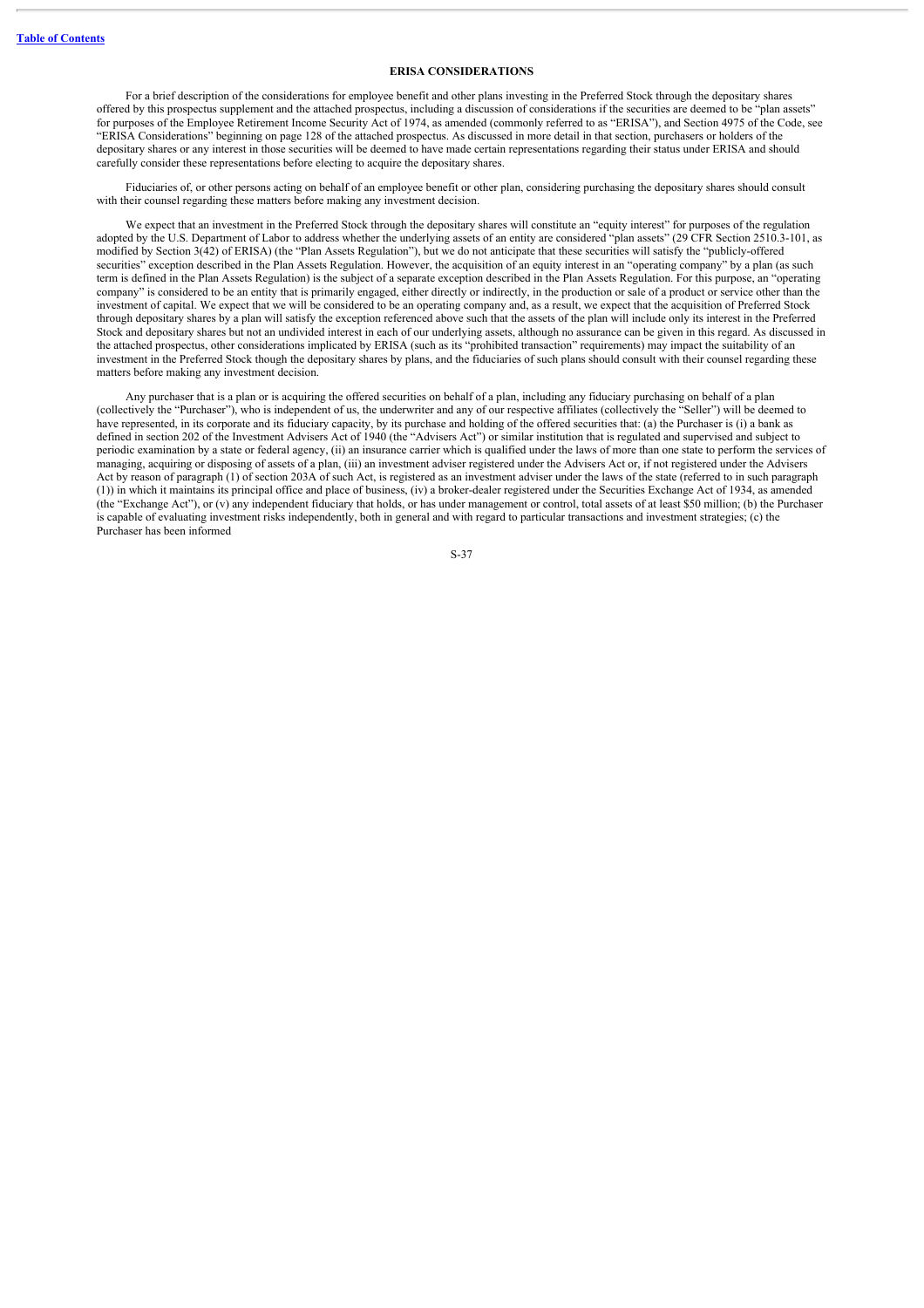## ERISA CONSIDERATIONS

For a brief description of the considerations for employee benefit and other plans investing in the Preferred Stock through the depositary shares offered by this prospectus supplement and the attached prospectus, including a discussion of considerations if the securities are deemed to be "plan assets" for purposes of the Employee Retirement Income Security Act of 1974, as amended (commonly referred to as "ERISA"), and Section 4975 of the Code, see "ERISA Considerations" beginning on page 128 of the attached prospectus. As discussed in more detail in that section, purchasers or holders of the depositary shares or any interest in those securities will be deemed to have made certain representations regarding their status under ERISA and should carefully consider these representations before electing to acquire the depositary shares.

Fiduciaries of, or other persons acting on behalf of an employee benefit or other plan, considering purchasing the depositary shares should consult with their counsel regarding these matters before making any investment decision.

We expect that an investment in the Preferred Stock through the depositary shares will constitute an "equity interest" for purposes of the regulation adopted by the U.S. Department of Labor to address whether the underlying assets of an entity are considered "plan assets" (29 CFR Section 2510.3-101, as modified by Section 3(42) of ERISA) (the "Plan Assets Regulation"), but we do not anticipate that these securities will satisfy the "publicly-offered securities" exception described in the Plan Assets Regulation. However, the acquisition of an equity interest in an "operating company" by a plan (as such term is defined in the Plan Assets Regulation) is the subject of a separate exception described in the Plan Assets Regulation. For this purpose, an "operating company" is considered to be an entity that is primarily engaged, either directly or indirectly, in the production or sale of a product or service other than the investment of capital. We expect that we will be considered to be an operating company and, as a result, we expect that the acquisition of Preferred Stock through depositary shares by a plan will satisfy the exception referenced above such that the assets of the plan will include only its interest in the Preferred Stock and depositary shares but not an undivided interest in each of our underlying assets, although no assurance can be given in this regard. As discussed in the attached prospectus, other considerations implicated by ERISA (such as its "prohibited transaction" requirements) may impact the suitability of an investment in the Preferred Stock though the depositary shares by plans, and the fiduciaries of such plans should consult with their counsel regarding these matters before making any investment decision.

Any purchaser that is a plan or is acquiring the offered securities on behalf of a plan, including any fiduciary purchasing on behalf of a plan (collectively the "Purchaser"), who is independent of us, the underwriter and any of our respective affiliates (collectively the "Seller") will be deemed to have represented, in its corporate and its fiduciary capacity, by its purchase and holding of the offered securities that: (a) the Purchaser is (i) a bank as defined in section 202 of the Investment Advisers Act of 1940 (the "Advisers Act") or similar institution that is regulated and supervised and subject to periodic examination by a state or federal agency, (ii) an insurance carrier which is qualified under the laws of more than one state to perform the services of managing, acquiring or disposing of assets of a plan, (iii) an investment adviser registered under the Advisers Act or, if not registered under the Advisers Act by reason of paragraph (1) of section 203A of such Act, is registered as an investment adviser under the laws of the state (referred to in such paragraph (1)) in which it maintains its principal office and place of business, (iv) a broker-dealer registered under the Securities Exchange Act of 1934, as amended (the "Exchange Act"), or (v) any independent fiduciary that holds, or has under management or control, total assets of at least $50 million; (b) the Purchaser is capable of evaluating investment risks independently, both in general and with regard to particular transactions and investment strategies; (c) the Purchaser has been informed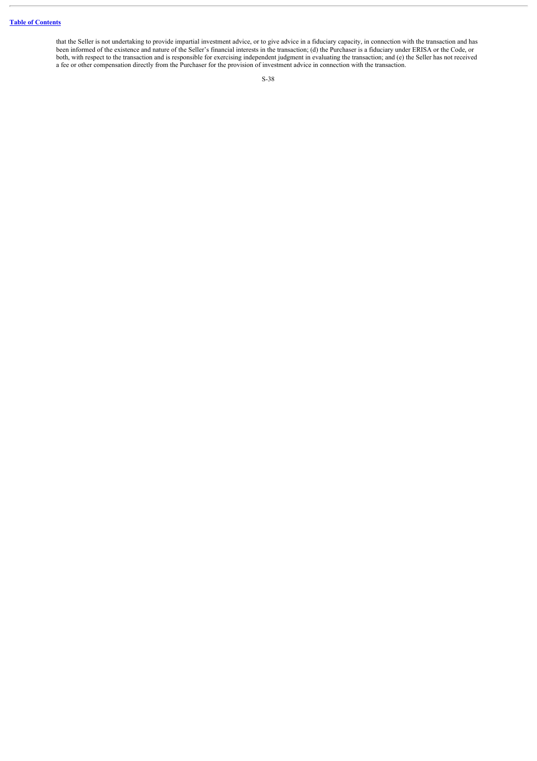that the Seller is not undertaking to provide impartial investment advice, or to give advice in a fiduciary capacity, in connection with the transaction and has been informed of the existence and nature of the Seller's financial interests in the transaction; (d) the Purchaser is a fiduciary under ERISA or the Code, or both, with respect to the transaction and is responsible for exercising independent judgment in evaluating the transaction; and (e) the Seller has not received a fee or other compensation directly from the Purchaser for the provision of investment advice in connection with the transaction.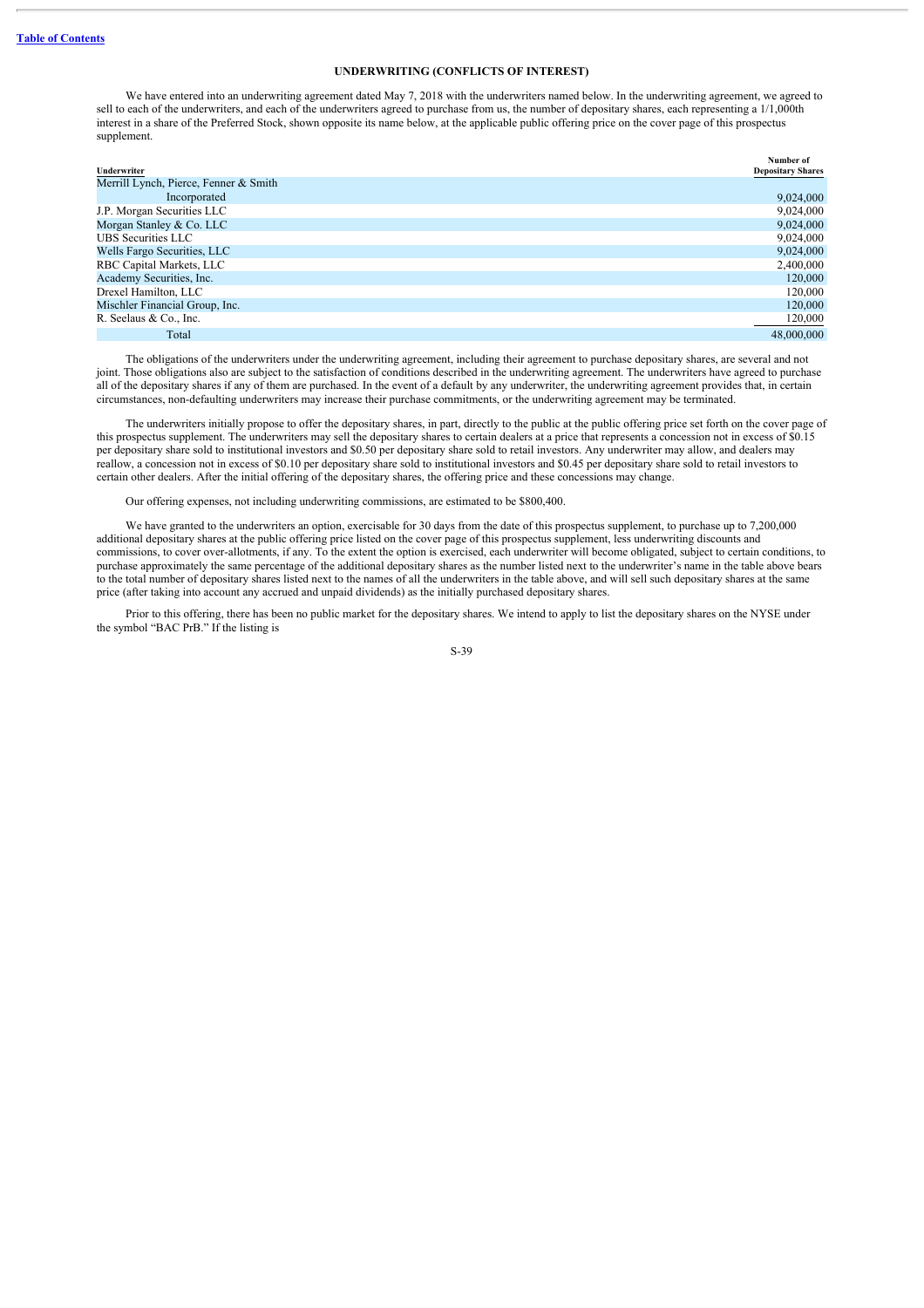## UNDERWRITING (CONFLICTS OF INTEREST)

We have entered into an underwriting agreement dated May 7, 2018 with the underwriters named below. In the underwriting agreement, we agreed to sell to each of the underwriters, and each of the underwriters agreed to purchase from us, the number of depositary shares, each representing a 1/1,000th interest in a share of the Preferred Stock, shown opposite its name below, at the applicable public offering price on the cover page of this prospectus supplement.

| Underwriter | Number of Depositary Shares |
|---|---|
| Merrill Lynch, Pierce, Fenner & Smith Incorporated | 9,024,000 |
| J.P. Morgan Securities LLC | 9,024,000 |
| Morgan Stanley & Co. LLC | 9,024,000 |
| UBS Securities LLC | 9,024,000 |
| Wells Fargo Securities, LLC | 9,024,000 |
| RBC Capital Markets, LLC | 2,400,000 |
| Academy Securities, Inc. | 120,000 |
| Drexel Hamilton, LLC | 120,000 |
| Mischler Financial Group, Inc. | 120,000 |
| R. Seelaus & Co., Inc. | 120,000 |
| Total | 48,000,000 |

The obligations of the underwriters under the underwriting agreement, including their agreement to purchase depositary shares, are several and not joint. Those obligations also are subject to the satisfaction of conditions described in the underwriting agreement. The underwriters have agreed to purchase all of the depositary shares if any of them are purchased. In the event of a default by any underwriter, the underwriting agreement provides that, in certain circumstances, non-defaulting underwriters may increase their purchase commitments, or the underwriting agreement may be terminated.

The underwriters initially propose to offer the depositary shares, in part, directly to the public at the public offering price set forth on the cover page of this prospectus supplement. The underwriters may sell the depositary shares to certain dealers at a price that represents a concession not in excess of $0.15 per depositary share sold to institutional investors and $0.50 per depositary share sold to retail investors. Any underwriter may allow, and dealers may reallow, a concession not in excess of $0.10 per depositary share sold to institutional investors and $0.45 per depositary share sold to retail investors to certain other dealers. After the initial offering of the depositary shares, the offering price and these concessions may change.

Our offering expenses, not including underwriting commissions, are estimated to be $800,400.

We have granted to the underwriters an option, exercisable for 30 days from the date of this prospectus supplement, to purchase up to 7,200,000 additional depositary shares at the public offering price listed on the cover page of this prospectus supplement, less underwriting discounts and commissions, to cover over-allotments, if any. To the extent the option is exercised, each underwriter will become obligated, subject to certain conditions, to purchase approximately the same percentage of the additional depositary shares as the number listed next to the underwriter's name in the table above bears to the total number of depositary shares listed next to the names of all the underwriters in the table above, and will sell such depositary shares at the same price (after taking into account any accrued and unpaid dividends) as the initially purchased depositary shares.

Prior to this offering, there has been no public market for the depositary shares. We intend to apply to list the depositary shares on the NYSE under the symbol "BAC PrB." If the listing is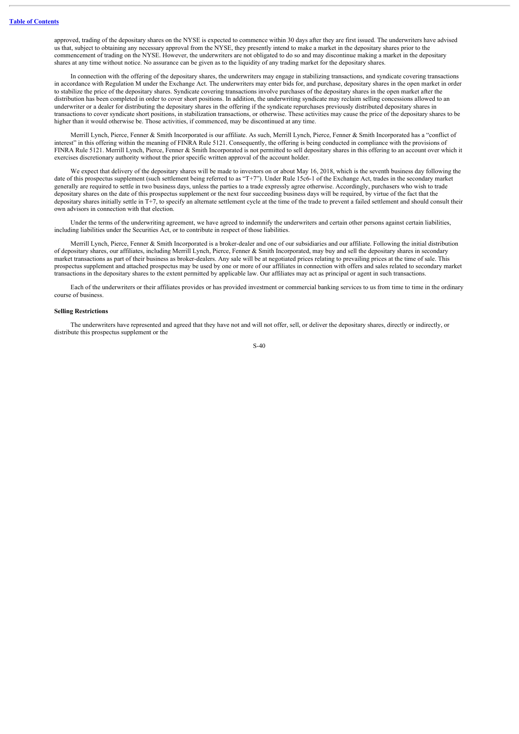approved, trading of the depositary shares on the NYSE is expected to commence within 30 days after they are first issued. The underwriters have advised us that, subject to obtaining any necessary approval from the NYSE, they presently intend to make a market in the depositary shares prior to the commencement of trading on the NYSE. However, the underwriters are not obligated to do so and may discontinue making a market in the depositary shares at any time without notice. No assurance can be given as to the liquidity of any trading market for the depositary shares.

In connection with the offering of the depositary shares, the underwriters may engage in stabilizing transactions, and syndicate covering transactions in accordance with Regulation M under the Exchange Act. The underwriters may enter bids for, and purchase, depositary shares in the open market in order to stabilize the price of the depositary shares. Syndicate covering transactions involve purchases of the depositary shares in the open market after the distribution has been completed in order to cover short positions. In addition, the underwriting syndicate may reclaim selling concessions allowed to an underwriter or a dealer for distributing the depositary shares in the offering if the syndicate repurchases previously distributed depositary shares in transactions to cover syndicate short positions, in stabilization transactions, or otherwise. These activities may cause the price of the depositary shares to be higher than it would otherwise be. Those activities, if commenced, may be discontinued at any time.

Merrill Lynch, Pierce, Fenner & Smith Incorporated is our affiliate. As such, Merrill Lynch, Pierce, Fenner & Smith Incorporated has a "conflict of interest" in this offering within the meaning of FINRA Rule 5121. Consequently, the offering is being conducted in compliance with the provisions of FINRA Rule 5121. Merrill Lynch, Pierce, Fenner & Smith Incorporated is not permitted to sell depositary shares in this offering to an account over which it exercises discretionary authority without the prior specific written approval of the account holder.

We expect that delivery of the depositary shares will be made to investors on or about May 16, 2018, which is the seventh business day following the date of this prospectus supplement (such settlement being referred to as "T+7"). Under Rule 15c6-1 of the Exchange Act, trades in the secondary market generally are required to settle in two business days, unless the parties to a trade expressly agree otherwise. Accordingly, purchasers who wish to trade depositary shares on the date of this prospectus supplement or the next four succeeding business days will be required, by virtue of the fact that the depositary shares initially settle in T+7, to specify an alternate settlement cycle at the time of the trade to prevent a failed settlement and should consult their own advisors in connection with that election.

Under the terms of the underwriting agreement, we have agreed to indemnify the underwriters and certain other persons against certain liabilities, including liabilities under the Securities Act, or to contribute in respect of those liabilities.

Merrill Lynch, Pierce, Fenner & Smith Incorporated is a broker-dealer and one of our subsidiaries and our affiliate. Following the initial distribution of depositary shares, our affiliates, including Merrill Lynch, Pierce, Fenner & Smith Incorporated, may buy and sell the depositary shares in secondary market transactions as part of their business as broker-dealers. Any sale will be at negotiated prices relating to prevailing prices at the time of sale. This prospectus supplement and attached prospectus may be used by one or more of our affiliates in connection with offers and sales related to secondary market transactions in the depositary shares to the extent permitted by applicable law. Our affiliates may act as principal or agent in such transactions.

Each of the underwriters or their affiliates provides or has provided investment or commercial banking services to us from time to time in the ordinary course of business.

**Selling Restrictions**

The underwriters have represented and agreed that they have not and will not offer, sell, or deliver the depositary shares, directly or indirectly, or distribute this prospectus supplement or the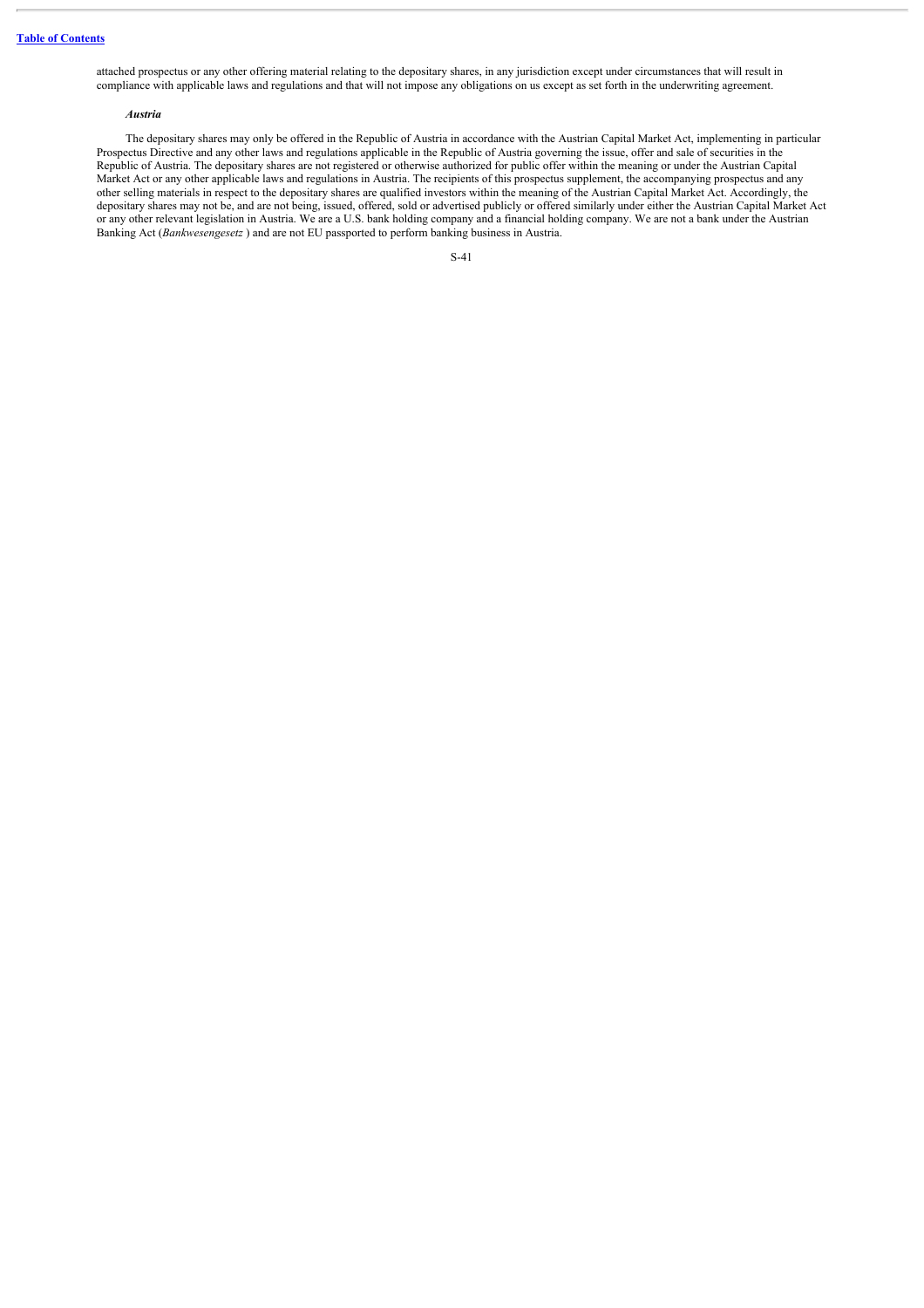attached prospectus or any other offering material relating to the depositary shares, in any jurisdiction except under circumstances that will result in compliance with applicable laws and regulations and that will not impose any obligations on us except as set forth in the underwriting agreement.

***Austria***

The depositary shares may only be offered in the Republic of Austria in accordance with the Austrian Capital Market Act, implementing in particular Prospectus Directive and any other laws and regulations applicable in the Republic of Austria governing the issue, offer and sale of securities in the Republic of Austria. The depositary shares are not registered or otherwise authorized for public offer within the meaning or under the Austrian Capital Market Act or any other applicable laws and regulations in Austria. The recipients of this prospectus supplement, the accompanying prospectus and any other selling materials in respect to the depositary shares are qualified investors within the meaning of the Austrian Capital Market Act. Accordingly, the depositary shares may not be, and are not being, issued, offered, sold or advertised publicly or offered similarly under either the Austrian Capital Market Act or any other relevant legislation in Austria. We are a U.S. bank holding company and a financial holding company. We are not a bank under the Austrian Banking Act (*Bankwesengesetz* ) and are not EU passported to perform banking business in Austria.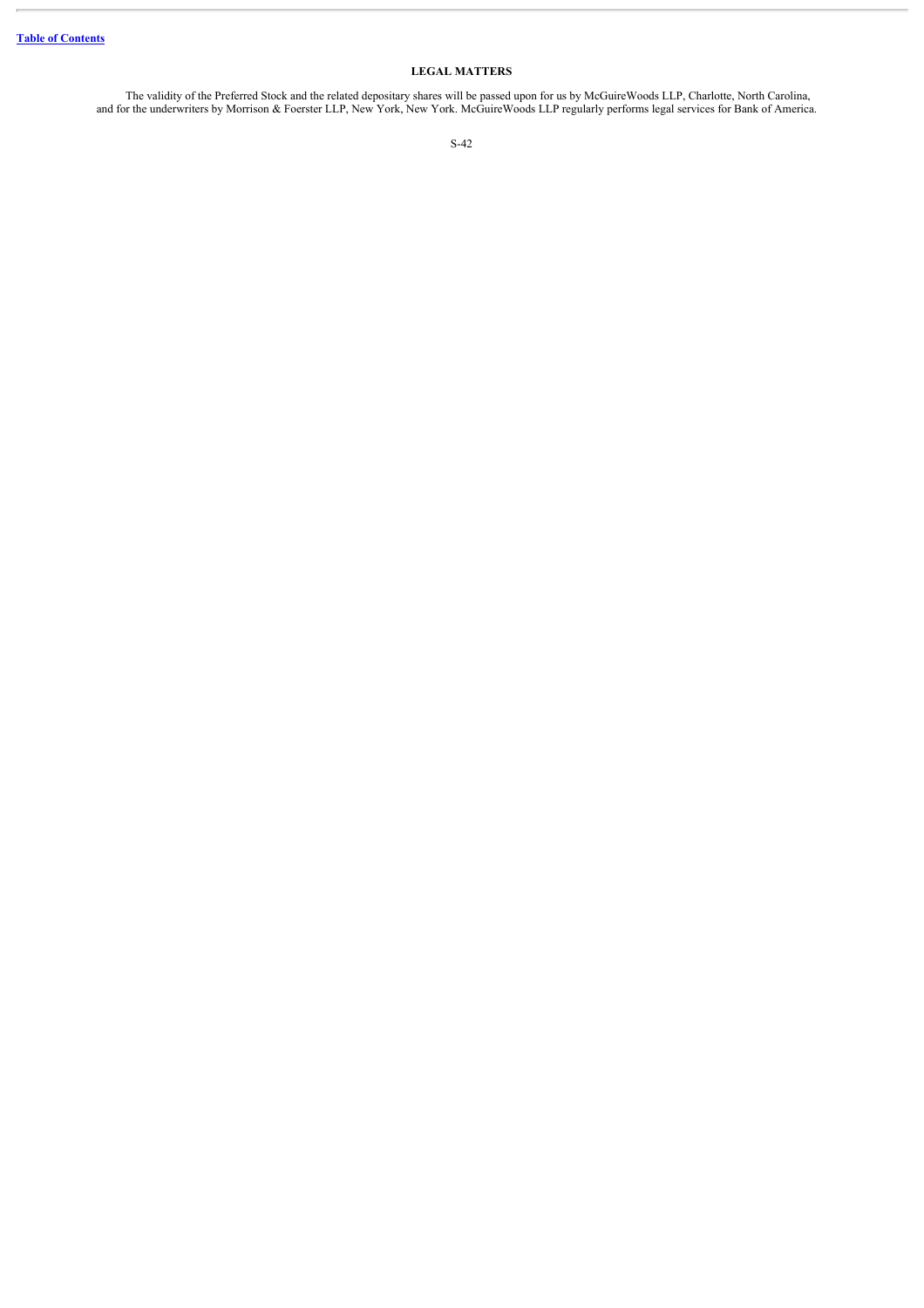## LEGAL MATTERS

The validity of the Preferred Stock and the related depositary shares will be passed upon for us by McGuireWoods LLP, Charlotte, North Carolina, and for the underwriters by Morrison & Foerster LLP, New York, New York. McGuireWoods LLP regularly performs legal services for Bank of America.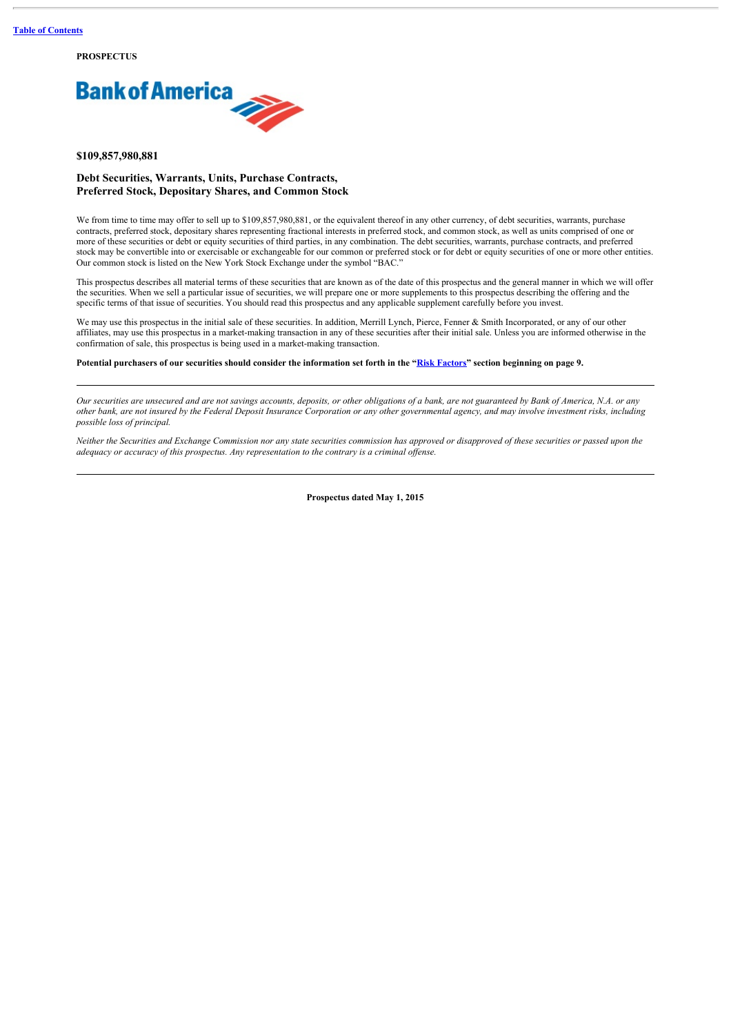**PROSPECTUS**

Bank of America

## $109,857,980,881

## Debt Securities, Warrants, Units, Purchase Contracts, Preferred Stock, Depositary Shares, and Common Stock

We from time to time may offer to sell up to $109,857,980,881, or the equivalent thereof in any other currency, of debt securities, warrants, purchase contracts, preferred stock, depositary shares representing fractional interests in preferred stock, and common stock, as well as units comprised of one or more of these securities or debt or equity securities of third parties, in any combination. The debt securities, warrants, purchase contracts, and preferred stock may be convertible into or exercisable or exchangeable for our common or preferred stock or for debt or equity securities of one or more other entities. Our common stock is listed on the New York Stock Exchange under the symbol "BAC."

This prospectus describes all material terms of these securities that are known as of the date of this prospectus and the general manner in which we will offer the securities. When we sell a particular issue of securities, we will prepare one or more supplements to this prospectus describing the offering and the specific terms of that issue of securities. You should read this prospectus and any applicable supplement carefully before you invest.

We may use this prospectus in the initial sale of these securities. In addition, Merrill Lynch, Pierce, Fenner & Smith Incorporated, or any of our other affiliates, may use this prospectus in a market-making transaction in any of these securities after their initial sale. Unless you are informed otherwise in the confirmation of sale, this prospectus is being used in a market-making transaction.

**Potential purchasers of our securities should consider the information set forth in the "Risk Factors" section beginning on page 9.**

---

*Our securities are unsecured and are not savings accounts, deposits, or other obligations of a bank, are not guaranteed by Bank of America, N.A. or any other bank, are not insured by the Federal Deposit Insurance Corporation or any other governmental agency, and may involve investment risks, including possible loss of principal.*

*Neither the Securities and Exchange Commission nor any state securities commission has approved or disapproved of these securities or passed upon the adequacy or accuracy of this prospectus. Any representation to the contrary is a criminal offense.*

---

**Prospectus dated May 1, 2015**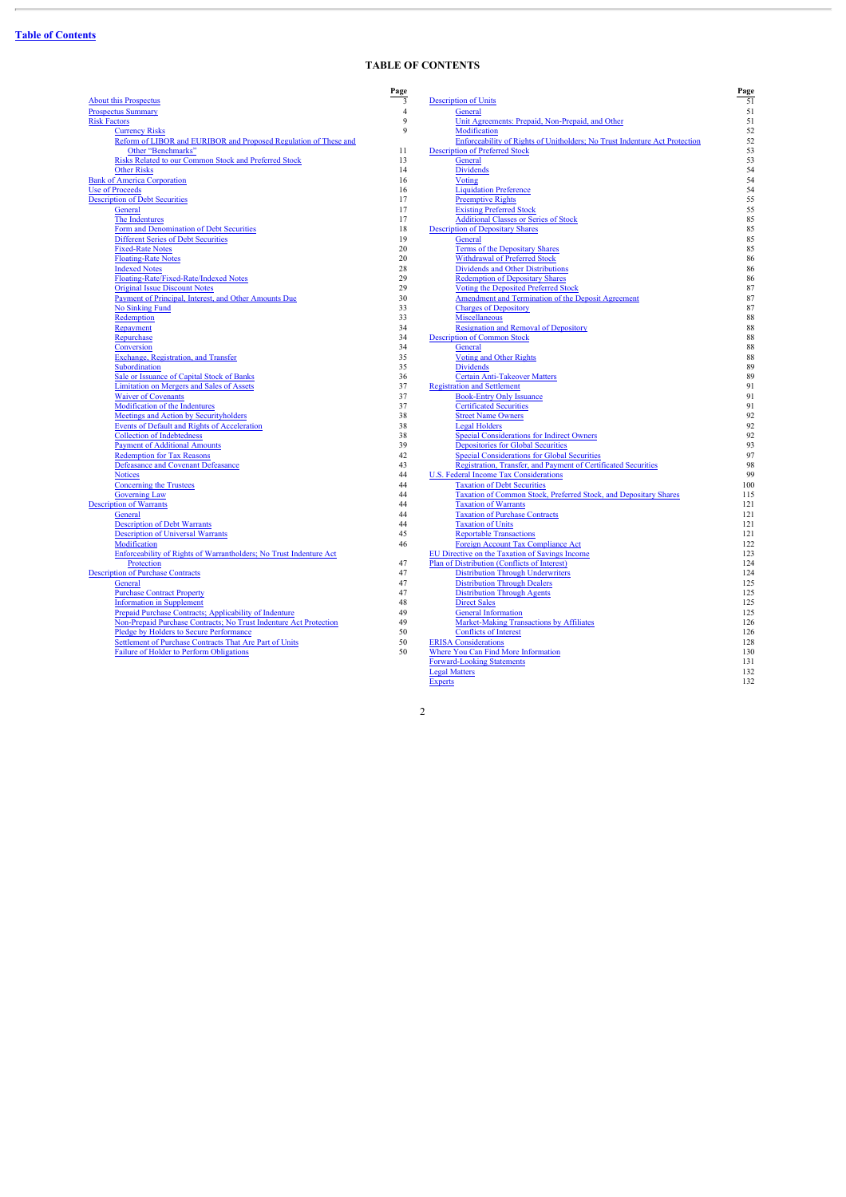[Table of Contents]

## TABLE OF CONTENTS

| | Page |
|---|---|
| About this Prospectus | 3 |
| Prospectus Summary | 4 |
| Risk Factors | 9 |
| Currency Risks | 9 |
| Reform of LIBOR and EURIBOR and Proposed Regulation of These and Other "Benchmarks" | 11 |
| Risks Related to our Common Stock and Preferred Stock | 13 |
| Other Risks | 14 |
| Bank of America Corporation | 16 |
| Use of Proceeds | 16 |
| Description of Debt Securities | 17 |
| General | 17 |
| The Indentures | 17 |
| Form and Denomination of Debt Securities | 18 |
| Different Series of Debt Securities | 19 |
| Fixed-Rate Notes | 20 |
| Floating-Rate Notes | 20 |
| Indexed Notes | 28 |
| Floating-Rate/Fixed-Rate/Indexed Notes | 29 |
| Original Issue Discount Notes | 29 |
| Payment of Principal, Interest, and Other Amounts Due | 30 |
| No Sinking Fund | 33 |
| Redemption | 33 |
| Repayment | 34 |
| Repurchase | 34 |
| Conversion | 34 |
| Exchange, Registration, and Transfer | 35 |
| Subordination | 35 |
| Sale or Issuance of Capital Stock of Banks | 36 |
| Limitation on Mergers and Sales of Assets | 37 |
| Waiver of Covenants | 37 |
| Modification of the Indentures | 37 |
| Meetings and Action by Securityholders | 38 |
| Events of Default and Rights of Acceleration | 38 |
| Collection of Indebtedness | 38 |
| Payment of Additional Amounts | 39 |
| Redemption for Tax Reasons | 42 |
| Defeasance and Covenant Defeasance | 43 |
| Notices | 44 |
| Concerning the Trustees | 44 |
| Governing Law | 44 |
| Description of Warrants | 44 |
| General | 44 |
| Description of Debt Warrants | 44 |
| Description of Universal Warrants | 45 |
| Modification | 46 |
| Enforceability of Rights of Warrantholders; No Trust Indenture Act Protection | 47 |
| Description of Purchase Contracts | 47 |
| General | 47 |
| Purchase Contract Property | 47 |
| Information in Supplement | 48 |
| Prepaid Purchase Contracts; Applicability of Indenture | 49 |
| Non-Prepaid Purchase Contracts; No Trust Indenture Act Protection | 49 |
| Pledge by Holders to Secure Performance | 50 |
| Settlement of Purchase Contracts That Are Part of Units | 50 |
| Failure of Holder to Perform Obligations | 50 |
| Description of Units | 51 |
| General | 51 |
| Unit Agreements: Prepaid, Non-Prepaid, and Other | 51 |
| Modification | 52 |
| Enforceability of Rights of Unitholders; No Trust Indenture Act Protection | 52 |
| Description of Preferred Stock | 53 |
| General | 53 |
| Dividends | 54 |
| Voting | 54 |
| Liquidation Preference | 54 |
| Preemptive Rights | 55 |
| Existing Preferred Stock | 55 |
| Additional Classes or Series of Stock | 85 |
| Description of Depositary Shares | 85 |
| General | 85 |
| Terms of the Depositary Shares | 85 |
| Withdrawal of Preferred Stock | 86 |
| Dividends and Other Distributions | 86 |
| Redemption of Depositary Shares | 86 |
| Voting the Deposited Preferred Stock | 87 |
| Amendment and Termination of the Deposit Agreement | 87 |
| Charges of Depository | 87 |
| Miscellaneous | 88 |
| Resignation and Removal of Depository | 88 |
| Description of Common Stock | 88 |
| General | 88 |
| Voting and Other Rights | 88 |
| Dividends | 89 |
| Certain Anti-Takeover Matters | 89 |
| Registration and Settlement | 91 |
| Book-Entry Only Issuance | 91 |
| Certificated Securities | 91 |
| Street Name Owners | 92 |
| Legal Holders | 92 |
| Special Considerations for Indirect Owners | 92 |
| Depositories for Global Securities | 93 |
| Special Considerations for Global Securities | 97 |
| Registration, Transfer, and Payment of Certificated Securities | 98 |
| U.S. Federal Income Tax Considerations | 99 |
| Taxation of Debt Securities | 100 |
| Taxation of Common Stock, Preferred Stock, and Depositary Shares | 115 |
| Taxation of Warrants | 121 |
| Taxation of Purchase Contracts | 121 |
| Taxation of Units | 121 |
| Reportable Transactions | 121 |
| Foreign Account Tax Compliance Act | 122 |
| EU Directive on the Taxation of Savings Income | 123 |
| Plan of Distribution (Conflicts of Interest) | 124 |
| Distribution Through Underwriters | 124 |
| Distribution Through Dealers | 125 |
| Distribution Through Agents | 125 |
| Direct Sales | 125 |
| General Information | 125 |
| Market-Making Transactions by Affiliates | 126 |
| Conflicts of Interest | 126 |
| ERISA Considerations | 128 |
| Where You Can Find More Information | 130 |
| Forward-Looking Statements | 131 |
| Legal Matters | 132 |
| Experts | 132 |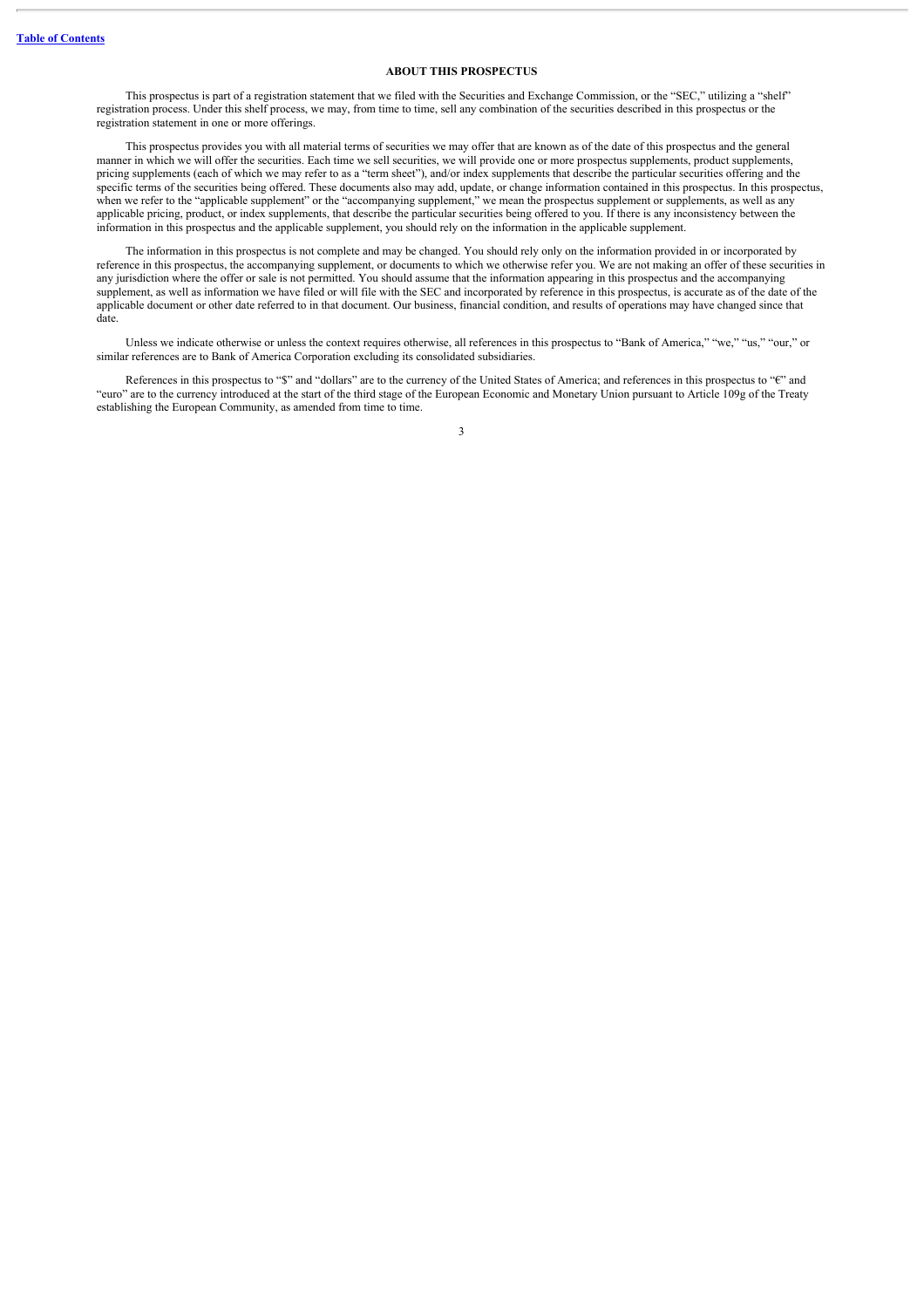## ABOUT THIS PROSPECTUS

This prospectus is part of a registration statement that we filed with the Securities and Exchange Commission, or the "SEC," utilizing a "shelf" registration process. Under this shelf process, we may, from time to time, sell any combination of the securities described in this prospectus or the registration statement in one or more offerings.

This prospectus provides you with all material terms of securities we may offer that are known as of the date of this prospectus and the general manner in which we will offer the securities. Each time we sell securities, we will provide one or more prospectus supplements, product supplements, pricing supplements (each of which we may refer to as a "term sheet"), and/or index supplements that describe the particular securities offering and the specific terms of the securities being offered. These documents also may add, update, or change information contained in this prospectus. In this prospectus, when we refer to the "applicable supplement" or the "accompanying supplement," we mean the prospectus supplement or supplements, as well as any applicable pricing, product, or index supplements, that describe the particular securities being offered to you. If there is any inconsistency between the information in this prospectus and the applicable supplement, you should rely on the information in the applicable supplement.

The information in this prospectus is not complete and may be changed. You should rely only on the information provided in or incorporated by reference in this prospectus, the accompanying supplement, or documents to which we otherwise refer you. We are not making an offer of these securities in any jurisdiction where the offer or sale is not permitted. You should assume that the information appearing in this prospectus and the accompanying supplement, as well as information we have filed or will file with the SEC and incorporated by reference in this prospectus, is accurate as of the date of the applicable document or other date referred to in that document. Our business, financial condition, and results of operations may have changed since that date.

Unless we indicate otherwise or unless the context requires otherwise, all references in this prospectus to "Bank of America," "we," "us," "our," or similar references are to Bank of America Corporation excluding its consolidated subsidiaries.

References in this prospectus to "$" and "dollars" are to the currency of the United States of America; and references in this prospectus to "€" and "euro" are to the currency introduced at the start of the third stage of the European Economic and Monetary Union pursuant to Article 109g of the Treaty establishing the European Community, as amended from time to time.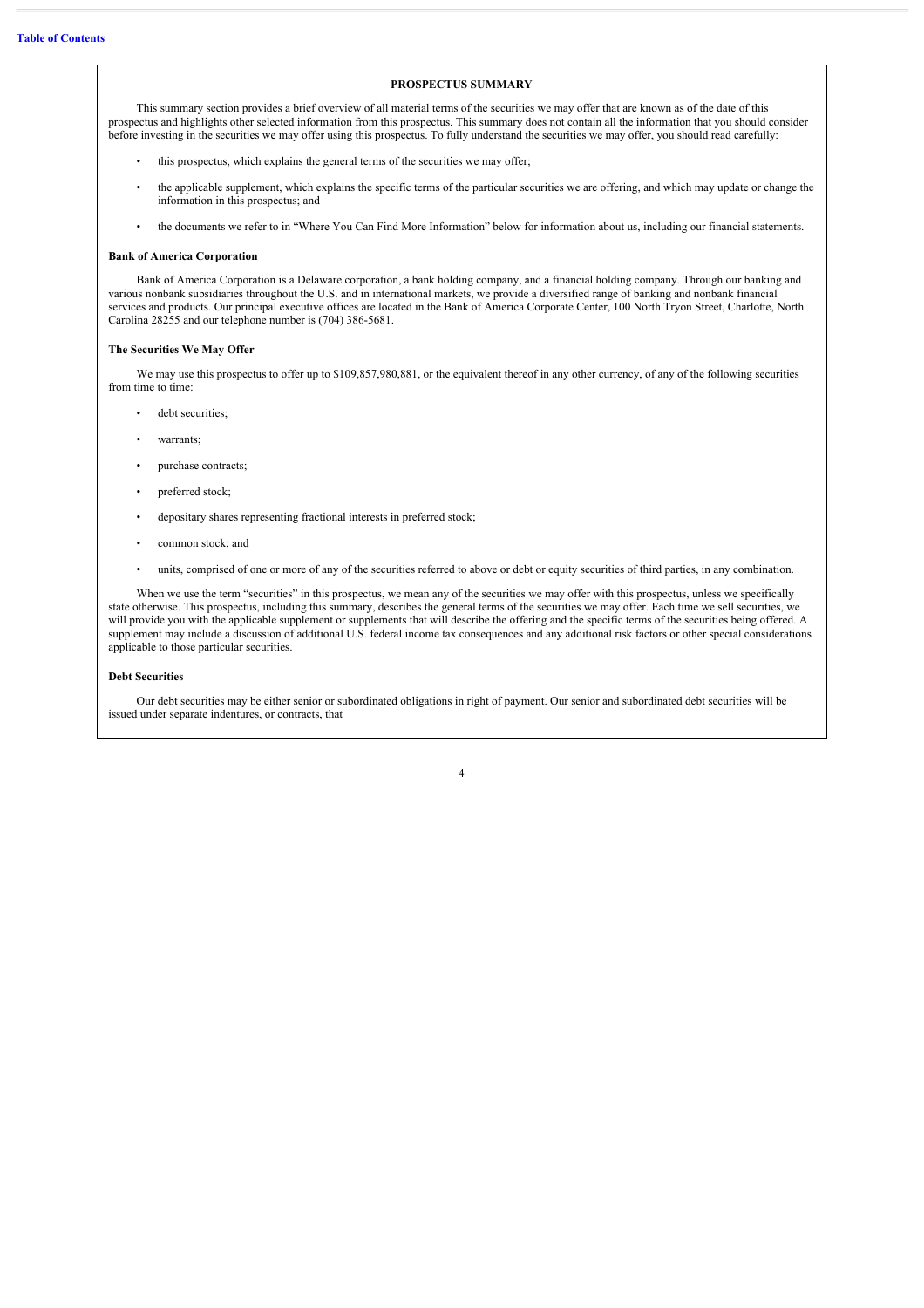## PROSPECTUS SUMMARY

This summary section provides a brief overview of all material terms of the securities we may offer that are known as of the date of this prospectus and highlights other selected information from this prospectus. This summary does not contain all the information that you should consider before investing in the securities we may offer using this prospectus. To fully understand the securities we may offer, you should read carefully:

- this prospectus, which explains the general terms of the securities we may offer;
- the applicable supplement, which explains the specific terms of the particular securities we are offering, and which may update or change the information in this prospectus; and
- the documents we refer to in "Where You Can Find More Information" below for information about us, including our financial statements.

### Bank of America Corporation

Bank of America Corporation is a Delaware corporation, a bank holding company, and a financial holding company. Through our banking and various nonbank subsidiaries throughout the U.S. and in international markets, we provide a diversified range of banking and nonbank financial services and products. Our principal executive offices are located in the Bank of America Corporate Center, 100 North Tryon Street, Charlotte, North Carolina 28255 and our telephone number is (704) 386-5681.

### The Securities We May Offer

We may use this prospectus to offer up to $109,857,980,881, or the equivalent thereof in any other currency, of any of the following securities from time to time:

- debt securities;
- warrants;
- purchase contracts;
- preferred stock;
- depositary shares representing fractional interests in preferred stock;
- common stock; and
- units, comprised of one or more of any of the securities referred to above or debt or equity securities of third parties, in any combination.

When we use the term "securities" in this prospectus, we mean any of the securities we may offer with this prospectus, unless we specifically state otherwise. This prospectus, including this summary, describes the general terms of the securities we may offer. Each time we sell securities, we will provide you with the applicable supplement or supplements that will describe the offering and the specific terms of the securities being offered. A supplement may include a discussion of additional U.S. federal income tax consequences and any additional risk factors or other special considerations applicable to those particular securities.

### Debt Securities

Our debt securities may be either senior or subordinated obligations in right of payment. Our senior and subordinated debt securities will be issued under separate indentures, or contracts, that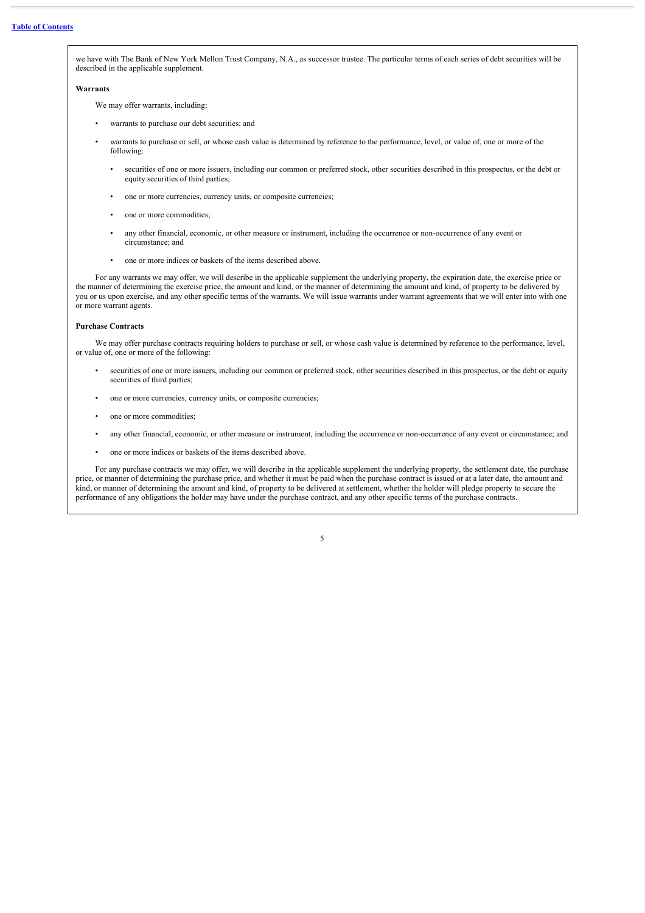we have with The Bank of New York Mellon Trust Company, N.A., as successor trustee. The particular terms of each series of debt securities will be described in the applicable supplement.

**Warrants**

We may offer warrants, including:

- warrants to purchase our debt securities; and
- warrants to purchase or sell, or whose cash value is determined by reference to the performance, level, or value of, one or more of the following:
  - securities of one or more issuers, including our common or preferred stock, other securities described in this prospectus, or the debt or equity securities of third parties;
  - one or more currencies, currency units, or composite currencies;
  - one or more commodities;
  - any other financial, economic, or other measure or instrument, including the occurrence or non-occurrence of any event or circumstance; and
  - one or more indices or baskets of the items described above.

For any warrants we may offer, we will describe in the applicable supplement the underlying property, the expiration date, the exercise price or the manner of determining the exercise price, the amount and kind, or the manner of determining the amount and kind, of property to be delivered by you or us upon exercise, and any other specific terms of the warrants. We will issue warrants under warrant agreements that we will enter into with one or more warrant agents.

**Purchase Contracts**

We may offer purchase contracts requiring holders to purchase or sell, or whose cash value is determined by reference to the performance, level, or value of, one or more of the following:

- securities of one or more issuers, including our common or preferred stock, other securities described in this prospectus, or the debt or equity securities of third parties;
- one or more currencies, currency units, or composite currencies;
- one or more commodities;
- any other financial, economic, or other measure or instrument, including the occurrence or non-occurrence of any event or circumstance; and
- one or more indices or baskets of the items described above.

For any purchase contracts we may offer, we will describe in the applicable supplement the underlying property, the settlement date, the purchase price, or manner of determining the purchase price, and whether it must be paid when the purchase contract is issued or at a later date, the amount and kind, or manner of determining the amount and kind, of property to be delivered at settlement, whether the holder will pledge property to secure the performance of any obligations the holder may have under the purchase contract, and any other specific terms of the purchase contracts.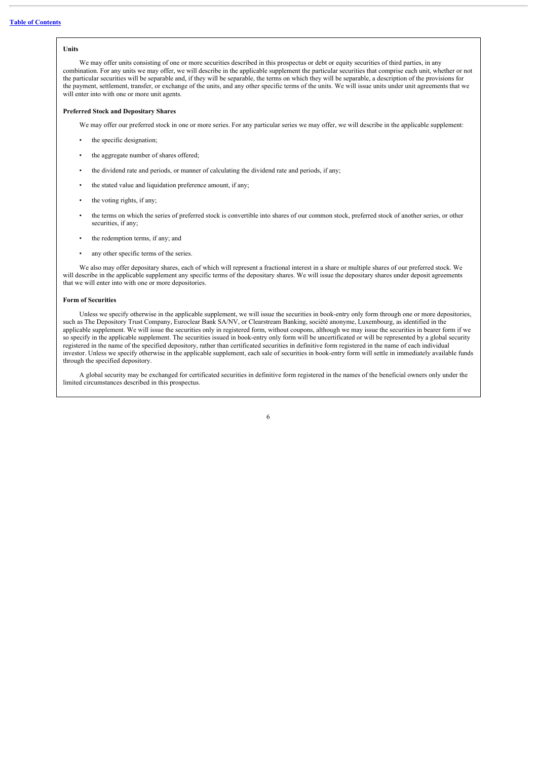### Units

We may offer units consisting of one or more securities described in this prospectus or debt or equity securities of third parties, in any combination. For any units we may offer, we will describe in the applicable supplement the particular securities that comprise each unit, whether or not the particular securities will be separable and, if they will be separable, the terms on which they will be separable, a description of the provisions for the payment, settlement, transfer, or exchange of the units, and any other specific terms of the units. We will issue units under unit agreements that we will enter into with one or more unit agents.

### Preferred Stock and Depositary Shares

We may offer our preferred stock in one or more series. For any particular series we may offer, we will describe in the applicable supplement:

- the specific designation;
- the aggregate number of shares offered;
- the dividend rate and periods, or manner of calculating the dividend rate and periods, if any;
- the stated value and liquidation preference amount, if any;
- the voting rights, if any;
- the terms on which the series of preferred stock is convertible into shares of our common stock, preferred stock of another series, or other securities, if any;
- the redemption terms, if any; and
- any other specific terms of the series.

We also may offer depositary shares, each of which will represent a fractional interest in a share or multiple shares of our preferred stock. We will describe in the applicable supplement any specific terms of the depositary shares. We will issue the depositary shares under deposit agreements that we will enter into with one or more depositories.

### Form of Securities

Unless we specify otherwise in the applicable supplement, we will issue the securities in book-entry only form through one or more depositories, such as The Depository Trust Company, Euroclear Bank SA/NV, or Clearstream Banking, société anonyme, Luxembourg, as identified in the applicable supplement. We will issue the securities only in registered form, without coupons, although we may issue the securities in bearer form if we so specify in the applicable supplement. The securities issued in book-entry only form will be uncertificated or will be represented by a global security registered in the name of the specified depository, rather than certificated securities in definitive form registered in the name of each individual investor. Unless we specify otherwise in the applicable supplement, each sale of securities in book-entry form will settle in immediately available funds through the specified depository.

A global security may be exchanged for certificated securities in definitive form registered in the names of the beneficial owners only under the limited circumstances described in this prospectus.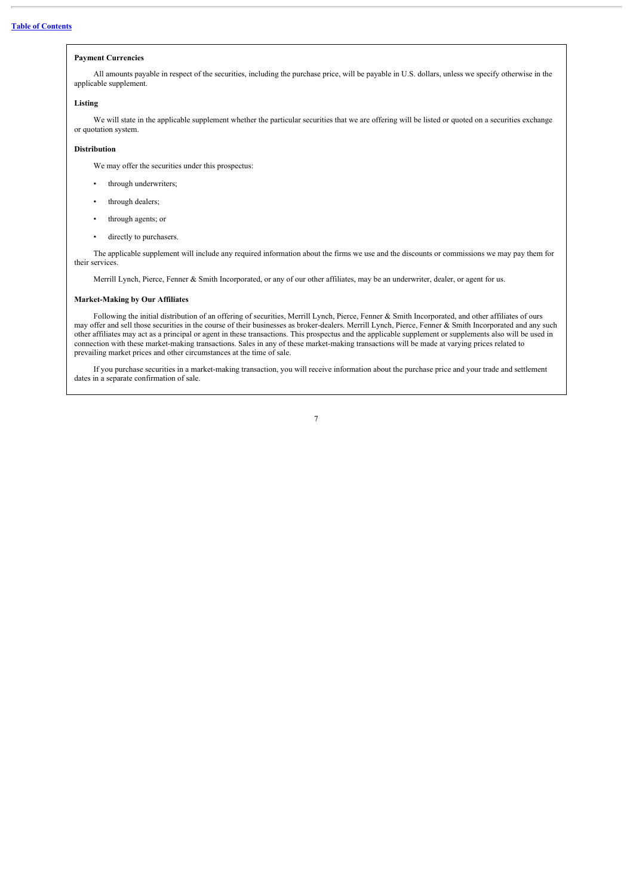**Payment Currencies**

All amounts payable in respect of the securities, including the purchase price, will be payable in U.S. dollars, unless we specify otherwise in the applicable supplement.

**Listing**

We will state in the applicable supplement whether the particular securities that we are offering will be listed or quoted on a securities exchange or quotation system.

**Distribution**

We may offer the securities under this prospectus:

- through underwriters;
- through dealers;
- through agents; or
- directly to purchasers.

The applicable supplement will include any required information about the firms we use and the discounts or commissions we may pay them for their services.

Merrill Lynch, Pierce, Fenner & Smith Incorporated, or any of our other affiliates, may be an underwriter, dealer, or agent for us.

**Market-Making by Our Affiliates**

Following the initial distribution of an offering of securities, Merrill Lynch, Pierce, Fenner & Smith Incorporated, and other affiliates of ours may offer and sell those securities in the course of their businesses as broker-dealers. Merrill Lynch, Pierce, Fenner & Smith Incorporated and any such other affiliates may act as a principal or agent in these transactions. This prospectus and the applicable supplement or supplements also will be used in connection with these market-making transactions. Sales in any of these market-making transactions will be made at varying prices related to prevailing market prices and other circumstances at the time of sale.

If you purchase securities in a market-making transaction, you will receive information about the purchase price and your trade and settlement dates in a separate confirmation of sale.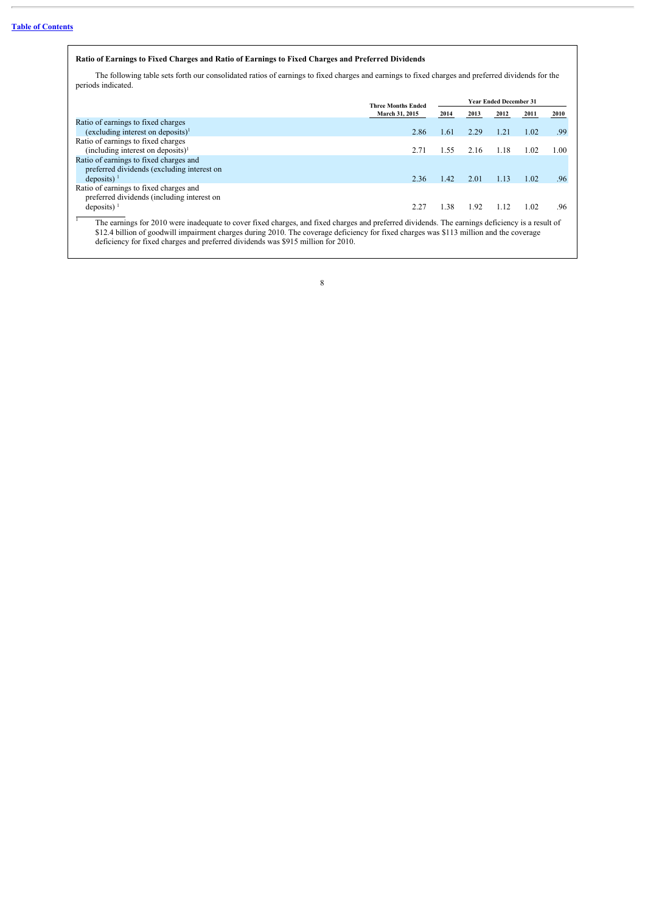## Ratio of Earnings to Fixed Charges and Ratio of Earnings to Fixed Charges and Preferred Dividends

The following table sets forth our consolidated ratios of earnings to fixed charges and earnings to fixed charges and preferred dividends for the periods indicated.

| | Three Months Ended | Year Ended December 31 | | | | |
|---|---|---|---|---|---|---|
| | March 31, 2015 | 2014 | 2013 | 2012 | 2011 | 2010 |
| Ratio of earnings to fixed charges (excluding interest on deposits)[1] | 2.86 | 1.61 | 2.29 | 1.21 | 1.02 | .99 |
| Ratio of earnings to fixed charges (including interest on deposits)[1] | 2.71 | 1.55 | 2.16 | 1.18 | 1.02 | 1.00 |
| Ratio of earnings to fixed charges and preferred dividends (excluding interest on deposits)[1] | 2.36 | 1.42 | 2.01 | 1.13 | 1.02 | .96 |
| Ratio of earnings to fixed charges and preferred dividends (including interest on deposits)[1] | 2.27 | 1.38 | 1.92 | 1.12 | 1.02 | .96 |

[1] The earnings for 2010 were inadequate to cover fixed charges, and fixed charges and preferred dividends. The earnings deficiency is a result of $12.4 billion of goodwill impairment charges during 2010. The coverage deficiency for fixed charges was $113 million and the coverage deficiency for fixed charges and preferred dividends was $915 million for 2010.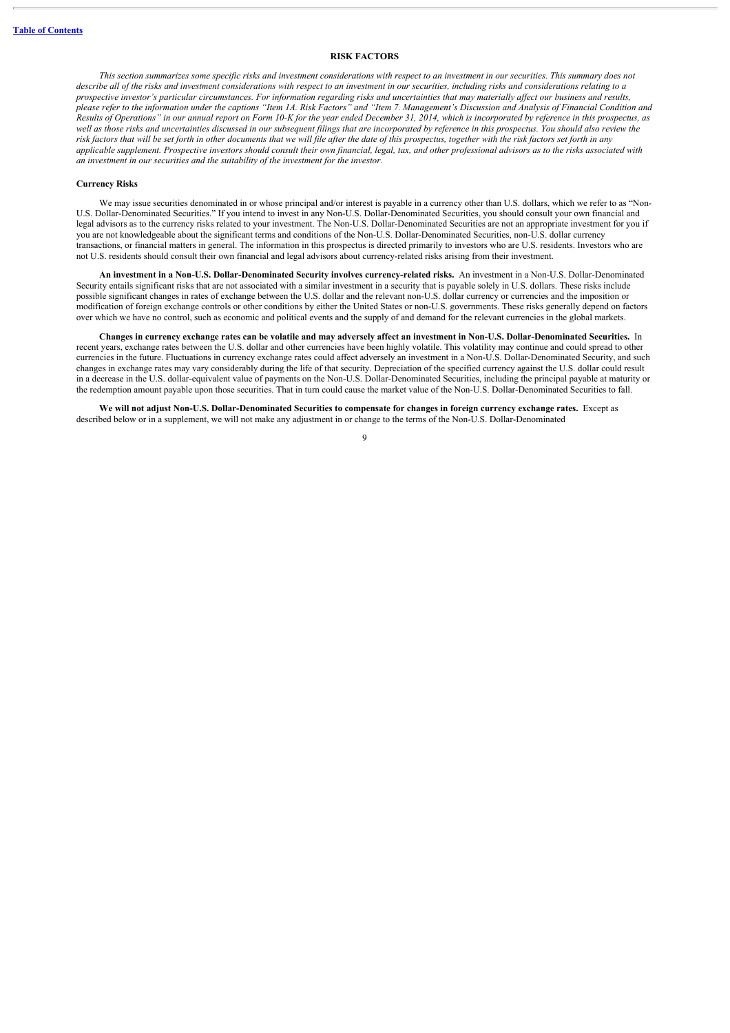## RISK FACTORS

*This section summarizes some specific risks and investment considerations with respect to an investment in our securities. This summary does not describe all of the risks and investment considerations with respect to an investment in our securities, including risks and considerations relating to a prospective investor's particular circumstances. For information regarding risks and uncertainties that may materially affect our business and results, please refer to the information under the captions "Item 1A. Risk Factors" and "Item 7. Management's Discussion and Analysis of Financial Condition and Results of Operations" in our annual report on Form 10-K for the year ended December 31, 2014, which is incorporated by reference in this prospectus, as well as those risks and uncertainties discussed in our subsequent filings that are incorporated by reference in this prospectus. You should also review the risk factors that will be set forth in other documents that we will file after the date of this prospectus, together with the risk factors set forth in any applicable supplement. Prospective investors should consult their own financial, legal, tax, and other professional advisors as to the risks associated with an investment in our securities and the suitability of the investment for the investor.*

### Currency Risks

We may issue securities denominated in or whose principal and/or interest is payable in a currency other than U.S. dollars, which we refer to as "Non-U.S. Dollar-Denominated Securities." If you intend to invest in any Non-U.S. Dollar-Denominated Securities, you should consult your own financial and legal advisors as to the currency risks related to your investment. The Non-U.S. Dollar-Denominated Securities are not an appropriate investment for you if you are not knowledgeable about the significant terms and conditions of the Non-U.S. Dollar-Denominated Securities, non-U.S. dollar currency transactions, or financial matters in general. The information in this prospectus is directed primarily to investors who are U.S. residents. Investors who are not U.S. residents should consult their own financial and legal advisors about currency-related risks arising from their investment.

**An investment in a Non-U.S. Dollar-Denominated Security involves currency-related risks.** An investment in a Non-U.S. Dollar-Denominated Security entails significant risks that are not associated with a similar investment in a security that is payable solely in U.S. dollars. These risks include possible significant changes in rates of exchange between the U.S. dollar and the relevant non-U.S. dollar currency or currencies and the imposition or modification of foreign exchange controls or other conditions by either the United States or non-U.S. governments. These risks generally depend on factors over which we have no control, such as economic and political events and the supply of and demand for the relevant currencies in the global markets.

**Changes in currency exchange rates can be volatile and may adversely affect an investment in Non-U.S. Dollar-Denominated Securities.** In recent years, exchange rates between the U.S. dollar and other currencies have been highly volatile. This volatility may continue and could spread to other currencies in the future. Fluctuations in currency exchange rates could affect adversely an investment in a Non-U.S. Dollar-Denominated Security, and such changes in exchange rates may vary considerably during the life of that security. Depreciation of the specified currency against the U.S. dollar could result in a decrease in the U.S. dollar-equivalent value of payments on the Non-U.S. Dollar-Denominated Securities, including the principal payable at maturity or the redemption amount payable upon those securities. That in turn could cause the market value of the Non-U.S. Dollar-Denominated Securities to fall.

**We will not adjust Non-U.S. Dollar-Denominated Securities to compensate for changes in foreign currency exchange rates.** Except as described below or in a supplement, we will not make any adjustment in or change to the terms of the Non-U.S. Dollar-Denominated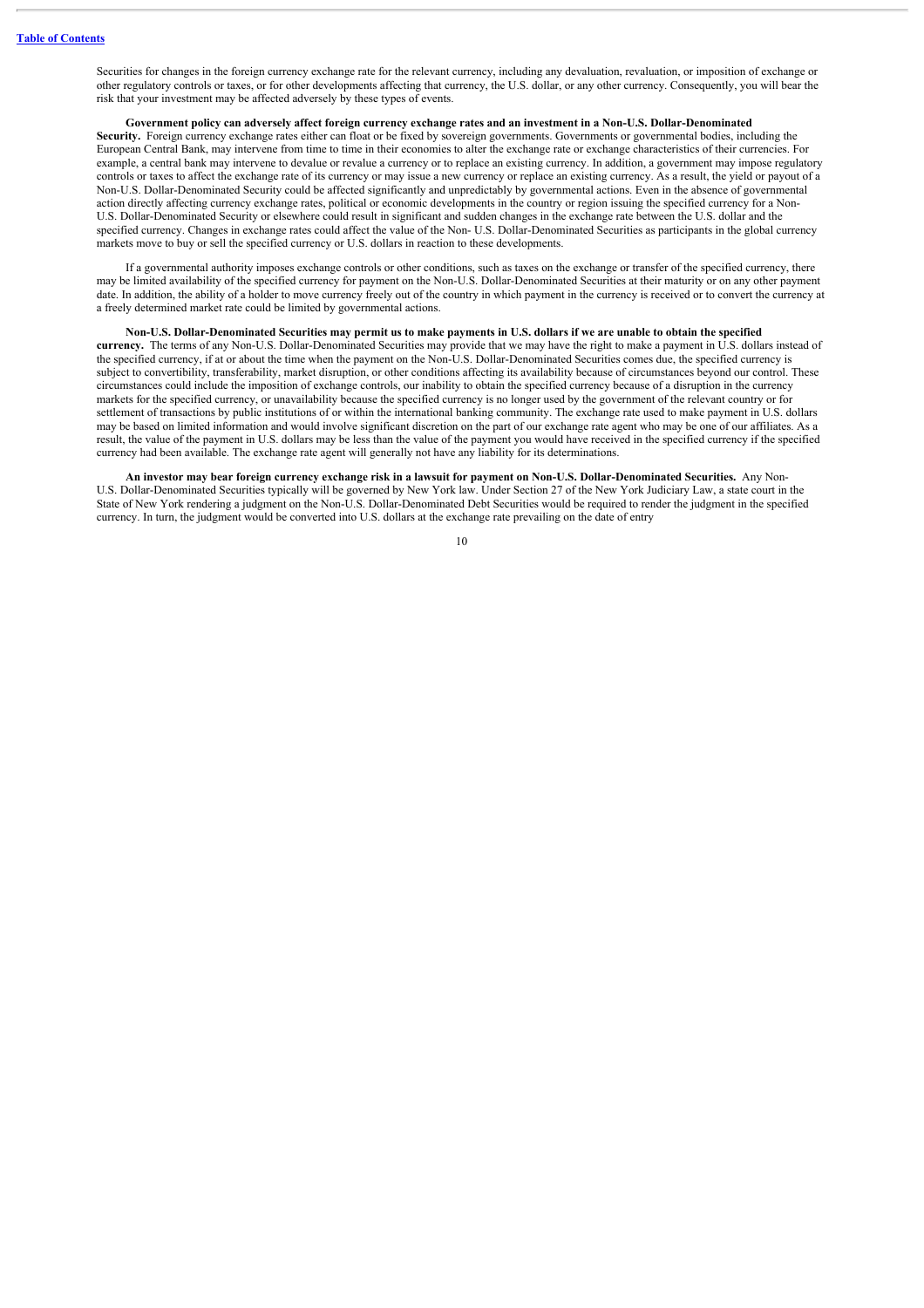Securities for changes in the foreign currency exchange rate for the relevant currency, including any devaluation, revaluation, or imposition of exchange or other regulatory controls or taxes, or for other developments affecting that currency, the U.S. dollar, or any other currency. Consequently, you will bear the risk that your investment may be affected adversely by these types of events.

**Government policy can adversely affect foreign currency exchange rates and an investment in a Non-U.S. Dollar-Denominated Security.** Foreign currency exchange rates either can float or be fixed by sovereign governments. Governments or governmental bodies, including the European Central Bank, may intervene from time to time in their economies to alter the exchange rate or exchange characteristics of their currencies. For example, a central bank may intervene to devalue or revalue a currency or to replace an existing currency. In addition, a government may impose regulatory controls or taxes to affect the exchange rate of its currency or may issue a new currency or replace an existing currency. As a result, the yield or payout of a Non-U.S. Dollar-Denominated Security could be affected significantly and unpredictably by governmental actions. Even in the absence of governmental action directly affecting currency exchange rates, political or economic developments in the country or region issuing the specified currency for a Non-U.S. Dollar-Denominated Security or elsewhere could result in significant and sudden changes in the exchange rate between the U.S. dollar and the specified currency. Changes in exchange rates could affect the value of the Non- U.S. Dollar-Denominated Securities as participants in the global currency markets move to buy or sell the specified currency or U.S. dollars in reaction to these developments.

If a governmental authority imposes exchange controls or other conditions, such as taxes on the exchange or transfer of the specified currency, there may be limited availability of the specified currency for payment on the Non-U.S. Dollar-Denominated Securities at their maturity or on any other payment date. In addition, the ability of a holder to move currency freely out of the country in which payment in the currency is received or to convert the currency at a freely determined market rate could be limited by governmental actions.

**Non-U.S. Dollar-Denominated Securities may permit us to make payments in U.S. dollars if we are unable to obtain the specified currency.** The terms of any Non-U.S. Dollar-Denominated Securities may provide that we may have the right to make a payment in U.S. dollars instead of the specified currency, if at or about the time when the payment on the Non-U.S. Dollar-Denominated Securities comes due, the specified currency is subject to convertibility, transferability, market disruption, or other conditions affecting its availability because of circumstances beyond our control. These circumstances could include the imposition of exchange controls, our inability to obtain the specified currency because of a disruption in the currency markets for the specified currency, or unavailability because the specified currency is no longer used by the government of the relevant country or for settlement of transactions by public institutions of or within the international banking community. The exchange rate used to make payment in U.S. dollars may be based on limited information and would involve significant discretion on the part of our exchange rate agent who may be one of our affiliates. As a result, the value of the payment in U.S. dollars may be less than the value of the payment you would have received in the specified currency if the specified currency had been available. The exchange rate agent will generally not have any liability for its determinations.

**An investor may bear foreign currency exchange risk in a lawsuit for payment on Non-U.S. Dollar-Denominated Securities.** Any Non-U.S. Dollar-Denominated Securities typically will be governed by New York law. Under Section 27 of the New York Judiciary Law, a state court in the State of New York rendering a judgment on the Non-U.S. Dollar-Denominated Debt Securities would be required to render the judgment in the specified currency. In turn, the judgment would be converted into U.S. dollars at the exchange rate prevailing on the date of entry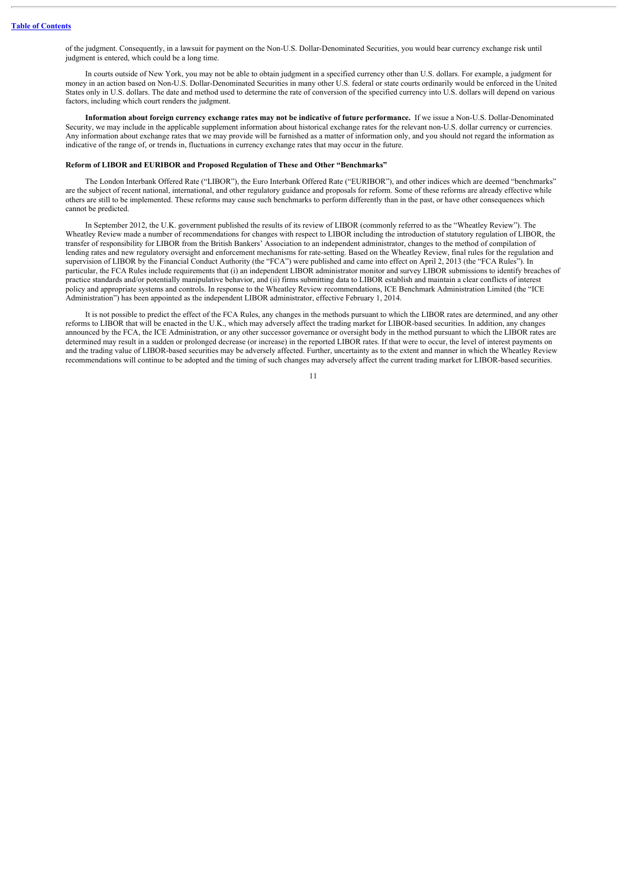of the judgment. Consequently, in a lawsuit for payment on the Non-U.S. Dollar-Denominated Securities, you would bear currency exchange risk until judgment is entered, which could be a long time.

In courts outside of New York, you may not be able to obtain judgment in a specified currency other than U.S. dollars. For example, a judgment for money in an action based on Non-U.S. Dollar-Denominated Securities in many other U.S. federal or state courts ordinarily would be enforced in the United States only in U.S. dollars. The date and method used to determine the rate of conversion of the specified currency into U.S. dollars will depend on various factors, including which court renders the judgment.

**Information about foreign currency exchange rates may not be indicative of future performance.** If we issue a Non-U.S. Dollar-Denominated Security, we may include in the applicable supplement information about historical exchange rates for the relevant non-U.S. dollar currency or currencies. Any information about exchange rates that we may provide will be furnished as a matter of information only, and you should not regard the information as indicative of the range of, or trends in, fluctuations in currency exchange rates that may occur in the future.

### Reform of LIBOR and EURIBOR and Proposed Regulation of These and Other "Benchmarks"

The London Interbank Offered Rate ("LIBOR"), the Euro Interbank Offered Rate ("EURIBOR"), and other indices which are deemed "benchmarks" are the subject of recent national, international, and other regulatory guidance and proposals for reform. Some of these reforms are already effective while others are still to be implemented. These reforms may cause such benchmarks to perform differently than in the past, or have other consequences which cannot be predicted.

In September 2012, the U.K. government published the results of its review of LIBOR (commonly referred to as the "Wheatley Review"). The Wheatley Review made a number of recommendations for changes with respect to LIBOR including the introduction of statutory regulation of LIBOR, the transfer of responsibility for LIBOR from the British Bankers' Association to an independent administrator, changes to the method of compilation of lending rates and new regulatory oversight and enforcement mechanisms for rate-setting. Based on the Wheatley Review, final rules for the regulation and supervision of LIBOR by the Financial Conduct Authority (the "FCA") were published and came into effect on April 2, 2013 (the "FCA Rules"). In particular, the FCA Rules include requirements that (i) an independent LIBOR administrator monitor and survey LIBOR submissions to identify breaches of practice standards and/or potentially manipulative behavior, and (ii) firms submitting data to LIBOR establish and maintain a clear conflicts of interest policy and appropriate systems and controls. In response to the Wheatley Review recommendations, ICE Benchmark Administration Limited (the "ICE Administration") has been appointed as the independent LIBOR administrator, effective February 1, 2014.

It is not possible to predict the effect of the FCA Rules, any changes in the methods pursuant to which the LIBOR rates are determined, and any other reforms to LIBOR that will be enacted in the U.K., which may adversely affect the trading market for LIBOR-based securities. In addition, any changes announced by the FCA, the ICE Administration, or any other successor governance or oversight body in the method pursuant to which the LIBOR rates are determined may result in a sudden or prolonged decrease (or increase) in the reported LIBOR rates. If that were to occur, the level of interest payments on and the trading value of LIBOR-based securities may be adversely affected. Further, uncertainty as to the extent and manner in which the Wheatley Review recommendations will continue to be adopted and the timing of such changes may adversely affect the current trading market for LIBOR-based securities.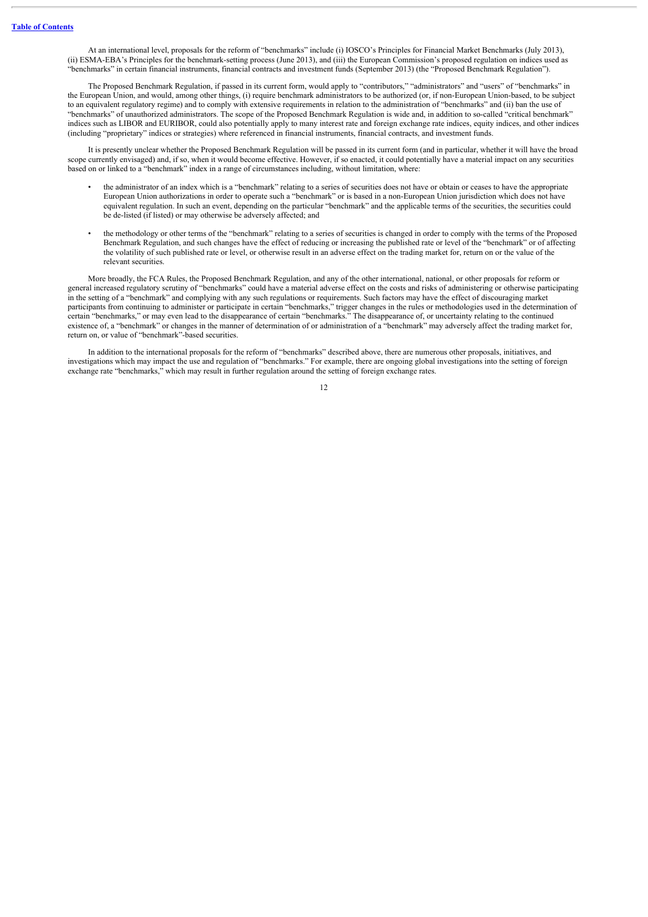At an international level, proposals for the reform of "benchmarks" include (i) IOSCO's Principles for Financial Market Benchmarks (July 2013), (ii) ESMA-EBA's Principles for the benchmark-setting process (June 2013), and (iii) the European Commission's proposed regulation on indices used as "benchmarks" in certain financial instruments, financial contracts and investment funds (September 2013) (the "Proposed Benchmark Regulation").

The Proposed Benchmark Regulation, if passed in its current form, would apply to "contributors," "administrators" and "users" of "benchmarks" in the European Union, and would, among other things, (i) require benchmark administrators to be authorized (or, if non-European Union-based, to be subject to an equivalent regulatory regime) and to comply with extensive requirements in relation to the administration of "benchmarks" and (ii) ban the use of "benchmarks" of unauthorized administrators. The scope of the Proposed Benchmark Regulation is wide and, in addition to so-called "critical benchmark" indices such as LIBOR and EURIBOR, could also potentially apply to many interest rate and foreign exchange rate indices, equity indices, and other indices (including "proprietary" indices or strategies) where referenced in financial instruments, financial contracts, and investment funds.

It is presently unclear whether the Proposed Benchmark Regulation will be passed in its current form (and in particular, whether it will have the broad scope currently envisaged) and, if so, when it would become effective. However, if so enacted, it could potentially have a material impact on any securities based on or linked to a "benchmark" index in a range of circumstances including, without limitation, where:

- the administrator of an index which is a "benchmark" relating to a series of securities does not have or obtain or ceases to have the appropriate European Union authorizations in order to operate such a "benchmark" or is based in a non-European Union jurisdiction which does not have equivalent regulation. In such an event, depending on the particular "benchmark" and the applicable terms of the securities, the securities could be de-listed (if listed) or may otherwise be adversely affected; and
- the methodology or other terms of the "benchmark" relating to a series of securities is changed in order to comply with the terms of the Proposed Benchmark Regulation, and such changes have the effect of reducing or increasing the published rate or level of the "benchmark" or of affecting the volatility of such published rate or level, or otherwise result in an adverse effect on the trading market for, return on or the value of the relevant securities.

More broadly, the FCA Rules, the Proposed Benchmark Regulation, and any of the other international, national, or other proposals for reform or general increased regulatory scrutiny of "benchmarks" could have a material adverse effect on the costs and risks of administering or otherwise participating in the setting of a "benchmark" and complying with any such regulations or requirements. Such factors may have the effect of discouraging market participants from continuing to administer or participate in certain "benchmarks," trigger changes in the rules or methodologies used in the determination of certain "benchmarks," or may even lead to the disappearance of certain "benchmarks." The disappearance of, or uncertainty relating to the continued existence of, a "benchmark" or changes in the manner of determination of or administration of a "benchmark" may adversely affect the trading market for, return on, or value of "benchmark"-based securities.

In addition to the international proposals for the reform of "benchmarks" described above, there are numerous other proposals, initiatives, and investigations which may impact the use and regulation of "benchmarks." For example, there are ongoing global investigations into the setting of foreign exchange rate "benchmarks," which may result in further regulation around the setting of foreign exchange rates.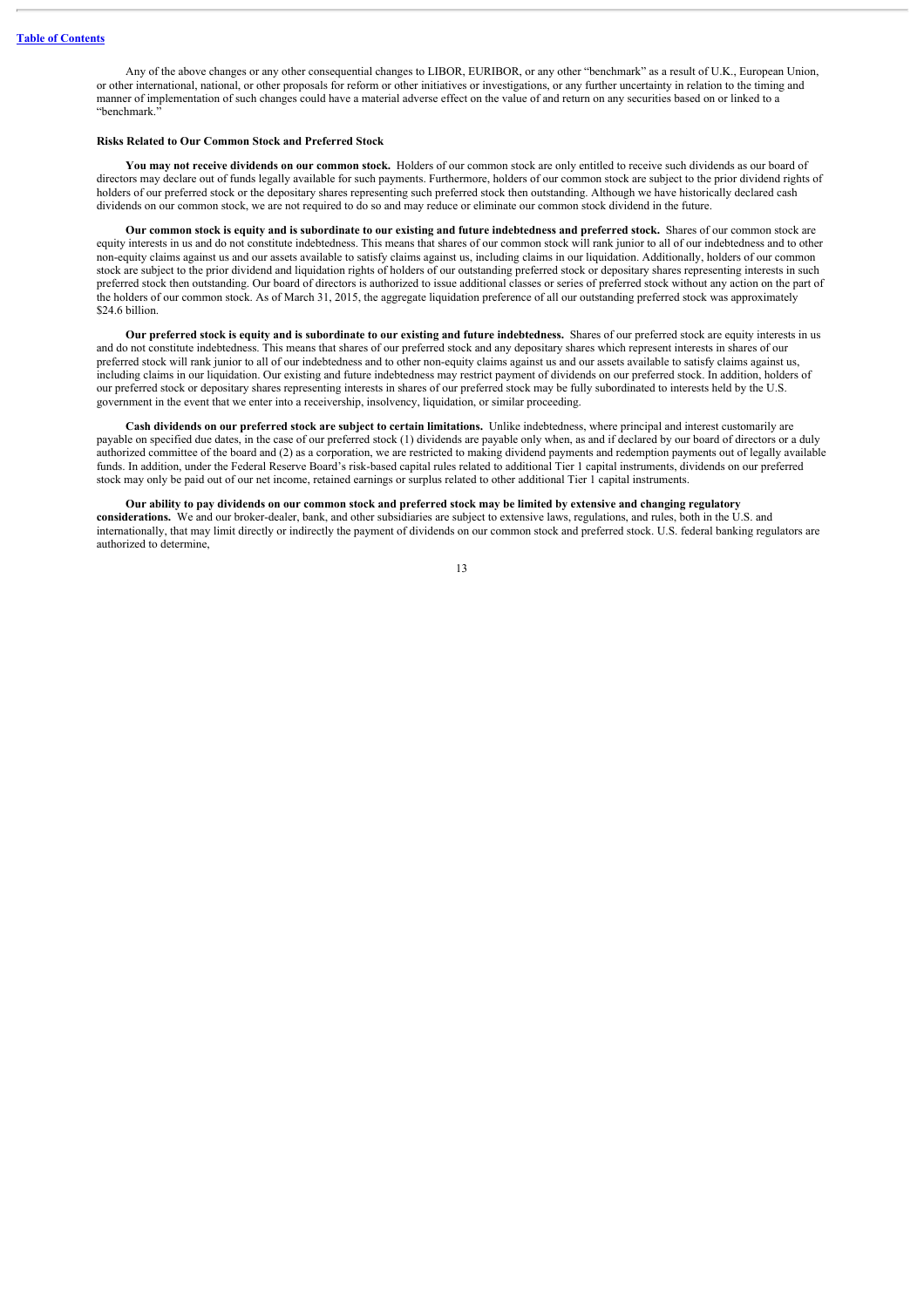Any of the above changes or any other consequential changes to LIBOR, EURIBOR, or any other "benchmark" as a result of U.K., European Union, or other international, national, or other proposals for reform or other initiatives or investigations, or any further uncertainty in relation to the timing and manner of implementation of such changes could have a material adverse effect on the value of and return on any securities based on or linked to a "benchmark."

### Risks Related to Our Common Stock and Preferred Stock

**You may not receive dividends on our common stock.** Holders of our common stock are only entitled to receive such dividends as our board of directors may declare out of funds legally available for such payments. Furthermore, holders of our common stock are subject to the prior dividend rights of holders of our preferred stock or the depositary shares representing such preferred stock then outstanding. Although we have historically declared cash dividends on our common stock, we are not required to do so and may reduce or eliminate our common stock dividend in the future.

**Our common stock is equity and is subordinate to our existing and future indebtedness and preferred stock.** Shares of our common stock are equity interests in us and do not constitute indebtedness. This means that shares of our common stock will rank junior to all of our indebtedness and to other non-equity claims against us and our assets available to satisfy claims against us, including claims in our liquidation. Additionally, holders of our common stock are subject to the prior dividend and liquidation rights of holders of our outstanding preferred stock or depositary shares representing interests in such preferred stock then outstanding. Our board of directors is authorized to issue additional classes or series of preferred stock without any action on the part of the holders of our common stock. As of March 31, 2015, the aggregate liquidation preference of all our outstanding preferred stock was approximately $24.6 billion.

**Our preferred stock is equity and is subordinate to our existing and future indebtedness.** Shares of our preferred stock are equity interests in us and do not constitute indebtedness. This means that shares of our preferred stock and any depositary shares which represent interests in shares of our preferred stock will rank junior to all of our indebtedness and to other non-equity claims against us and our assets available to satisfy claims against us, including claims in our liquidation. Our existing and future indebtedness may restrict payment of dividends on our preferred stock. In addition, holders of our preferred stock or depositary shares representing interests in shares of our preferred stock may be fully subordinated to interests held by the U.S. government in the event that we enter into a receivership, insolvency, liquidation, or similar proceeding.

**Cash dividends on our preferred stock are subject to certain limitations.** Unlike indebtedness, where principal and interest customarily are payable on specified due dates, in the case of our preferred stock (1) dividends are payable only when, as and if declared by our board of directors or a duly authorized committee of the board and (2) as a corporation, we are restricted to making dividend payments and redemption payments out of legally available funds. In addition, under the Federal Reserve Board's risk-based capital rules related to additional Tier 1 capital instruments, dividends on our preferred stock may only be paid out of our net income, retained earnings or surplus related to other additional Tier 1 capital instruments.

**Our ability to pay dividends on our common stock and preferred stock may be limited by extensive and changing regulatory considerations.** We and our broker-dealer, bank, and other subsidiaries are subject to extensive laws, regulations, and rules, both in the U.S. and internationally, that may limit directly or indirectly the payment of dividends on our common stock and preferred stock. U.S. federal banking regulators are authorized to determine,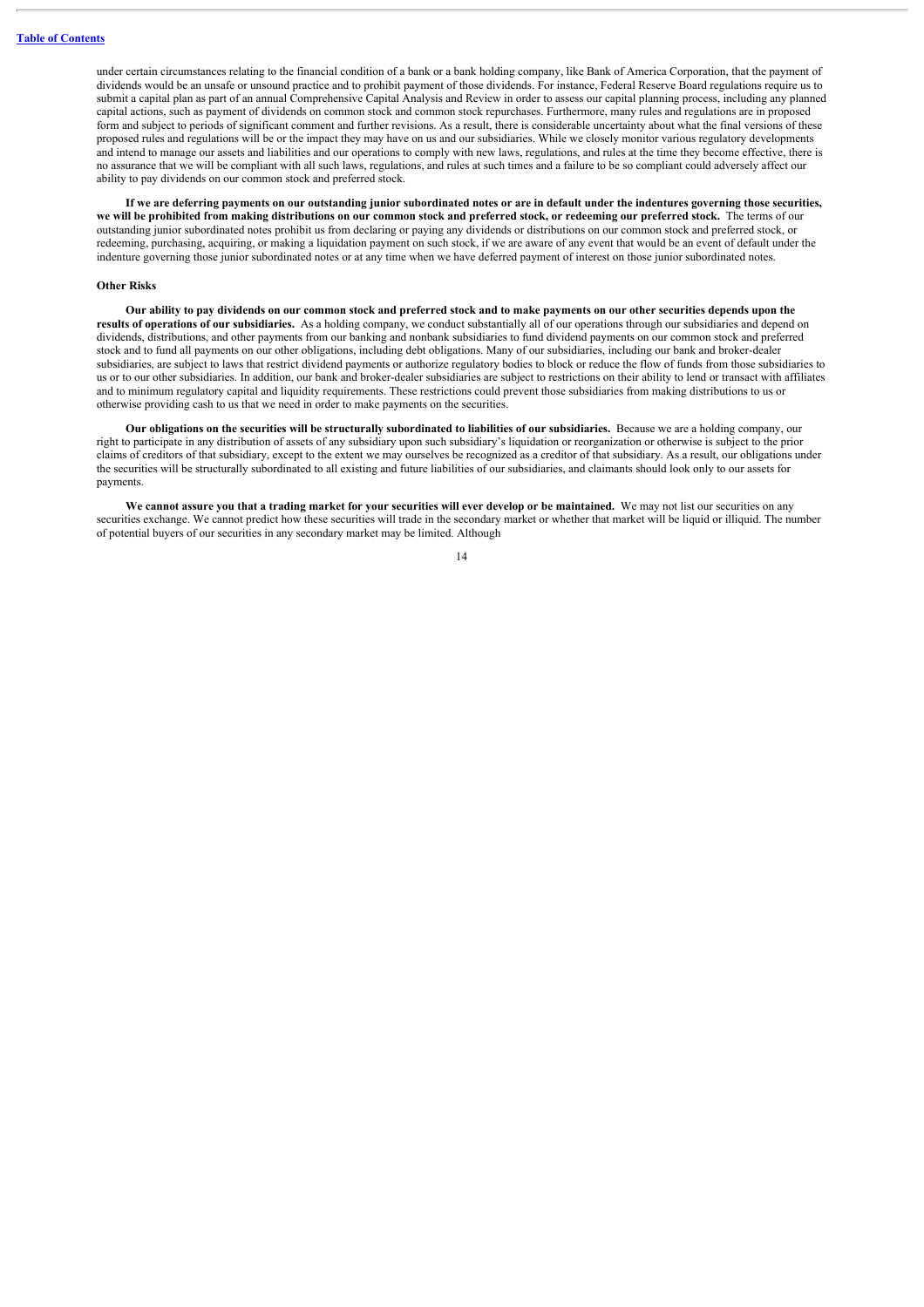under certain circumstances relating to the financial condition of a bank or a bank holding company, like Bank of America Corporation, that the payment of dividends would be an unsafe or unsound practice and to prohibit payment of those dividends. For instance, Federal Reserve Board regulations require us to submit a capital plan as part of an annual Comprehensive Capital Analysis and Review in order to assess our capital planning process, including any planned capital actions, such as payment of dividends on common stock and common stock repurchases. Furthermore, many rules and regulations are in proposed form and subject to periods of significant comment and further revisions. As a result, there is considerable uncertainty about what the final versions of these proposed rules and regulations will be or the impact they may have on us and our subsidiaries. While we closely monitor various regulatory developments and intend to manage our assets and liabilities and our operations to comply with new laws, regulations, and rules at the time they become effective, there is no assurance that we will be compliant with all such laws, regulations, and rules at such times and a failure to be so compliant could adversely affect our ability to pay dividends on our common stock and preferred stock.

**If we are deferring payments on our outstanding junior subordinated notes or are in default under the indentures governing those securities, we will be prohibited from making distributions on our common stock and preferred stock, or redeeming our preferred stock.** The terms of our outstanding junior subordinated notes prohibit us from declaring or paying any dividends or distributions on our common stock and preferred stock, or redeeming, purchasing, acquiring, or making a liquidation payment on such stock, if we are aware of any event that would be an event of default under the indenture governing those junior subordinated notes or at any time when we have deferred payment of interest on those junior subordinated notes.

#### Other Risks

**Our ability to pay dividends on our common stock and preferred stock and to make payments on our other securities depends upon the results of operations of our subsidiaries.** As a holding company, we conduct substantially all of our operations through our subsidiaries and depend on dividends, distributions, and other payments from our banking and nonbank subsidiaries to fund dividend payments on our common stock and preferred stock and to fund all payments on our other obligations, including debt obligations. Many of our subsidiaries, including our bank and broker-dealer subsidiaries, are subject to laws that restrict dividend payments or authorize regulatory bodies to block or reduce the flow of funds from those subsidiaries to us or to our other subsidiaries. In addition, our bank and broker-dealer subsidiaries are subject to restrictions on their ability to lend or transact with affiliates and to minimum regulatory capital and liquidity requirements. These restrictions could prevent those subsidiaries from making distributions to us or otherwise providing cash to us that we need in order to make payments on the securities.

**Our obligations on the securities will be structurally subordinated to liabilities of our subsidiaries.** Because we are a holding company, our right to participate in any distribution of assets of any subsidiary upon such subsidiary's liquidation or reorganization or otherwise is subject to the prior claims of creditors of that subsidiary, except to the extent we may ourselves be recognized as a creditor of that subsidiary. As a result, our obligations under the securities will be structurally subordinated to all existing and future liabilities of our subsidiaries, and claimants should look only to our assets for payments.

**We cannot assure you that a trading market for your securities will ever develop or be maintained.** We may not list our securities on any securities exchange. We cannot predict how these securities will trade in the secondary market or whether that market will be liquid or illiquid. The number of potential buyers of our securities in any secondary market may be limited. Although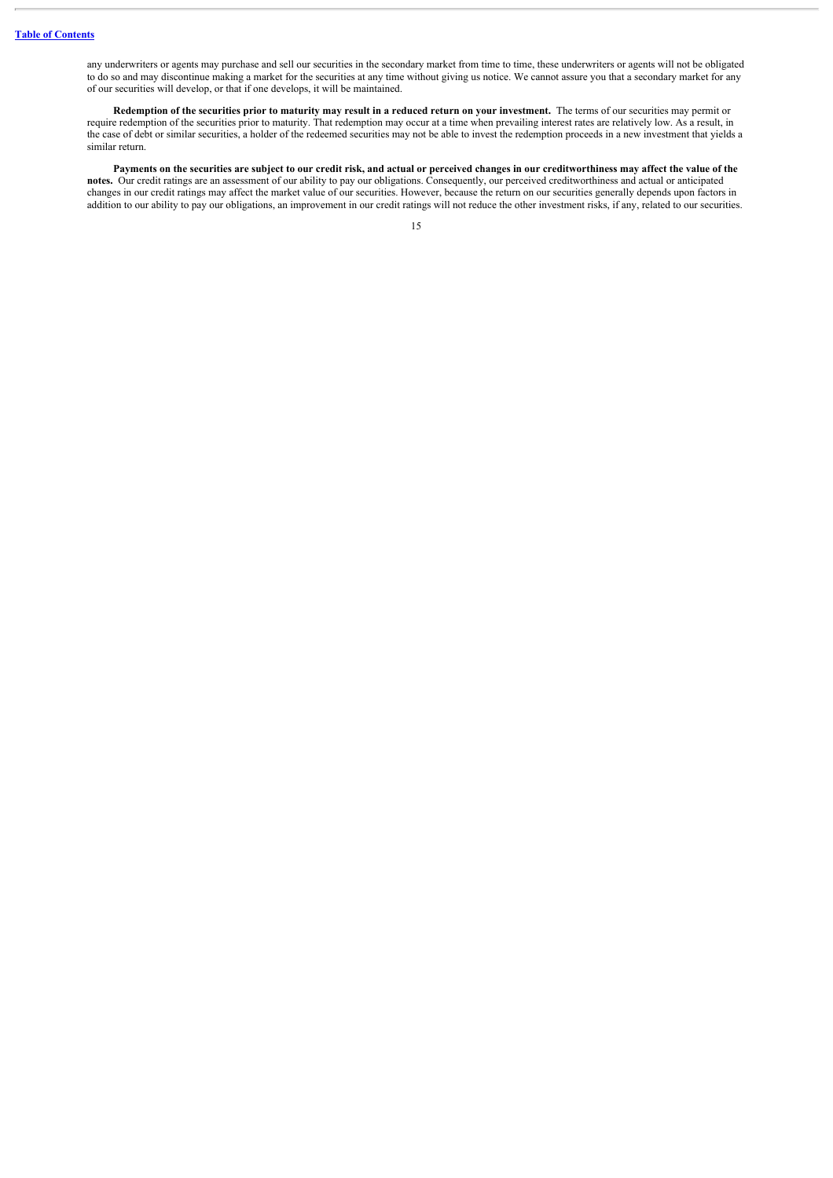any underwriters or agents may purchase and sell our securities in the secondary market from time to time, these underwriters or agents will not be obligated to do so and may discontinue making a market for the securities at any time without giving us notice. We cannot assure you that a secondary market for any of our securities will develop, or that if one develops, it will be maintained.

**Redemption of the securities prior to maturity may result in a reduced return on your investment.** The terms of our securities may permit or require redemption of the securities prior to maturity. That redemption may occur at a time when prevailing interest rates are relatively low. As a result, in the case of debt or similar securities, a holder of the redeemed securities may not be able to invest the redemption proceeds in a new investment that yields a similar return.

**Payments on the securities are subject to our credit risk, and actual or perceived changes in our creditworthiness may affect the value of the notes.** Our credit ratings are an assessment of our ability to pay our obligations. Consequently, our perceived creditworthiness and actual or anticipated changes in our credit ratings may affect the market value of our securities. However, because the return on our securities generally depends upon factors in addition to our ability to pay our obligations, an improvement in our credit ratings will not reduce the other investment risks, if any, related to our securities.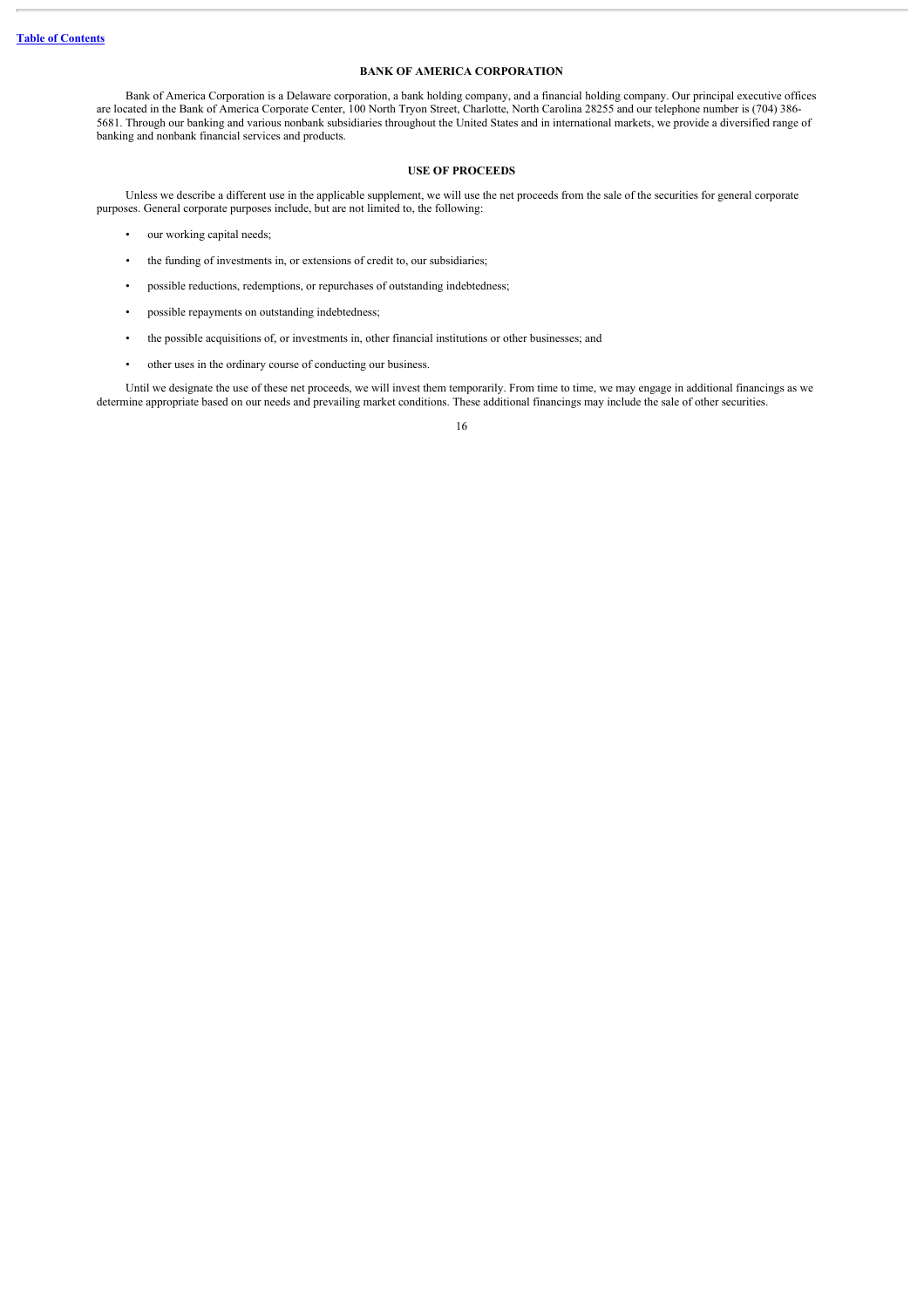## BANK OF AMERICA CORPORATION

Bank of America Corporation is a Delaware corporation, a bank holding company, and a financial holding company. Our principal executive offices are located in the Bank of America Corporate Center, 100 North Tryon Street, Charlotte, North Carolina 28255 and our telephone number is (704) 386-5681. Through our banking and various nonbank subsidiaries throughout the United States and in international markets, we provide a diversified range of banking and nonbank financial services and products.

## USE OF PROCEEDS

Unless we describe a different use in the applicable supplement, we will use the net proceeds from the sale of the securities for general corporate purposes. General corporate purposes include, but are not limited to, the following:

- our working capital needs;
- the funding of investments in, or extensions of credit to, our subsidiaries;
- possible reductions, redemptions, or repurchases of outstanding indebtedness;
- possible repayments on outstanding indebtedness;
- the possible acquisitions of, or investments in, other financial institutions or other businesses; and
- other uses in the ordinary course of conducting our business.

Until we designate the use of these net proceeds, we will invest them temporarily. From time to time, we may engage in additional financings as we determine appropriate based on our needs and prevailing market conditions. These additional financings may include the sale of other securities.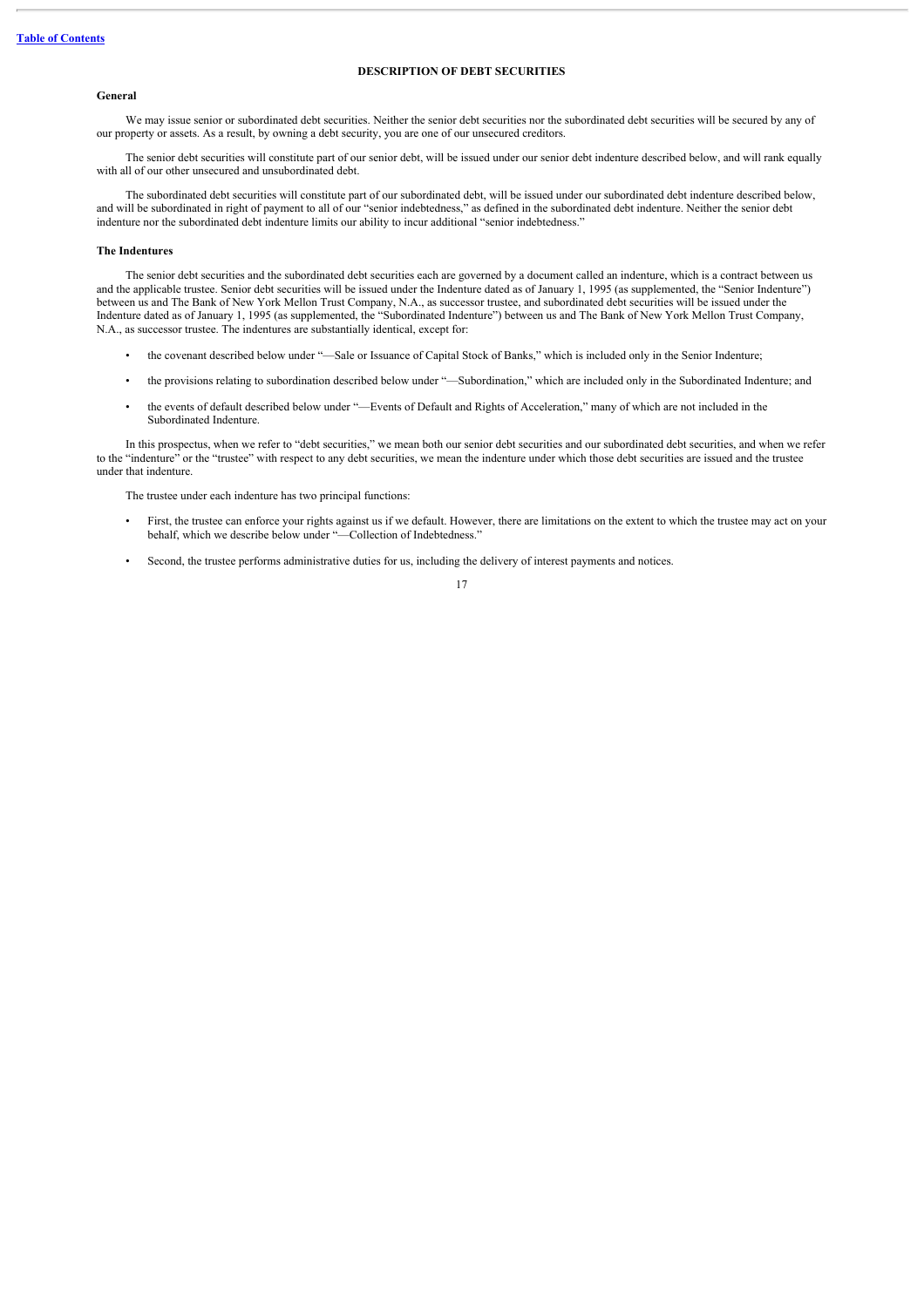## DESCRIPTION OF DEBT SECURITIES

### General

We may issue senior or subordinated debt securities. Neither the senior debt securities nor the subordinated debt securities will be secured by any of our property or assets. As a result, by owning a debt security, you are one of our unsecured creditors.

The senior debt securities will constitute part of our senior debt, will be issued under our senior debt indenture described below, and will rank equally with all of our other unsecured and unsubordinated debt.

The subordinated debt securities will constitute part of our subordinated debt, will be issued under our subordinated debt indenture described below, and will be subordinated in right of payment to all of our "senior indebtedness," as defined in the subordinated debt indenture. Neither the senior debt indenture nor the subordinated debt indenture limits our ability to incur additional "senior indebtedness."

### The Indentures

The senior debt securities and the subordinated debt securities each are governed by a document called an indenture, which is a contract between us and the applicable trustee. Senior debt securities will be issued under the Indenture dated as of January 1, 1995 (as supplemented, the "Senior Indenture") between us and The Bank of New York Mellon Trust Company, N.A., as successor trustee, and subordinated debt securities will be issued under the Indenture dated as of January 1, 1995 (as supplemented, the "Subordinated Indenture") between us and The Bank of New York Mellon Trust Company, N.A., as successor trustee. The indentures are substantially identical, except for:

- the covenant described below under "—Sale or Issuance of Capital Stock of Banks," which is included only in the Senior Indenture;
- the provisions relating to subordination described below under "—Subordination," which are included only in the Subordinated Indenture; and
- the events of default described below under "—Events of Default and Rights of Acceleration," many of which are not included in the Subordinated Indenture.

In this prospectus, when we refer to "debt securities," we mean both our senior debt securities and our subordinated debt securities, and when we refer to the "indenture" or the "trustee" with respect to any debt securities, we mean the indenture under which those debt securities are issued and the trustee under that indenture.

The trustee under each indenture has two principal functions:

- First, the trustee can enforce your rights against us if we default. However, there are limitations on the extent to which the trustee may act on your behalf, which we describe below under "—Collection of Indebtedness."
- Second, the trustee performs administrative duties for us, including the delivery of interest payments and notices.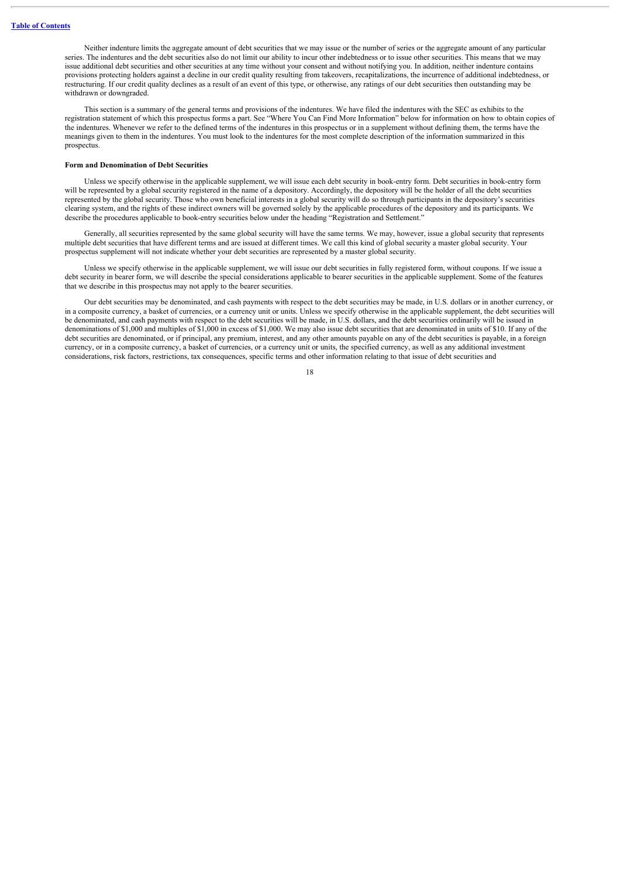Neither indenture limits the aggregate amount of debt securities that we may issue or the number of series or the aggregate amount of any particular series. The indentures and the debt securities also do not limit our ability to incur other indebtedness or to issue other securities. This means that we may issue additional debt securities and other securities at any time without your consent and without notifying you. In addition, neither indenture contains provisions protecting holders against a decline in our credit quality resulting from takeovers, recapitalizations, the incurrence of additional indebtedness, or restructuring. If our credit quality declines as a result of an event of this type, or otherwise, any ratings of our debt securities then outstanding may be withdrawn or downgraded.

This section is a summary of the general terms and provisions of the indentures. We have filed the indentures with the SEC as exhibits to the registration statement of which this prospectus forms a part. See "Where You Can Find More Information" below for information on how to obtain copies of the indentures. Whenever we refer to the defined terms of the indentures in this prospectus or in a supplement without defining them, the terms have the meanings given to them in the indentures. You must look to the indentures for the most complete description of the information summarized in this prospectus.

**Form and Denomination of Debt Securities**

Unless we specify otherwise in the applicable supplement, we will issue each debt security in book-entry form. Debt securities in book-entry form will be represented by a global security registered in the name of a depository. Accordingly, the depository will be the holder of all the debt securities represented by the global security. Those who own beneficial interests in a global security will do so through participants in the depository's securities clearing system, and the rights of these indirect owners will be governed solely by the applicable procedures of the depository and its participants. We describe the procedures applicable to book-entry securities below under the heading "Registration and Settlement."

Generally, all securities represented by the same global security will have the same terms. We may, however, issue a global security that represents multiple debt securities that have different terms and are issued at different times. We call this kind of global security a master global security. Your prospectus supplement will not indicate whether your debt securities are represented by a master global security.

Unless we specify otherwise in the applicable supplement, we will issue our debt securities in fully registered form, without coupons. If we issue a debt security in bearer form, we will describe the special considerations applicable to bearer securities in the applicable supplement. Some of the features that we describe in this prospectus may not apply to the bearer securities.

Our debt securities may be denominated, and cash payments with respect to the debt securities may be made, in U.S. dollars or in another currency, or in a composite currency, a basket of currencies, or a currency unit or units. Unless we specify otherwise in the applicable supplement, the debt securities will be denominated, and cash payments with respect to the debt securities will be made, in U.S. dollars, and the debt securities ordinarily will be issued in denominations of $1,000 and multiples of $1,000 in excess of $1,000. We may also issue debt securities that are denominated in units of $10. If any of the debt securities are denominated, or if principal, any premium, interest, and any other amounts payable on any of the debt securities is payable, in a foreign currency, or in a composite currency, a basket of currencies, or a currency unit or units, the specified currency, as well as any additional investment considerations, risk factors, restrictions, tax consequences, specific terms and other information relating to that issue of debt securities and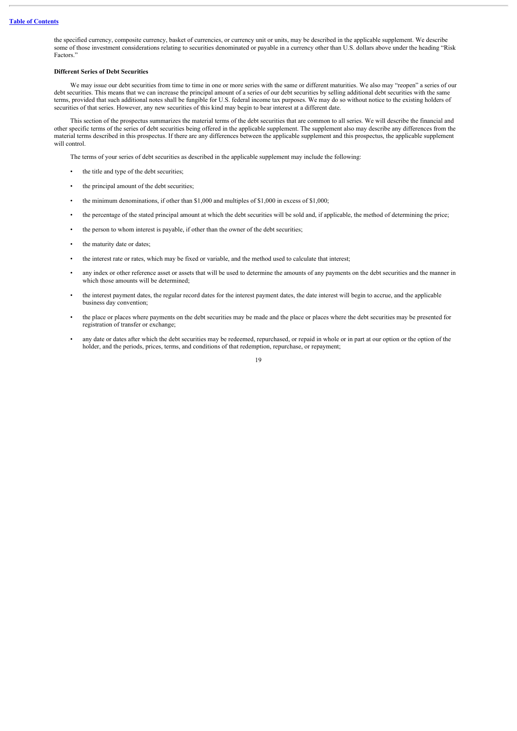the specified currency, composite currency, basket of currencies, or currency unit or units, may be described in the applicable supplement. We describe some of those investment considerations relating to securities denominated or payable in a currency other than U.S. dollars above under the heading "Risk Factors."

**Different Series of Debt Securities**

We may issue our debt securities from time to time in one or more series with the same or different maturities. We also may "reopen" a series of our debt securities. This means that we can increase the principal amount of a series of our debt securities by selling additional debt securities with the same terms, provided that such additional notes shall be fungible for U.S. federal income tax purposes. We may do so without notice to the existing holders of securities of that series. However, any new securities of this kind may begin to bear interest at a different date.

This section of the prospectus summarizes the material terms of the debt securities that are common to all series. We will describe the financial and other specific terms of the series of debt securities being offered in the applicable supplement. The supplement also may describe any differences from the material terms described in this prospectus. If there are any differences between the applicable supplement and this prospectus, the applicable supplement will control.

The terms of your series of debt securities as described in the applicable supplement may include the following:

- the title and type of the debt securities;
- the principal amount of the debt securities;
- the minimum denominations, if other than $1,000 and multiples of $1,000 in excess of $1,000;
- the percentage of the stated principal amount at which the debt securities will be sold and, if applicable, the method of determining the price;
- the person to whom interest is payable, if other than the owner of the debt securities;
- the maturity date or dates;
- the interest rate or rates, which may be fixed or variable, and the method used to calculate that interest;
- any index or other reference asset or assets that will be used to determine the amounts of any payments on the debt securities and the manner in which those amounts will be determined;
- the interest payment dates, the regular record dates for the interest payment dates, the date interest will begin to accrue, and the applicable business day convention;
- the place or places where payments on the debt securities may be made and the place or places where the debt securities may be presented for registration of transfer or exchange;
- any date or dates after which the debt securities may be redeemed, repurchased, or repaid in whole or in part at our option or the option of the holder, and the periods, prices, terms, and conditions of that redemption, repurchase, or repayment;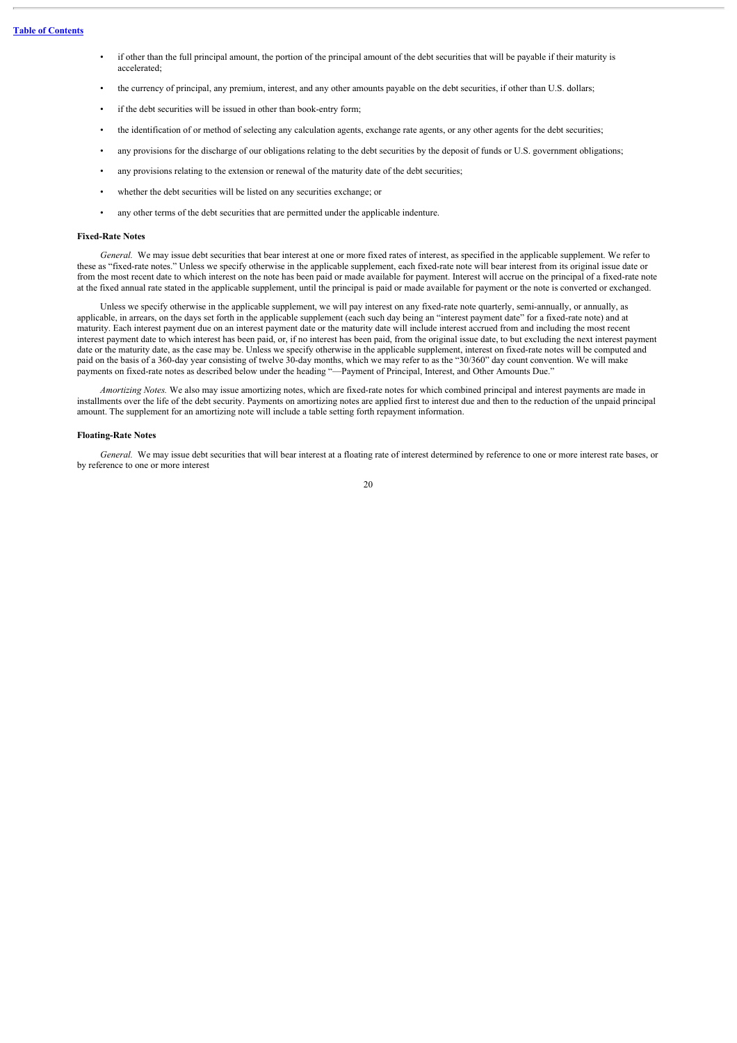- if other than the full principal amount, the portion of the principal amount of the debt securities that will be payable if their maturity is accelerated;
- the currency of principal, any premium, interest, and any other amounts payable on the debt securities, if other than U.S. dollars;
- if the debt securities will be issued in other than book-entry form;
- the identification of or method of selecting any calculation agents, exchange rate agents, or any other agents for the debt securities;
- any provisions for the discharge of our obligations relating to the debt securities by the deposit of funds or U.S. government obligations;
- any provisions relating to the extension or renewal of the maturity date of the debt securities;
- whether the debt securities will be listed on any securities exchange; or
- any other terms of the debt securities that are permitted under the applicable indenture.

**Fixed-Rate Notes**

*General.* We may issue debt securities that bear interest at one or more fixed rates of interest, as specified in the applicable supplement. We refer to these as "fixed-rate notes." Unless we specify otherwise in the applicable supplement, each fixed-rate note will bear interest from its original issue date or from the most recent date to which interest on the note has been paid or made available for payment. Interest will accrue on the principal of a fixed-rate note at the fixed annual rate stated in the applicable supplement, until the principal is paid or made available for payment or the note is converted or exchanged.

Unless we specify otherwise in the applicable supplement, we will pay interest on any fixed-rate note quarterly, semi-annually, or annually, as applicable, in arrears, on the days set forth in the applicable supplement (each such day being an "interest payment date" for a fixed-rate note) and at maturity. Each interest payment due on an interest payment date or the maturity date will include interest accrued from and including the most recent interest payment date to which interest has been paid, or, if no interest has been paid, from the original issue date, to but excluding the next interest payment date or the maturity date, as the case may be. Unless we specify otherwise in the applicable supplement, interest on fixed-rate notes will be computed and paid on the basis of a 360-day year consisting of twelve 30-day months, which we may refer to as the "30/360" day count convention. We will make payments on fixed-rate notes as described below under the heading "—Payment of Principal, Interest, and Other Amounts Due."

*Amortizing Notes.* We also may issue amortizing notes, which are fixed-rate notes for which combined principal and interest payments are made in installments over the life of the debt security. Payments on amortizing notes are applied first to interest due and then to the reduction of the unpaid principal amount. The supplement for an amortizing note will include a table setting forth repayment information.

**Floating-Rate Notes**

*General.* We may issue debt securities that will bear interest at a floating rate of interest determined by reference to one or more interest rate bases, or by reference to one or more interest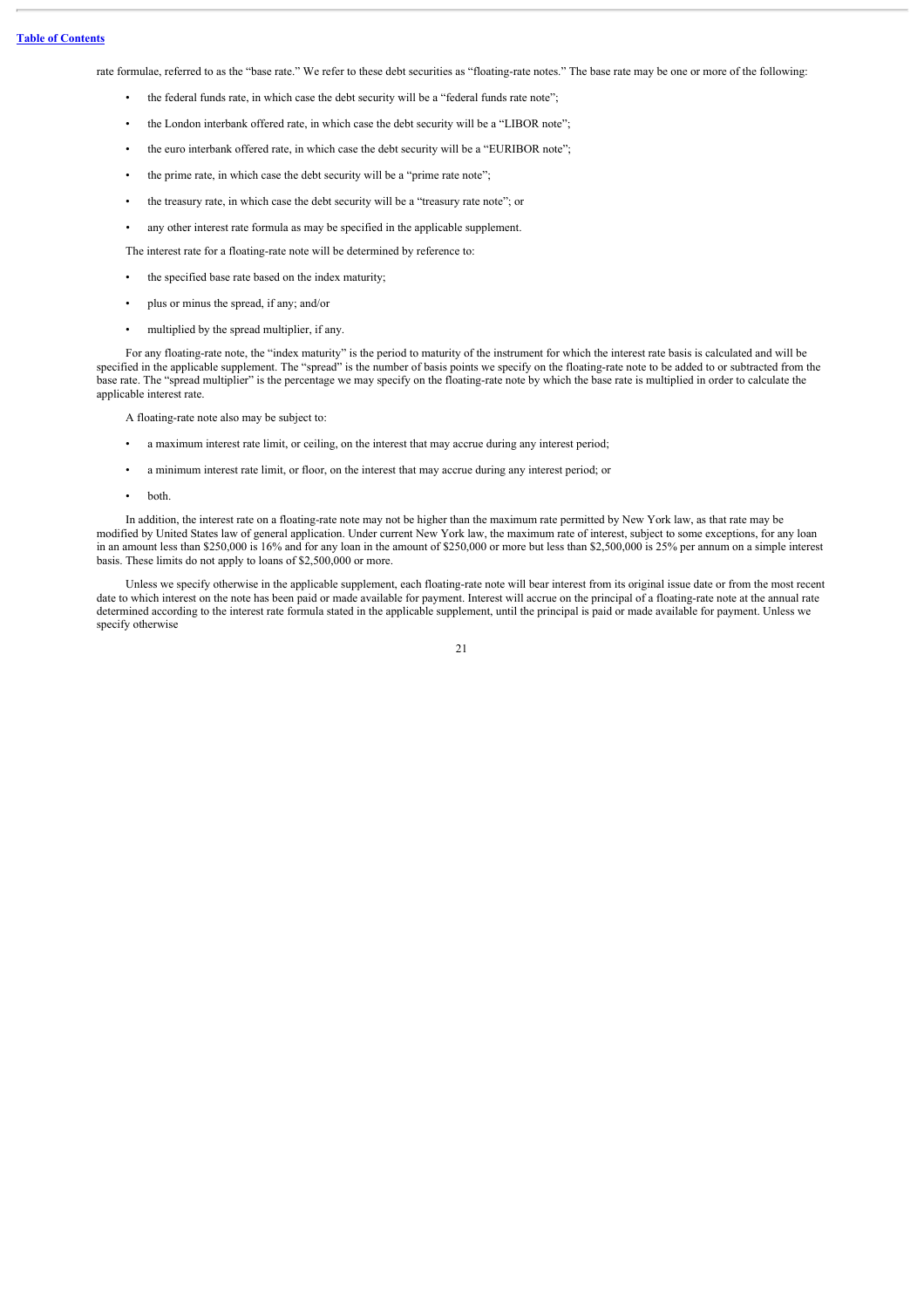rate formulae, referred to as the "base rate." We refer to these debt securities as "floating-rate notes." The base rate may be one or more of the following:

- the federal funds rate, in which case the debt security will be a "federal funds rate note";
- the London interbank offered rate, in which case the debt security will be a "LIBOR note";
- the euro interbank offered rate, in which case the debt security will be a "EURIBOR note";
- the prime rate, in which case the debt security will be a "prime rate note";
- the treasury rate, in which case the debt security will be a "treasury rate note"; or
- any other interest rate formula as may be specified in the applicable supplement.

The interest rate for a floating-rate note will be determined by reference to:

- the specified base rate based on the index maturity;
- plus or minus the spread, if any; and/or
- multiplied by the spread multiplier, if any.

For any floating-rate note, the "index maturity" is the period to maturity of the instrument for which the interest rate basis is calculated and will be specified in the applicable supplement. The "spread" is the number of basis points we specify on the floating-rate note to be added to or subtracted from the base rate. The "spread multiplier" is the percentage we may specify on the floating-rate note by which the base rate is multiplied in order to calculate the applicable interest rate.

A floating-rate note also may be subject to:

- a maximum interest rate limit, or ceiling, on the interest that may accrue during any interest period;
- a minimum interest rate limit, or floor, on the interest that may accrue during any interest period; or
- both.

In addition, the interest rate on a floating-rate note may not be higher than the maximum rate permitted by New York law, as that rate may be modified by United States law of general application. Under current New York law, the maximum rate of interest, subject to some exceptions, for any loan in an amount less than $250,000 is 16% and for any loan in the amount of $250,000 or more but less than $2,500,000 is 25% per annum on a simple interest basis. These limits do not apply to loans of $2,500,000 or more.

Unless we specify otherwise in the applicable supplement, each floating-rate note will bear interest from its original issue date or from the most recent date to which interest on the note has been paid or made available for payment. Interest will accrue on the principal of a floating-rate note at the annual rate determined according to the interest rate formula stated in the applicable supplement, until the principal is paid or made available for payment. Unless we specify otherwise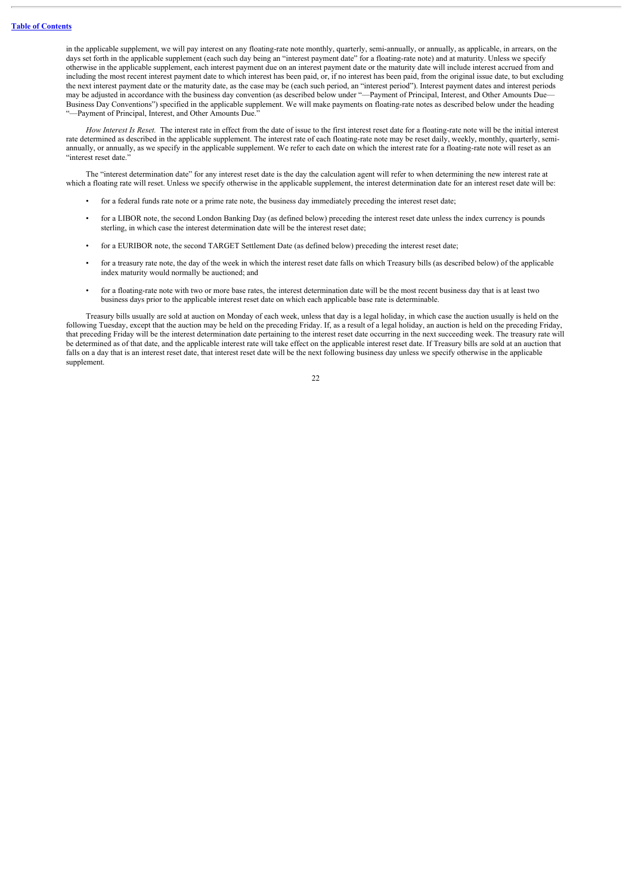in the applicable supplement, we will pay interest on any floating-rate note monthly, quarterly, semi-annually, or annually, as applicable, in arrears, on the days set forth in the applicable supplement (each such day being an "interest payment date" for a floating-rate note) and at maturity. Unless we specify otherwise in the applicable supplement, each interest payment due on an interest payment date or the maturity date will include interest accrued from and including the most recent interest payment date to which interest has been paid, or, if no interest has been paid, from the original issue date, to but excluding the next interest payment date or the maturity date, as the case may be (each such period, an "interest period"). Interest payment dates and interest periods may be adjusted in accordance with the business day convention (as described below under "—Payment of Principal, Interest, and Other Amounts Due—Business Day Conventions") specified in the applicable supplement. We will make payments on floating-rate notes as described below under the heading "—Payment of Principal, Interest, and Other Amounts Due."

*How Interest Is Reset.* The interest rate in effect from the date of issue to the first interest reset date for a floating-rate note will be the initial interest rate determined as described in the applicable supplement. The interest rate of each floating-rate note may be reset daily, weekly, monthly, quarterly, semi-annually, or annually, as we specify in the applicable supplement. We refer to each date on which the interest rate for a floating-rate note will reset as an "interest reset date."

The "interest determination date" for any interest reset date is the day the calculation agent will refer to when determining the new interest rate at which a floating rate will reset. Unless we specify otherwise in the applicable supplement, the interest determination date for an interest reset date will be:

- for a federal funds rate note or a prime rate note, the business day immediately preceding the interest reset date;
- for a LIBOR note, the second London Banking Day (as defined below) preceding the interest reset date unless the index currency is pounds sterling, in which case the interest determination date will be the interest reset date;
- for a EURIBOR note, the second TARGET Settlement Date (as defined below) preceding the interest reset date;
- for a treasury rate note, the day of the week in which the interest reset date falls on which Treasury bills (as described below) of the applicable index maturity would normally be auctioned; and
- for a floating-rate note with two or more base rates, the interest determination date will be the most recent business day that is at least two business days prior to the applicable interest reset date on which each applicable base rate is determinable.

Treasury bills usually are sold at auction on Monday of each week, unless that day is a legal holiday, in which case the auction usually is held on the following Tuesday, except that the auction may be held on the preceding Friday. If, as a result of a legal holiday, an auction is held on the preceding Friday, that preceding Friday will be the interest determination date pertaining to the interest reset date occurring in the next succeeding week. The treasury rate will be determined as of that date, and the applicable interest rate will take effect on the applicable interest reset date. If Treasury bills are sold at an auction that falls on a day that is an interest reset date, that interest reset date will be the next following business day unless we specify otherwise in the applicable supplement.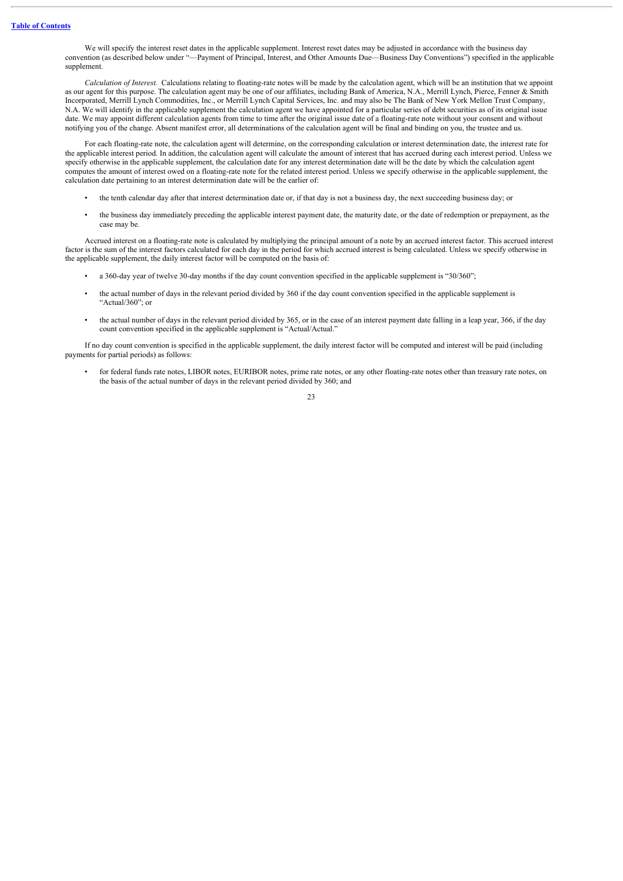We will specify the interest reset dates in the applicable supplement. Interest reset dates may be adjusted in accordance with the business day convention (as described below under "—Payment of Principal, Interest, and Other Amounts Due—Business Day Conventions") specified in the applicable supplement.

*Calculation of Interest.* Calculations relating to floating-rate notes will be made by the calculation agent, which will be an institution that we appoint as our agent for this purpose. The calculation agent may be one of our affiliates, including Bank of America, N.A., Merrill Lynch, Pierce, Fenner & Smith Incorporated, Merrill Lynch Commodities, Inc., or Merrill Lynch Capital Services, Inc. and may also be The Bank of New York Mellon Trust Company, N.A. We will identify in the applicable supplement the calculation agent we have appointed for a particular series of debt securities as of its original issue date. We may appoint different calculation agents from time to time after the original issue date of a floating-rate note without your consent and without notifying you of the change. Absent manifest error, all determinations of the calculation agent will be final and binding on you, the trustee and us.

For each floating-rate note, the calculation agent will determine, on the corresponding calculation or interest determination date, the interest rate for the applicable interest period. In addition, the calculation agent will calculate the amount of interest that has accrued during each interest period. Unless we specify otherwise in the applicable supplement, the calculation date for any interest determination date will be the date by which the calculation agent computes the amount of interest owed on a floating-rate note for the related interest period. Unless we specify otherwise in the applicable supplement, the calculation date pertaining to an interest determination date will be the earlier of:

- the tenth calendar day after that interest determination date or, if that day is not a business day, the next succeeding business day; or
- the business day immediately preceding the applicable interest payment date, the maturity date, or the date of redemption or prepayment, as the case may be.

Accrued interest on a floating-rate note is calculated by multiplying the principal amount of a note by an accrued interest factor. This accrued interest factor is the sum of the interest factors calculated for each day in the period for which accrued interest is being calculated. Unless we specify otherwise in the applicable supplement, the daily interest factor will be computed on the basis of:

- a 360-day year of twelve 30-day months if the day count convention specified in the applicable supplement is "30/360";
- the actual number of days in the relevant period divided by 360 if the day count convention specified in the applicable supplement is "Actual/360"; or
- the actual number of days in the relevant period divided by 365, or in the case of an interest payment date falling in a leap year, 366, if the day count convention specified in the applicable supplement is "Actual/Actual."

If no day count convention is specified in the applicable supplement, the daily interest factor will be computed and interest will be paid (including payments for partial periods) as follows:

- for federal funds rate notes, LIBOR notes, EURIBOR notes, prime rate notes, or any other floating-rate notes other than treasury rate notes, on the basis of the actual number of days in the relevant period divided by 360; and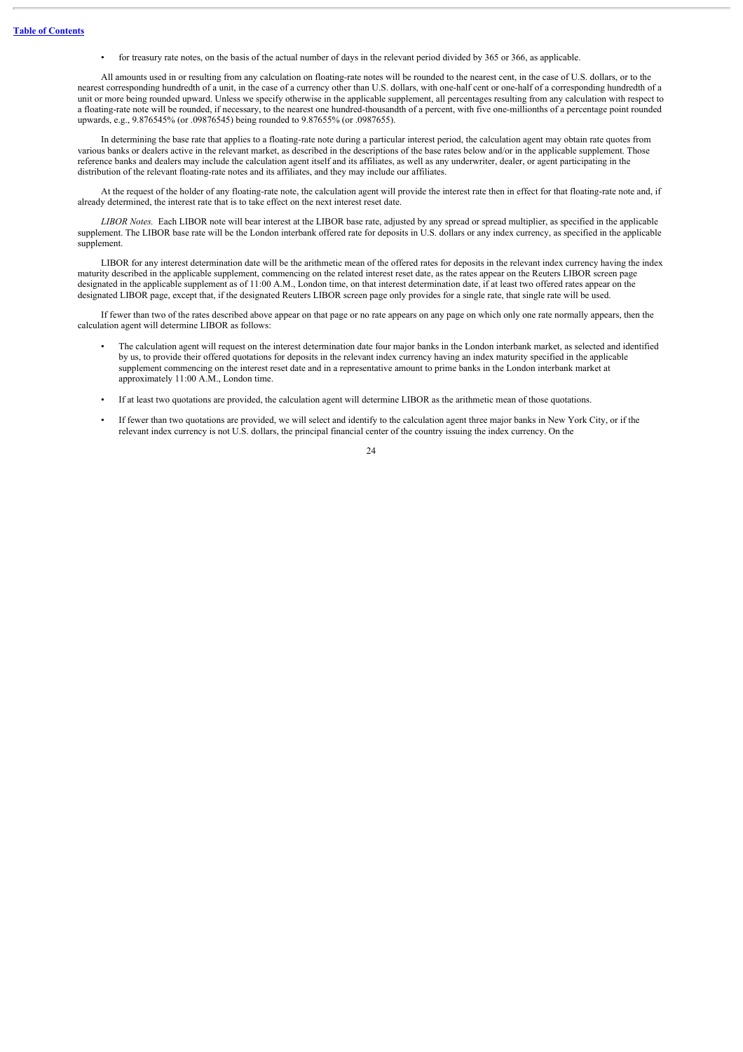- for treasury rate notes, on the basis of the actual number of days in the relevant period divided by 365 or 366, as applicable.

All amounts used in or resulting from any calculation on floating-rate notes will be rounded to the nearest cent, in the case of U.S. dollars, or to the nearest corresponding hundredth of a unit, in the case of a currency other than U.S. dollars, with one-half cent or one-half of a corresponding hundredth of a unit or more being rounded upward. Unless we specify otherwise in the applicable supplement, all percentages resulting from any calculation with respect to a floating-rate note will be rounded, if necessary, to the nearest one hundred-thousandth of a percent, with five one-millionths of a percentage point rounded upwards, e.g., 9.876545% (or .09876545) being rounded to 9.87655% (or .0987655).

In determining the base rate that applies to a floating-rate note during a particular interest period, the calculation agent may obtain rate quotes from various banks or dealers active in the relevant market, as described in the descriptions of the base rates below and/or in the applicable supplement. Those reference banks and dealers may include the calculation agent itself and its affiliates, as well as any underwriter, dealer, or agent participating in the distribution of the relevant floating-rate notes and its affiliates, and they may include our affiliates.

At the request of the holder of any floating-rate note, the calculation agent will provide the interest rate then in effect for that floating-rate note and, if already determined, the interest rate that is to take effect on the next interest reset date.

*LIBOR Notes.* Each LIBOR note will bear interest at the LIBOR base rate, adjusted by any spread or spread multiplier, as specified in the applicable supplement. The LIBOR base rate will be the London interbank offered rate for deposits in U.S. dollars or any index currency, as specified in the applicable supplement.

LIBOR for any interest determination date will be the arithmetic mean of the offered rates for deposits in the relevant index currency having the index maturity described in the applicable supplement, commencing on the related interest reset date, as the rates appear on the Reuters LIBOR screen page designated in the applicable supplement as of 11:00 A.M., London time, on that interest determination date, if at least two offered rates appear on the designated LIBOR page, except that, if the designated Reuters LIBOR screen page only provides for a single rate, that single rate will be used.

If fewer than two of the rates described above appear on that page or no rate appears on any page on which only one rate normally appears, then the calculation agent will determine LIBOR as follows:

- The calculation agent will request on the interest determination date four major banks in the London interbank market, as selected and identified by us, to provide their offered quotations for deposits in the relevant index currency having an index maturity specified in the applicable supplement commencing on the interest reset date and in a representative amount to prime banks in the London interbank market at approximately 11:00 A.M., London time.
- If at least two quotations are provided, the calculation agent will determine LIBOR as the arithmetic mean of those quotations.
- If fewer than two quotations are provided, we will select and identify to the calculation agent three major banks in New York City, or if the relevant index currency is not U.S. dollars, the principal financial center of the country issuing the index currency. On the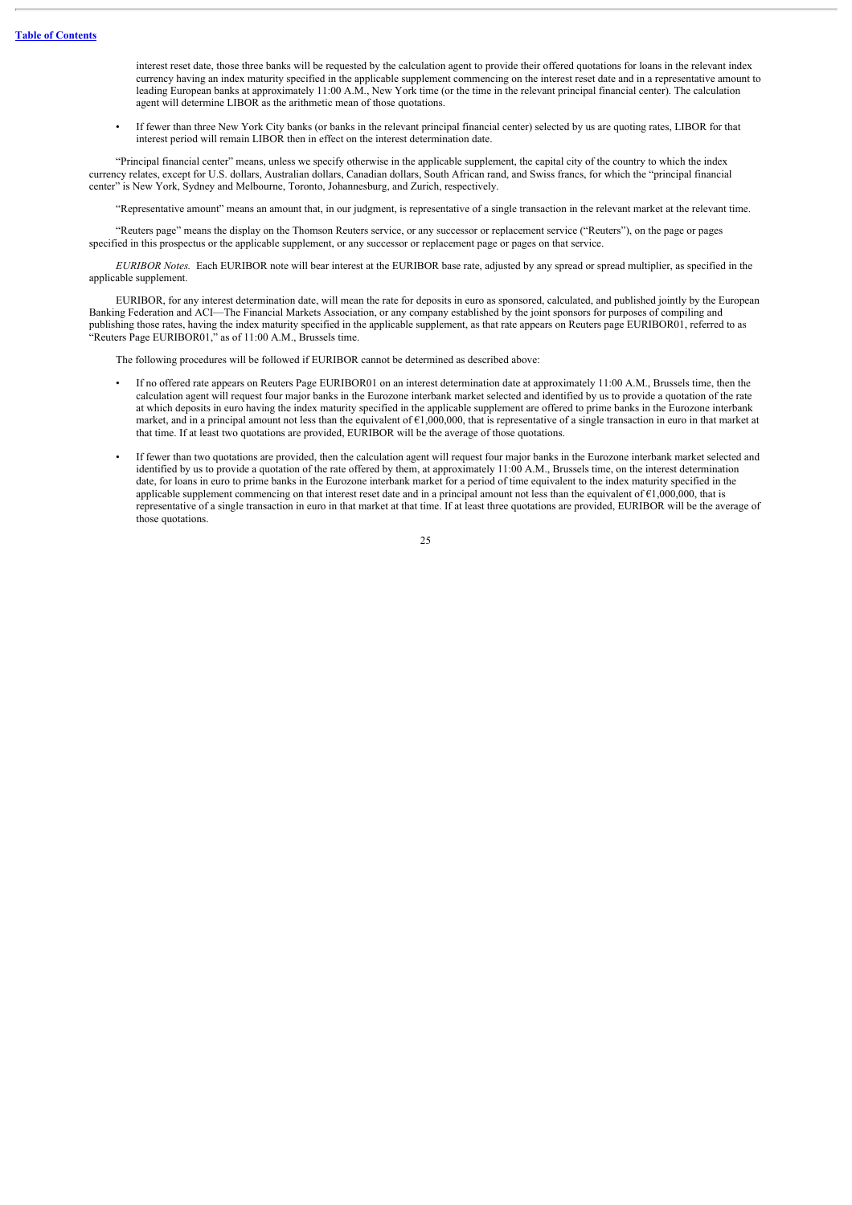interest reset date, those three banks will be requested by the calculation agent to provide their offered quotations for loans in the relevant index currency having an index maturity specified in the applicable supplement commencing on the interest reset date and in a representative amount to leading European banks at approximately 11:00 A.M., New York time (or the time in the relevant principal financial center). The calculation agent will determine LIBOR as the arithmetic mean of those quotations.

- If fewer than three New York City banks (or banks in the relevant principal financial center) selected by us are quoting rates, LIBOR for that interest period will remain LIBOR then in effect on the interest determination date.

"Principal financial center" means, unless we specify otherwise in the applicable supplement, the capital city of the country to which the index currency relates, except for U.S. dollars, Australian dollars, Canadian dollars, South African rand, and Swiss francs, for which the "principal financial center" is New York, Sydney and Melbourne, Toronto, Johannesburg, and Zurich, respectively.

"Representative amount" means an amount that, in our judgment, is representative of a single transaction in the relevant market at the relevant time.

"Reuters page" means the display on the Thomson Reuters service, or any successor or replacement service ("Reuters"), on the page or pages specified in this prospectus or the applicable supplement, or any successor or replacement page or pages on that service.

*EURIBOR Notes.* Each EURIBOR note will bear interest at the EURIBOR base rate, adjusted by any spread or spread multiplier, as specified in the applicable supplement.

EURIBOR, for any interest determination date, will mean the rate for deposits in euro as sponsored, calculated, and published jointly by the European Banking Federation and ACI—The Financial Markets Association, or any company established by the joint sponsors for purposes of compiling and publishing those rates, having the index maturity specified in the applicable supplement, as that rate appears on Reuters page EURIBOR01, referred to as "Reuters Page EURIBOR01," as of 11:00 A.M., Brussels time.

The following procedures will be followed if EURIBOR cannot be determined as described above:

- If no offered rate appears on Reuters Page EURIBOR01 on an interest determination date at approximately 11:00 A.M., Brussels time, then the calculation agent will request four major banks in the Eurozone interbank market selected and identified by us to provide a quotation of the rate at which deposits in euro having the index maturity specified in the applicable supplement are offered to prime banks in the Eurozone interbank market, and in a principal amount not less than the equivalent of €1,000,000, that is representative of a single transaction in euro in that market at that time. If at least two quotations are provided, EURIBOR will be the average of those quotations.

- If fewer than two quotations are provided, then the calculation agent will request four major banks in the Eurozone interbank market selected and identified by us to provide a quotation of the rate offered by them, at approximately 11:00 A.M., Brussels time, on the interest determination date, for loans in euro to prime banks in the Eurozone interbank market for a period of time equivalent to the index maturity specified in the applicable supplement commencing on that interest reset date and in a principal amount not less than the equivalent of €1,000,000, that is representative of a single transaction in euro in that market at that time. If at least three quotations are provided, EURIBOR will be the average of those quotations.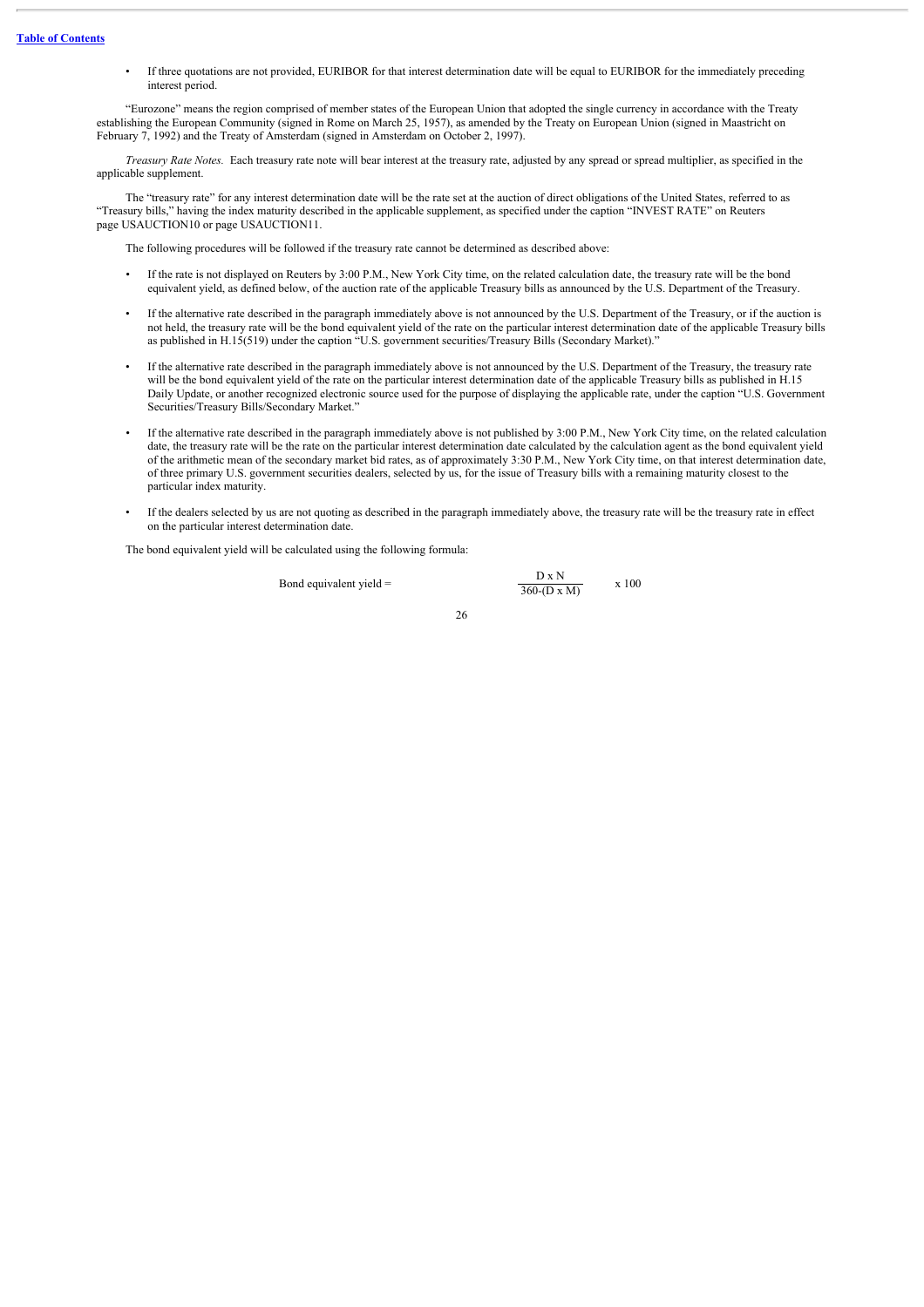- If three quotations are not provided, EURIBOR for that interest determination date will be equal to EURIBOR for the immediately preceding interest period.

"Eurozone" means the region comprised of member states of the European Union that adopted the single currency in accordance with the Treaty establishing the European Community (signed in Rome on March 25, 1957), as amended by the Treaty on European Union (signed in Maastricht on February 7, 1992) and the Treaty of Amsterdam (signed in Amsterdam on October 2, 1997).

*Treasury Rate Notes.* Each treasury rate note will bear interest at the treasury rate, adjusted by any spread or spread multiplier, as specified in the applicable supplement.

The "treasury rate" for any interest determination date will be the rate set at the auction of direct obligations of the United States, referred to as "Treasury bills," having the index maturity described in the applicable supplement, as specified under the caption "INVEST RATE" on Reuters page USAUCTION10 or page USAUCTION11.

The following procedures will be followed if the treasury rate cannot be determined as described above:

- If the rate is not displayed on Reuters by 3:00 P.M., New York City time, on the related calculation date, the treasury rate will be the bond equivalent yield, as defined below, of the auction rate of the applicable Treasury bills as announced by the U.S. Department of the Treasury.
- If the alternative rate described in the paragraph immediately above is not announced by the U.S. Department of the Treasury, or if the auction is not held, the treasury rate will be the bond equivalent yield of the rate on the particular interest determination date of the applicable Treasury bills as published in H.15(519) under the caption "U.S. government securities/Treasury Bills (Secondary Market)."
- If the alternative rate described in the paragraph immediately above is not announced by the U.S. Department of the Treasury, the treasury rate will be the bond equivalent yield of the rate on the particular interest determination date of the applicable Treasury bills as published in H.15 Daily Update, or another recognized electronic source used for the purpose of displaying the applicable rate, under the caption "U.S. Government Securities/Treasury Bills/Secondary Market."
- If the alternative rate described in the paragraph immediately above is not published by 3:00 P.M., New York City time, on the related calculation date, the treasury rate will be the rate on the particular interest determination date calculated by the calculation agent as the bond equivalent yield of the arithmetic mean of the secondary market bid rates, as of approximately 3:30 P.M., New York City time, on that interest determination date, of three primary U.S. government securities dealers, selected by us, for the issue of Treasury bills with a remaining maturity closest to the particular index maturity.
- If the dealers selected by us are not quoting as described in the paragraph immediately above, the treasury rate will be the treasury rate in effect on the particular interest determination date.

The bond equivalent yield will be calculated using the following formula:

$$\text{Bond equivalent yield} = \frac{D \times N}{360-(D \times M)} \times 100$$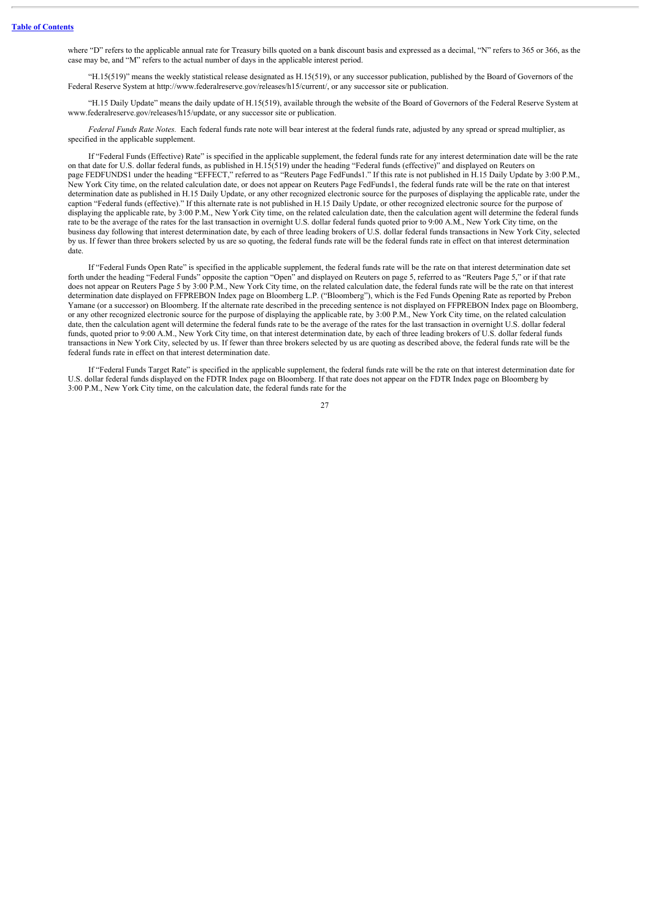where "D" refers to the applicable annual rate for Treasury bills quoted on a bank discount basis and expressed as a decimal, "N" refers to 365 or 366, as the case may be, and "M" refers to the actual number of days in the applicable interest period.

"H.15(519)" means the weekly statistical release designated as H.15(519), or any successor publication, published by the Board of Governors of the Federal Reserve System at http://www.federalreserve.gov/releases/h15/current/, or any successor site or publication.

"H.15 Daily Update" means the daily update of H.15(519), available through the website of the Board of Governors of the Federal Reserve System at www.federalreserve.gov/releases/h15/update, or any successor site or publication.

*Federal Funds Rate Notes.* Each federal funds rate note will bear interest at the federal funds rate, adjusted by any spread or spread multiplier, as specified in the applicable supplement.

If "Federal Funds (Effective) Rate" is specified in the applicable supplement, the federal funds rate for any interest determination date will be the rate on that date for U.S. dollar federal funds, as published in H.15(519) under the heading "Federal funds (effective)" and displayed on Reuters on page FEDFUNDS1 under the heading "EFFECT," referred to as "Reuters Page FedFunds1." If this rate is not published in H.15 Daily Update by 3:00 P.M., New York City time, on the related calculation date, or does not appear on Reuters Page FedFunds1, the federal funds rate will be the rate on that interest determination date as published in H.15 Daily Update, or any other recognized electronic source for the purposes of displaying the applicable rate, under the caption "Federal funds (effective)." If this alternate rate is not published in H.15 Daily Update, or other recognized electronic source for the purpose of displaying the applicable rate, by 3:00 P.M., New York City time, on the related calculation date, then the calculation agent will determine the federal funds rate to be the average of the rates for the last transaction in overnight U.S. dollar federal funds quoted prior to 9:00 A.M., New York City time, on the business day following that interest determination date, by each of three leading brokers of U.S. dollar federal funds transactions in New York City, selected by us. If fewer than three brokers selected by us are so quoting, the federal funds rate will be the federal funds rate in effect on that interest determination date.

If "Federal Funds Open Rate" is specified in the applicable supplement, the federal funds rate will be the rate on that interest determination date set forth under the heading "Federal Funds" opposite the caption "Open" and displayed on Reuters on page 5, referred to as "Reuters Page 5," or if that rate does not appear on Reuters Page 5 by 3:00 P.M., New York City time, on the related calculation date, the federal funds rate will be the rate on that interest determination date displayed on FFPREBON Index page on Bloomberg L.P. ("Bloomberg"), which is the Fed Funds Opening Rate as reported by Prebon Yamane (or a successor) on Bloomberg. If the alternate rate described in the preceding sentence is not displayed on FFPREBON Index page on Bloomberg, or any other recognized electronic source for the purpose of displaying the applicable rate, by 3:00 P.M., New York City time, on the related calculation date, then the calculation agent will determine the federal funds rate to be the average of the rates for the last transaction in overnight U.S. dollar federal funds, quoted prior to 9:00 A.M., New York City time, on that interest determination date, by each of three leading brokers of U.S. dollar federal funds transactions in New York City, selected by us. If fewer than three brokers selected by us are quoting as described above, the federal funds rate will be the federal funds rate in effect on that interest determination date.

If "Federal Funds Target Rate" is specified in the applicable supplement, the federal funds rate will be the rate on that interest determination date for U.S. dollar federal funds displayed on the FDTR Index page on Bloomberg. If that rate does not appear on the FDTR Index page on Bloomberg by 3:00 P.M., New York City time, on the calculation date, the federal funds rate for the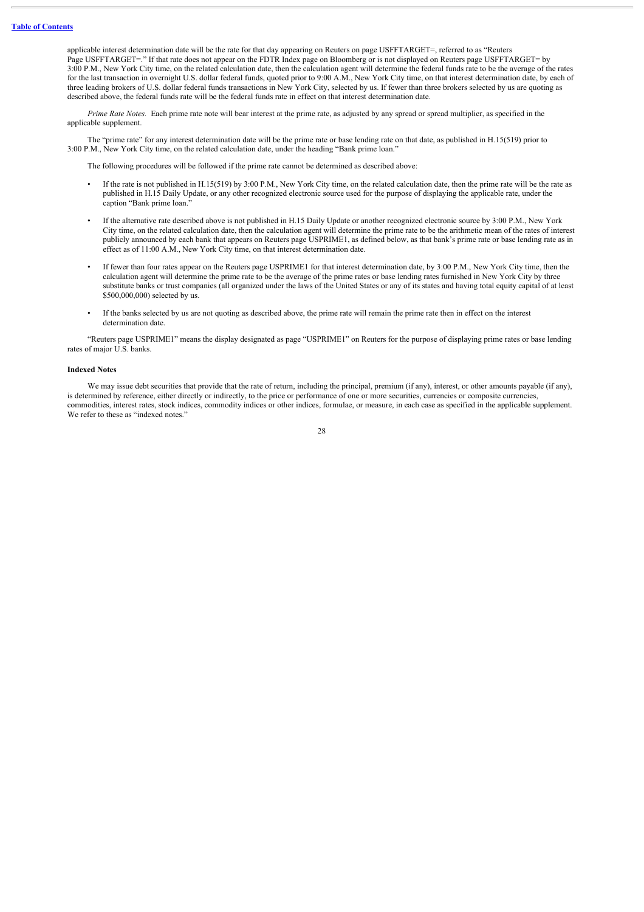applicable interest determination date will be the rate for that day appearing on Reuters on page USFFTARGET=, referred to as "Reuters Page USFFTARGET=." If that rate does not appear on the FDTR Index page on Bloomberg or is not displayed on Reuters page USFFTARGET= by 3:00 P.M., New York City time, on the related calculation date, then the calculation agent will determine the federal funds rate to be the average of the rates for the last transaction in overnight U.S. dollar federal funds, quoted prior to 9:00 A.M., New York City time, on that interest determination date, by each of three leading brokers of U.S. dollar federal funds transactions in New York City, selected by us. If fewer than three brokers selected by us are quoting as described above, the federal funds rate will be the federal funds rate in effect on that interest determination date.

*Prime Rate Notes.* Each prime rate note will bear interest at the prime rate, as adjusted by any spread or spread multiplier, as specified in the applicable supplement.

The "prime rate" for any interest determination date will be the prime rate or base lending rate on that date, as published in H.15(519) prior to 3:00 P.M., New York City time, on the related calculation date, under the heading "Bank prime loan."

The following procedures will be followed if the prime rate cannot be determined as described above:

- If the rate is not published in H.15(519) by 3:00 P.M., New York City time, on the related calculation date, then the prime rate will be the rate as published in H.15 Daily Update, or any other recognized electronic source used for the purpose of displaying the applicable rate, under the caption "Bank prime loan."
- If the alternative rate described above is not published in H.15 Daily Update or another recognized electronic source by 3:00 P.M., New York City time, on the related calculation date, then the calculation agent will determine the prime rate to be the arithmetic mean of the rates of interest publicly announced by each bank that appears on Reuters page USPRIME1, as defined below, as that bank's prime rate or base lending rate as in effect as of 11:00 A.M., New York City time, on that interest determination date.
- If fewer than four rates appear on the Reuters page USPRIME1 for that interest determination date, by 3:00 P.M., New York City time, then the calculation agent will determine the prime rate to be the average of the prime rates or base lending rates furnished in New York City by three substitute banks or trust companies (all organized under the laws of the United States or any of its states and having total equity capital of at least $500,000,000) selected by us.
- If the banks selected by us are not quoting as described above, the prime rate will remain the prime rate then in effect on the interest determination date.

"Reuters page USPRIME1" means the display designated as page "USPRIME1" on Reuters for the purpose of displaying prime rates or base lending rates of major U.S. banks.

**Indexed Notes**

We may issue debt securities that provide that the rate of return, including the principal, premium (if any), interest, or other amounts payable (if any), is determined by reference, either directly or indirectly, to the price or performance of one or more securities, currencies or composite currencies, commodities, interest rates, stock indices, commodity indices or other indices, formulae, or measure, in each case as specified in the applicable supplement. We refer to these as "indexed notes."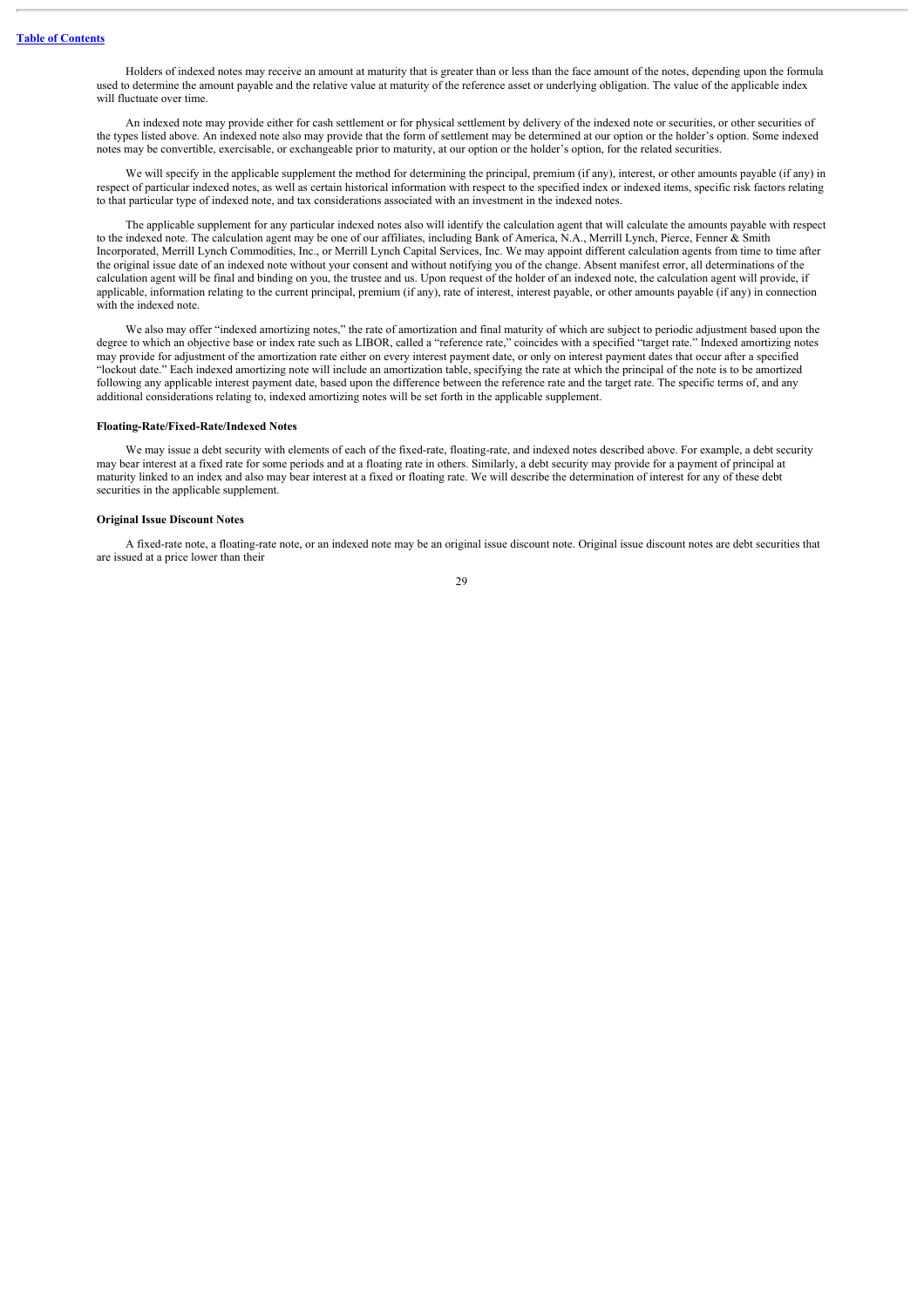Holders of indexed notes may receive an amount at maturity that is greater than or less than the face amount of the notes, depending upon the formula used to determine the amount payable and the relative value at maturity of the reference asset or underlying obligation. The value of the applicable index will fluctuate over time.

An indexed note may provide either for cash settlement or for physical settlement by delivery of the indexed note or securities, or other securities of the types listed above. An indexed note also may provide that the form of settlement may be determined at our option or the holder's option. Some indexed notes may be convertible, exercisable, or exchangeable prior to maturity, at our option or the holder's option, for the related securities.

We will specify in the applicable supplement the method for determining the principal, premium (if any), interest, or other amounts payable (if any) in respect of particular indexed notes, as well as certain historical information with respect to the specified index or indexed items, specific risk factors relating to that particular type of indexed note, and tax considerations associated with an investment in the indexed notes.

The applicable supplement for any particular indexed notes also will identify the calculation agent that will calculate the amounts payable with respect to the indexed note. The calculation agent may be one of our affiliates, including Bank of America, N.A., Merrill Lynch, Pierce, Fenner & Smith Incorporated, Merrill Lynch Commodities, Inc., or Merrill Lynch Capital Services, Inc. We may appoint different calculation agents from time to time after the original issue date of an indexed note without your consent and without notifying you of the change. Absent manifest error, all determinations of the calculation agent will be final and binding on you, the trustee and us. Upon request of the holder of an indexed note, the calculation agent will provide, if applicable, information relating to the current principal, premium (if any), rate of interest, interest payable, or other amounts payable (if any) in connection with the indexed note.

We also may offer "indexed amortizing notes," the rate of amortization and final maturity of which are subject to periodic adjustment based upon the degree to which an objective base or index rate such as LIBOR, called a "reference rate," coincides with a specified "target rate." Indexed amortizing notes may provide for adjustment of the amortization rate either on every interest payment date, or only on interest payment dates that occur after a specified "lockout date." Each indexed amortizing note will include an amortization table, specifying the rate at which the principal of the note is to be amortized following any applicable interest payment date, based upon the difference between the reference rate and the target rate. The specific terms of, and any additional considerations relating to, indexed amortizing notes will be set forth in the applicable supplement.

**Floating-Rate/Fixed-Rate/Indexed Notes**

We may issue a debt security with elements of each of the fixed-rate, floating-rate, and indexed notes described above. For example, a debt security may bear interest at a fixed rate for some periods and at a floating rate in others. Similarly, a debt security may provide for a payment of principal at maturity linked to an index and also may bear interest at a fixed or floating rate. We will describe the determination of interest for any of these debt securities in the applicable supplement.

**Original Issue Discount Notes**

A fixed-rate note, a floating-rate note, or an indexed note may be an original issue discount note. Original issue discount notes are debt securities that are issued at a price lower than their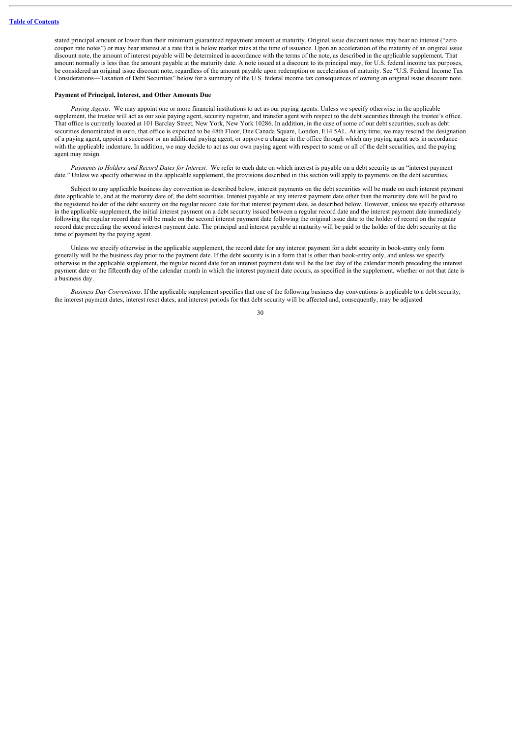stated principal amount or lower than their minimum guaranteed repayment amount at maturity. Original issue discount notes may bear no interest ("zero coupon rate notes") or may bear interest at a rate that is below market rates at the time of issuance. Upon an acceleration of the maturity of an original issue discount note, the amount of interest payable will be determined in accordance with the terms of the note, as described in the applicable supplement. That amount normally is less than the amount payable at the maturity date. A note issued at a discount to its principal may, for U.S. federal income tax purposes, be considered an original issue discount note, regardless of the amount payable upon redemption or acceleration of maturity. See "U.S. Federal Income Tax Considerations—Taxation of Debt Securities" below for a summary of the U.S. federal income tax consequences of owning an original issue discount note.

**Payment of Principal, Interest, and Other Amounts Due**

*Paying Agents.* We may appoint one or more financial institutions to act as our paying agents. Unless we specify otherwise in the applicable supplement, the trustee will act as our sole paying agent, security registrar, and transfer agent with respect to the debt securities through the trustee's office. That office is currently located at 101 Barclay Street, New York, New York 10286. In addition, in the case of some of our debt securities, such as debt securities denominated in euro, that office is expected to be 48th Floor, One Canada Square, London, E14 5AL. At any time, we may rescind the designation of a paying agent, appoint a successor or an additional paying agent, or approve a change in the office through which any paying agent acts in accordance with the applicable indenture. In addition, we may decide to act as our own paying agent with respect to some or all of the debt securities, and the paying agent may resign.

*Payments to Holders and Record Dates for Interest.* We refer to each date on which interest is payable on a debt security as an "interest payment date." Unless we specify otherwise in the applicable supplement, the provisions described in this section will apply to payments on the debt securities.

Subject to any applicable business day convention as described below, interest payments on the debt securities will be made on each interest payment date applicable to, and at the maturity date of, the debt securities. Interest payable at any interest payment date other than the maturity date will be paid to the registered holder of the debt security on the regular record date for that interest payment date, as described below. However, unless we specify otherwise in the applicable supplement, the initial interest payment on a debt security issued between a regular record date and the interest payment date immediately following the regular record date will be made on the second interest payment date following the original issue date to the holder of record on the regular record date preceding the second interest payment date. The principal and interest payable at maturity will be paid to the holder of the debt security at the time of payment by the paying agent.

Unless we specify otherwise in the applicable supplement, the record date for any interest payment for a debt security in book-entry only form generally will be the business day prior to the payment date. If the debt security is in a form that is other than book-entry only, and unless we specify otherwise in the applicable supplement, the regular record date for an interest payment date will be the last day of the calendar month preceding the interest payment date or the fifteenth day of the calendar month in which the interest payment date occurs, as specified in the supplement, whether or not that date is a business day.

*Business Day Conventions*. If the applicable supplement specifies that one of the following business day conventions is applicable to a debt security, the interest payment dates, interest reset dates, and interest periods for that debt security will be affected and, consequently, may be adjusted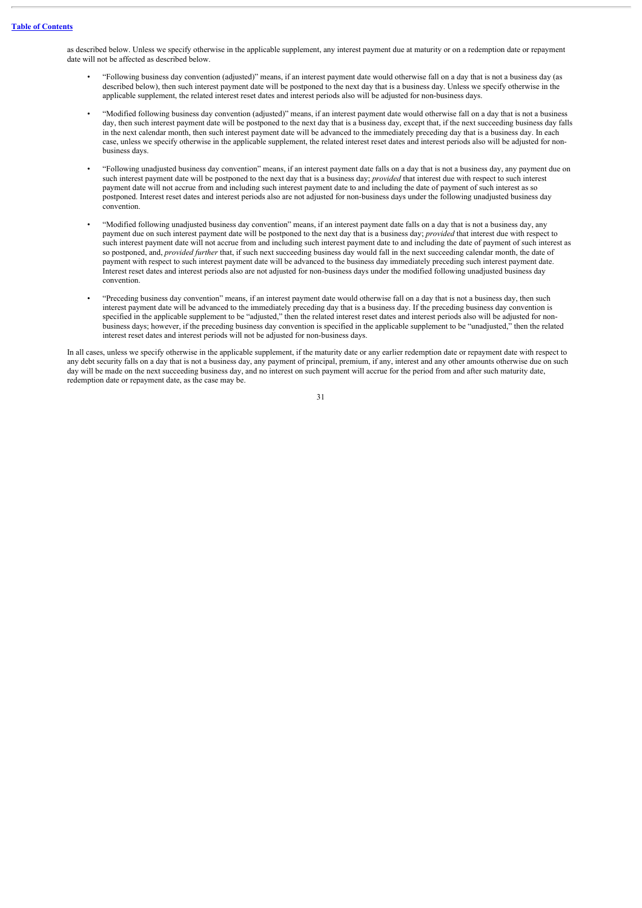as described below. Unless we specify otherwise in the applicable supplement, any interest payment due at maturity or on a redemption date or repayment date will not be affected as described below.

- "Following business day convention (adjusted)" means, if an interest payment date would otherwise fall on a day that is not a business day (as described below), then such interest payment date will be postponed to the next day that is a business day. Unless we specify otherwise in the applicable supplement, the related interest reset dates and interest periods also will be adjusted for non-business days.
- "Modified following business day convention (adjusted)" means, if an interest payment date would otherwise fall on a day that is not a business day, then such interest payment date will be postponed to the next day that is a business day, except that, if the next succeeding business day falls in the next calendar month, then such interest payment date will be advanced to the immediately preceding day that is a business day. In each case, unless we specify otherwise in the applicable supplement, the related interest reset dates and interest periods also will be adjusted for non-business days.
- "Following unadjusted business day convention" means, if an interest payment date falls on a day that is not a business day, any payment due on such interest payment date will be postponed to the next day that is a business day; *provided* that interest due with respect to such interest payment date will not accrue from and including such interest payment date to and including the date of payment of such interest as so postponed. Interest reset dates and interest periods also are not adjusted for non-business days under the following unadjusted business day convention.
- "Modified following unadjusted business day convention" means, if an interest payment date falls on a day that is not a business day, any payment due on such interest payment date will be postponed to the next day that is a business day; *provided* that interest due with respect to such interest payment date will not accrue from and including such interest payment date to and including the date of payment of such interest as so postponed, and, *provided further* that, if such next succeeding business day would fall in the next succeeding calendar month, the date of payment with respect to such interest payment date will be advanced to the business day immediately preceding such interest payment date. Interest reset dates and interest periods also are not adjusted for non-business days under the modified following unadjusted business day convention.
- "Preceding business day convention" means, if an interest payment date would otherwise fall on a day that is not a business day, then such interest payment date will be advanced to the immediately preceding day that is a business day. If the preceding business day convention is specified in the applicable supplement to be "adjusted," then the related interest reset dates and interest periods also will be adjusted for non-business days; however, if the preceding business day convention is specified in the applicable supplement to be "unadjusted," then the related interest reset dates and interest periods will not be adjusted for non-business days.

In all cases, unless we specify otherwise in the applicable supplement, if the maturity date or any earlier redemption date or repayment date with respect to any debt security falls on a day that is not a business day, any payment of principal, premium, if any, interest and any other amounts otherwise due on such day will be made on the next succeeding business day, and no interest on such payment will accrue for the period from and after such maturity date, redemption date or repayment date, as the case may be.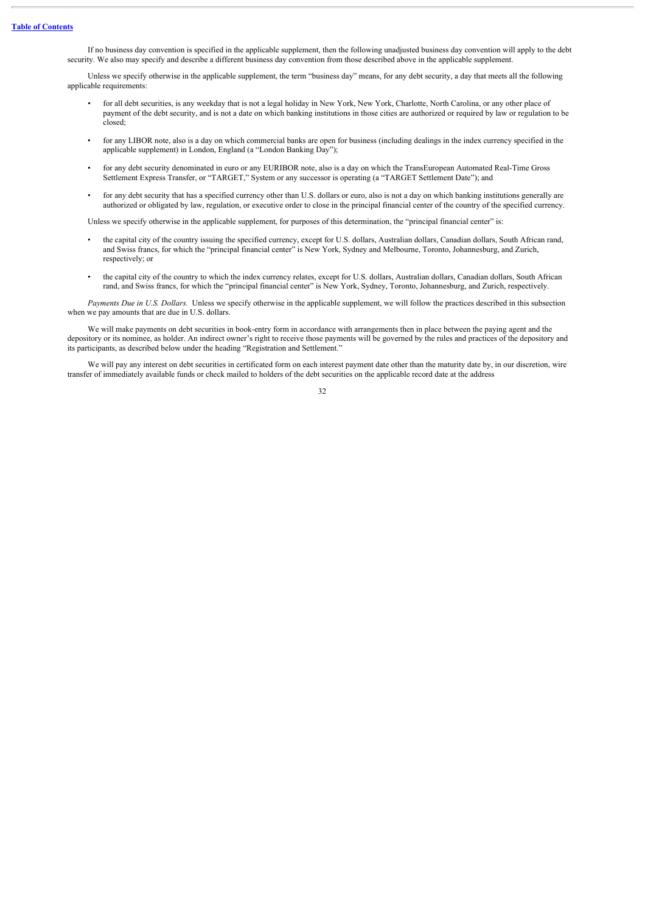If no business day convention is specified in the applicable supplement, then the following unadjusted business day convention will apply to the debt security. We also may specify and describe a different business day convention from those described above in the applicable supplement.

Unless we specify otherwise in the applicable supplement, the term "business day" means, for any debt security, a day that meets all the following applicable requirements:

- for all debt securities, is any weekday that is not a legal holiday in New York, New York, Charlotte, North Carolina, or any other place of payment of the debt security, and is not a date on which banking institutions in those cities are authorized or required by law or regulation to be closed;
- for any LIBOR note, also is a day on which commercial banks are open for business (including dealings in the index currency specified in the applicable supplement) in London, England (a "London Banking Day");
- for any debt security denominated in euro or any EURIBOR note, also is a day on which the TransEuropean Automated Real-Time Gross Settlement Express Transfer, or "TARGET," System or any successor is operating (a "TARGET Settlement Date"); and
- for any debt security that has a specified currency other than U.S. dollars or euro, also is not a day on which banking institutions generally are authorized or obligated by law, regulation, or executive order to close in the principal financial center of the country of the specified currency.

Unless we specify otherwise in the applicable supplement, for purposes of this determination, the "principal financial center" is:

- the capital city of the country issuing the specified currency, except for U.S. dollars, Australian dollars, Canadian dollars, South African rand, and Swiss francs, for which the "principal financial center" is New York, Sydney and Melbourne, Toronto, Johannesburg, and Zurich, respectively; or
- the capital city of the country to which the index currency relates, except for U.S. dollars, Australian dollars, Canadian dollars, South African rand, and Swiss francs, for which the "principal financial center" is New York, Sydney, Toronto, Johannesburg, and Zurich, respectively.

*Payments Due in U.S. Dollars.* Unless we specify otherwise in the applicable supplement, we will follow the practices described in this subsection when we pay amounts that are due in U.S. dollars.

We will make payments on debt securities in book-entry form in accordance with arrangements then in place between the paying agent and the depository or its nominee, as holder. An indirect owner's right to receive those payments will be governed by the rules and practices of the depository and its participants, as described below under the heading "Registration and Settlement."

We will pay any interest on debt securities in certificated form on each interest payment date other than the maturity date by, in our discretion, wire transfer of immediately available funds or check mailed to holders of the debt securities on the applicable record date at the address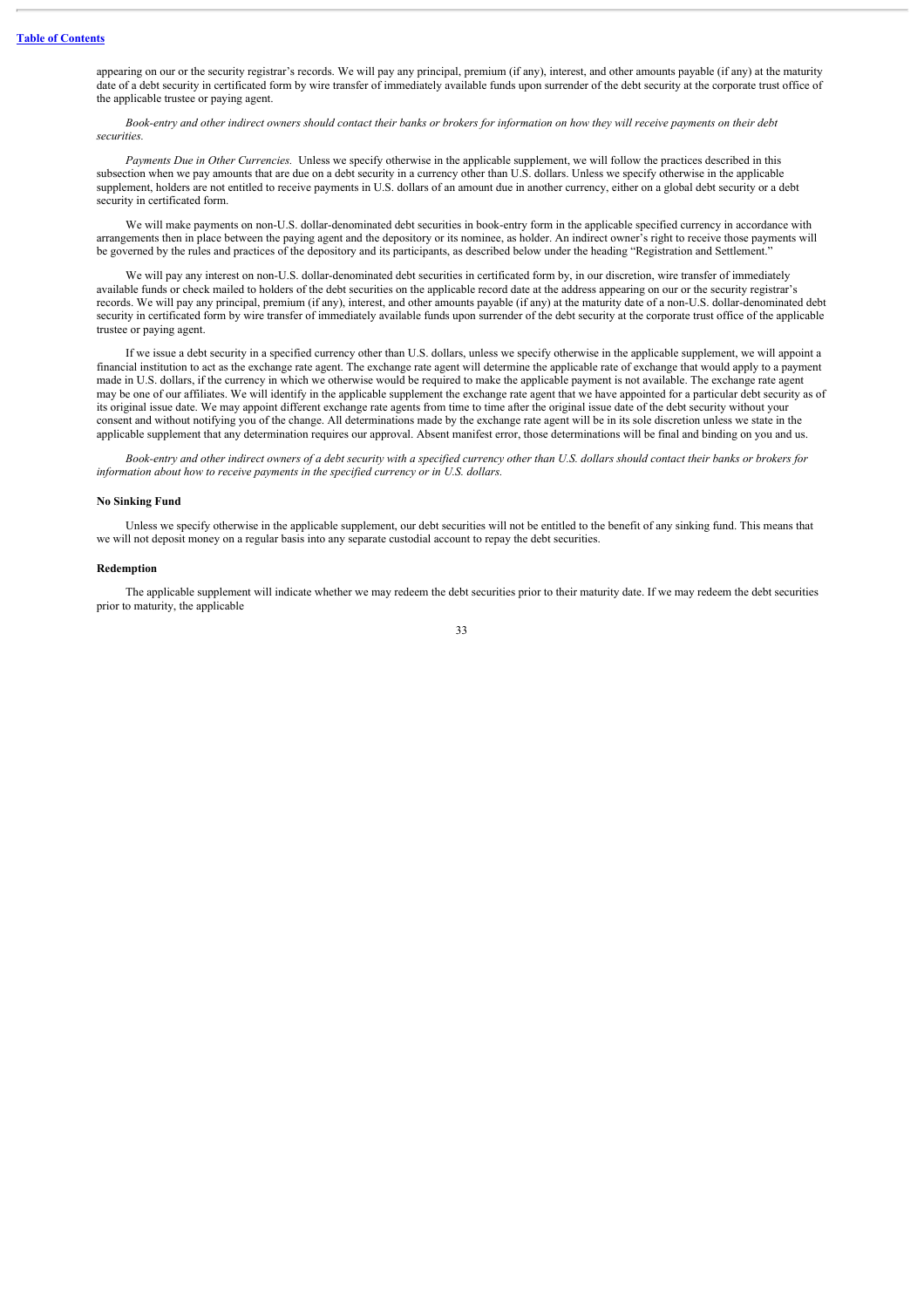appearing on our or the security registrar's records. We will pay any principal, premium (if any), interest, and other amounts payable (if any) at the maturity date of a debt security in certificated form by wire transfer of immediately available funds upon surrender of the debt security at the corporate trust office of the applicable trustee or paying agent.

*Book-entry and other indirect owners should contact their banks or brokers for information on how they will receive payments on their debt securities.*

*Payments Due in Other Currencies.* Unless we specify otherwise in the applicable supplement, we will follow the practices described in this subsection when we pay amounts that are due on a debt security in a currency other than U.S. dollars. Unless we specify otherwise in the applicable supplement, holders are not entitled to receive payments in U.S. dollars of an amount due in another currency, either on a global debt security or a debt security in certificated form.

We will make payments on non-U.S. dollar-denominated debt securities in book-entry form in the applicable specified currency in accordance with arrangements then in place between the paying agent and the depository or its nominee, as holder. An indirect owner's right to receive those payments will be governed by the rules and practices of the depository and its participants, as described below under the heading "Registration and Settlement."

We will pay any interest on non-U.S. dollar-denominated debt securities in certificated form by, in our discretion, wire transfer of immediately available funds or check mailed to holders of the debt securities on the applicable record date at the address appearing on our or the security registrar's records. We will pay any principal, premium (if any), interest, and other amounts payable (if any) at the maturity date of a non-U.S. dollar-denominated debt security in certificated form by wire transfer of immediately available funds upon surrender of the debt security at the corporate trust office of the applicable trustee or paying agent.

If we issue a debt security in a specified currency other than U.S. dollars, unless we specify otherwise in the applicable supplement, we will appoint a financial institution to act as the exchange rate agent. The exchange rate agent will determine the applicable rate of exchange that would apply to a payment made in U.S. dollars, if the currency in which we otherwise would be required to make the applicable payment is not available. The exchange rate agent may be one of our affiliates. We will identify in the applicable supplement the exchange rate agent that we have appointed for a particular debt security as of its original issue date. We may appoint different exchange rate agents from time to time after the original issue date of the debt security without your consent and without notifying you of the change. All determinations made by the exchange rate agent will be in its sole discretion unless we state in the applicable supplement that any determination requires our approval. Absent manifest error, those determinations will be final and binding on you and us.

*Book-entry and other indirect owners of a debt security with a specified currency other than U.S. dollars should contact their banks or brokers for information about how to receive payments in the specified currency or in U.S. dollars.*

**No Sinking Fund**

Unless we specify otherwise in the applicable supplement, our debt securities will not be entitled to the benefit of any sinking fund. This means that we will not deposit money on a regular basis into any separate custodial account to repay the debt securities.

**Redemption**

The applicable supplement will indicate whether we may redeem the debt securities prior to their maturity date. If we may redeem the debt securities prior to maturity, the applicable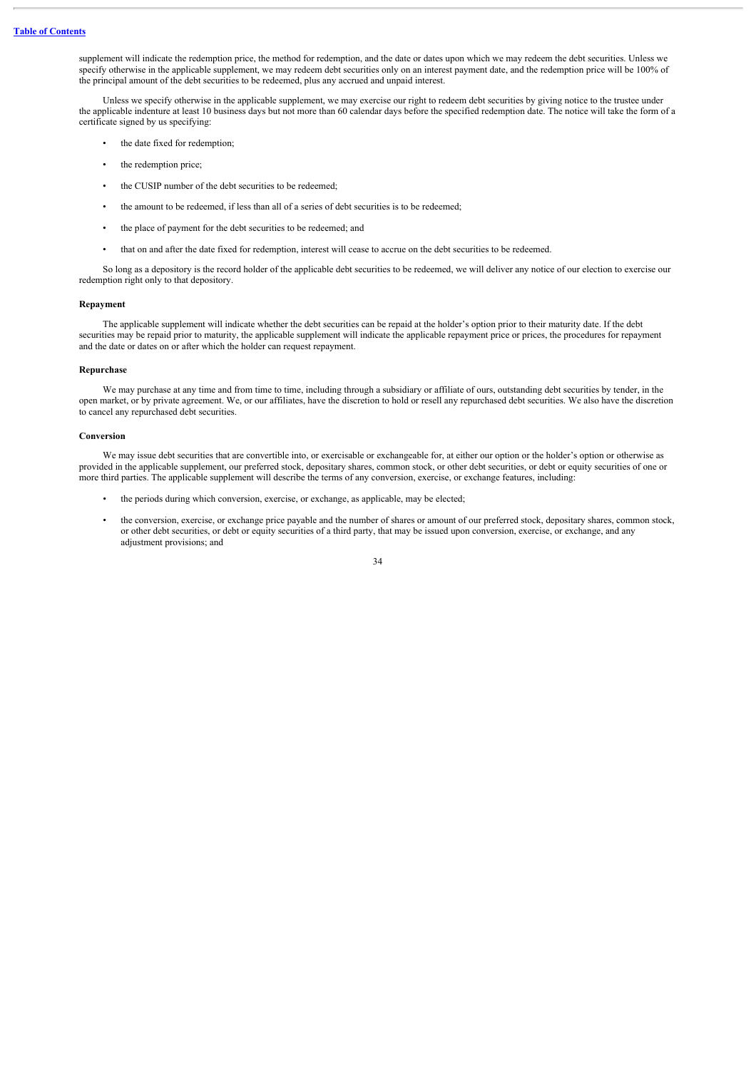supplement will indicate the redemption price, the method for redemption, and the date or dates upon which we may redeem the debt securities. Unless we specify otherwise in the applicable supplement, we may redeem debt securities only on an interest payment date, and the redemption price will be 100% of the principal amount of the debt securities to be redeemed, plus any accrued and unpaid interest.

Unless we specify otherwise in the applicable supplement, we may exercise our right to redeem debt securities by giving notice to the trustee under the applicable indenture at least 10 business days but not more than 60 calendar days before the specified redemption date. The notice will take the form of a certificate signed by us specifying:

- the date fixed for redemption;
- the redemption price;
- the CUSIP number of the debt securities to be redeemed;
- the amount to be redeemed, if less than all of a series of debt securities is to be redeemed;
- the place of payment for the debt securities to be redeemed; and
- that on and after the date fixed for redemption, interest will cease to accrue on the debt securities to be redeemed.

So long as a depository is the record holder of the applicable debt securities to be redeemed, we will deliver any notice of our election to exercise our redemption right only to that depository.

**Repayment**

The applicable supplement will indicate whether the debt securities can be repaid at the holder's option prior to their maturity date. If the debt securities may be repaid prior to maturity, the applicable supplement will indicate the applicable repayment price or prices, the procedures for repayment and the date or dates on or after which the holder can request repayment.

**Repurchase**

We may purchase at any time and from time to time, including through a subsidiary or affiliate of ours, outstanding debt securities by tender, in the open market, or by private agreement. We, or our affiliates, have the discretion to hold or resell any repurchased debt securities. We also have the discretion to cancel any repurchased debt securities.

**Conversion**

We may issue debt securities that are convertible into, or exercisable or exchangeable for, at either our option or the holder's option or otherwise as provided in the applicable supplement, our preferred stock, depositary shares, common stock, or other debt securities, or debt or equity securities of one or more third parties. The applicable supplement will describe the terms of any conversion, exercise, or exchange features, including:

- the periods during which conversion, exercise, or exchange, as applicable, may be elected;
- the conversion, exercise, or exchange price payable and the number of shares or amount of our preferred stock, depositary shares, common stock, or other debt securities, or debt or equity securities of a third party, that may be issued upon conversion, exercise, or exchange, and any adjustment provisions; and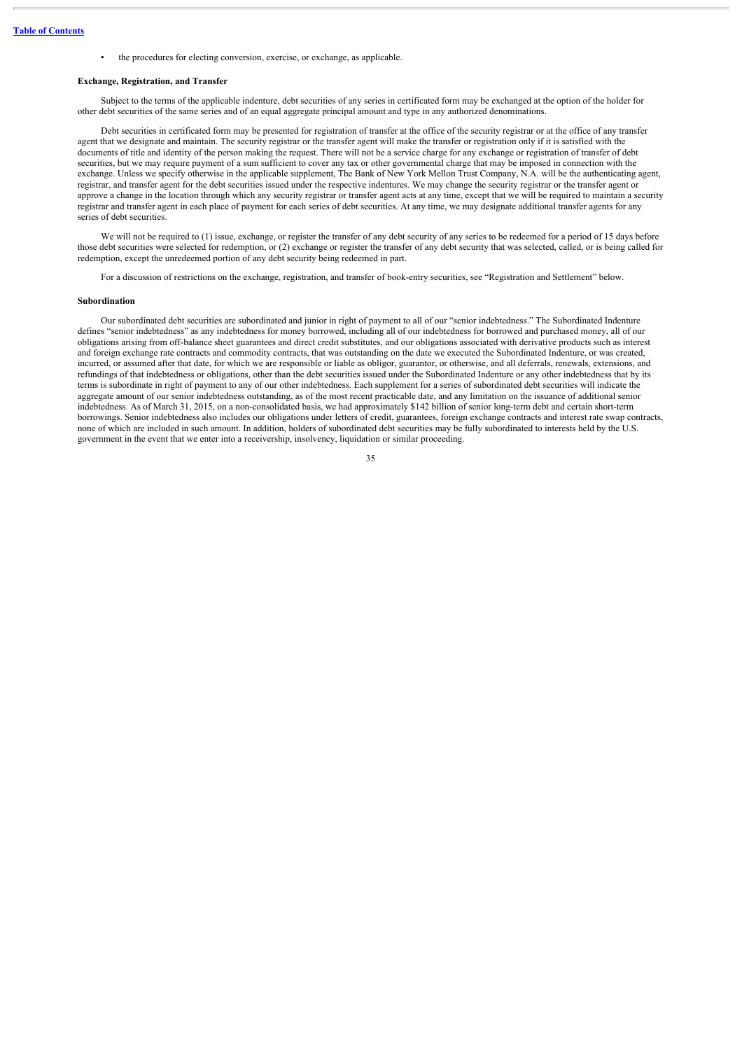- the procedures for electing conversion, exercise, or exchange, as applicable.

**Exchange, Registration, and Transfer**

Subject to the terms of the applicable indenture, debt securities of any series in certificated form may be exchanged at the option of the holder for other debt securities of the same series and of an equal aggregate principal amount and type in any authorized denominations.

Debt securities in certificated form may be presented for registration of transfer at the office of the security registrar or at the office of any transfer agent that we designate and maintain. The security registrar or the transfer agent will make the transfer or registration only if it is satisfied with the documents of title and identity of the person making the request. There will not be a service charge for any exchange or registration of transfer of debt securities, but we may require payment of a sum sufficient to cover any tax or other governmental charge that may be imposed in connection with the exchange. Unless we specify otherwise in the applicable supplement, The Bank of New York Mellon Trust Company, N.A. will be the authenticating agent, registrar, and transfer agent for the debt securities issued under the respective indentures. We may change the security registrar or the transfer agent or approve a change in the location through which any security registrar or transfer agent acts at any time, except that we will be required to maintain a security registrar and transfer agent in each place of payment for each series of debt securities. At any time, we may designate additional transfer agents for any series of debt securities.

We will not be required to (1) issue, exchange, or register the transfer of any debt security of any series to be redeemed for a period of 15 days before those debt securities were selected for redemption, or (2) exchange or register the transfer of any debt security that was selected, called, or is being called for redemption, except the unredeemed portion of any debt security being redeemed in part.

For a discussion of restrictions on the exchange, registration, and transfer of book-entry securities, see "Registration and Settlement" below.

**Subordination**

Our subordinated debt securities are subordinated and junior in right of payment to all of our "senior indebtedness." The Subordinated Indenture defines "senior indebtedness" as any indebtedness for money borrowed, including all of our indebtedness for borrowed and purchased money, all of our obligations arising from off-balance sheet guarantees and direct credit substitutes, and our obligations associated with derivative products such as interest and foreign exchange rate contracts and commodity contracts, that was outstanding on the date we executed the Subordinated Indenture, or was created, incurred, or assumed after that date, for which we are responsible or liable as obligor, guarantor, or otherwise, and all deferrals, renewals, extensions, and refundings of that indebtedness or obligations, other than the debt securities issued under the Subordinated Indenture or any other indebtedness that by its terms is subordinate in right of payment to any of our other indebtedness. Each supplement for a series of subordinated debt securities will indicate the aggregate amount of our senior indebtedness outstanding, as of the most recent practicable date, and any limitation on the issuance of additional senior indebtedness. As of March 31, 2015, on a non-consolidated basis, we had approximately $142 billion of senior long-term debt and certain short-term borrowings. Senior indebtedness also includes our obligations under letters of credit, guarantees, foreign exchange contracts and interest rate swap contracts, none of which are included in such amount. In addition, holders of subordinated debt securities may be fully subordinated to interests held by the U.S. government in the event that we enter into a receivership, insolvency, liquidation or similar proceeding.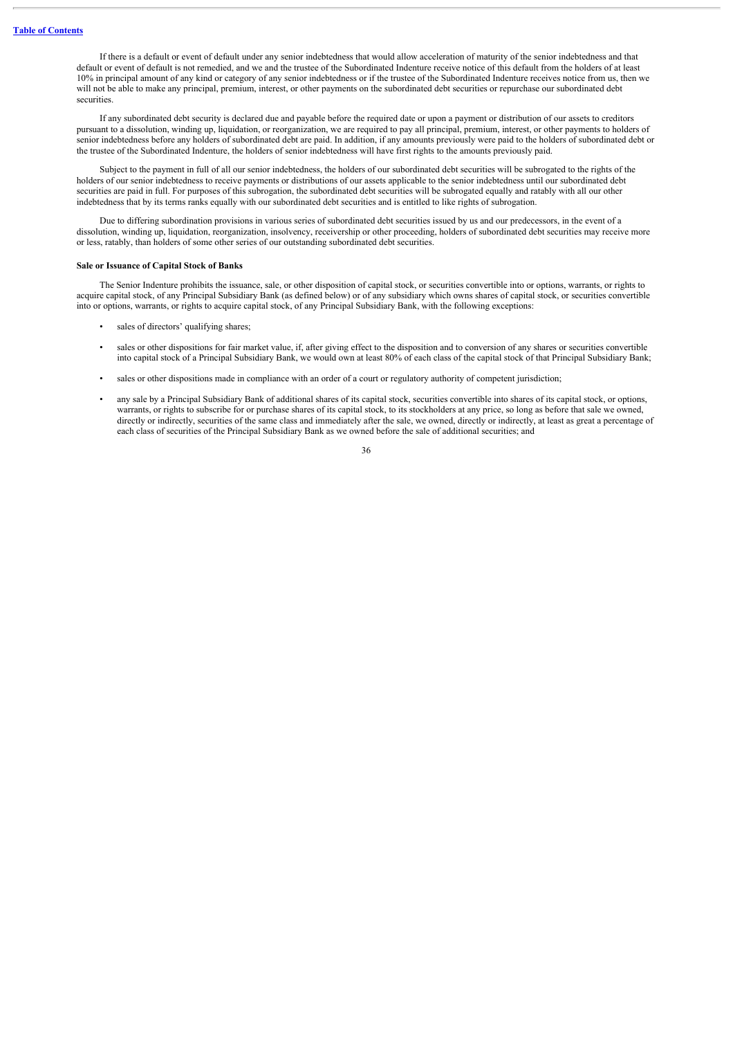If there is a default or event of default under any senior indebtedness that would allow acceleration of maturity of the senior indebtedness and that default or event of default is not remedied, and we and the trustee of the Subordinated Indenture receive notice of this default from the holders of at least 10% in principal amount of any kind or category of any senior indebtedness or if the trustee of the Subordinated Indenture receives notice from us, then we will not be able to make any principal, premium, interest, or other payments on the subordinated debt securities or repurchase our subordinated debt securities.

If any subordinated debt security is declared due and payable before the required date or upon a payment or distribution of our assets to creditors pursuant to a dissolution, winding up, liquidation, or reorganization, we are required to pay all principal, premium, interest, or other payments to holders of senior indebtedness before any holders of subordinated debt are paid. In addition, if any amounts previously were paid to the holders of subordinated debt or the trustee of the Subordinated Indenture, the holders of senior indebtedness will have first rights to the amounts previously paid.

Subject to the payment in full of all our senior indebtedness, the holders of our subordinated debt securities will be subrogated to the rights of the holders of our senior indebtedness to receive payments or distributions of our assets applicable to the senior indebtedness until our subordinated debt securities are paid in full. For purposes of this subrogation, the subordinated debt securities will be subrogated equally and ratably with all our other indebtedness that by its terms ranks equally with our subordinated debt securities and is entitled to like rights of subrogation.

Due to differing subordination provisions in various series of subordinated debt securities issued by us and our predecessors, in the event of a dissolution, winding up, liquidation, reorganization, insolvency, receivership or other proceeding, holders of subordinated debt securities may receive more or less, ratably, than holders of some other series of our outstanding subordinated debt securities.

**Sale or Issuance of Capital Stock of Banks**

The Senior Indenture prohibits the issuance, sale, or other disposition of capital stock, or securities convertible into or options, warrants, or rights to acquire capital stock, of any Principal Subsidiary Bank (as defined below) or of any subsidiary which owns shares of capital stock, or securities convertible into or options, warrants, or rights to acquire capital stock, of any Principal Subsidiary Bank, with the following exceptions:

- sales of directors' qualifying shares;
- sales or other dispositions for fair market value, if, after giving effect to the disposition and to conversion of any shares or securities convertible into capital stock of a Principal Subsidiary Bank, we would own at least 80% of each class of the capital stock of that Principal Subsidiary Bank;
- sales or other dispositions made in compliance with an order of a court or regulatory authority of competent jurisdiction;
- any sale by a Principal Subsidiary Bank of additional shares of its capital stock, securities convertible into shares of its capital stock, or options, warrants, or rights to subscribe for or purchase shares of its capital stock, to its stockholders at any price, so long as before that sale we owned, directly or indirectly, securities of the same class and immediately after the sale, we owned, directly or indirectly, at least as great a percentage of each class of securities of the Principal Subsidiary Bank as we owned before the sale of additional securities; and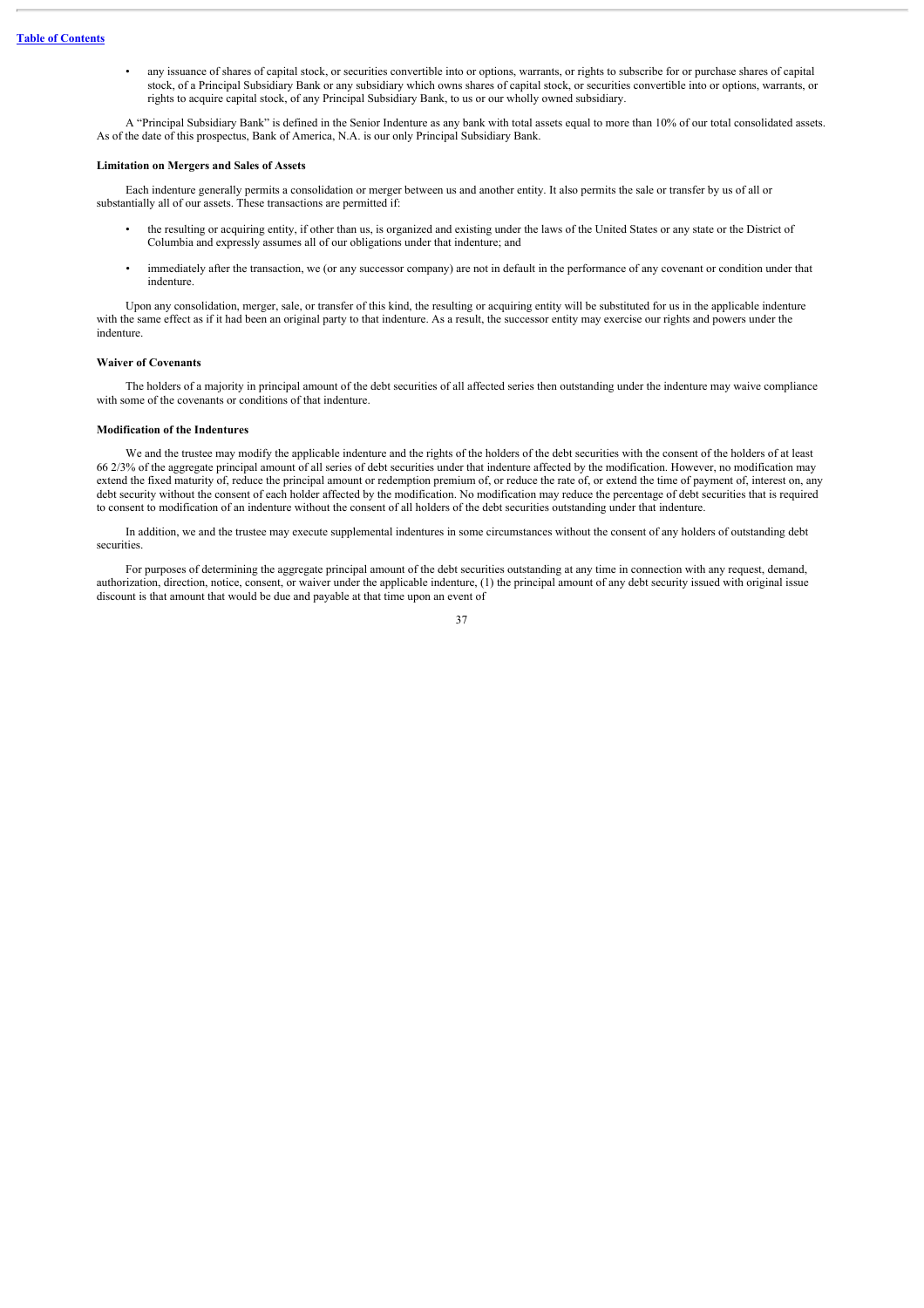- any issuance of shares of capital stock, or securities convertible into or options, warrants, or rights to subscribe for or purchase shares of capital stock, of a Principal Subsidiary Bank or any subsidiary which owns shares of capital stock, or securities convertible into or options, warrants, or rights to acquire capital stock, of any Principal Subsidiary Bank, to us or our wholly owned subsidiary.

A "Principal Subsidiary Bank" is defined in the Senior Indenture as any bank with total assets equal to more than 10% of our total consolidated assets. As of the date of this prospectus, Bank of America, N.A. is our only Principal Subsidiary Bank.

**Limitation on Mergers and Sales of Assets**

Each indenture generally permits a consolidation or merger between us and another entity. It also permits the sale or transfer by us of all or substantially all of our assets. These transactions are permitted if:

- the resulting or acquiring entity, if other than us, is organized and existing under the laws of the United States or any state or the District of Columbia and expressly assumes all of our obligations under that indenture; and
- immediately after the transaction, we (or any successor company) are not in default in the performance of any covenant or condition under that indenture.

Upon any consolidation, merger, sale, or transfer of this kind, the resulting or acquiring entity will be substituted for us in the applicable indenture with the same effect as if it had been an original party to that indenture. As a result, the successor entity may exercise our rights and powers under the indenture.

**Waiver of Covenants**

The holders of a majority in principal amount of the debt securities of all affected series then outstanding under the indenture may waive compliance with some of the covenants or conditions of that indenture.

**Modification of the Indentures**

We and the trustee may modify the applicable indenture and the rights of the holders of the debt securities with the consent of the holders of at least 66 2/3% of the aggregate principal amount of all series of debt securities under that indenture affected by the modification. However, no modification may extend the fixed maturity of, reduce the principal amount or redemption premium of, or reduce the rate of, or extend the time of payment of, interest on, any debt security without the consent of each holder affected by the modification. No modification may reduce the percentage of debt securities that is required to consent to modification of an indenture without the consent of all holders of the debt securities outstanding under that indenture.

In addition, we and the trustee may execute supplemental indentures in some circumstances without the consent of any holders of outstanding debt securities.

For purposes of determining the aggregate principal amount of the debt securities outstanding at any time in connection with any request, demand, authorization, direction, notice, consent, or waiver under the applicable indenture, (1) the principal amount of any debt security issued with original issue discount is that amount that would be due and payable at that time upon an event of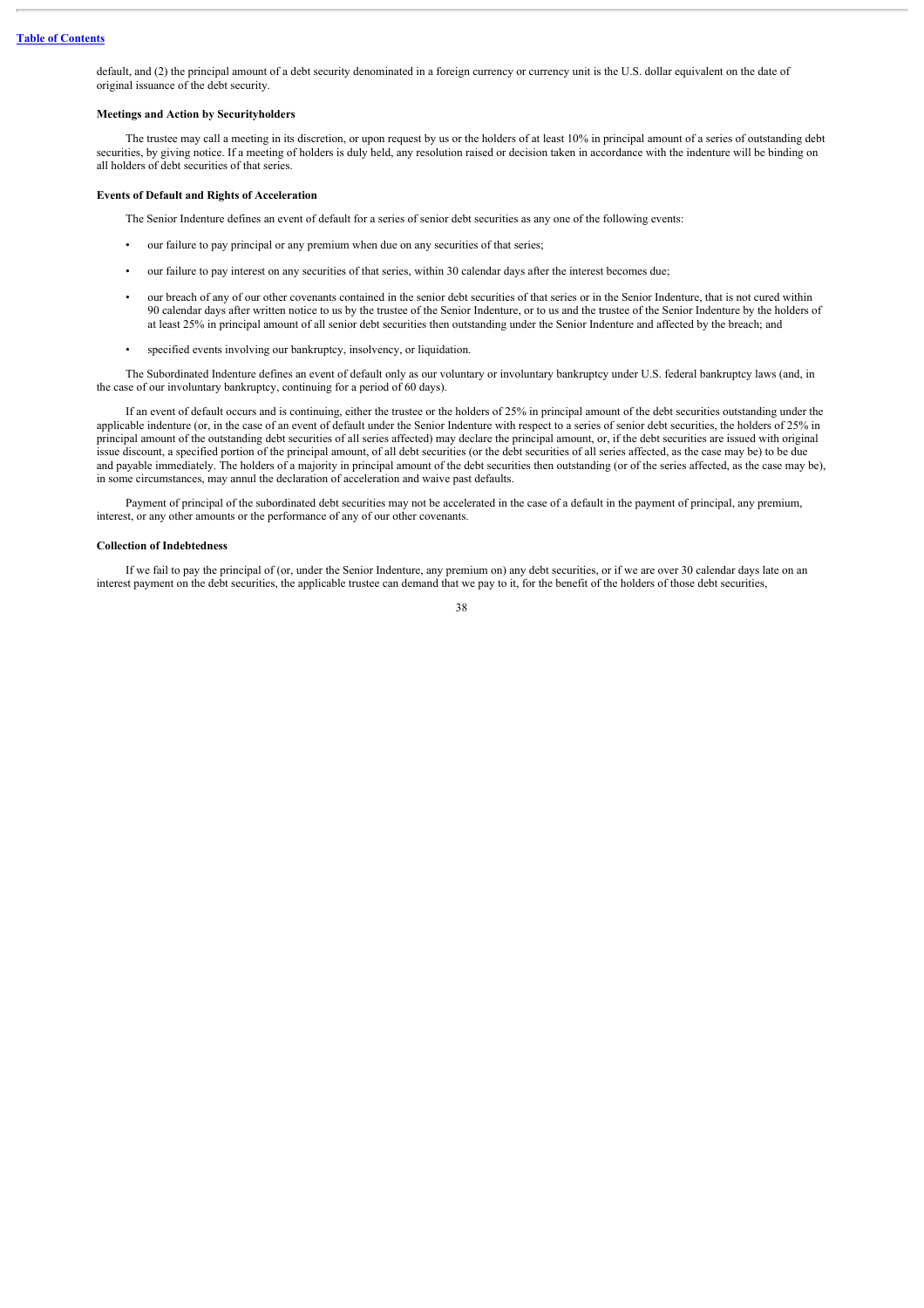default, and (2) the principal amount of a debt security denominated in a foreign currency or currency unit is the U.S. dollar equivalent on the date of original issuance of the debt security.

#### Meetings and Action by Securityholders

The trustee may call a meeting in its discretion, or upon request by us or the holders of at least 10% in principal amount of a series of outstanding debt securities, by giving notice. If a meeting of holders is duly held, any resolution raised or decision taken in accordance with the indenture will be binding on all holders of debt securities of that series.

#### Events of Default and Rights of Acceleration

The Senior Indenture defines an event of default for a series of senior debt securities as any one of the following events:

- our failure to pay principal or any premium when due on any securities of that series;
- our failure to pay interest on any securities of that series, within 30 calendar days after the interest becomes due;
- our breach of any of our other covenants contained in the senior debt securities of that series or in the Senior Indenture, that is not cured within 90 calendar days after written notice to us by the trustee of the Senior Indenture, or to us and the trustee of the Senior Indenture by the holders of at least 25% in principal amount of all senior debt securities then outstanding under the Senior Indenture and affected by the breach; and
- specified events involving our bankruptcy, insolvency, or liquidation.

The Subordinated Indenture defines an event of default only as our voluntary or involuntary bankruptcy under U.S. federal bankruptcy laws (and, in the case of our involuntary bankruptcy, continuing for a period of 60 days).

If an event of default occurs and is continuing, either the trustee or the holders of 25% in principal amount of the debt securities outstanding under the applicable indenture (or, in the case of an event of default under the Senior Indenture with respect to a series of senior debt securities, the holders of 25% in principal amount of the outstanding debt securities of all series affected) may declare the principal amount, or, if the debt securities are issued with original issue discount, a specified portion of the principal amount, of all debt securities (or the debt securities of all series affected, as the case may be) to be due and payable immediately. The holders of a majority in principal amount of the debt securities then outstanding (or of the series affected, as the case may be), in some circumstances, may annul the declaration of acceleration and waive past defaults.

Payment of principal of the subordinated debt securities may not be accelerated in the case of a default in the payment of principal, any premium, interest, or any other amounts or the performance of any of our other covenants.

#### Collection of Indebtedness

If we fail to pay the principal of (or, under the Senior Indenture, any premium on) any debt securities, or if we are over 30 calendar days late on an interest payment on the debt securities, the applicable trustee can demand that we pay to it, for the benefit of the holders of those debt securities,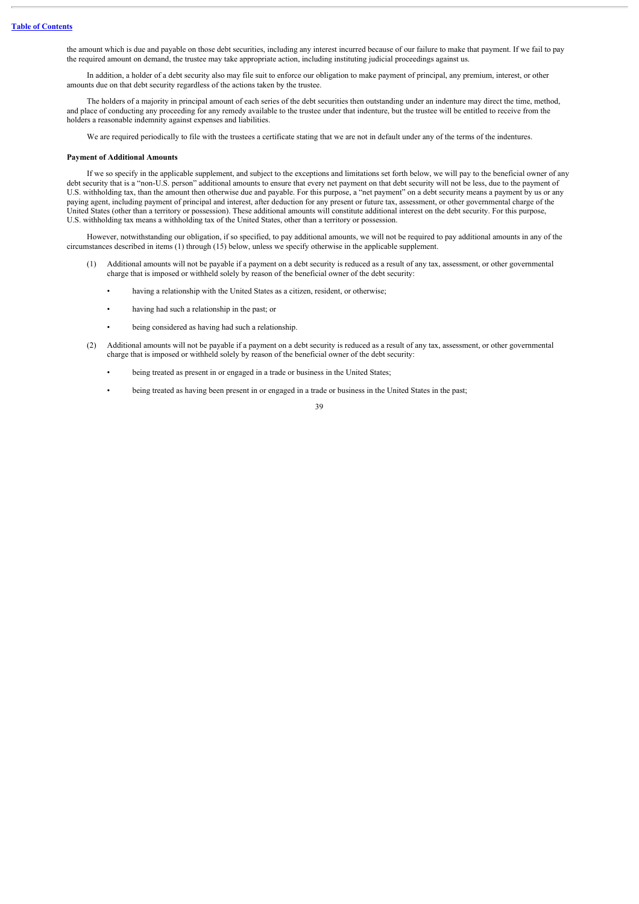the amount which is due and payable on those debt securities, including any interest incurred because of our failure to make that payment. If we fail to pay the required amount on demand, the trustee may take appropriate action, including instituting judicial proceedings against us.

In addition, a holder of a debt security also may file suit to enforce our obligation to make payment of principal, any premium, interest, or other amounts due on that debt security regardless of the actions taken by the trustee.

The holders of a majority in principal amount of each series of the debt securities then outstanding under an indenture may direct the time, method, and place of conducting any proceeding for any remedy available to the trustee under that indenture, but the trustee will be entitled to receive from the holders a reasonable indemnity against expenses and liabilities.

We are required periodically to file with the trustees a certificate stating that we are not in default under any of the terms of the indentures.

**Payment of Additional Amounts**

If we so specify in the applicable supplement, and subject to the exceptions and limitations set forth below, we will pay to the beneficial owner of any debt security that is a "non-U.S. person" additional amounts to ensure that every net payment on that debt security will not be less, due to the payment of U.S. withholding tax, than the amount then otherwise due and payable. For this purpose, a "net payment" on a debt security means a payment by us or any paying agent, including payment of principal and interest, after deduction for any present or future tax, assessment, or other governmental charge of the United States (other than a territory or possession). These additional amounts will constitute additional interest on the debt security. For this purpose, U.S. withholding tax means a withholding tax of the United States, other than a territory or possession.

However, notwithstanding our obligation, if so specified, to pay additional amounts, we will not be required to pay additional amounts in any of the circumstances described in items (1) through (15) below, unless we specify otherwise in the applicable supplement.

(1) Additional amounts will not be payable if a payment on a debt security is reduced as a result of any tax, assessment, or other governmental charge that is imposed or withheld solely by reason of the beneficial owner of the debt security:

- having a relationship with the United States as a citizen, resident, or otherwise;
- having had such a relationship in the past; or
- being considered as having had such a relationship.

(2) Additional amounts will not be payable if a payment on a debt security is reduced as a result of any tax, assessment, or other governmental charge that is imposed or withheld solely by reason of the beneficial owner of the debt security:

- being treated as present in or engaged in a trade or business in the United States;
- being treated as having been present in or engaged in a trade or business in the United States in the past;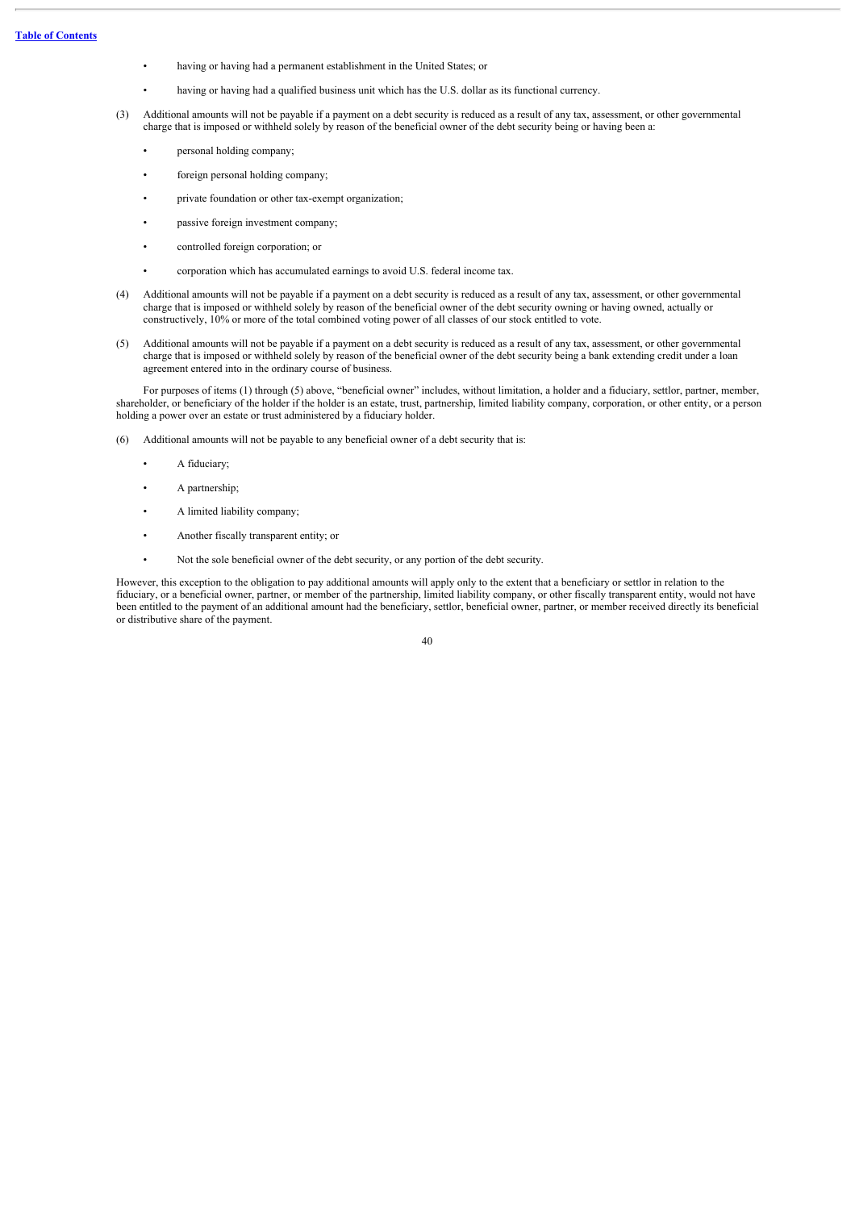- having or having had a permanent establishment in the United States; or
- having or having had a qualified business unit which has the U.S. dollar as its functional currency.

(3) Additional amounts will not be payable if a payment on a debt security is reduced as a result of any tax, assessment, or other governmental charge that is imposed or withheld solely by reason of the beneficial owner of the debt security being or having been a:

- personal holding company;
- foreign personal holding company;
- private foundation or other tax-exempt organization;
- passive foreign investment company;
- controlled foreign corporation; or
- corporation which has accumulated earnings to avoid U.S. federal income tax.

(4) Additional amounts will not be payable if a payment on a debt security is reduced as a result of any tax, assessment, or other governmental charge that is imposed or withheld solely by reason of the beneficial owner of the debt security owning or having owned, actually or constructively, 10% or more of the total combined voting power of all classes of our stock entitled to vote.

(5) Additional amounts will not be payable if a payment on a debt security is reduced as a result of any tax, assessment, or other governmental charge that is imposed or withheld solely by reason of the beneficial owner of the debt security being a bank extending credit under a loan agreement entered into in the ordinary course of business.

For purposes of items (1) through (5) above, "beneficial owner" includes, without limitation, a holder and a fiduciary, settlor, partner, member, shareholder, or beneficiary of the holder if the holder is an estate, trust, partnership, limited liability company, corporation, or other entity, or a person holding a power over an estate or trust administered by a fiduciary holder.

(6) Additional amounts will not be payable to any beneficial owner of a debt security that is:

- A fiduciary;
- A partnership;
- A limited liability company;
- Another fiscally transparent entity; or
- Not the sole beneficial owner of the debt security, or any portion of the debt security.

However, this exception to the obligation to pay additional amounts will apply only to the extent that a beneficiary or settlor in relation to the fiduciary, or a beneficial owner, partner, or member of the partnership, limited liability company, or other fiscally transparent entity, would not have been entitled to the payment of an additional amount had the beneficiary, settlor, beneficial owner, partner, or member received directly its beneficial or distributive share of the payment.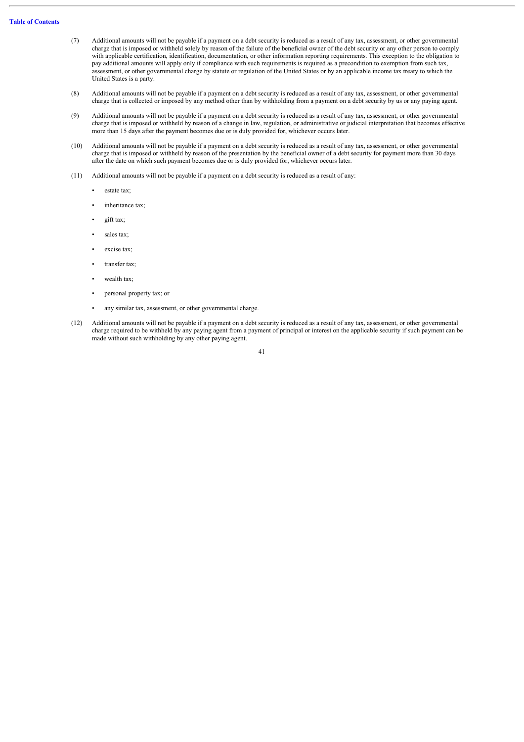(7) Additional amounts will not be payable if a payment on a debt security is reduced as a result of any tax, assessment, or other governmental charge that is imposed or withheld solely by reason of the failure of the beneficial owner of the debt security or any other person to comply with applicable certification, identification, documentation, or other information reporting requirements. This exception to the obligation to pay additional amounts will apply only if compliance with such requirements is required as a precondition to exemption from such tax, assessment, or other governmental charge by statute or regulation of the United States or by an applicable income tax treaty to which the United States is a party.

(8) Additional amounts will not be payable if a payment on a debt security is reduced as a result of any tax, assessment, or other governmental charge that is collected or imposed by any method other than by withholding from a payment on a debt security by us or any paying agent.

(9) Additional amounts will not be payable if a payment on a debt security is reduced as a result of any tax, assessment, or other governmental charge that is imposed or withheld by reason of a change in law, regulation, or administrative or judicial interpretation that becomes effective more than 15 days after the payment becomes due or is duly provided for, whichever occurs later.

(10) Additional amounts will not be payable if a payment on a debt security is reduced as a result of any tax, assessment, or other governmental charge that is imposed or withheld by reason of the presentation by the beneficial owner of a debt security for payment more than 30 days after the date on which such payment becomes due or is duly provided for, whichever occurs later.

(11) Additional amounts will not be payable if a payment on a debt security is reduced as a result of any:

- estate tax;
- inheritance tax;
- gift tax;
- sales tax;
- excise tax;
- transfer tax;
- wealth tax;
- personal property tax; or
- any similar tax, assessment, or other governmental charge.

(12) Additional amounts will not be payable if a payment on a debt security is reduced as a result of any tax, assessment, or other governmental charge required to be withheld by any paying agent from a payment of principal or interest on the applicable security if such payment can be made without such withholding by any other paying agent.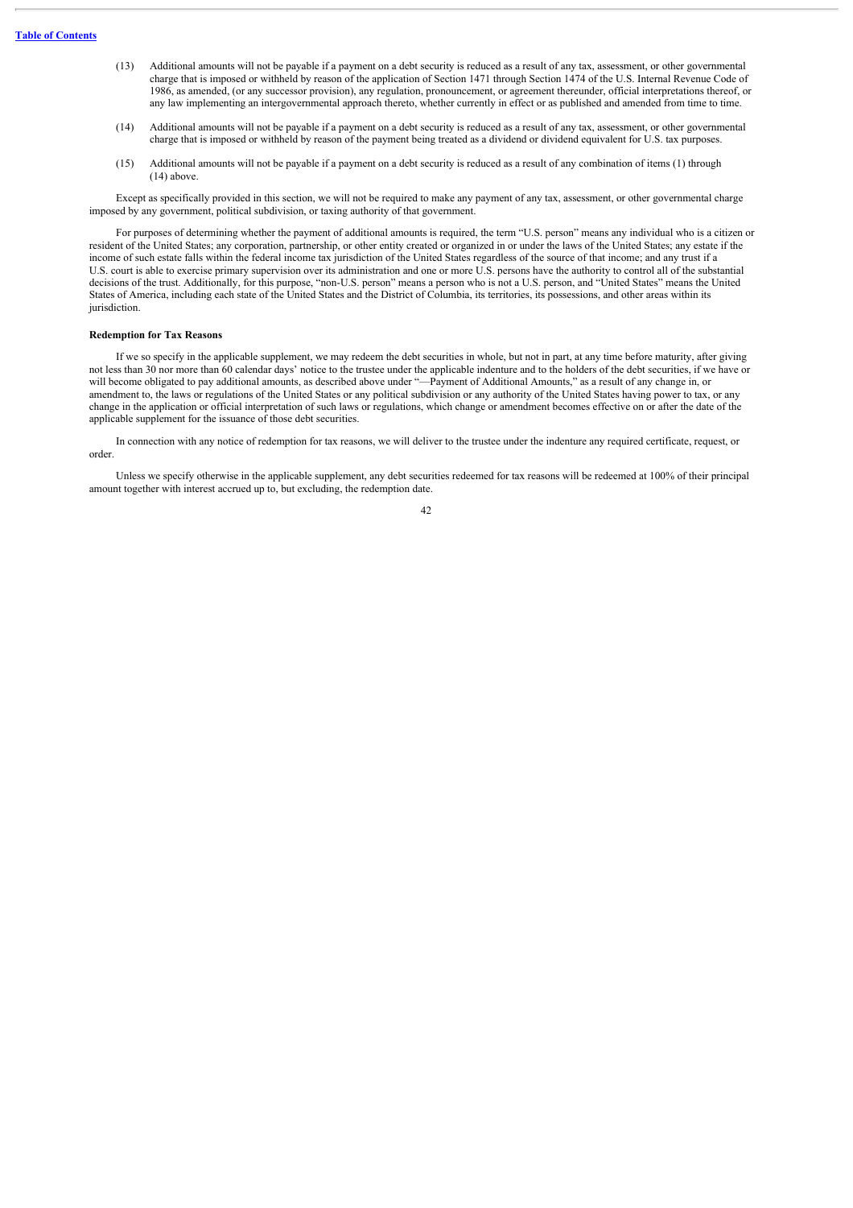(13) Additional amounts will not be payable if a payment on a debt security is reduced as a result of any tax, assessment, or other governmental charge that is imposed or withheld by reason of the application of Section 1471 through Section 1474 of the U.S. Internal Revenue Code of 1986, as amended, (or any successor provision), any regulation, pronouncement, or agreement thereunder, official interpretations thereof, or any law implementing an intergovernmental approach thereto, whether currently in effect or as published and amended from time to time.

(14) Additional amounts will not be payable if a payment on a debt security is reduced as a result of any tax, assessment, or other governmental charge that is imposed or withheld by reason of the payment being treated as a dividend or dividend equivalent for U.S. tax purposes.

(15) Additional amounts will not be payable if a payment on a debt security is reduced as a result of any combination of items (1) through (14) above.

Except as specifically provided in this section, we will not be required to make any payment of any tax, assessment, or other governmental charge imposed by any government, political subdivision, or taxing authority of that government.

For purposes of determining whether the payment of additional amounts is required, the term "U.S. person" means any individual who is a citizen or resident of the United States; any corporation, partnership, or other entity created or organized in or under the laws of the United States; any estate if the income of such estate falls within the federal income tax jurisdiction of the United States regardless of the source of that income; and any trust if a U.S. court is able to exercise primary supervision over its administration and one or more U.S. persons have the authority to control all of the substantial decisions of the trust. Additionally, for this purpose, "non-U.S. person" means a person who is not a U.S. person, and "United States" means the United States of America, including each state of the United States and the District of Columbia, its territories, its possessions, and other areas within its jurisdiction.

**Redemption for Tax Reasons**

If we so specify in the applicable supplement, we may redeem the debt securities in whole, but not in part, at any time before maturity, after giving not less than 30 nor more than 60 calendar days' notice to the trustee under the applicable indenture and to the holders of the debt securities, if we have or will become obligated to pay additional amounts, as described above under "—Payment of Additional Amounts," as a result of any change in, or amendment to, the laws or regulations of the United States or any political subdivision or any authority of the United States having power to tax, or any change in the application or official interpretation of such laws or regulations, which change or amendment becomes effective on or after the date of the applicable supplement for the issuance of those debt securities.

In connection with any notice of redemption for tax reasons, we will deliver to the trustee under the indenture any required certificate, request, or order.

Unless we specify otherwise in the applicable supplement, any debt securities redeemed for tax reasons will be redeemed at 100% of their principal amount together with interest accrued up to, but excluding, the redemption date.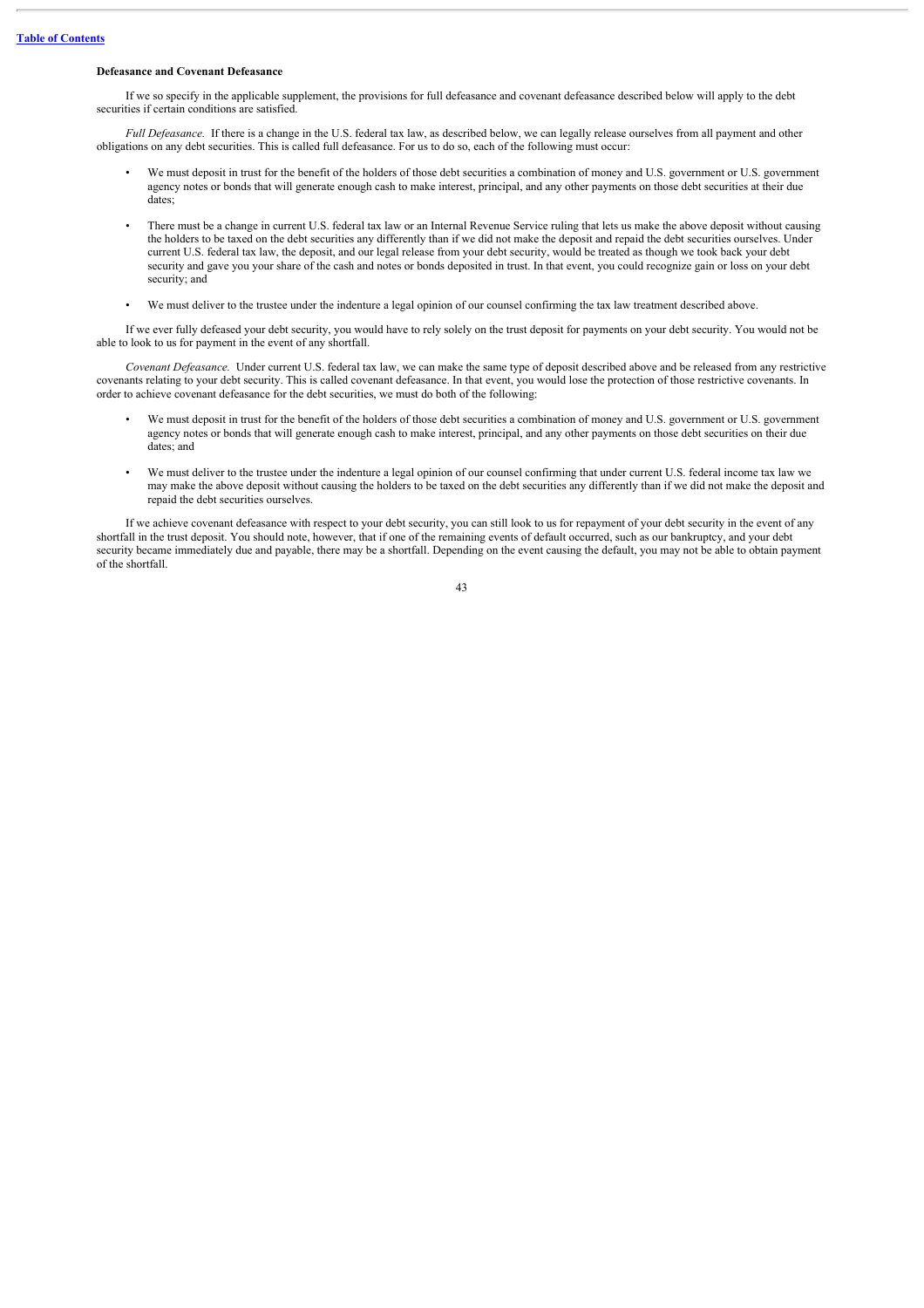**Defeasance and Covenant Defeasance**

If we so specify in the applicable supplement, the provisions for full defeasance and covenant defeasance described below will apply to the debt securities if certain conditions are satisfied.

*Full Defeasance.* If there is a change in the U.S. federal tax law, as described below, we can legally release ourselves from all payment and other obligations on any debt securities. This is called full defeasance. For us to do so, each of the following must occur:

- We must deposit in trust for the benefit of the holders of those debt securities a combination of money and U.S. government or U.S. government agency notes or bonds that will generate enough cash to make interest, principal, and any other payments on those debt securities at their due dates;
- There must be a change in current U.S. federal tax law or an Internal Revenue Service ruling that lets us make the above deposit without causing the holders to be taxed on the debt securities any differently than if we did not make the deposit and repaid the debt securities ourselves. Under current U.S. federal tax law, the deposit, and our legal release from your debt security, would be treated as though we took back your debt security and gave you your share of the cash and notes or bonds deposited in trust. In that event, you could recognize gain or loss on your debt security; and
- We must deliver to the trustee under the indenture a legal opinion of our counsel confirming the tax law treatment described above.

If we ever fully defeased your debt security, you would have to rely solely on the trust deposit for payments on your debt security. You would not be able to look to us for payment in the event of any shortfall.

*Covenant Defeasance.* Under current U.S. federal tax law, we can make the same type of deposit described above and be released from any restrictive covenants relating to your debt security. This is called covenant defeasance. In that event, you would lose the protection of those restrictive covenants. In order to achieve covenant defeasance for the debt securities, we must do both of the following:

- We must deposit in trust for the benefit of the holders of those debt securities a combination of money and U.S. government or U.S. government agency notes or bonds that will generate enough cash to make interest, principal, and any other payments on those debt securities on their due dates; and
- We must deliver to the trustee under the indenture a legal opinion of our counsel confirming that under current U.S. federal income tax law we may make the above deposit without causing the holders to be taxed on the debt securities any differently than if we did not make the deposit and repaid the debt securities ourselves.

If we achieve covenant defeasance with respect to your debt security, you can still look to us for repayment of your debt security in the event of any shortfall in the trust deposit. You should note, however, that if one of the remaining events of default occurred, such as our bankruptcy, and your debt security became immediately due and payable, there may be a shortfall. Depending on the event causing the default, you may not be able to obtain payment of the shortfall.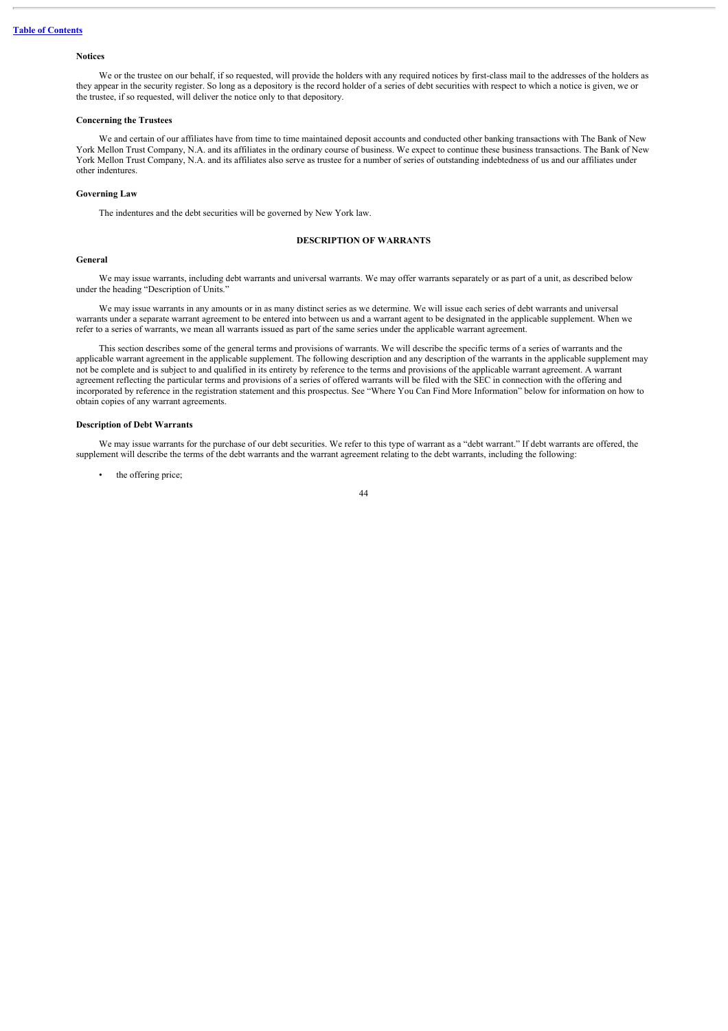### Notices

We or the trustee on our behalf, if so requested, will provide the holders with any required notices by first-class mail to the addresses of the holders as they appear in the security register. So long as a depository is the record holder of a series of debt securities with respect to which a notice is given, we or the trustee, if so requested, will deliver the notice only to that depository.

### Concerning the Trustees

We and certain of our affiliates have from time to time maintained deposit accounts and conducted other banking transactions with The Bank of New York Mellon Trust Company, N.A. and its affiliates in the ordinary course of business. We expect to continue these business transactions. The Bank of New York Mellon Trust Company, N.A. and its affiliates also serve as trustee for a number of series of outstanding indebtedness of us and our affiliates under other indentures.

### Governing Law

The indentures and the debt securities will be governed by New York law.

## DESCRIPTION OF WARRANTS

### General

We may issue warrants, including debt warrants and universal warrants. We may offer warrants separately or as part of a unit, as described below under the heading "Description of Units."

We may issue warrants in any amounts or in as many distinct series as we determine. We will issue each series of debt warrants and universal warrants under a separate warrant agreement to be entered into between us and a warrant agent to be designated in the applicable supplement. When we refer to a series of warrants, we mean all warrants issued as part of the same series under the applicable warrant agreement.

This section describes some of the general terms and provisions of warrants. We will describe the specific terms of a series of warrants and the applicable warrant agreement in the applicable supplement. The following description and any description of the warrants in the applicable supplement may not be complete and is subject to and qualified in its entirety by reference to the terms and provisions of the applicable warrant agreement. A warrant agreement reflecting the particular terms and provisions of a series of offered warrants will be filed with the SEC in connection with the offering and incorporated by reference in the registration statement and this prospectus. See "Where You Can Find More Information" below for information on how to obtain copies of any warrant agreements.

### Description of Debt Warrants

We may issue warrants for the purchase of our debt securities. We refer to this type of warrant as a "debt warrant." If debt warrants are offered, the supplement will describe the terms of the debt warrants and the warrant agreement relating to the debt warrants, including the following:

- the offering price;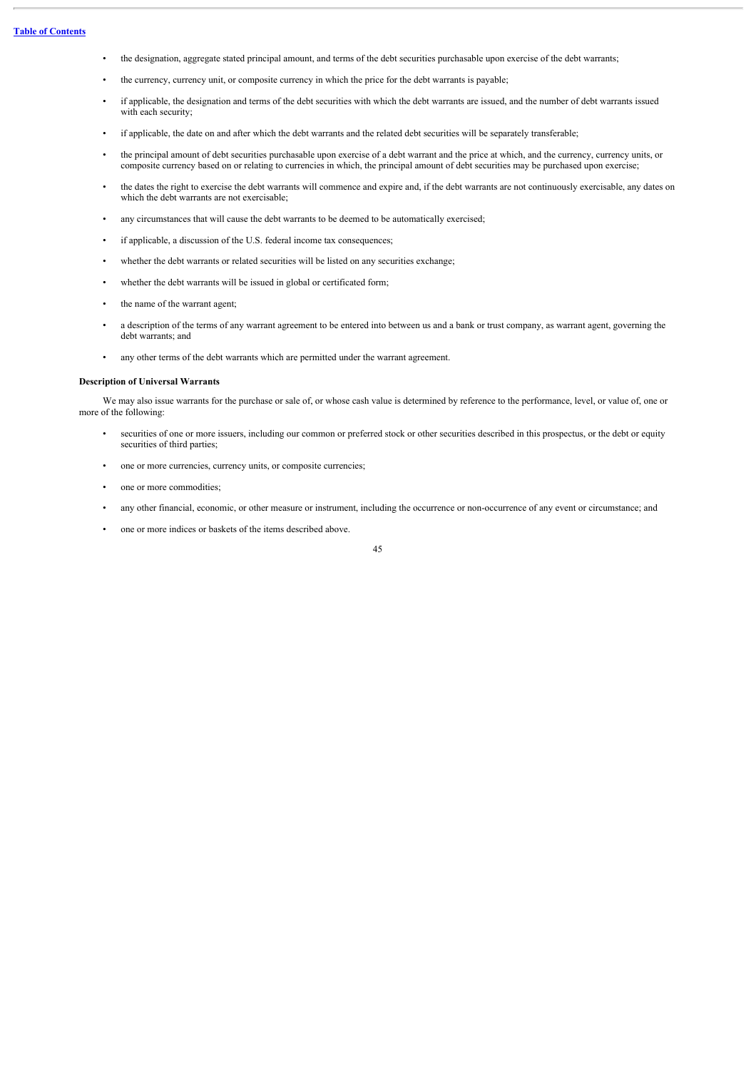- the designation, aggregate stated principal amount, and terms of the debt securities purchasable upon exercise of the debt warrants;
- the currency, currency unit, or composite currency in which the price for the debt warrants is payable;
- if applicable, the designation and terms of the debt securities with which the debt warrants are issued, and the number of debt warrants issued with each security;
- if applicable, the date on and after which the debt warrants and the related debt securities will be separately transferable;
- the principal amount of debt securities purchasable upon exercise of a debt warrant and the price at which, and the currency, currency units, or composite currency based on or relating to currencies in which, the principal amount of debt securities may be purchased upon exercise;
- the dates the right to exercise the debt warrants will commence and expire and, if the debt warrants are not continuously exercisable, any dates on which the debt warrants are not exercisable;
- any circumstances that will cause the debt warrants to be deemed to be automatically exercised;
- if applicable, a discussion of the U.S. federal income tax consequences;
- whether the debt warrants or related securities will be listed on any securities exchange;
- whether the debt warrants will be issued in global or certificated form;
- the name of the warrant agent;
- a description of the terms of any warrant agreement to be entered into between us and a bank or trust company, as warrant agent, governing the debt warrants; and
- any other terms of the debt warrants which are permitted under the warrant agreement.

**Description of Universal Warrants**

We may also issue warrants for the purchase or sale of, or whose cash value is determined by reference to the performance, level, or value of, one or more of the following:

- securities of one or more issuers, including our common or preferred stock or other securities described in this prospectus, or the debt or equity securities of third parties;
- one or more currencies, currency units, or composite currencies;
- one or more commodities;
- any other financial, economic, or other measure or instrument, including the occurrence or non-occurrence of any event or circumstance; and
- one or more indices or baskets of the items described above.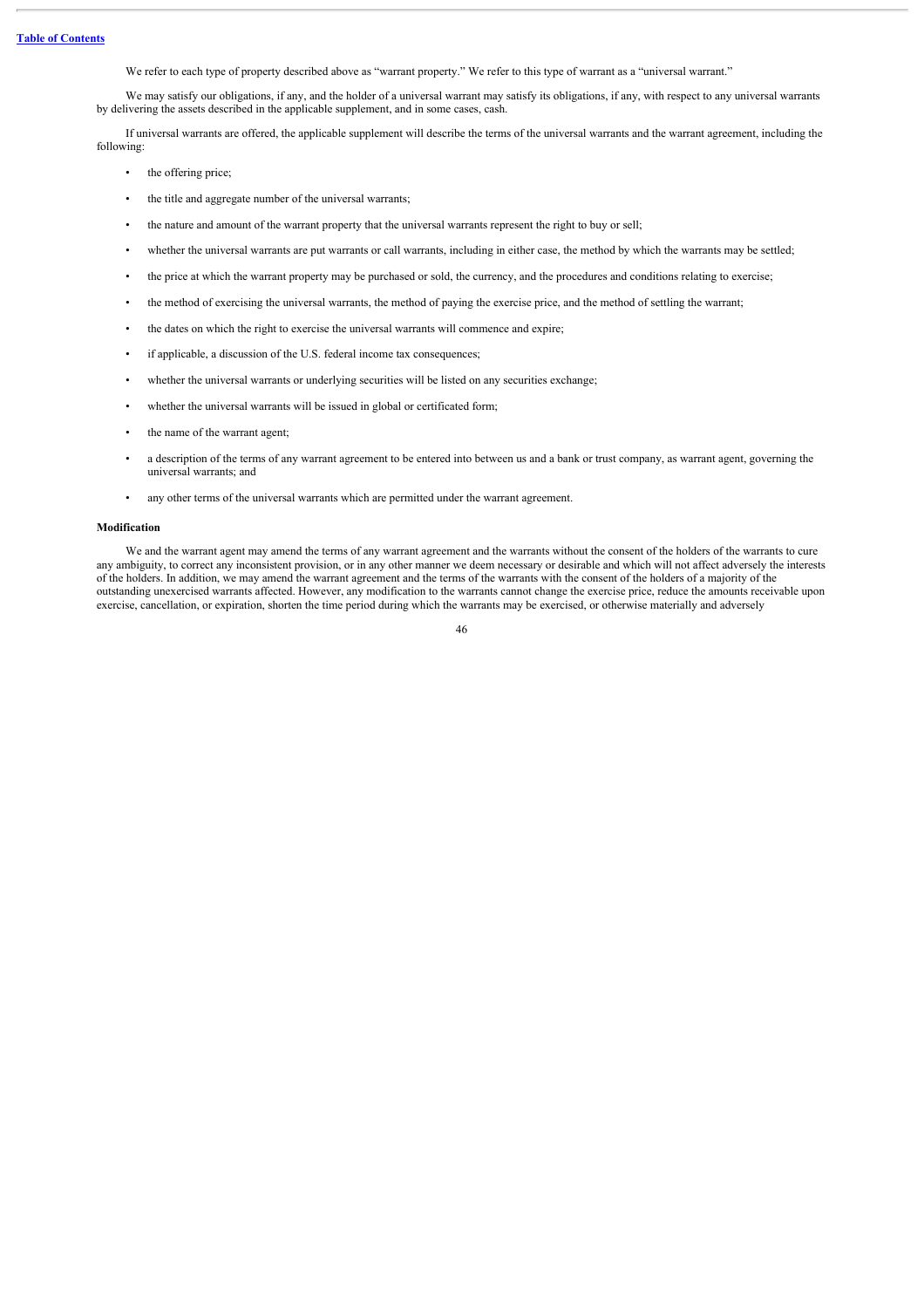We refer to each type of property described above as "warrant property." We refer to this type of warrant as a "universal warrant."

We may satisfy our obligations, if any, and the holder of a universal warrant may satisfy its obligations, if any, with respect to any universal warrants by delivering the assets described in the applicable supplement, and in some cases, cash.

If universal warrants are offered, the applicable supplement will describe the terms of the universal warrants and the warrant agreement, including the following:

- the offering price;
- the title and aggregate number of the universal warrants;
- the nature and amount of the warrant property that the universal warrants represent the right to buy or sell;
- whether the universal warrants are put warrants or call warrants, including in either case, the method by which the warrants may be settled;
- the price at which the warrant property may be purchased or sold, the currency, and the procedures and conditions relating to exercise;
- the method of exercising the universal warrants, the method of paying the exercise price, and the method of settling the warrant;
- the dates on which the right to exercise the universal warrants will commence and expire;
- if applicable, a discussion of the U.S. federal income tax consequences;
- whether the universal warrants or underlying securities will be listed on any securities exchange;
- whether the universal warrants will be issued in global or certificated form;
- the name of the warrant agent;
- a description of the terms of any warrant agreement to be entered into between us and a bank or trust company, as warrant agent, governing the universal warrants; and
- any other terms of the universal warrants which are permitted under the warrant agreement.

**Modification**

We and the warrant agent may amend the terms of any warrant agreement and the warrants without the consent of the holders of the warrants to cure any ambiguity, to correct any inconsistent provision, or in any other manner we deem necessary or desirable and which will not affect adversely the interests of the holders. In addition, we may amend the warrant agreement and the terms of the warrants with the consent of the holders of a majority of the outstanding unexercised warrants affected. However, any modification to the warrants cannot change the exercise price, reduce the amounts receivable upon exercise, cancellation, or expiration, shorten the time period during which the warrants may be exercised, or otherwise materially and adversely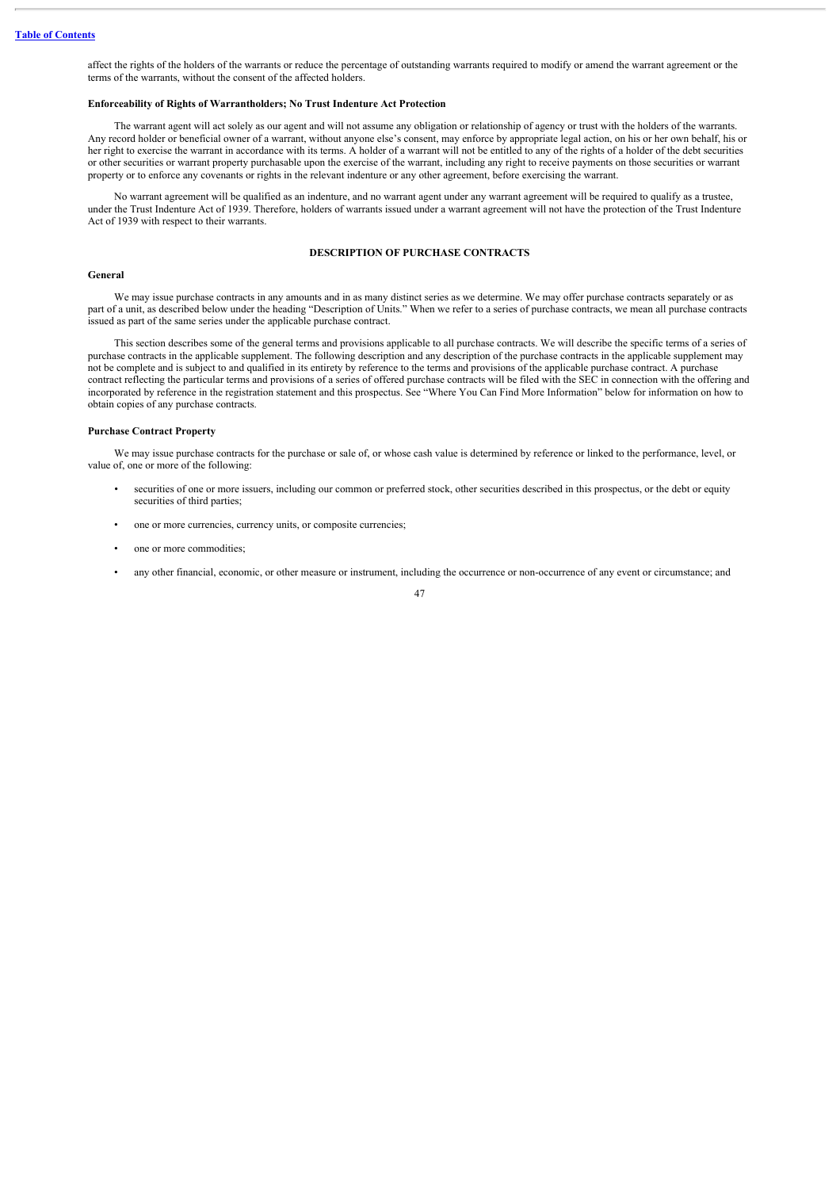affect the rights of the holders of the warrants or reduce the percentage of outstanding warrants required to modify or amend the warrant agreement or the terms of the warrants, without the consent of the affected holders.

**Enforceability of Rights of Warrantholders; No Trust Indenture Act Protection**

The warrant agent will act solely as our agent and will not assume any obligation or relationship of agency or trust with the holders of the warrants. Any record holder or beneficial owner of a warrant, without anyone else's consent, may enforce by appropriate legal action, on his or her own behalf, his or her right to exercise the warrant in accordance with its terms. A holder of a warrant will not be entitled to any of the rights of a holder of the debt securities or other securities or warrant property purchasable upon the exercise of the warrant, including any right to receive payments on those securities or warrant property or to enforce any covenants or rights in the relevant indenture or any other agreement, before exercising the warrant.

No warrant agreement will be qualified as an indenture, and no warrant agent under any warrant agreement will be required to qualify as a trustee, under the Trust Indenture Act of 1939. Therefore, holders of warrants issued under a warrant agreement will not have the protection of the Trust Indenture Act of 1939 with respect to their warrants.

## DESCRIPTION OF PURCHASE CONTRACTS

**General**

We may issue purchase contracts in any amounts and in as many distinct series as we determine. We may offer purchase contracts separately or as part of a unit, as described below under the heading "Description of Units." When we refer to a series of purchase contracts, we mean all purchase contracts issued as part of the same series under the applicable purchase contract.

This section describes some of the general terms and provisions applicable to all purchase contracts. We will describe the specific terms of a series of purchase contracts in the applicable supplement. The following description and any description of the purchase contracts in the applicable supplement may not be complete and is subject to and qualified in its entirety by reference to the terms and provisions of the applicable purchase contract. A purchase contract reflecting the particular terms and provisions of a series of offered purchase contracts will be filed with the SEC in connection with the offering and incorporated by reference in the registration statement and this prospectus. See "Where You Can Find More Information" below for information on how to obtain copies of any purchase contracts.

**Purchase Contract Property**

We may issue purchase contracts for the purchase or sale of, or whose cash value is determined by reference or linked to the performance, level, or value of, one or more of the following:

- securities of one or more issuers, including our common or preferred stock, other securities described in this prospectus, or the debt or equity securities of third parties;
- one or more currencies, currency units, or composite currencies;
- one or more commodities;
- any other financial, economic, or other measure or instrument, including the occurrence or non-occurrence of any event or circumstance; and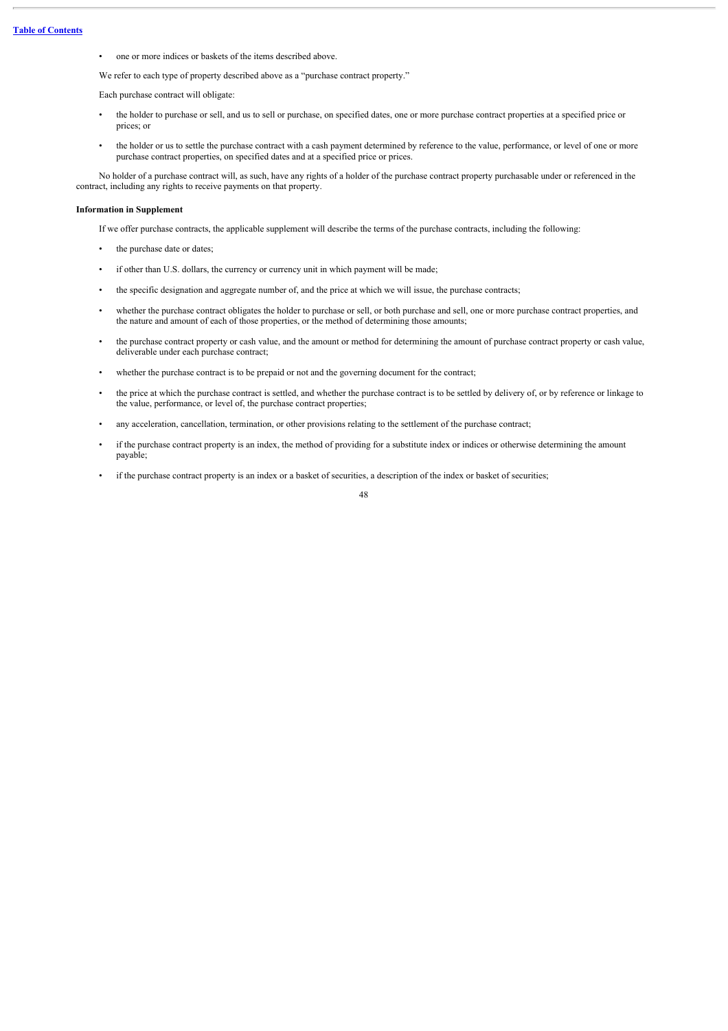- one or more indices or baskets of the items described above.

We refer to each type of property described above as a "purchase contract property."

Each purchase contract will obligate:

- the holder to purchase or sell, and us to sell or purchase, on specified dates, one or more purchase contract properties at a specified price or prices; or
- the holder or us to settle the purchase contract with a cash payment determined by reference to the value, performance, or level of one or more purchase contract properties, on specified dates and at a specified price or prices.

No holder of a purchase contract will, as such, have any rights of a holder of the purchase contract property purchasable under or referenced in the contract, including any rights to receive payments on that property.

**Information in Supplement**

If we offer purchase contracts, the applicable supplement will describe the terms of the purchase contracts, including the following:

- the purchase date or dates;
- if other than U.S. dollars, the currency or currency unit in which payment will be made;
- the specific designation and aggregate number of, and the price at which we will issue, the purchase contracts;
- whether the purchase contract obligates the holder to purchase or sell, or both purchase and sell, one or more purchase contract properties, and the nature and amount of each of those properties, or the method of determining those amounts;
- the purchase contract property or cash value, and the amount or method for determining the amount of purchase contract property or cash value, deliverable under each purchase contract;
- whether the purchase contract is to be prepaid or not and the governing document for the contract;
- the price at which the purchase contract is settled, and whether the purchase contract is to be settled by delivery of, or by reference or linkage to the value, performance, or level of, the purchase contract properties;
- any acceleration, cancellation, termination, or other provisions relating to the settlement of the purchase contract;
- if the purchase contract property is an index, the method of providing for a substitute index or indices or otherwise determining the amount payable;
- if the purchase contract property is an index or a basket of securities, a description of the index or basket of securities;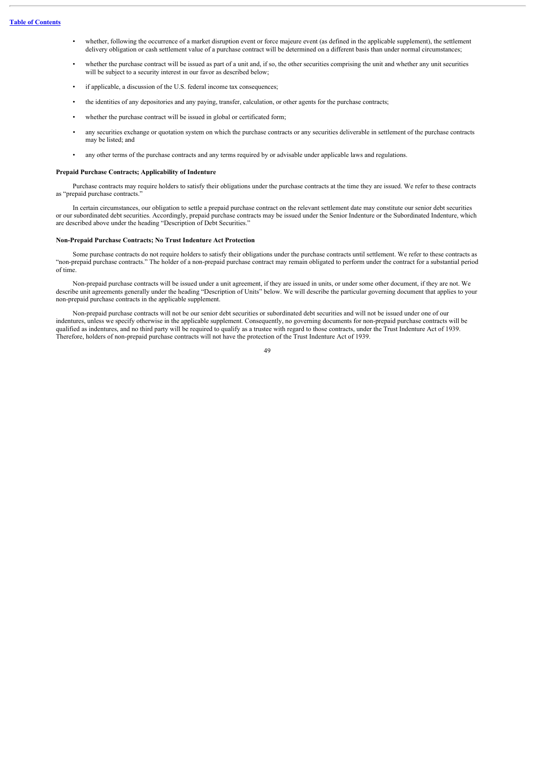- whether, following the occurrence of a market disruption event or force majeure event (as defined in the applicable supplement), the settlement delivery obligation or cash settlement value of a purchase contract will be determined on a different basis than under normal circumstances;
- whether the purchase contract will be issued as part of a unit and, if so, the other securities comprising the unit and whether any unit securities will be subject to a security interest in our favor as described below;
- if applicable, a discussion of the U.S. federal income tax consequences;
- the identities of any depositories and any paying, transfer, calculation, or other agents for the purchase contracts;
- whether the purchase contract will be issued in global or certificated form;
- any securities exchange or quotation system on which the purchase contracts or any securities deliverable in settlement of the purchase contracts may be listed; and
- any other terms of the purchase contracts and any terms required by or advisable under applicable laws and regulations.

**Prepaid Purchase Contracts; Applicability of Indenture**

Purchase contracts may require holders to satisfy their obligations under the purchase contracts at the time they are issued. We refer to these contracts as "prepaid purchase contracts."

In certain circumstances, our obligation to settle a prepaid purchase contract on the relevant settlement date may constitute our senior debt securities or our subordinated debt securities. Accordingly, prepaid purchase contracts may be issued under the Senior Indenture or the Subordinated Indenture, which are described above under the heading "Description of Debt Securities."

**Non-Prepaid Purchase Contracts; No Trust Indenture Act Protection**

Some purchase contracts do not require holders to satisfy their obligations under the purchase contracts until settlement. We refer to these contracts as "non-prepaid purchase contracts." The holder of a non-prepaid purchase contract may remain obligated to perform under the contract for a substantial period of time.

Non-prepaid purchase contracts will be issued under a unit agreement, if they are issued in units, or under some other document, if they are not. We describe unit agreements generally under the heading "Description of Units" below. We will describe the particular governing document that applies to your non-prepaid purchase contracts in the applicable supplement.

Non-prepaid purchase contracts will not be our senior debt securities or subordinated debt securities and will not be issued under one of our indentures, unless we specify otherwise in the applicable supplement. Consequently, no governing documents for non-prepaid purchase contracts will be qualified as indentures, and no third party will be required to qualify as a trustee with regard to those contracts, under the Trust Indenture Act of 1939. Therefore, holders of non-prepaid purchase contracts will not have the protection of the Trust Indenture Act of 1939.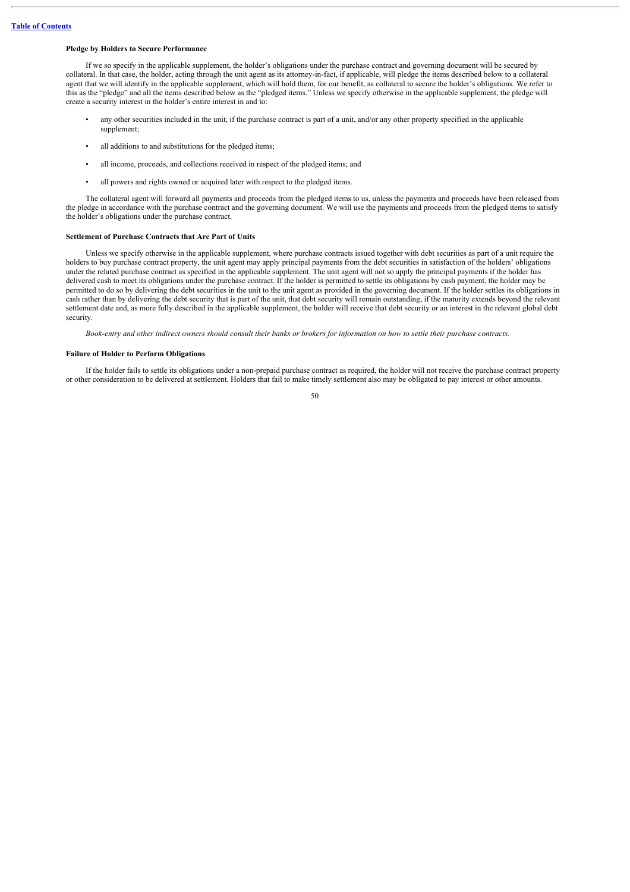**Pledge by Holders to Secure Performance**

If we so specify in the applicable supplement, the holder's obligations under the purchase contract and governing document will be secured by collateral. In that case, the holder, acting through the unit agent as its attorney-in-fact, if applicable, will pledge the items described below to a collateral agent that we will identify in the applicable supplement, which will hold them, for our benefit, as collateral to secure the holder's obligations. We refer to this as the "pledge" and all the items described below as the "pledged items." Unless we specify otherwise in the applicable supplement, the pledge will create a security interest in the holder's entire interest in and to:

- any other securities included in the unit, if the purchase contract is part of a unit, and/or any other property specified in the applicable supplement;
- all additions to and substitutions for the pledged items;
- all income, proceeds, and collections received in respect of the pledged items; and
- all powers and rights owned or acquired later with respect to the pledged items.

The collateral agent will forward all payments and proceeds from the pledged items to us, unless the payments and proceeds have been released from the pledge in accordance with the purchase contract and the governing document. We will use the payments and proceeds from the pledged items to satisfy the holder's obligations under the purchase contract.

**Settlement of Purchase Contracts that Are Part of Units**

Unless we specify otherwise in the applicable supplement, where purchase contracts issued together with debt securities as part of a unit require the holders to buy purchase contract property, the unit agent may apply principal payments from the debt securities in satisfaction of the holders' obligations under the related purchase contract as specified in the applicable supplement. The unit agent will not so apply the principal payments if the holder has delivered cash to meet its obligations under the purchase contract. If the holder is permitted to settle its obligations by cash payment, the holder may be permitted to do so by delivering the debt securities in the unit to the unit agent as provided in the governing document. If the holder settles its obligations in cash rather than by delivering the debt security that is part of the unit, that debt security will remain outstanding, if the maturity extends beyond the relevant settlement date and, as more fully described in the applicable supplement, the holder will receive that debt security or an interest in the relevant global debt security.

*Book-entry and other indirect owners should consult their banks or brokers for information on how to settle their purchase contracts.*

**Failure of Holder to Perform Obligations**

If the holder fails to settle its obligations under a non-prepaid purchase contract as required, the holder will not receive the purchase contract property or other consideration to be delivered at settlement. Holders that fail to make timely settlement also may be obligated to pay interest or other amounts.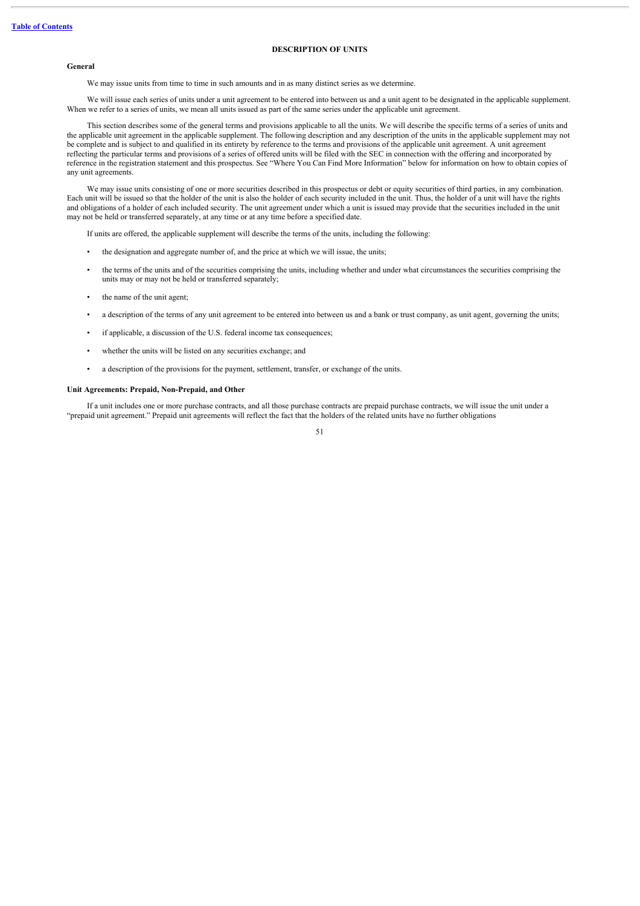## DESCRIPTION OF UNITS

### General

We may issue units from time to time in such amounts and in as many distinct series as we determine.

We will issue each series of units under a unit agreement to be entered into between us and a unit agent to be designated in the applicable supplement. When we refer to a series of units, we mean all units issued as part of the same series under the applicable unit agreement.

This section describes some of the general terms and provisions applicable to all the units. We will describe the specific terms of a series of units and the applicable unit agreement in the applicable supplement. The following description and any description of the units in the applicable supplement may not be complete and is subject to and qualified in its entirety by reference to the terms and provisions of the applicable unit agreement. A unit agreement reflecting the particular terms and provisions of a series of offered units will be filed with the SEC in connection with the offering and incorporated by reference in the registration statement and this prospectus. See "Where You Can Find More Information" below for information on how to obtain copies of any unit agreements.

We may issue units consisting of one or more securities described in this prospectus or debt or equity securities of third parties, in any combination. Each unit will be issued so that the holder of the unit is also the holder of each security included in the unit. Thus, the holder of a unit will have the rights and obligations of a holder of each included security. The unit agreement under which a unit is issued may provide that the securities included in the unit may not be held or transferred separately, at any time or at any time before a specified date.

If units are offered, the applicable supplement will describe the terms of the units, including the following:

- the designation and aggregate number of, and the price at which we will issue, the units;
- the terms of the units and of the securities comprising the units, including whether and under what circumstances the securities comprising the units may or may not be held or transferred separately;
- the name of the unit agent;
- a description of the terms of any unit agreement to be entered into between us and a bank or trust company, as unit agent, governing the units;
- if applicable, a discussion of the U.S. federal income tax consequences;
- whether the units will be listed on any securities exchange; and
- a description of the provisions for the payment, settlement, transfer, or exchange of the units.

### Unit Agreements: Prepaid, Non-Prepaid, and Other

If a unit includes one or more purchase contracts, and all those purchase contracts are prepaid purchase contracts, we will issue the unit under a "prepaid unit agreement." Prepaid unit agreements will reflect the fact that the holders of the related units have no further obligations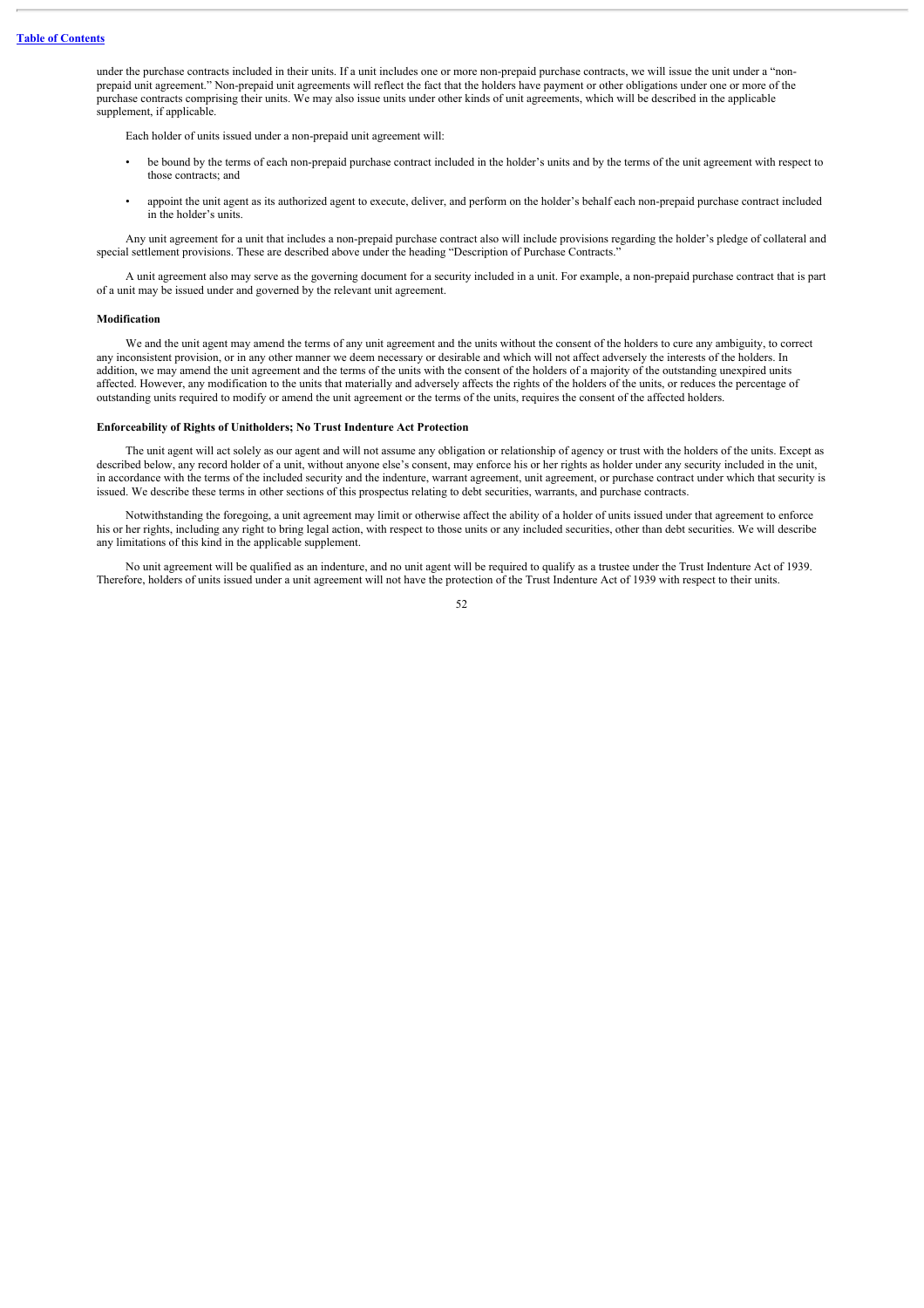under the purchase contracts included in their units. If a unit includes one or more non-prepaid purchase contracts, we will issue the unit under a "non-prepaid unit agreement." Non-prepaid unit agreements will reflect the fact that the holders have payment or other obligations under one or more of the purchase contracts comprising their units. We may also issue units under other kinds of unit agreements, which will be described in the applicable supplement, if applicable.

Each holder of units issued under a non-prepaid unit agreement will:

- be bound by the terms of each non-prepaid purchase contract included in the holder's units and by the terms of the unit agreement with respect to those contracts; and
- appoint the unit agent as its authorized agent to execute, deliver, and perform on the holder's behalf each non-prepaid purchase contract included in the holder's units.

Any unit agreement for a unit that includes a non-prepaid purchase contract also will include provisions regarding the holder's pledge of collateral and special settlement provisions. These are described above under the heading "Description of Purchase Contracts."

A unit agreement also may serve as the governing document for a security included in a unit. For example, a non-prepaid purchase contract that is part of a unit may be issued under and governed by the relevant unit agreement.

**Modification**

We and the unit agent may amend the terms of any unit agreement and the units without the consent of the holders to cure any ambiguity, to correct any inconsistent provision, or in any other manner we deem necessary or desirable and which will not affect adversely the interests of the holders. In addition, we may amend the unit agreement and the terms of the units with the consent of the holders of a majority of the outstanding unexpired units affected. However, any modification to the units that materially and adversely affects the rights of the holders of the units, or reduces the percentage of outstanding units required to modify or amend the unit agreement or the terms of the units, requires the consent of the affected holders.

**Enforceability of Rights of Unitholders; No Trust Indenture Act Protection**

The unit agent will act solely as our agent and will not assume any obligation or relationship of agency or trust with the holders of the units. Except as described below, any record holder of a unit, without anyone else's consent, may enforce his or her rights as holder under any security included in the unit, in accordance with the terms of the included security and the indenture, warrant agreement, unit agreement, or purchase contract under which that security is issued. We describe these terms in other sections of this prospectus relating to debt securities, warrants, and purchase contracts.

Notwithstanding the foregoing, a unit agreement may limit or otherwise affect the ability of a holder of units issued under that agreement to enforce his or her rights, including any right to bring legal action, with respect to those units or any included securities, other than debt securities. We will describe any limitations of this kind in the applicable supplement.

No unit agreement will be qualified as an indenture, and no unit agent will be required to qualify as a trustee under the Trust Indenture Act of 1939. Therefore, holders of units issued under a unit agreement will not have the protection of the Trust Indenture Act of 1939 with respect to their units.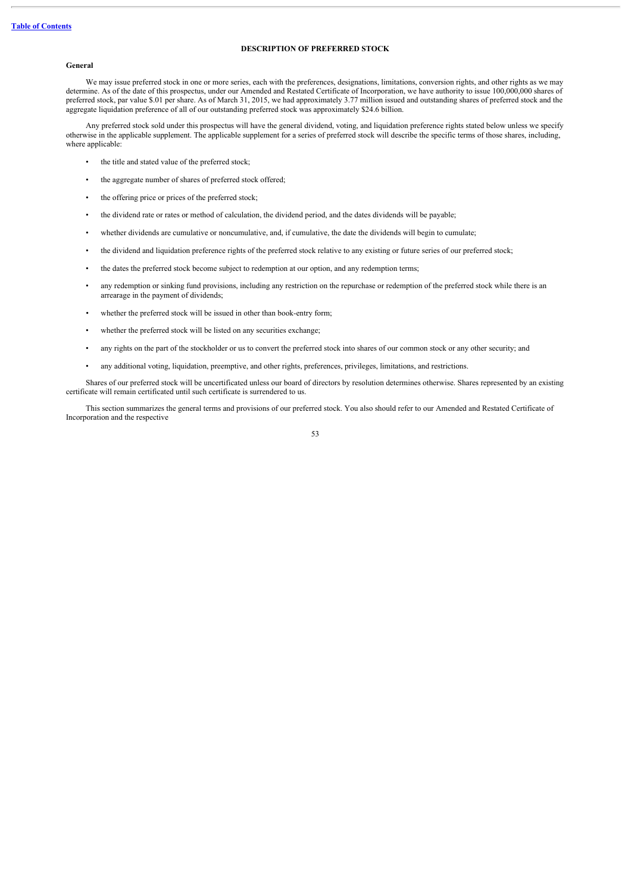## DESCRIPTION OF PREFERRED STOCK

### General

We may issue preferred stock in one or more series, each with the preferences, designations, limitations, conversion rights, and other rights as we may determine. As of the date of this prospectus, under our Amended and Restated Certificate of Incorporation, we have authority to issue 100,000,000 shares of preferred stock, par value $.01 per share. As of March 31, 2015, we had approximately 3.77 million issued and outstanding shares of preferred stock and the aggregate liquidation preference of all of our outstanding preferred stock was approximately $24.6 billion.

Any preferred stock sold under this prospectus will have the general dividend, voting, and liquidation preference rights stated below unless we specify otherwise in the applicable supplement. The applicable supplement for a series of preferred stock will describe the specific terms of those shares, including, where applicable:

- the title and stated value of the preferred stock;
- the aggregate number of shares of preferred stock offered;
- the offering price or prices of the preferred stock;
- the dividend rate or rates or method of calculation, the dividend period, and the dates dividends will be payable;
- whether dividends are cumulative or noncumulative, and, if cumulative, the date the dividends will begin to cumulate;
- the dividend and liquidation preference rights of the preferred stock relative to any existing or future series of our preferred stock;
- the dates the preferred stock become subject to redemption at our option, and any redemption terms;
- any redemption or sinking fund provisions, including any restriction on the repurchase or redemption of the preferred stock while there is an arrearage in the payment of dividends;
- whether the preferred stock will be issued in other than book-entry form;
- whether the preferred stock will be listed on any securities exchange;
- any rights on the part of the stockholder or us to convert the preferred stock into shares of our common stock or any other security; and
- any additional voting, liquidation, preemptive, and other rights, preferences, privileges, limitations, and restrictions.

Shares of our preferred stock will be uncertificated unless our board of directors by resolution determines otherwise. Shares represented by an existing certificate will remain certificated until such certificate is surrendered to us.

This section summarizes the general terms and provisions of our preferred stock. You also should refer to our Amended and Restated Certificate of Incorporation and the respective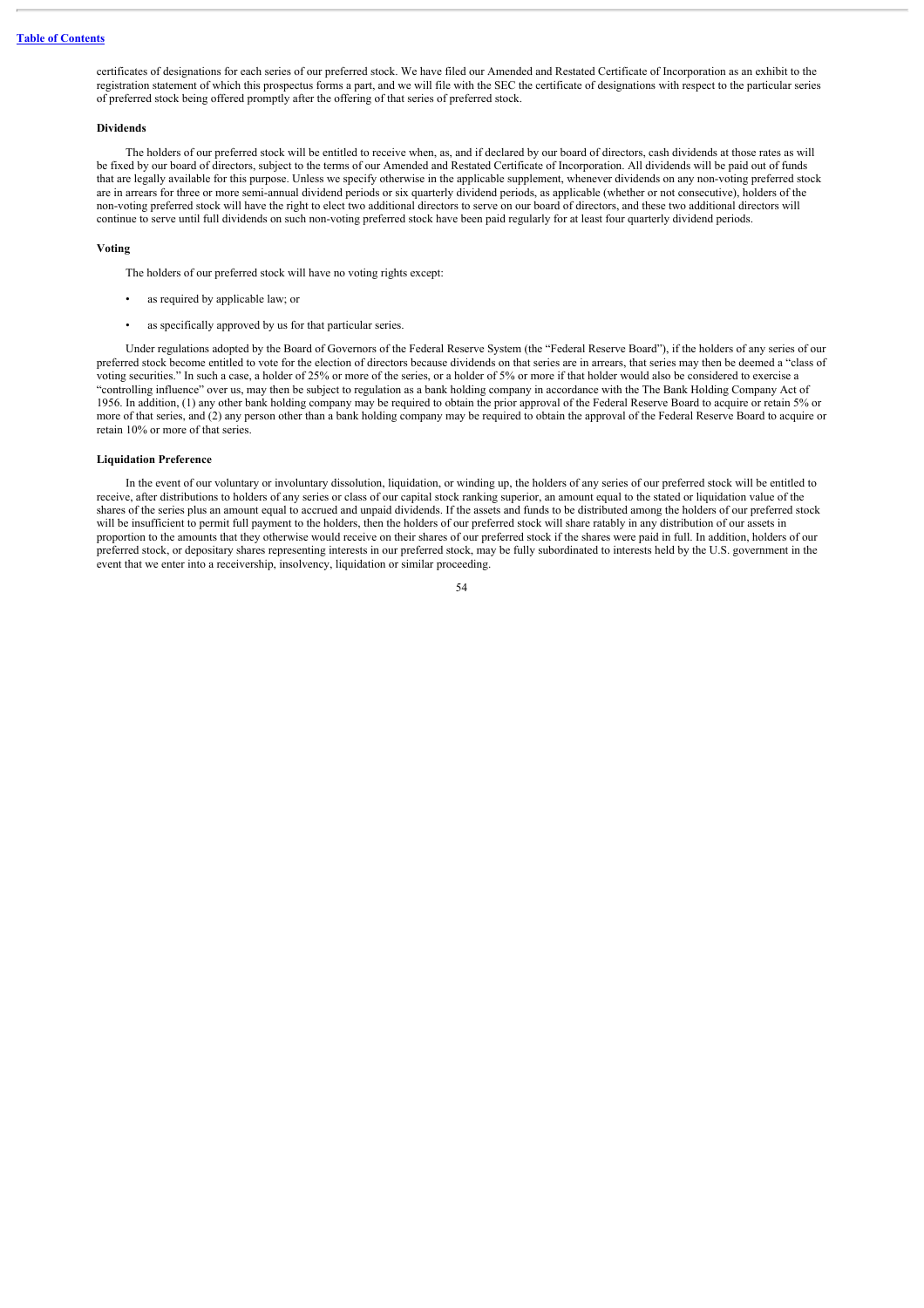certificates of designations for each series of our preferred stock. We have filed our Amended and Restated Certificate of Incorporation as an exhibit to the registration statement of which this prospectus forms a part, and we will file with the SEC the certificate of designations with respect to the particular series of preferred stock being offered promptly after the offering of that series of preferred stock.

#### Dividends

The holders of our preferred stock will be entitled to receive when, as, and if declared by our board of directors, cash dividends at those rates as will be fixed by our board of directors, subject to the terms of our Amended and Restated Certificate of Incorporation. All dividends will be paid out of funds that are legally available for this purpose. Unless we specify otherwise in the applicable supplement, whenever dividends on any non-voting preferred stock are in arrears for three or more semi-annual dividend periods or six quarterly dividend periods, as applicable (whether or not consecutive), holders of the non-voting preferred stock will have the right to elect two additional directors to serve on our board of directors, and these two additional directors will continue to serve until full dividends on such non-voting preferred stock have been paid regularly for at least four quarterly dividend periods.

#### Voting

The holders of our preferred stock will have no voting rights except:

- as required by applicable law; or
- as specifically approved by us for that particular series.

Under regulations adopted by the Board of Governors of the Federal Reserve System (the "Federal Reserve Board"), if the holders of any series of our preferred stock become entitled to vote for the election of directors because dividends on that series are in arrears, that series may then be deemed a "class of voting securities." In such a case, a holder of 25% or more of the series, or a holder of 5% or more if that holder would also be considered to exercise a "controlling influence" over us, may then be subject to regulation as a bank holding company in accordance with the The Bank Holding Company Act of 1956. In addition, (1) any other bank holding company may be required to obtain the prior approval of the Federal Reserve Board to acquire or retain 5% or more of that series, and (2) any person other than a bank holding company may be required to obtain the approval of the Federal Reserve Board to acquire or retain 10% or more of that series.

#### Liquidation Preference

In the event of our voluntary or involuntary dissolution, liquidation, or winding up, the holders of any series of our preferred stock will be entitled to receive, after distributions to holders of any series or class of our capital stock ranking superior, an amount equal to the stated or liquidation value of the shares of the series plus an amount equal to accrued and unpaid dividends. If the assets and funds to be distributed among the holders of our preferred stock will be insufficient to permit full payment to the holders, then the holders of our preferred stock will share ratably in any distribution of our assets in proportion to the amounts that they otherwise would receive on their shares of our preferred stock if the shares were paid in full. In addition, holders of our preferred stock, or depositary shares representing interests in our preferred stock, may be fully subordinated to interests held by the U.S. government in the event that we enter into a receivership, insolvency, liquidation or similar proceeding.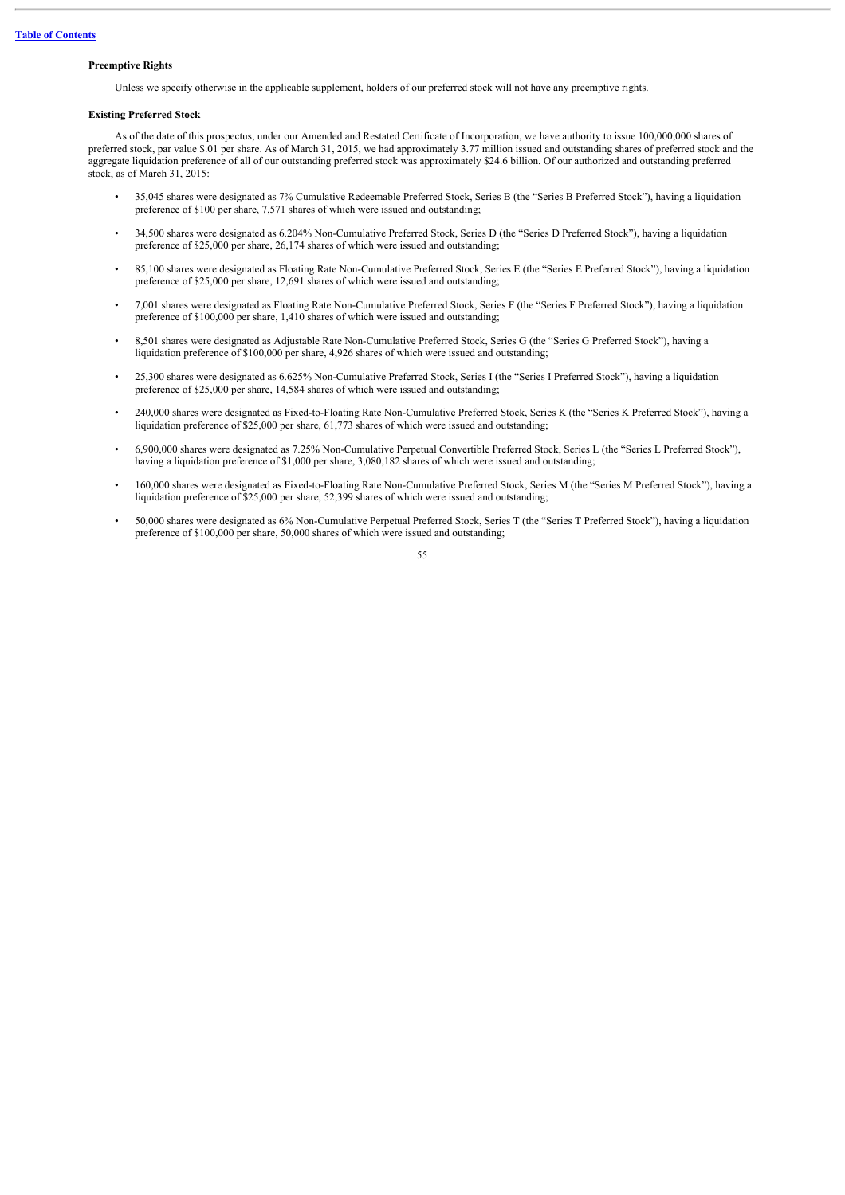[Table of Contents](#)

**Preemptive Rights**

Unless we specify otherwise in the applicable supplement, holders of our preferred stock will not have any preemptive rights.

**Existing Preferred Stock**

As of the date of this prospectus, under our Amended and Restated Certificate of Incorporation, we have authority to issue 100,000,000 shares of preferred stock, par value $.01 per share. As of March 31, 2015, we had approximately 3.77 million issued and outstanding shares of preferred stock and the aggregate liquidation preference of all of our outstanding preferred stock was approximately $24.6 billion. Of our authorized and outstanding preferred stock, as of March 31, 2015:

- 35,045 shares were designated as 7% Cumulative Redeemable Preferred Stock, Series B (the "Series B Preferred Stock"), having a liquidation preference of $100 per share, 7,571 shares of which were issued and outstanding;
- 34,500 shares were designated as 6.204% Non-Cumulative Preferred Stock, Series D (the "Series D Preferred Stock"), having a liquidation preference of $25,000 per share, 26,174 shares of which were issued and outstanding;
- 85,100 shares were designated as Floating Rate Non-Cumulative Preferred Stock, Series E (the "Series E Preferred Stock"), having a liquidation preference of $25,000 per share, 12,691 shares of which were issued and outstanding;
- 7,001 shares were designated as Floating Rate Non-Cumulative Preferred Stock, Series F (the "Series F Preferred Stock"), having a liquidation preference of $100,000 per share, 1,410 shares of which were issued and outstanding;
- 8,501 shares were designated as Adjustable Rate Non-Cumulative Preferred Stock, Series G (the "Series G Preferred Stock"), having a liquidation preference of $100,000 per share, 4,926 shares of which were issued and outstanding;
- 25,300 shares were designated as 6.625% Non-Cumulative Preferred Stock, Series I (the "Series I Preferred Stock"), having a liquidation preference of $25,000 per share, 14,584 shares of which were issued and outstanding;
- 240,000 shares were designated as Fixed-to-Floating Rate Non-Cumulative Preferred Stock, Series K (the "Series K Preferred Stock"), having a liquidation preference of $25,000 per share, 61,773 shares of which were issued and outstanding;
- 6,900,000 shares were designated as 7.25% Non-Cumulative Perpetual Convertible Preferred Stock, Series L (the "Series L Preferred Stock"), having a liquidation preference of $1,000 per share, 3,080,182 shares of which were issued and outstanding;
- 160,000 shares were designated as Fixed-to-Floating Rate Non-Cumulative Preferred Stock, Series M (the "Series M Preferred Stock"), having a liquidation preference of $25,000 per share, 52,399 shares of which were issued and outstanding;
- 50,000 shares were designated as 6% Non-Cumulative Perpetual Preferred Stock, Series T (the "Series T Preferred Stock"), having a liquidation preference of $100,000 per share, 50,000 shares of which were issued and outstanding;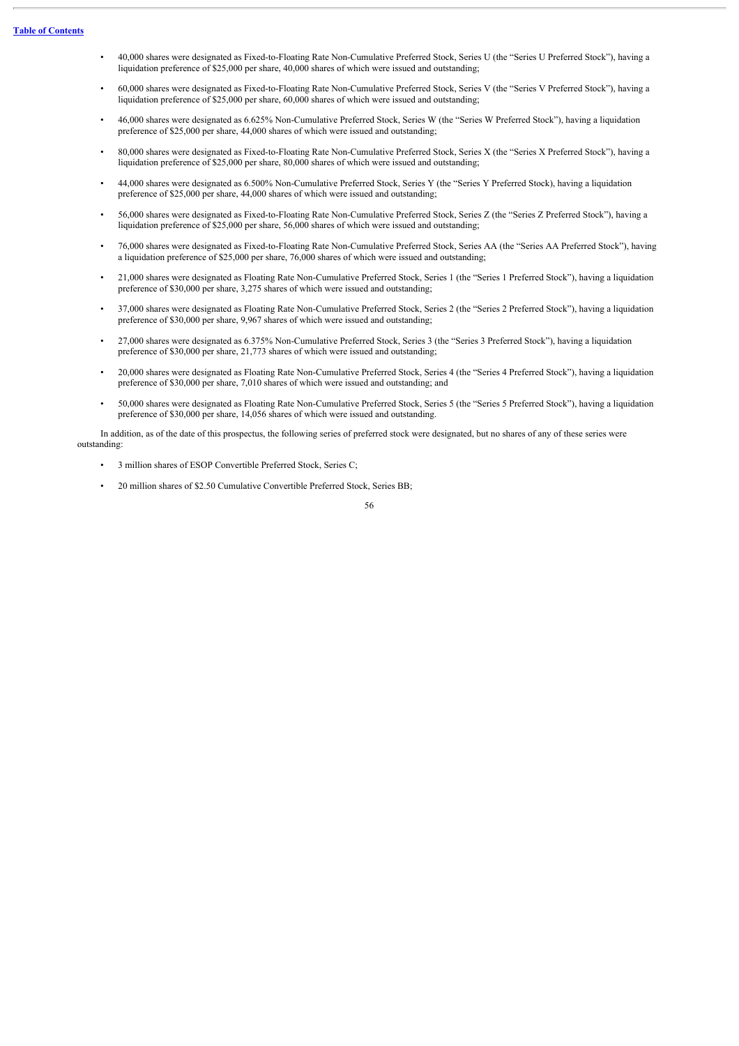- 40,000 shares were designated as Fixed-to-Floating Rate Non-Cumulative Preferred Stock, Series U (the "Series U Preferred Stock"), having a liquidation preference of $25,000 per share, 40,000 shares of which were issued and outstanding;
- 60,000 shares were designated as Fixed-to-Floating Rate Non-Cumulative Preferred Stock, Series V (the "Series V Preferred Stock"), having a liquidation preference of $25,000 per share, 60,000 shares of which were issued and outstanding;
- 46,000 shares were designated as 6.625% Non-Cumulative Preferred Stock, Series W (the "Series W Preferred Stock"), having a liquidation preference of $25,000 per share, 44,000 shares of which were issued and outstanding;
- 80,000 shares were designated as Fixed-to-Floating Rate Non-Cumulative Preferred Stock, Series X (the "Series X Preferred Stock"), having a liquidation preference of $25,000 per share, 80,000 shares of which were issued and outstanding;
- 44,000 shares were designated as 6.500% Non-Cumulative Preferred Stock, Series Y (the "Series Y Preferred Stock), having a liquidation preference of $25,000 per share, 44,000 shares of which were issued and outstanding;
- 56,000 shares were designated as Fixed-to-Floating Rate Non-Cumulative Preferred Stock, Series Z (the "Series Z Preferred Stock"), having a liquidation preference of $25,000 per share, 56,000 shares of which were issued and outstanding;
- 76,000 shares were designated as Fixed-to-Floating Rate Non-Cumulative Preferred Stock, Series AA (the "Series AA Preferred Stock"), having a liquidation preference of $25,000 per share, 76,000 shares of which were issued and outstanding;
- 21,000 shares were designated as Floating Rate Non-Cumulative Preferred Stock, Series 1 (the "Series 1 Preferred Stock"), having a liquidation preference of $30,000 per share, 3,275 shares of which were issued and outstanding;
- 37,000 shares were designated as Floating Rate Non-Cumulative Preferred Stock, Series 2 (the "Series 2 Preferred Stock"), having a liquidation preference of $30,000 per share, 9,967 shares of which were issued and outstanding;
- 27,000 shares were designated as 6.375% Non-Cumulative Preferred Stock, Series 3 (the "Series 3 Preferred Stock"), having a liquidation preference of $30,000 per share, 21,773 shares of which were issued and outstanding;
- 20,000 shares were designated as Floating Rate Non-Cumulative Preferred Stock, Series 4 (the "Series 4 Preferred Stock"), having a liquidation preference of $30,000 per share, 7,010 shares of which were issued and outstanding; and
- 50,000 shares were designated as Floating Rate Non-Cumulative Preferred Stock, Series 5 (the "Series 5 Preferred Stock"), having a liquidation preference of $30,000 per share, 14,056 shares of which were issued and outstanding.

In addition, as of the date of this prospectus, the following series of preferred stock were designated, but no shares of any of these series were outstanding:

- 3 million shares of ESOP Convertible Preferred Stock, Series C;
- 20 million shares of $2.50 Cumulative Convertible Preferred Stock, Series BB;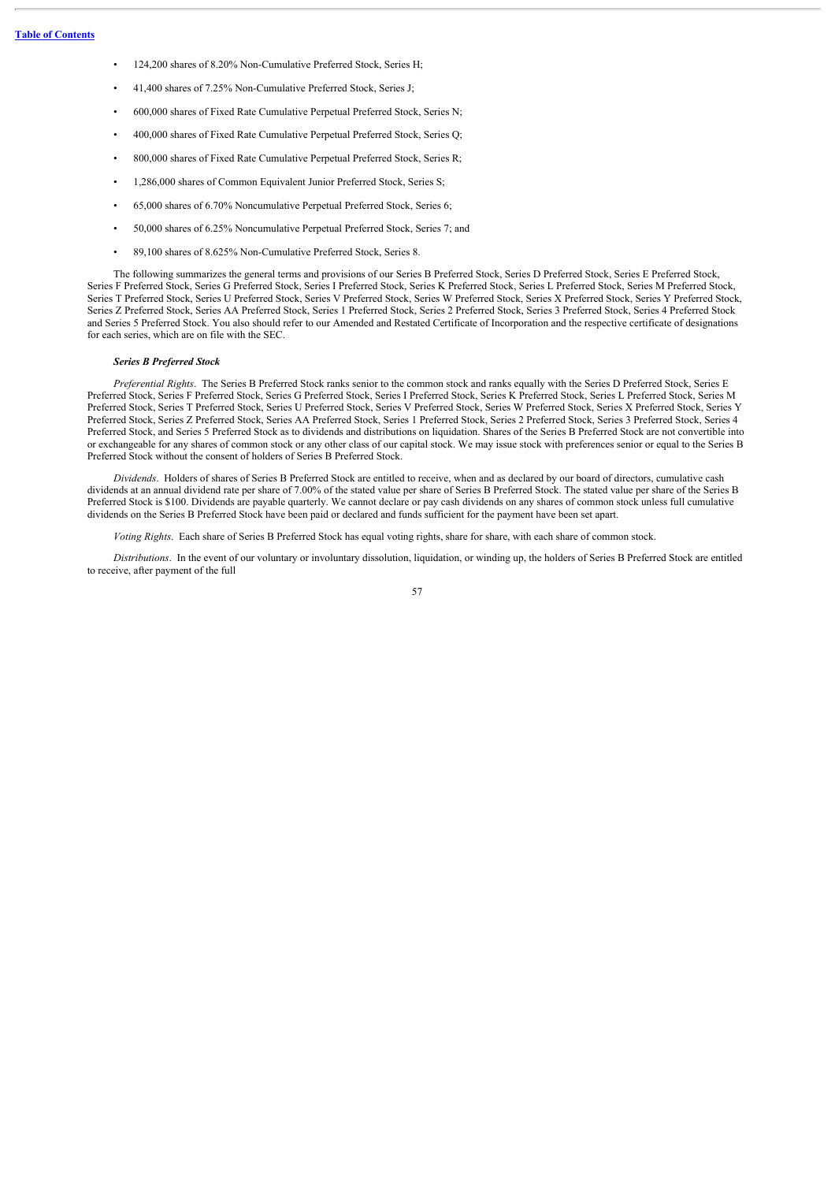- 124,200 shares of 8.20% Non-Cumulative Preferred Stock, Series H;
- 41,400 shares of 7.25% Non-Cumulative Preferred Stock, Series J;
- 600,000 shares of Fixed Rate Cumulative Perpetual Preferred Stock, Series N;
- 400,000 shares of Fixed Rate Cumulative Perpetual Preferred Stock, Series Q;
- 800,000 shares of Fixed Rate Cumulative Perpetual Preferred Stock, Series R;
- 1,286,000 shares of Common Equivalent Junior Preferred Stock, Series S;
- 65,000 shares of 6.70% Noncumulative Perpetual Preferred Stock, Series 6;
- 50,000 shares of 6.25% Noncumulative Perpetual Preferred Stock, Series 7; and
- 89,100 shares of 8.625% Non-Cumulative Preferred Stock, Series 8.

The following summarizes the general terms and provisions of our Series B Preferred Stock, Series D Preferred Stock, Series E Preferred Stock, Series F Preferred Stock, Series G Preferred Stock, Series I Preferred Stock, Series K Preferred Stock, Series L Preferred Stock, Series M Preferred Stock, Series T Preferred Stock, Series U Preferred Stock, Series V Preferred Stock, Series W Preferred Stock, Series X Preferred Stock, Series Y Preferred Stock, Series Z Preferred Stock, Series AA Preferred Stock, Series 1 Preferred Stock, Series 2 Preferred Stock, Series 3 Preferred Stock, Series 4 Preferred Stock and Series 5 Preferred Stock. You also should refer to our Amended and Restated Certificate of Incorporation and the respective certificate of designations for each series, which are on file with the SEC.

***Series B Preferred Stock***

*Preferential Rights*. The Series B Preferred Stock ranks senior to the common stock and ranks equally with the Series D Preferred Stock, Series E Preferred Stock, Series F Preferred Stock, Series G Preferred Stock, Series I Preferred Stock, Series K Preferred Stock, Series L Preferred Stock, Series M Preferred Stock, Series T Preferred Stock, Series U Preferred Stock, Series V Preferred Stock, Series W Preferred Stock, Series X Preferred Stock, Series Y Preferred Stock, Series Z Preferred Stock, Series AA Preferred Stock, Series 1 Preferred Stock, Series 2 Preferred Stock, Series 3 Preferred Stock, Series 4 Preferred Stock, and Series 5 Preferred Stock as to dividends and distributions on liquidation. Shares of the Series B Preferred Stock are not convertible into or exchangeable for any shares of common stock or any other class of our capital stock. We may issue stock with preferences senior or equal to the Series B Preferred Stock without the consent of holders of Series B Preferred Stock.

*Dividends*. Holders of shares of Series B Preferred Stock are entitled to receive, when and as declared by our board of directors, cumulative cash dividends at an annual dividend rate per share of 7.00% of the stated value per share of Series B Preferred Stock. The stated value per share of the Series B Preferred Stock is $100. Dividends are payable quarterly. We cannot declare or pay cash dividends on any shares of common stock unless full cumulative dividends on the Series B Preferred Stock have been paid or declared and funds sufficient for the payment have been set apart.

*Voting Rights*. Each share of Series B Preferred Stock has equal voting rights, share for share, with each share of common stock.

*Distributions*. In the event of our voluntary or involuntary dissolution, liquidation, or winding up, the holders of Series B Preferred Stock are entitled to receive, after payment of the full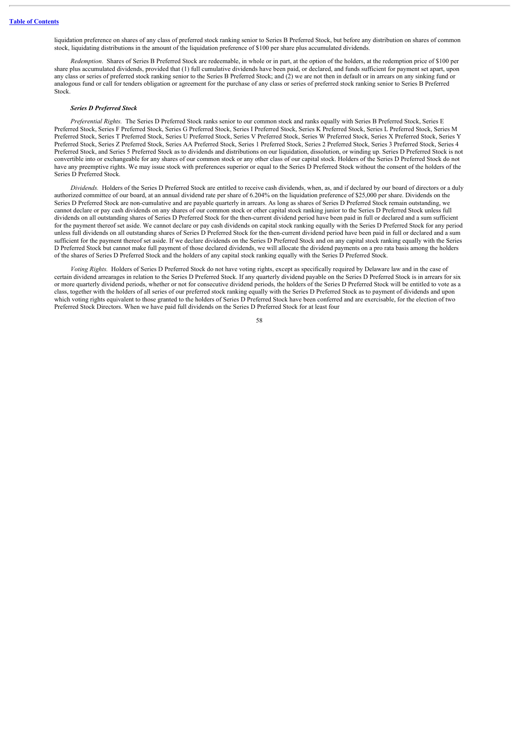liquidation preference on shares of any class of preferred stock ranking senior to Series B Preferred Stock, but before any distribution on shares of common stock, liquidating distributions in the amount of the liquidation preference of $100 per share plus accumulated dividends.

*Redemption*. Shares of Series B Preferred Stock are redeemable, in whole or in part, at the option of the holders, at the redemption price of $100 per share plus accumulated dividends, provided that (1) full cumulative dividends have been paid, or declared, and funds sufficient for payment set apart, upon any class or series of preferred stock ranking senior to the Series B Preferred Stock; and (2) we are not then in default or in arrears on any sinking fund or analogous fund or call for tenders obligation or agreement for the purchase of any class or series of preferred stock ranking senior to Series B Preferred Stock.

***Series D Preferred Stock***

*Preferential Rights.* The Series D Preferred Stock ranks senior to our common stock and ranks equally with Series B Preferred Stock, Series E Preferred Stock, Series F Preferred Stock, Series G Preferred Stock, Series I Preferred Stock, Series K Preferred Stock, Series L Preferred Stock, Series M Preferred Stock, Series T Preferred Stock, Series U Preferred Stock, Series V Preferred Stock, Series W Preferred Stock, Series X Preferred Stock, Series Y Preferred Stock, Series Z Preferred Stock, Series AA Preferred Stock, Series 1 Preferred Stock, Series 2 Preferred Stock, Series 3 Preferred Stock, Series 4 Preferred Stock, and Series 5 Preferred Stock as to dividends and distributions on our liquidation, dissolution, or winding up. Series D Preferred Stock is not convertible into or exchangeable for any shares of our common stock or any other class of our capital stock. Holders of the Series D Preferred Stock do not have any preemptive rights. We may issue stock with preferences superior or equal to the Series D Preferred Stock without the consent of the holders of the Series D Preferred Stock.

*Dividends.* Holders of the Series D Preferred Stock are entitled to receive cash dividends, when, as, and if declared by our board of directors or a duly authorized committee of our board, at an annual dividend rate per share of 6.204% on the liquidation preference of $25,000 per share. Dividends on the Series D Preferred Stock are non-cumulative and are payable quarterly in arrears. As long as shares of Series D Preferred Stock remain outstanding, we cannot declare or pay cash dividends on any shares of our common stock or other capital stock ranking junior to the Series D Preferred Stock unless full dividends on all outstanding shares of Series D Preferred Stock for the then-current dividend period have been paid in full or declared and a sum sufficient for the payment thereof set aside. We cannot declare or pay cash dividends on capital stock ranking equally with the Series D Preferred Stock for any period unless full dividends on all outstanding shares of Series D Preferred Stock for the then-current dividend period have been paid in full or declared and a sum sufficient for the payment thereof set aside. If we declare dividends on the Series D Preferred Stock and on any capital stock ranking equally with the Series D Preferred Stock but cannot make full payment of those declared dividends, we will allocate the dividend payments on a pro rata basis among the holders of the shares of Series D Preferred Stock and the holders of any capital stock ranking equally with the Series D Preferred Stock.

*Voting Rights.* Holders of Series D Preferred Stock do not have voting rights, except as specifically required by Delaware law and in the case of certain dividend arrearages in relation to the Series D Preferred Stock. If any quarterly dividend payable on the Series D Preferred Stock is in arrears for six or more quarterly dividend periods, whether or not for consecutive dividend periods, the holders of the Series D Preferred Stock will be entitled to vote as a class, together with the holders of all series of our preferred stock ranking equally with the Series D Preferred Stock as to payment of dividends and upon which voting rights equivalent to those granted to the holders of Series D Preferred Stock have been conferred and are exercisable, for the election of two Preferred Stock Directors. When we have paid full dividends on the Series D Preferred Stock for at least four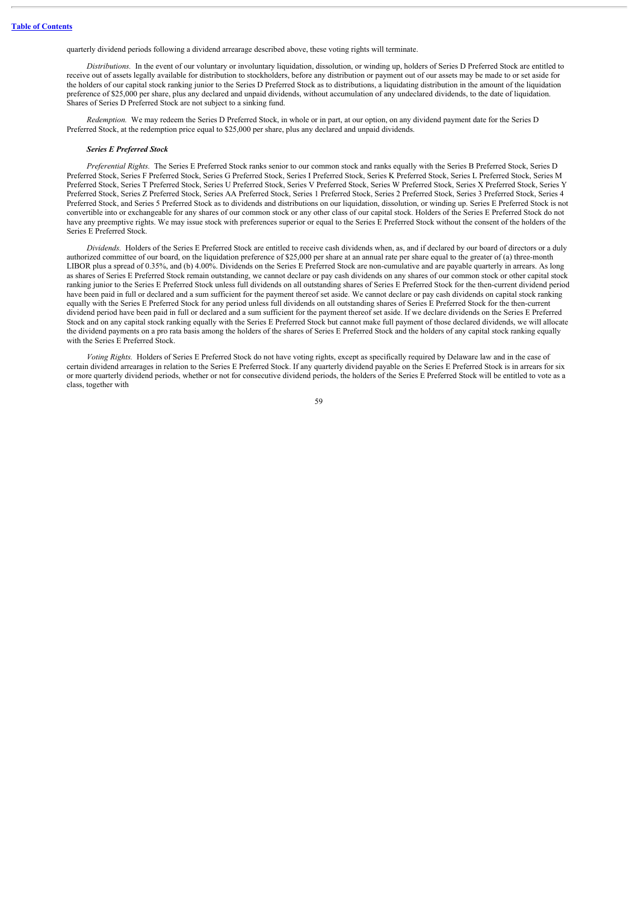quarterly dividend periods following a dividend arrearage described above, these voting rights will terminate.

*Distributions.* In the event of our voluntary or involuntary liquidation, dissolution, or winding up, holders of Series D Preferred Stock are entitled to receive out of assets legally available for distribution to stockholders, before any distribution or payment out of our assets may be made to or set aside for the holders of our capital stock ranking junior to the Series D Preferred Stock as to distributions, a liquidating distribution in the amount of the liquidation preference of $25,000 per share, plus any declared and unpaid dividends, without accumulation of any undeclared dividends, to the date of liquidation. Shares of Series D Preferred Stock are not subject to a sinking fund.

*Redemption.* We may redeem the Series D Preferred Stock, in whole or in part, at our option, on any dividend payment date for the Series D Preferred Stock, at the redemption price equal to $25,000 per share, plus any declared and unpaid dividends.

***Series E Preferred Stock***

*Preferential Rights.* The Series E Preferred Stock ranks senior to our common stock and ranks equally with the Series B Preferred Stock, Series D Preferred Stock, Series F Preferred Stock, Series G Preferred Stock, Series I Preferred Stock, Series K Preferred Stock, Series L Preferred Stock, Series M Preferred Stock, Series T Preferred Stock, Series U Preferred Stock, Series V Preferred Stock, Series W Preferred Stock, Series X Preferred Stock, Series Y Preferred Stock, Series Z Preferred Stock, Series AA Preferred Stock, Series 1 Preferred Stock, Series 2 Preferred Stock, Series 3 Preferred Stock, Series 4 Preferred Stock, and Series 5 Preferred Stock as to dividends and distributions on our liquidation, dissolution, or winding up. Series E Preferred Stock is not convertible into or exchangeable for any shares of our common stock or any other class of our capital stock. Holders of the Series E Preferred Stock do not have any preemptive rights. We may issue stock with preferences superior or equal to the Series E Preferred Stock without the consent of the holders of the Series E Preferred Stock.

*Dividends.* Holders of the Series E Preferred Stock are entitled to receive cash dividends when, as, and if declared by our board of directors or a duly authorized committee of our board, on the liquidation preference of $25,000 per share at an annual rate per share equal to the greater of (a) three-month LIBOR plus a spread of 0.35%, and (b) 4.00%. Dividends on the Series E Preferred Stock are non-cumulative and are payable quarterly in arrears. As long as shares of Series E Preferred Stock remain outstanding, we cannot declare or pay cash dividends on any shares of our common stock or other capital stock ranking junior to the Series E Preferred Stock unless full dividends on all outstanding shares of Series E Preferred Stock for the then-current dividend period have been paid in full or declared and a sum sufficient for the payment thereof set aside. We cannot declare or pay cash dividends on capital stock ranking equally with the Series E Preferred Stock for any period unless full dividends on all outstanding shares of Series E Preferred Stock for the then-current dividend period have been paid in full or declared and a sum sufficient for the payment thereof set aside. If we declare dividends on the Series E Preferred Stock and on any capital stock ranking equally with the Series E Preferred Stock but cannot make full payment of those declared dividends, we will allocate the dividend payments on a pro rata basis among the holders of the shares of Series E Preferred Stock and the holders of any capital stock ranking equally with the Series E Preferred Stock.

*Voting Rights.* Holders of Series E Preferred Stock do not have voting rights, except as specifically required by Delaware law and in the case of certain dividend arrearages in relation to the Series E Preferred Stock. If any quarterly dividend payable on the Series E Preferred Stock is in arrears for six or more quarterly dividend periods, whether or not for consecutive dividend periods, the holders of the Series E Preferred Stock will be entitled to vote as a class, together with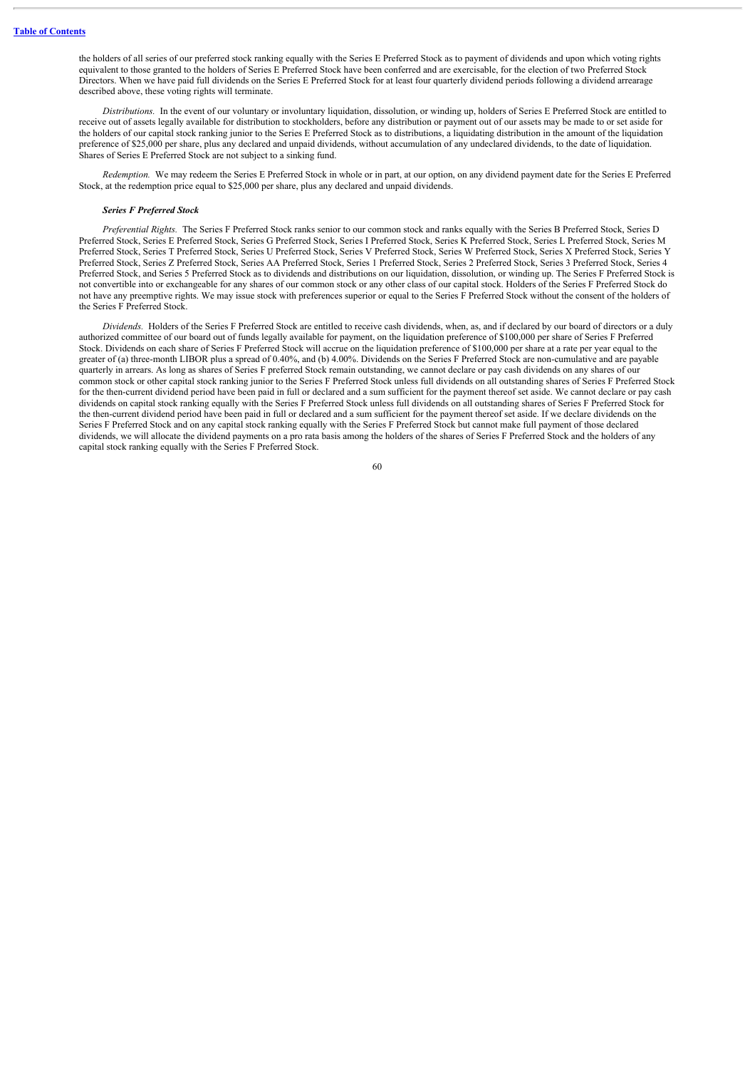the holders of all series of our preferred stock ranking equally with the Series E Preferred Stock as to payment of dividends and upon which voting rights equivalent to those granted to the holders of Series E Preferred Stock have been conferred and are exercisable, for the election of two Preferred Stock Directors. When we have paid full dividends on the Series E Preferred Stock for at least four quarterly dividend periods following a dividend arrearage described above, these voting rights will terminate.

*Distributions.* In the event of our voluntary or involuntary liquidation, dissolution, or winding up, holders of Series E Preferred Stock are entitled to receive out of assets legally available for distribution to stockholders, before any distribution or payment out of our assets may be made to or set aside for the holders of our capital stock ranking junior to the Series E Preferred Stock as to distributions, a liquidating distribution in the amount of the liquidation preference of $25,000 per share, plus any declared and unpaid dividends, without accumulation of any undeclared dividends, to the date of liquidation. Shares of Series E Preferred Stock are not subject to a sinking fund.

*Redemption.* We may redeem the Series E Preferred Stock in whole or in part, at our option, on any dividend payment date for the Series E Preferred Stock, at the redemption price equal to $25,000 per share, plus any declared and unpaid dividends.

***Series F Preferred Stock***

*Preferential Rights.* The Series F Preferred Stock ranks senior to our common stock and ranks equally with the Series B Preferred Stock, Series D Preferred Stock, Series E Preferred Stock, Series G Preferred Stock, Series I Preferred Stock, Series K Preferred Stock, Series L Preferred Stock, Series M Preferred Stock, Series T Preferred Stock, Series U Preferred Stock, Series V Preferred Stock, Series W Preferred Stock, Series X Preferred Stock, Series Y Preferred Stock, Series Z Preferred Stock, Series AA Preferred Stock, Series 1 Preferred Stock, Series 2 Preferred Stock, Series 3 Preferred Stock, Series 4 Preferred Stock, and Series 5 Preferred Stock as to dividends and distributions on our liquidation, dissolution, or winding up. The Series F Preferred Stock is not convertible into or exchangeable for any shares of our common stock or any other class of our capital stock. Holders of the Series F Preferred Stock do not have any preemptive rights. We may issue stock with preferences superior or equal to the Series F Preferred Stock without the consent of the holders of the Series F Preferred Stock.

*Dividends.* Holders of the Series F Preferred Stock are entitled to receive cash dividends, when, as, and if declared by our board of directors or a duly authorized committee of our board out of funds legally available for payment, on the liquidation preference of $100,000 per share of Series F Preferred Stock. Dividends on each share of Series F Preferred Stock will accrue on the liquidation preference of $100,000 per share at a rate per year equal to the greater of (a) three-month LIBOR plus a spread of 0.40%, and (b) 4.00%. Dividends on the Series F Preferred Stock are non-cumulative and are payable quarterly in arrears. As long as shares of Series F preferred Stock remain outstanding, we cannot declare or pay cash dividends on any shares of our common stock or other capital stock ranking junior to the Series F Preferred Stock unless full dividends on all outstanding shares of Series F Preferred Stock for the then-current dividend period have been paid in full or declared and a sum sufficient for the payment thereof set aside. We cannot declare or pay cash dividends on capital stock ranking equally with the Series F Preferred Stock unless full dividends on all outstanding shares of Series F Preferred Stock for the then-current dividend period have been paid in full or declared and a sum sufficient for the payment thereof set aside. If we declare dividends on the Series F Preferred Stock and on any capital stock ranking equally with the Series F Preferred Stock but cannot make full payment of those declared dividends, we will allocate the dividend payments on a pro rata basis among the holders of the shares of Series F Preferred Stock and the holders of any capital stock ranking equally with the Series F Preferred Stock.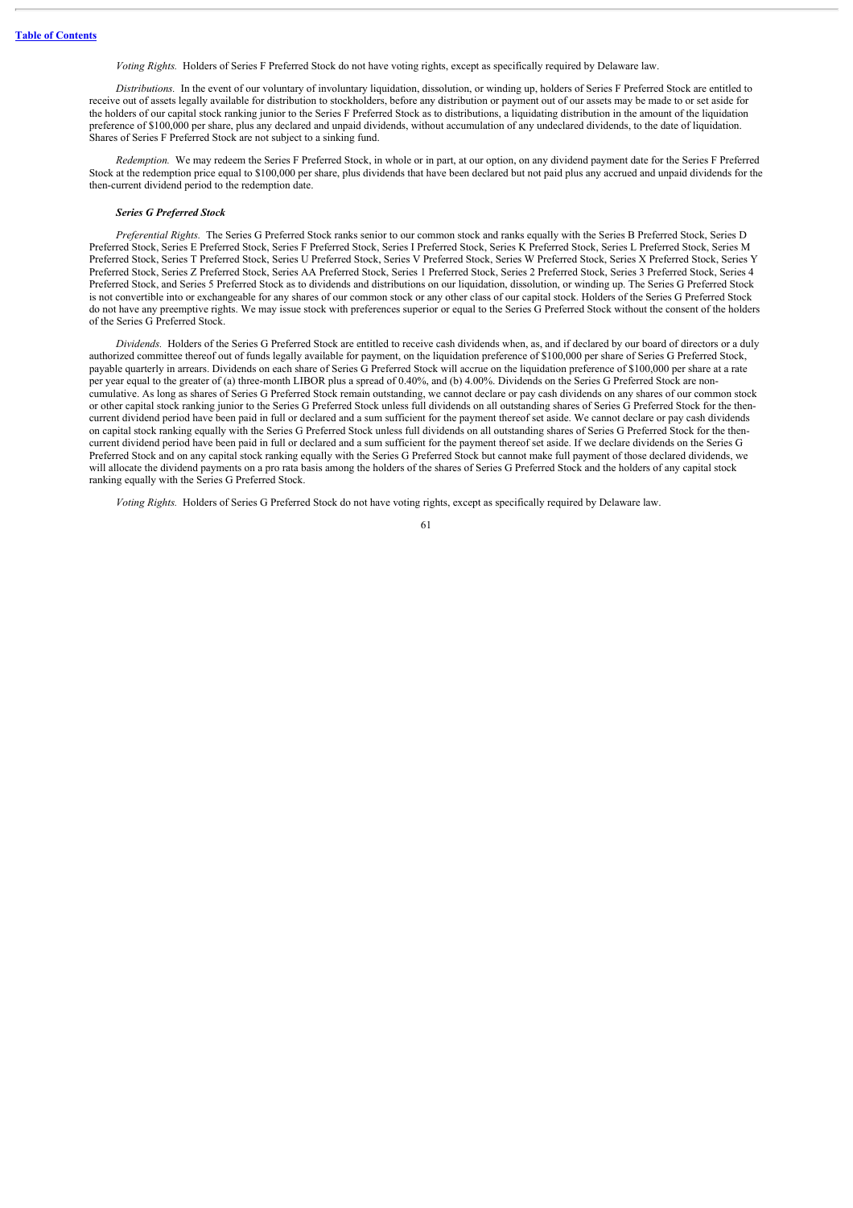*Voting Rights.* Holders of Series F Preferred Stock do not have voting rights, except as specifically required by Delaware law.

*Distributions.* In the event of our voluntary of involuntary liquidation, dissolution, or winding up, holders of Series F Preferred Stock are entitled to receive out of assets legally available for distribution to stockholders, before any distribution or payment out of our assets may be made to or set aside for the holders of our capital stock ranking junior to the Series F Preferred Stock as to distributions, a liquidating distribution in the amount of the liquidation preference of $100,000 per share, plus any declared and unpaid dividends, without accumulation of any undeclared dividends, to the date of liquidation. Shares of Series F Preferred Stock are not subject to a sinking fund.

*Redemption.* We may redeem the Series F Preferred Stock, in whole or in part, at our option, on any dividend payment date for the Series F Preferred Stock at the redemption price equal to $100,000 per share, plus dividends that have been declared but not paid plus any accrued and unpaid dividends for the then-current dividend period to the redemption date.

***Series G Preferred Stock***

*Preferential Rights.* The Series G Preferred Stock ranks senior to our common stock and ranks equally with the Series B Preferred Stock, Series D Preferred Stock, Series E Preferred Stock, Series F Preferred Stock, Series I Preferred Stock, Series K Preferred Stock, Series L Preferred Stock, Series M Preferred Stock, Series T Preferred Stock, Series U Preferred Stock, Series V Preferred Stock, Series W Preferred Stock, Series X Preferred Stock, Series Y Preferred Stock, Series Z Preferred Stock, Series AA Preferred Stock, Series 1 Preferred Stock, Series 2 Preferred Stock, Series 3 Preferred Stock, Series 4 Preferred Stock, and Series 5 Preferred Stock as to dividends and distributions on our liquidation, dissolution, or winding up. The Series G Preferred Stock is not convertible into or exchangeable for any shares of our common stock or any other class of our capital stock. Holders of the Series G Preferred Stock do not have any preemptive rights. We may issue stock with preferences superior or equal to the Series G Preferred Stock without the consent of the holders of the Series G Preferred Stock.

*Dividends.* Holders of the Series G Preferred Stock are entitled to receive cash dividends when, as, and if declared by our board of directors or a duly authorized committee thereof out of funds legally available for payment, on the liquidation preference of $100,000 per share of Series G Preferred Stock, payable quarterly in arrears. Dividends on each share of Series G Preferred Stock will accrue on the liquidation preference of $100,000 per share at a rate per year equal to the greater of (a) three-month LIBOR plus a spread of 0.40%, and (b) 4.00%. Dividends on the Series G Preferred Stock are non-cumulative. As long as shares of Series G Preferred Stock remain outstanding, we cannot declare or pay cash dividends on any shares of our common stock or other capital stock ranking junior to the Series G Preferred Stock unless full dividends on all outstanding shares of Series G Preferred Stock for the then-current dividend period have been paid in full or declared and a sum sufficient for the payment thereof set aside. We cannot declare or pay cash dividends on capital stock ranking equally with the Series G Preferred Stock unless full dividends on all outstanding shares of Series G Preferred Stock for the then-current dividend period have been paid in full or declared and a sum sufficient for the payment thereof set aside. If we declare dividends on the Series G Preferred Stock and on any capital stock ranking equally with the Series G Preferred Stock but cannot make full payment of those declared dividends, we will allocate the dividend payments on a pro rata basis among the holders of the shares of Series G Preferred Stock and the holders of any capital stock ranking equally with the Series G Preferred Stock.

*Voting Rights.* Holders of Series G Preferred Stock do not have voting rights, except as specifically required by Delaware law.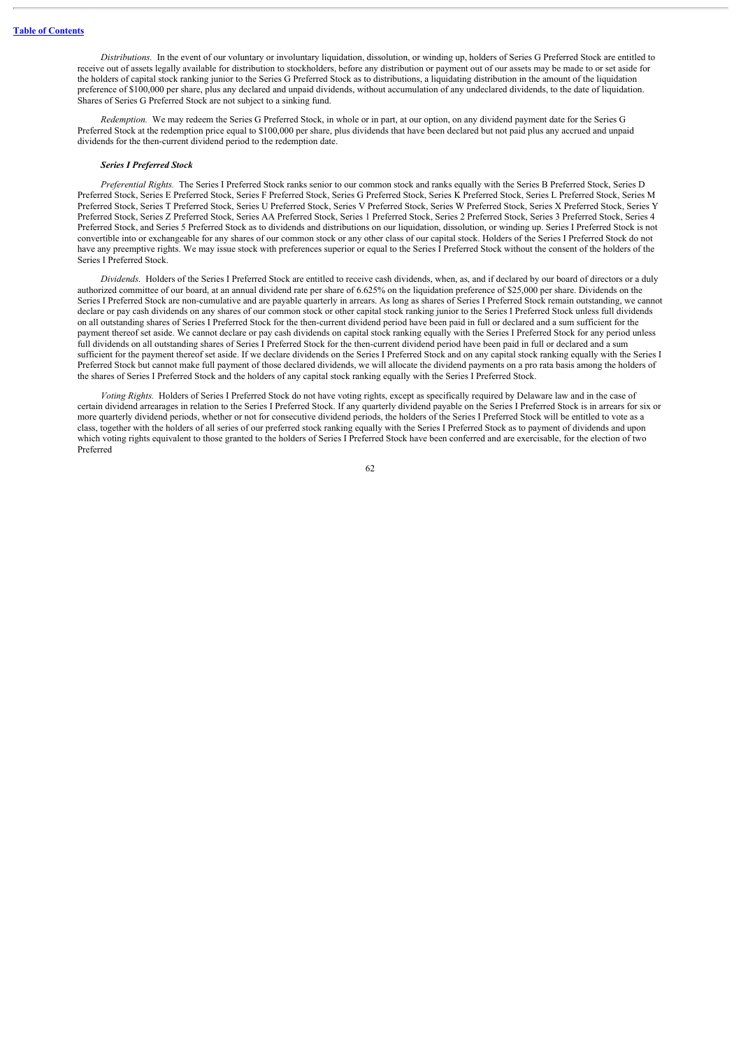*Distributions.* In the event of our voluntary or involuntary liquidation, dissolution, or winding up, holders of Series G Preferred Stock are entitled to receive out of assets legally available for distribution to stockholders, before any distribution or payment out of our assets may be made to or set aside for the holders of capital stock ranking junior to the Series G Preferred Stock as to distributions, a liquidating distribution in the amount of the liquidation preference of $100,000 per share, plus any declared and unpaid dividends, without accumulation of any undeclared dividends, to the date of liquidation. Shares of Series G Preferred Stock are not subject to a sinking fund.

*Redemption.* We may redeem the Series G Preferred Stock, in whole or in part, at our option, on any dividend payment date for the Series G Preferred Stock at the redemption price equal to $100,000 per share, plus dividends that have been declared but not paid plus any accrued and unpaid dividends for the then-current dividend period to the redemption date.

***Series I Preferred Stock***

*Preferential Rights.* The Series I Preferred Stock ranks senior to our common stock and ranks equally with the Series B Preferred Stock, Series D Preferred Stock, Series E Preferred Stock, Series F Preferred Stock, Series G Preferred Stock, Series K Preferred Stock, Series L Preferred Stock, Series M Preferred Stock, Series T Preferred Stock, Series U Preferred Stock, Series V Preferred Stock, Series W Preferred Stock, Series X Preferred Stock, Series Y Preferred Stock, Series Z Preferred Stock, Series AA Preferred Stock, Series 1 Preferred Stock, Series 2 Preferred Stock, Series 3 Preferred Stock, Series 4 Preferred Stock, and Series 5 Preferred Stock as to dividends and distributions on our liquidation, dissolution, or winding up. Series I Preferred Stock is not convertible into or exchangeable for any shares of our common stock or any other class of our capital stock. Holders of the Series I Preferred Stock do not have any preemptive rights. We may issue stock with preferences superior or equal to the Series I Preferred Stock without the consent of the holders of the Series I Preferred Stock.

*Dividends.* Holders of the Series I Preferred Stock are entitled to receive cash dividends, when, as, and if declared by our board of directors or a duly authorized committee of our board, at an annual dividend rate per share of 6.625% on the liquidation preference of $25,000 per share. Dividends on the Series I Preferred Stock are non-cumulative and are payable quarterly in arrears. As long as shares of Series I Preferred Stock remain outstanding, we cannot declare or pay cash dividends on any shares of our common stock or other capital stock ranking junior to the Series I Preferred Stock unless full dividends on all outstanding shares of Series I Preferred Stock for the then-current dividend period have been paid in full or declared and a sum sufficient for the payment thereof set aside. We cannot declare or pay cash dividends on capital stock ranking equally with the Series I Preferred Stock for any period unless full dividends on all outstanding shares of Series I Preferred Stock for the then-current dividend period have been paid in full or declared and a sum sufficient for the payment thereof set aside. If we declare dividends on the Series I Preferred Stock and on any capital stock ranking equally with the Series I Preferred Stock but cannot make full payment of those declared dividends, we will allocate the dividend payments on a pro rata basis among the holders of the shares of Series I Preferred Stock and the holders of any capital stock ranking equally with the Series I Preferred Stock.

*Voting Rights.* Holders of Series I Preferred Stock do not have voting rights, except as specifically required by Delaware law and in the case of certain dividend arrearages in relation to the Series I Preferred Stock. If any quarterly dividend payable on the Series I Preferred Stock is in arrears for six or more quarterly dividend periods, whether or not for consecutive dividend periods, the holders of the Series I Preferred Stock will be entitled to vote as a class, together with the holders of all series of our preferred stock ranking equally with the Series I Preferred Stock as to payment of dividends and upon which voting rights equivalent to those granted to the holders of Series I Preferred Stock have been conferred and are exercisable, for the election of two Preferred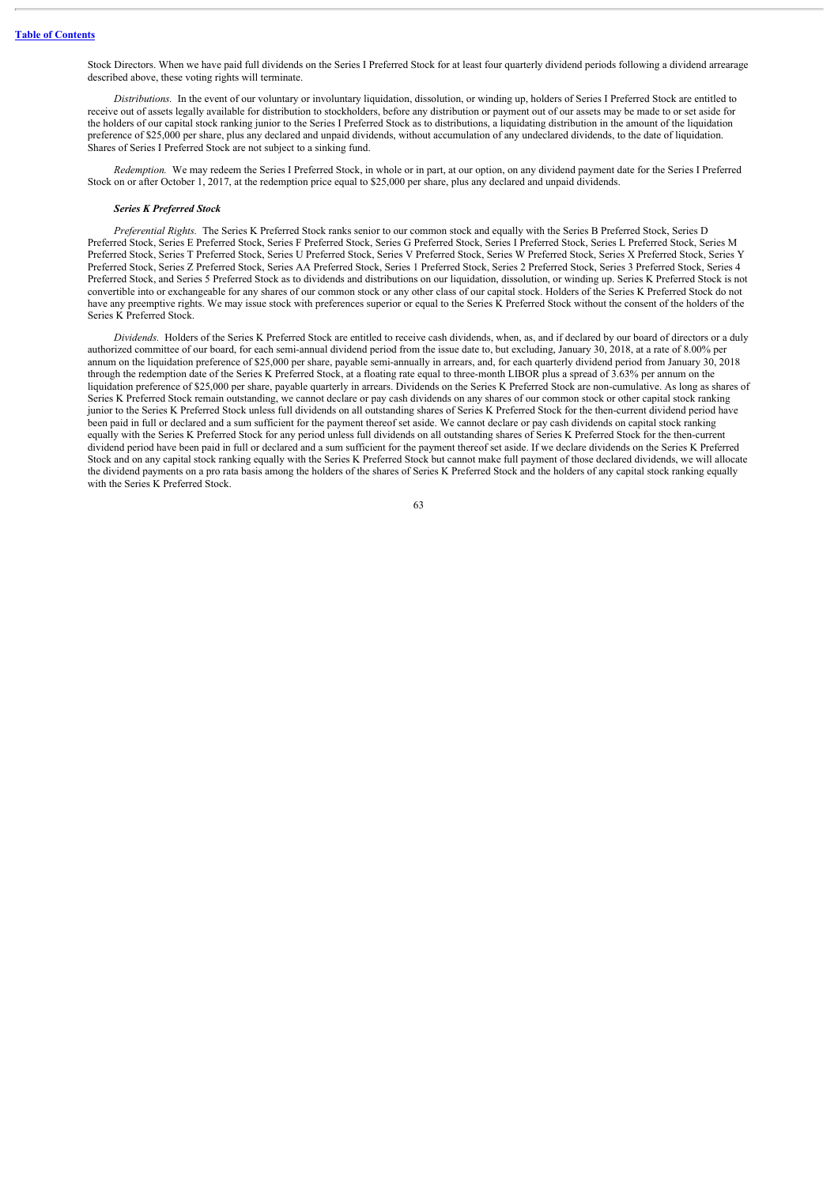Stock Directors. When we have paid full dividends on the Series I Preferred Stock for at least four quarterly dividend periods following a dividend arrearage described above, these voting rights will terminate.

*Distributions.* In the event of our voluntary or involuntary liquidation, dissolution, or winding up, holders of Series I Preferred Stock are entitled to receive out of assets legally available for distribution to stockholders, before any distribution or payment out of our assets may be made to or set aside for the holders of our capital stock ranking junior to the Series I Preferred Stock as to distributions, a liquidating distribution in the amount of the liquidation preference of $25,000 per share, plus any declared and unpaid dividends, without accumulation of any undeclared dividends, to the date of liquidation. Shares of Series I Preferred Stock are not subject to a sinking fund.

*Redemption.* We may redeem the Series I Preferred Stock, in whole or in part, at our option, on any dividend payment date for the Series I Preferred Stock on or after October 1, 2017, at the redemption price equal to $25,000 per share, plus any declared and unpaid dividends.

***Series K Preferred Stock***

*Preferential Rights.* The Series K Preferred Stock ranks senior to our common stock and equally with the Series B Preferred Stock, Series D Preferred Stock, Series E Preferred Stock, Series F Preferred Stock, Series G Preferred Stock, Series I Preferred Stock, Series L Preferred Stock, Series M Preferred Stock, Series T Preferred Stock, Series U Preferred Stock, Series V Preferred Stock, Series W Preferred Stock, Series X Preferred Stock, Series Y Preferred Stock, Series Z Preferred Stock, Series AA Preferred Stock, Series 1 Preferred Stock, Series 2 Preferred Stock, Series 3 Preferred Stock, Series 4 Preferred Stock, and Series 5 Preferred Stock as to dividends and distributions on our liquidation, dissolution, or winding up. Series K Preferred Stock is not convertible into or exchangeable for any shares of our common stock or any other class of our capital stock. Holders of the Series K Preferred Stock do not have any preemptive rights. We may issue stock with preferences superior or equal to the Series K Preferred Stock without the consent of the holders of the Series K Preferred Stock.

*Dividends.* Holders of the Series K Preferred Stock are entitled to receive cash dividends, when, as, and if declared by our board of directors or a duly authorized committee of our board, for each semi-annual dividend period from the issue date to, but excluding, January 30, 2018, at a rate of 8.00% per annum on the liquidation preference of $25,000 per share, payable semi-annually in arrears, and, for each quarterly dividend period from January 30, 2018 through the redemption date of the Series K Preferred Stock, at a floating rate equal to three-month LIBOR plus a spread of 3.63% per annum on the liquidation preference of $25,000 per share, payable quarterly in arrears. Dividends on the Series K Preferred Stock are non-cumulative. As long as shares of Series K Preferred Stock remain outstanding, we cannot declare or pay cash dividends on any shares of our common stock or other capital stock ranking junior to the Series K Preferred Stock unless full dividends on all outstanding shares of Series K Preferred Stock for the then-current dividend period have been paid in full or declared and a sum sufficient for the payment thereof set aside. We cannot declare or pay cash dividends on capital stock ranking equally with the Series K Preferred Stock for any period unless full dividends on all outstanding shares of Series K Preferred Stock for the then-current dividend period have been paid in full or declared and a sum sufficient for the payment thereof set aside. If we declare dividends on the Series K Preferred Stock and on any capital stock ranking equally with the Series K Preferred Stock but cannot make full payment of those declared dividends, we will allocate the dividend payments on a pro rata basis among the holders of the shares of Series K Preferred Stock and the holders of any capital stock ranking equally with the Series K Preferred Stock.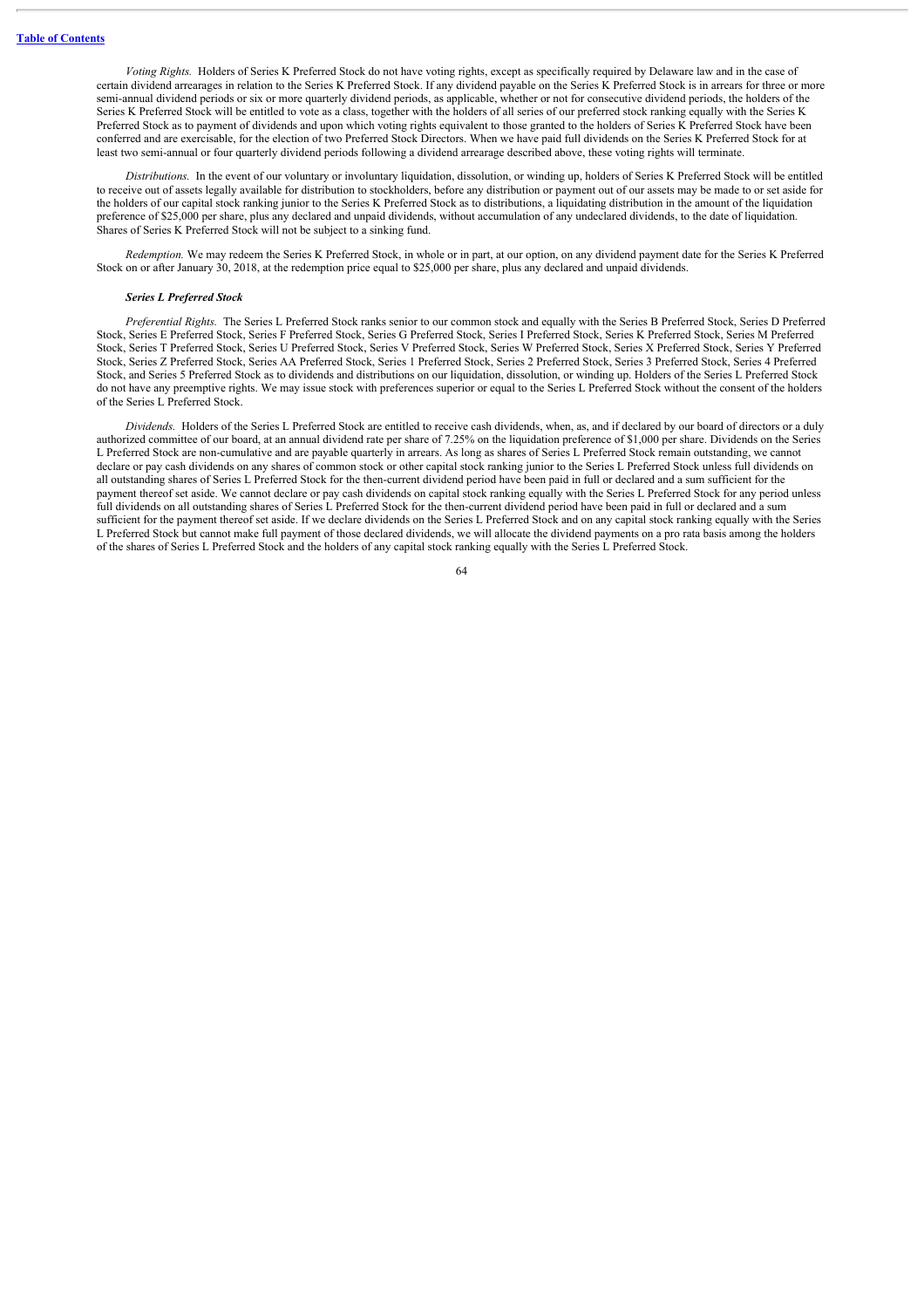*Voting Rights.* Holders of Series K Preferred Stock do not have voting rights, except as specifically required by Delaware law and in the case of certain dividend arrearages in relation to the Series K Preferred Stock. If any dividend payable on the Series K Preferred Stock is in arrears for three or more semi-annual dividend periods or six or more quarterly dividend periods, as applicable, whether or not for consecutive dividend periods, the holders of the Series K Preferred Stock will be entitled to vote as a class, together with the holders of all series of our preferred stock ranking equally with the Series K Preferred Stock as to payment of dividends and upon which voting rights equivalent to those granted to the holders of Series K Preferred Stock have been conferred and are exercisable, for the election of two Preferred Stock Directors. When we have paid full dividends on the Series K Preferred Stock for at least two semi-annual or four quarterly dividend periods following a dividend arrearage described above, these voting rights will terminate.

*Distributions.* In the event of our voluntary or involuntary liquidation, dissolution, or winding up, holders of Series K Preferred Stock will be entitled to receive out of assets legally available for distribution to stockholders, before any distribution or payment out of our assets may be made to or set aside for the holders of our capital stock ranking junior to the Series K Preferred Stock as to distributions, a liquidating distribution in the amount of the liquidation preference of $25,000 per share, plus any declared and unpaid dividends, without accumulation of any undeclared dividends, to the date of liquidation. Shares of Series K Preferred Stock will not be subject to a sinking fund.

*Redemption.* We may redeem the Series K Preferred Stock, in whole or in part, at our option, on any dividend payment date for the Series K Preferred Stock on or after January 30, 2018, at the redemption price equal to $25,000 per share, plus any declared and unpaid dividends.

***Series L Preferred Stock***

*Preferential Rights.* The Series L Preferred Stock ranks senior to our common stock and equally with the Series B Preferred Stock, Series D Preferred Stock, Series E Preferred Stock, Series F Preferred Stock, Series G Preferred Stock, Series I Preferred Stock, Series K Preferred Stock, Series M Preferred Stock, Series T Preferred Stock, Series U Preferred Stock, Series V Preferred Stock, Series W Preferred Stock, Series X Preferred Stock, Series Y Preferred Stock, Series Z Preferred Stock, Series AA Preferred Stock, Series 1 Preferred Stock, Series 2 Preferred Stock, Series 3 Preferred Stock, Series 4 Preferred Stock, and Series 5 Preferred Stock as to dividends and distributions on our liquidation, dissolution, or winding up. Holders of the Series L Preferred Stock do not have any preemptive rights. We may issue stock with preferences superior or equal to the Series L Preferred Stock without the consent of the holders of the Series L Preferred Stock.

*Dividends.* Holders of the Series L Preferred Stock are entitled to receive cash dividends, when, as, and if declared by our board of directors or a duly authorized committee of our board, at an annual dividend rate per share of 7.25% on the liquidation preference of $1,000 per share. Dividends on the Series L Preferred Stock are non-cumulative and are payable quarterly in arrears. As long as shares of Series L Preferred Stock remain outstanding, we cannot declare or pay cash dividends on any shares of common stock or other capital stock ranking junior to the Series L Preferred Stock unless full dividends on all outstanding shares of Series L Preferred Stock for the then-current dividend period have been paid in full or declared and a sum sufficient for the payment thereof set aside. We cannot declare or pay cash dividends on capital stock ranking equally with the Series L Preferred Stock for any period unless full dividends on all outstanding shares of Series L Preferred Stock for the then-current dividend period have been paid in full or declared and a sum sufficient for the payment thereof set aside. If we declare dividends on the Series L Preferred Stock and on any capital stock ranking equally with the Series L Preferred Stock but cannot make full payment of those declared dividends, we will allocate the dividend payments on a pro rata basis among the holders of the shares of Series L Preferred Stock and the holders of any capital stock ranking equally with the Series L Preferred Stock.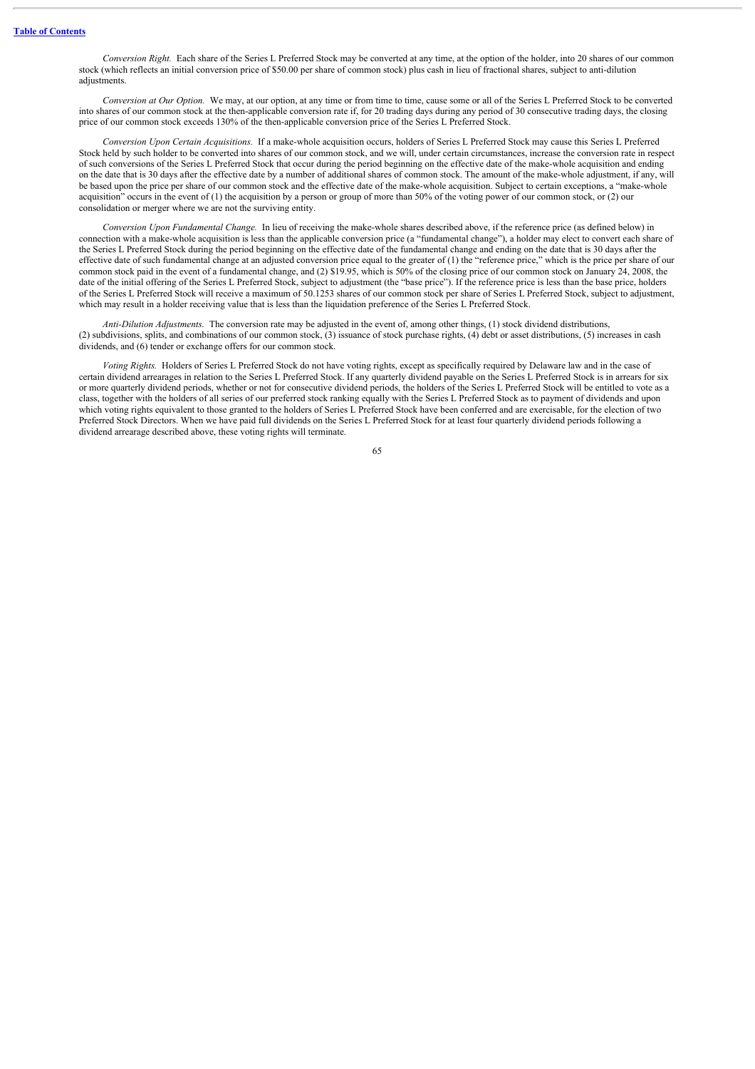*Conversion Right.* Each share of the Series L Preferred Stock may be converted at any time, at the option of the holder, into 20 shares of our common stock (which reflects an initial conversion price of $50.00 per share of common stock) plus cash in lieu of fractional shares, subject to anti-dilution adjustments.

*Conversion at Our Option.* We may, at our option, at any time or from time to time, cause some or all of the Series L Preferred Stock to be converted into shares of our common stock at the then-applicable conversion rate if, for 20 trading days during any period of 30 consecutive trading days, the closing price of our common stock exceeds 130% of the then-applicable conversion price of the Series L Preferred Stock.

*Conversion Upon Certain Acquisitions.* If a make-whole acquisition occurs, holders of Series L Preferred Stock may cause this Series L Preferred Stock held by such holder to be converted into shares of our common stock, and we will, under certain circumstances, increase the conversion rate in respect of such conversions of the Series L Preferred Stock that occur during the period beginning on the effective date of the make-whole acquisition and ending on the date that is 30 days after the effective date by a number of additional shares of common stock. The amount of the make-whole adjustment, if any, will be based upon the price per share of our common stock and the effective date of the make-whole acquisition. Subject to certain exceptions, a "make-whole acquisition" occurs in the event of (1) the acquisition by a person or group of more than 50% of the voting power of our common stock, or (2) our consolidation or merger where we are not the surviving entity.

*Conversion Upon Fundamental Change.* In lieu of receiving the make-whole shares described above, if the reference price (as defined below) in connection with a make-whole acquisition is less than the applicable conversion price (a "fundamental change"), a holder may elect to convert each share of the Series L Preferred Stock during the period beginning on the effective date of the fundamental change and ending on the date that is 30 days after the effective date of such fundamental change at an adjusted conversion price equal to the greater of (1) the "reference price," which is the price per share of our common stock paid in the event of a fundamental change, and (2) $19.95, which is 50% of the closing price of our common stock on January 24, 2008, the date of the initial offering of the Series L Preferred Stock, subject to adjustment (the "base price"). If the reference price is less than the base price, holders of the Series L Preferred Stock will receive a maximum of 50.1253 shares of our common stock per share of Series L Preferred Stock, subject to adjustment, which may result in a holder receiving value that is less than the liquidation preference of the Series L Preferred Stock.

*Anti-Dilution Adjustments.* The conversion rate may be adjusted in the event of, among other things, (1) stock dividend distributions, (2) subdivisions, splits, and combinations of our common stock, (3) issuance of stock purchase rights, (4) debt or asset distributions, (5) increases in cash dividends, and (6) tender or exchange offers for our common stock.

*Voting Rights.* Holders of Series L Preferred Stock do not have voting rights, except as specifically required by Delaware law and in the case of certain dividend arrearages in relation to the Series L Preferred Stock. If any quarterly dividend payable on the Series L Preferred Stock is in arrears for six or more quarterly dividend periods, whether or not for consecutive dividend periods, the holders of the Series L Preferred Stock will be entitled to vote as a class, together with the holders of all series of our preferred stock ranking equally with the Series L Preferred Stock as to payment of dividends and upon which voting rights equivalent to those granted to the holders of Series L Preferred Stock have been conferred and are exercisable, for the election of two Preferred Stock Directors. When we have paid full dividends on the Series L Preferred Stock for at least four quarterly dividend periods following a dividend arrearage described above, these voting rights will terminate.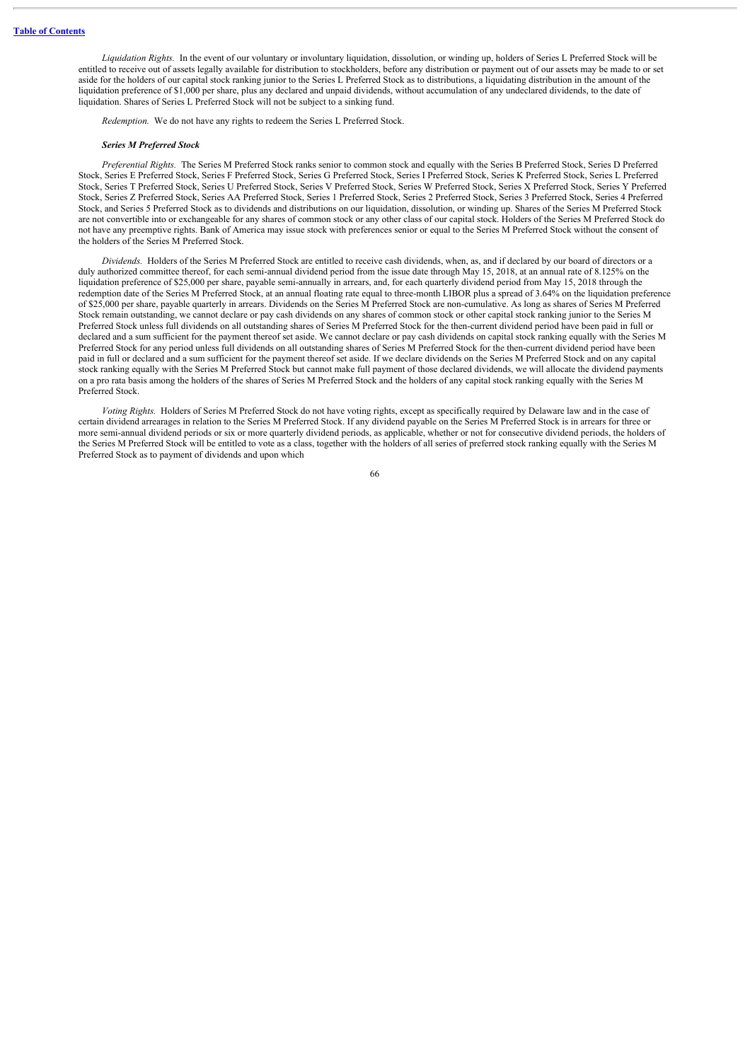*Liquidation Rights.* In the event of our voluntary or involuntary liquidation, dissolution, or winding up, holders of Series L Preferred Stock will be entitled to receive out of assets legally available for distribution to stockholders, before any distribution or payment out of our assets may be made to or set aside for the holders of our capital stock ranking junior to the Series L Preferred Stock as to distributions, a liquidating distribution in the amount of the liquidation preference of $1,000 per share, plus any declared and unpaid dividends, without accumulation of any undeclared dividends, to the date of liquidation. Shares of Series L Preferred Stock will not be subject to a sinking fund.

*Redemption.* We do not have any rights to redeem the Series L Preferred Stock.

***Series M Preferred Stock***

*Preferential Rights.* The Series M Preferred Stock ranks senior to common stock and equally with the Series B Preferred Stock, Series D Preferred Stock, Series E Preferred Stock, Series F Preferred Stock, Series G Preferred Stock, Series I Preferred Stock, Series K Preferred Stock, Series L Preferred Stock, Series T Preferred Stock, Series U Preferred Stock, Series V Preferred Stock, Series W Preferred Stock, Series X Preferred Stock, Series Y Preferred Stock, Series Z Preferred Stock, Series AA Preferred Stock, Series 1 Preferred Stock, Series 2 Preferred Stock, Series 3 Preferred Stock, Series 4 Preferred Stock, and Series 5 Preferred Stock as to dividends and distributions on our liquidation, dissolution, or winding up. Shares of the Series M Preferred Stock are not convertible into or exchangeable for any shares of common stock or any other class of our capital stock. Holders of the Series M Preferred Stock do not have any preemptive rights. Bank of America may issue stock with preferences senior or equal to the Series M Preferred Stock without the consent of the holders of the Series M Preferred Stock.

*Dividends.* Holders of the Series M Preferred Stock are entitled to receive cash dividends, when, as, and if declared by our board of directors or a duly authorized committee thereof, for each semi-annual dividend period from the issue date through May 15, 2018, at an annual rate of 8.125% on the liquidation preference of $25,000 per share, payable semi-annually in arrears, and, for each quarterly dividend period from May 15, 2018 through the redemption date of the Series M Preferred Stock, at an annual floating rate equal to three-month LIBOR plus a spread of 3.64% on the liquidation preference of $25,000 per share, payable quarterly in arrears. Dividends on the Series M Preferred Stock are non-cumulative. As long as shares of Series M Preferred Stock remain outstanding, we cannot declare or pay cash dividends on any shares of common stock or other capital stock ranking junior to the Series M Preferred Stock unless full dividends on all outstanding shares of Series M Preferred Stock for the then-current dividend period have been paid in full or declared and a sum sufficient for the payment thereof set aside. We cannot declare or pay cash dividends on capital stock ranking equally with the Series M Preferred Stock for any period unless full dividends on all outstanding shares of Series M Preferred Stock for the then-current dividend period have been paid in full or declared and a sum sufficient for the payment thereof set aside. If we declare dividends on the Series M Preferred Stock and on any capital stock ranking equally with the Series M Preferred Stock but cannot make full payment of those declared dividends, we will allocate the dividend payments on a pro rata basis among the holders of the shares of Series M Preferred Stock and the holders of any capital stock ranking equally with the Series M Preferred Stock.

*Voting Rights.* Holders of Series M Preferred Stock do not have voting rights, except as specifically required by Delaware law and in the case of certain dividend arrearages in relation to the Series M Preferred Stock. If any dividend payable on the Series M Preferred Stock is in arrears for three or more semi-annual dividend periods or six or more quarterly dividend periods, as applicable, whether or not for consecutive dividend periods, the holders of the Series M Preferred Stock will be entitled to vote as a class, together with the holders of all series of preferred stock ranking equally with the Series M Preferred Stock as to payment of dividends and upon which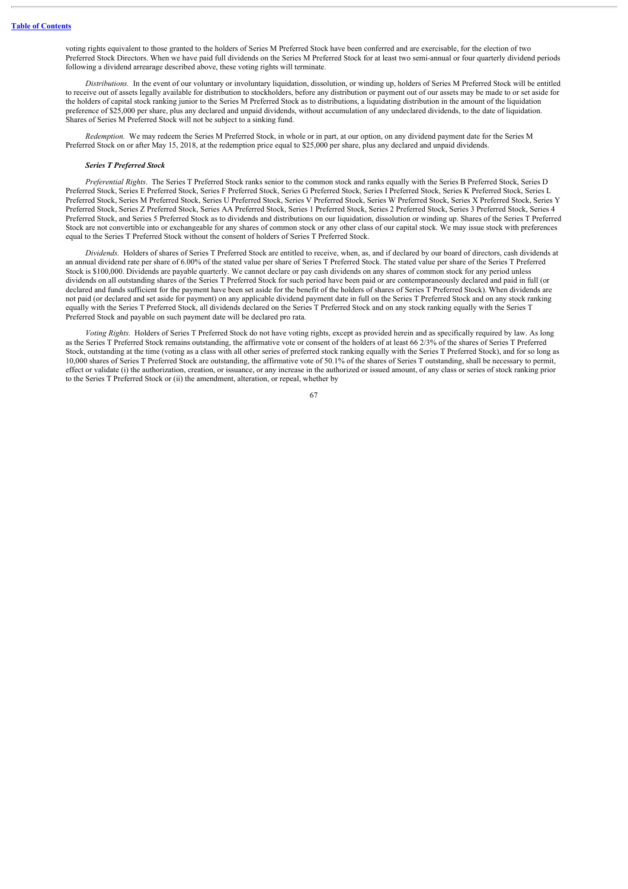voting rights equivalent to those granted to the holders of Series M Preferred Stock have been conferred and are exercisable, for the election of two Preferred Stock Directors. When we have paid full dividends on the Series M Preferred Stock for at least two semi-annual or four quarterly dividend periods following a dividend arrearage described above, these voting rights will terminate.

*Distributions.* In the event of our voluntary or involuntary liquidation, dissolution, or winding up, holders of Series M Preferred Stock will be entitled to receive out of assets legally available for distribution to stockholders, before any distribution or payment out of our assets may be made to or set aside for the holders of capital stock ranking junior to the Series M Preferred Stock as to distributions, a liquidating distribution in the amount of the liquidation preference of $25,000 per share, plus any declared and unpaid dividends, without accumulation of any undeclared dividends, to the date of liquidation. Shares of Series M Preferred Stock will not be subject to a sinking fund.

*Redemption.* We may redeem the Series M Preferred Stock, in whole or in part, at our option, on any dividend payment date for the Series M Preferred Stock on or after May 15, 2018, at the redemption price equal to $25,000 per share, plus any declared and unpaid dividends.

***Series T Preferred Stock***

*Preferential Rights*. The Series T Preferred Stock ranks senior to the common stock and ranks equally with the Series B Preferred Stock, Series D Preferred Stock, Series E Preferred Stock, Series F Preferred Stock, Series G Preferred Stock, Series I Preferred Stock, Series K Preferred Stock, Series L Preferred Stock, Series M Preferred Stock, Series U Preferred Stock, Series V Preferred Stock, Series W Preferred Stock, Series X Preferred Stock, Series Y Preferred Stock, Series Z Preferred Stock, Series AA Preferred Stock, Series 1 Preferred Stock, Series 2 Preferred Stock, Series 3 Preferred Stock, Series 4 Preferred Stock, and Series 5 Preferred Stock as to dividends and distributions on our liquidation, dissolution or winding up. Shares of the Series T Preferred Stock are not convertible into or exchangeable for any shares of common stock or any other class of our capital stock. We may issue stock with preferences equal to the Series T Preferred Stock without the consent of holders of Series T Preferred Stock.

*Dividends.* Holders of shares of Series T Preferred Stock are entitled to receive, when, as, and if declared by our board of directors, cash dividends at an annual dividend rate per share of 6.00% of the stated value per share of Series T Preferred Stock. The stated value per share of the Series T Preferred Stock is $100,000. Dividends are payable quarterly. We cannot declare or pay cash dividends on any shares of common stock for any period unless dividends on all outstanding shares of the Series T Preferred Stock for such period have been paid or are contemporaneously declared and paid in full (or declared and funds sufficient for the payment have been set aside for the benefit of the holders of shares of Series T Preferred Stock). When dividends are not paid (or declared and set aside for payment) on any applicable dividend payment date in full on the Series T Preferred Stock and on any stock ranking equally with the Series T Preferred Stock, all dividends declared on the Series T Preferred Stock and on any stock ranking equally with the Series T Preferred Stock and payable on such payment date will be declared pro rata.

*Voting Rights.* Holders of Series T Preferred Stock do not have voting rights, except as provided herein and as specifically required by law. As long as the Series T Preferred Stock remains outstanding, the affirmative vote or consent of the holders of at least 66 2/3% of the shares of Series T Preferred Stock, outstanding at the time (voting as a class with all other series of preferred stock ranking equally with the Series T Preferred Stock), and for so long as 10,000 shares of Series T Preferred Stock are outstanding, the affirmative vote of 50.1% of the shares of Series T outstanding, shall be necessary to permit, effect or validate (i) the authorization, creation, or issuance, or any increase in the authorized or issued amount, of any class or series of stock ranking prior to the Series T Preferred Stock or (ii) the amendment, alteration, or repeal, whether by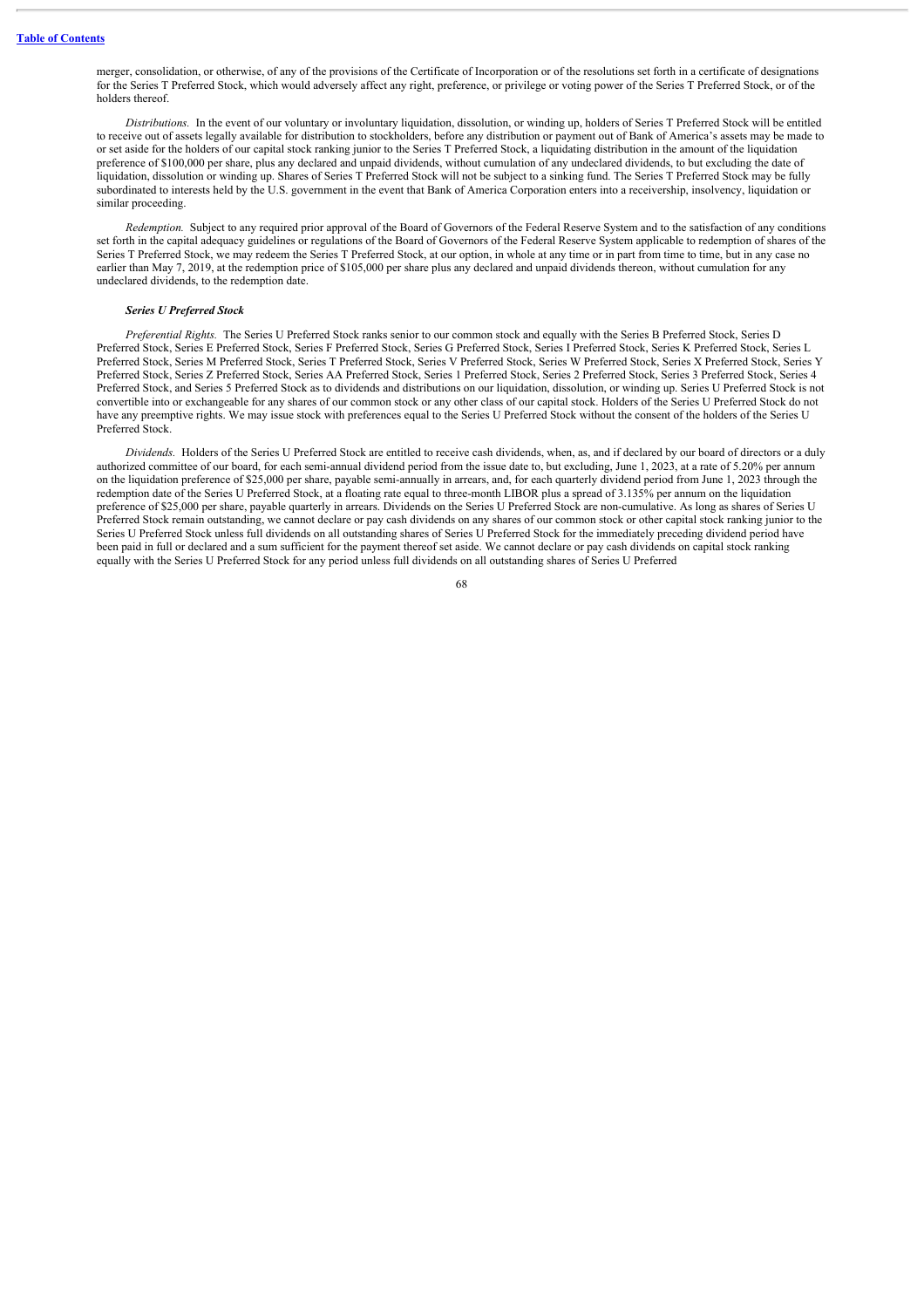merger, consolidation, or otherwise, of any of the provisions of the Certificate of Incorporation or of the resolutions set forth in a certificate of designations for the Series T Preferred Stock, which would adversely affect any right, preference, or privilege or voting power of the Series T Preferred Stock, or of the holders thereof.

*Distributions.* In the event of our voluntary or involuntary liquidation, dissolution, or winding up, holders of Series T Preferred Stock will be entitled to receive out of assets legally available for distribution to stockholders, before any distribution or payment out of Bank of America's assets may be made to or set aside for the holders of our capital stock ranking junior to the Series T Preferred Stock, a liquidating distribution in the amount of the liquidation preference of $100,000 per share, plus any declared and unpaid dividends, without cumulation of any undeclared dividends, to but excluding the date of liquidation, dissolution or winding up. Shares of Series T Preferred Stock will not be subject to a sinking fund. The Series T Preferred Stock may be fully subordinated to interests held by the U.S. government in the event that Bank of America Corporation enters into a receivership, insolvency, liquidation or similar proceeding.

*Redemption.* Subject to any required prior approval of the Board of Governors of the Federal Reserve System and to the satisfaction of any conditions set forth in the capital adequacy guidelines or regulations of the Board of Governors of the Federal Reserve System applicable to redemption of shares of the Series T Preferred Stock, we may redeem the Series T Preferred Stock, at our option, in whole at any time or in part from time to time, but in any case no earlier than May 7, 2019, at the redemption price of $105,000 per share plus any declared and unpaid dividends thereon, without cumulation for any undeclared dividends, to the redemption date.

***Series U Preferred Stock***

*Preferential Rights.* The Series U Preferred Stock ranks senior to our common stock and equally with the Series B Preferred Stock, Series D Preferred Stock, Series E Preferred Stock, Series F Preferred Stock, Series G Preferred Stock, Series I Preferred Stock, Series K Preferred Stock, Series L Preferred Stock, Series M Preferred Stock, Series T Preferred Stock, Series V Preferred Stock, Series W Preferred Stock, Series X Preferred Stock, Series Y Preferred Stock, Series Z Preferred Stock, Series AA Preferred Stock, Series 1 Preferred Stock, Series 2 Preferred Stock, Series 3 Preferred Stock, Series 4 Preferred Stock, and Series 5 Preferred Stock as to dividends and distributions on our liquidation, dissolution, or winding up. Series U Preferred Stock is not convertible into or exchangeable for any shares of our common stock or any other class of our capital stock. Holders of the Series U Preferred Stock do not have any preemptive rights. We may issue stock with preferences equal to the Series U Preferred Stock without the consent of the holders of the Series U Preferred Stock.

*Dividends.* Holders of the Series U Preferred Stock are entitled to receive cash dividends, when, as, and if declared by our board of directors or a duly authorized committee of our board, for each semi-annual dividend period from the issue date to, but excluding, June 1, 2023, at a rate of 5.20% per annum on the liquidation preference of $25,000 per share, payable semi-annually in arrears, and, for each quarterly dividend period from June 1, 2023 through the redemption date of the Series U Preferred Stock, at a floating rate equal to three-month LIBOR plus a spread of 3.135% per annum on the liquidation preference of $25,000 per share, payable quarterly in arrears. Dividends on the Series U Preferred Stock are non-cumulative. As long as shares of Series U Preferred Stock remain outstanding, we cannot declare or pay cash dividends on any shares of our common stock or other capital stock ranking junior to the Series U Preferred Stock unless full dividends on all outstanding shares of Series U Preferred Stock for the immediately preceding dividend period have been paid in full or declared and a sum sufficient for the payment thereof set aside. We cannot declare or pay cash dividends on capital stock ranking equally with the Series U Preferred Stock for any period unless full dividends on all outstanding shares of Series U Preferred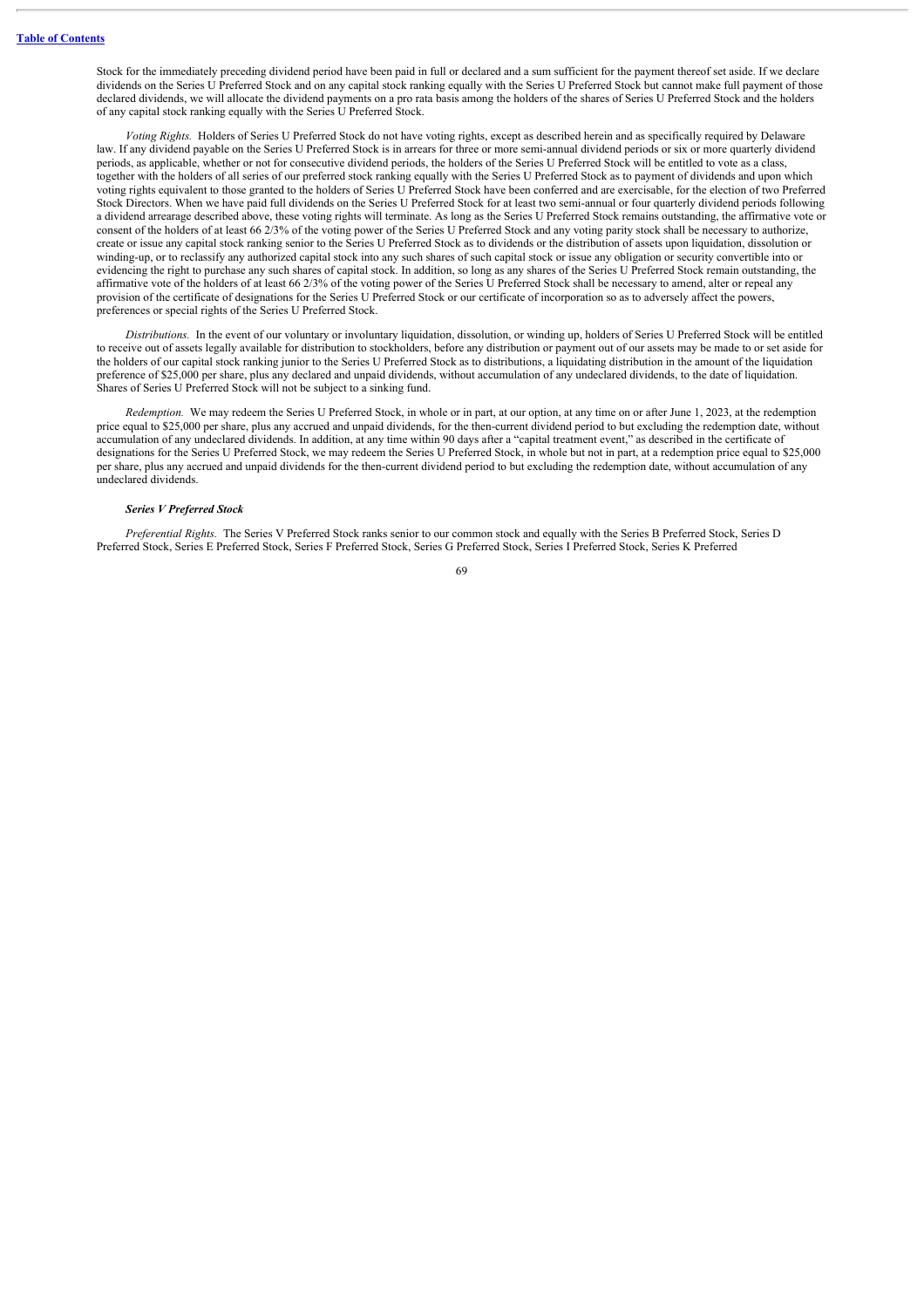Stock for the immediately preceding dividend period have been paid in full or declared and a sum sufficient for the payment thereof set aside. If we declare dividends on the Series U Preferred Stock and on any capital stock ranking equally with the Series U Preferred Stock but cannot make full payment of those declared dividends, we will allocate the dividend payments on a pro rata basis among the holders of the shares of Series U Preferred Stock and the holders of any capital stock ranking equally with the Series U Preferred Stock.

*Voting Rights.* Holders of Series U Preferred Stock do not have voting rights, except as described herein and as specifically required by Delaware law. If any dividend payable on the Series U Preferred Stock is in arrears for three or more semi-annual dividend periods or six or more quarterly dividend periods, as applicable, whether or not for consecutive dividend periods, the holders of the Series U Preferred Stock will be entitled to vote as a class, together with the holders of all series of our preferred stock ranking equally with the Series U Preferred Stock as to payment of dividends and upon which voting rights equivalent to those granted to the holders of Series U Preferred Stock have been conferred and are exercisable, for the election of two Preferred Stock Directors. When we have paid full dividends on the Series U Preferred Stock for at least two semi-annual or four quarterly dividend periods following a dividend arrearage described above, these voting rights will terminate. As long as the Series U Preferred Stock remains outstanding, the affirmative vote or consent of the holders of at least 66 2/3% of the voting power of the Series U Preferred Stock and any voting parity stock shall be necessary to authorize, create or issue any capital stock ranking senior to the Series U Preferred Stock as to dividends or the distribution of assets upon liquidation, dissolution or winding-up, or to reclassify any authorized capital stock into any such shares of such capital stock or issue any obligation or security convertible into or evidencing the right to purchase any such shares of capital stock. In addition, so long as any shares of the Series U Preferred Stock remain outstanding, the affirmative vote of the holders of at least 66 2/3% of the voting power of the Series U Preferred Stock shall be necessary to amend, alter or repeal any provision of the certificate of designations for the Series U Preferred Stock or our certificate of incorporation so as to adversely affect the powers, preferences or special rights of the Series U Preferred Stock.

*Distributions.* In the event of our voluntary or involuntary liquidation, dissolution, or winding up, holders of Series U Preferred Stock will be entitled to receive out of assets legally available for distribution to stockholders, before any distribution or payment out of our assets may be made to or set aside for the holders of our capital stock ranking junior to the Series U Preferred Stock as to distributions, a liquidating distribution in the amount of the liquidation preference of $25,000 per share, plus any declared and unpaid dividends, without accumulation of any undeclared dividends, to the date of liquidation. Shares of Series U Preferred Stock will not be subject to a sinking fund.

*Redemption.* We may redeem the Series U Preferred Stock, in whole or in part, at our option, at any time on or after June 1, 2023, at the redemption price equal to $25,000 per share, plus any accrued and unpaid dividends, for the then-current dividend period to but excluding the redemption date, without accumulation of any undeclared dividends. In addition, at any time within 90 days after a "capital treatment event," as described in the certificate of designations for the Series U Preferred Stock, we may redeem the Series U Preferred Stock, in whole but not in part, at a redemption price equal to $25,000 per share, plus any accrued and unpaid dividends for the then-current dividend period to but excluding the redemption date, without accumulation of any undeclared dividends.

***Series V Preferred Stock***

*Preferential Rights.* The Series V Preferred Stock ranks senior to our common stock and equally with the Series B Preferred Stock, Series D Preferred Stock, Series E Preferred Stock, Series F Preferred Stock, Series G Preferred Stock, Series I Preferred Stock, Series K Preferred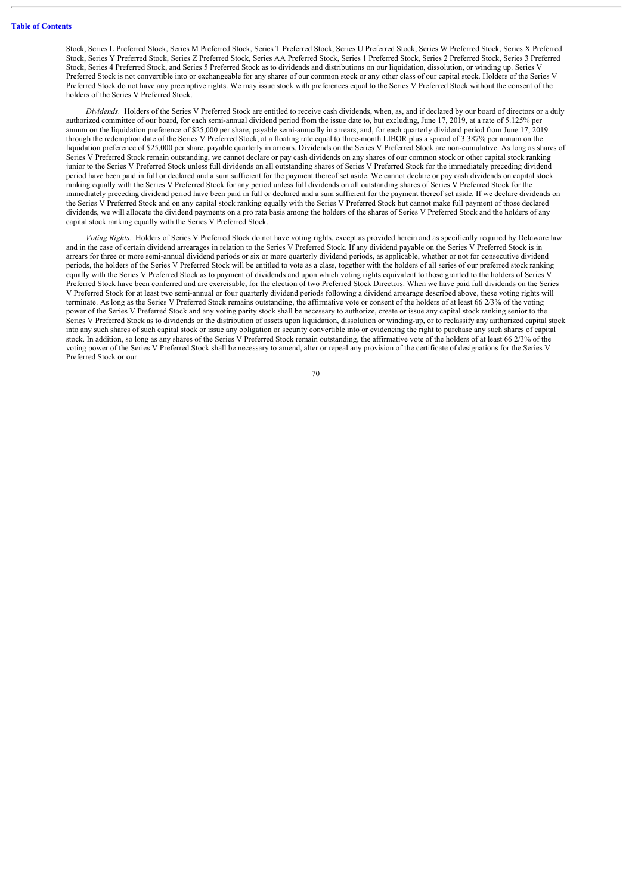Stock, Series L Preferred Stock, Series M Preferred Stock, Series T Preferred Stock, Series U Preferred Stock, Series W Preferred Stock, Series X Preferred Stock, Series Y Preferred Stock, Series Z Preferred Stock, Series AA Preferred Stock, Series 1 Preferred Stock, Series 2 Preferred Stock, Series 3 Preferred Stock, Series 4 Preferred Stock, and Series 5 Preferred Stock as to dividends and distributions on our liquidation, dissolution, or winding up. Series V Preferred Stock is not convertible into or exchangeable for any shares of our common stock or any other class of our capital stock. Holders of the Series V Preferred Stock do not have any preemptive rights. We may issue stock with preferences equal to the Series V Preferred Stock without the consent of the holders of the Series V Preferred Stock.

*Dividends.* Holders of the Series V Preferred Stock are entitled to receive cash dividends, when, as, and if declared by our board of directors or a duly authorized committee of our board, for each semi-annual dividend period from the issue date to, but excluding, June 17, 2019, at a rate of 5.125% per annum on the liquidation preference of $25,000 per share, payable semi-annually in arrears, and, for each quarterly dividend period from June 17, 2019 through the redemption date of the Series V Preferred Stock, at a floating rate equal to three-month LIBOR plus a spread of 3.387% per annum on the liquidation preference of $25,000 per share, payable quarterly in arrears. Dividends on the Series V Preferred Stock are non-cumulative. As long as shares of Series V Preferred Stock remain outstanding, we cannot declare or pay cash dividends on any shares of our common stock or other capital stock ranking junior to the Series V Preferred Stock unless full dividends on all outstanding shares of Series V Preferred Stock for the immediately preceding dividend period have been paid in full or declared and a sum sufficient for the payment thereof set aside. We cannot declare or pay cash dividends on capital stock ranking equally with the Series V Preferred Stock for any period unless full dividends on all outstanding shares of Series V Preferred Stock for the immediately preceding dividend period have been paid in full or declared and a sum sufficient for the payment thereof set aside. If we declare dividends on the Series V Preferred Stock and on any capital stock ranking equally with the Series V Preferred Stock but cannot make full payment of those declared dividends, we will allocate the dividend payments on a pro rata basis among the holders of the shares of Series V Preferred Stock and the holders of any capital stock ranking equally with the Series V Preferred Stock.

*Voting Rights.* Holders of Series V Preferred Stock do not have voting rights, except as provided herein and as specifically required by Delaware law and in the case of certain dividend arrearages in relation to the Series V Preferred Stock. If any dividend payable on the Series V Preferred Stock is in arrears for three or more semi-annual dividend periods or six or more quarterly dividend periods, as applicable, whether or not for consecutive dividend periods, the holders of the Series V Preferred Stock will be entitled to vote as a class, together with the holders of all series of our preferred stock ranking equally with the Series V Preferred Stock as to payment of dividends and upon which voting rights equivalent to those granted to the holders of Series V Preferred Stock have been conferred and are exercisable, for the election of two Preferred Stock Directors. When we have paid full dividends on the Series V Preferred Stock for at least two semi-annual or four quarterly dividend periods following a dividend arrearage described above, these voting rights will terminate. As long as the Series V Preferred Stock remains outstanding, the affirmative vote or consent of the holders of at least 66 2/3% of the voting power of the Series V Preferred Stock and any voting parity stock shall be necessary to authorize, create or issue any capital stock ranking senior to the Series V Preferred Stock as to dividends or the distribution of assets upon liquidation, dissolution or winding-up, or to reclassify any authorized capital stock into any such shares of such capital stock or issue any obligation or security convertible into or evidencing the right to purchase any such shares of capital stock. In addition, so long as any shares of the Series V Preferred Stock remain outstanding, the affirmative vote of the holders of at least 66 2/3% of the voting power of the Series V Preferred Stock shall be necessary to amend, alter or repeal any provision of the certificate of designations for the Series V Preferred Stock or our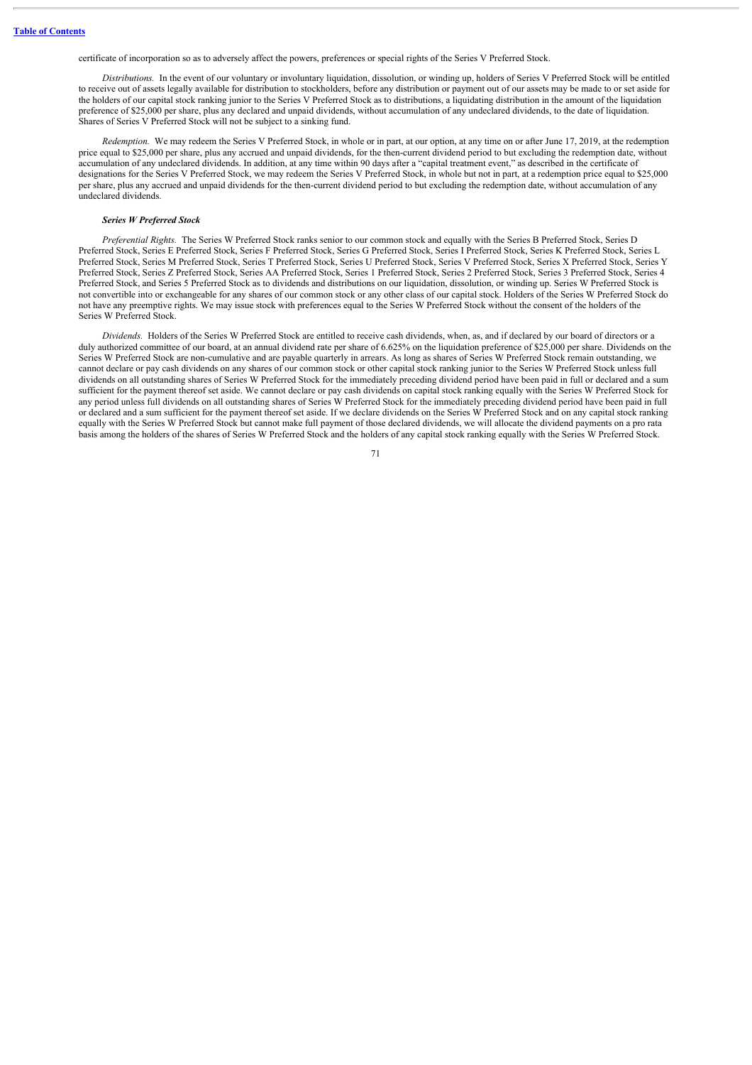certificate of incorporation so as to adversely affect the powers, preferences or special rights of the Series V Preferred Stock.

*Distributions.* In the event of our voluntary or involuntary liquidation, dissolution, or winding up, holders of Series V Preferred Stock will be entitled to receive out of assets legally available for distribution to stockholders, before any distribution or payment out of our assets may be made to or set aside for the holders of our capital stock ranking junior to the Series V Preferred Stock as to distributions, a liquidating distribution in the amount of the liquidation preference of $25,000 per share, plus any declared and unpaid dividends, without accumulation of any undeclared dividends, to the date of liquidation. Shares of Series V Preferred Stock will not be subject to a sinking fund.

*Redemption.* We may redeem the Series V Preferred Stock, in whole or in part, at our option, at any time on or after June 17, 2019, at the redemption price equal to $25,000 per share, plus any accrued and unpaid dividends, for the then-current dividend period to but excluding the redemption date, without accumulation of any undeclared dividends. In addition, at any time within 90 days after a "capital treatment event," as described in the certificate of designations for the Series V Preferred Stock, we may redeem the Series V Preferred Stock, in whole but not in part, at a redemption price equal to $25,000 per share, plus any accrued and unpaid dividends for the then-current dividend period to but excluding the redemption date, without accumulation of any undeclared dividends.

***Series W Preferred Stock***

*Preferential Rights.* The Series W Preferred Stock ranks senior to our common stock and equally with the Series B Preferred Stock, Series D Preferred Stock, Series E Preferred Stock, Series F Preferred Stock, Series G Preferred Stock, Series I Preferred Stock, Series K Preferred Stock, Series L Preferred Stock, Series M Preferred Stock, Series T Preferred Stock, Series U Preferred Stock, Series V Preferred Stock, Series X Preferred Stock, Series Y Preferred Stock, Series Z Preferred Stock, Series AA Preferred Stock, Series 1 Preferred Stock, Series 2 Preferred Stock, Series 3 Preferred Stock, Series 4 Preferred Stock, and Series 5 Preferred Stock as to dividends and distributions on our liquidation, dissolution, or winding up. Series W Preferred Stock is not convertible into or exchangeable for any shares of our common stock or any other class of our capital stock. Holders of the Series W Preferred Stock do not have any preemptive rights. We may issue stock with preferences equal to the Series W Preferred Stock without the consent of the holders of the Series W Preferred Stock.

*Dividends.* Holders of the Series W Preferred Stock are entitled to receive cash dividends, when, as, and if declared by our board of directors or a duly authorized committee of our board, at an annual dividend rate per share of 6.625% on the liquidation preference of $25,000 per share. Dividends on the Series W Preferred Stock are non-cumulative and are payable quarterly in arrears. As long as shares of Series W Preferred Stock remain outstanding, we cannot declare or pay cash dividends on any shares of our common stock or other capital stock ranking junior to the Series W Preferred Stock unless full dividends on all outstanding shares of Series W Preferred Stock for the immediately preceding dividend period have been paid in full or declared and a sum sufficient for the payment thereof set aside. We cannot declare or pay cash dividends on capital stock ranking equally with the Series W Preferred Stock for any period unless full dividends on all outstanding shares of Series W Preferred Stock for the immediately preceding dividend period have been paid in full or declared and a sum sufficient for the payment thereof set aside. If we declare dividends on the Series W Preferred Stock and on any capital stock ranking equally with the Series W Preferred Stock but cannot make full payment of those declared dividends, we will allocate the dividend payments on a pro rata basis among the holders of the shares of Series W Preferred Stock and the holders of any capital stock ranking equally with the Series W Preferred Stock.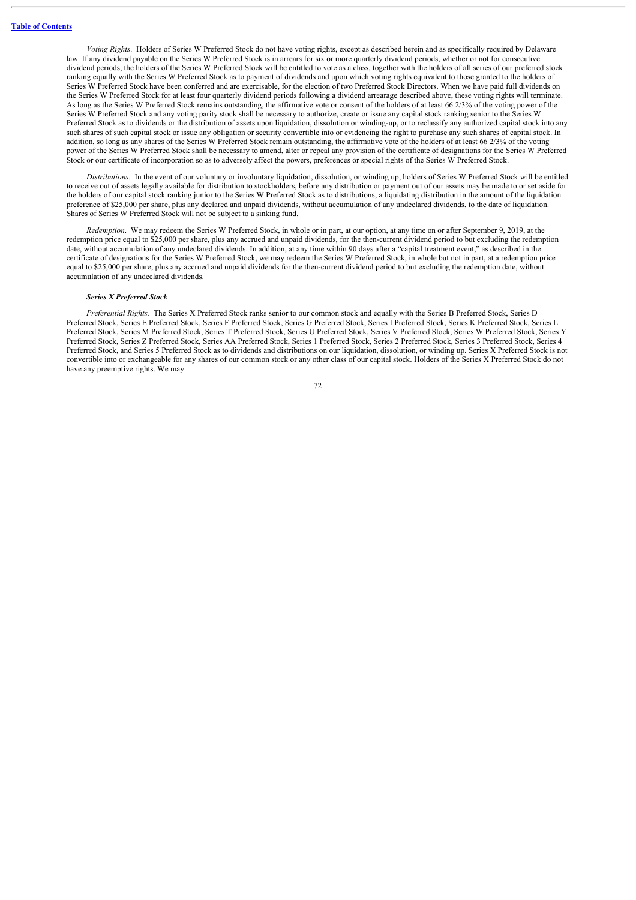*Voting Rights*. Holders of Series W Preferred Stock do not have voting rights, except as described herein and as specifically required by Delaware law. If any dividend payable on the Series W Preferred Stock is in arrears for six or more quarterly dividend periods, whether or not for consecutive dividend periods, the holders of the Series W Preferred Stock will be entitled to vote as a class, together with the holders of all series of our preferred stock ranking equally with the Series W Preferred Stock as to payment of dividends and upon which voting rights equivalent to those granted to the holders of Series W Preferred Stock have been conferred and are exercisable, for the election of two Preferred Stock Directors. When we have paid full dividends on the Series W Preferred Stock for at least four quarterly dividend periods following a dividend arrearage described above, these voting rights will terminate. As long as the Series W Preferred Stock remains outstanding, the affirmative vote or consent of the holders of at least 66 2/3% of the voting power of the Series W Preferred Stock and any voting parity stock shall be necessary to authorize, create or issue any capital stock ranking senior to the Series W Preferred Stock as to dividends or the distribution of assets upon liquidation, dissolution or winding-up, or to reclassify any authorized capital stock into any such shares of such capital stock or issue any obligation or security convertible into or evidencing the right to purchase any such shares of capital stock. In addition, so long as any shares of the Series W Preferred Stock remain outstanding, the affirmative vote of the holders of at least 66 2/3% of the voting power of the Series W Preferred Stock shall be necessary to amend, alter or repeal any provision of the certificate of designations for the Series W Preferred Stock or our certificate of incorporation so as to adversely affect the powers, preferences or special rights of the Series W Preferred Stock.

*Distributions.* In the event of our voluntary or involuntary liquidation, dissolution, or winding up, holders of Series W Preferred Stock will be entitled to receive out of assets legally available for distribution to stockholders, before any distribution or payment out of our assets may be made to or set aside for the holders of our capital stock ranking junior to the Series W Preferred Stock as to distributions, a liquidating distribution in the amount of the liquidation preference of $25,000 per share, plus any declared and unpaid dividends, without accumulation of any undeclared dividends, to the date of liquidation. Shares of Series W Preferred Stock will not be subject to a sinking fund.

*Redemption*. We may redeem the Series W Preferred Stock, in whole or in part, at our option, at any time on or after September 9, 2019, at the redemption price equal to $25,000 per share, plus any accrued and unpaid dividends, for the then-current dividend period to but excluding the redemption date, without accumulation of any undeclared dividends. In addition, at any time within 90 days after a "capital treatment event," as described in the certificate of designations for the Series W Preferred Stock, we may redeem the Series W Preferred Stock, in whole but not in part, at a redemption price equal to $25,000 per share, plus any accrued and unpaid dividends for the then-current dividend period to but excluding the redemption date, without accumulation of any undeclared dividends.

***Series X Preferred Stock***

*Preferential Rights.* The Series X Preferred Stock ranks senior to our common stock and equally with the Series B Preferred Stock, Series D Preferred Stock, Series E Preferred Stock, Series F Preferred Stock, Series G Preferred Stock, Series I Preferred Stock, Series K Preferred Stock, Series L Preferred Stock, Series M Preferred Stock, Series T Preferred Stock, Series U Preferred Stock, Series V Preferred Stock, Series W Preferred Stock, Series Y Preferred Stock, Series Z Preferred Stock, Series AA Preferred Stock, Series 1 Preferred Stock, Series 2 Preferred Stock, Series 3 Preferred Stock, Series 4 Preferred Stock, and Series 5 Preferred Stock as to dividends and distributions on our liquidation, dissolution, or winding up. Series X Preferred Stock is not convertible into or exchangeable for any shares of our common stock or any other class of our capital stock. Holders of the Series X Preferred Stock do not have any preemptive rights. We may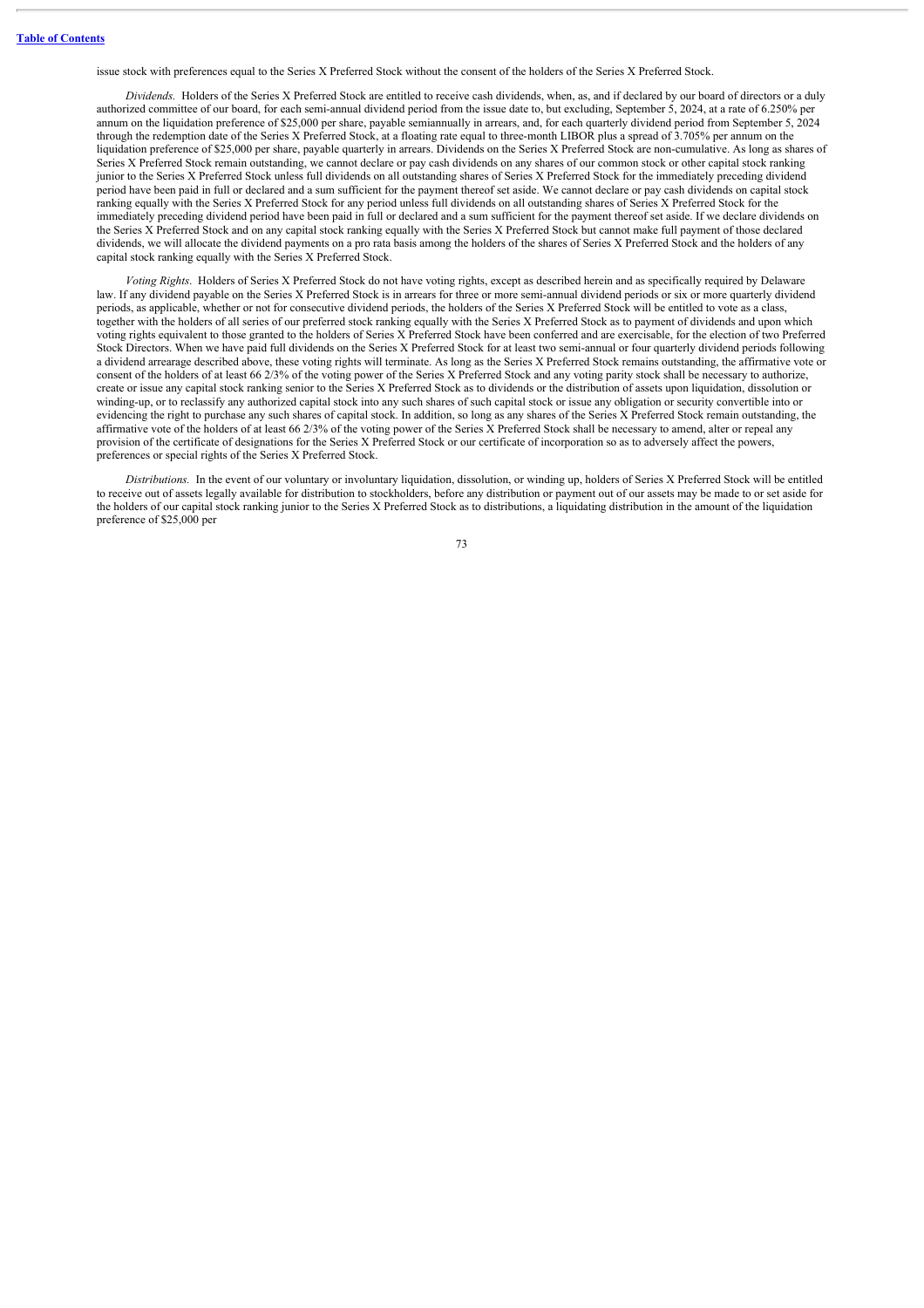issue stock with preferences equal to the Series X Preferred Stock without the consent of the holders of the Series X Preferred Stock.

*Dividends.* Holders of the Series X Preferred Stock are entitled to receive cash dividends, when, as, and if declared by our board of directors or a duly authorized committee of our board, for each semi-annual dividend period from the issue date to, but excluding, September 5, 2024, at a rate of 6.250% per annum on the liquidation preference of $25,000 per share, payable semiannually in arrears, and, for each quarterly dividend period from September 5, 2024 through the redemption date of the Series X Preferred Stock, at a floating rate equal to three-month LIBOR plus a spread of 3.705% per annum on the liquidation preference of $25,000 per share, payable quarterly in arrears. Dividends on the Series X Preferred Stock are non-cumulative. As long as shares of Series X Preferred Stock remain outstanding, we cannot declare or pay cash dividends on any shares of our common stock or other capital stock ranking junior to the Series X Preferred Stock unless full dividends on all outstanding shares of Series X Preferred Stock for the immediately preceding dividend period have been paid in full or declared and a sum sufficient for the payment thereof set aside. We cannot declare or pay cash dividends on capital stock ranking equally with the Series X Preferred Stock for any period unless full dividends on all outstanding shares of Series X Preferred Stock for the immediately preceding dividend period have been paid in full or declared and a sum sufficient for the payment thereof set aside. If we declare dividends on the Series X Preferred Stock and on any capital stock ranking equally with the Series X Preferred Stock but cannot make full payment of those declared dividends, we will allocate the dividend payments on a pro rata basis among the holders of the shares of Series X Preferred Stock and the holders of any capital stock ranking equally with the Series X Preferred Stock.

*Voting Rights.* Holders of Series X Preferred Stock do not have voting rights, except as described herein and as specifically required by Delaware law. If any dividend payable on the Series X Preferred Stock is in arrears for three or more semi-annual dividend periods or six or more quarterly dividend periods, as applicable, whether or not for consecutive dividend periods, the holders of the Series X Preferred Stock will be entitled to vote as a class, together with the holders of all series of our preferred stock ranking equally with the Series X Preferred Stock as to payment of dividends and upon which voting rights equivalent to those granted to the holders of Series X Preferred Stock have been conferred and are exercisable, for the election of two Preferred Stock Directors. When we have paid full dividends on the Series X Preferred Stock for at least two semi-annual or four quarterly dividend periods following a dividend arrearage described above, these voting rights will terminate. As long as the Series X Preferred Stock remains outstanding, the affirmative vote or consent of the holders of at least 66 2/3% of the voting power of the Series X Preferred Stock and any voting parity stock shall be necessary to authorize, create or issue any capital stock ranking senior to the Series X Preferred Stock as to dividends or the distribution of assets upon liquidation, dissolution or winding-up, or to reclassify any authorized capital stock into any such shares of such capital stock or issue any obligation or security convertible into or evidencing the right to purchase any such shares of capital stock. In addition, so long as any shares of the Series X Preferred Stock remain outstanding, the affirmative vote of the holders of at least 66 2/3% of the voting power of the Series X Preferred Stock shall be necessary to amend, alter or repeal any provision of the certificate of designations for the Series X Preferred Stock or our certificate of incorporation so as to adversely affect the powers, preferences or special rights of the Series X Preferred Stock.

*Distributions.* In the event of our voluntary or involuntary liquidation, dissolution, or winding up, holders of Series X Preferred Stock will be entitled to receive out of assets legally available for distribution to stockholders, before any distribution or payment out of our assets may be made to or set aside for the holders of our capital stock ranking junior to the Series X Preferred Stock as to distributions, a liquidating distribution in the amount of the liquidation preference of $25,000 per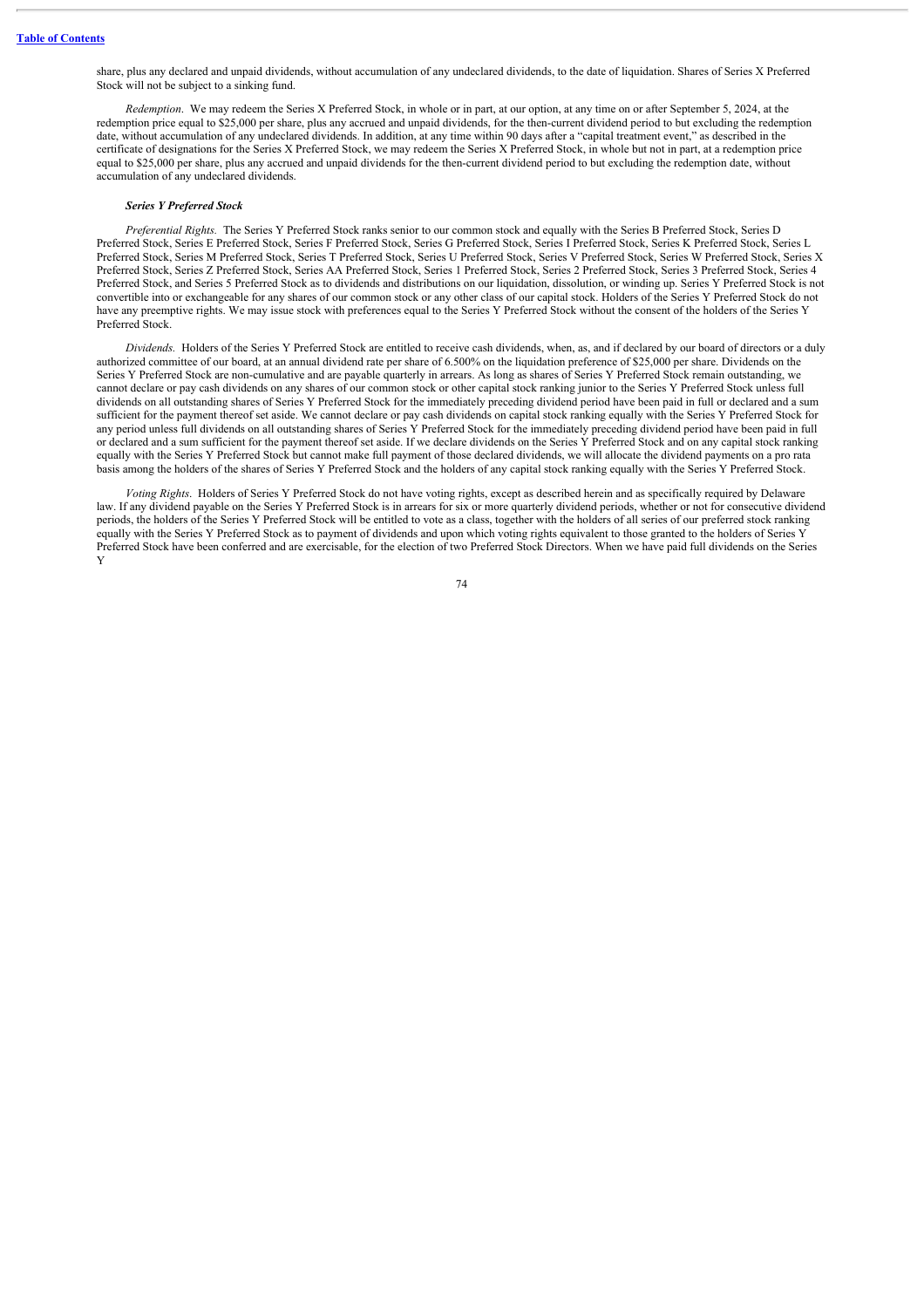share, plus any declared and unpaid dividends, without accumulation of any undeclared dividends, to the date of liquidation. Shares of Series X Preferred Stock will not be subject to a sinking fund.

*Redemption*. We may redeem the Series X Preferred Stock, in whole or in part, at our option, at any time on or after September 5, 2024, at the redemption price equal to $25,000 per share, plus any accrued and unpaid dividends, for the then-current dividend period to but excluding the redemption date, without accumulation of any undeclared dividends. In addition, at any time within 90 days after a "capital treatment event," as described in the certificate of designations for the Series X Preferred Stock, we may redeem the Series X Preferred Stock, in whole but not in part, at a redemption price equal to $25,000 per share, plus any accrued and unpaid dividends for the then-current dividend period to but excluding the redemption date, without accumulation of any undeclared dividends.

***Series Y Preferred Stock***

*Preferential Rights.* The Series Y Preferred Stock ranks senior to our common stock and equally with the Series B Preferred Stock, Series D Preferred Stock, Series E Preferred Stock, Series F Preferred Stock, Series G Preferred Stock, Series I Preferred Stock, Series K Preferred Stock, Series L Preferred Stock, Series M Preferred Stock, Series T Preferred Stock, Series U Preferred Stock, Series V Preferred Stock, Series W Preferred Stock, Series X Preferred Stock, Series Z Preferred Stock, Series AA Preferred Stock, Series 1 Preferred Stock, Series 2 Preferred Stock, Series 3 Preferred Stock, Series 4 Preferred Stock, and Series 5 Preferred Stock as to dividends and distributions on our liquidation, dissolution, or winding up. Series Y Preferred Stock is not convertible into or exchangeable for any shares of our common stock or any other class of our capital stock. Holders of the Series Y Preferred Stock do not have any preemptive rights. We may issue stock with preferences equal to the Series Y Preferred Stock without the consent of the holders of the Series Y Preferred Stock.

*Dividends.* Holders of the Series Y Preferred Stock are entitled to receive cash dividends, when, as, and if declared by our board of directors or a duly authorized committee of our board, at an annual dividend rate per share of 6.500% on the liquidation preference of $25,000 per share. Dividends on the Series Y Preferred Stock are non-cumulative and are payable quarterly in arrears. As long as shares of Series Y Preferred Stock remain outstanding, we cannot declare or pay cash dividends on any shares of our common stock or other capital stock ranking junior to the Series Y Preferred Stock unless full dividends on all outstanding shares of Series Y Preferred Stock for the immediately preceding dividend period have been paid in full or declared and a sum sufficient for the payment thereof set aside. We cannot declare or pay cash dividends on capital stock ranking equally with the Series Y Preferred Stock for any period unless full dividends on all outstanding shares of Series Y Preferred Stock for the immediately preceding dividend period have been paid in full or declared and a sum sufficient for the payment thereof set aside. If we declare dividends on the Series Y Preferred Stock and on any capital stock ranking equally with the Series Y Preferred Stock but cannot make full payment of those declared dividends, we will allocate the dividend payments on a pro rata basis among the holders of the shares of Series Y Preferred Stock and the holders of any capital stock ranking equally with the Series Y Preferred Stock.

*Voting Rights*. Holders of Series Y Preferred Stock do not have voting rights, except as described herein and as specifically required by Delaware law. If any dividend payable on the Series Y Preferred Stock is in arrears for six or more quarterly dividend periods, whether or not for consecutive dividend periods, the holders of the Series Y Preferred Stock will be entitled to vote as a class, together with the holders of all series of our preferred stock ranking equally with the Series Y Preferred Stock as to payment of dividends and upon which voting rights equivalent to those granted to the holders of Series Y Preferred Stock have been conferred and are exercisable, for the election of two Preferred Stock Directors. When we have paid full dividends on the Series Y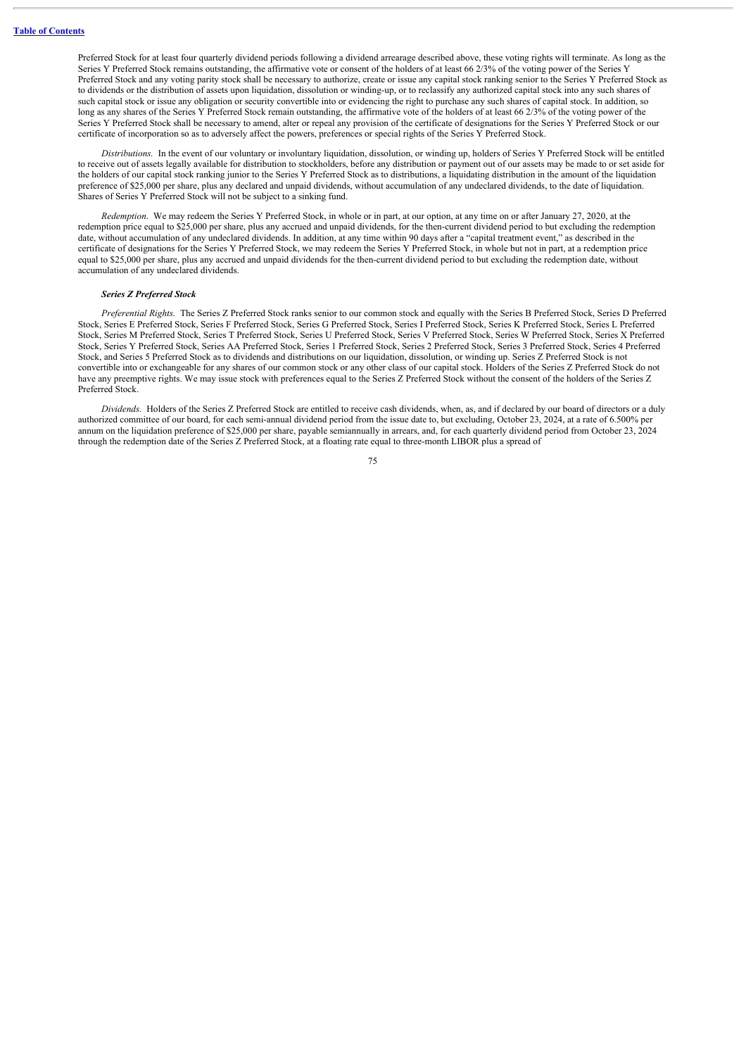Preferred Stock for at least four quarterly dividend periods following a dividend arrearage described above, these voting rights will terminate. As long as the Series Y Preferred Stock remains outstanding, the affirmative vote or consent of the holders of at least 66 2/3% of the voting power of the Series Y Preferred Stock and any voting parity stock shall be necessary to authorize, create or issue any capital stock ranking senior to the Series Y Preferred Stock as to dividends or the distribution of assets upon liquidation, dissolution or winding-up, or to reclassify any authorized capital stock into any such shares of such capital stock or issue any obligation or security convertible into or evidencing the right to purchase any such shares of capital stock. In addition, so long as any shares of the Series Y Preferred Stock remain outstanding, the affirmative vote of the holders of at least 66 2/3% of the voting power of the Series Y Preferred Stock shall be necessary to amend, alter or repeal any provision of the certificate of designations for the Series Y Preferred Stock or our certificate of incorporation so as to adversely affect the powers, preferences or special rights of the Series Y Preferred Stock.

*Distributions.* In the event of our voluntary or involuntary liquidation, dissolution, or winding up, holders of Series Y Preferred Stock will be entitled to receive out of assets legally available for distribution to stockholders, before any distribution or payment out of our assets may be made to or set aside for the holders of our capital stock ranking junior to the Series Y Preferred Stock as to distributions, a liquidating distribution in the amount of the liquidation preference of $25,000 per share, plus any declared and unpaid dividends, without accumulation of any undeclared dividends, to the date of liquidation. Shares of Series Y Preferred Stock will not be subject to a sinking fund.

*Redemption.* We may redeem the Series Y Preferred Stock, in whole or in part, at our option, at any time on or after January 27, 2020, at the redemption price equal to $25,000 per share, plus any accrued and unpaid dividends, for the then-current dividend period to but excluding the redemption date, without accumulation of any undeclared dividends. In addition, at any time within 90 days after a "capital treatment event," as described in the certificate of designations for the Series Y Preferred Stock, we may redeem the Series Y Preferred Stock, in whole but not in part, at a redemption price equal to $25,000 per share, plus any accrued and unpaid dividends for the then-current dividend period to but excluding the redemption date, without accumulation of any undeclared dividends.

***Series Z Preferred Stock***

*Preferential Rights.* The Series Z Preferred Stock ranks senior to our common stock and equally with the Series B Preferred Stock, Series D Preferred Stock, Series E Preferred Stock, Series F Preferred Stock, Series G Preferred Stock, Series I Preferred Stock, Series K Preferred Stock, Series L Preferred Stock, Series M Preferred Stock, Series T Preferred Stock, Series U Preferred Stock, Series V Preferred Stock, Series W Preferred Stock, Series X Preferred Stock, Series Y Preferred Stock, Series AA Preferred Stock, Series 1 Preferred Stock, Series 2 Preferred Stock, Series 3 Preferred Stock, Series 4 Preferred Stock, and Series 5 Preferred Stock as to dividends and distributions on our liquidation, dissolution, or winding up. Series Z Preferred Stock is not convertible into or exchangeable for any shares of our common stock or any other class of our capital stock. Holders of the Series Z Preferred Stock do not have any preemptive rights. We may issue stock with preferences equal to the Series Z Preferred Stock without the consent of the holders of the Series Z Preferred Stock.

*Dividends.* Holders of the Series Z Preferred Stock are entitled to receive cash dividends, when, as, and if declared by our board of directors or a duly authorized committee of our board, for each semi-annual dividend period from the issue date to, but excluding, October 23, 2024, at a rate of 6.500% per annum on the liquidation preference of $25,000 per share, payable semiannually in arrears, and, for each quarterly dividend period from October 23, 2024 through the redemption date of the Series Z Preferred Stock, at a floating rate equal to three-month LIBOR plus a spread of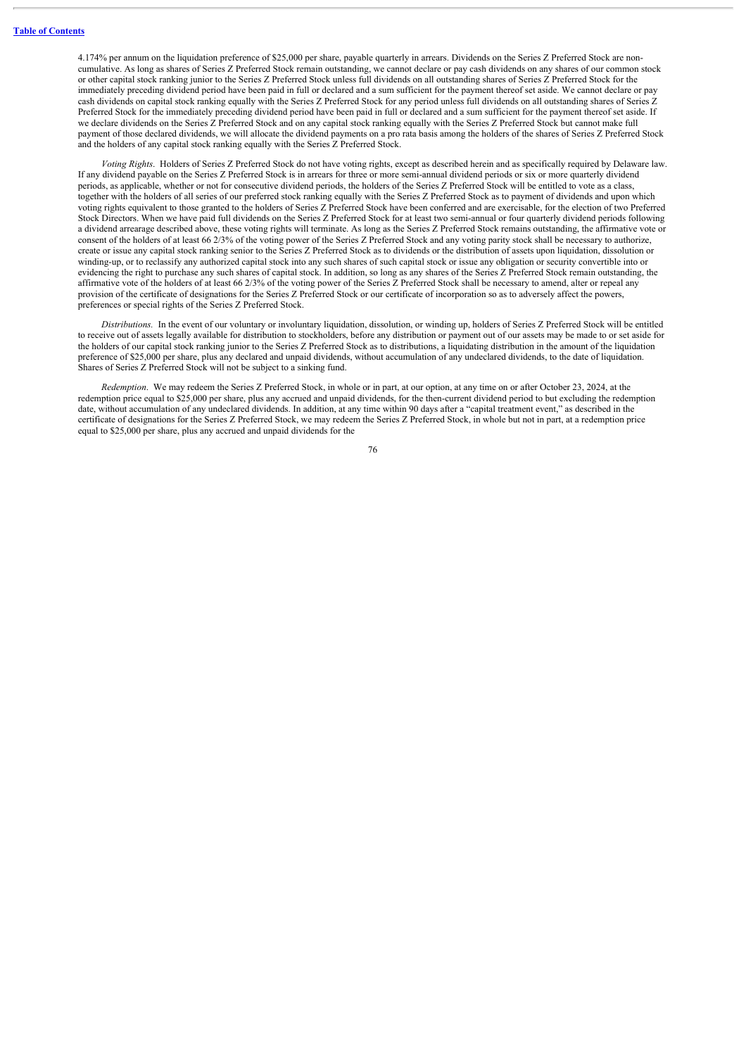4.174% per annum on the liquidation preference of $25,000 per share, payable quarterly in arrears. Dividends on the Series Z Preferred Stock are non-cumulative. As long as shares of Series Z Preferred Stock remain outstanding, we cannot declare or pay cash dividends on any shares of our common stock or other capital stock ranking junior to the Series Z Preferred Stock unless full dividends on all outstanding shares of Series Z Preferred Stock for the immediately preceding dividend period have been paid in full or declared and a sum sufficient for the payment thereof set aside. We cannot declare or pay cash dividends on capital stock ranking equally with the Series Z Preferred Stock for any period unless full dividends on all outstanding shares of Series Z Preferred Stock for the immediately preceding dividend period have been paid in full or declared and a sum sufficient for the payment thereof set aside. If we declare dividends on the Series Z Preferred Stock and on any capital stock ranking equally with the Series Z Preferred Stock but cannot make full payment of those declared dividends, we will allocate the dividend payments on a pro rata basis among the holders of the shares of Series Z Preferred Stock and the holders of any capital stock ranking equally with the Series Z Preferred Stock.

*Voting Rights*. Holders of Series Z Preferred Stock do not have voting rights, except as described herein and as specifically required by Delaware law. If any dividend payable on the Series Z Preferred Stock is in arrears for three or more semi-annual dividend periods or six or more quarterly dividend periods, as applicable, whether or not for consecutive dividend periods, the holders of the Series Z Preferred Stock will be entitled to vote as a class, together with the holders of all series of our preferred stock ranking equally with the Series Z Preferred Stock as to payment of dividends and upon which voting rights equivalent to those granted to the holders of Series Z Preferred Stock have been conferred and are exercisable, for the election of two Preferred Stock Directors. When we have paid full dividends on the Series Z Preferred Stock for at least two semi-annual or four quarterly dividend periods following a dividend arrearage described above, these voting rights will terminate. As long as the Series Z Preferred Stock remains outstanding, the affirmative vote or consent of the holders of at least 66 2/3% of the voting power of the Series Z Preferred Stock and any voting parity stock shall be necessary to authorize, create or issue any capital stock ranking senior to the Series Z Preferred Stock as to dividends or the distribution of assets upon liquidation, dissolution or winding-up, or to reclassify any authorized capital stock into any such shares of such capital stock or issue any obligation or security convertible into or evidencing the right to purchase any such shares of capital stock. In addition, so long as any shares of the Series Z Preferred Stock remain outstanding, the affirmative vote of the holders of at least 66 2/3% of the voting power of the Series Z Preferred Stock shall be necessary to amend, alter or repeal any provision of the certificate of designations for the Series Z Preferred Stock or our certificate of incorporation so as to adversely affect the powers, preferences or special rights of the Series Z Preferred Stock.

*Distributions.* In the event of our voluntary or involuntary liquidation, dissolution, or winding up, holders of Series Z Preferred Stock will be entitled to receive out of assets legally available for distribution to stockholders, before any distribution or payment out of our assets may be made to or set aside for the holders of our capital stock ranking junior to the Series Z Preferred Stock as to distributions, a liquidating distribution in the amount of the liquidation preference of $25,000 per share, plus any declared and unpaid dividends, without accumulation of any undeclared dividends, to the date of liquidation. Shares of Series Z Preferred Stock will not be subject to a sinking fund.

*Redemption*. We may redeem the Series Z Preferred Stock, in whole or in part, at our option, at any time on or after October 23, 2024, at the redemption price equal to $25,000 per share, plus any accrued and unpaid dividends, for the then-current dividend period to but excluding the redemption date, without accumulation of any undeclared dividends. In addition, at any time within 90 days after a "capital treatment event," as described in the certificate of designations for the Series Z Preferred Stock, we may redeem the Series Z Preferred Stock, in whole but not in part, at a redemption price equal to $25,000 per share, plus any accrued and unpaid dividends for the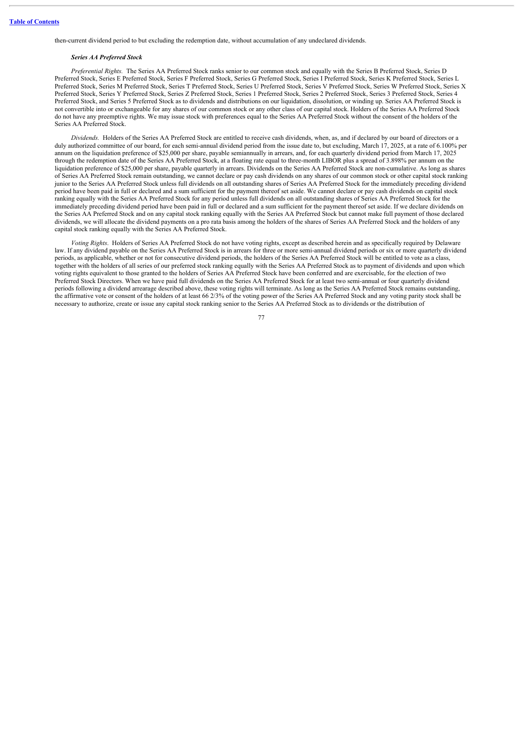then-current dividend period to but excluding the redemption date, without accumulation of any undeclared dividends.

***Series AA Preferred Stock***

*Preferential Rights.* The Series AA Preferred Stock ranks senior to our common stock and equally with the Series B Preferred Stock, Series D Preferred Stock, Series E Preferred Stock, Series F Preferred Stock, Series G Preferred Stock, Series I Preferred Stock, Series K Preferred Stock, Series L Preferred Stock, Series M Preferred Stock, Series T Preferred Stock, Series U Preferred Stock, Series V Preferred Stock, Series W Preferred Stock, Series X Preferred Stock, Series Y Preferred Stock, Series Z Preferred Stock, Series 1 Preferred Stock, Series 2 Preferred Stock, Series 3 Preferred Stock, Series 4 Preferred Stock, and Series 5 Preferred Stock as to dividends and distributions on our liquidation, dissolution, or winding up. Series AA Preferred Stock is not convertible into or exchangeable for any shares of our common stock or any other class of our capital stock. Holders of the Series AA Preferred Stock do not have any preemptive rights. We may issue stock with preferences equal to the Series AA Preferred Stock without the consent of the holders of the Series AA Preferred Stock.

*Dividends.* Holders of the Series AA Preferred Stock are entitled to receive cash dividends, when, as, and if declared by our board of directors or a duly authorized committee of our board, for each semi-annual dividend period from the issue date to, but excluding, March 17, 2025, at a rate of 6.100% per annum on the liquidation preference of $25,000 per share, payable semiannually in arrears, and, for each quarterly dividend period from March 17, 2025 through the redemption date of the Series AA Preferred Stock, at a floating rate equal to three-month LIBOR plus a spread of 3.898% per annum on the liquidation preference of $25,000 per share, payable quarterly in arrears. Dividends on the Series AA Preferred Stock are non-cumulative. As long as shares of Series AA Preferred Stock remain outstanding, we cannot declare or pay cash dividends on any shares of our common stock or other capital stock ranking junior to the Series AA Preferred Stock unless full dividends on all outstanding shares of Series AA Preferred Stock for the immediately preceding dividend period have been paid in full or declared and a sum sufficient for the payment thereof set aside. We cannot declare or pay cash dividends on capital stock ranking equally with the Series AA Preferred Stock for any period unless full dividends on all outstanding shares of Series AA Preferred Stock for the immediately preceding dividend period have been paid in full or declared and a sum sufficient for the payment thereof set aside. If we declare dividends on the Series AA Preferred Stock and on any capital stock ranking equally with the Series AA Preferred Stock but cannot make full payment of those declared dividends, we will allocate the dividend payments on a pro rata basis among the holders of the shares of Series AA Preferred Stock and the holders of any capital stock ranking equally with the Series AA Preferred Stock.

*Voting Rights.* Holders of Series AA Preferred Stock do not have voting rights, except as described herein and as specifically required by Delaware law. If any dividend payable on the Series AA Preferred Stock is in arrears for three or more semi-annual dividend periods or six or more quarterly dividend periods, as applicable, whether or not for consecutive dividend periods, the holders of the Series AA Preferred Stock will be entitled to vote as a class, together with the holders of all series of our preferred stock ranking equally with the Series AA Preferred Stock as to payment of dividends and upon which voting rights equivalent to those granted to the holders of Series AA Preferred Stock have been conferred and are exercisable, for the election of two Preferred Stock Directors. When we have paid full dividends on the Series AA Preferred Stock for at least two semi-annual or four quarterly dividend periods following a dividend arrearage described above, these voting rights will terminate. As long as the Series AA Preferred Stock remains outstanding, the affirmative vote or consent of the holders of at least 66 2/3% of the voting power of the Series AA Preferred Stock and any voting parity stock shall be necessary to authorize, create or issue any capital stock ranking senior to the Series AA Preferred Stock as to dividends or the distribution of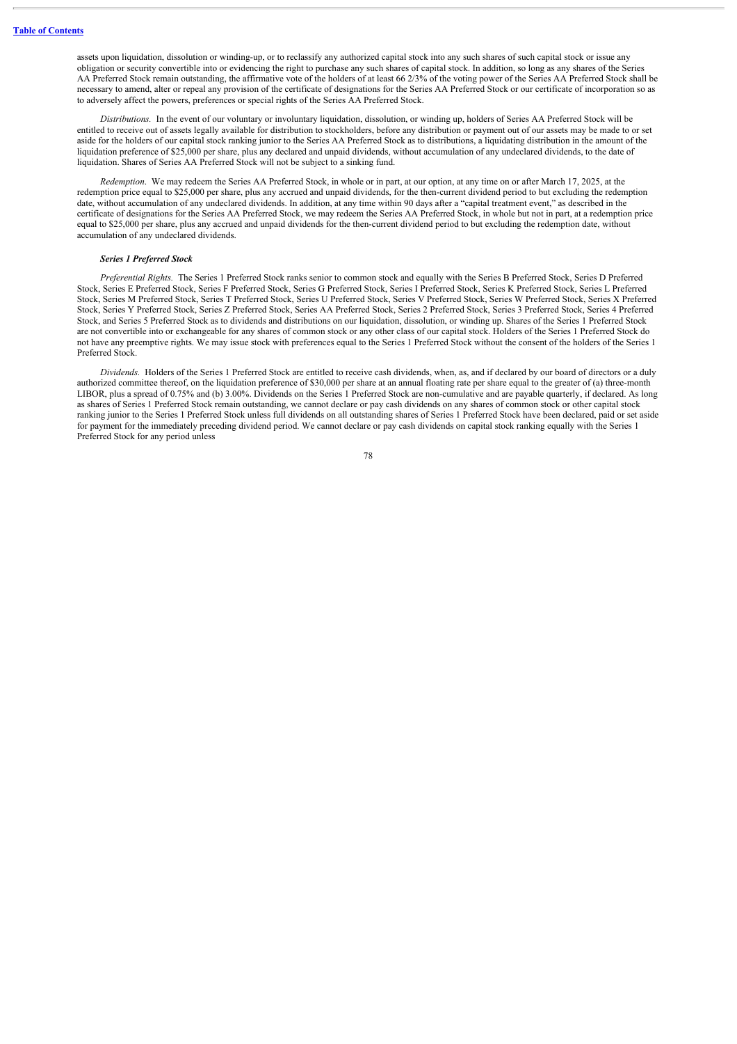assets upon liquidation, dissolution or winding-up, or to reclassify any authorized capital stock into any such shares of such capital stock or issue any obligation or security convertible into or evidencing the right to purchase any such shares of capital stock. In addition, so long as any shares of the Series AA Preferred Stock remain outstanding, the affirmative vote of the holders of at least 66 2/3% of the voting power of the Series AA Preferred Stock shall be necessary to amend, alter or repeal any provision of the certificate of designations for the Series AA Preferred Stock or our certificate of incorporation so as to adversely affect the powers, preferences or special rights of the Series AA Preferred Stock.

*Distributions.* In the event of our voluntary or involuntary liquidation, dissolution, or winding up, holders of Series AA Preferred Stock will be entitled to receive out of assets legally available for distribution to stockholders, before any distribution or payment out of our assets may be made to or set aside for the holders of our capital stock ranking junior to the Series AA Preferred Stock as to distributions, a liquidating distribution in the amount of the liquidation preference of $25,000 per share, plus any declared and unpaid dividends, without accumulation of any undeclared dividends, to the date of liquidation. Shares of Series AA Preferred Stock will not be subject to a sinking fund.

*Redemption.* We may redeem the Series AA Preferred Stock, in whole or in part, at our option, at any time on or after March 17, 2025, at the redemption price equal to $25,000 per share, plus any accrued and unpaid dividends, for the then-current dividend period to but excluding the redemption date, without accumulation of any undeclared dividends. In addition, at any time within 90 days after a "capital treatment event," as described in the certificate of designations for the Series AA Preferred Stock, we may redeem the Series AA Preferred Stock, in whole but not in part, at a redemption price equal to $25,000 per share, plus any accrued and unpaid dividends for the then-current dividend period to but excluding the redemption date, without accumulation of any undeclared dividends.

***Series 1 Preferred Stock***

*Preferential Rights.* The Series 1 Preferred Stock ranks senior to common stock and equally with the Series B Preferred Stock, Series D Preferred Stock, Series E Preferred Stock, Series F Preferred Stock, Series G Preferred Stock, Series I Preferred Stock, Series K Preferred Stock, Series L Preferred Stock, Series M Preferred Stock, Series T Preferred Stock, Series U Preferred Stock, Series V Preferred Stock, Series W Preferred Stock, Series X Preferred Stock, Series Y Preferred Stock, Series Z Preferred Stock, Series AA Preferred Stock, Series 2 Preferred Stock, Series 3 Preferred Stock, Series 4 Preferred Stock, and Series 5 Preferred Stock as to dividends and distributions on our liquidation, dissolution, or winding up. Shares of the Series 1 Preferred Stock are not convertible into or exchangeable for any shares of common stock or any other class of our capital stock. Holders of the Series 1 Preferred Stock do not have any preemptive rights. We may issue stock with preferences equal to the Series 1 Preferred Stock without the consent of the holders of the Series 1 Preferred Stock.

*Dividends.* Holders of the Series 1 Preferred Stock are entitled to receive cash dividends, when, as, and if declared by our board of directors or a duly authorized committee thereof, on the liquidation preference of $30,000 per share at an annual floating rate per share equal to the greater of (a) three-month LIBOR, plus a spread of 0.75% and (b) 3.00%. Dividends on the Series 1 Preferred Stock are non-cumulative and are payable quarterly, if declared. As long as shares of Series 1 Preferred Stock remain outstanding, we cannot declare or pay cash dividends on any shares of common stock or other capital stock ranking junior to the Series 1 Preferred Stock unless full dividends on all outstanding shares of Series 1 Preferred Stock have been declared, paid or set aside for payment for the immediately preceding dividend period. We cannot declare or pay cash dividends on capital stock ranking equally with the Series 1 Preferred Stock for any period unless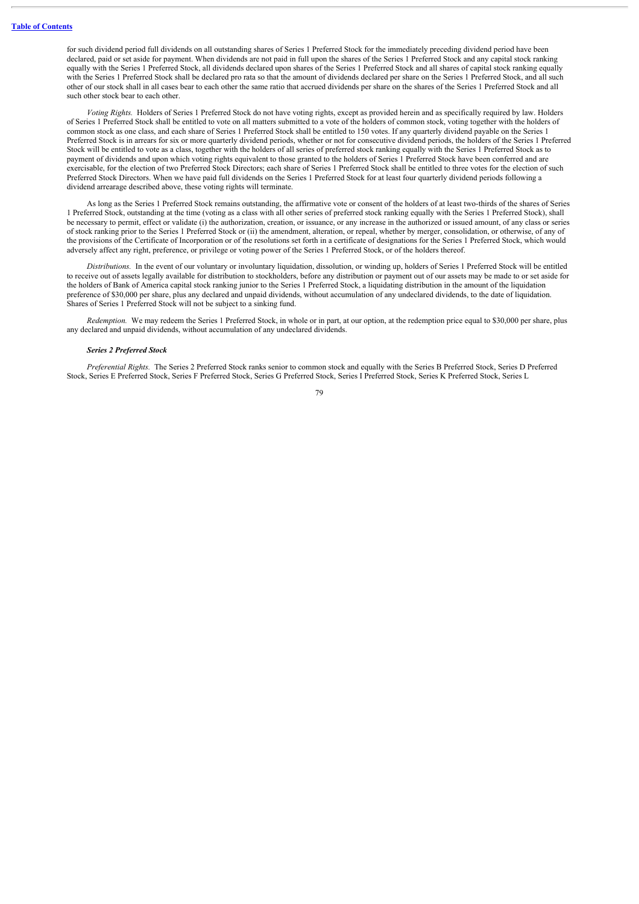for such dividend period full dividends on all outstanding shares of Series 1 Preferred Stock for the immediately preceding dividend period have been declared, paid or set aside for payment. When dividends are not paid in full upon the shares of the Series 1 Preferred Stock and any capital stock ranking equally with the Series 1 Preferred Stock, all dividends declared upon shares of the Series 1 Preferred Stock and all shares of capital stock ranking equally with the Series 1 Preferred Stock shall be declared pro rata so that the amount of dividends declared per share on the Series 1 Preferred Stock, and all such other of our stock shall in all cases bear to each other the same ratio that accrued dividends per share on the shares of the Series 1 Preferred Stock and all such other stock bear to each other.

*Voting Rights.* Holders of Series 1 Preferred Stock do not have voting rights, except as provided herein and as specifically required by law. Holders of Series 1 Preferred Stock shall be entitled to vote on all matters submitted to a vote of the holders of common stock, voting together with the holders of common stock as one class, and each share of Series 1 Preferred Stock shall be entitled to 150 votes. If any quarterly dividend payable on the Series 1 Preferred Stock is in arrears for six or more quarterly dividend periods, whether or not for consecutive dividend periods, the holders of the Series 1 Preferred Stock will be entitled to vote as a class, together with the holders of all series of preferred stock ranking equally with the Series 1 Preferred Stock as to payment of dividends and upon which voting rights equivalent to those granted to the holders of Series 1 Preferred Stock have been conferred and are exercisable, for the election of two Preferred Stock Directors; each share of Series 1 Preferred Stock shall be entitled to three votes for the election of such Preferred Stock Directors. When we have paid full dividends on the Series 1 Preferred Stock for at least four quarterly dividend periods following a dividend arrearage described above, these voting rights will terminate.

As long as the Series 1 Preferred Stock remains outstanding, the affirmative vote or consent of the holders of at least two-thirds of the shares of Series 1 Preferred Stock, outstanding at the time (voting as a class with all other series of preferred stock ranking equally with the Series 1 Preferred Stock), shall be necessary to permit, effect or validate (i) the authorization, creation, or issuance, or any increase in the authorized or issued amount, of any class or series of stock ranking prior to the Series 1 Preferred Stock or (ii) the amendment, alteration, or repeal, whether by merger, consolidation, or otherwise, of any of the provisions of the Certificate of Incorporation or of the resolutions set forth in a certificate of designations for the Series 1 Preferred Stock, which would adversely affect any right, preference, or privilege or voting power of the Series 1 Preferred Stock, or of the holders thereof.

*Distributions.* In the event of our voluntary or involuntary liquidation, dissolution, or winding up, holders of Series 1 Preferred Stock will be entitled to receive out of assets legally available for distribution to stockholders, before any distribution or payment out of our assets may be made to or set aside for the holders of Bank of America capital stock ranking junior to the Series 1 Preferred Stock, a liquidating distribution in the amount of the liquidation preference of $30,000 per share, plus any declared and unpaid dividends, without accumulation of any undeclared dividends, to the date of liquidation. Shares of Series 1 Preferred Stock will not be subject to a sinking fund.

*Redemption.* We may redeem the Series 1 Preferred Stock, in whole or in part, at our option, at the redemption price equal to $30,000 per share, plus any declared and unpaid dividends, without accumulation of any undeclared dividends.

***Series 2 Preferred Stock***

*Preferential Rights.* The Series 2 Preferred Stock ranks senior to common stock and equally with the Series B Preferred Stock, Series D Preferred Stock, Series E Preferred Stock, Series F Preferred Stock, Series G Preferred Stock, Series I Preferred Stock, Series K Preferred Stock, Series L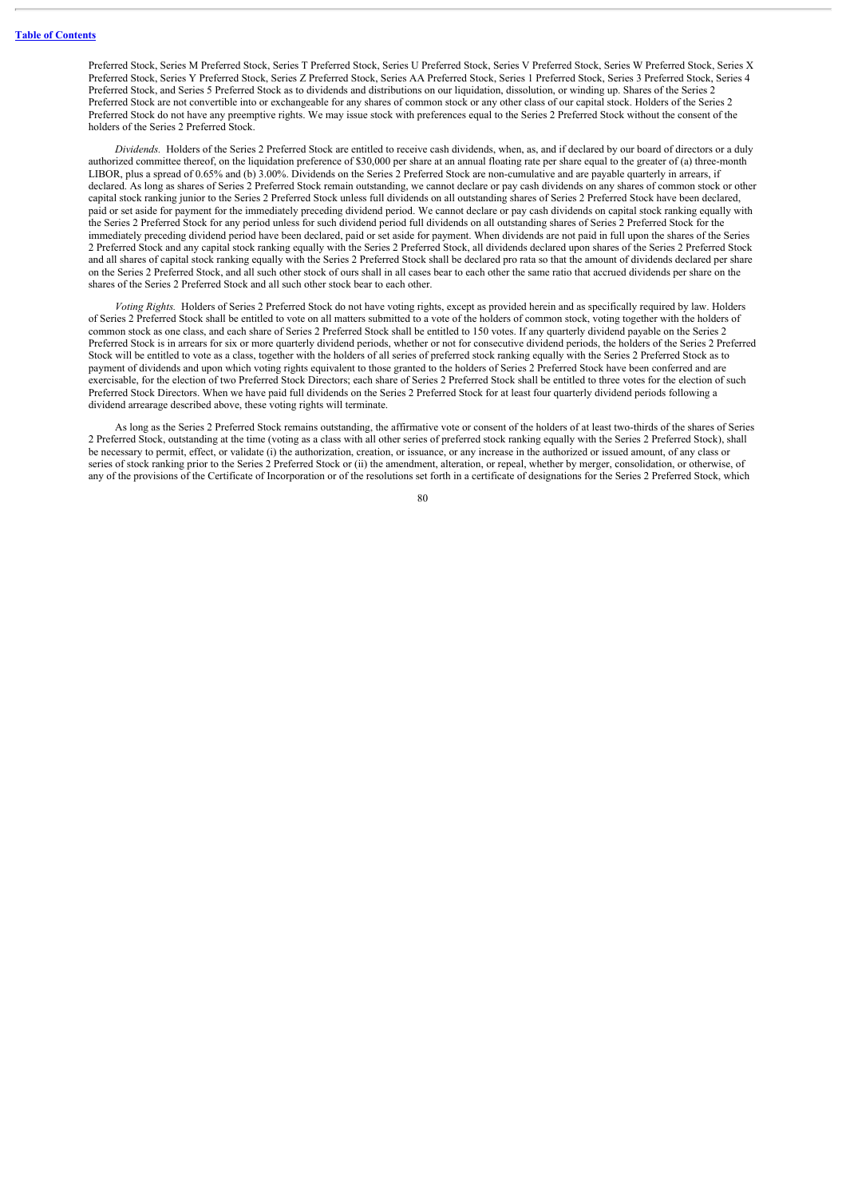Preferred Stock, Series M Preferred Stock, Series T Preferred Stock, Series U Preferred Stock, Series V Preferred Stock, Series W Preferred Stock, Series X Preferred Stock, Series Y Preferred Stock, Series Z Preferred Stock, Series AA Preferred Stock, Series 1 Preferred Stock, Series 3 Preferred Stock, Series 4 Preferred Stock, and Series 5 Preferred Stock as to dividends and distributions on our liquidation, dissolution, or winding up. Shares of the Series 2 Preferred Stock are not convertible into or exchangeable for any shares of common stock or any other class of our capital stock. Holders of the Series 2 Preferred Stock do not have any preemptive rights. We may issue stock with preferences equal to the Series 2 Preferred Stock without the consent of the holders of the Series 2 Preferred Stock.

*Dividends.* Holders of the Series 2 Preferred Stock are entitled to receive cash dividends, when, as, and if declared by our board of directors or a duly authorized committee thereof, on the liquidation preference of $30,000 per share at an annual floating rate per share equal to the greater of (a) three-month LIBOR, plus a spread of 0.65% and (b) 3.00%. Dividends on the Series 2 Preferred Stock are non-cumulative and are payable quarterly in arrears, if declared. As long as shares of Series 2 Preferred Stock remain outstanding, we cannot declare or pay cash dividends on any shares of common stock or other capital stock ranking junior to the Series 2 Preferred Stock unless full dividends on all outstanding shares of Series 2 Preferred Stock have been declared, paid or set aside for payment for the immediately preceding dividend period. We cannot declare or pay cash dividends on capital stock ranking equally with the Series 2 Preferred Stock for any period unless for such dividend period full dividends on all outstanding shares of Series 2 Preferred Stock for the immediately preceding dividend period have been declared, paid or set aside for payment. When dividends are not paid in full upon the shares of the Series 2 Preferred Stock and any capital stock ranking equally with the Series 2 Preferred Stock, all dividends declared upon shares of the Series 2 Preferred Stock and all shares of capital stock ranking equally with the Series 2 Preferred Stock shall be declared pro rata so that the amount of dividends declared per share on the Series 2 Preferred Stock, and all such other stock of ours shall in all cases bear to each other the same ratio that accrued dividends per share on the shares of the Series 2 Preferred Stock and all such other stock bear to each other.

*Voting Rights.* Holders of Series 2 Preferred Stock do not have voting rights, except as provided herein and as specifically required by law. Holders of Series 2 Preferred Stock shall be entitled to vote on all matters submitted to a vote of the holders of common stock, voting together with the holders of common stock as one class, and each share of Series 2 Preferred Stock shall be entitled to 150 votes. If any quarterly dividend payable on the Series 2 Preferred Stock is in arrears for six or more quarterly dividend periods, whether or not for consecutive dividend periods, the holders of the Series 2 Preferred Stock will be entitled to vote as a class, together with the holders of all series of preferred stock ranking equally with the Series 2 Preferred Stock as to payment of dividends and upon which voting rights equivalent to those granted to the holders of Series 2 Preferred Stock have been conferred and are exercisable, for the election of two Preferred Stock Directors; each share of Series 2 Preferred Stock shall be entitled to three votes for the election of such Preferred Stock Directors. When we have paid full dividends on the Series 2 Preferred Stock for at least four quarterly dividend periods following a dividend arrearage described above, these voting rights will terminate.

As long as the Series 2 Preferred Stock remains outstanding, the affirmative vote or consent of the holders of at least two-thirds of the shares of Series 2 Preferred Stock, outstanding at the time (voting as a class with all other series of preferred stock ranking equally with the Series 2 Preferred Stock), shall be necessary to permit, effect, or validate (i) the authorization, creation, or issuance, or any increase in the authorized or issued amount, of any class or series of stock ranking prior to the Series 2 Preferred Stock or (ii) the amendment, alteration, or repeal, whether by merger, consolidation, or otherwise, of any of the provisions of the Certificate of Incorporation or of the resolutions set forth in a certificate of designations for the Series 2 Preferred Stock, which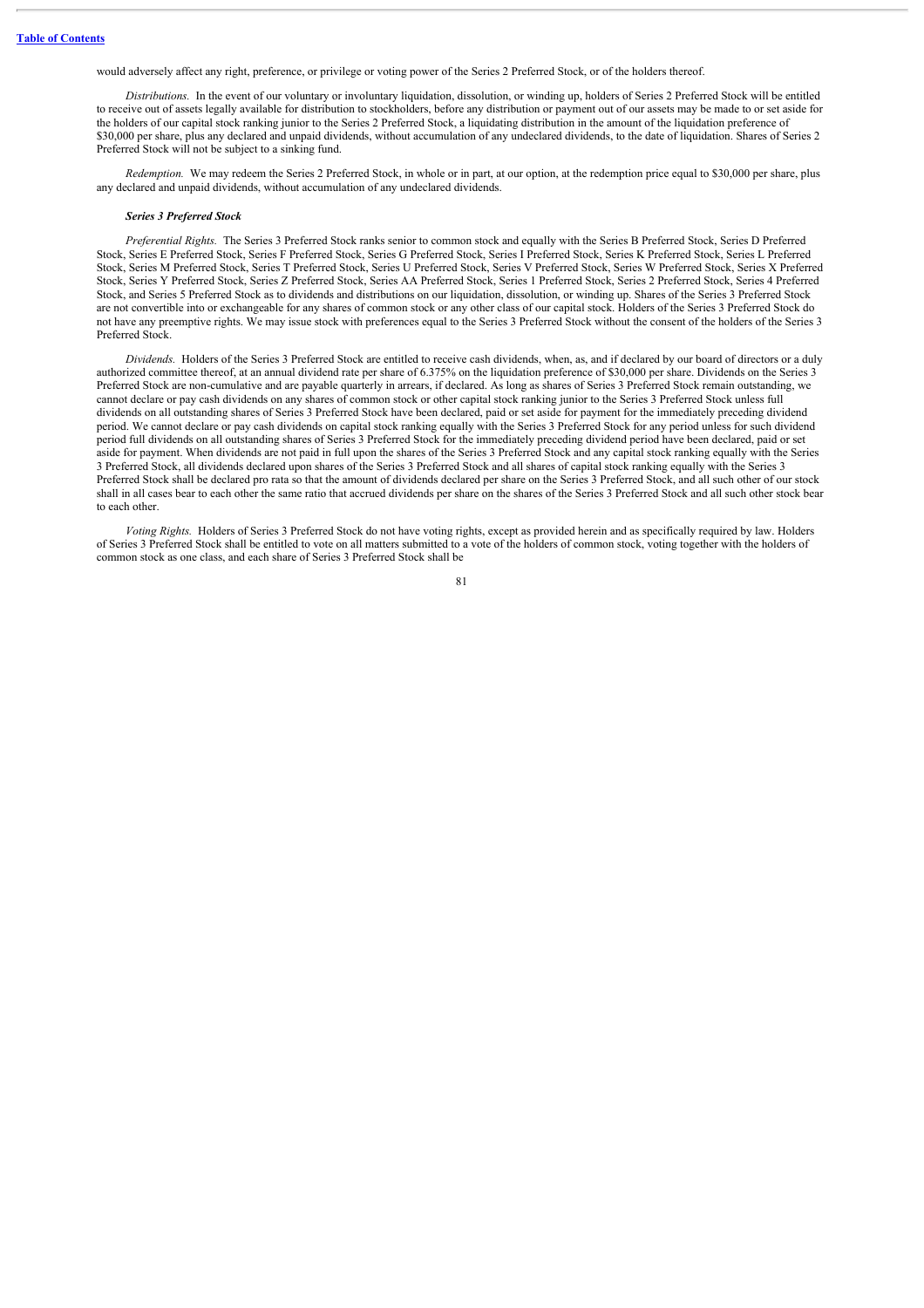would adversely affect any right, preference, or privilege or voting power of the Series 2 Preferred Stock, or of the holders thereof.

*Distributions.* In the event of our voluntary or involuntary liquidation, dissolution, or winding up, holders of Series 2 Preferred Stock will be entitled to receive out of assets legally available for distribution to stockholders, before any distribution or payment out of our assets may be made to or set aside for the holders of our capital stock ranking junior to the Series 2 Preferred Stock, a liquidating distribution in the amount of the liquidation preference of $30,000 per share, plus any declared and unpaid dividends, without accumulation of any undeclared dividends, to the date of liquidation. Shares of Series 2 Preferred Stock will not be subject to a sinking fund.

*Redemption.* We may redeem the Series 2 Preferred Stock, in whole or in part, at our option, at the redemption price equal to $30,000 per share, plus any declared and unpaid dividends, without accumulation of any undeclared dividends.

***Series 3 Preferred Stock***

*Preferential Rights.* The Series 3 Preferred Stock ranks senior to common stock and equally with the Series B Preferred Stock, Series D Preferred Stock, Series E Preferred Stock, Series F Preferred Stock, Series G Preferred Stock, Series I Preferred Stock, Series K Preferred Stock, Series L Preferred Stock, Series M Preferred Stock, Series T Preferred Stock, Series U Preferred Stock, Series V Preferred Stock, Series W Preferred Stock, Series X Preferred Stock, Series Y Preferred Stock, Series Z Preferred Stock, Series AA Preferred Stock, Series 1 Preferred Stock, Series 2 Preferred Stock, Series 4 Preferred Stock, and Series 5 Preferred Stock as to dividends and distributions on our liquidation, dissolution, or winding up. Shares of the Series 3 Preferred Stock are not convertible into or exchangeable for any shares of common stock or any other class of our capital stock. Holders of the Series 3 Preferred Stock do not have any preemptive rights. We may issue stock with preferences equal to the Series 3 Preferred Stock without the consent of the holders of the Series 3 Preferred Stock.

*Dividends.* Holders of the Series 3 Preferred Stock are entitled to receive cash dividends, when, as, and if declared by our board of directors or a duly authorized committee thereof, at an annual dividend rate per share of 6.375% on the liquidation preference of $30,000 per share. Dividends on the Series 3 Preferred Stock are non-cumulative and are payable quarterly in arrears, if declared. As long as shares of Series 3 Preferred Stock remain outstanding, we cannot declare or pay cash dividends on any shares of common stock or other capital stock ranking junior to the Series 3 Preferred Stock unless full dividends on all outstanding shares of Series 3 Preferred Stock have been declared, paid or set aside for payment for the immediately preceding dividend period. We cannot declare or pay cash dividends on capital stock ranking equally with the Series 3 Preferred Stock for any period unless for such dividend period full dividends on all outstanding shares of Series 3 Preferred Stock for the immediately preceding dividend period have been declared, paid or set aside for payment. When dividends are not paid in full upon the shares of the Series 3 Preferred Stock and any capital stock ranking equally with the Series 3 Preferred Stock, all dividends declared upon shares of the Series 3 Preferred Stock and all shares of capital stock ranking equally with the Series 3 Preferred Stock shall be declared pro rata so that the amount of dividends declared per share on the Series 3 Preferred Stock, and all such other of our stock shall in all cases bear to each other the same ratio that accrued dividends per share on the shares of the Series 3 Preferred Stock and all such other stock bear to each other.

*Voting Rights.* Holders of Series 3 Preferred Stock do not have voting rights, except as provided herein and as specifically required by law. Holders of Series 3 Preferred Stock shall be entitled to vote on all matters submitted to a vote of the holders of common stock, voting together with the holders of common stock as one class, and each share of Series 3 Preferred Stock shall be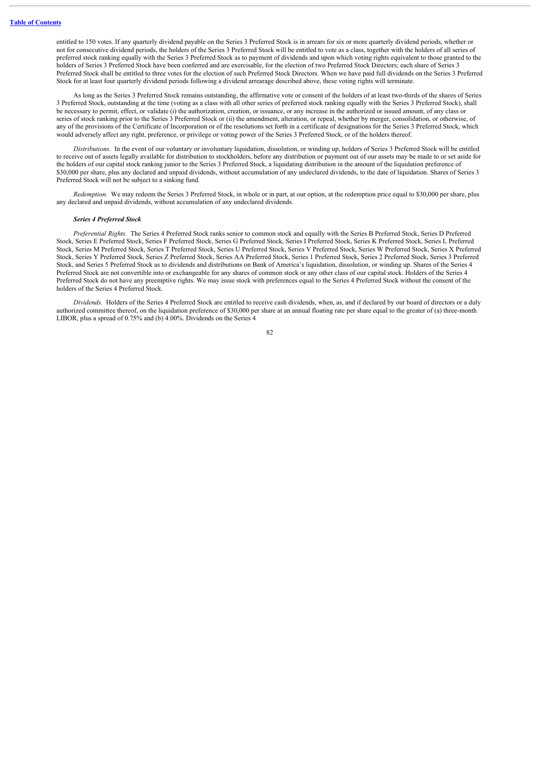entitled to 150 votes. If any quarterly dividend payable on the Series 3 Preferred Stock is in arrears for six or more quarterly dividend periods, whether or not for consecutive dividend periods, the holders of the Series 3 Preferred Stock will be entitled to vote as a class, together with the holders of all series of preferred stock ranking equally with the Series 3 Preferred Stock as to payment of dividends and upon which voting rights equivalent to those granted to the holders of Series 3 Preferred Stock have been conferred and are exercisable, for the election of two Preferred Stock Directors; each share of Series 3 Preferred Stock shall be entitled to three votes for the election of such Preferred Stock Directors. When we have paid full dividends on the Series 3 Preferred Stock for at least four quarterly dividend periods following a dividend arrearage described above, these voting rights will terminate.

As long as the Series 3 Preferred Stock remains outstanding, the affirmative vote or consent of the holders of at least two-thirds of the shares of Series 3 Preferred Stock, outstanding at the time (voting as a class with all other series of preferred stock ranking equally with the Series 3 Preferred Stock), shall be necessary to permit, effect, or validate (i) the authorization, creation, or issuance, or any increase in the authorized or issued amount, of any class or series of stock ranking prior to the Series 3 Preferred Stock or (ii) the amendment, alteration, or repeal, whether by merger, consolidation, or otherwise, of any of the provisions of the Certificate of Incorporation or of the resolutions set forth in a certificate of designations for the Series 3 Preferred Stock, which would adversely affect any right, preference, or privilege or voting power of the Series 3 Preferred Stock, or of the holders thereof.

*Distributions.* In the event of our voluntary or involuntary liquidation, dissolution, or winding up, holders of Series 3 Preferred Stock will be entitled to receive out of assets legally available for distribution to stockholders, before any distribution or payment out of our assets may be made to or set aside for the holders of our capital stock ranking junior to the Series 3 Preferred Stock, a liquidating distribution in the amount of the liquidation preference of $30,000 per share, plus any declared and unpaid dividends, without accumulation of any undeclared dividends, to the date of liquidation. Shares of Series 3 Preferred Stock will not be subject to a sinking fund.

*Redemption.* We may redeem the Series 3 Preferred Stock, in whole or in part, at our option, at the redemption price equal to $30,000 per share, plus any declared and unpaid dividends, without accumulation of any undeclared dividends.

***Series 4 Preferred Stock***

*Preferential Rights.* The Series 4 Preferred Stock ranks senior to common stock and equally with the Series B Preferred Stock, Series D Preferred Stock, Series E Preferred Stock, Series F Preferred Stock, Series G Preferred Stock, Series I Preferred Stock, Series K Preferred Stock, Series L Preferred Stock, Series M Preferred Stock, Series T Preferred Stock, Series U Preferred Stock, Series V Preferred Stock, Series W Preferred Stock, Series X Preferred Stock, Series Y Preferred Stock, Series Z Preferred Stock, Series AA Preferred Stock, Series 1 Preferred Stock, Series 2 Preferred Stock, Series 3 Preferred Stock, and Series 5 Preferred Stock as to dividends and distributions on Bank of America's liquidation, dissolution, or winding up. Shares of the Series 4 Preferred Stock are not convertible into or exchangeable for any shares of common stock or any other class of our capital stock. Holders of the Series 4 Preferred Stock do not have any preemptive rights. We may issue stock with preferences equal to the Series 4 Preferred Stock without the consent of the holders of the Series 4 Preferred Stock.

*Dividends.* Holders of the Series 4 Preferred Stock are entitled to receive cash dividends, when, as, and if declared by our board of directors or a duly authorized committee thereof, on the liquidation preference of $30,000 per share at an annual floating rate per share equal to the greater of (a) three-month LIBOR, plus a spread of 0.75% and (b) 4.00%. Dividends on the Series 4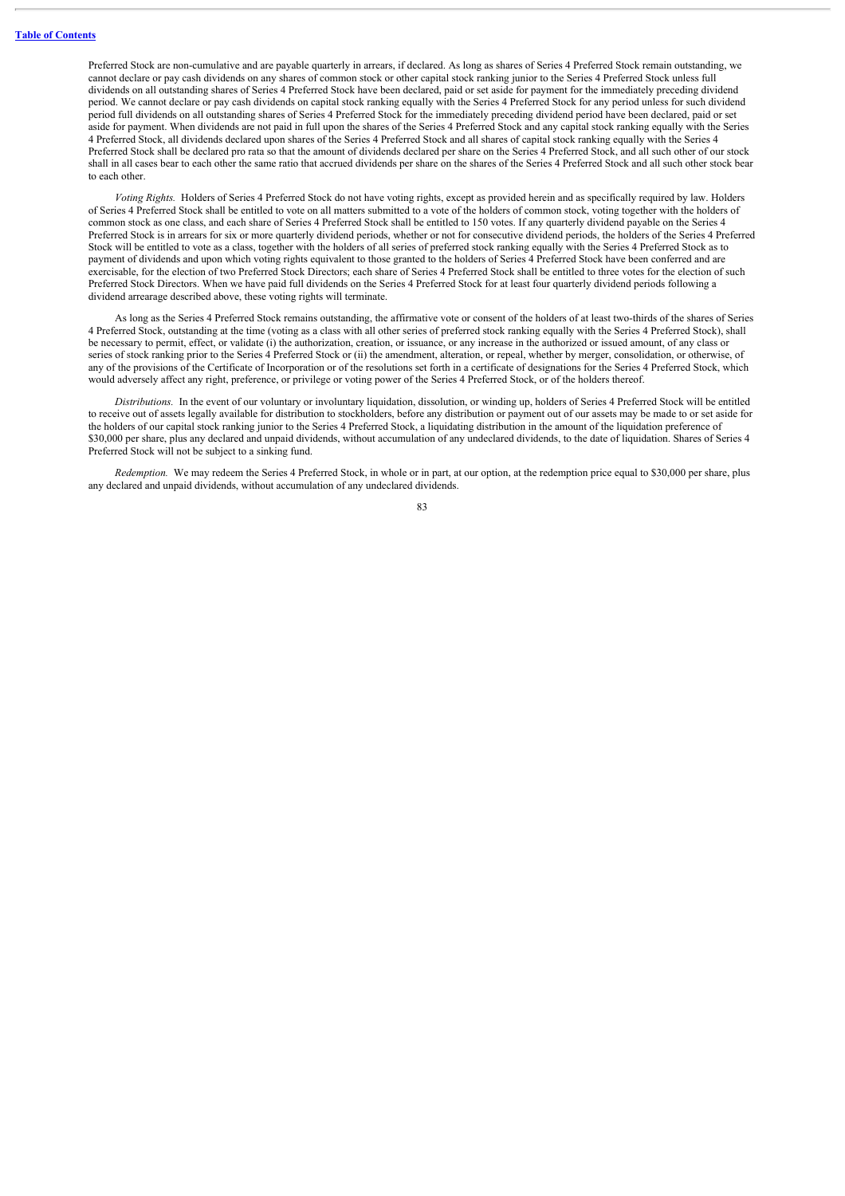Preferred Stock are non-cumulative and are payable quarterly in arrears, if declared. As long as shares of Series 4 Preferred Stock remain outstanding, we cannot declare or pay cash dividends on any shares of common stock or other capital stock ranking junior to the Series 4 Preferred Stock unless full dividends on all outstanding shares of Series 4 Preferred Stock have been declared, paid or set aside for payment for the immediately preceding dividend period. We cannot declare or pay cash dividends on capital stock ranking equally with the Series 4 Preferred Stock for any period unless for such dividend period full dividends on all outstanding shares of Series 4 Preferred Stock for the immediately preceding dividend period have been declared, paid or set aside for payment. When dividends are not paid in full upon the shares of the Series 4 Preferred Stock and any capital stock ranking equally with the Series 4 Preferred Stock, all dividends declared upon shares of the Series 4 Preferred Stock and all shares of capital stock ranking equally with the Series 4 Preferred Stock shall be declared pro rata so that the amount of dividends declared per share on the Series 4 Preferred Stock, and all such other of our stock shall in all cases bear to each other the same ratio that accrued dividends per share on the shares of the Series 4 Preferred Stock and all such other stock bear to each other.

*Voting Rights.* Holders of Series 4 Preferred Stock do not have voting rights, except as provided herein and as specifically required by law. Holders of Series 4 Preferred Stock shall be entitled to vote on all matters submitted to a vote of the holders of common stock, voting together with the holders of common stock as one class, and each share of Series 4 Preferred Stock shall be entitled to 150 votes. If any quarterly dividend payable on the Series 4 Preferred Stock is in arrears for six or more quarterly dividend periods, whether or not for consecutive dividend periods, the holders of the Series 4 Preferred Stock will be entitled to vote as a class, together with the holders of all series of preferred stock ranking equally with the Series 4 Preferred Stock as to payment of dividends and upon which voting rights equivalent to those granted to the holders of Series 4 Preferred Stock have been conferred and are exercisable, for the election of two Preferred Stock Directors; each share of Series 4 Preferred Stock shall be entitled to three votes for the election of such Preferred Stock Directors. When we have paid full dividends on the Series 4 Preferred Stock for at least four quarterly dividend periods following a dividend arrearage described above, these voting rights will terminate.

As long as the Series 4 Preferred Stock remains outstanding, the affirmative vote or consent of the holders of at least two-thirds of the shares of Series 4 Preferred Stock, outstanding at the time (voting as a class with all other series of preferred stock ranking equally with the Series 4 Preferred Stock), shall be necessary to permit, effect, or validate (i) the authorization, creation, or issuance, or any increase in the authorized or issued amount, of any class or series of stock ranking prior to the Series 4 Preferred Stock or (ii) the amendment, alteration, or repeal, whether by merger, consolidation, or otherwise, of any of the provisions of the Certificate of Incorporation or of the resolutions set forth in a certificate of designations for the Series 4 Preferred Stock, which would adversely affect any right, preference, or privilege or voting power of the Series 4 Preferred Stock, or of the holders thereof.

*Distributions.* In the event of our voluntary or involuntary liquidation, dissolution, or winding up, holders of Series 4 Preferred Stock will be entitled to receive out of assets legally available for distribution to stockholders, before any distribution or payment out of our assets may be made to or set aside for the holders of our capital stock ranking junior to the Series 4 Preferred Stock, a liquidating distribution in the amount of the liquidation preference of $30,000 per share, plus any declared and unpaid dividends, without accumulation of any undeclared dividends, to the date of liquidation. Shares of Series 4 Preferred Stock will not be subject to a sinking fund.

*Redemption.* We may redeem the Series 4 Preferred Stock, in whole or in part, at our option, at the redemption price equal to $30,000 per share, plus any declared and unpaid dividends, without accumulation of any undeclared dividends.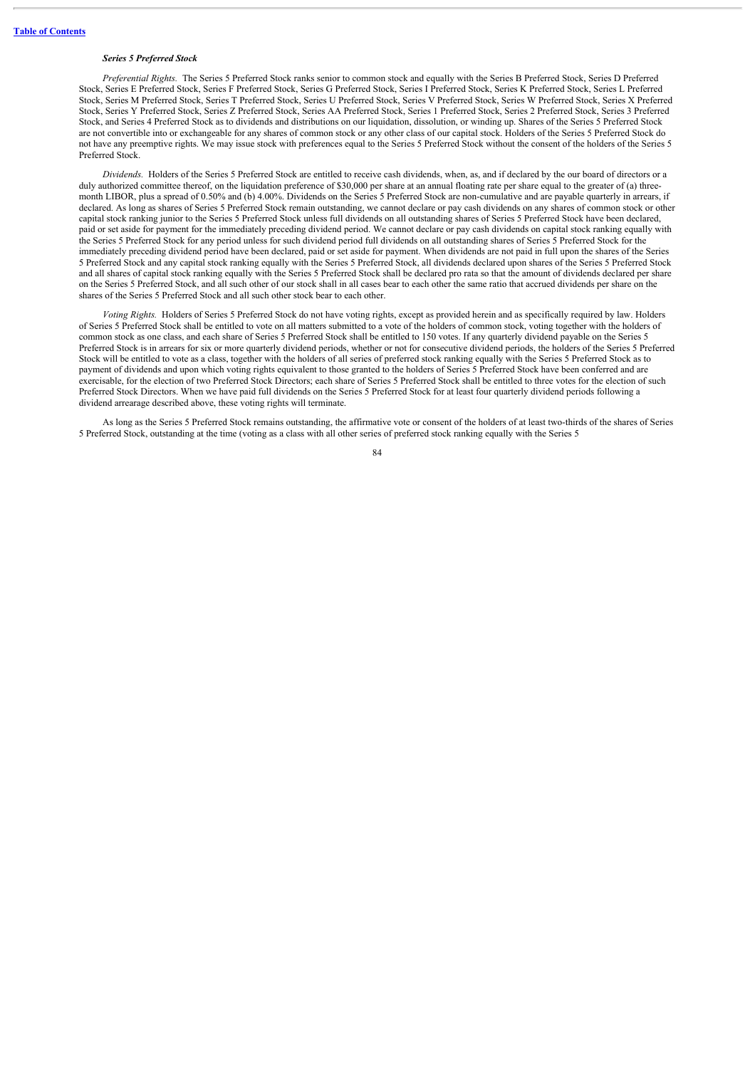### *Series 5 Preferred Stock*

*Preferential Rights.* The Series 5 Preferred Stock ranks senior to common stock and equally with the Series B Preferred Stock, Series D Preferred Stock, Series E Preferred Stock, Series F Preferred Stock, Series G Preferred Stock, Series I Preferred Stock, Series K Preferred Stock, Series L Preferred Stock, Series M Preferred Stock, Series T Preferred Stock, Series U Preferred Stock, Series V Preferred Stock, Series W Preferred Stock, Series X Preferred Stock, Series Y Preferred Stock, Series Z Preferred Stock, Series AA Preferred Stock, Series 1 Preferred Stock, Series 2 Preferred Stock, Series 3 Preferred Stock, and Series 4 Preferred Stock as to dividends and distributions on our liquidation, dissolution, or winding up. Shares of the Series 5 Preferred Stock are not convertible into or exchangeable for any shares of common stock or any other class of our capital stock. Holders of the Series 5 Preferred Stock do not have any preemptive rights. We may issue stock with preferences equal to the Series 5 Preferred Stock without the consent of the holders of the Series 5 Preferred Stock.

*Dividends.* Holders of the Series 5 Preferred Stock are entitled to receive cash dividends, when, as, and if declared by the our board of directors or a duly authorized committee thereof, on the liquidation preference of $30,000 per share at an annual floating rate per share equal to the greater of (a) three-month LIBOR, plus a spread of 0.50% and (b) 4.00%. Dividends on the Series 5 Preferred Stock are non-cumulative and are payable quarterly in arrears, if declared. As long as shares of Series 5 Preferred Stock remain outstanding, we cannot declare or pay cash dividends on any shares of common stock or other capital stock ranking junior to the Series 5 Preferred Stock unless full dividends on all outstanding shares of Series 5 Preferred Stock have been declared, paid or set aside for payment for the immediately preceding dividend period. We cannot declare or pay cash dividends on capital stock ranking equally with the Series 5 Preferred Stock for any period unless for such dividend period full dividends on all outstanding shares of Series 5 Preferred Stock for the immediately preceding dividend period have been declared, paid or set aside for payment. When dividends are not paid in full upon the shares of the Series 5 Preferred Stock and any capital stock ranking equally with the Series 5 Preferred Stock, all dividends declared upon shares of the Series 5 Preferred Stock and all shares of capital stock ranking equally with the Series 5 Preferred Stock shall be declared pro rata so that the amount of dividends declared per share on the Series 5 Preferred Stock, and all such other of our stock shall in all cases bear to each other the same ratio that accrued dividends per share on the shares of the Series 5 Preferred Stock and all such other stock bear to each other.

*Voting Rights.* Holders of Series 5 Preferred Stock do not have voting rights, except as provided herein and as specifically required by law. Holders of Series 5 Preferred Stock shall be entitled to vote on all matters submitted to a vote of the holders of common stock, voting together with the holders of common stock as one class, and each share of Series 5 Preferred Stock shall be entitled to 150 votes. If any quarterly dividend payable on the Series 5 Preferred Stock is in arrears for six or more quarterly dividend periods, whether or not for consecutive dividend periods, the holders of the Series 5 Preferred Stock will be entitled to vote as a class, together with the holders of all series of preferred stock ranking equally with the Series 5 Preferred Stock as to payment of dividends and upon which voting rights equivalent to those granted to the holders of Series 5 Preferred Stock have been conferred and are exercisable, for the election of two Preferred Stock Directors; each share of Series 5 Preferred Stock shall be entitled to three votes for the election of such Preferred Stock Directors. When we have paid full dividends on the Series 5 Preferred Stock for at least four quarterly dividend periods following a dividend arrearage described above, these voting rights will terminate.

As long as the Series 5 Preferred Stock remains outstanding, the affirmative vote or consent of the holders of at least two-thirds of the shares of Series 5 Preferred Stock, outstanding at the time (voting as a class with all other series of preferred stock ranking equally with the Series 5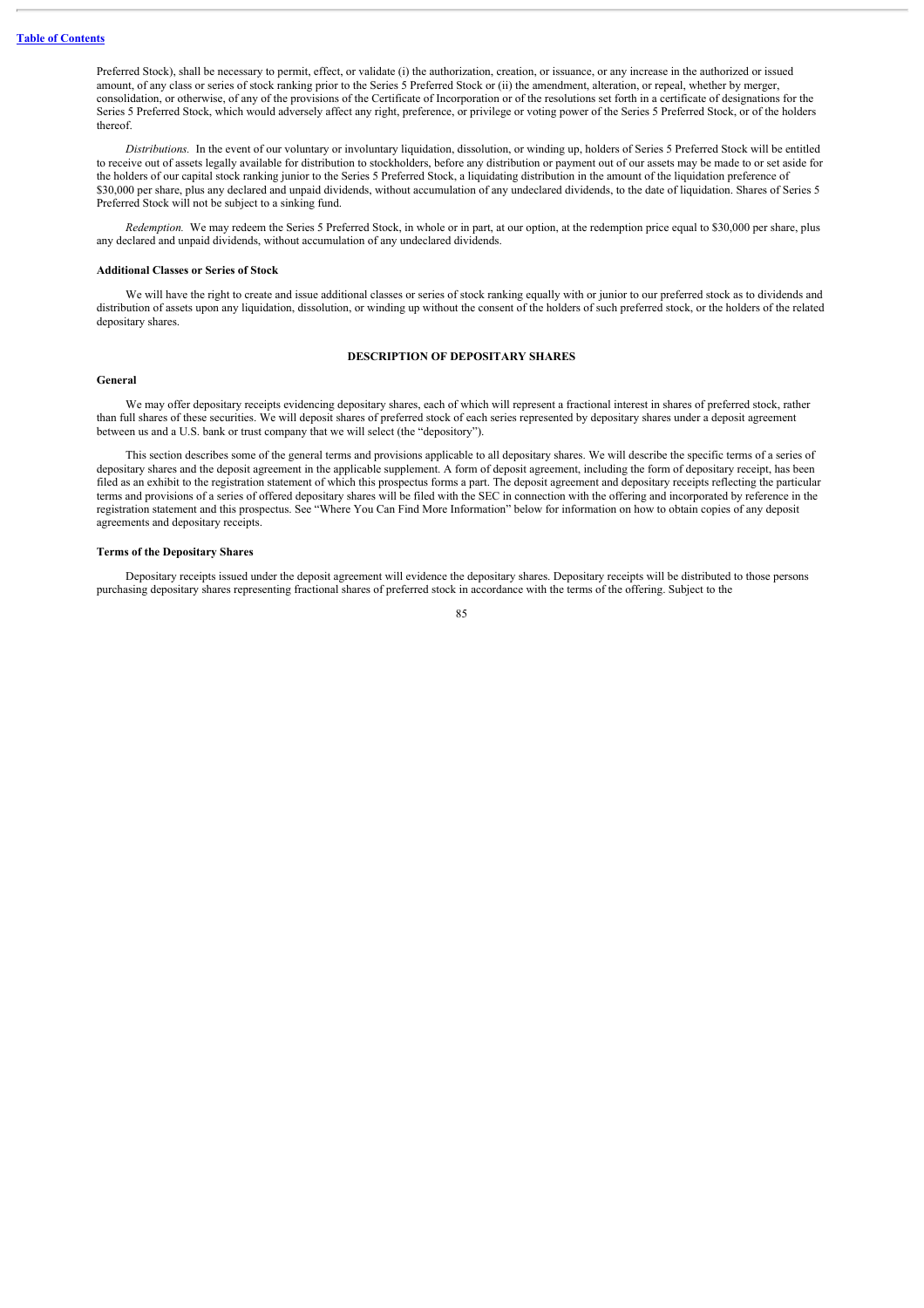Preferred Stock), shall be necessary to permit, effect, or validate (i) the authorization, creation, or issuance, or any increase in the authorized or issued amount, of any class or series of stock ranking prior to the Series 5 Preferred Stock or (ii) the amendment, alteration, or repeal, whether by merger, consolidation, or otherwise, of any of the provisions of the Certificate of Incorporation or of the resolutions set forth in a certificate of designations for the Series 5 Preferred Stock, which would adversely affect any right, preference, or privilege or voting power of the Series 5 Preferred Stock, or of the holders thereof.

*Distributions.* In the event of our voluntary or involuntary liquidation, dissolution, or winding up, holders of Series 5 Preferred Stock will be entitled to receive out of assets legally available for distribution to stockholders, before any distribution or payment out of our assets may be made to or set aside for the holders of our capital stock ranking junior to the Series 5 Preferred Stock, a liquidating distribution in the amount of the liquidation preference of $30,000 per share, plus any declared and unpaid dividends, without accumulation of any undeclared dividends, to the date of liquidation. Shares of Series 5 Preferred Stock will not be subject to a sinking fund.

*Redemption.* We may redeem the Series 5 Preferred Stock, in whole or in part, at our option, at the redemption price equal to $30,000 per share, plus any declared and unpaid dividends, without accumulation of any undeclared dividends.

### Additional Classes or Series of Stock

We will have the right to create and issue additional classes or series of stock ranking equally with or junior to our preferred stock as to dividends and distribution of assets upon any liquidation, dissolution, or winding up without the consent of the holders of such preferred stock, or the holders of the related depositary shares.

## DESCRIPTION OF DEPOSITARY SHARES

### General

We may offer depositary receipts evidencing depositary shares, each of which will represent a fractional interest in shares of preferred stock, rather than full shares of these securities. We will deposit shares of preferred stock of each series represented by depositary shares under a deposit agreement between us and a U.S. bank or trust company that we will select (the "depository").

This section describes some of the general terms and provisions applicable to all depositary shares. We will describe the specific terms of a series of depositary shares and the deposit agreement in the applicable supplement. A form of deposit agreement, including the form of depositary receipt, has been filed as an exhibit to the registration statement of which this prospectus forms a part. The deposit agreement and depositary receipts reflecting the particular terms and provisions of a series of offered depositary shares will be filed with the SEC in connection with the offering and incorporated by reference in the registration statement and this prospectus. See "Where You Can Find More Information" below for information on how to obtain copies of any deposit agreements and depositary receipts.

### Terms of the Depositary Shares

Depositary receipts issued under the deposit agreement will evidence the depositary shares. Depositary receipts will be distributed to those persons purchasing depositary shares representing fractional shares of preferred stock in accordance with the terms of the offering. Subject to the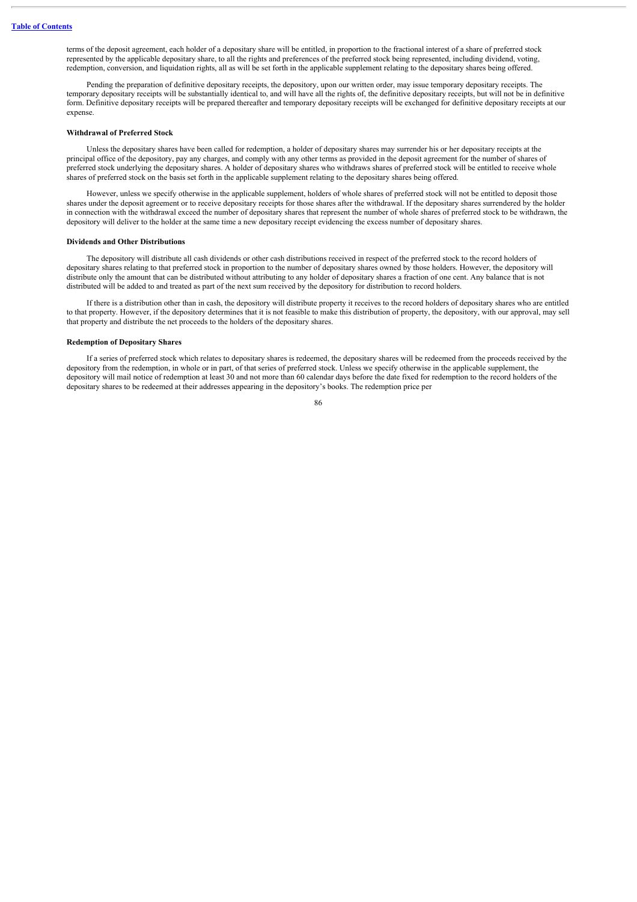terms of the deposit agreement, each holder of a depositary share will be entitled, in proportion to the fractional interest of a share of preferred stock represented by the applicable depositary share, to all the rights and preferences of the preferred stock being represented, including dividend, voting, redemption, conversion, and liquidation rights, all as will be set forth in the applicable supplement relating to the depositary shares being offered.

Pending the preparation of definitive depositary receipts, the depository, upon our written order, may issue temporary depositary receipts. The temporary depositary receipts will be substantially identical to, and will have all the rights of, the definitive depositary receipts, but will not be in definitive form. Definitive depositary receipts will be prepared thereafter and temporary depositary receipts will be exchanged for definitive depositary receipts at our expense.

**Withdrawal of Preferred Stock**

Unless the depositary shares have been called for redemption, a holder of depositary shares may surrender his or her depositary receipts at the principal office of the depository, pay any charges, and comply with any other terms as provided in the deposit agreement for the number of shares of preferred stock underlying the depositary shares. A holder of depositary shares who withdraws shares of preferred stock will be entitled to receive whole shares of preferred stock on the basis set forth in the applicable supplement relating to the depositary shares being offered.

However, unless we specify otherwise in the applicable supplement, holders of whole shares of preferred stock will not be entitled to deposit those shares under the deposit agreement or to receive depositary receipts for those shares after the withdrawal. If the depositary shares surrendered by the holder in connection with the withdrawal exceed the number of depositary shares that represent the number of whole shares of preferred stock to be withdrawn, the depository will deliver to the holder at the same time a new depositary receipt evidencing the excess number of depositary shares.

**Dividends and Other Distributions**

The depository will distribute all cash dividends or other cash distributions received in respect of the preferred stock to the record holders of depositary shares relating to that preferred stock in proportion to the number of depositary shares owned by those holders. However, the depository will distribute only the amount that can be distributed without attributing to any holder of depositary shares a fraction of one cent. Any balance that is not distributed will be added to and treated as part of the next sum received by the depository for distribution to record holders.

If there is a distribution other than in cash, the depository will distribute property it receives to the record holders of depositary shares who are entitled to that property. However, if the depository determines that it is not feasible to make this distribution of property, the depository, with our approval, may sell that property and distribute the net proceeds to the holders of the depositary shares.

**Redemption of Depositary Shares**

If a series of preferred stock which relates to depositary shares is redeemed, the depositary shares will be redeemed from the proceeds received by the depository from the redemption, in whole or in part, of that series of preferred stock. Unless we specify otherwise in the applicable supplement, the depository will mail notice of redemption at least 30 and not more than 60 calendar days before the date fixed for redemption to the record holders of the depositary shares to be redeemed at their addresses appearing in the depository's books. The redemption price per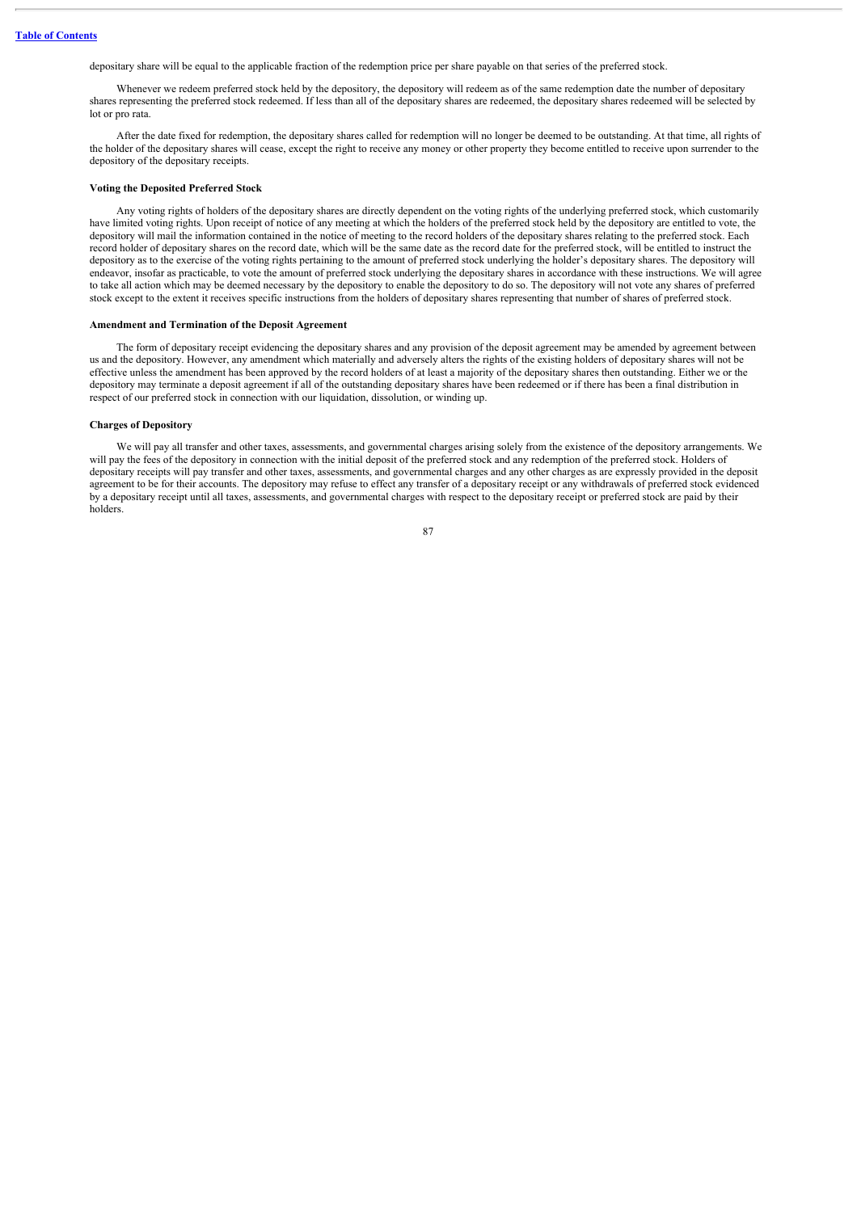depositary share will be equal to the applicable fraction of the redemption price per share payable on that series of the preferred stock.

Whenever we redeem preferred stock held by the depository, the depository will redeem as of the same redemption date the number of depositary shares representing the preferred stock redeemed. If less than all of the depositary shares are redeemed, the depositary shares redeemed will be selected by lot or pro rata.

After the date fixed for redemption, the depositary shares called for redemption will no longer be deemed to be outstanding. At that time, all rights of the holder of the depositary shares will cease, except the right to receive any money or other property they become entitled to receive upon surrender to the depository of the depositary receipts.

**Voting the Deposited Preferred Stock**

Any voting rights of holders of the depositary shares are directly dependent on the voting rights of the underlying preferred stock, which customarily have limited voting rights. Upon receipt of notice of any meeting at which the holders of the preferred stock held by the depository are entitled to vote, the depository will mail the information contained in the notice of meeting to the record holders of the depositary shares relating to the preferred stock. Each record holder of depositary shares on the record date, which will be the same date as the record date for the preferred stock, will be entitled to instruct the depository as to the exercise of the voting rights pertaining to the amount of preferred stock underlying the holder's depositary shares. The depository will endeavor, insofar as practicable, to vote the amount of preferred stock underlying the depositary shares in accordance with these instructions. We will agree to take all action which may be deemed necessary by the depository to enable the depository to do so. The depository will not vote any shares of preferred stock except to the extent it receives specific instructions from the holders of depositary shares representing that number of shares of preferred stock.

**Amendment and Termination of the Deposit Agreement**

The form of depositary receipt evidencing the depositary shares and any provision of the deposit agreement may be amended by agreement between us and the depository. However, any amendment which materially and adversely alters the rights of the existing holders of depositary shares will not be effective unless the amendment has been approved by the record holders of at least a majority of the depositary shares then outstanding. Either we or the depository may terminate a deposit agreement if all of the outstanding depositary shares have been redeemed or if there has been a final distribution in respect of our preferred stock in connection with our liquidation, dissolution, or winding up.

**Charges of Depository**

We will pay all transfer and other taxes, assessments, and governmental charges arising solely from the existence of the depository arrangements. We will pay the fees of the depository in connection with the initial deposit of the preferred stock and any redemption of the preferred stock. Holders of depositary receipts will pay transfer and other taxes, assessments, and governmental charges and any other charges as are expressly provided in the deposit agreement to be for their accounts. The depository may refuse to effect any transfer of a depositary receipt or any withdrawals of preferred stock evidenced by a depositary receipt until all taxes, assessments, and governmental charges with respect to the depositary receipt or preferred stock are paid by their holders.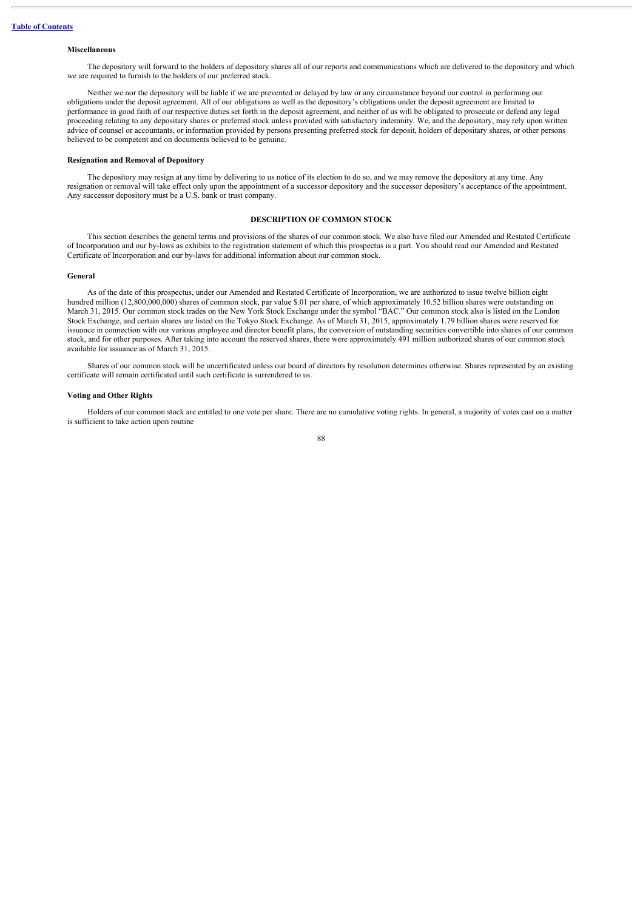### Miscellaneous

The depository will forward to the holders of depositary shares all of our reports and communications which are delivered to the depository and which we are required to furnish to the holders of our preferred stock.

Neither we nor the depository will be liable if we are prevented or delayed by law or any circumstance beyond our control in performing our obligations under the deposit agreement. All of our obligations as well as the depository's obligations under the deposit agreement are limited to performance in good faith of our respective duties set forth in the deposit agreement, and neither of us will be obligated to prosecute or defend any legal proceeding relating to any depositary shares or preferred stock unless provided with satisfactory indemnity. We, and the depository, may rely upon written advice of counsel or accountants, or information provided by persons presenting preferred stock for deposit, holders of depositary shares, or other persons believed to be competent and on documents believed to be genuine.

### Resignation and Removal of Depository

The depository may resign at any time by delivering to us notice of its election to do so, and we may remove the depository at any time. Any resignation or removal will take effect only upon the appointment of a successor depository and the successor depository's acceptance of the appointment. Any successor depository must be a U.S. bank or trust company.

## DESCRIPTION OF COMMON STOCK

This section describes the general terms and provisions of the shares of our common stock. We also have filed our Amended and Restated Certificate of Incorporation and our by-laws as exhibits to the registration statement of which this prospectus is a part. You should read our Amended and Restated Certificate of Incorporation and our by-laws for additional information about our common stock.

### General

As of the date of this prospectus, under our Amended and Restated Certificate of Incorporation, we are authorized to issue twelve billion eight hundred million (12,800,000,000) shares of common stock, par value $.01 per share, of which approximately 10.52 billion shares were outstanding on March 31, 2015. Our common stock trades on the New York Stock Exchange under the symbol "BAC." Our common stock also is listed on the London Stock Exchange, and certain shares are listed on the Tokyo Stock Exchange. As of March 31, 2015, approximately 1.79 billion shares were reserved for issuance in connection with our various employee and director benefit plans, the conversion of outstanding securities convertible into shares of our common stock, and for other purposes. After taking into account the reserved shares, there were approximately 491 million authorized shares of our common stock available for issuance as of March 31, 2015.

Shares of our common stock will be uncertificated unless our board of directors by resolution determines otherwise. Shares represented by an existing certificate will remain certificated until such certificate is surrendered to us.

### Voting and Other Rights

Holders of our common stock are entitled to one vote per share. There are no cumulative voting rights. In general, a majority of votes cast on a matter is sufficient to take action upon routine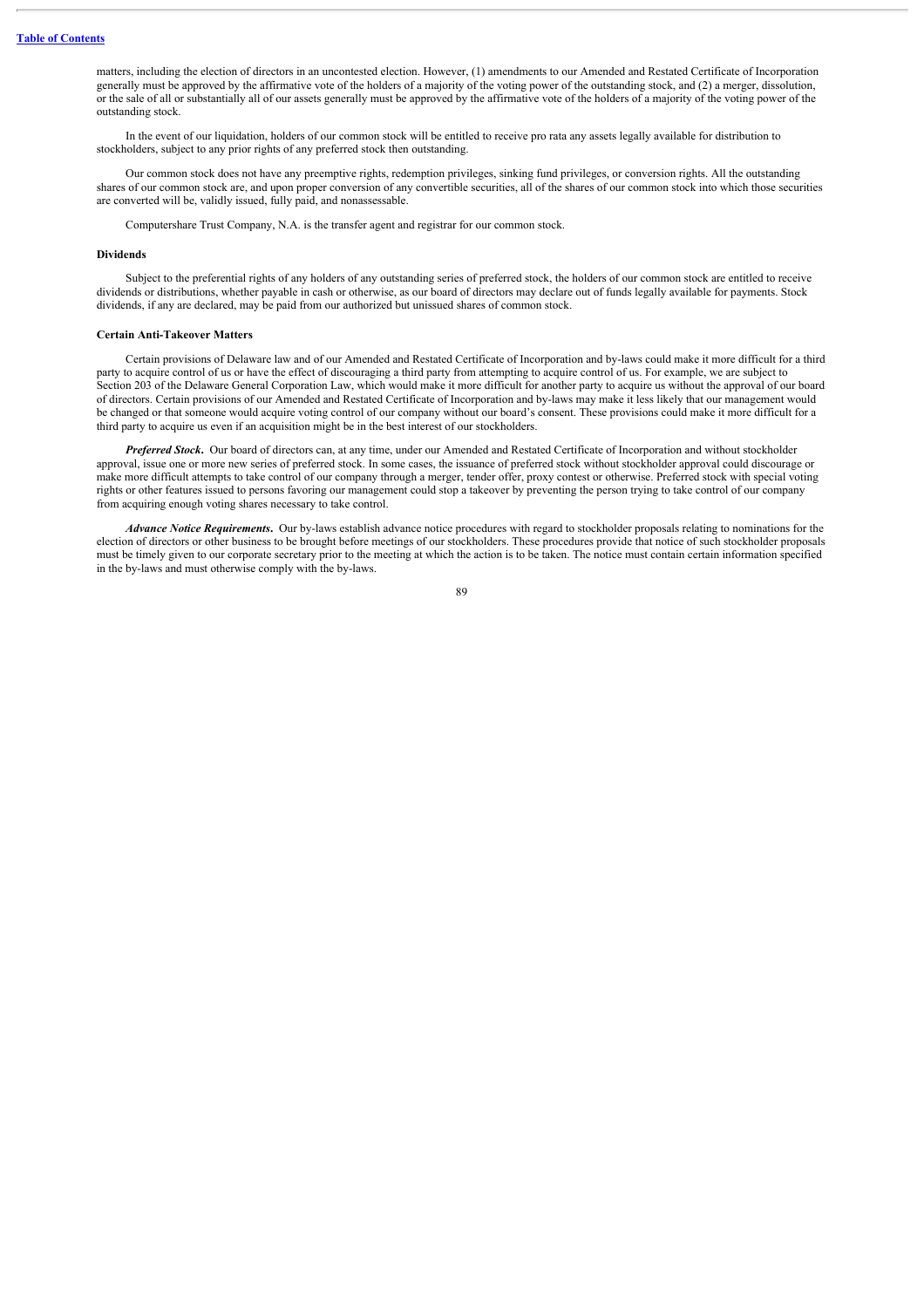matters, including the election of directors in an uncontested election. However, (1) amendments to our Amended and Restated Certificate of Incorporation generally must be approved by the affirmative vote of the holders of a majority of the voting power of the outstanding stock, and (2) a merger, dissolution, or the sale of all or substantially all of our assets generally must be approved by the affirmative vote of the holders of a majority of the voting power of the outstanding stock.

In the event of our liquidation, holders of our common stock will be entitled to receive pro rata any assets legally available for distribution to stockholders, subject to any prior rights of any preferred stock then outstanding.

Our common stock does not have any preemptive rights, redemption privileges, sinking fund privileges, or conversion rights. All the outstanding shares of our common stock are, and upon proper conversion of any convertible securities, all of the shares of our common stock into which those securities are converted will be, validly issued, fully paid, and nonassessable.

Computershare Trust Company, N.A. is the transfer agent and registrar for our common stock.

**Dividends**

Subject to the preferential rights of any holders of any outstanding series of preferred stock, the holders of our common stock are entitled to receive dividends or distributions, whether payable in cash or otherwise, as our board of directors may declare out of funds legally available for payments. Stock dividends, if any are declared, may be paid from our authorized but unissued shares of common stock.

**Certain Anti-Takeover Matters**

Certain provisions of Delaware law and of our Amended and Restated Certificate of Incorporation and by-laws could make it more difficult for a third party to acquire control of us or have the effect of discouraging a third party from attempting to acquire control of us. For example, we are subject to Section 203 of the Delaware General Corporation Law, which would make it more difficult for another party to acquire us without the approval of our board of directors. Certain provisions of our Amended and Restated Certificate of Incorporation and by-laws may make it less likely that our management would be changed or that someone would acquire voting control of our company without our board's consent. These provisions could make it more difficult for a third party to acquire us even if an acquisition might be in the best interest of our stockholders.

***Preferred Stock***. Our board of directors can, at any time, under our Amended and Restated Certificate of Incorporation and without stockholder approval, issue one or more new series of preferred stock. In some cases, the issuance of preferred stock without stockholder approval could discourage or make more difficult attempts to take control of our company through a merger, tender offer, proxy contest or otherwise. Preferred stock with special voting rights or other features issued to persons favoring our management could stop a takeover by preventing the person trying to take control of our company from acquiring enough voting shares necessary to take control.

***Advance Notice Requirements***. Our by-laws establish advance notice procedures with regard to stockholder proposals relating to nominations for the election of directors or other business to be brought before meetings of our stockholders. These procedures provide that notice of such stockholder proposals must be timely given to our corporate secretary prior to the meeting at which the action is to be taken. The notice must contain certain information specified in the by-laws and must otherwise comply with the by-laws.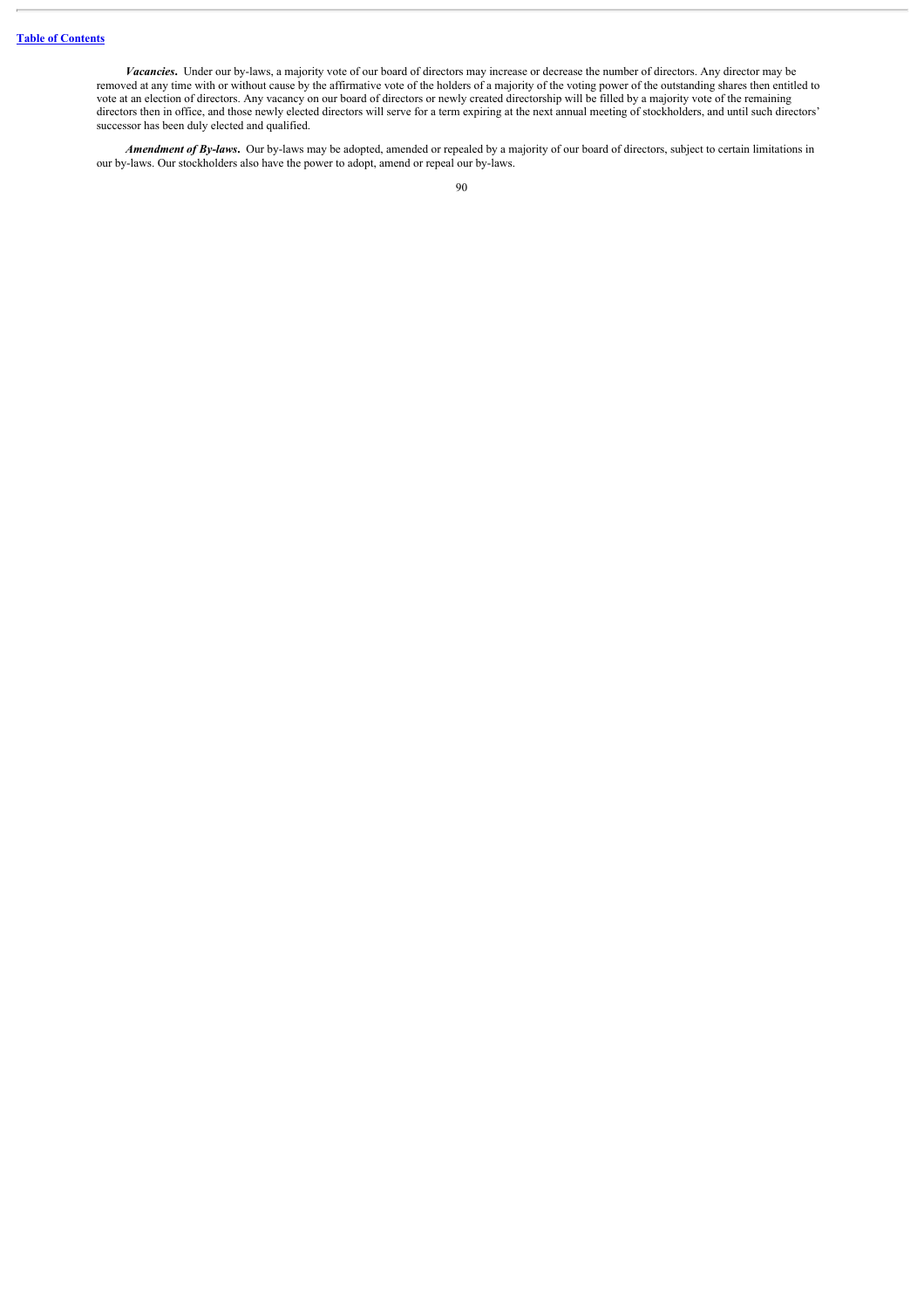***Vacancies*.** Under our by-laws, a majority vote of our board of directors may increase or decrease the number of directors. Any director may be removed at any time with or without cause by the affirmative vote of the holders of a majority of the voting power of the outstanding shares then entitled to vote at an election of directors. Any vacancy on our board of directors or newly created directorship will be filled by a majority vote of the remaining directors then in office, and those newly elected directors will serve for a term expiring at the next annual meeting of stockholders, and until such directors' successor has been duly elected and qualified.

***Amendment of By-laws*.** Our by-laws may be adopted, amended or repealed by a majority of our board of directors, subject to certain limitations in our by-laws. Our stockholders also have the power to adopt, amend or repeal our by-laws.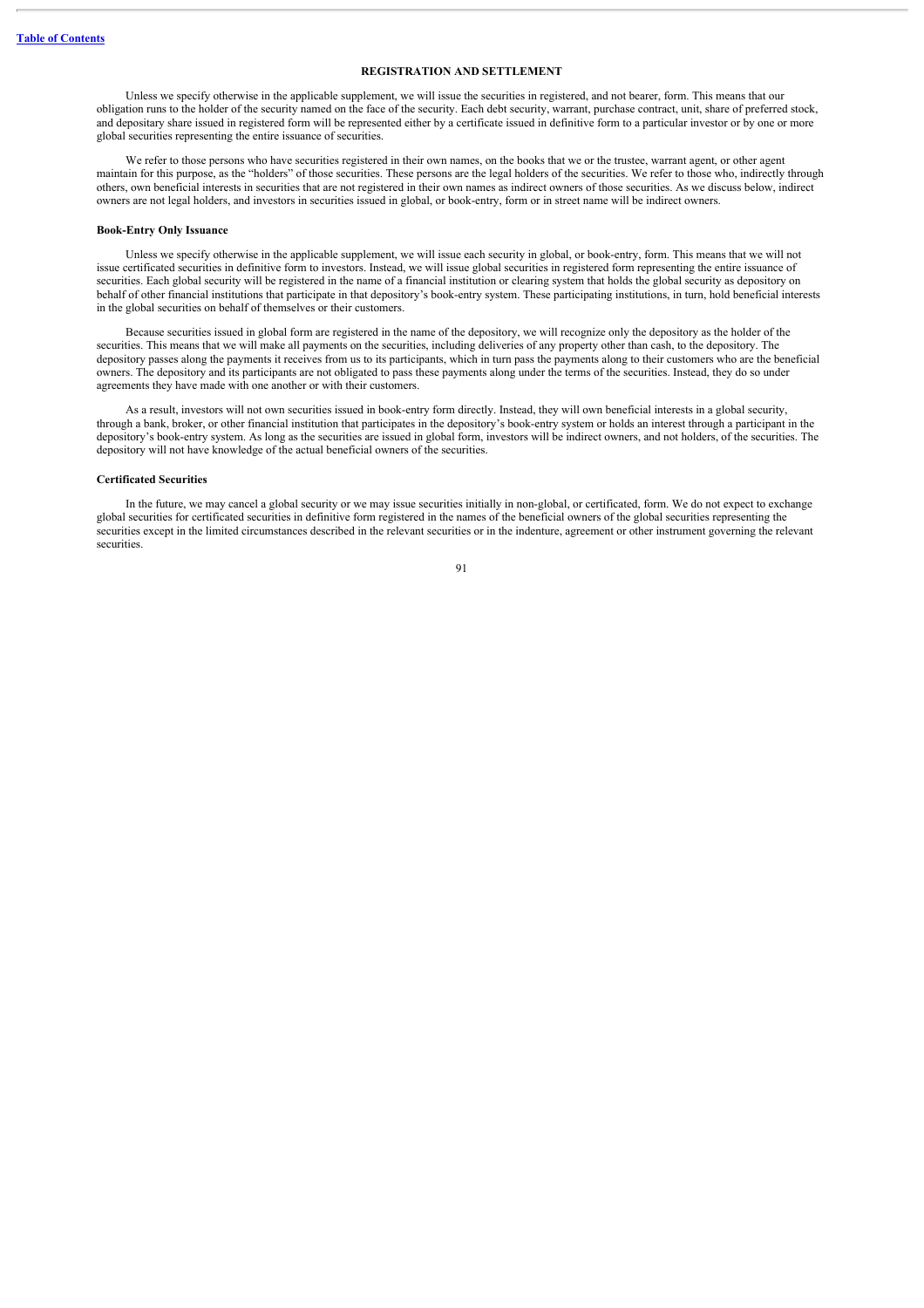## REGISTRATION AND SETTLEMENT

Unless we specify otherwise in the applicable supplement, we will issue the securities in registered, and not bearer, form. This means that our obligation runs to the holder of the security named on the face of the security. Each debt security, warrant, purchase contract, unit, share of preferred stock, and depositary share issued in registered form will be represented either by a certificate issued in definitive form to a particular investor or by one or more global securities representing the entire issuance of securities.

We refer to those persons who have securities registered in their own names, on the books that we or the trustee, warrant agent, or other agent maintain for this purpose, as the "holders" of those securities. These persons are the legal holders of the securities. We refer to those who, indirectly through others, own beneficial interests in securities that are not registered in their own names as indirect owners of those securities. As we discuss below, indirect owners are not legal holders, and investors in securities issued in global, or book-entry, form or in street name will be indirect owners.

### Book-Entry Only Issuance

Unless we specify otherwise in the applicable supplement, we will issue each security in global, or book-entry, form. This means that we will not issue certificated securities in definitive form to investors. Instead, we will issue global securities in registered form representing the entire issuance of securities. Each global security will be registered in the name of a financial institution or clearing system that holds the global security as depository on behalf of other financial institutions that participate in that depository's book-entry system. These participating institutions, in turn, hold beneficial interests in the global securities on behalf of themselves or their customers.

Because securities issued in global form are registered in the name of the depository, we will recognize only the depository as the holder of the securities. This means that we will make all payments on the securities, including deliveries of any property other than cash, to the depository. The depository passes along the payments it receives from us to its participants, which in turn pass the payments along to their customers who are the beneficial owners. The depository and its participants are not obligated to pass these payments along under the terms of the securities. Instead, they do so under agreements they have made with one another or with their customers.

As a result, investors will not own securities issued in book-entry form directly. Instead, they will own beneficial interests in a global security, through a bank, broker, or other financial institution that participates in the depository's book-entry system or holds an interest through a participant in the depository's book-entry system. As long as the securities are issued in global form, investors will be indirect owners, and not holders, of the securities. The depository will not have knowledge of the actual beneficial owners of the securities.

### Certificated Securities

In the future, we may cancel a global security or we may issue securities initially in non-global, or certificated, form. We do not expect to exchange global securities for certificated securities in definitive form registered in the names of the beneficial owners of the global securities representing the securities except in the limited circumstances described in the relevant securities or in the indenture, agreement or other instrument governing the relevant securities.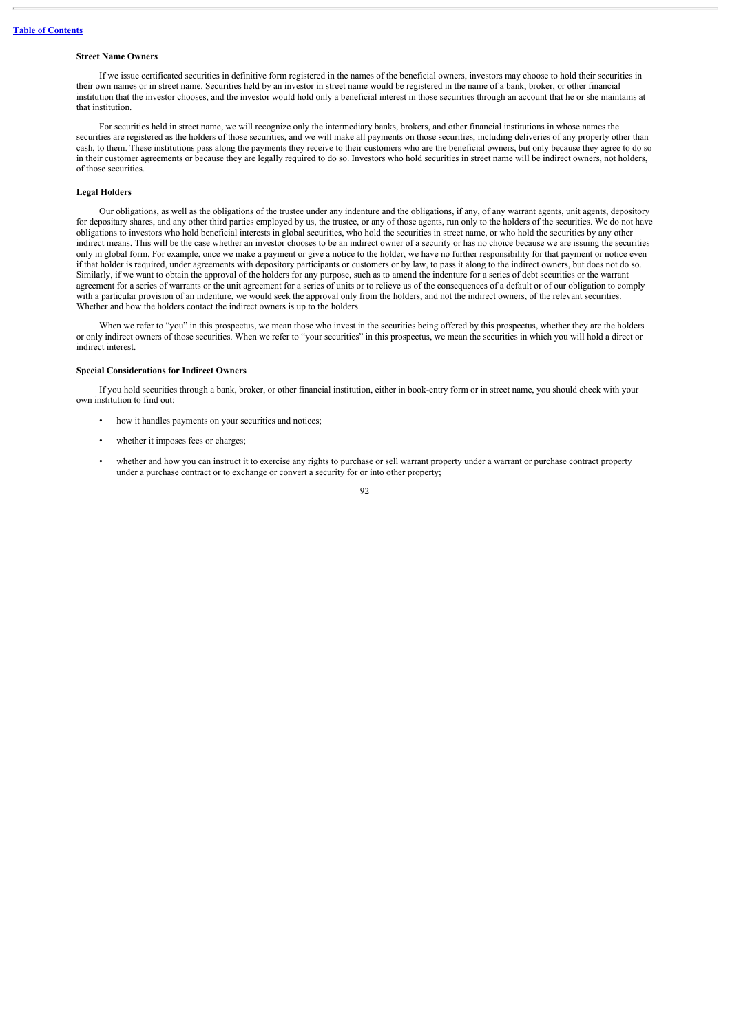### Street Name Owners

If we issue certificated securities in definitive form registered in the names of the beneficial owners, investors may choose to hold their securities in their own names or in street name. Securities held by an investor in street name would be registered in the name of a bank, broker, or other financial institution that the investor chooses, and the investor would hold only a beneficial interest in those securities through an account that he or she maintains at that institution.

For securities held in street name, we will recognize only the intermediary banks, brokers, and other financial institutions in whose names the securities are registered as the holders of those securities, and we will make all payments on those securities, including deliveries of any property other than cash, to them. These institutions pass along the payments they receive to their customers who are the beneficial owners, but only because they agree to do so in their customer agreements or because they are legally required to do so. Investors who hold securities in street name will be indirect owners, not holders, of those securities.

### Legal Holders

Our obligations, as well as the obligations of the trustee under any indenture and the obligations, if any, of any warrant agents, unit agents, depository for depositary shares, and any other third parties employed by us, the trustee, or any of those agents, run only to the holders of the securities. We do not have obligations to investors who hold beneficial interests in global securities, who hold the securities in street name, or who hold the securities by any other indirect means. This will be the case whether an investor chooses to be an indirect owner of a security or has no choice because we are issuing the securities only in global form. For example, once we make a payment or give a notice to the holder, we have no further responsibility for that payment or notice even if that holder is required, under agreements with depository participants or customers or by law, to pass it along to the indirect owners, but does not do so. Similarly, if we want to obtain the approval of the holders for any purpose, such as to amend the indenture for a series of debt securities or the warrant agreement for a series of warrants or the unit agreement for a series of units or to relieve us of the consequences of a default or of our obligation to comply with a particular provision of an indenture, we would seek the approval only from the holders, and not the indirect owners, of the relevant securities. Whether and how the holders contact the indirect owners is up to the holders.

When we refer to "you" in this prospectus, we mean those who invest in the securities being offered by this prospectus, whether they are the holders or only indirect owners of those securities. When we refer to "your securities" in this prospectus, we mean the securities in which you will hold a direct or indirect interest.

### Special Considerations for Indirect Owners

If you hold securities through a bank, broker, or other financial institution, either in book-entry form or in street name, you should check with your own institution to find out:

- how it handles payments on your securities and notices;
- whether it imposes fees or charges;
- whether and how you can instruct it to exercise any rights to purchase or sell warrant property under a warrant or purchase contract property under a purchase contract or to exchange or convert a security for or into other property;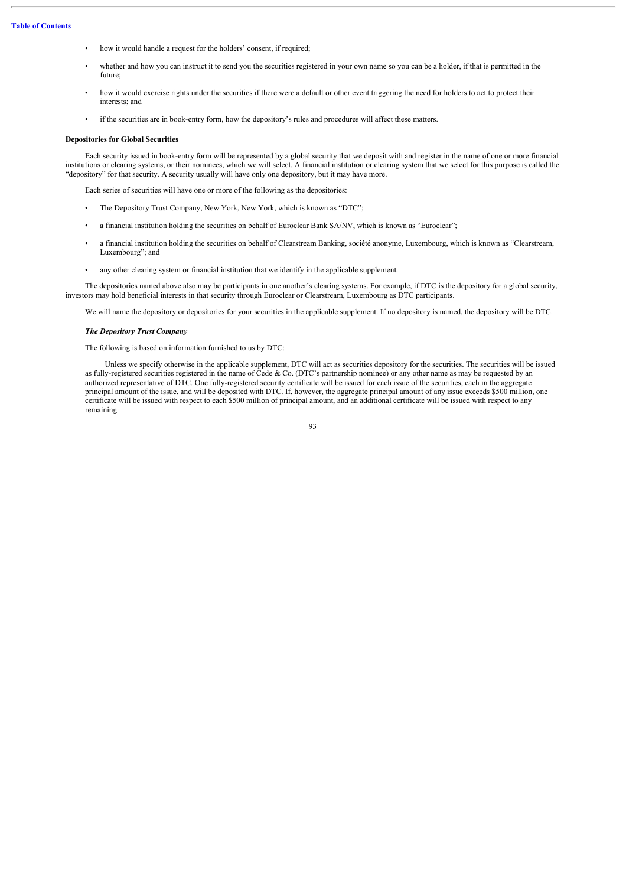- how it would handle a request for the holders' consent, if required;
- whether and how you can instruct it to send you the securities registered in your own name so you can be a holder, if that is permitted in the future;
- how it would exercise rights under the securities if there were a default or other event triggering the need for holders to act to protect their interests; and
- if the securities are in book-entry form, how the depository's rules and procedures will affect these matters.

**Depositories for Global Securities**

Each security issued in book-entry form will be represented by a global security that we deposit with and register in the name of one or more financial institutions or clearing systems, or their nominees, which we will select. A financial institution or clearing system that we select for this purpose is called the "depository" for that security. A security usually will have only one depository, but it may have more.

Each series of securities will have one or more of the following as the depositories:

- The Depository Trust Company, New York, New York, which is known as "DTC";
- a financial institution holding the securities on behalf of Euroclear Bank SA/NV, which is known as "Euroclear";
- a financial institution holding the securities on behalf of Clearstream Banking, société anonyme, Luxembourg, which is known as "Clearstream, Luxembourg"; and
- any other clearing system or financial institution that we identify in the applicable supplement.

The depositories named above also may be participants in one another's clearing systems. For example, if DTC is the depository for a global security, investors may hold beneficial interests in that security through Euroclear or Clearstream, Luxembourg as DTC participants.

We will name the depository or depositories for your securities in the applicable supplement. If no depository is named, the depository will be DTC.

***The Depository Trust Company***

The following is based on information furnished to us by DTC:

> Unless we specify otherwise in the applicable supplement, DTC will act as securities depository for the securities. The securities will be issued as fully-registered securities registered in the name of Cede & Co. (DTC's partnership nominee) or any other name as may be requested by an authorized representative of DTC. One fully-registered security certificate will be issued for each issue of the securities, each in the aggregate principal amount of the issue, and will be deposited with DTC. If, however, the aggregate principal amount of any issue exceeds $500 million, one certificate will be issued with respect to each $500 million of principal amount, and an additional certificate will be issued with respect to any remaining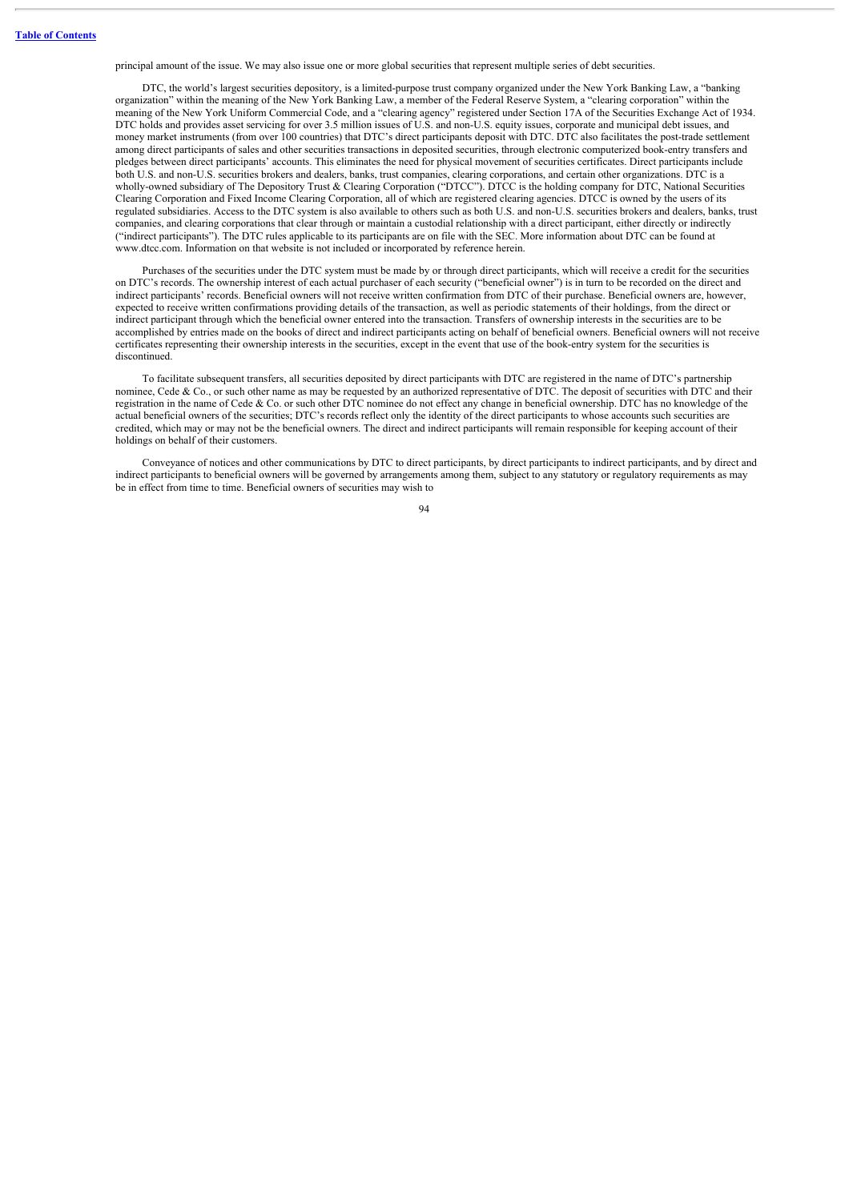principal amount of the issue. We may also issue one or more global securities that represent multiple series of debt securities.

DTC, the world's largest securities depository, is a limited-purpose trust company organized under the New York Banking Law, a "banking organization" within the meaning of the New York Banking Law, a member of the Federal Reserve System, a "clearing corporation" within the meaning of the New York Uniform Commercial Code, and a "clearing agency" registered under Section 17A of the Securities Exchange Act of 1934. DTC holds and provides asset servicing for over 3.5 million issues of U.S. and non-U.S. equity issues, corporate and municipal debt issues, and money market instruments (from over 100 countries) that DTC's direct participants deposit with DTC. DTC also facilitates the post-trade settlement among direct participants of sales and other securities transactions in deposited securities, through electronic computerized book-entry transfers and pledges between direct participants' accounts. This eliminates the need for physical movement of securities certificates. Direct participants include both U.S. and non-U.S. securities brokers and dealers, banks, trust companies, clearing corporations, and certain other organizations. DTC is a wholly-owned subsidiary of The Depository Trust & Clearing Corporation ("DTCC"). DTCC is the holding company for DTC, National Securities Clearing Corporation and Fixed Income Clearing Corporation, all of which are registered clearing agencies. DTCC is owned by the users of its regulated subsidiaries. Access to the DTC system is also available to others such as both U.S. and non-U.S. securities brokers and dealers, banks, trust companies, and clearing corporations that clear through or maintain a custodial relationship with a direct participant, either directly or indirectly ("indirect participants"). The DTC rules applicable to its participants are on file with the SEC. More information about DTC can be found at www.dtcc.com. Information on that website is not included or incorporated by reference herein.

Purchases of the securities under the DTC system must be made by or through direct participants, which will receive a credit for the securities on DTC's records. The ownership interest of each actual purchaser of each security ("beneficial owner") is in turn to be recorded on the direct and indirect participants' records. Beneficial owners will not receive written confirmation from DTC of their purchase. Beneficial owners are, however, expected to receive written confirmations providing details of the transaction, as well as periodic statements of their holdings, from the direct or indirect participant through which the beneficial owner entered into the transaction. Transfers of ownership interests in the securities are to be accomplished by entries made on the books of direct and indirect participants acting on behalf of beneficial owners. Beneficial owners will not receive certificates representing their ownership interests in the securities, except in the event that use of the book-entry system for the securities is discontinued.

To facilitate subsequent transfers, all securities deposited by direct participants with DTC are registered in the name of DTC's partnership nominee, Cede & Co., or such other name as may be requested by an authorized representative of DTC. The deposit of securities with DTC and their registration in the name of Cede & Co. or such other DTC nominee do not effect any change in beneficial ownership. DTC has no knowledge of the actual beneficial owners of the securities; DTC's records reflect only the identity of the direct participants to whose accounts such securities are credited, which may or may not be the beneficial owners. The direct and indirect participants will remain responsible for keeping account of their holdings on behalf of their customers.

Conveyance of notices and other communications by DTC to direct participants, by direct participants to indirect participants, and by direct and indirect participants to beneficial owners will be governed by arrangements among them, subject to any statutory or regulatory requirements as may be in effect from time to time. Beneficial owners of securities may wish to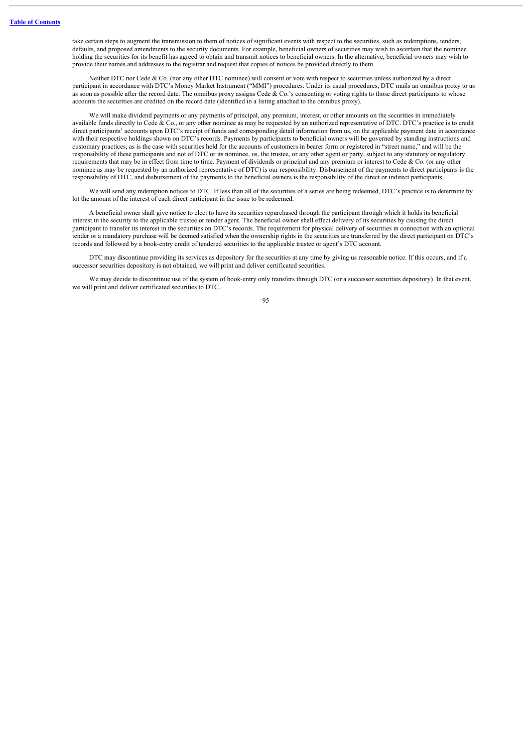take certain steps to augment the transmission to them of notices of significant events with respect to the securities, such as redemptions, tenders, defaults, and proposed amendments to the security documents. For example, beneficial owners of securities may wish to ascertain that the nominee holding the securities for its benefit has agreed to obtain and transmit notices to beneficial owners. In the alternative, beneficial owners may wish to provide their names and addresses to the registrar and request that copies of notices be provided directly to them.

Neither DTC nor Cede & Co. (nor any other DTC nominee) will consent or vote with respect to securities unless authorized by a direct participant in accordance with DTC's Money Market Instrument ("MMI") procedures. Under its usual procedures, DTC mails an omnibus proxy to us as soon as possible after the record date. The omnibus proxy assigns Cede & Co.'s consenting or voting rights to those direct participants to whose accounts the securities are credited on the record date (identified in a listing attached to the omnibus proxy).

We will make dividend payments or any payments of principal, any premium, interest, or other amounts on the securities in immediately available funds directly to Cede & Co., or any other nominee as may be requested by an authorized representative of DTC. DTC's practice is to credit direct participants' accounts upon DTC's receipt of funds and corresponding detail information from us, on the applicable payment date in accordance with their respective holdings shown on DTC's records. Payments by participants to beneficial owners will be governed by standing instructions and customary practices, as is the case with securities held for the accounts of customers in bearer form or registered in "street name," and will be the responsibility of these participants and not of DTC or its nominee, us, the trustee, or any other agent or party, subject to any statutory or regulatory requirements that may be in effect from time to time. Payment of dividends or principal and any premium or interest to Cede & Co. (or any other nominee as may be requested by an authorized representative of DTC) is our responsibility. Disbursement of the payments to direct participants is the responsibility of DTC, and disbursement of the payments to the beneficial owners is the responsibility of the direct or indirect participants.

We will send any redemption notices to DTC. If less than all of the securities of a series are being redeemed, DTC's practice is to determine by lot the amount of the interest of each direct participant in the issue to be redeemed.

A beneficial owner shall give notice to elect to have its securities repurchased through the participant through which it holds its beneficial interest in the security to the applicable trustee or tender agent. The beneficial owner shall effect delivery of its securities by causing the direct participant to transfer its interest in the securities on DTC's records. The requirement for physical delivery of securities in connection with an optional tender or a mandatory purchase will be deemed satisfied when the ownership rights in the securities are transferred by the direct participant on DTC's records and followed by a book-entry credit of tendered securities to the applicable trustee or agent's DTC account.

DTC may discontinue providing its services as depository for the securities at any time by giving us reasonable notice. If this occurs, and if a successor securities depository is not obtained, we will print and deliver certificated securities.

We may decide to discontinue use of the system of book-entry only transfers through DTC (or a successor securities depository). In that event, we will print and deliver certificated securities to DTC.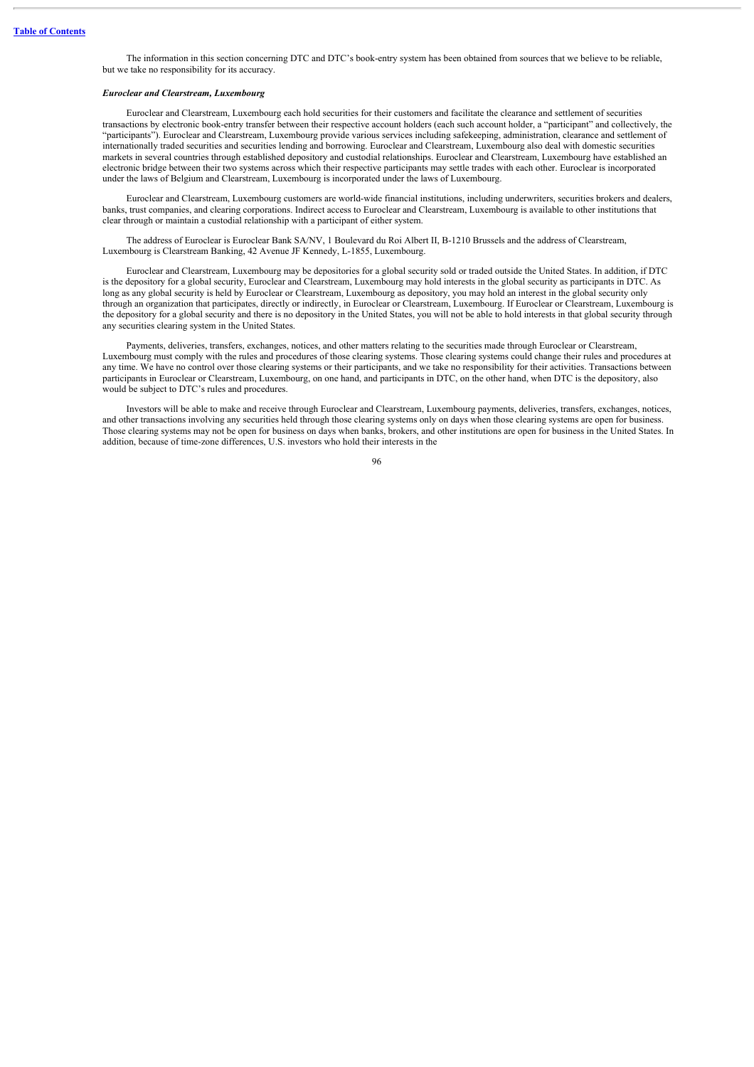The information in this section concerning DTC and DTC's book-entry system has been obtained from sources that we believe to be reliable, but we take no responsibility for its accuracy.

***Euroclear and Clearstream, Luxembourg***

Euroclear and Clearstream, Luxembourg each hold securities for their customers and facilitate the clearance and settlement of securities transactions by electronic book-entry transfer between their respective account holders (each such account holder, a "participant" and collectively, the "participants"). Euroclear and Clearstream, Luxembourg provide various services including safekeeping, administration, clearance and settlement of internationally traded securities and securities lending and borrowing. Euroclear and Clearstream, Luxembourg also deal with domestic securities markets in several countries through established depository and custodial relationships. Euroclear and Clearstream, Luxembourg have established an electronic bridge between their two systems across which their respective participants may settle trades with each other. Euroclear is incorporated under the laws of Belgium and Clearstream, Luxembourg is incorporated under the laws of Luxembourg.

Euroclear and Clearstream, Luxembourg customers are world-wide financial institutions, including underwriters, securities brokers and dealers, banks, trust companies, and clearing corporations. Indirect access to Euroclear and Clearstream, Luxembourg is available to other institutions that clear through or maintain a custodial relationship with a participant of either system.

The address of Euroclear is Euroclear Bank SA/NV, 1 Boulevard du Roi Albert II, B-1210 Brussels and the address of Clearstream, Luxembourg is Clearstream Banking, 42 Avenue JF Kennedy, L-1855, Luxembourg.

Euroclear and Clearstream, Luxembourg may be depositories for a global security sold or traded outside the United States. In addition, if DTC is the depository for a global security, Euroclear and Clearstream, Luxembourg may hold interests in the global security as participants in DTC. As long as any global security is held by Euroclear or Clearstream, Luxembourg as depository, you may hold an interest in the global security only through an organization that participates, directly or indirectly, in Euroclear or Clearstream, Luxembourg. If Euroclear or Clearstream, Luxembourg is the depository for a global security and there is no depository in the United States, you will not be able to hold interests in that global security through any securities clearing system in the United States.

Payments, deliveries, transfers, exchanges, notices, and other matters relating to the securities made through Euroclear or Clearstream, Luxembourg must comply with the rules and procedures of those clearing systems. Those clearing systems could change their rules and procedures at any time. We have no control over those clearing systems or their participants, and we take no responsibility for their activities. Transactions between participants in Euroclear or Clearstream, Luxembourg, on one hand, and participants in DTC, on the other hand, when DTC is the depository, also would be subject to DTC's rules and procedures.

Investors will be able to make and receive through Euroclear and Clearstream, Luxembourg payments, deliveries, transfers, exchanges, notices, and other transactions involving any securities held through those clearing systems only on days when those clearing systems are open for business. Those clearing systems may not be open for business on days when banks, brokers, and other institutions are open for business in the United States. In addition, because of time-zone differences, U.S. investors who hold their interests in the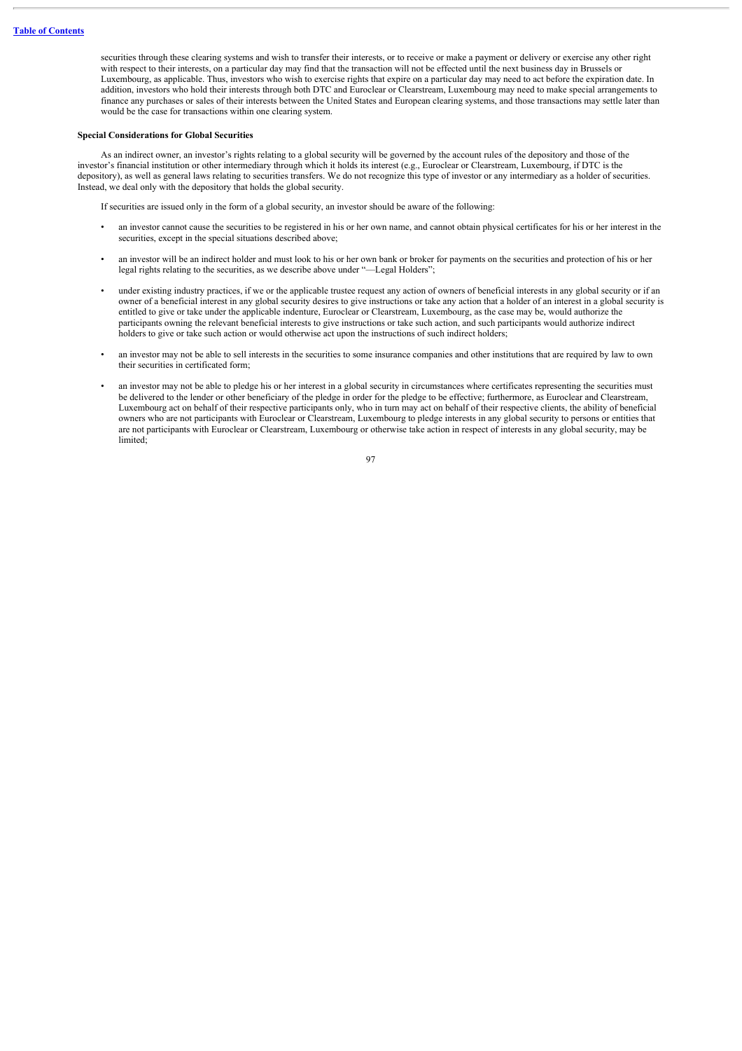securities through these clearing systems and wish to transfer their interests, or to receive or make a payment or delivery or exercise any other right with respect to their interests, on a particular day may find that the transaction will not be effected until the next business day in Brussels or Luxembourg, as applicable. Thus, investors who wish to exercise rights that expire on a particular day may need to act before the expiration date. In addition, investors who hold their interests through both DTC and Euroclear or Clearstream, Luxembourg may need to make special arrangements to finance any purchases or sales of their interests between the United States and European clearing systems, and those transactions may settle later than would be the case for transactions within one clearing system.

**Special Considerations for Global Securities**

As an indirect owner, an investor's rights relating to a global security will be governed by the account rules of the depository and those of the investor's financial institution or other intermediary through which it holds its interest (e.g., Euroclear or Clearstream, Luxembourg, if DTC is the depository), as well as general laws relating to securities transfers. We do not recognize this type of investor or any intermediary as a holder of securities. Instead, we deal only with the depository that holds the global security.

If securities are issued only in the form of a global security, an investor should be aware of the following:

- an investor cannot cause the securities to be registered in his or her own name, and cannot obtain physical certificates for his or her interest in the securities, except in the special situations described above;
- an investor will be an indirect holder and must look to his or her own bank or broker for payments on the securities and protection of his or her legal rights relating to the securities, as we describe above under "—Legal Holders";
- under existing industry practices, if we or the applicable trustee request any action of owners of beneficial interests in any global security or if an owner of a beneficial interest in any global security desires to give instructions or take any action that a holder of an interest in a global security is entitled to give or take under the applicable indenture, Euroclear or Clearstream, Luxembourg, as the case may be, would authorize the participants owning the relevant beneficial interests to give instructions or take such action, and such participants would authorize indirect holders to give or take such action or would otherwise act upon the instructions of such indirect holders;
- an investor may not be able to sell interests in the securities to some insurance companies and other institutions that are required by law to own their securities in certificated form;
- an investor may not be able to pledge his or her interest in a global security in circumstances where certificates representing the securities must be delivered to the lender or other beneficiary of the pledge in order for the pledge to be effective; furthermore, as Euroclear and Clearstream, Luxembourg act on behalf of their respective participants only, who in turn may act on behalf of their respective clients, the ability of beneficial owners who are not participants with Euroclear or Clearstream, Luxembourg to pledge interests in any global security to persons or entities that are not participants with Euroclear or Clearstream, Luxembourg or otherwise take action in respect of interests in any global security, may be limited;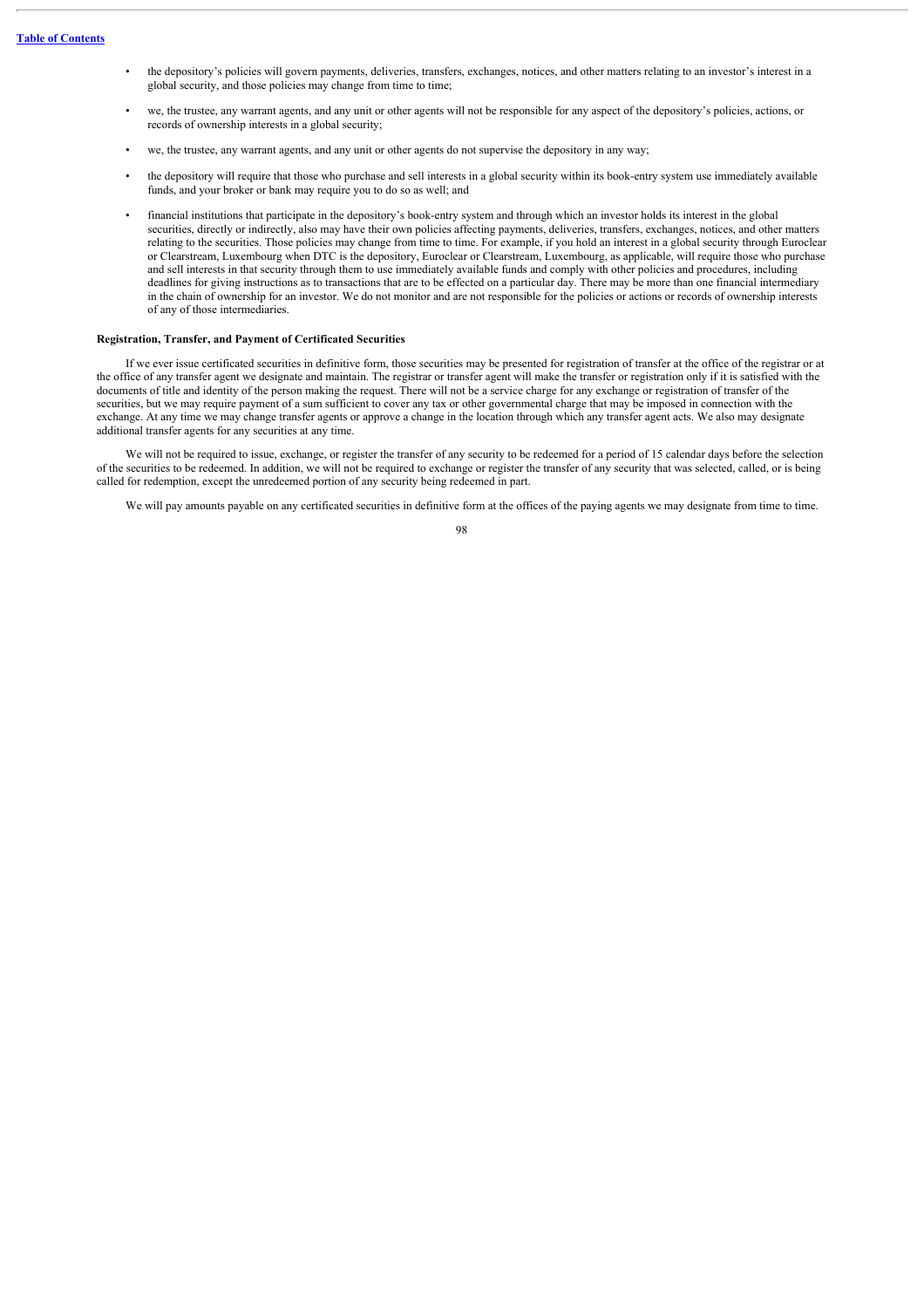- the depository's policies will govern payments, deliveries, transfers, exchanges, notices, and other matters relating to an investor's interest in a global security, and those policies may change from time to time;
- we, the trustee, any warrant agents, and any unit or other agents will not be responsible for any aspect of the depository's policies, actions, or records of ownership interests in a global security;
- we, the trustee, any warrant agents, and any unit or other agents do not supervise the depository in any way;
- the depository will require that those who purchase and sell interests in a global security within its book-entry system use immediately available funds, and your broker or bank may require you to do so as well; and
- financial institutions that participate in the depository's book-entry system and through which an investor holds its interest in the global securities, directly or indirectly, also may have their own policies affecting payments, deliveries, transfers, exchanges, notices, and other matters relating to the securities. Those policies may change from time to time. For example, if you hold an interest in a global security through Euroclear or Clearstream, Luxembourg when DTC is the depository, Euroclear or Clearstream, Luxembourg, as applicable, will require those who purchase and sell interests in that security through them to use immediately available funds and comply with other policies and procedures, including deadlines for giving instructions as to transactions that are to be effected on a particular day. There may be more than one financial intermediary in the chain of ownership for an investor. We do not monitor and are not responsible for the policies or actions or records of ownership interests of any of those intermediaries.

**Registration, Transfer, and Payment of Certificated Securities**

If we ever issue certificated securities in definitive form, those securities may be presented for registration of transfer at the office of the registrar or at the office of any transfer agent we designate and maintain. The registrar or transfer agent will make the transfer or registration only if it is satisfied with the documents of title and identity of the person making the request. There will not be a service charge for any exchange or registration of transfer of the securities, but we may require payment of a sum sufficient to cover any tax or other governmental charge that may be imposed in connection with the exchange. At any time we may change transfer agents or approve a change in the location through which any transfer agent acts. We also may designate additional transfer agents for any securities at any time.

We will not be required to issue, exchange, or register the transfer of any security to be redeemed for a period of 15 calendar days before the selection of the securities to be redeemed. In addition, we will not be required to exchange or register the transfer of any security that was selected, called, or is being called for redemption, except the unredeemed portion of any security being redeemed in part.

We will pay amounts payable on any certificated securities in definitive form at the offices of the paying agents we may designate from time to time.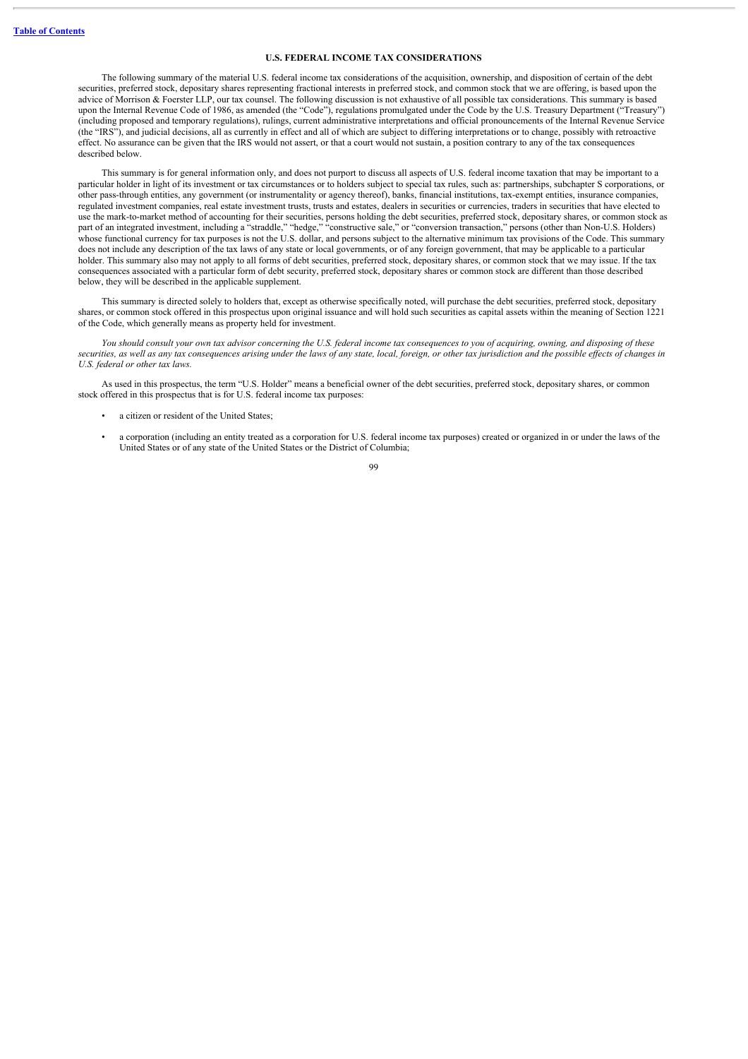## U.S. FEDERAL INCOME TAX CONSIDERATIONS

The following summary of the material U.S. federal income tax considerations of the acquisition, ownership, and disposition of certain of the debt securities, preferred stock, depositary shares representing fractional interests in preferred stock, and common stock that we are offering, is based upon the advice of Morrison & Foerster LLP, our tax counsel. The following discussion is not exhaustive of all possible tax considerations. This summary is based upon the Internal Revenue Code of 1986, as amended (the "Code"), regulations promulgated under the Code by the U.S. Treasury Department ("Treasury") (including proposed and temporary regulations), rulings, current administrative interpretations and official pronouncements of the Internal Revenue Service (the "IRS"), and judicial decisions, all as currently in effect and all of which are subject to differing interpretations or to change, possibly with retroactive effect. No assurance can be given that the IRS would not assert, or that a court would not sustain, a position contrary to any of the tax consequences described below.

This summary is for general information only, and does not purport to discuss all aspects of U.S. federal income taxation that may be important to a particular holder in light of its investment or tax circumstances or to holders subject to special tax rules, such as: partnerships, subchapter S corporations, or other pass-through entities, any government (or instrumentality or agency thereof), banks, financial institutions, tax-exempt entities, insurance companies, regulated investment companies, real estate investment trusts, trusts and estates, dealers in securities or currencies, traders in securities that have elected to use the mark-to-market method of accounting for their securities, persons holding the debt securities, preferred stock, depositary shares, or common stock as part of an integrated investment, including a "straddle," "hedge," "constructive sale," or "conversion transaction," persons (other than Non-U.S. Holders) whose functional currency for tax purposes is not the U.S. dollar, and persons subject to the alternative minimum tax provisions of the Code. This summary does not include any description of the tax laws of any state or local governments, or of any foreign government, that may be applicable to a particular holder. This summary also may not apply to all forms of debt securities, preferred stock, depositary shares, or common stock that we may issue. If the tax consequences associated with a particular form of debt security, preferred stock, depositary shares or common stock are different than those described below, they will be described in the applicable supplement.

This summary is directed solely to holders that, except as otherwise specifically noted, will purchase the debt securities, preferred stock, depositary shares, or common stock offered in this prospectus upon original issuance and will hold such securities as capital assets within the meaning of Section 1221 of the Code, which generally means as property held for investment.

*You should consult your own tax advisor concerning the U.S. federal income tax consequences to you of acquiring, owning, and disposing of these securities, as well as any tax consequences arising under the laws of any state, local, foreign, or other tax jurisdiction and the possible effects of changes in U.S. federal or other tax laws.*

As used in this prospectus, the term "U.S. Holder" means a beneficial owner of the debt securities, preferred stock, depositary shares, or common stock offered in this prospectus that is for U.S. federal income tax purposes:

- a citizen or resident of the United States;
- a corporation (including an entity treated as a corporation for U.S. federal income tax purposes) created or organized in or under the laws of the United States or of any state of the United States or the District of Columbia;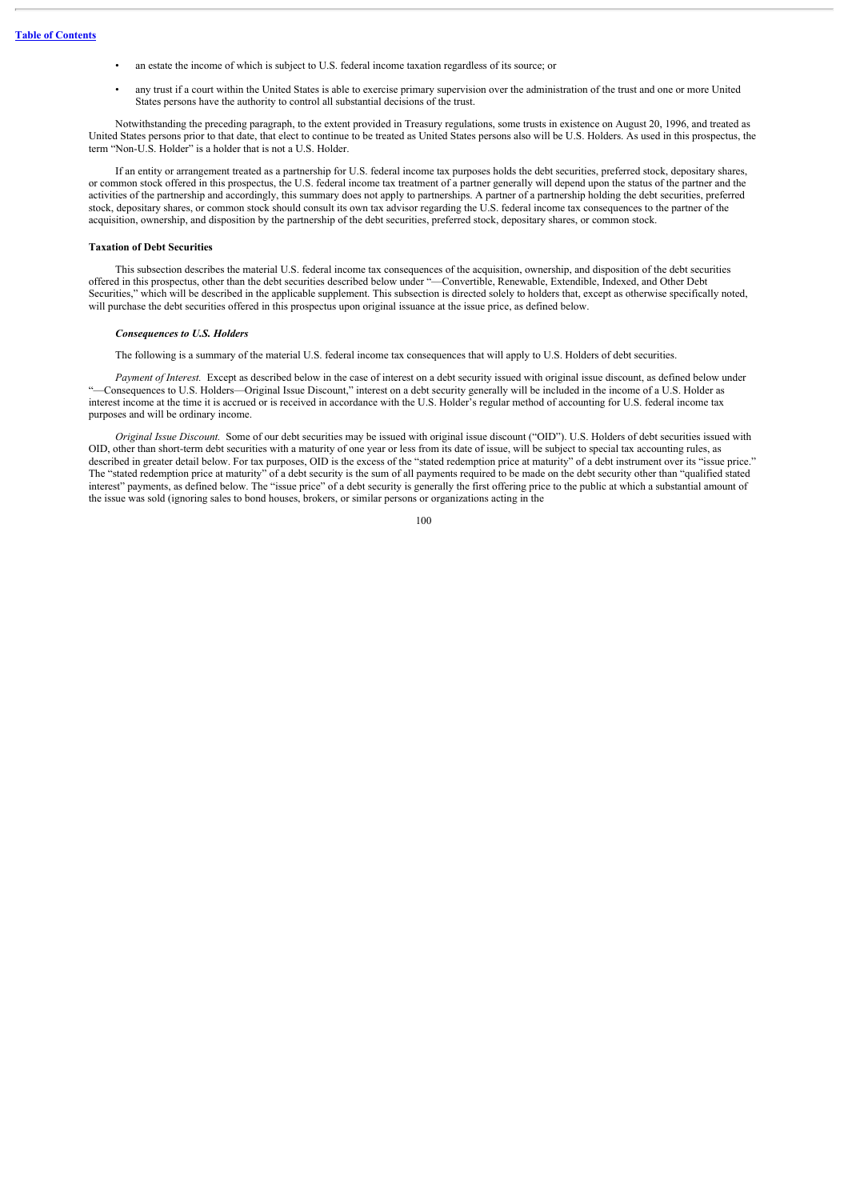- an estate the income of which is subject to U.S. federal income taxation regardless of its source; or
- any trust if a court within the United States is able to exercise primary supervision over the administration of the trust and one or more United States persons have the authority to control all substantial decisions of the trust.

Notwithstanding the preceding paragraph, to the extent provided in Treasury regulations, some trusts in existence on August 20, 1996, and treated as United States persons prior to that date, that elect to continue to be treated as United States persons also will be U.S. Holders. As used in this prospectus, the term "Non-U.S. Holder" is a holder that is not a U.S. Holder.

If an entity or arrangement treated as a partnership for U.S. federal income tax purposes holds the debt securities, preferred stock, depositary shares, or common stock offered in this prospectus, the U.S. federal income tax treatment of a partner generally will depend upon the status of the partner and the activities of the partnership and accordingly, this summary does not apply to partnerships. A partner of a partnership holding the debt securities, preferred stock, depositary shares, or common stock should consult its own tax advisor regarding the U.S. federal income tax consequences to the partner of the acquisition, ownership, and disposition by the partnership of the debt securities, preferred stock, depositary shares, or common stock.

**Taxation of Debt Securities**

This subsection describes the material U.S. federal income tax consequences of the acquisition, ownership, and disposition of the debt securities offered in this prospectus, other than the debt securities described below under "—Convertible, Renewable, Extendible, Indexed, and Other Debt Securities," which will be described in the applicable supplement. This subsection is directed solely to holders that, except as otherwise specifically noted, will purchase the debt securities offered in this prospectus upon original issuance at the issue price, as defined below.

***Consequences to U.S. Holders***

The following is a summary of the material U.S. federal income tax consequences that will apply to U.S. Holders of debt securities.

*Payment of Interest.* Except as described below in the case of interest on a debt security issued with original issue discount, as defined below under "—Consequences to U.S. Holders—Original Issue Discount," interest on a debt security generally will be included in the income of a U.S. Holder as interest income at the time it is accrued or is received in accordance with the U.S. Holder's regular method of accounting for U.S. federal income tax purposes and will be ordinary income.

*Original Issue Discount.* Some of our debt securities may be issued with original issue discount ("OID"). U.S. Holders of debt securities issued with OID, other than short-term debt securities with a maturity of one year or less from its date of issue, will be subject to special tax accounting rules, as described in greater detail below. For tax purposes, OID is the excess of the "stated redemption price at maturity" of a debt instrument over its "issue price." The "stated redemption price at maturity" of a debt security is the sum of all payments required to be made on the debt security other than "qualified stated interest" payments, as defined below. The "issue price" of a debt security is generally the first offering price to the public at which a substantial amount of the issue was sold (ignoring sales to bond houses, brokers, or similar persons or organizations acting in the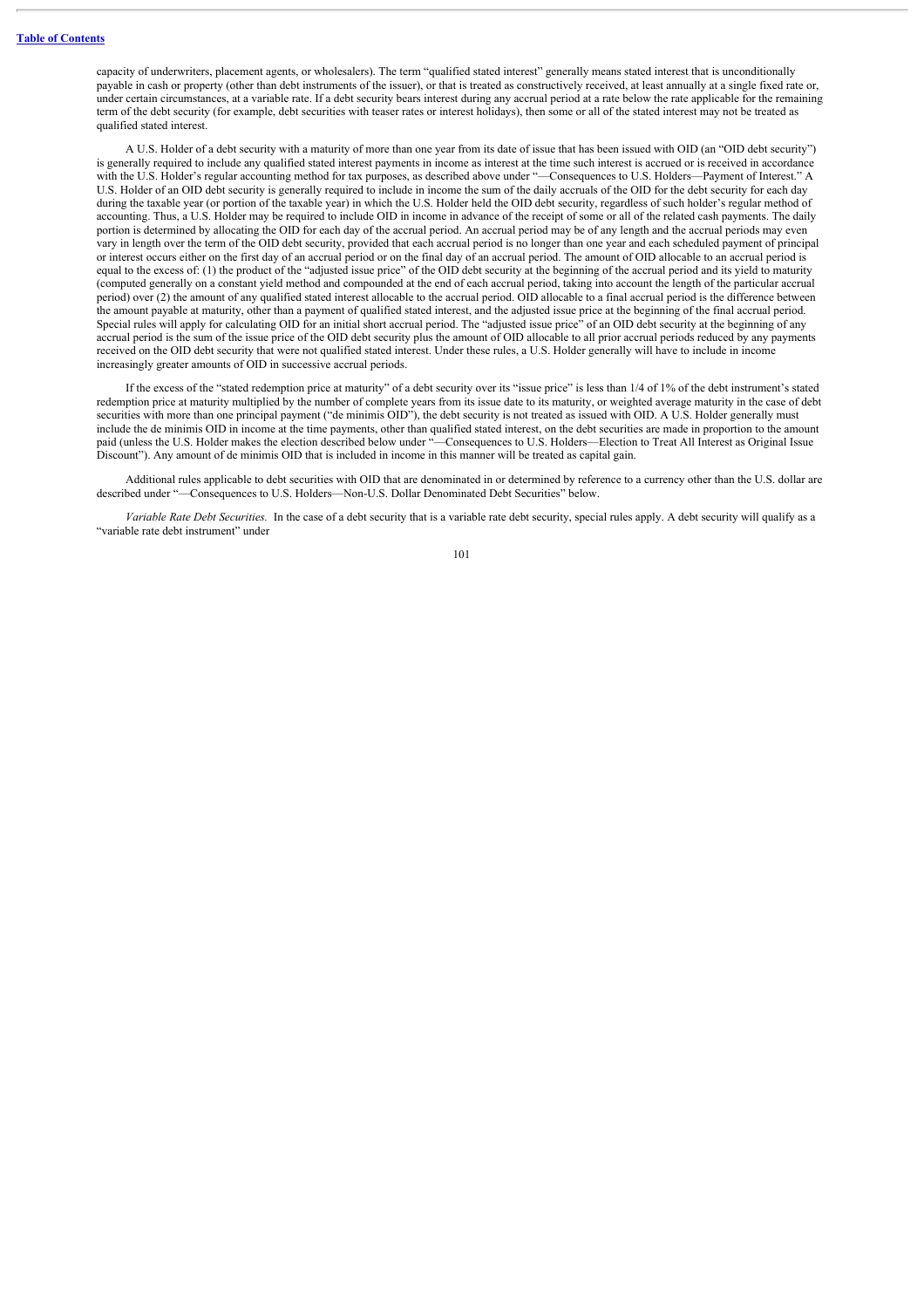capacity of underwriters, placement agents, or wholesalers). The term "qualified stated interest" generally means stated interest that is unconditionally payable in cash or property (other than debt instruments of the issuer), or that is treated as constructively received, at least annually at a single fixed rate or, under certain circumstances, at a variable rate. If a debt security bears interest during any accrual period at a rate below the rate applicable for the remaining term of the debt security (for example, debt securities with teaser rates or interest holidays), then some or all of the stated interest may not be treated as qualified stated interest.

A U.S. Holder of a debt security with a maturity of more than one year from its date of issue that has been issued with OID (an "OID debt security") is generally required to include any qualified stated interest payments in income as interest at the time such interest is accrued or is received in accordance with the U.S. Holder's regular accounting method for tax purposes, as described above under "—Consequences to U.S. Holders—Payment of Interest." A U.S. Holder of an OID debt security is generally required to include in income the sum of the daily accruals of the OID for the debt security for each day during the taxable year (or portion of the taxable year) in which the U.S. Holder held the OID debt security, regardless of such holder's regular method of accounting. Thus, a U.S. Holder may be required to include OID in income in advance of the receipt of some or all of the related cash payments. The daily portion is determined by allocating the OID for each day of the accrual period. An accrual period may be of any length and the accrual periods may even vary in length over the term of the OID debt security, provided that each accrual period is no longer than one year and each scheduled payment of principal or interest occurs either on the first day of an accrual period or on the final day of an accrual period. The amount of OID allocable to an accrual period is equal to the excess of: (1) the product of the "adjusted issue price" of the OID debt security at the beginning of the accrual period and its yield to maturity (computed generally on a constant yield method and compounded at the end of each accrual period, taking into account the length of the particular accrual period) over (2) the amount of any qualified stated interest allocable to the accrual period. OID allocable to a final accrual period is the difference between the amount payable at maturity, other than a payment of qualified stated interest, and the adjusted issue price at the beginning of the final accrual period. Special rules will apply for calculating OID for an initial short accrual period. The "adjusted issue price" of an OID debt security at the beginning of any accrual period is the sum of the issue price of the OID debt security plus the amount of OID allocable to all prior accrual periods reduced by any payments received on the OID debt security that were not qualified stated interest. Under these rules, a U.S. Holder generally will have to include in income increasingly greater amounts of OID in successive accrual periods.

If the excess of the "stated redemption price at maturity" of a debt security over its "issue price" is less than 1/4 of 1% of the debt instrument's stated redemption price at maturity multiplied by the number of complete years from its issue date to its maturity, or weighted average maturity in the case of debt securities with more than one principal payment ("de minimis OID"), the debt security is not treated as issued with OID. A U.S. Holder generally must include the de minimis OID in income at the time payments, other than qualified stated interest, on the debt securities are made in proportion to the amount paid (unless the U.S. Holder makes the election described below under "—Consequences to U.S. Holders—Election to Treat All Interest as Original Issue Discount"). Any amount of de minimis OID that is included in income in this manner will be treated as capital gain.

Additional rules applicable to debt securities with OID that are denominated in or determined by reference to a currency other than the U.S. dollar are described under "—Consequences to U.S. Holders—Non-U.S. Dollar Denominated Debt Securities" below.

*Variable Rate Debt Securities.* In the case of a debt security that is a variable rate debt security, special rules apply. A debt security will qualify as a "variable rate debt instrument" under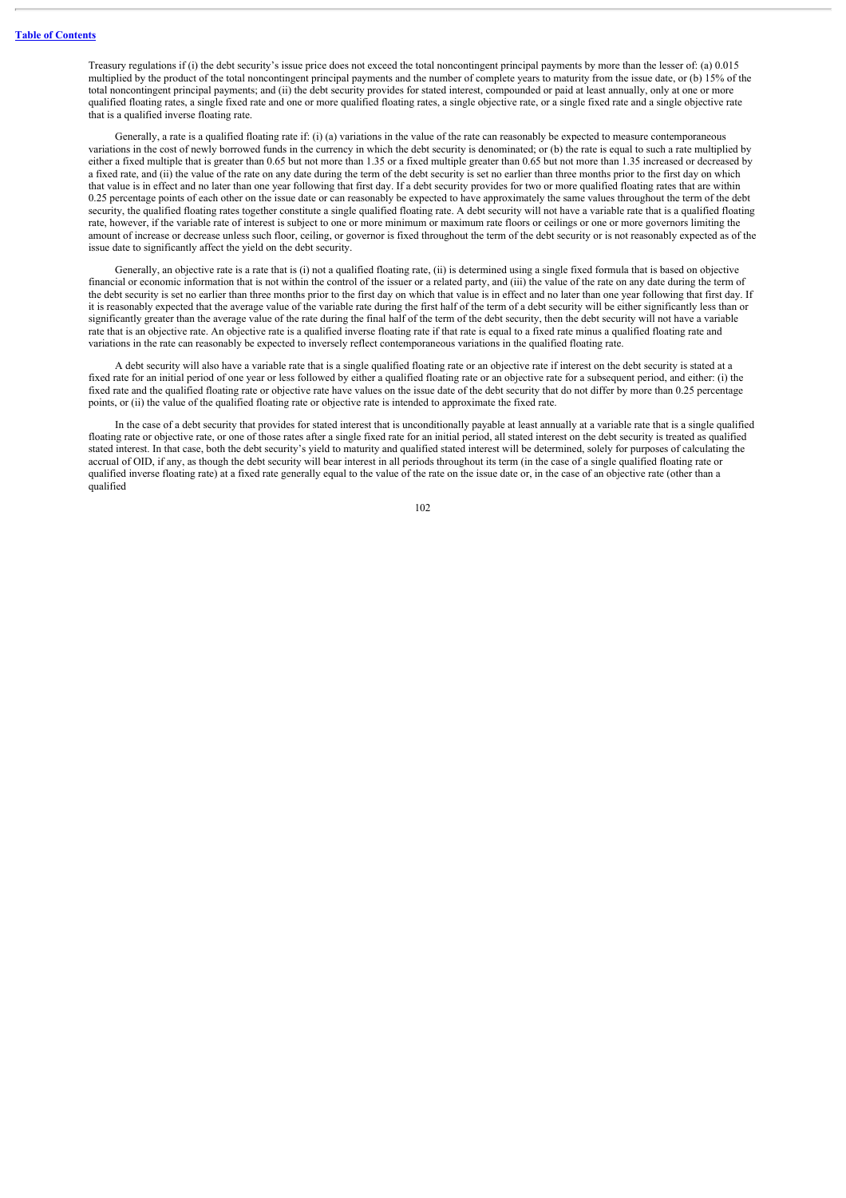Treasury regulations if (i) the debt security's issue price does not exceed the total noncontingent principal payments by more than the lesser of: (a) 0.015 multiplied by the product of the total noncontingent principal payments and the number of complete years to maturity from the issue date, or (b) 15% of the total noncontingent principal payments; and (ii) the debt security provides for stated interest, compounded or paid at least annually, only at one or more qualified floating rates, a single fixed rate and one or more qualified floating rates, a single objective rate, or a single fixed rate and a single objective rate that is a qualified inverse floating rate.

Generally, a rate is a qualified floating rate if: (i) (a) variations in the value of the rate can reasonably be expected to measure contemporaneous variations in the cost of newly borrowed funds in the currency in which the debt security is denominated; or (b) the rate is equal to such a rate multiplied by either a fixed multiple that is greater than 0.65 but not more than 1.35 or a fixed multiple greater than 0.65 but not more than 1.35 increased or decreased by a fixed rate, and (ii) the value of the rate on any date during the term of the debt security is set no earlier than three months prior to the first day on which that value is in effect and no later than one year following that first day. If a debt security provides for two or more qualified floating rates that are within 0.25 percentage points of each other on the issue date or can reasonably be expected to have approximately the same values throughout the term of the debt security, the qualified floating rates together constitute a single qualified floating rate. A debt security will not have a variable rate that is a qualified floating rate, however, if the variable rate of interest is subject to one or more minimum or maximum rate floors or ceilings or one or more governors limiting the amount of increase or decrease unless such floor, ceiling, or governor is fixed throughout the term of the debt security or is not reasonably expected as of the issue date to significantly affect the yield on the debt security.

Generally, an objective rate is a rate that is (i) not a qualified floating rate, (ii) is determined using a single fixed formula that is based on objective financial or economic information that is not within the control of the issuer or a related party, and (iii) the value of the rate on any date during the term of the debt security is set no earlier than three months prior to the first day on which that value is in effect and no later than one year following that first day. If it is reasonably expected that the average value of the variable rate during the first half of the term of a debt security will be either significantly less than or significantly greater than the average value of the rate during the final half of the term of the debt security, then the debt security will not have a variable rate that is an objective rate. An objective rate is a qualified inverse floating rate if that rate is equal to a fixed rate minus a qualified floating rate and variations in the rate can reasonably be expected to inversely reflect contemporaneous variations in the qualified floating rate.

A debt security will also have a variable rate that is a single qualified floating rate or an objective rate if interest on the debt security is stated at a fixed rate for an initial period of one year or less followed by either a qualified floating rate or an objective rate for a subsequent period, and either: (i) the fixed rate and the qualified floating rate or objective rate have values on the issue date of the debt security that do not differ by more than 0.25 percentage points, or (ii) the value of the qualified floating rate or objective rate is intended to approximate the fixed rate.

In the case of a debt security that provides for stated interest that is unconditionally payable at least annually at a variable rate that is a single qualified floating rate or objective rate, or one of those rates after a single fixed rate for an initial period, all stated interest on the debt security is treated as qualified stated interest. In that case, both the debt security's yield to maturity and qualified stated interest will be determined, solely for purposes of calculating the accrual of OID, if any, as though the debt security will bear interest in all periods throughout its term (in the case of a single qualified floating rate or qualified inverse floating rate) at a fixed rate generally equal to the value of the rate on the issue date or, in the case of an objective rate (other than a qualified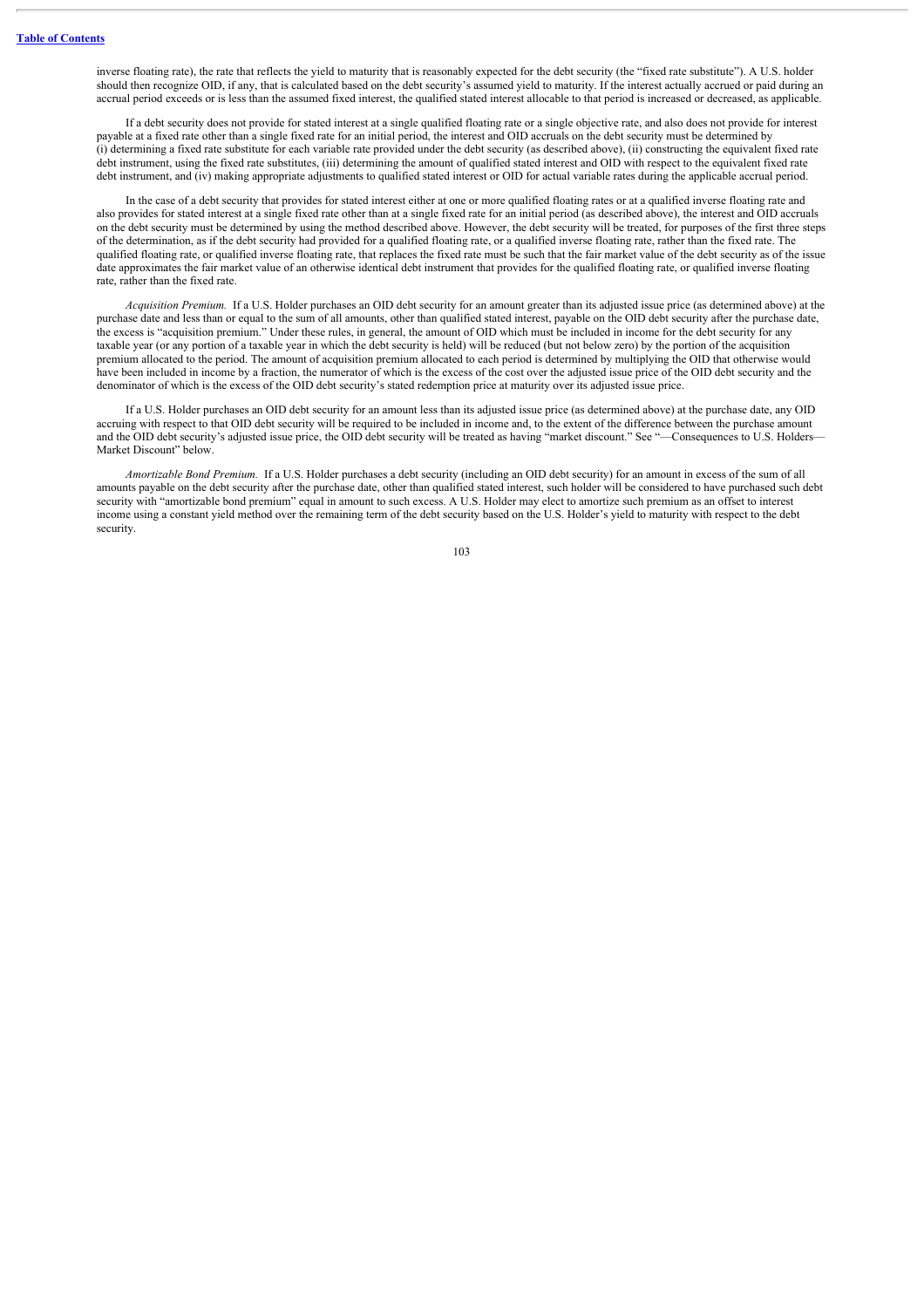inverse floating rate), the rate that reflects the yield to maturity that is reasonably expected for the debt security (the "fixed rate substitute"). A U.S. holder should then recognize OID, if any, that is calculated based on the debt security's assumed yield to maturity. If the interest actually accrued or paid during an accrual period exceeds or is less than the assumed fixed interest, the qualified stated interest allocable to that period is increased or decreased, as applicable.

If a debt security does not provide for stated interest at a single qualified floating rate or a single objective rate, and also does not provide for interest payable at a fixed rate other than a single fixed rate for an initial period, the interest and OID accruals on the debt security must be determined by (i) determining a fixed rate substitute for each variable rate provided under the debt security (as described above), (ii) constructing the equivalent fixed rate debt instrument, using the fixed rate substitutes, (iii) determining the amount of qualified stated interest and OID with respect to the equivalent fixed rate debt instrument, and (iv) making appropriate adjustments to qualified stated interest or OID for actual variable rates during the applicable accrual period.

In the case of a debt security that provides for stated interest either at one or more qualified floating rates or at a qualified inverse floating rate and also provides for stated interest at a single fixed rate other than at a single fixed rate for an initial period (as described above), the interest and OID accruals on the debt security must be determined by using the method described above. However, the debt security will be treated, for purposes of the first three steps of the determination, as if the debt security had provided for a qualified floating rate, or a qualified inverse floating rate, rather than the fixed rate. The qualified floating rate, or qualified inverse floating rate, that replaces the fixed rate must be such that the fair market value of the debt security as of the issue date approximates the fair market value of an otherwise identical debt instrument that provides for the qualified floating rate, or qualified inverse floating rate, rather than the fixed rate.

*Acquisition Premium.* If a U.S. Holder purchases an OID debt security for an amount greater than its adjusted issue price (as determined above) at the purchase date and less than or equal to the sum of all amounts, other than qualified stated interest, payable on the OID debt security after the purchase date, the excess is "acquisition premium." Under these rules, in general, the amount of OID which must be included in income for the debt security for any taxable year (or any portion of a taxable year in which the debt security is held) will be reduced (but not below zero) by the portion of the acquisition premium allocated to the period. The amount of acquisition premium allocated to each period is determined by multiplying the OID that otherwise would have been included in income by a fraction, the numerator of which is the excess of the cost over the adjusted issue price of the OID debt security and the denominator of which is the excess of the OID debt security's stated redemption price at maturity over its adjusted issue price.

If a U.S. Holder purchases an OID debt security for an amount less than its adjusted issue price (as determined above) at the purchase date, any OID accruing with respect to that OID debt security will be required to be included in income and, to the extent of the difference between the purchase amount and the OID debt security's adjusted issue price, the OID debt security will be treated as having "market discount." See "—Consequences to U.S. Holders—Market Discount" below.

*Amortizable Bond Premium.* If a U.S. Holder purchases a debt security (including an OID debt security) for an amount in excess of the sum of all amounts payable on the debt security after the purchase date, other than qualified stated interest, such holder will be considered to have purchased such debt security with "amortizable bond premium" equal in amount to such excess. A U.S. Holder may elect to amortize such premium as an offset to interest income using a constant yield method over the remaining term of the debt security based on the U.S. Holder's yield to maturity with respect to the debt security.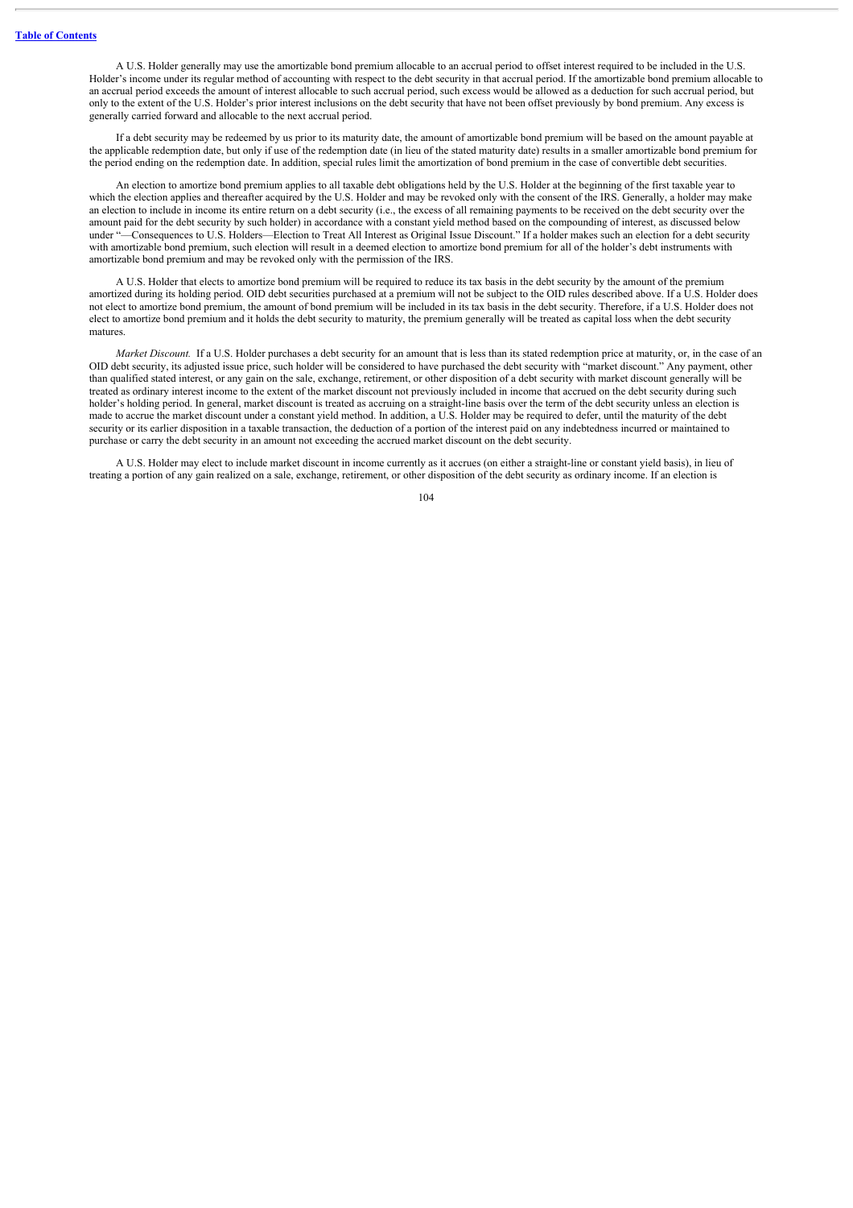A U.S. Holder generally may use the amortizable bond premium allocable to an accrual period to offset interest required to be included in the U.S. Holder's income under its regular method of accounting with respect to the debt security in that accrual period. If the amortizable bond premium allocable to an accrual period exceeds the amount of interest allocable to such accrual period, such excess would be allowed as a deduction for such accrual period, but only to the extent of the U.S. Holder's prior interest inclusions on the debt security that have not been offset previously by bond premium. Any excess is generally carried forward and allocable to the next accrual period.

If a debt security may be redeemed by us prior to its maturity date, the amount of amortizable bond premium will be based on the amount payable at the applicable redemption date, but only if use of the redemption date (in lieu of the stated maturity date) results in a smaller amortizable bond premium for the period ending on the redemption date. In addition, special rules limit the amortization of bond premium in the case of convertible debt securities.

An election to amortize bond premium applies to all taxable debt obligations held by the U.S. Holder at the beginning of the first taxable year to which the election applies and thereafter acquired by the U.S. Holder and may be revoked only with the consent of the IRS. Generally, a holder may make an election to include in income its entire return on a debt security (i.e., the excess of all remaining payments to be received on the debt security over the amount paid for the debt security by such holder) in accordance with a constant yield method based on the compounding of interest, as discussed below under "—Consequences to U.S. Holders—Election to Treat All Interest as Original Issue Discount." If a holder makes such an election for a debt security with amortizable bond premium, such election will result in a deemed election to amortize bond premium for all of the holder's debt instruments with amortizable bond premium and may be revoked only with the permission of the IRS.

A U.S. Holder that elects to amortize bond premium will be required to reduce its tax basis in the debt security by the amount of the premium amortized during its holding period. OID debt securities purchased at a premium will not be subject to the OID rules described above. If a U.S. Holder does not elect to amortize bond premium, the amount of bond premium will be included in its tax basis in the debt security. Therefore, if a U.S. Holder does not elect to amortize bond premium and it holds the debt security to maturity, the premium generally will be treated as capital loss when the debt security matures.

*Market Discount.* If a U.S. Holder purchases a debt security for an amount that is less than its stated redemption price at maturity, or, in the case of an OID debt security, its adjusted issue price, such holder will be considered to have purchased the debt security with "market discount." Any payment, other than qualified stated interest, or any gain on the sale, exchange, retirement, or other disposition of a debt security with market discount generally will be treated as ordinary interest income to the extent of the market discount not previously included in income that accrued on the debt security during such holder's holding period. In general, market discount is treated as accruing on a straight-line basis over the term of the debt security unless an election is made to accrue the market discount under a constant yield method. In addition, a U.S. Holder may be required to defer, until the maturity of the debt security or its earlier disposition in a taxable transaction, the deduction of a portion of the interest paid on any indebtedness incurred or maintained to purchase or carry the debt security in an amount not exceeding the accrued market discount on the debt security.

A U.S. Holder may elect to include market discount in income currently as it accrues (on either a straight-line or constant yield basis), in lieu of treating a portion of any gain realized on a sale, exchange, retirement, or other disposition of the debt security as ordinary income. If an election is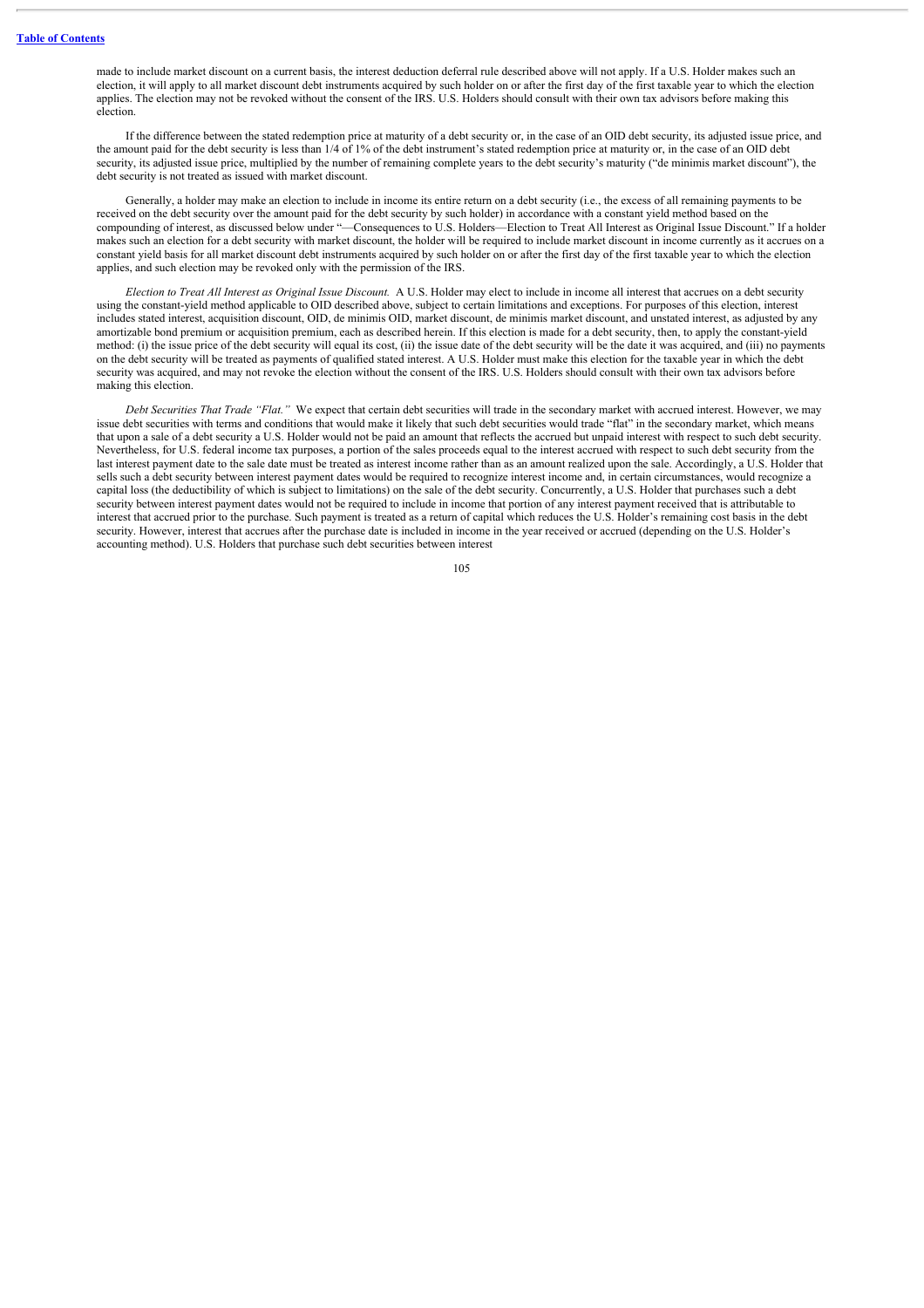made to include market discount on a current basis, the interest deduction deferral rule described above will not apply. If a U.S. Holder makes such an election, it will apply to all market discount debt instruments acquired by such holder on or after the first day of the first taxable year to which the election applies. The election may not be revoked without the consent of the IRS. U.S. Holders should consult with their own tax advisors before making this election.

If the difference between the stated redemption price at maturity of a debt security or, in the case of an OID debt security, its adjusted issue price, and the amount paid for the debt security is less than 1/4 of 1% of the debt instrument's stated redemption price at maturity or, in the case of an OID debt security, its adjusted issue price, multiplied by the number of remaining complete years to the debt security's maturity ("de minimis market discount"), the debt security is not treated as issued with market discount.

Generally, a holder may make an election to include in income its entire return on a debt security (i.e., the excess of all remaining payments to be received on the debt security over the amount paid for the debt security by such holder) in accordance with a constant yield method based on the compounding of interest, as discussed below under "—Consequences to U.S. Holders—Election to Treat All Interest as Original Issue Discount." If a holder makes such an election for a debt security with market discount, the holder will be required to include market discount in income currently as it accrues on a constant yield basis for all market discount debt instruments acquired by such holder on or after the first day of the first taxable year to which the election applies, and such election may be revoked only with the permission of the IRS.

*Election to Treat All Interest as Original Issue Discount.* A U.S. Holder may elect to include in income all interest that accrues on a debt security using the constant-yield method applicable to OID described above, subject to certain limitations and exceptions. For purposes of this election, interest includes stated interest, acquisition discount, OID, de minimis OID, market discount, de minimis market discount, and unstated interest, as adjusted by any amortizable bond premium or acquisition premium, each as described herein. If this election is made for a debt security, then, to apply the constant-yield method: (i) the issue price of the debt security will equal its cost, (ii) the issue date of the debt security will be the date it was acquired, and (iii) no payments on the debt security will be treated as payments of qualified stated interest. A U.S. Holder must make this election for the taxable year in which the debt security was acquired, and may not revoke the election without the consent of the IRS. U.S. Holders should consult with their own tax advisors before making this election.

*Debt Securities That Trade "Flat."* We expect that certain debt securities will trade in the secondary market with accrued interest. However, we may issue debt securities with terms and conditions that would make it likely that such debt securities would trade "flat" in the secondary market, which means that upon a sale of a debt security a U.S. Holder would not be paid an amount that reflects the accrued but unpaid interest with respect to such debt security. Nevertheless, for U.S. federal income tax purposes, a portion of the sales proceeds equal to the interest accrued with respect to such debt security from the last interest payment date to the sale date must be treated as interest income rather than as an amount realized upon the sale. Accordingly, a U.S. Holder that sells such a debt security between interest payment dates would be required to recognize interest income and, in certain circumstances, would recognize a capital loss (the deductibility of which is subject to limitations) on the sale of the debt security. Concurrently, a U.S. Holder that purchases such a debt security between interest payment dates would not be required to include in income that portion of any interest payment received that is attributable to interest that accrued prior to the purchase. Such payment is treated as a return of capital which reduces the U.S. Holder's remaining cost basis in the debt security. However, interest that accrues after the purchase date is included in income in the year received or accrued (depending on the U.S. Holder's accounting method). U.S. Holders that purchase such debt securities between interest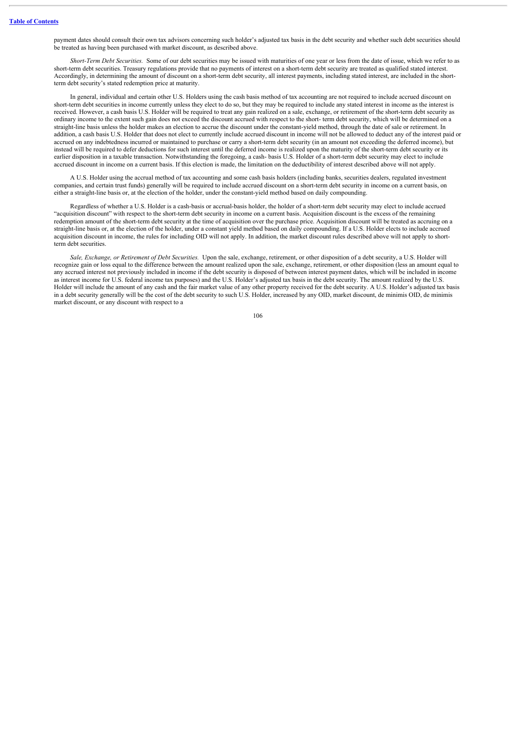payment dates should consult their own tax advisors concerning such holder's adjusted tax basis in the debt security and whether such debt securities should be treated as having been purchased with market discount, as described above.

*Short-Term Debt Securities.* Some of our debt securities may be issued with maturities of one year or less from the date of issue, which we refer to as short-term debt securities. Treasury regulations provide that no payments of interest on a short-term debt security are treated as qualified stated interest. Accordingly, in determining the amount of discount on a short-term debt security, all interest payments, including stated interest, are included in the short-term debt security's stated redemption price at maturity.

In general, individual and certain other U.S. Holders using the cash basis method of tax accounting are not required to include accrued discount on short-term debt securities in income currently unless they elect to do so, but they may be required to include any stated interest in income as the interest is received. However, a cash basis U.S. Holder will be required to treat any gain realized on a sale, exchange, or retirement of the short-term debt security as ordinary income to the extent such gain does not exceed the discount accrued with respect to the short- term debt security, which will be determined on a straight-line basis unless the holder makes an election to accrue the discount under the constant-yield method, through the date of sale or retirement. In addition, a cash basis U.S. Holder that does not elect to currently include accrued discount in income will not be allowed to deduct any of the interest paid or accrued on any indebtedness incurred or maintained to purchase or carry a short-term debt security (in an amount not exceeding the deferred income), but instead will be required to defer deductions for such interest until the deferred income is realized upon the maturity of the short-term debt security or its earlier disposition in a taxable transaction. Notwithstanding the foregoing, a cash- basis U.S. Holder of a short-term debt security may elect to include accrued discount in income on a current basis. If this election is made, the limitation on the deductibility of interest described above will not apply.

A U.S. Holder using the accrual method of tax accounting and some cash basis holders (including banks, securities dealers, regulated investment companies, and certain trust funds) generally will be required to include accrued discount on a short-term debt security in income on a current basis, on either a straight-line basis or, at the election of the holder, under the constant-yield method based on daily compounding.

Regardless of whether a U.S. Holder is a cash-basis or accrual-basis holder, the holder of a short-term debt security may elect to include accrued "acquisition discount" with respect to the short-term debt security in income on a current basis. Acquisition discount is the excess of the remaining redemption amount of the short-term debt security at the time of acquisition over the purchase price. Acquisition discount will be treated as accruing on a straight-line basis or, at the election of the holder, under a constant yield method based on daily compounding. If a U.S. Holder elects to include accrued acquisition discount in income, the rules for including OID will not apply. In addition, the market discount rules described above will not apply to short-term debt securities.

*Sale, Exchange, or Retirement of Debt Securities.* Upon the sale, exchange, retirement, or other disposition of a debt security, a U.S. Holder will recognize gain or loss equal to the difference between the amount realized upon the sale, exchange, retirement, or other disposition (less an amount equal to any accrued interest not previously included in income if the debt security is disposed of between interest payment dates, which will be included in income as interest income for U.S. federal income tax purposes) and the U.S. Holder's adjusted tax basis in the debt security. The amount realized by the U.S. Holder will include the amount of any cash and the fair market value of any other property received for the debt security. A U.S. Holder's adjusted tax basis in a debt security generally will be the cost of the debt security to such U.S. Holder, increased by any OID, market discount, de minimis OID, de minimis market discount, or any discount with respect to a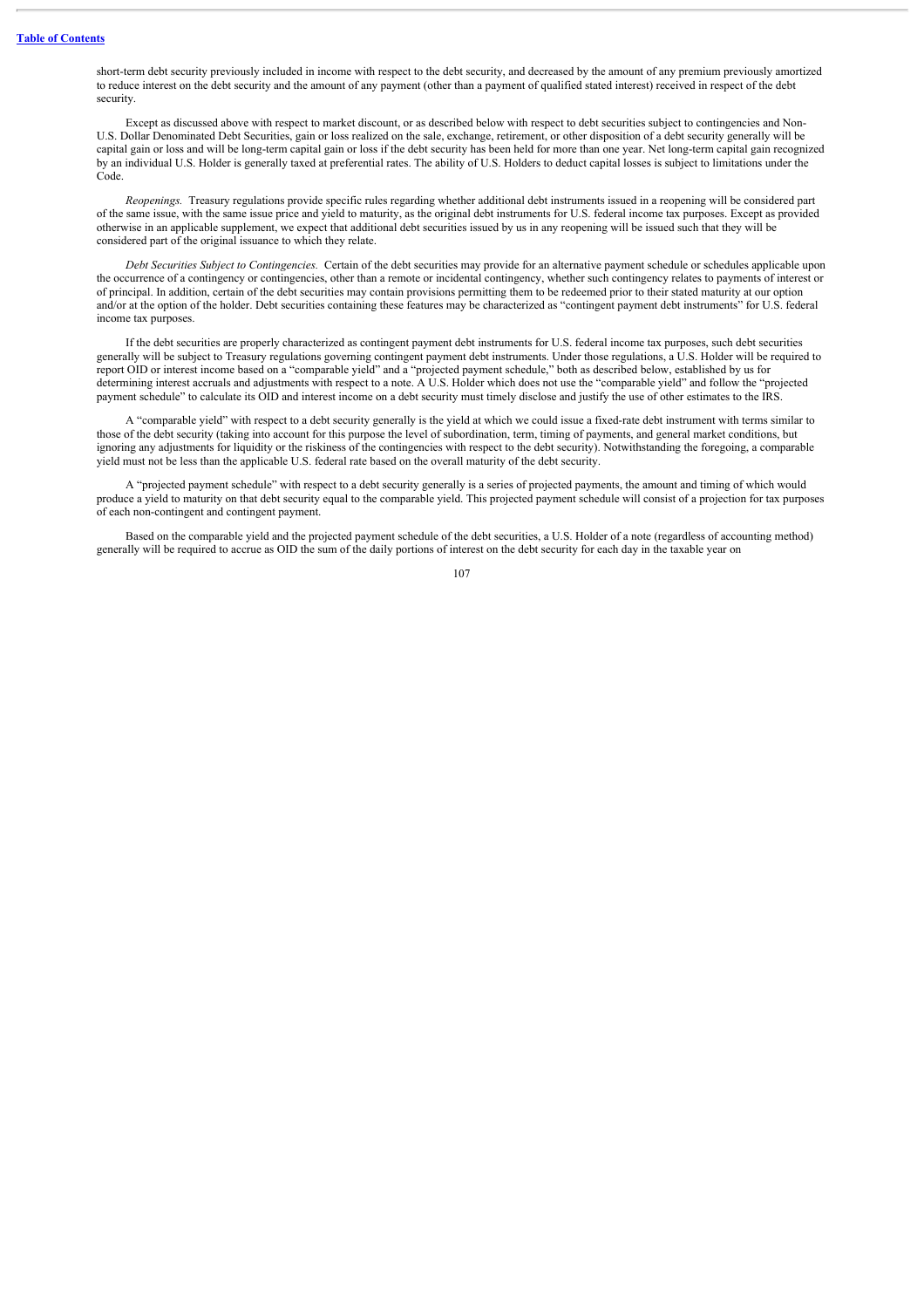short-term debt security previously included in income with respect to the debt security, and decreased by the amount of any premium previously amortized to reduce interest on the debt security and the amount of any payment (other than a payment of qualified stated interest) received in respect of the debt security.

Except as discussed above with respect to market discount, or as described below with respect to debt securities subject to contingencies and Non-U.S. Dollar Denominated Debt Securities, gain or loss realized on the sale, exchange, retirement, or other disposition of a debt security generally will be capital gain or loss and will be long-term capital gain or loss if the debt security has been held for more than one year. Net long-term capital gain recognized by an individual U.S. Holder is generally taxed at preferential rates. The ability of U.S. Holders to deduct capital losses is subject to limitations under the Code.

*Reopenings.* Treasury regulations provide specific rules regarding whether additional debt instruments issued in a reopening will be considered part of the same issue, with the same issue price and yield to maturity, as the original debt instruments for U.S. federal income tax purposes. Except as provided otherwise in an applicable supplement, we expect that additional debt securities issued by us in any reopening will be issued such that they will be considered part of the original issuance to which they relate.

*Debt Securities Subject to Contingencies.* Certain of the debt securities may provide for an alternative payment schedule or schedules applicable upon the occurrence of a contingency or contingencies, other than a remote or incidental contingency, whether such contingency relates to payments of interest or of principal. In addition, certain of the debt securities may contain provisions permitting them to be redeemed prior to their stated maturity at our option and/or at the option of the holder. Debt securities containing these features may be characterized as "contingent payment debt instruments" for U.S. federal income tax purposes.

If the debt securities are properly characterized as contingent payment debt instruments for U.S. federal income tax purposes, such debt securities generally will be subject to Treasury regulations governing contingent payment debt instruments. Under those regulations, a U.S. Holder will be required to report OID or interest income based on a "comparable yield" and a "projected payment schedule," both as described below, established by us for determining interest accruals and adjustments with respect to a note. A U.S. Holder which does not use the "comparable yield" and follow the "projected payment schedule" to calculate its OID and interest income on a debt security must timely disclose and justify the use of other estimates to the IRS.

A "comparable yield" with respect to a debt security generally is the yield at which we could issue a fixed-rate debt instrument with terms similar to those of the debt security (taking into account for this purpose the level of subordination, term, timing of payments, and general market conditions, but ignoring any adjustments for liquidity or the riskiness of the contingencies with respect to the debt security). Notwithstanding the foregoing, a comparable yield must not be less than the applicable U.S. federal rate based on the overall maturity of the debt security.

A "projected payment schedule" with respect to a debt security generally is a series of projected payments, the amount and timing of which would produce a yield to maturity on that debt security equal to the comparable yield. This projected payment schedule will consist of a projection for tax purposes of each non-contingent and contingent payment.

Based on the comparable yield and the projected payment schedule of the debt securities, a U.S. Holder of a note (regardless of accounting method) generally will be required to accrue as OID the sum of the daily portions of interest on the debt security for each day in the taxable year on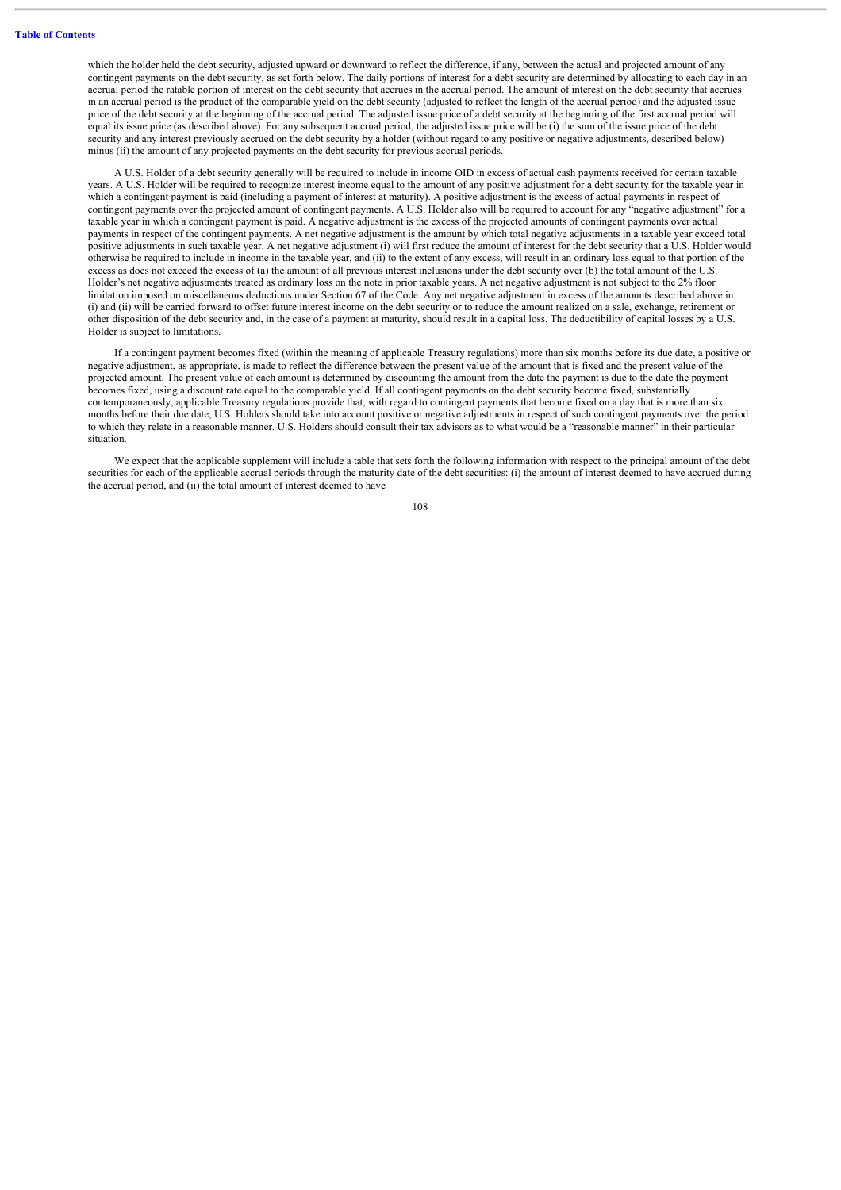which the holder held the debt security, adjusted upward or downward to reflect the difference, if any, between the actual and projected amount of any contingent payments on the debt security, as set forth below. The daily portions of interest for a debt security are determined by allocating to each day in an accrual period the ratable portion of interest on the debt security that accrues in the accrual period. The amount of interest on the debt security that accrues in an accrual period is the product of the comparable yield on the debt security (adjusted to reflect the length of the accrual period) and the adjusted issue price of the debt security at the beginning of the accrual period. The adjusted issue price of a debt security at the beginning of the first accrual period will equal its issue price (as described above). For any subsequent accrual period, the adjusted issue price will be (i) the sum of the issue price of the debt security and any interest previously accrued on the debt security by a holder (without regard to any positive or negative adjustments, described below) minus (ii) the amount of any projected payments on the debt security for previous accrual periods.

A U.S. Holder of a debt security generally will be required to include in income OID in excess of actual cash payments received for certain taxable years. A U.S. Holder will be required to recognize interest income equal to the amount of any positive adjustment for a debt security for the taxable year in which a contingent payment is paid (including a payment of interest at maturity). A positive adjustment is the excess of actual payments in respect of contingent payments over the projected amount of contingent payments. A U.S. Holder also will be required to account for any "negative adjustment" for a taxable year in which a contingent payment is paid. A negative adjustment is the excess of the projected amounts of contingent payments over actual payments in respect of the contingent payments. A net negative adjustment is the amount by which total negative adjustments in a taxable year exceed total positive adjustments in such taxable year. A net negative adjustment (i) will first reduce the amount of interest for the debt security that a U.S. Holder would otherwise be required to include in income in the taxable year, and (ii) to the extent of any excess, will result in an ordinary loss equal to that portion of the excess as does not exceed the excess of (a) the amount of all previous interest inclusions under the debt security over (b) the total amount of the U.S. Holder's net negative adjustments treated as ordinary loss on the note in prior taxable years. A net negative adjustment is not subject to the 2% floor limitation imposed on miscellaneous deductions under Section 67 of the Code. Any net negative adjustment in excess of the amounts described above in (i) and (ii) will be carried forward to offset future interest income on the debt security or to reduce the amount realized on a sale, exchange, retirement or other disposition of the debt security and, in the case of a payment at maturity, should result in a capital loss. The deductibility of capital losses by a U.S. Holder is subject to limitations.

If a contingent payment becomes fixed (within the meaning of applicable Treasury regulations) more than six months before its due date, a positive or negative adjustment, as appropriate, is made to reflect the difference between the present value of the amount that is fixed and the present value of the projected amount. The present value of each amount is determined by discounting the amount from the date the payment is due to the date the payment becomes fixed, using a discount rate equal to the comparable yield. If all contingent payments on the debt security become fixed, substantially contemporaneously, applicable Treasury regulations provide that, with regard to contingent payments that become fixed on a day that is more than six months before their due date, U.S. Holders should take into account positive or negative adjustments in respect of such contingent payments over the period to which they relate in a reasonable manner. U.S. Holders should consult their tax advisors as to what would be a "reasonable manner" in their particular situation.

We expect that the applicable supplement will include a table that sets forth the following information with respect to the principal amount of the debt securities for each of the applicable accrual periods through the maturity date of the debt securities: (i) the amount of interest deemed to have accrued during the accrual period, and (ii) the total amount of interest deemed to have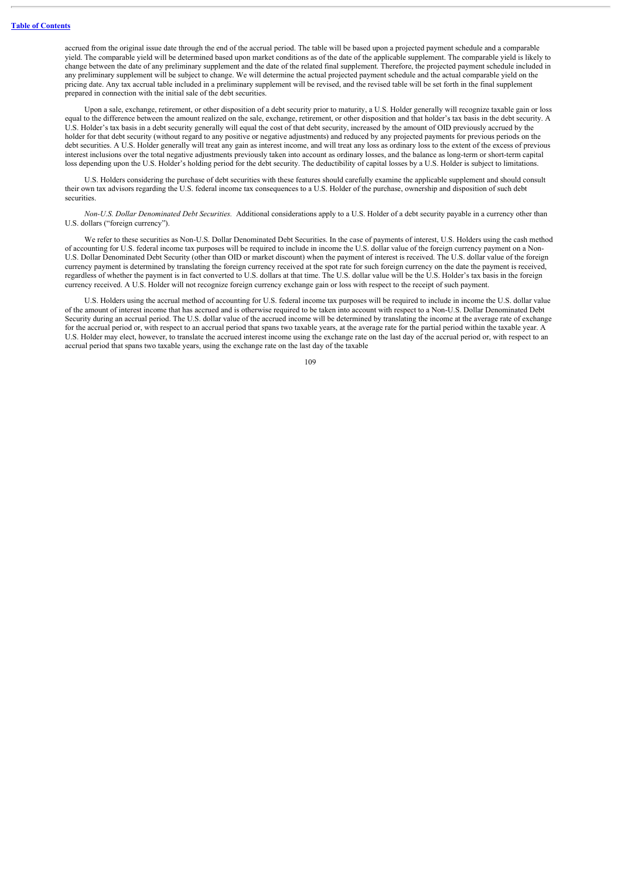accrued from the original issue date through the end of the accrual period. The table will be based upon a projected payment schedule and a comparable yield. The comparable yield will be determined based upon market conditions as of the date of the applicable supplement. The comparable yield is likely to change between the date of any preliminary supplement and the date of the related final supplement. Therefore, the projected payment schedule included in any preliminary supplement will be subject to change. We will determine the actual projected payment schedule and the actual comparable yield on the pricing date. Any tax accrual table included in a preliminary supplement will be revised, and the revised table will be set forth in the final supplement prepared in connection with the initial sale of the debt securities.

Upon a sale, exchange, retirement, or other disposition of a debt security prior to maturity, a U.S. Holder generally will recognize taxable gain or loss equal to the difference between the amount realized on the sale, exchange, retirement, or other disposition and that holder's tax basis in the debt security. A U.S. Holder's tax basis in a debt security generally will equal the cost of that debt security, increased by the amount of OID previously accrued by the holder for that debt security (without regard to any positive or negative adjustments) and reduced by any projected payments for previous periods on the debt securities. A U.S. Holder generally will treat any gain as interest income, and will treat any loss as ordinary loss to the extent of the excess of previous interest inclusions over the total negative adjustments previously taken into account as ordinary losses, and the balance as long-term or short-term capital loss depending upon the U.S. Holder's holding period for the debt security. The deductibility of capital losses by a U.S. Holder is subject to limitations.

U.S. Holders considering the purchase of debt securities with these features should carefully examine the applicable supplement and should consult their own tax advisors regarding the U.S. federal income tax consequences to a U.S. Holder of the purchase, ownership and disposition of such debt securities.

*Non-U.S. Dollar Denominated Debt Securities.* Additional considerations apply to a U.S. Holder of a debt security payable in a currency other than U.S. dollars ("foreign currency").

We refer to these securities as Non-U.S. Dollar Denominated Debt Securities. In the case of payments of interest, U.S. Holders using the cash method of accounting for U.S. federal income tax purposes will be required to include in income the U.S. dollar value of the foreign currency payment on a Non-U.S. Dollar Denominated Debt Security (other than OID or market discount) when the payment of interest is received. The U.S. dollar value of the foreign currency payment is determined by translating the foreign currency received at the spot rate for such foreign currency on the date the payment is received, regardless of whether the payment is in fact converted to U.S. dollars at that time. The U.S. dollar value will be the U.S. Holder's tax basis in the foreign currency received. A U.S. Holder will not recognize foreign currency exchange gain or loss with respect to the receipt of such payment.

U.S. Holders using the accrual method of accounting for U.S. federal income tax purposes will be required to include in income the U.S. dollar value of the amount of interest income that has accrued and is otherwise required to be taken into account with respect to a Non-U.S. Dollar Denominated Debt Security during an accrual period. The U.S. dollar value of the accrued income will be determined by translating the income at the average rate of exchange for the accrual period or, with respect to an accrual period that spans two taxable years, at the average rate for the partial period within the taxable year. A U.S. Holder may elect, however, to translate the accrued interest income using the exchange rate on the last day of the accrual period or, with respect to an accrual period that spans two taxable years, using the exchange rate on the last day of the taxable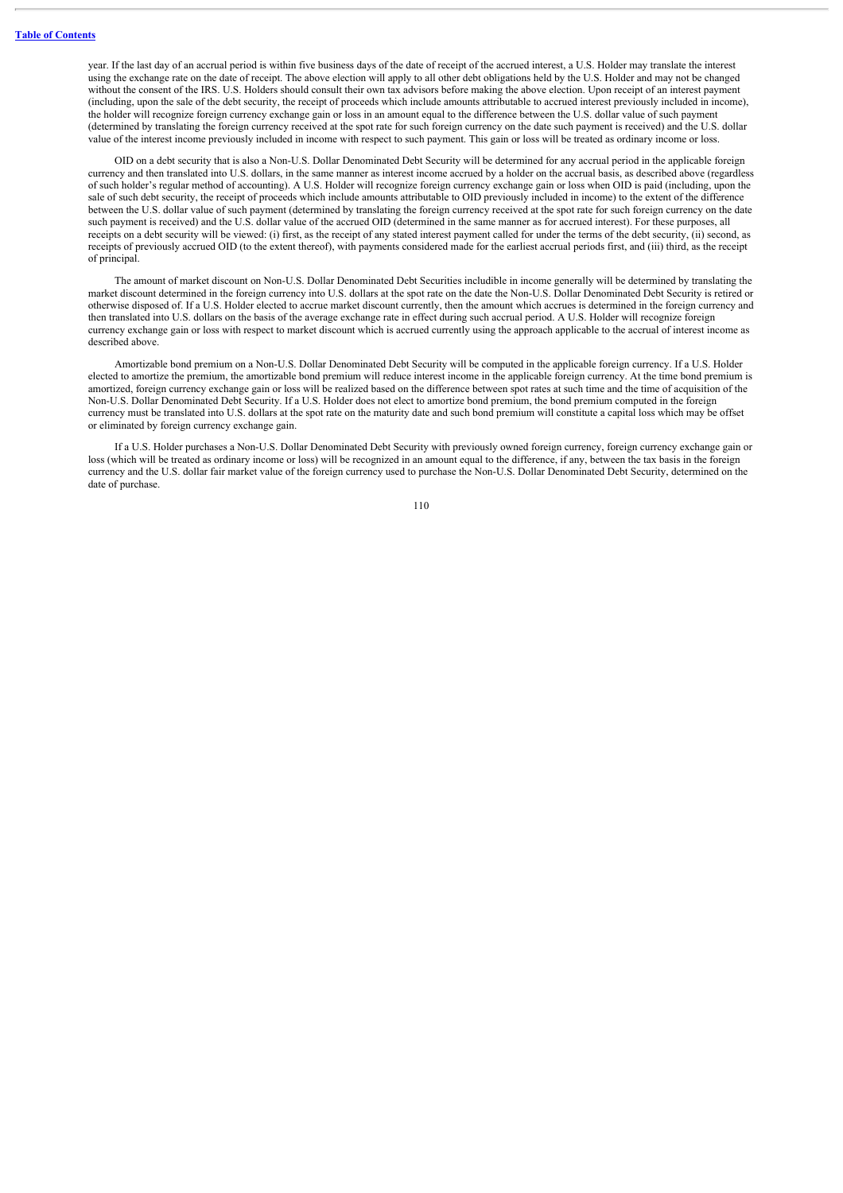year. If the last day of an accrual period is within five business days of the date of receipt of the accrued interest, a U.S. Holder may translate the interest using the exchange rate on the date of receipt. The above election will apply to all other debt obligations held by the U.S. Holder and may not be changed without the consent of the IRS. U.S. Holders should consult their own tax advisors before making the above election. Upon receipt of an interest payment (including, upon the sale of the debt security, the receipt of proceeds which include amounts attributable to accrued interest previously included in income), the holder will recognize foreign currency exchange gain or loss in an amount equal to the difference between the U.S. dollar value of such payment (determined by translating the foreign currency received at the spot rate for such foreign currency on the date such payment is received) and the U.S. dollar value of the interest income previously included in income with respect to such payment. This gain or loss will be treated as ordinary income or loss.

OID on a debt security that is also a Non-U.S. Dollar Denominated Debt Security will be determined for any accrual period in the applicable foreign currency and then translated into U.S. dollars, in the same manner as interest income accrued by a holder on the accrual basis, as described above (regardless of such holder's regular method of accounting). A U.S. Holder will recognize foreign currency exchange gain or loss when OID is paid (including, upon the sale of such debt security, the receipt of proceeds which include amounts attributable to OID previously included in income) to the extent of the difference between the U.S. dollar value of such payment (determined by translating the foreign currency received at the spot rate for such foreign currency on the date such payment is received) and the U.S. dollar value of the accrued OID (determined in the same manner as for accrued interest). For these purposes, all receipts on a debt security will be viewed: (i) first, as the receipt of any stated interest payment called for under the terms of the debt security, (ii) second, as receipts of previously accrued OID (to the extent thereof), with payments considered made for the earliest accrual periods first, and (iii) third, as the receipt of principal.

The amount of market discount on Non-U.S. Dollar Denominated Debt Securities includible in income generally will be determined by translating the market discount determined in the foreign currency into U.S. dollars at the spot rate on the date the Non-U.S. Dollar Denominated Debt Security is retired or otherwise disposed of. If a U.S. Holder elected to accrue market discount currently, then the amount which accrues is determined in the foreign currency and then translated into U.S. dollars on the basis of the average exchange rate in effect during such accrual period. A U.S. Holder will recognize foreign currency exchange gain or loss with respect to market discount which is accrued currently using the approach applicable to the accrual of interest income as described above.

Amortizable bond premium on a Non-U.S. Dollar Denominated Debt Security will be computed in the applicable foreign currency. If a U.S. Holder elected to amortize the premium, the amortizable bond premium will reduce interest income in the applicable foreign currency. At the time bond premium is amortized, foreign currency exchange gain or loss will be realized based on the difference between spot rates at such time and the time of acquisition of the Non-U.S. Dollar Denominated Debt Security. If a U.S. Holder does not elect to amortize bond premium, the bond premium computed in the foreign currency must be translated into U.S. dollars at the spot rate on the maturity date and such bond premium will constitute a capital loss which may be offset or eliminated by foreign currency exchange gain.

If a U.S. Holder purchases a Non-U.S. Dollar Denominated Debt Security with previously owned foreign currency, foreign currency exchange gain or loss (which will be treated as ordinary income or loss) will be recognized in an amount equal to the difference, if any, between the tax basis in the foreign currency and the U.S. dollar fair market value of the foreign currency used to purchase the Non-U.S. Dollar Denominated Debt Security, determined on the date of purchase.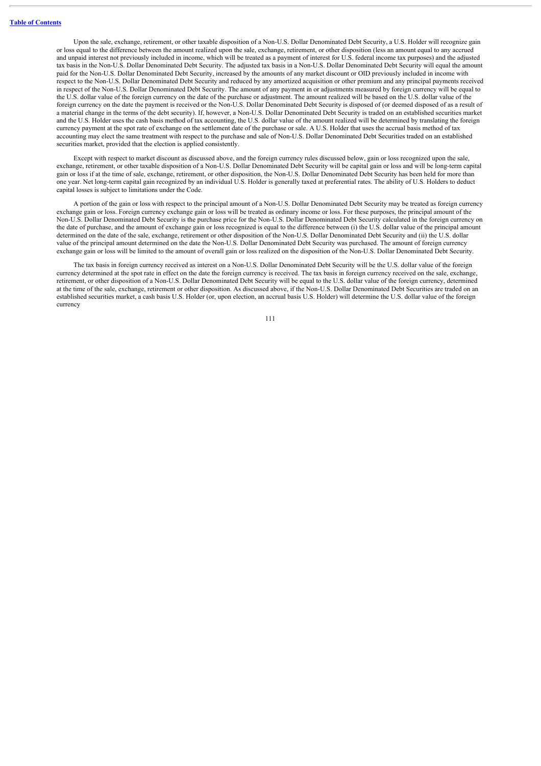Upon the sale, exchange, retirement, or other taxable disposition of a Non-U.S. Dollar Denominated Debt Security, a U.S. Holder will recognize gain or loss equal to the difference between the amount realized upon the sale, exchange, retirement, or other disposition (less an amount equal to any accrued and unpaid interest not previously included in income, which will be treated as a payment of interest for U.S. federal income tax purposes) and the adjusted tax basis in the Non-U.S. Dollar Denominated Debt Security. The adjusted tax basis in a Non-U.S. Dollar Denominated Debt Security will equal the amount paid for the Non-U.S. Dollar Denominated Debt Security, increased by the amounts of any market discount or OID previously included in income with respect to the Non-U.S. Dollar Denominated Debt Security and reduced by any amortized acquisition or other premium and any principal payments received in respect of the Non-U.S. Dollar Denominated Debt Security. The amount of any payment in or adjustments measured by foreign currency will be equal to the U.S. dollar value of the foreign currency on the date of the purchase or adjustment. The amount realized will be based on the U.S. dollar value of the foreign currency on the date the payment is received or the Non-U.S. Dollar Denominated Debt Security is disposed of (or deemed disposed of as a result of a material change in the terms of the debt security). If, however, a Non-U.S. Dollar Denominated Debt Security is traded on an established securities market and the U.S. Holder uses the cash basis method of tax accounting, the U.S. dollar value of the amount realized will be determined by translating the foreign currency payment at the spot rate of exchange on the settlement date of the purchase or sale. A U.S. Holder that uses the accrual basis method of tax accounting may elect the same treatment with respect to the purchase and sale of Non-U.S. Dollar Denominated Debt Securities traded on an established securities market, provided that the election is applied consistently.

Except with respect to market discount as discussed above, and the foreign currency rules discussed below, gain or loss recognized upon the sale, exchange, retirement, or other taxable disposition of a Non-U.S. Dollar Denominated Debt Security will be capital gain or loss and will be long-term capital gain or loss if at the time of sale, exchange, retirement, or other disposition, the Non-U.S. Dollar Denominated Debt Security has been held for more than one year. Net long-term capital gain recognized by an individual U.S. Holder is generally taxed at preferential rates. The ability of U.S. Holders to deduct capital losses is subject to limitations under the Code.

A portion of the gain or loss with respect to the principal amount of a Non-U.S. Dollar Denominated Debt Security may be treated as foreign currency exchange gain or loss. Foreign currency exchange gain or loss will be treated as ordinary income or loss. For these purposes, the principal amount of the Non-U.S. Dollar Denominated Debt Security is the purchase price for the Non-U.S. Dollar Denominated Debt Security calculated in the foreign currency on the date of purchase, and the amount of exchange gain or loss recognized is equal to the difference between (i) the U.S. dollar value of the principal amount determined on the date of the sale, exchange, retirement or other disposition of the Non-U.S. Dollar Denominated Debt Security and (ii) the U.S. dollar value of the principal amount determined on the date the Non-U.S. Dollar Denominated Debt Security was purchased. The amount of foreign currency exchange gain or loss will be limited to the amount of overall gain or loss realized on the disposition of the Non-U.S. Dollar Denominated Debt Security.

The tax basis in foreign currency received as interest on a Non-U.S. Dollar Denominated Debt Security will be the U.S. dollar value of the foreign currency determined at the spot rate in effect on the date the foreign currency is received. The tax basis in foreign currency received on the sale, exchange, retirement, or other disposition of a Non-U.S. Dollar Denominated Debt Security will be equal to the U.S. dollar value of the foreign currency, determined at the time of the sale, exchange, retirement or other disposition. As discussed above, if the Non-U.S. Dollar Denominated Debt Securities are traded on an established securities market, a cash basis U.S. Holder (or, upon election, an accrual basis U.S. Holder) will determine the U.S. dollar value of the foreign currency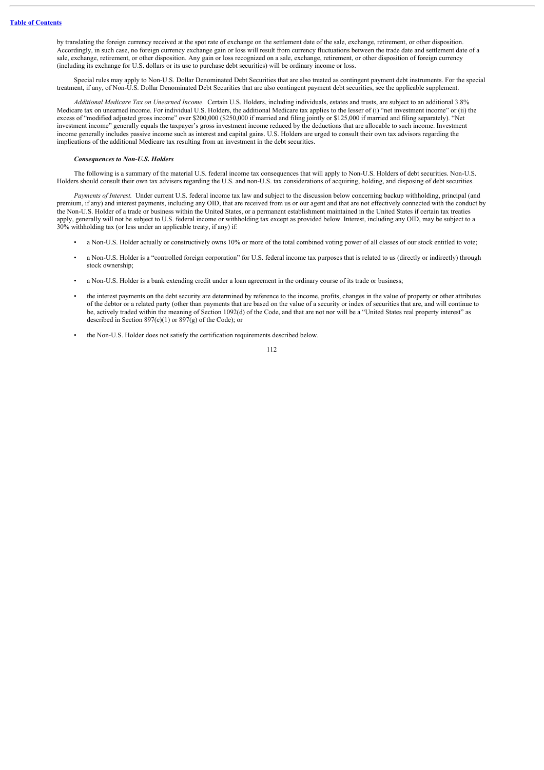by translating the foreign currency received at the spot rate of exchange on the settlement date of the sale, exchange, retirement, or other disposition. Accordingly, in such case, no foreign currency exchange gain or loss will result from currency fluctuations between the trade date and settlement date of a sale, exchange, retirement, or other disposition. Any gain or loss recognized on a sale, exchange, retirement, or other disposition of foreign currency (including its exchange for U.S. dollars or its use to purchase debt securities) will be ordinary income or loss.

Special rules may apply to Non-U.S. Dollar Denominated Debt Securities that are also treated as contingent payment debt instruments. For the special treatment, if any, of Non-U.S. Dollar Denominated Debt Securities that are also contingent payment debt securities, see the applicable supplement.

*Additional Medicare Tax on Unearned Income.* Certain U.S. Holders, including individuals, estates and trusts, are subject to an additional 3.8% Medicare tax on unearned income. For individual U.S. Holders, the additional Medicare tax applies to the lesser of (i) "net investment income" or (ii) the excess of "modified adjusted gross income" over $200,000 ($250,000 if married and filing jointly or $125,000 if married and filing separately). "Net investment income" generally equals the taxpayer's gross investment income reduced by the deductions that are allocable to such income. Investment income generally includes passive income such as interest and capital gains. U.S. Holders are urged to consult their own tax advisors regarding the implications of the additional Medicare tax resulting from an investment in the debt securities.

***Consequences to Non-U.S. Holders***

The following is a summary of the material U.S. federal income tax consequences that will apply to Non-U.S. Holders of debt securities. Non-U.S. Holders should consult their own tax advisers regarding the U.S. and non-U.S. tax considerations of acquiring, holding, and disposing of debt securities.

*Payments of Interest.* Under current U.S. federal income tax law and subject to the discussion below concerning backup withholding, principal (and premium, if any) and interest payments, including any OID, that are received from us or our agent and that are not effectively connected with the conduct by the Non-U.S. Holder of a trade or business within the United States, or a permanent establishment maintained in the United States if certain tax treaties apply, generally will not be subject to U.S. federal income or withholding tax except as provided below. Interest, including any OID, may be subject to a 30% withholding tax (or less under an applicable treaty, if any) if:

- a Non-U.S. Holder actually or constructively owns 10% or more of the total combined voting power of all classes of our stock entitled to vote;
- a Non-U.S. Holder is a "controlled foreign corporation" for U.S. federal income tax purposes that is related to us (directly or indirectly) through stock ownership;
- a Non-U.S. Holder is a bank extending credit under a loan agreement in the ordinary course of its trade or business;
- the interest payments on the debt security are determined by reference to the income, profits, changes in the value of property or other attributes of the debtor or a related party (other than payments that are based on the value of a security or index of securities that are, and will continue to be, actively traded within the meaning of Section 1092(d) of the Code, and that are not nor will be a "United States real property interest" as described in Section 897(c)(1) or 897(g) of the Code); or
- the Non-U.S. Holder does not satisfy the certification requirements described below.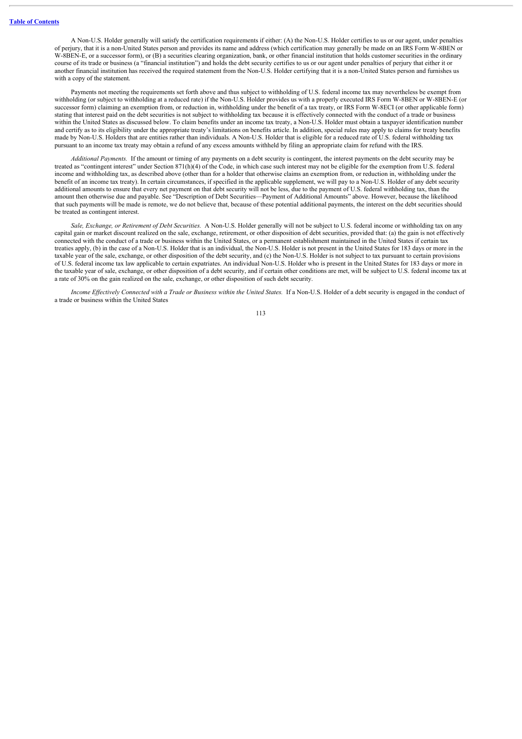A Non-U.S. Holder generally will satisfy the certification requirements if either: (A) the Non-U.S. Holder certifies to us or our agent, under penalties of perjury, that it is a non-United States person and provides its name and address (which certification may generally be made on an IRS Form W-8BEN or W-8BEN-E, or a successor form), or (B) a securities clearing organization, bank, or other financial institution that holds customer securities in the ordinary course of its trade or business (a "financial institution") and holds the debt security certifies to us or our agent under penalties of perjury that either it or another financial institution has received the required statement from the Non-U.S. Holder certifying that it is a non-United States person and furnishes us with a copy of the statement.

Payments not meeting the requirements set forth above and thus subject to withholding of U.S. federal income tax may nevertheless be exempt from withholding (or subject to withholding at a reduced rate) if the Non-U.S. Holder provides us with a properly executed IRS Form W-8BEN or W-8BEN-E (or successor form) claiming an exemption from, or reduction in, withholding under the benefit of a tax treaty, or IRS Form W-8ECI (or other applicable form) stating that interest paid on the debt securities is not subject to withholding tax because it is effectively connected with the conduct of a trade or business within the United States as discussed below. To claim benefits under an income tax treaty, a Non-U.S. Holder must obtain a taxpayer identification number and certify as to its eligibility under the appropriate treaty's limitations on benefits article. In addition, special rules may apply to claims for treaty benefits made by Non-U.S. Holders that are entities rather than individuals. A Non-U.S. Holder that is eligible for a reduced rate of U.S. federal withholding tax pursuant to an income tax treaty may obtain a refund of any excess amounts withheld by filing an appropriate claim for refund with the IRS.

*Additional Payments.* If the amount or timing of any payments on a debt security is contingent, the interest payments on the debt security may be treated as "contingent interest" under Section 871(h)(4) of the Code, in which case such interest may not be eligible for the exemption from U.S. federal income and withholding tax, as described above (other than for a holder that otherwise claims an exemption from, or reduction in, withholding under the benefit of an income tax treaty). In certain circumstances, if specified in the applicable supplement, we will pay to a Non-U.S. Holder of any debt security additional amounts to ensure that every net payment on that debt security will not be less, due to the payment of U.S. federal withholding tax, than the amount then otherwise due and payable. See "Description of Debt Securities—Payment of Additional Amounts" above. However, because the likelihood that such payments will be made is remote, we do not believe that, because of these potential additional payments, the interest on the debt securities should be treated as contingent interest.

*Sale, Exchange, or Retirement of Debt Securities.* A Non-U.S. Holder generally will not be subject to U.S. federal income or withholding tax on any capital gain or market discount realized on the sale, exchange, retirement, or other disposition of debt securities, provided that: (a) the gain is not effectively connected with the conduct of a trade or business within the United States, or a permanent establishment maintained in the United States if certain tax treaties apply, (b) in the case of a Non-U.S. Holder that is an individual, the Non-U.S. Holder is not present in the United States for 183 days or more in the taxable year of the sale, exchange, or other disposition of the debt security, and (c) the Non-U.S. Holder is not subject to tax pursuant to certain provisions of U.S. federal income tax law applicable to certain expatriates. An individual Non-U.S. Holder who is present in the United States for 183 days or more in the taxable year of sale, exchange, or other disposition of a debt security, and if certain other conditions are met, will be subject to U.S. federal income tax at a rate of 30% on the gain realized on the sale, exchange, or other disposition of such debt security.

*Income Effectively Connected with a Trade or Business within the United States.* If a Non-U.S. Holder of a debt security is engaged in the conduct of a trade or business within the United States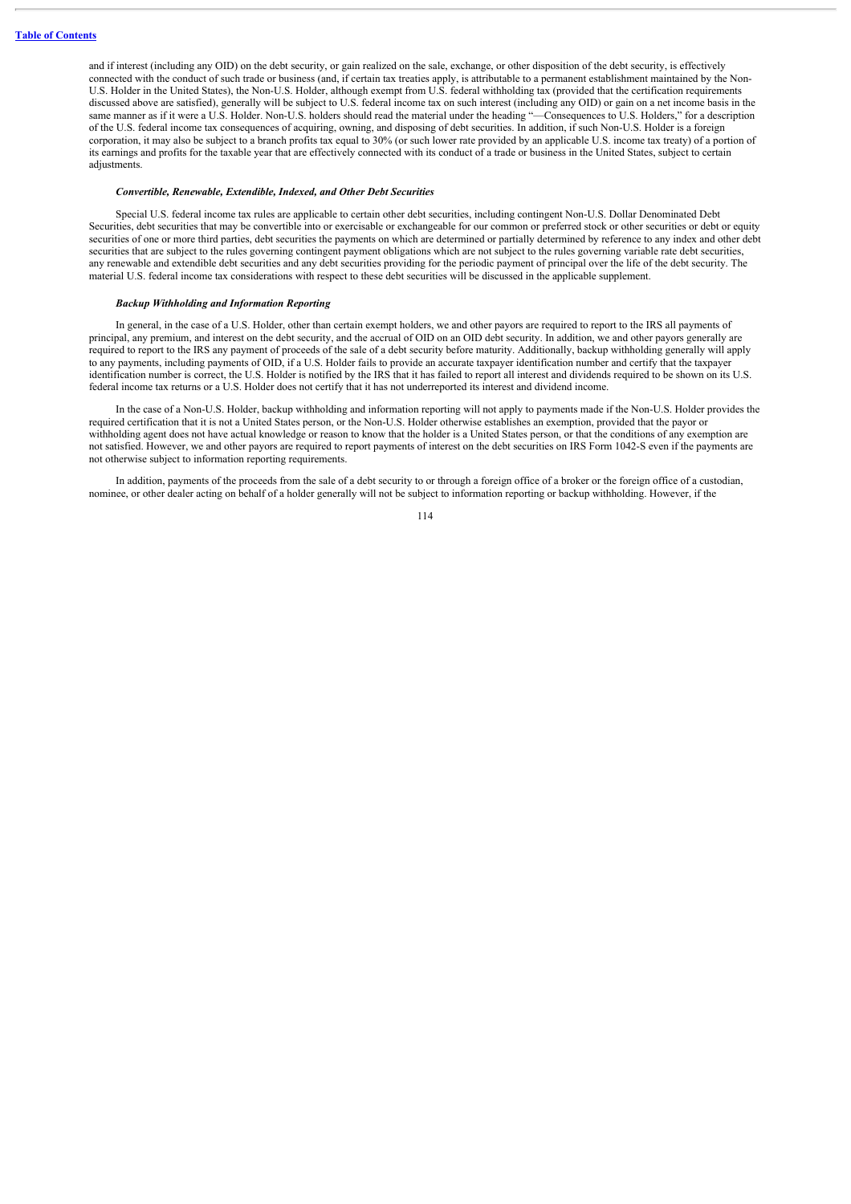and if interest (including any OID) on the debt security, or gain realized on the sale, exchange, or other disposition of the debt security, is effectively connected with the conduct of such trade or business (and, if certain tax treaties apply, is attributable to a permanent establishment maintained by the Non-U.S. Holder in the United States), the Non-U.S. Holder, although exempt from U.S. federal withholding tax (provided that the certification requirements discussed above are satisfied), generally will be subject to U.S. federal income tax on such interest (including any OID) or gain on a net income basis in the same manner as if it were a U.S. Holder. Non-U.S. holders should read the material under the heading "—Consequences to U.S. Holders," for a description of the U.S. federal income tax consequences of acquiring, owning, and disposing of debt securities. In addition, if such Non-U.S. Holder is a foreign corporation, it may also be subject to a branch profits tax equal to 30% (or such lower rate provided by an applicable U.S. income tax treaty) of a portion of its earnings and profits for the taxable year that are effectively connected with its conduct of a trade or business in the United States, subject to certain adjustments.

***Convertible, Renewable, Extendible, Indexed, and Other Debt Securities***

Special U.S. federal income tax rules are applicable to certain other debt securities, including contingent Non-U.S. Dollar Denominated Debt Securities, debt securities that may be convertible into or exercisable or exchangeable for our common or preferred stock or other securities or debt or equity securities of one or more third parties, debt securities the payments on which are determined or partially determined by reference to any index and other debt securities that are subject to the rules governing contingent payment obligations which are not subject to the rules governing variable rate debt securities, any renewable and extendible debt securities and any debt securities providing for the periodic payment of principal over the life of the debt security. The material U.S. federal income tax considerations with respect to these debt securities will be discussed in the applicable supplement.

***Backup Withholding and Information Reporting***

In general, in the case of a U.S. Holder, other than certain exempt holders, we and other payors are required to report to the IRS all payments of principal, any premium, and interest on the debt security, and the accrual of OID on an OID debt security. In addition, we and other payors generally are required to report to the IRS any payment of proceeds of the sale of a debt security before maturity. Additionally, backup withholding generally will apply to any payments, including payments of OID, if a U.S. Holder fails to provide an accurate taxpayer identification number and certify that the taxpayer identification number is correct, the U.S. Holder is notified by the IRS that it has failed to report all interest and dividends required to be shown on its U.S. federal income tax returns or a U.S. Holder does not certify that it has not underreported its interest and dividend income.

In the case of a Non-U.S. Holder, backup withholding and information reporting will not apply to payments made if the Non-U.S. Holder provides the required certification that it is not a United States person, or the Non-U.S. Holder otherwise establishes an exemption, provided that the payor or withholding agent does not have actual knowledge or reason to know that the holder is a United States person, or that the conditions of any exemption are not satisfied. However, we and other payors are required to report payments of interest on the debt securities on IRS Form 1042-S even if the payments are not otherwise subject to information reporting requirements.

In addition, payments of the proceeds from the sale of a debt security to or through a foreign office of a broker or the foreign office of a custodian, nominee, or other dealer acting on behalf of a holder generally will not be subject to information reporting or backup withholding. However, if the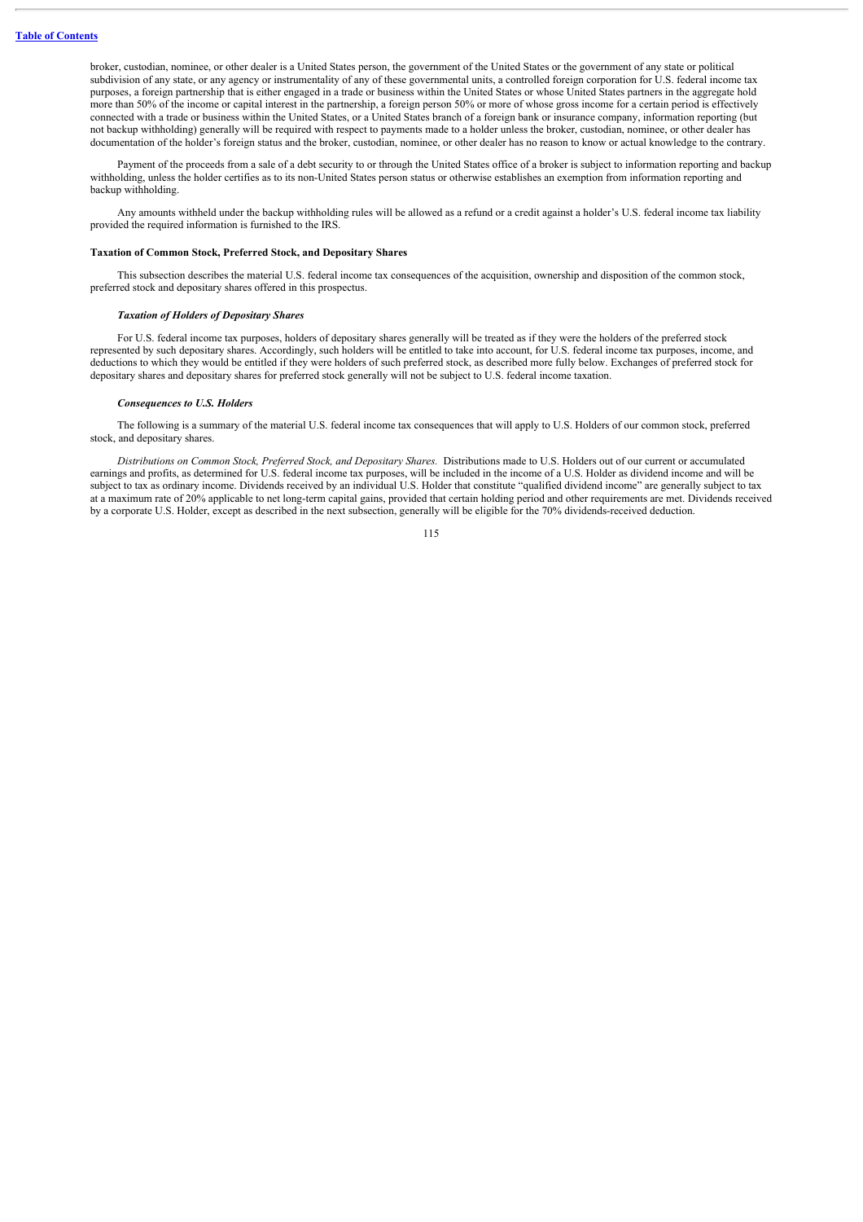broker, custodian, nominee, or other dealer is a United States person, the government of the United States or the government of any state or political subdivision of any state, or any agency or instrumentality of any of these governmental units, a controlled foreign corporation for U.S. federal income tax purposes, a foreign partnership that is either engaged in a trade or business within the United States or whose United States partners in the aggregate hold more than 50% of the income or capital interest in the partnership, a foreign person 50% or more of whose gross income for a certain period is effectively connected with a trade or business within the United States, or a United States branch of a foreign bank or insurance company, information reporting (but not backup withholding) generally will be required with respect to payments made to a holder unless the broker, custodian, nominee, or other dealer has documentation of the holder's foreign status and the broker, custodian, nominee, or other dealer has no reason to know or actual knowledge to the contrary.

Payment of the proceeds from a sale of a debt security to or through the United States office of a broker is subject to information reporting and backup withholding, unless the holder certifies as to its non-United States person status or otherwise establishes an exemption from information reporting and backup withholding.

Any amounts withheld under the backup withholding rules will be allowed as a refund or a credit against a holder's U.S. federal income tax liability provided the required information is furnished to the IRS.

**Taxation of Common Stock, Preferred Stock, and Depositary Shares**

This subsection describes the material U.S. federal income tax consequences of the acquisition, ownership and disposition of the common stock, preferred stock and depositary shares offered in this prospectus.

***Taxation of Holders of Depositary Shares***

For U.S. federal income tax purposes, holders of depositary shares generally will be treated as if they were the holders of the preferred stock represented by such depositary shares. Accordingly, such holders will be entitled to take into account, for U.S. federal income tax purposes, income, and deductions to which they would be entitled if they were holders of such preferred stock, as described more fully below. Exchanges of preferred stock for depositary shares and depositary shares for preferred stock generally will not be subject to U.S. federal income taxation.

***Consequences to U.S. Holders***

The following is a summary of the material U.S. federal income tax consequences that will apply to U.S. Holders of our common stock, preferred stock, and depositary shares.

*Distributions on Common Stock, Preferred Stock, and Depositary Shares.* Distributions made to U.S. Holders out of our current or accumulated earnings and profits, as determined for U.S. federal income tax purposes, will be included in the income of a U.S. Holder as dividend income and will be subject to tax as ordinary income. Dividends received by an individual U.S. Holder that constitute "qualified dividend income" are generally subject to tax at a maximum rate of 20% applicable to net long-term capital gains, provided that certain holding period and other requirements are met. Dividends received by a corporate U.S. Holder, except as described in the next subsection, generally will be eligible for the 70% dividends-received deduction.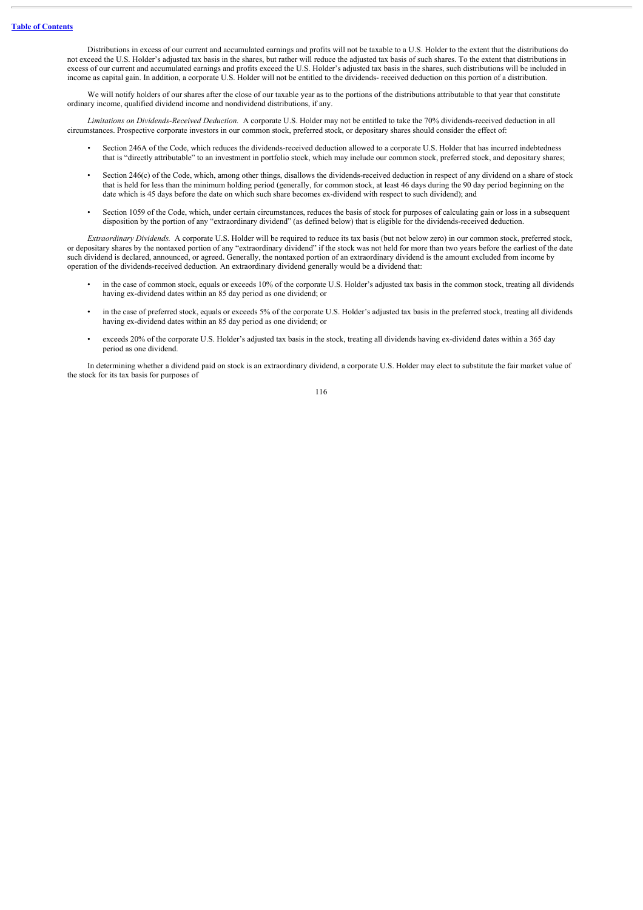Distributions in excess of our current and accumulated earnings and profits will not be taxable to a U.S. Holder to the extent that the distributions do not exceed the U.S. Holder's adjusted tax basis in the shares, but rather will reduce the adjusted tax basis of such shares. To the extent that distributions in excess of our current and accumulated earnings and profits exceed the U.S. Holder's adjusted tax basis in the shares, such distributions will be included in income as capital gain. In addition, a corporate U.S. Holder will not be entitled to the dividends- received deduction on this portion of a distribution.

We will notify holders of our shares after the close of our taxable year as to the portions of the distributions attributable to that year that constitute ordinary income, qualified dividend income and nondividend distributions, if any.

*Limitations on Dividends-Received Deduction.* A corporate U.S. Holder may not be entitled to take the 70% dividends-received deduction in all circumstances. Prospective corporate investors in our common stock, preferred stock, or depositary shares should consider the effect of:

- Section 246A of the Code, which reduces the dividends-received deduction allowed to a corporate U.S. Holder that has incurred indebtedness that is "directly attributable" to an investment in portfolio stock, which may include our common stock, preferred stock, and depositary shares;
- Section 246(c) of the Code, which, among other things, disallows the dividends-received deduction in respect of any dividend on a share of stock that is held for less than the minimum holding period (generally, for common stock, at least 46 days during the 90 day period beginning on the date which is 45 days before the date on which such share becomes ex-dividend with respect to such dividend); and
- Section 1059 of the Code, which, under certain circumstances, reduces the basis of stock for purposes of calculating gain or loss in a subsequent disposition by the portion of any "extraordinary dividend" (as defined below) that is eligible for the dividends-received deduction.

*Extraordinary Dividends.* A corporate U.S. Holder will be required to reduce its tax basis (but not below zero) in our common stock, preferred stock, or depositary shares by the nontaxed portion of any "extraordinary dividend" if the stock was not held for more than two years before the earliest of the date such dividend is declared, announced, or agreed. Generally, the nontaxed portion of an extraordinary dividend is the amount excluded from income by operation of the dividends-received deduction. An extraordinary dividend generally would be a dividend that:

- in the case of common stock, equals or exceeds 10% of the corporate U.S. Holder's adjusted tax basis in the common stock, treating all dividends having ex-dividend dates within an 85 day period as one dividend; or
- in the case of preferred stock, equals or exceeds 5% of the corporate U.S. Holder's adjusted tax basis in the preferred stock, treating all dividends having ex-dividend dates within an 85 day period as one dividend; or
- exceeds 20% of the corporate U.S. Holder's adjusted tax basis in the stock, treating all dividends having ex-dividend dates within a 365 day period as one dividend.

In determining whether a dividend paid on stock is an extraordinary dividend, a corporate U.S. Holder may elect to substitute the fair market value of the stock for its tax basis for purposes of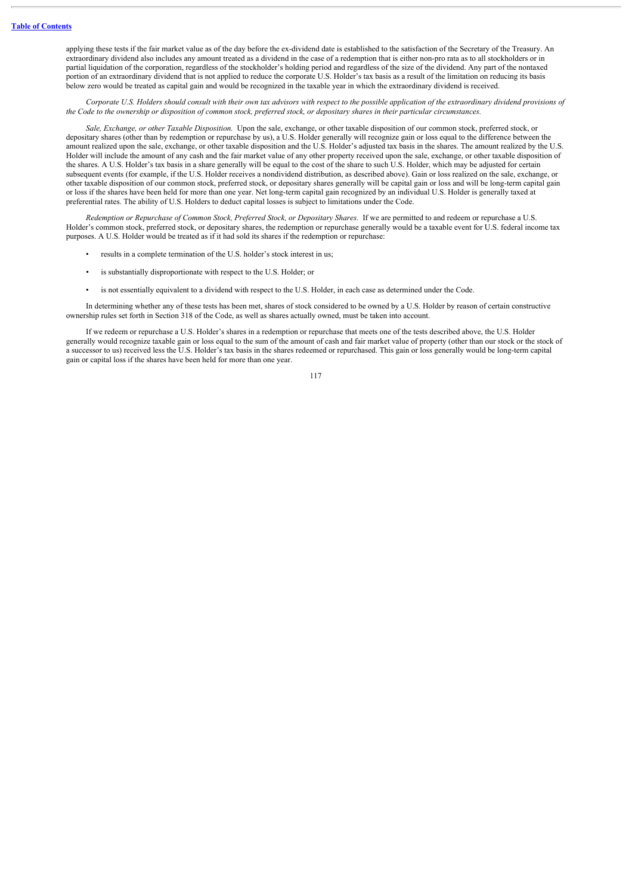applying these tests if the fair market value as of the day before the ex-dividend date is established to the satisfaction of the Secretary of the Treasury. An extraordinary dividend also includes any amount treated as a dividend in the case of a redemption that is either non-pro rata as to all stockholders or in partial liquidation of the corporation, regardless of the stockholder's holding period and regardless of the size of the dividend. Any part of the nontaxed portion of an extraordinary dividend that is not applied to reduce the corporate U.S. Holder's tax basis as a result of the limitation on reducing its basis below zero would be treated as capital gain and would be recognized in the taxable year in which the extraordinary dividend is received.

*Corporate U.S. Holders should consult with their own tax advisors with respect to the possible application of the extraordinary dividend provisions of the Code to the ownership or disposition of common stock, preferred stock, or depositary shares in their particular circumstances.*

*Sale, Exchange, or other Taxable Disposition.* Upon the sale, exchange, or other taxable disposition of our common stock, preferred stock, or depositary shares (other than by redemption or repurchase by us), a U.S. Holder generally will recognize gain or loss equal to the difference between the amount realized upon the sale, exchange, or other taxable disposition and the U.S. Holder's adjusted tax basis in the shares. The amount realized by the U.S. Holder will include the amount of any cash and the fair market value of any other property received upon the sale, exchange, or other taxable disposition of the shares. A U.S. Holder's tax basis in a share generally will be equal to the cost of the share to such U.S. Holder, which may be adjusted for certain subsequent events (for example, if the U.S. Holder receives a nondividend distribution, as described above). Gain or loss realized on the sale, exchange, or other taxable disposition of our common stock, preferred stock, or depositary shares generally will be capital gain or loss and will be long-term capital gain or loss if the shares have been held for more than one year. Net long-term capital gain recognized by an individual U.S. Holder is generally taxed at preferential rates. The ability of U.S. Holders to deduct capital losses is subject to limitations under the Code.

*Redemption or Repurchase of Common Stock, Preferred Stock, or Depositary Shares.* If we are permitted to and redeem or repurchase a U.S. Holder's common stock, preferred stock, or depositary shares, the redemption or repurchase generally would be a taxable event for U.S. federal income tax purposes. A U.S. Holder would be treated as if it had sold its shares if the redemption or repurchase:

- results in a complete termination of the U.S. holder's stock interest in us;
- is substantially disproportionate with respect to the U.S. Holder; or
- is not essentially equivalent to a dividend with respect to the U.S. Holder, in each case as determined under the Code.

In determining whether any of these tests has been met, shares of stock considered to be owned by a U.S. Holder by reason of certain constructive ownership rules set forth in Section 318 of the Code, as well as shares actually owned, must be taken into account.

If we redeem or repurchase a U.S. Holder's shares in a redemption or repurchase that meets one of the tests described above, the U.S. Holder generally would recognize taxable gain or loss equal to the sum of the amount of cash and fair market value of property (other than our stock or the stock of a successor to us) received less the U.S. Holder's tax basis in the shares redeemed or repurchased. This gain or loss generally would be long-term capital gain or capital loss if the shares have been held for more than one year.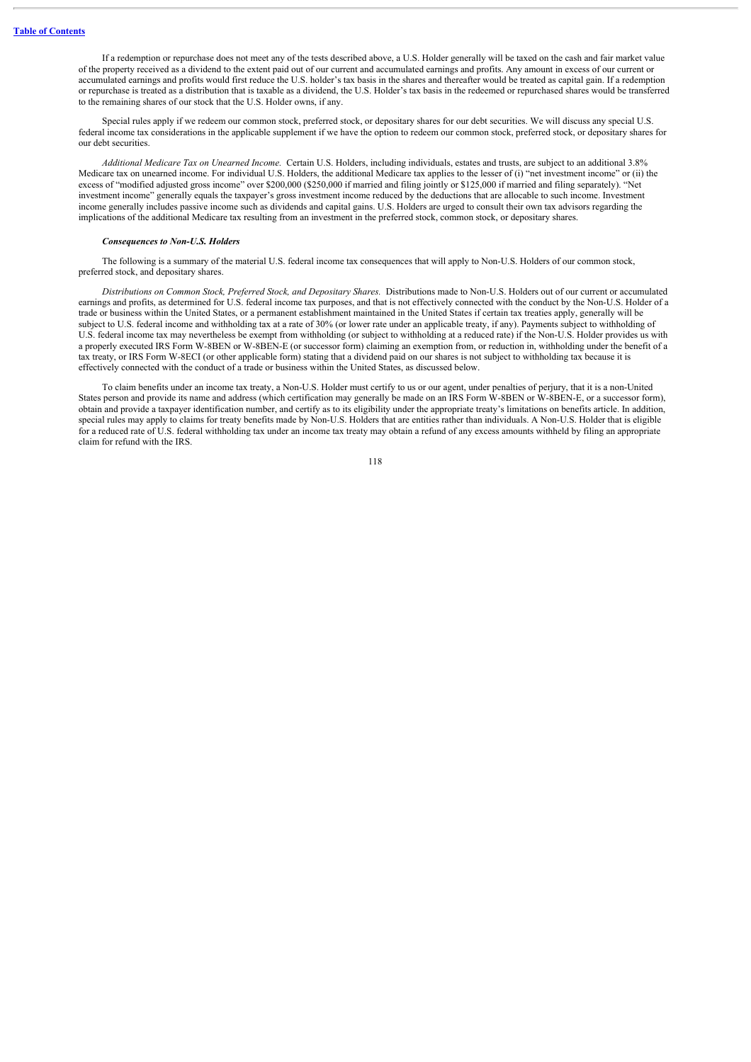If a redemption or repurchase does not meet any of the tests described above, a U.S. Holder generally will be taxed on the cash and fair market value of the property received as a dividend to the extent paid out of our current and accumulated earnings and profits. Any amount in excess of our current or accumulated earnings and profits would first reduce the U.S. holder's tax basis in the shares and thereafter would be treated as capital gain. If a redemption or repurchase is treated as a distribution that is taxable as a dividend, the U.S. Holder's tax basis in the redeemed or repurchased shares would be transferred to the remaining shares of our stock that the U.S. Holder owns, if any.

Special rules apply if we redeem our common stock, preferred stock, or depositary shares for our debt securities. We will discuss any special U.S. federal income tax considerations in the applicable supplement if we have the option to redeem our common stock, preferred stock, or depositary shares for our debt securities.

*Additional Medicare Tax on Unearned Income.* Certain U.S. Holders, including individuals, estates and trusts, are subject to an additional 3.8% Medicare tax on unearned income. For individual U.S. Holders, the additional Medicare tax applies to the lesser of (i) "net investment income" or (ii) the excess of "modified adjusted gross income" over $200,000 ($250,000 if married and filing jointly or $125,000 if married and filing separately). "Net investment income" generally equals the taxpayer's gross investment income reduced by the deductions that are allocable to such income. Investment income generally includes passive income such as dividends and capital gains. U.S. Holders are urged to consult their own tax advisors regarding the implications of the additional Medicare tax resulting from an investment in the preferred stock, common stock, or depositary shares.

***Consequences to Non-U.S. Holders***

The following is a summary of the material U.S. federal income tax consequences that will apply to Non-U.S. Holders of our common stock, preferred stock, and depositary shares.

*Distributions on Common Stock, Preferred Stock, and Depositary Shares.* Distributions made to Non-U.S. Holders out of our current or accumulated earnings and profits, as determined for U.S. federal income tax purposes, and that is not effectively connected with the conduct by the Non-U.S. Holder of a trade or business within the United States, or a permanent establishment maintained in the United States if certain tax treaties apply, generally will be subject to U.S. federal income and withholding tax at a rate of 30% (or lower rate under an applicable treaty, if any). Payments subject to withholding of U.S. federal income tax may nevertheless be exempt from withholding (or subject to withholding at a reduced rate) if the Non-U.S. Holder provides us with a properly executed IRS Form W-8BEN or W-8BEN-E (or successor form) claiming an exemption from, or reduction in, withholding under the benefit of a tax treaty, or IRS Form W-8ECI (or other applicable form) stating that a dividend paid on our shares is not subject to withholding tax because it is effectively connected with the conduct of a trade or business within the United States, as discussed below.

To claim benefits under an income tax treaty, a Non-U.S. Holder must certify to us or our agent, under penalties of perjury, that it is a non-United States person and provide its name and address (which certification may generally be made on an IRS Form W-8BEN or W-8BEN-E, or a successor form), obtain and provide a taxpayer identification number, and certify as to its eligibility under the appropriate treaty's limitations on benefits article. In addition, special rules may apply to claims for treaty benefits made by Non-U.S. Holders that are entities rather than individuals. A Non-U.S. Holder that is eligible for a reduced rate of U.S. federal withholding tax under an income tax treaty may obtain a refund of any excess amounts withheld by filing an appropriate claim for refund with the IRS.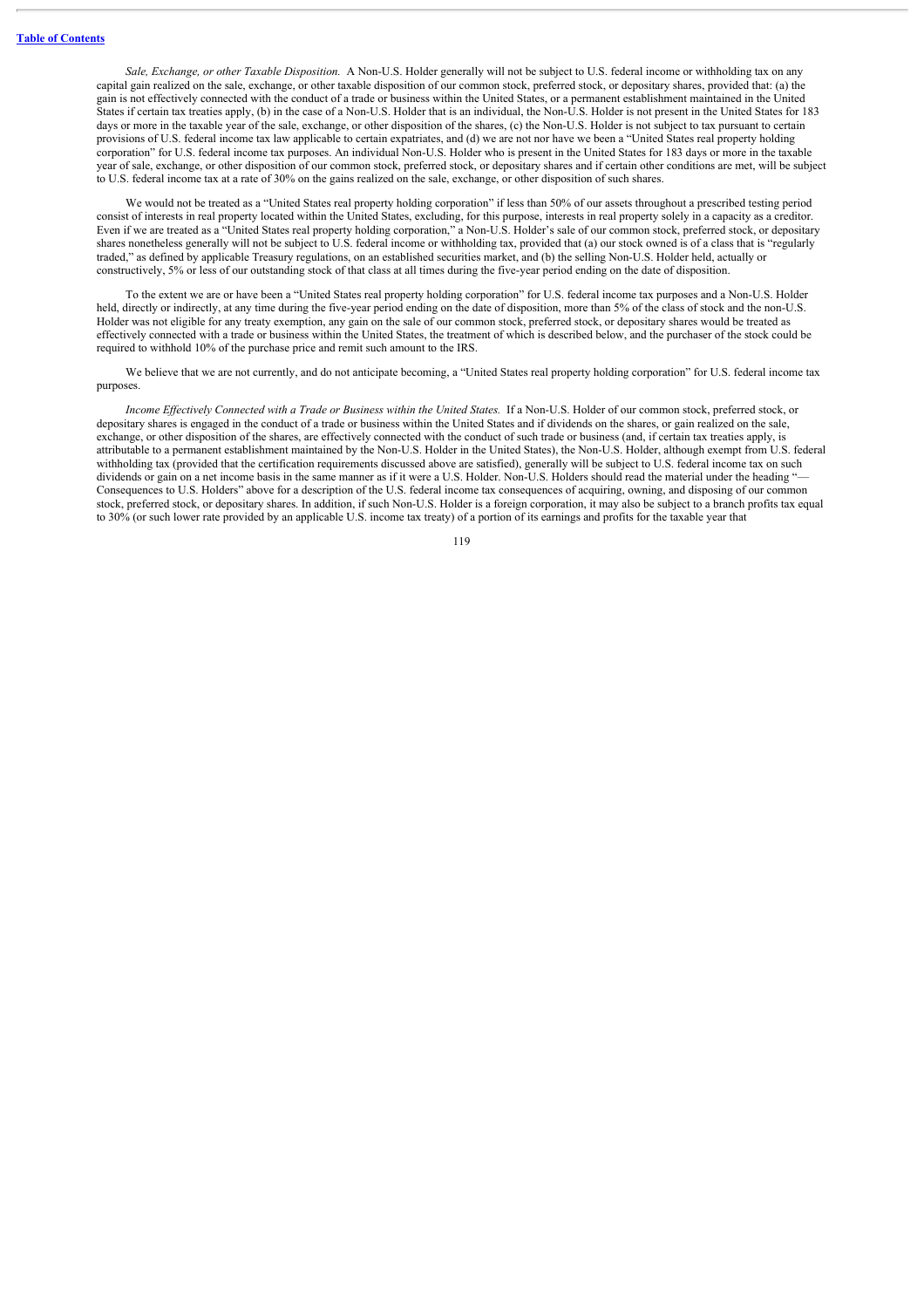*Sale, Exchange, or other Taxable Disposition.* A Non-U.S. Holder generally will not be subject to U.S. federal income or withholding tax on any capital gain realized on the sale, exchange, or other taxable disposition of our common stock, preferred stock, or depositary shares, provided that: (a) the gain is not effectively connected with the conduct of a trade or business within the United States, or a permanent establishment maintained in the United States if certain tax treaties apply, (b) in the case of a Non-U.S. Holder that is an individual, the Non-U.S. Holder is not present in the United States for 183 days or more in the taxable year of the sale, exchange, or other disposition of the shares, (c) the Non-U.S. Holder is not subject to tax pursuant to certain provisions of U.S. federal income tax law applicable to certain expatriates, and (d) we are not nor have we been a "United States real property holding corporation" for U.S. federal income tax purposes. An individual Non-U.S. Holder who is present in the United States for 183 days or more in the taxable year of sale, exchange, or other disposition of our common stock, preferred stock, or depositary shares and if certain other conditions are met, will be subject to U.S. federal income tax at a rate of 30% on the gains realized on the sale, exchange, or other disposition of such shares.

We would not be treated as a "United States real property holding corporation" if less than 50% of our assets throughout a prescribed testing period consist of interests in real property located within the United States, excluding, for this purpose, interests in real property solely in a capacity as a creditor. Even if we are treated as a "United States real property holding corporation," a Non-U.S. Holder's sale of our common stock, preferred stock, or depositary shares nonetheless generally will not be subject to U.S. federal income or withholding tax, provided that (a) our stock owned is of a class that is "regularly traded," as defined by applicable Treasury regulations, on an established securities market, and (b) the selling Non-U.S. Holder held, actually or constructively, 5% or less of our outstanding stock of that class at all times during the five-year period ending on the date of disposition.

To the extent we are or have been a "United States real property holding corporation" for U.S. federal income tax purposes and a Non-U.S. Holder held, directly or indirectly, at any time during the five-year period ending on the date of disposition, more than 5% of the class of stock and the non-U.S. Holder was not eligible for any treaty exemption, any gain on the sale of our common stock, preferred stock, or depositary shares would be treated as effectively connected with a trade or business within the United States, the treatment of which is described below, and the purchaser of the stock could be required to withhold 10% of the purchase price and remit such amount to the IRS.

We believe that we are not currently, and do not anticipate becoming, a "United States real property holding corporation" for U.S. federal income tax purposes.

*Income Effectively Connected with a Trade or Business within the United States.* If a Non-U.S. Holder of our common stock, preferred stock, or depositary shares is engaged in the conduct of a trade or business within the United States and if dividends on the shares, or gain realized on the sale, exchange, or other disposition of the shares, are effectively connected with the conduct of such trade or business (and, if certain tax treaties apply, is attributable to a permanent establishment maintained by the Non-U.S. Holder in the United States), the Non-U.S. Holder, although exempt from U.S. federal withholding tax (provided that the certification requirements discussed above are satisfied), generally will be subject to U.S. federal income tax on such dividends or gain on a net income basis in the same manner as if it were a U.S. Holder. Non-U.S. Holders should read the material under the heading "—Consequences to U.S. Holders" above for a description of the U.S. federal income tax consequences of acquiring, owning, and disposing of our common stock, preferred stock, or depositary shares. In addition, if such Non-U.S. Holder is a foreign corporation, it may also be subject to a branch profits tax equal to 30% (or such lower rate provided by an applicable U.S. income tax treaty) of a portion of its earnings and profits for the taxable year that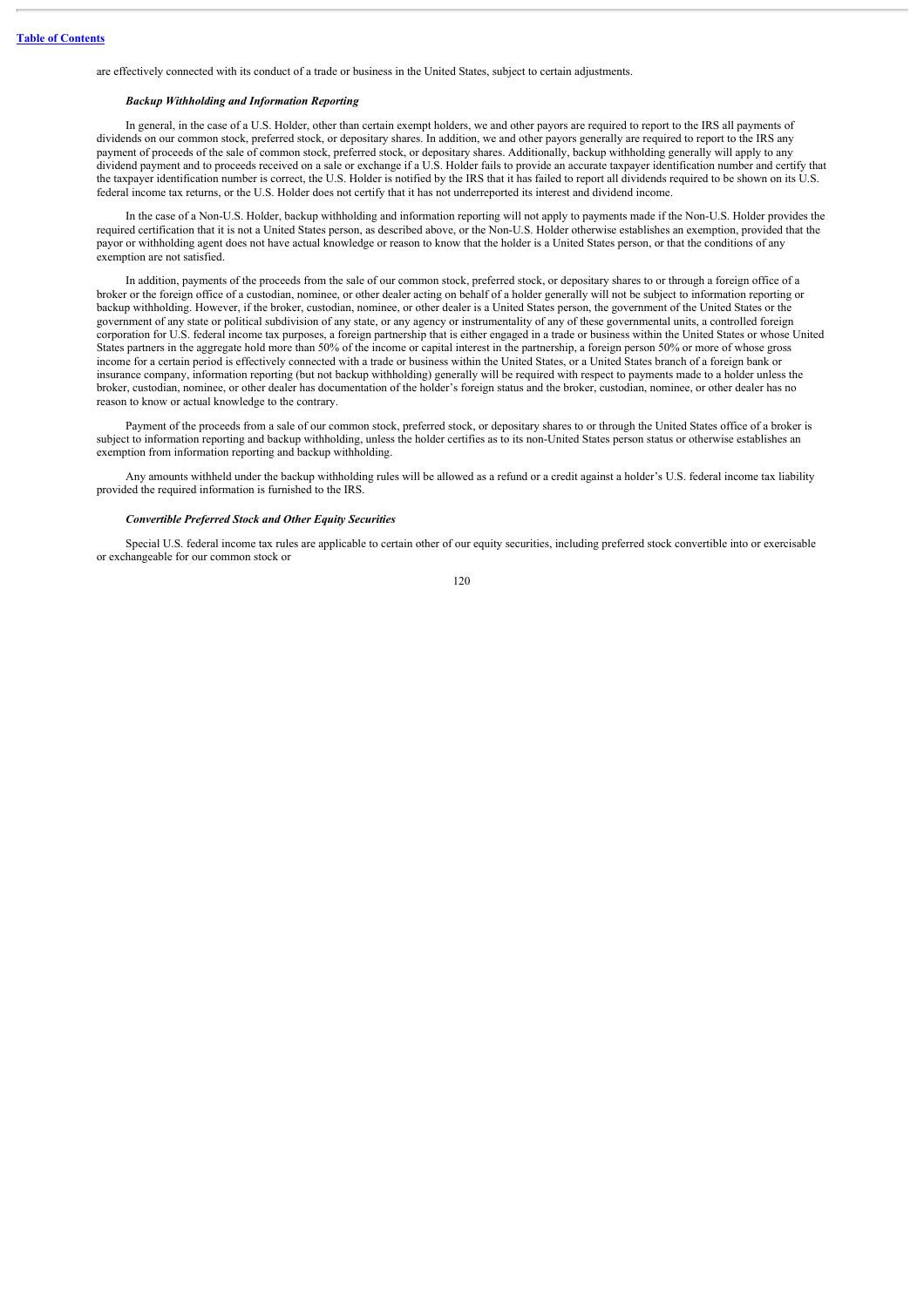are effectively connected with its conduct of a trade or business in the United States, subject to certain adjustments.

***Backup Withholding and Information Reporting***

In general, in the case of a U.S. Holder, other than certain exempt holders, we and other payors are required to report to the IRS all payments of dividends on our common stock, preferred stock, or depositary shares. In addition, we and other payors generally are required to report to the IRS any payment of proceeds of the sale of common stock, preferred stock, or depositary shares. Additionally, backup withholding generally will apply to any dividend payment and to proceeds received on a sale or exchange if a U.S. Holder fails to provide an accurate taxpayer identification number and certify that the taxpayer identification number is correct, the U.S. Holder is notified by the IRS that it has failed to report all dividends required to be shown on its U.S. federal income tax returns, or the U.S. Holder does not certify that it has not underreported its interest and dividend income.

In the case of a Non-U.S. Holder, backup withholding and information reporting will not apply to payments made if the Non-U.S. Holder provides the required certification that it is not a United States person, as described above, or the Non-U.S. Holder otherwise establishes an exemption, provided that the payor or withholding agent does not have actual knowledge or reason to know that the holder is a United States person, or that the conditions of any exemption are not satisfied.

In addition, payments of the proceeds from the sale of our common stock, preferred stock, or depositary shares to or through a foreign office of a broker or the foreign office of a custodian, nominee, or other dealer acting on behalf of a holder generally will not be subject to information reporting or backup withholding. However, if the broker, custodian, nominee, or other dealer is a United States person, the government of the United States or the government of any state or political subdivision of any state, or any agency or instrumentality of any of these governmental units, a controlled foreign corporation for U.S. federal income tax purposes, a foreign partnership that is either engaged in a trade or business within the United States or whose United States partners in the aggregate hold more than 50% of the income or capital interest in the partnership, a foreign person 50% or more of whose gross income for a certain period is effectively connected with a trade or business within the United States, or a United States branch of a foreign bank or insurance company, information reporting (but not backup withholding) generally will be required with respect to payments made to a holder unless the broker, custodian, nominee, or other dealer has documentation of the holder's foreign status and the broker, custodian, nominee, or other dealer has no reason to know or actual knowledge to the contrary.

Payment of the proceeds from a sale of our common stock, preferred stock, or depositary shares to or through the United States office of a broker is subject to information reporting and backup withholding, unless the holder certifies as to its non-United States person status or otherwise establishes an exemption from information reporting and backup withholding.

Any amounts withheld under the backup withholding rules will be allowed as a refund or a credit against a holder's U.S. federal income tax liability provided the required information is furnished to the IRS.

***Convertible Preferred Stock and Other Equity Securities***

Special U.S. federal income tax rules are applicable to certain other of our equity securities, including preferred stock convertible into or exercisable or exchangeable for our common stock or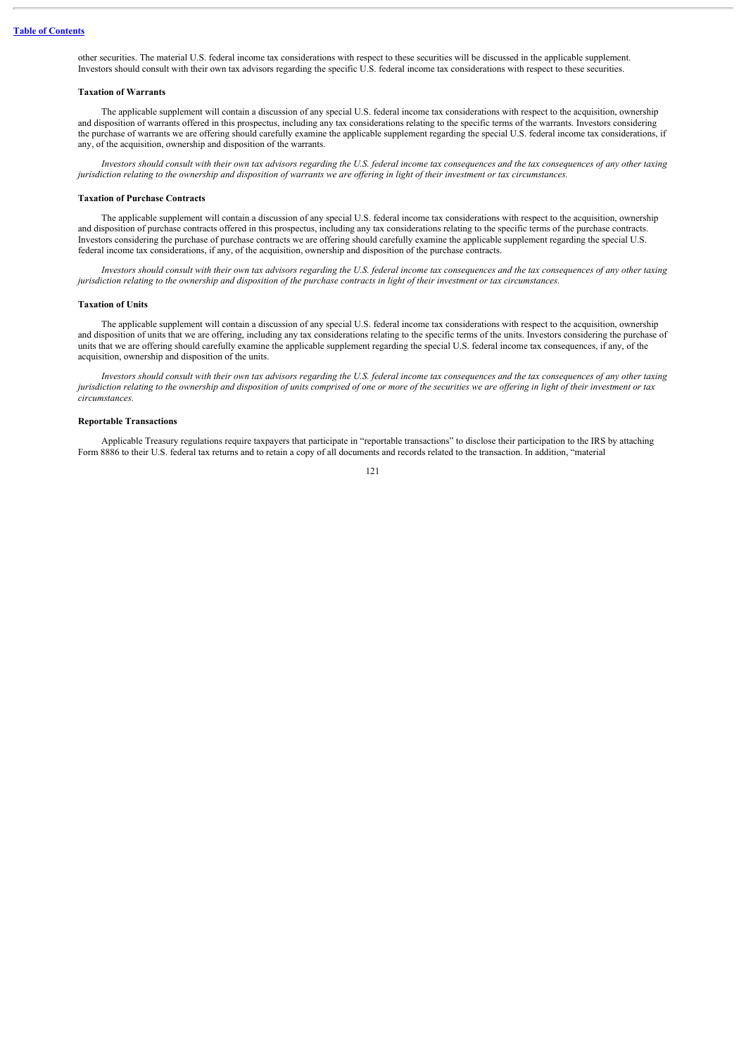other securities. The material U.S. federal income tax considerations with respect to these securities will be discussed in the applicable supplement. Investors should consult with their own tax advisors regarding the specific U.S. federal income tax considerations with respect to these securities.

**Taxation of Warrants**

The applicable supplement will contain a discussion of any special U.S. federal income tax considerations with respect to the acquisition, ownership and disposition of warrants offered in this prospectus, including any tax considerations relating to the specific terms of the warrants. Investors considering the purchase of warrants we are offering should carefully examine the applicable supplement regarding the special U.S. federal income tax considerations, if any, of the acquisition, ownership and disposition of the warrants.

*Investors should consult with their own tax advisors regarding the U.S. federal income tax consequences and the tax consequences of any other taxing jurisdiction relating to the ownership and disposition of warrants we are offering in light of their investment or tax circumstances.*

**Taxation of Purchase Contracts**

The applicable supplement will contain a discussion of any special U.S. federal income tax considerations with respect to the acquisition, ownership and disposition of purchase contracts offered in this prospectus, including any tax considerations relating to the specific terms of the purchase contracts. Investors considering the purchase of purchase contracts we are offering should carefully examine the applicable supplement regarding the special U.S. federal income tax considerations, if any, of the acquisition, ownership and disposition of the purchase contracts.

*Investors should consult with their own tax advisors regarding the U.S. federal income tax consequences and the tax consequences of any other taxing jurisdiction relating to the ownership and disposition of the purchase contracts in light of their investment or tax circumstances.*

**Taxation of Units**

The applicable supplement will contain a discussion of any special U.S. federal income tax considerations with respect to the acquisition, ownership and disposition of units that we are offering, including any tax considerations relating to the specific terms of the units. Investors considering the purchase of units that we are offering should carefully examine the applicable supplement regarding the special U.S. federal income tax consequences, if any, of the acquisition, ownership and disposition of the units.

*Investors should consult with their own tax advisors regarding the U.S. federal income tax consequences and the tax consequences of any other taxing jurisdiction relating to the ownership and disposition of units comprised of one or more of the securities we are offering in light of their investment or tax circumstances.*

**Reportable Transactions**

Applicable Treasury regulations require taxpayers that participate in "reportable transactions" to disclose their participation to the IRS by attaching Form 8886 to their U.S. federal tax returns and to retain a copy of all documents and records related to the transaction. In addition, "material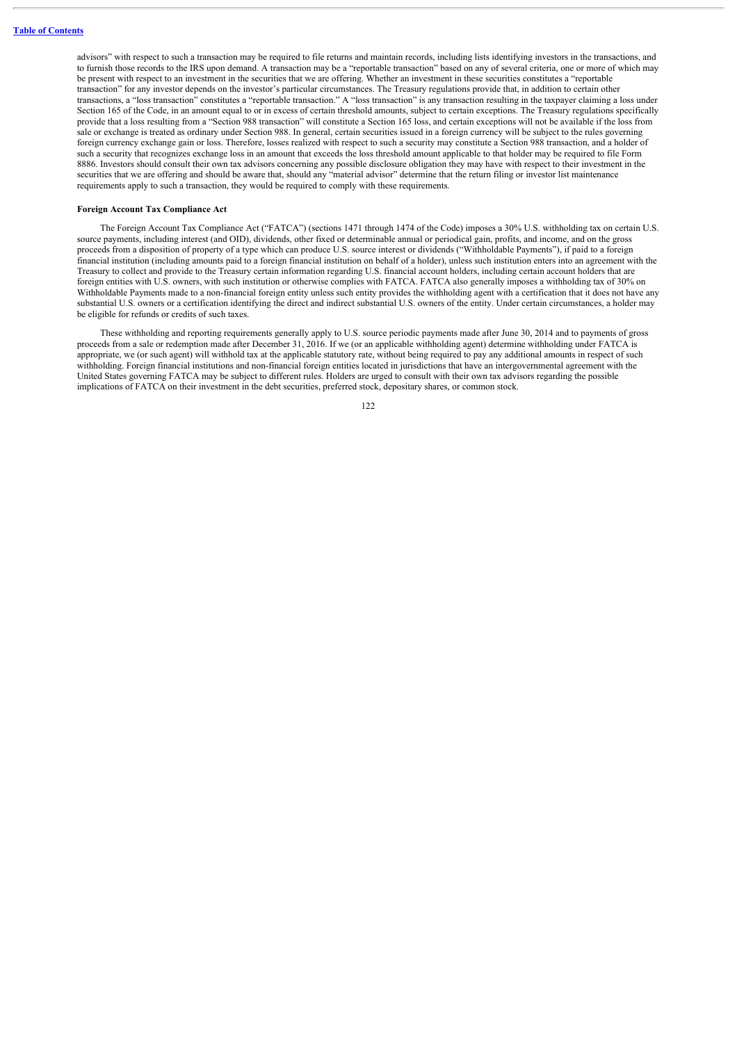advisors" with respect to such a transaction may be required to file returns and maintain records, including lists identifying investors in the transactions, and to furnish those records to the IRS upon demand. A transaction may be a "reportable transaction" based on any of several criteria, one or more of which may be present with respect to an investment in the securities that we are offering. Whether an investment in these securities constitutes a "reportable transaction" for any investor depends on the investor's particular circumstances. The Treasury regulations provide that, in addition to certain other transactions, a "loss transaction" constitutes a "reportable transaction." A "loss transaction" is any transaction resulting in the taxpayer claiming a loss under Section 165 of the Code, in an amount equal to or in excess of certain threshold amounts, subject to certain exceptions. The Treasury regulations specifically provide that a loss resulting from a "Section 988 transaction" will constitute a Section 165 loss, and certain exceptions will not be available if the loss from sale or exchange is treated as ordinary under Section 988. In general, certain securities issued in a foreign currency will be subject to the rules governing foreign currency exchange gain or loss. Therefore, losses realized with respect to such a security may constitute a Section 988 transaction, and a holder of such a security that recognizes exchange loss in an amount that exceeds the loss threshold amount applicable to that holder may be required to file Form 8886. Investors should consult their own tax advisors concerning any possible disclosure obligation they may have with respect to their investment in the securities that we are offering and should be aware that, should any "material advisor" determine that the return filing or investor list maintenance requirements apply to such a transaction, they would be required to comply with these requirements.

**Foreign Account Tax Compliance Act**

The Foreign Account Tax Compliance Act ("FATCA") (sections 1471 through 1474 of the Code) imposes a 30% U.S. withholding tax on certain U.S. source payments, including interest (and OID), dividends, other fixed or determinable annual or periodical gain, profits, and income, and on the gross proceeds from a disposition of property of a type which can produce U.S. source interest or dividends ("Withholdable Payments"), if paid to a foreign financial institution (including amounts paid to a foreign financial institution on behalf of a holder), unless such institution enters into an agreement with the Treasury to collect and provide to the Treasury certain information regarding U.S. financial account holders, including certain account holders that are foreign entities with U.S. owners, with such institution or otherwise complies with FATCA. FATCA also generally imposes a withholding tax of 30% on Withholdable Payments made to a non-financial foreign entity unless such entity provides the withholding agent with a certification that it does not have any substantial U.S. owners or a certification identifying the direct and indirect substantial U.S. owners of the entity. Under certain circumstances, a holder may be eligible for refunds or credits of such taxes.

These withholding and reporting requirements generally apply to U.S. source periodic payments made after June 30, 2014 and to payments of gross proceeds from a sale or redemption made after December 31, 2016. If we (or an applicable withholding agent) determine withholding under FATCA is appropriate, we (or such agent) will withhold tax at the applicable statutory rate, without being required to pay any additional amounts in respect of such withholding. Foreign financial institutions and non-financial foreign entities located in jurisdictions that have an intergovernmental agreement with the United States governing FATCA may be subject to different rules. Holders are urged to consult with their own tax advisors regarding the possible implications of FATCA on their investment in the debt securities, preferred stock, depositary shares, or common stock.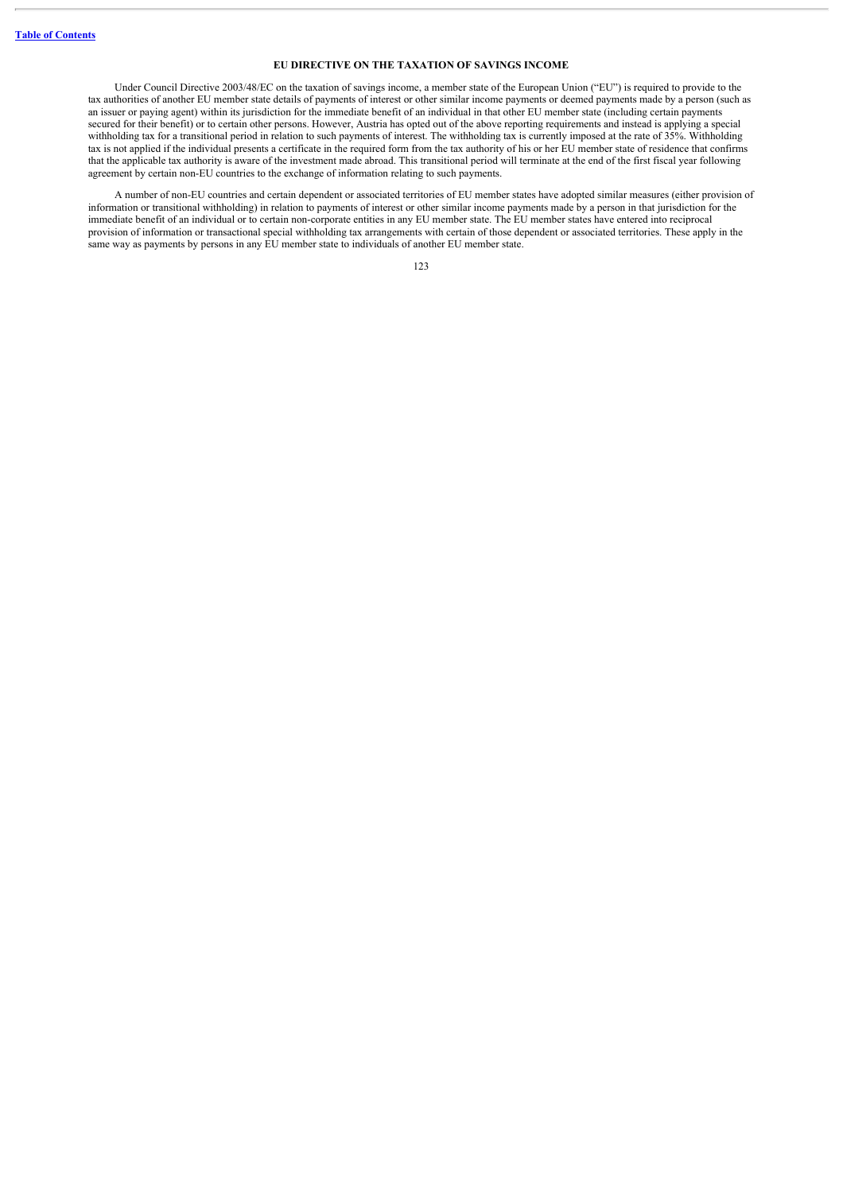## EU DIRECTIVE ON THE TAXATION OF SAVINGS INCOME

Under Council Directive 2003/48/EC on the taxation of savings income, a member state of the European Union ("EU") is required to provide to the tax authorities of another EU member state details of payments of interest or other similar income payments or deemed payments made by a person (such as an issuer or paying agent) within its jurisdiction for the immediate benefit of an individual in that other EU member state (including certain payments secured for their benefit) or to certain other persons. However, Austria has opted out of the above reporting requirements and instead is applying a special withholding tax for a transitional period in relation to such payments of interest. The withholding tax is currently imposed at the rate of 35%. Withholding tax is not applied if the individual presents a certificate in the required form from the tax authority of his or her EU member state of residence that confirms that the applicable tax authority is aware of the investment made abroad. This transitional period will terminate at the end of the first fiscal year following agreement by certain non-EU countries to the exchange of information relating to such payments.

A number of non-EU countries and certain dependent or associated territories of EU member states have adopted similar measures (either provision of information or transitional withholding) in relation to payments of interest or other similar income payments made by a person in that jurisdiction for the immediate benefit of an individual or to certain non-corporate entities in any EU member state. The EU member states have entered into reciprocal provision of information or transactional special withholding tax arrangements with certain of those dependent or associated territories. These apply in the same way as payments by persons in any EU member state to individuals of another EU member state.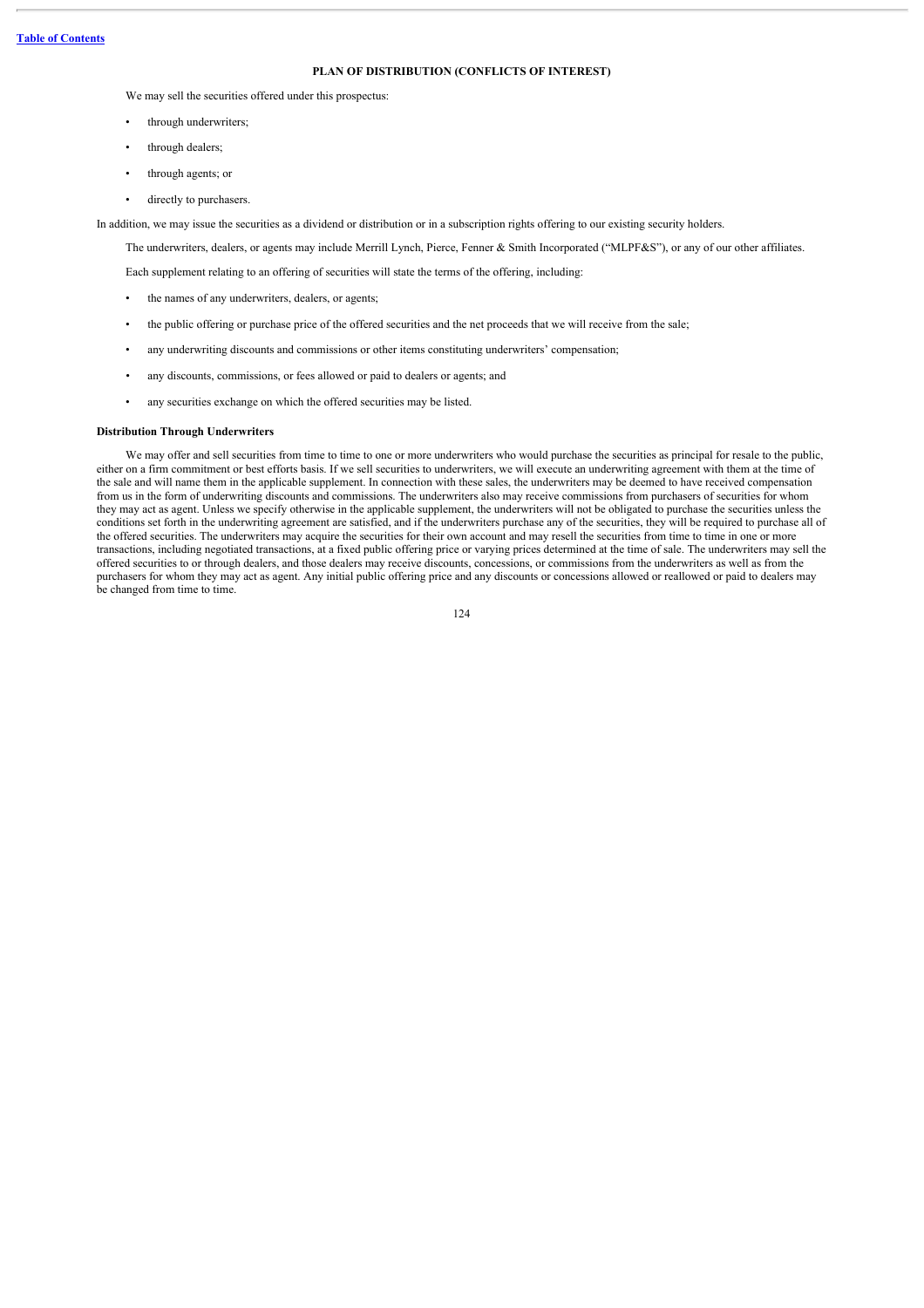## PLAN OF DISTRIBUTION (CONFLICTS OF INTEREST)

We may sell the securities offered under this prospectus:

- through underwriters;
- through dealers;
- through agents; or
- directly to purchasers.

In addition, we may issue the securities as a dividend or distribution or in a subscription rights offering to our existing security holders.

The underwriters, dealers, or agents may include Merrill Lynch, Pierce, Fenner & Smith Incorporated ("MLPF&S"), or any of our other affiliates.

Each supplement relating to an offering of securities will state the terms of the offering, including:

- the names of any underwriters, dealers, or agents;
- the public offering or purchase price of the offered securities and the net proceeds that we will receive from the sale;
- any underwriting discounts and commissions or other items constituting underwriters' compensation;
- any discounts, commissions, or fees allowed or paid to dealers or agents; and
- any securities exchange on which the offered securities may be listed.

### Distribution Through Underwriters

We may offer and sell securities from time to time to one or more underwriters who would purchase the securities as principal for resale to the public, either on a firm commitment or best efforts basis. If we sell securities to underwriters, we will execute an underwriting agreement with them at the time of the sale and will name them in the applicable supplement. In connection with these sales, the underwriters may be deemed to have received compensation from us in the form of underwriting discounts and commissions. The underwriters also may receive commissions from purchasers of securities for whom they may act as agent. Unless we specify otherwise in the applicable supplement, the underwriters will not be obligated to purchase the securities unless the conditions set forth in the underwriting agreement are satisfied, and if the underwriters purchase any of the securities, they will be required to purchase all of the offered securities. The underwriters may acquire the securities for their own account and may resell the securities from time to time in one or more transactions, including negotiated transactions, at a fixed public offering price or varying prices determined at the time of sale. The underwriters may sell the offered securities to or through dealers, and those dealers may receive discounts, concessions, or commissions from the underwriters as well as from the purchasers for whom they may act as agent. Any initial public offering price and any discounts or concessions allowed or reallowed or paid to dealers may be changed from time to time.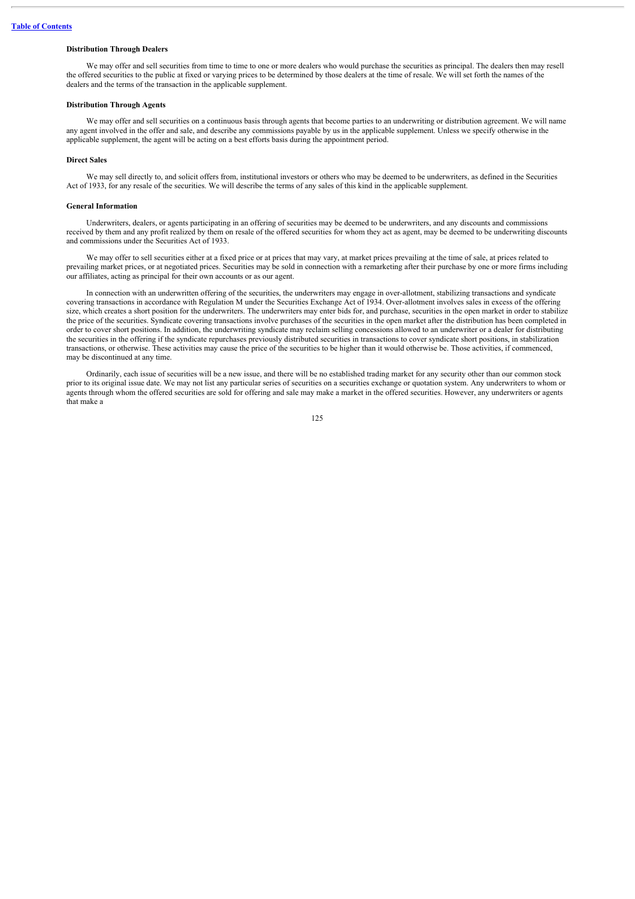### Distribution Through Dealers

We may offer and sell securities from time to time to one or more dealers who would purchase the securities as principal. The dealers then may resell the offered securities to the public at fixed or varying prices to be determined by those dealers at the time of resale. We will set forth the names of the dealers and the terms of the transaction in the applicable supplement.

### Distribution Through Agents

We may offer and sell securities on a continuous basis through agents that become parties to an underwriting or distribution agreement. We will name any agent involved in the offer and sale, and describe any commissions payable by us in the applicable supplement. Unless we specify otherwise in the applicable supplement, the agent will be acting on a best efforts basis during the appointment period.

### Direct Sales

We may sell directly to, and solicit offers from, institutional investors or others who may be deemed to be underwriters, as defined in the Securities Act of 1933, for any resale of the securities. We will describe the terms of any sales of this kind in the applicable supplement.

### General Information

Underwriters, dealers, or agents participating in an offering of securities may be deemed to be underwriters, and any discounts and commissions received by them and any profit realized by them on resale of the offered securities for whom they act as agent, may be deemed to be underwriting discounts and commissions under the Securities Act of 1933.

We may offer to sell securities either at a fixed price or at prices that may vary, at market prices prevailing at the time of sale, at prices related to prevailing market prices, or at negotiated prices. Securities may be sold in connection with a remarketing after their purchase by one or more firms including our affiliates, acting as principal for their own accounts or as our agent.

In connection with an underwritten offering of the securities, the underwriters may engage in over-allotment, stabilizing transactions and syndicate covering transactions in accordance with Regulation M under the Securities Exchange Act of 1934. Over-allotment involves sales in excess of the offering size, which creates a short position for the underwriters. The underwriters may enter bids for, and purchase, securities in the open market in order to stabilize the price of the securities. Syndicate covering transactions involve purchases of the securities in the open market after the distribution has been completed in order to cover short positions. In addition, the underwriting syndicate may reclaim selling concessions allowed to an underwriter or a dealer for distributing the securities in the offering if the syndicate repurchases previously distributed securities in transactions to cover syndicate short positions, in stabilization transactions, or otherwise. These activities may cause the price of the securities to be higher than it would otherwise be. Those activities, if commenced, may be discontinued at any time.

Ordinarily, each issue of securities will be a new issue, and there will be no established trading market for any security other than our common stock prior to its original issue date. We may not list any particular series of securities on a securities exchange or quotation system. Any underwriters to whom or agents through whom the offered securities are sold for offering and sale may make a market in the offered securities. However, any underwriters or agents that make a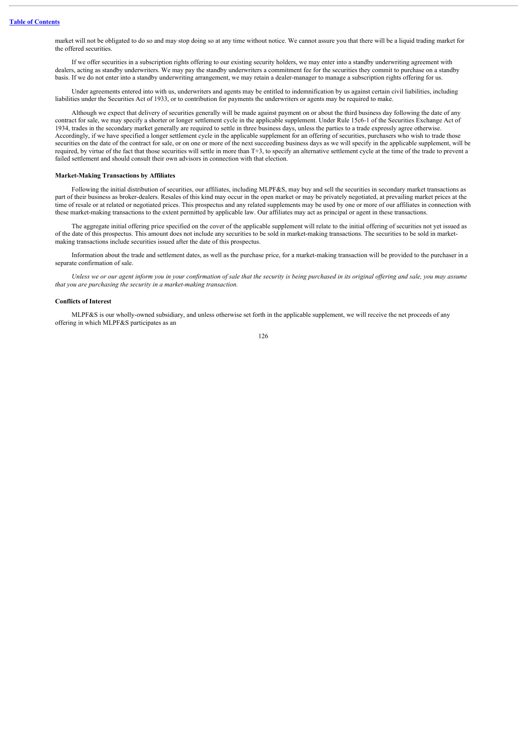market will not be obligated to do so and may stop doing so at any time without notice. We cannot assure you that there will be a liquid trading market for the offered securities.

If we offer securities in a subscription rights offering to our existing security holders, we may enter into a standby underwriting agreement with dealers, acting as standby underwriters. We may pay the standby underwriters a commitment fee for the securities they commit to purchase on a standby basis. If we do not enter into a standby underwriting arrangement, we may retain a dealer-manager to manage a subscription rights offering for us.

Under agreements entered into with us, underwriters and agents may be entitled to indemnification by us against certain civil liabilities, including liabilities under the Securities Act of 1933, or to contribution for payments the underwriters or agents may be required to make.

Although we expect that delivery of securities generally will be made against payment on or about the third business day following the date of any contract for sale, we may specify a shorter or longer settlement cycle in the applicable supplement. Under Rule 15c6-1 of the Securities Exchange Act of 1934, trades in the secondary market generally are required to settle in three business days, unless the parties to a trade expressly agree otherwise. Accordingly, if we have specified a longer settlement cycle in the applicable supplement for an offering of securities, purchasers who wish to trade those securities on the date of the contract for sale, or on one or more of the next succeeding business days as we will specify in the applicable supplement, will be required, by virtue of the fact that those securities will settle in more than T+3, to specify an alternative settlement cycle at the time of the trade to prevent a failed settlement and should consult their own advisors in connection with that election.

**Market-Making Transactions by Affiliates**

Following the initial distribution of securities, our affiliates, including MLPF&S, may buy and sell the securities in secondary market transactions as part of their business as broker-dealers. Resales of this kind may occur in the open market or may be privately negotiated, at prevailing market prices at the time of resale or at related or negotiated prices. This prospectus and any related supplements may be used by one or more of our affiliates in connection with these market-making transactions to the extent permitted by applicable law. Our affiliates may act as principal or agent in these transactions.

The aggregate initial offering price specified on the cover of the applicable supplement will relate to the initial offering of securities not yet issued as of the date of this prospectus. This amount does not include any securities to be sold in market-making transactions. The securities to be sold in market-making transactions include securities issued after the date of this prospectus.

Information about the trade and settlement dates, as well as the purchase price, for a market-making transaction will be provided to the purchaser in a separate confirmation of sale.

*Unless we or our agent inform you in your confirmation of sale that the security is being purchased in its original offering and sale, you may assume that you are purchasing the security in a market-making transaction.*

**Conflicts of Interest**

MLPF&S is our wholly-owned subsidiary, and unless otherwise set forth in the applicable supplement, we will receive the net proceeds of any offering in which MLPF&S participates as an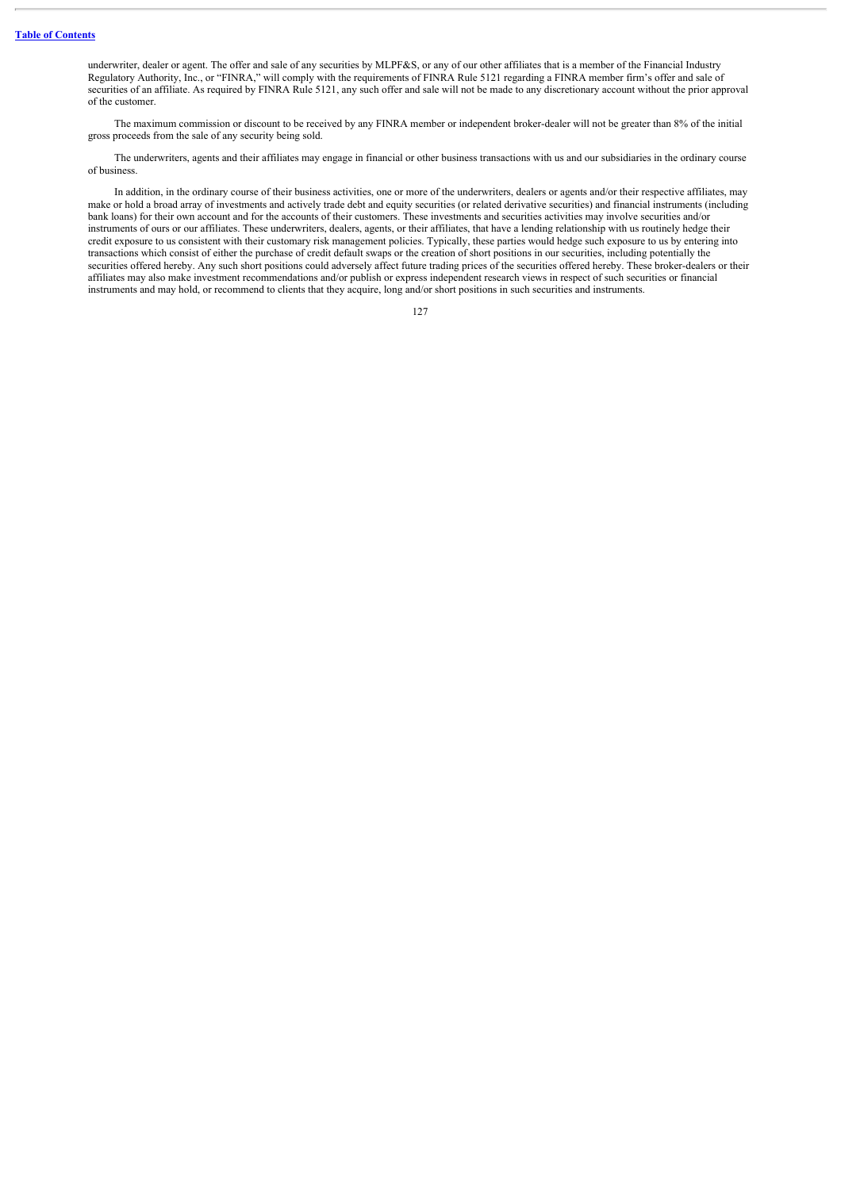underwriter, dealer or agent. The offer and sale of any securities by MLPF&S, or any of our other affiliates that is a member of the Financial Industry Regulatory Authority, Inc., or "FINRA," will comply with the requirements of FINRA Rule 5121 regarding a FINRA member firm's offer and sale of securities of an affiliate. As required by FINRA Rule 5121, any such offer and sale will not be made to any discretionary account without the prior approval of the customer.

The maximum commission or discount to be received by any FINRA member or independent broker-dealer will not be greater than 8% of the initial gross proceeds from the sale of any security being sold.

The underwriters, agents and their affiliates may engage in financial or other business transactions with us and our subsidiaries in the ordinary course of business.

In addition, in the ordinary course of their business activities, one or more of the underwriters, dealers or agents and/or their respective affiliates, may make or hold a broad array of investments and actively trade debt and equity securities (or related derivative securities) and financial instruments (including bank loans) for their own account and for the accounts of their customers. These investments and securities activities may involve securities and/or instruments of ours or our affiliates. These underwriters, dealers, agents, or their affiliates, that have a lending relationship with us routinely hedge their credit exposure to us consistent with their customary risk management policies. Typically, these parties would hedge such exposure to us by entering into transactions which consist of either the purchase of credit default swaps or the creation of short positions in our securities, including potentially the securities offered hereby. Any such short positions could adversely affect future trading prices of the securities offered hereby. These broker-dealers or their affiliates may also make investment recommendations and/or publish or express independent research views in respect of such securities or financial instruments and may hold, or recommend to clients that they acquire, long and/or short positions in such securities and instruments.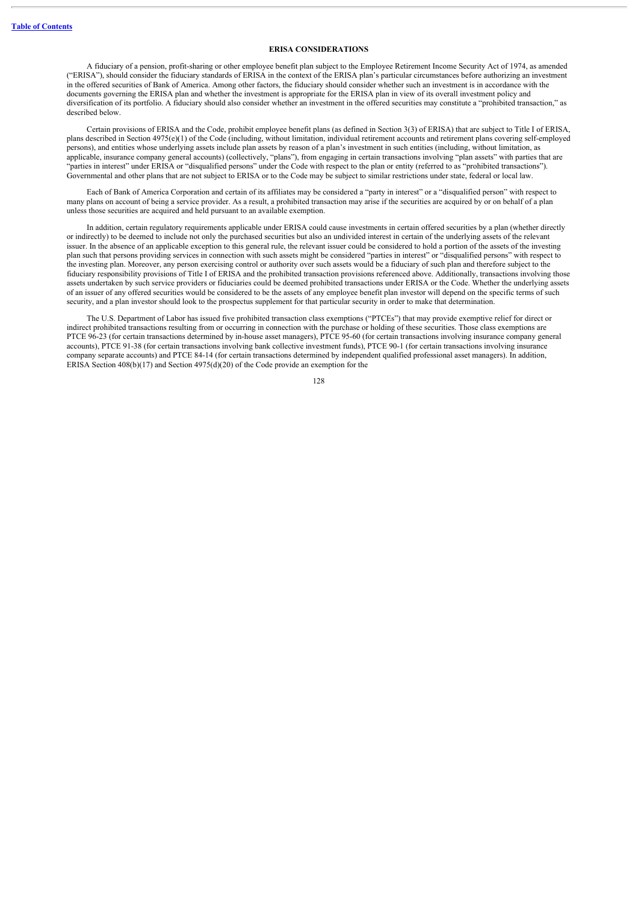## ERISA CONSIDERATIONS

A fiduciary of a pension, profit-sharing or other employee benefit plan subject to the Employee Retirement Income Security Act of 1974, as amended ("ERISA"), should consider the fiduciary standards of ERISA in the context of the ERISA plan's particular circumstances before authorizing an investment in the offered securities of Bank of America. Among other factors, the fiduciary should consider whether such an investment is in accordance with the documents governing the ERISA plan and whether the investment is appropriate for the ERISA plan in view of its overall investment policy and diversification of its portfolio. A fiduciary should also consider whether an investment in the offered securities may constitute a "prohibited transaction," as described below.

Certain provisions of ERISA and the Code, prohibit employee benefit plans (as defined in Section 3(3) of ERISA) that are subject to Title I of ERISA, plans described in Section 4975(e)(1) of the Code (including, without limitation, individual retirement accounts and retirement plans covering self-employed persons), and entities whose underlying assets include plan assets by reason of a plan's investment in such entities (including, without limitation, as applicable, insurance company general accounts) (collectively, "plans"), from engaging in certain transactions involving "plan assets" with parties that are "parties in interest" under ERISA or "disqualified persons" under the Code with respect to the plan or entity (referred to as "prohibited transactions"). Governmental and other plans that are not subject to ERISA or to the Code may be subject to similar restrictions under state, federal or local law.

Each of Bank of America Corporation and certain of its affiliates may be considered a "party in interest" or a "disqualified person" with respect to many plans on account of being a service provider. As a result, a prohibited transaction may arise if the securities are acquired by or on behalf of a plan unless those securities are acquired and held pursuant to an available exemption.

In addition, certain regulatory requirements applicable under ERISA could cause investments in certain offered securities by a plan (whether directly or indirectly) to be deemed to include not only the purchased securities but also an undivided interest in certain of the underlying assets of the relevant issuer. In the absence of an applicable exception to this general rule, the relevant issuer could be considered to hold a portion of the assets of the investing plan such that persons providing services in connection with such assets might be considered "parties in interest" or "disqualified persons" with respect to the investing plan. Moreover, any person exercising control or authority over such assets would be a fiduciary of such plan and therefore subject to the fiduciary responsibility provisions of Title I of ERISA and the prohibited transaction provisions referenced above. Additionally, transactions involving those assets undertaken by such service providers or fiduciaries could be deemed prohibited transactions under ERISA or the Code. Whether the underlying assets of an issuer of any offered securities would be considered to be the assets of any employee benefit plan investor will depend on the specific terms of such security, and a plan investor should look to the prospectus supplement for that particular security in order to make that determination.

The U.S. Department of Labor has issued five prohibited transaction class exemptions ("PTCEs") that may provide exemptive relief for direct or indirect prohibited transactions resulting from or occurring in connection with the purchase or holding of these securities. Those class exemptions are PTCE 96-23 (for certain transactions determined by in-house asset managers), PTCE 95-60 (for certain transactions involving insurance company general accounts), PTCE 91-38 (for certain transactions involving bank collective investment funds), PTCE 90-1 (for certain transactions involving insurance company separate accounts) and PTCE 84-14 (for certain transactions determined by independent qualified professional asset managers). In addition, ERISA Section 408(b)(17) and Section 4975(d)(20) of the Code provide an exemption for the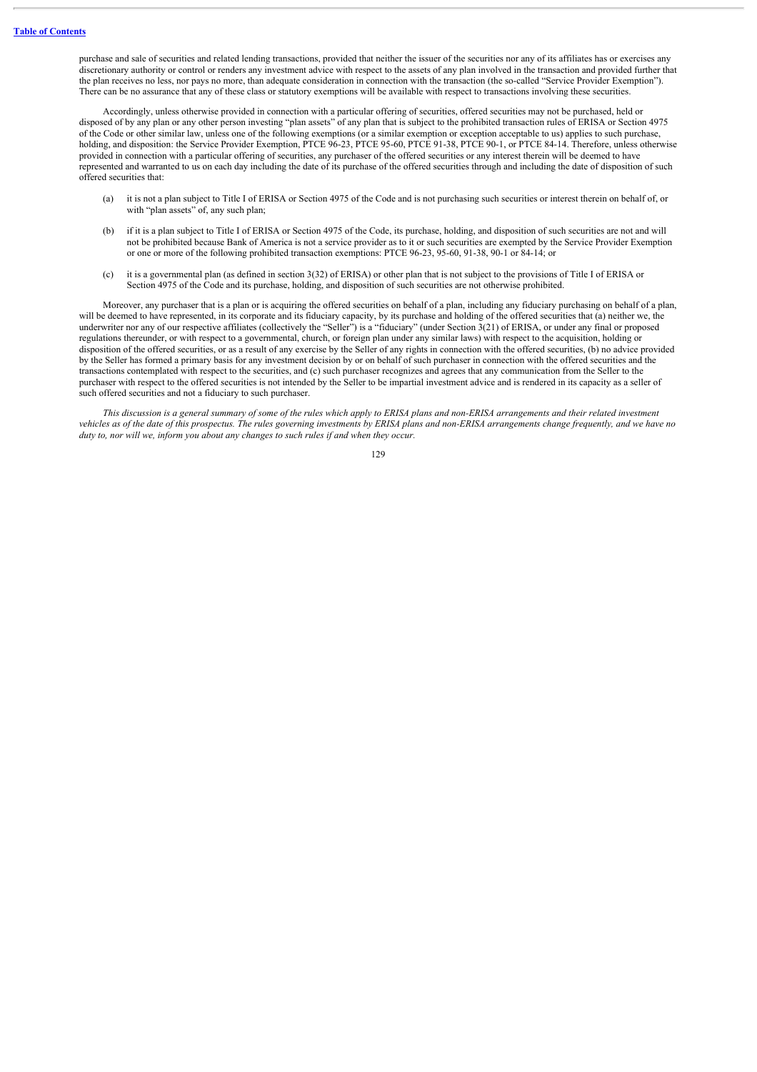purchase and sale of securities and related lending transactions, provided that neither the issuer of the securities nor any of its affiliates has or exercises any discretionary authority or control or renders any investment advice with respect to the assets of any plan involved in the transaction and provided further that the plan receives no less, nor pays no more, than adequate consideration in connection with the transaction (the so-called "Service Provider Exemption"). There can be no assurance that any of these class or statutory exemptions will be available with respect to transactions involving these securities.

Accordingly, unless otherwise provided in connection with a particular offering of securities, offered securities may not be purchased, held or disposed of by any plan or any other person investing "plan assets" of any plan that is subject to the prohibited transaction rules of ERISA or Section 4975 of the Code or other similar law, unless one of the following exemptions (or a similar exemption or exception acceptable to us) applies to such purchase, holding, and disposition: the Service Provider Exemption, PTCE 96-23, PTCE 95-60, PTCE 91-38, PTCE 90-1, or PTCE 84-14. Therefore, unless otherwise provided in connection with a particular offering of securities, any purchaser of the offered securities or any interest therein will be deemed to have represented and warranted to us on each day including the date of its purchase of the offered securities through and including the date of disposition of such offered securities that:

(a) it is not a plan subject to Title I of ERISA or Section 4975 of the Code and is not purchasing such securities or interest therein on behalf of, or with "plan assets" of, any such plan;

(b) if it is a plan subject to Title I of ERISA or Section 4975 of the Code, its purchase, holding, and disposition of such securities are not and will not be prohibited because Bank of America is not a service provider as to it or such securities are exempted by the Service Provider Exemption or one or more of the following prohibited transaction exemptions: PTCE 96-23, 95-60, 91-38, 90-1 or 84-14; or

(c) it is a governmental plan (as defined in section 3(32) of ERISA) or other plan that is not subject to the provisions of Title I of ERISA or Section 4975 of the Code and its purchase, holding, and disposition of such securities are not otherwise prohibited.

Moreover, any purchaser that is a plan or is acquiring the offered securities on behalf of a plan, including any fiduciary purchasing on behalf of a plan, will be deemed to have represented, in its corporate and its fiduciary capacity, by its purchase and holding of the offered securities that (a) neither we, the underwriter nor any of our respective affiliates (collectively the "Seller") is a "fiduciary" (under Section 3(21) of ERISA, or under any final or proposed regulations thereunder, or with respect to a governmental, church, or foreign plan under any similar laws) with respect to the acquisition, holding or disposition of the offered securities, or as a result of any exercise by the Seller of any rights in connection with the offered securities, (b) no advice provided by the Seller has formed a primary basis for any investment decision by or on behalf of such purchaser in connection with the offered securities and the transactions contemplated with respect to the securities, and (c) such purchaser recognizes and agrees that any communication from the Seller to the purchaser with respect to the offered securities is not intended by the Seller to be impartial investment advice and is rendered in its capacity as a seller of such offered securities and not a fiduciary to such purchaser.

*This discussion is a general summary of some of the rules which apply to ERISA plans and non-ERISA arrangements and their related investment vehicles as of the date of this prospectus. The rules governing investments by ERISA plans and non-ERISA arrangements change frequently, and we have no duty to, nor will we, inform you about any changes to such rules if and when they occur.*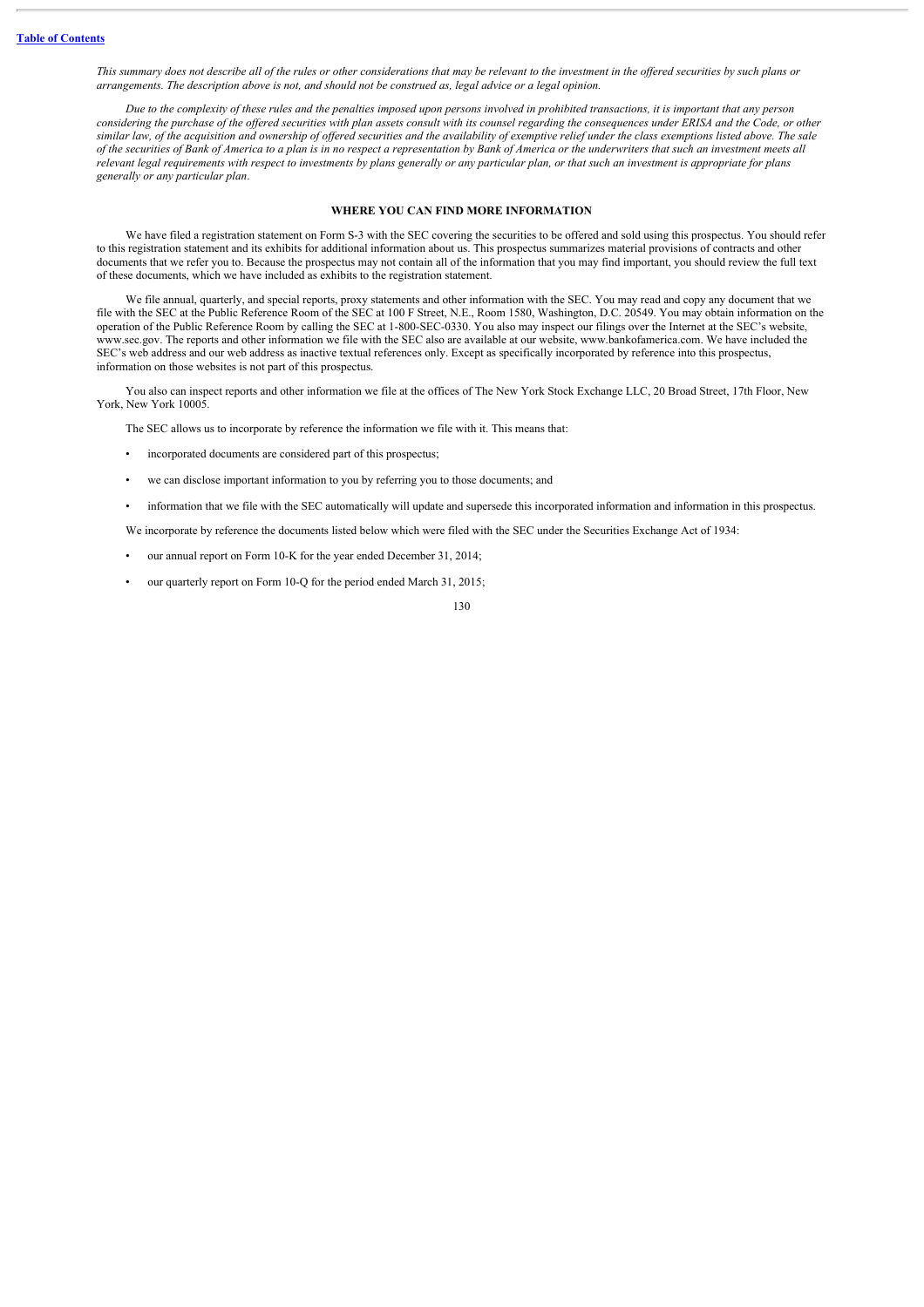*This summary does not describe all of the rules or other considerations that may be relevant to the investment in the offered securities by such plans or arrangements. The description above is not, and should not be construed as, legal advice or a legal opinion.*

*Due to the complexity of these rules and the penalties imposed upon persons involved in prohibited transactions, it is important that any person considering the purchase of the offered securities with plan assets consult with its counsel regarding the consequences under ERISA and the Code, or other similar law, of the acquisition and ownership of offered securities and the availability of exemptive relief under the class exemptions listed above. The sale of the securities of Bank of America to a plan is in no respect a representation by Bank of America or the underwriters that such an investment meets all relevant legal requirements with respect to investments by plans generally or any particular plan, or that such an investment is appropriate for plans generally or any particular plan.*

## WHERE YOU CAN FIND MORE INFORMATION

We have filed a registration statement on Form S-3 with the SEC covering the securities to be offered and sold using this prospectus. You should refer to this registration statement and its exhibits for additional information about us. This prospectus summarizes material provisions of contracts and other documents that we refer you to. Because the prospectus may not contain all of the information that you may find important, you should review the full text of these documents, which we have included as exhibits to the registration statement.

We file annual, quarterly, and special reports, proxy statements and other information with the SEC. You may read and copy any document that we file with the SEC at the Public Reference Room of the SEC at 100 F Street, N.E., Room 1580, Washington, D.C. 20549. You may obtain information on the operation of the Public Reference Room by calling the SEC at 1-800-SEC-0330. You also may inspect our filings over the Internet at the SEC's website, www.sec.gov. The reports and other information we file with the SEC also are available at our website, www.bankofamerica.com. We have included the SEC's web address and our web address as inactive textual references only. Except as specifically incorporated by reference into this prospectus, information on those websites is not part of this prospectus.

You also can inspect reports and other information we file at the offices of The New York Stock Exchange LLC, 20 Broad Street, 17th Floor, New York, New York 10005.

The SEC allows us to incorporate by reference the information we file with it. This means that:

- incorporated documents are considered part of this prospectus;
- we can disclose important information to you by referring you to those documents; and
- information that we file with the SEC automatically will update and supersede this incorporated information and information in this prospectus.

We incorporate by reference the documents listed below which were filed with the SEC under the Securities Exchange Act of 1934:

- our annual report on Form 10-K for the year ended December 31, 2014;
- our quarterly report on Form 10-Q for the period ended March 31, 2015;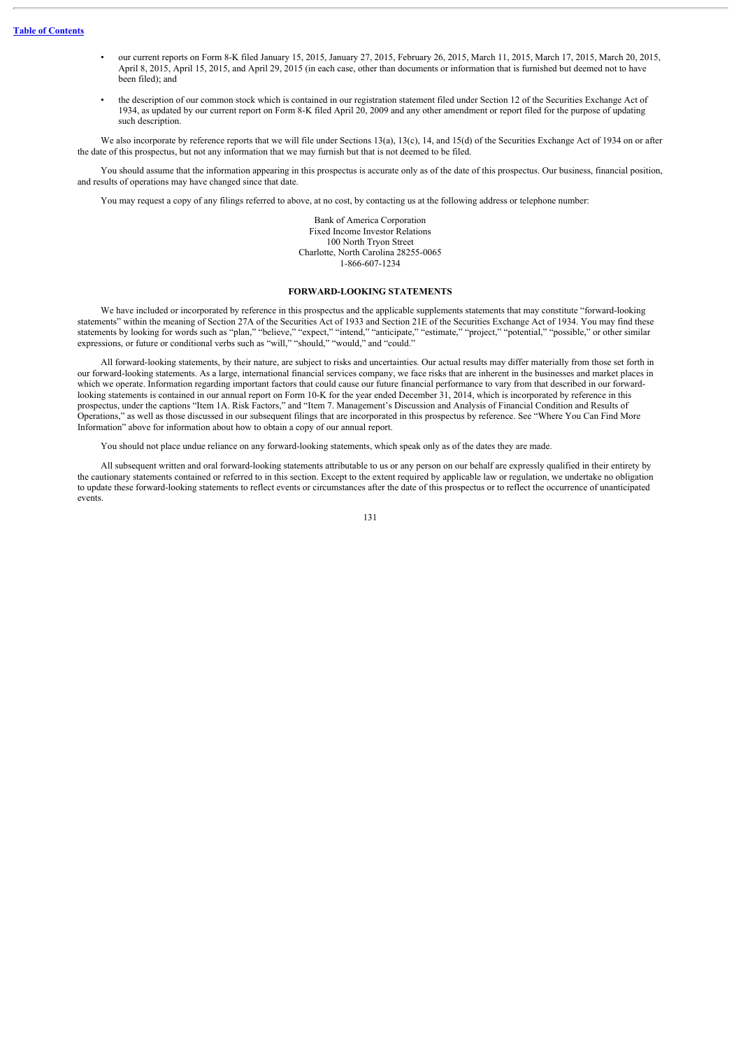- our current reports on Form 8-K filed January 15, 2015, January 27, 2015, February 26, 2015, March 11, 2015, March 17, 2015, March 20, 2015, April 8, 2015, April 15, 2015, and April 29, 2015 (in each case, other than documents or information that is furnished but deemed not to have been filed); and
- the description of our common stock which is contained in our registration statement filed under Section 12 of the Securities Exchange Act of 1934, as updated by our current report on Form 8-K filed April 20, 2009 and any other amendment or report filed for the purpose of updating such description.

We also incorporate by reference reports that we will file under Sections 13(a), 13(c), 14, and 15(d) of the Securities Exchange Act of 1934 on or after the date of this prospectus, but not any information that we may furnish but that is not deemed to be filed.

You should assume that the information appearing in this prospectus is accurate only as of the date of this prospectus. Our business, financial position, and results of operations may have changed since that date.

You may request a copy of any filings referred to above, at no cost, by contacting us at the following address or telephone number:

Bank of America Corporation
Fixed Income Investor Relations
100 North Tryon Street
Charlotte, North Carolina 28255-0065
1-866-607-1234

## FORWARD-LOOKING STATEMENTS

We have included or incorporated by reference in this prospectus and the applicable supplements statements that may constitute "forward-looking statements" within the meaning of Section 27A of the Securities Act of 1933 and Section 21E of the Securities Exchange Act of 1934. You may find these statements by looking for words such as "plan," "believe," "expect," "intend," "anticipate," "estimate," "project," "potential," "possible," or other similar expressions, or future or conditional verbs such as "will," "should," "would," and "could."

All forward-looking statements, by their nature, are subject to risks and uncertainties. Our actual results may differ materially from those set forth in our forward-looking statements. As a large, international financial services company, we face risks that are inherent in the businesses and market places in which we operate. Information regarding important factors that could cause our future financial performance to vary from that described in our forward-looking statements is contained in our annual report on Form 10-K for the year ended December 31, 2014, which is incorporated by reference in this prospectus, under the captions "Item 1A. Risk Factors," and "Item 7. Management's Discussion and Analysis of Financial Condition and Results of Operations," as well as those discussed in our subsequent filings that are incorporated in this prospectus by reference. See "Where You Can Find More Information" above for information about how to obtain a copy of our annual report.

You should not place undue reliance on any forward-looking statements, which speak only as of the dates they are made.

All subsequent written and oral forward-looking statements attributable to us or any person on our behalf are expressly qualified in their entirety by the cautionary statements contained or referred to in this section. Except to the extent required by applicable law or regulation, we undertake no obligation to update these forward-looking statements to reflect events or circumstances after the date of this prospectus or to reflect the occurrence of unanticipated events.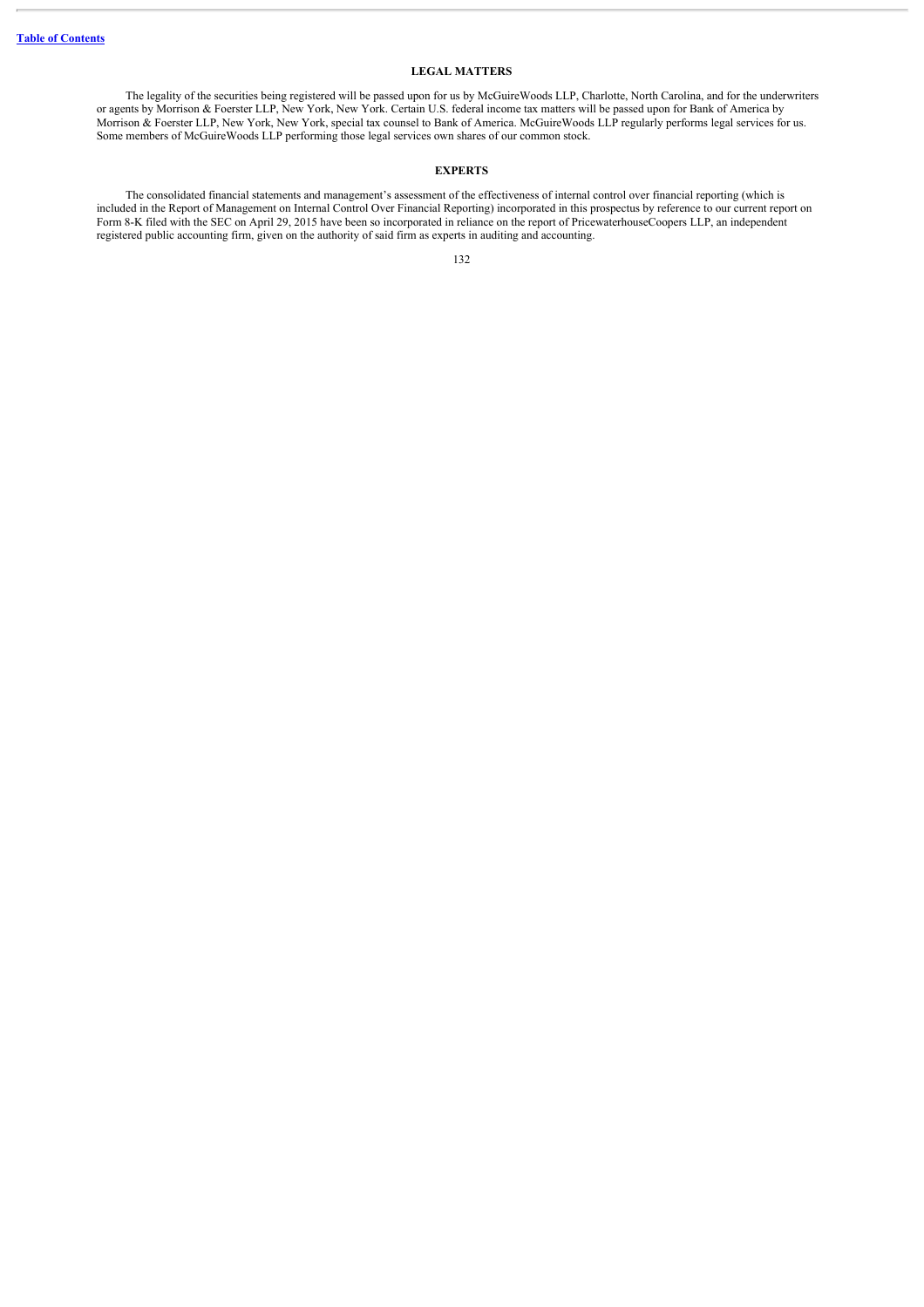## LEGAL MATTERS

The legality of the securities being registered will be passed upon for us by McGuireWoods LLP, Charlotte, North Carolina, and for the underwriters or agents by Morrison & Foerster LLP, New York, New York. Certain U.S. federal income tax matters will be passed upon for Bank of America by Morrison & Foerster LLP, New York, New York, special tax counsel to Bank of America. McGuireWoods LLP regularly performs legal services for us. Some members of McGuireWoods LLP performing those legal services own shares of our common stock.

## EXPERTS

The consolidated financial statements and management's assessment of the effectiveness of internal control over financial reporting (which is included in the Report of Management on Internal Control Over Financial Reporting) incorporated in this prospectus by reference to our current report on Form 8-K filed with the SEC on April 29, 2015 have been so incorporated in reliance on the report of PricewaterhouseCoopers LLP, an independent registered public accounting firm, given on the authority of said firm as experts in auditing and accounting.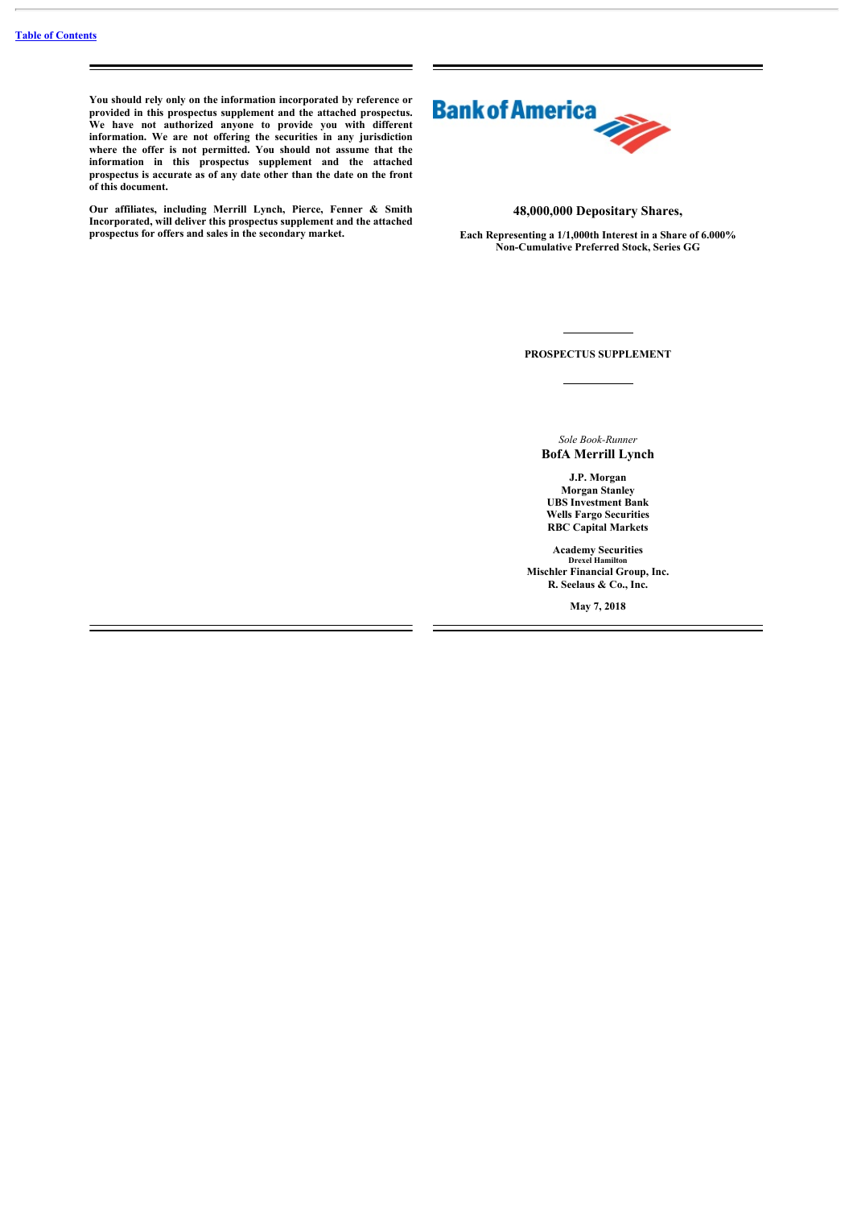Table of Contents

**You should rely only on the information incorporated by reference or provided in this prospectus supplement and the attached prospectus. We have not authorized anyone to provide you with different information. We are not offering the securities in any jurisdiction where the offer is not permitted. You should not assume that the information in this prospectus supplement and the attached prospectus is accurate as of any date other than the date on the front of this document.**

**Our affiliates, including Merrill Lynch, Pierce, Fenner & Smith Incorporated, will deliver this prospectus supplement and the attached prospectus for offers and sales in the secondary market.**

Bank of America

**48,000,000 Depositary Shares,**

**Each Representing a 1/1,000th Interest in a Share of 6.000% Non-Cumulative Preferred Stock, Series GG**

**PROSPECTUS SUPPLEMENT**

*Sole Book-Runner*

**BofA Merrill Lynch**

**J.P. Morgan**
**Morgan Stanley**
**UBS Investment Bank**
**Wells Fargo Securities**
**RBC Capital Markets**

**Academy Securities**
**Drexel Hamilton**
**Mischler Financial Group, Inc.**
**R. Seelaus & Co., Inc.**

**May 7, 2018**